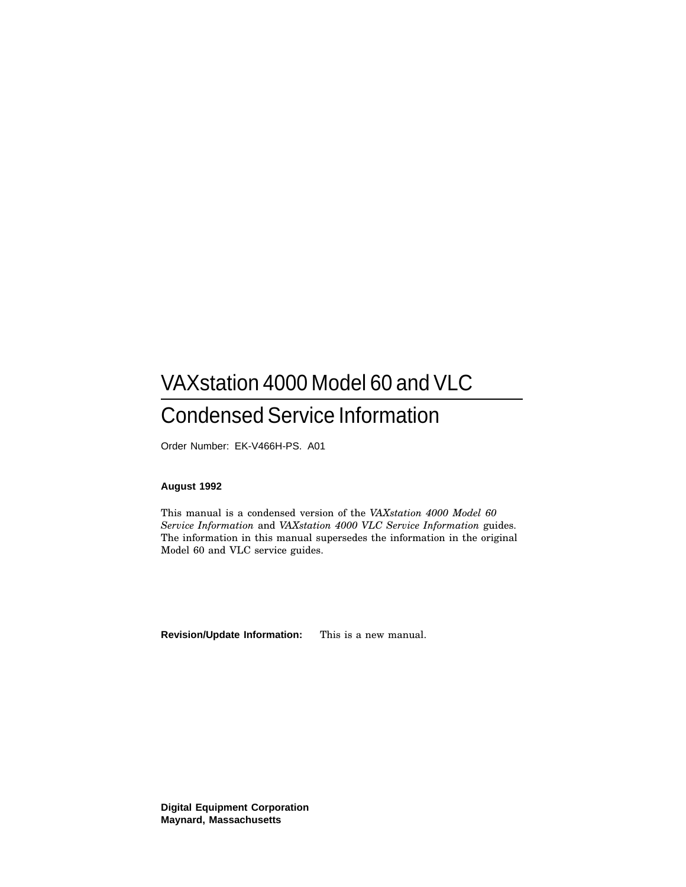# VAXstation 4000 Model 60 and VLC

# Condensed Service Information

Order Number: EK-V466H-PS. A01

**August 1992**

This manual is a condensed version of the *VAXstation 4000 Model 60 Service Information* and *VAXstation 4000 VLC Service Information* guides. The information in this manual supersedes the information in the original Model 60 and VLC service guides.

**Revision/Update Information:** This is a new manual.

**Digital Equipment Corporation**
**Maynard, Massachusetts**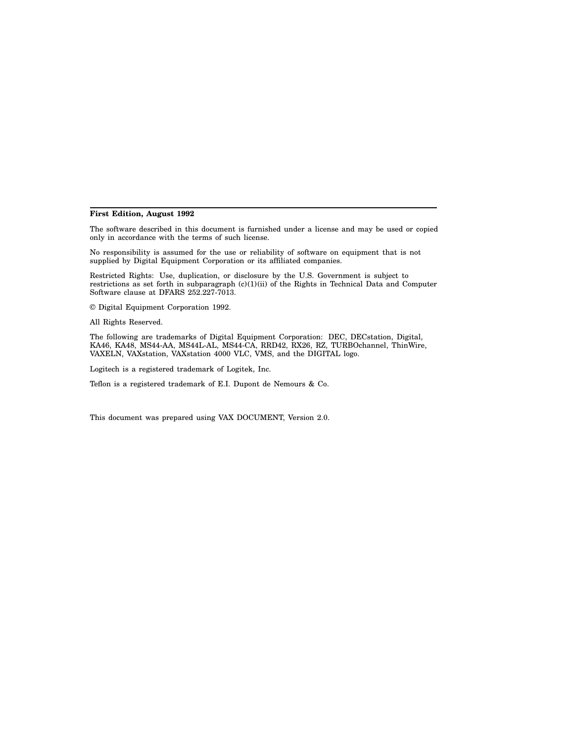**First Edition, August 1992**

The software described in this document is furnished under a license and may be used or copied only in accordance with the terms of such license.

No responsibility is assumed for the use or reliability of software on equipment that is not supplied by Digital Equipment Corporation or its affiliated companies.

Restricted Rights: Use, duplication, or disclosure by the U.S. Government is subject to restrictions as set forth in subparagraph (c)(1)(ii) of the Rights in Technical Data and Computer Software clause at DFARS 252.227-7013.

© Digital Equipment Corporation 1992.

All Rights Reserved.

The following are trademarks of Digital Equipment Corporation: DEC, DECstation, Digital, KA46, KA48, MS44-AA, MS44L-AL, MS44-CA, RRD42, RX26, RZ, TURBOchannel, ThinWire, VAXELN, VAXstation, VAXstation 4000 VLC, VMS, and the DIGITAL logo.

Logitech is a registered trademark of Logitek, Inc.

Teflon is a registered trademark of E.I. Dupont de Nemours & Co.

This document was prepared using VAX DOCUMENT, Version 2.0.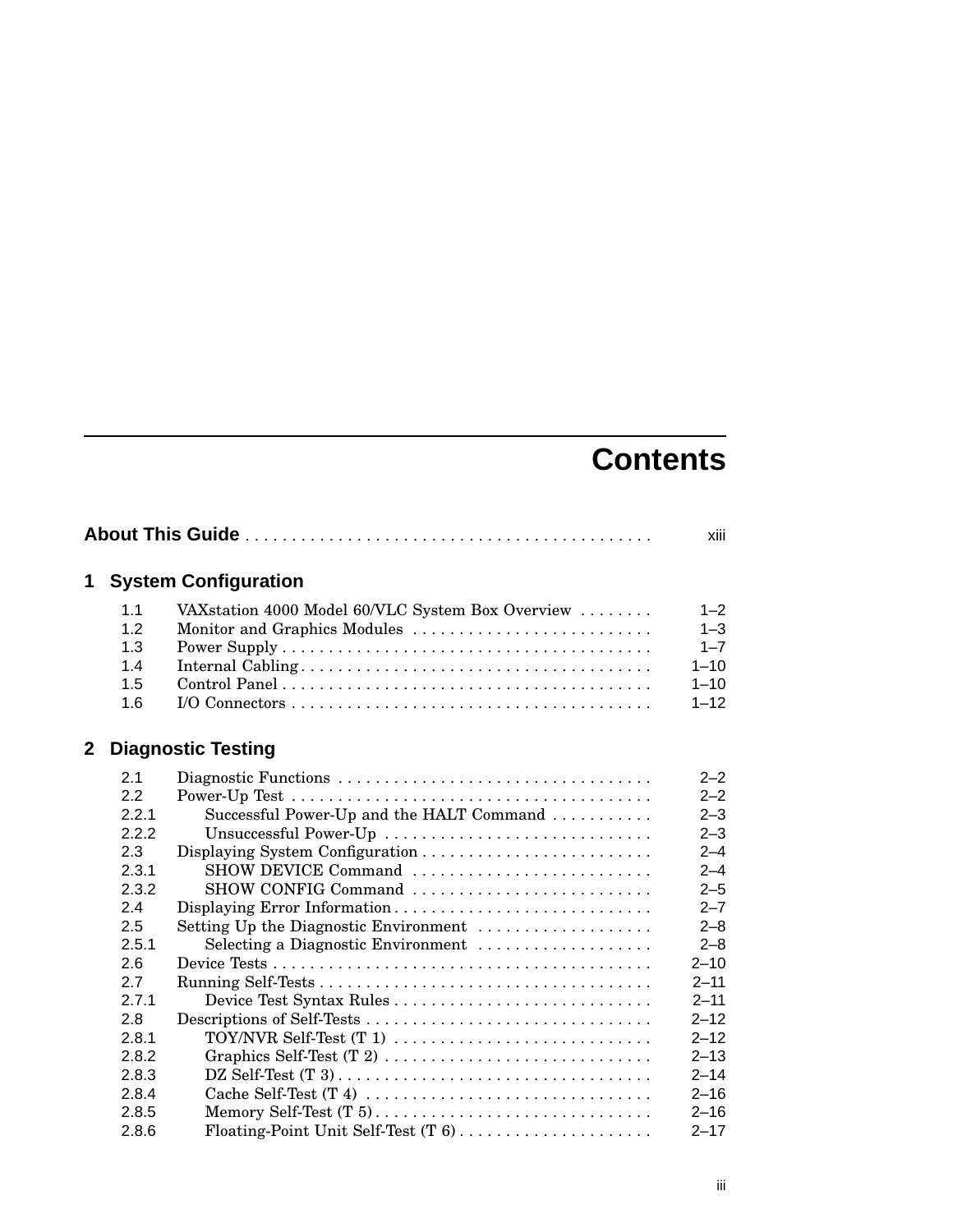# Contents

**About This Guide** . . . . . . . . . . . . . . . . . . . . . . . . . . . . . . . . . . . . . . . . . . . xiii

## 1 System Configuration

| | | |
|---|---|---|
| 1.1 | VAXstation 4000 Model 60/VLC System Box Overview | 1–2 |
| 1.2 | Monitor and Graphics Modules | 1–3 |
| 1.3 | Power Supply | 1–7 |
| 1.4 | Internal Cabling | 1–10 |
| 1.5 | Control Panel | 1–10 |
| 1.6 | I/O Connectors | 1–12 |

## 2 Diagnostic Testing

| | | |
|---|---|---|
| 2.1 | Diagnostic Functions | 2–2 |
| 2.2 | Power-Up Test | 2–2 |
| 2.2.1 | Successful Power-Up and the HALT Command | 2–3 |
| 2.2.2 | Unsuccessful Power-Up | 2–3 |
| 2.3 | Displaying System Configuration | 2–4 |
| 2.3.1 | SHOW DEVICE Command | 2–4 |
| 2.3.2 | SHOW CONFIG Command | 2–5 |
| 2.4 | Displaying Error Information | 2–7 |
| 2.5 | Setting Up the Diagnostic Environment | 2–8 |
| 2.5.1 | Selecting a Diagnostic Environment | 2–8 |
| 2.6 | Device Tests | 2–10 |
| 2.7 | Running Self-Tests | 2–11 |
| 2.7.1 | Device Test Syntax Rules | 2–11 |
| 2.8 | Descriptions of Self-Tests | 2–12 |
| 2.8.1 | TOY/NVR Self-Test (T 1) | 2–12 |
| 2.8.2 | Graphics Self-Test (T 2) | 2–13 |
| 2.8.3 | DZ Self-Test (T 3) | 2–14 |
| 2.8.4 | Cache Self-Test (T 4) | 2–16 |
| 2.8.5 | Memory Self-Test (T 5) | 2–16 |
| 2.8.6 | Floating-Point Unit Self-Test (T 6) | 2–17 |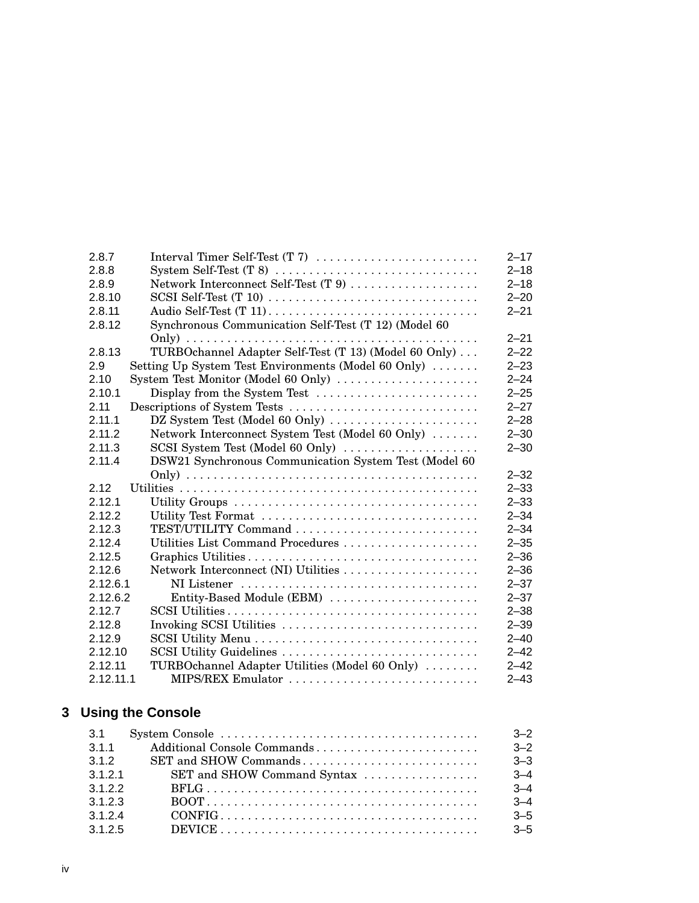| | | |
|---|---|---|
| 2.8.7 | Interval Timer Self-Test (T 7) | 2–17 |
| 2.8.8 | System Self-Test (T 8) | 2–18 |
| 2.8.9 | Network Interconnect Self-Test (T 9) | 2–18 |
| 2.8.10 | SCSI Self-Test (T 10) | 2–20 |
| 2.8.11 | Audio Self-Test (T 11) | 2–21 |
| 2.8.12 | Synchronous Communication Self-Test (T 12) (Model 60 Only) | 2–21 |
| 2.8.13 | TURBOchannel Adapter Self-Test (T 13) (Model 60 Only) | 2–22 |
| 2.9 | Setting Up System Test Environments (Model 60 Only) | 2–23 |
| 2.10 | System Test Monitor (Model 60 Only) | 2–24 |
| 2.10.1 | Display from the System Test | 2–25 |
| 2.11 | Descriptions of System Tests | 2–27 |
| 2.11.1 | DZ System Test (Model 60 Only) | 2–28 |
| 2.11.2 | Network Interconnect System Test (Model 60 Only) | 2–30 |
| 2.11.3 | SCSI System Test (Model 60 Only) | 2–30 |
| 2.11.4 | DSW21 Synchronous Communication System Test (Model 60 Only) | 2–32 |
| 2.12 | Utilities | 2–33 |
| 2.12.1 | Utility Groups | 2–33 |
| 2.12.2 | Utility Test Format | 2–34 |
| 2.12.3 | TEST/UTILITY Command | 2–34 |
| 2.12.4 | Utilities List Command Procedures | 2–35 |
| 2.12.5 | Graphics Utilities | 2–36 |
| 2.12.6 | Network Interconnect (NI) Utilities | 2–36 |
| 2.12.6.1 | NI Listener | 2–37 |
| 2.12.6.2 | Entity-Based Module (EBM) | 2–37 |
| 2.12.7 | SCSI Utilities | 2–38 |
| 2.12.8 | Invoking SCSI Utilities | 2–39 |
| 2.12.9 | SCSI Utility Menu | 2–40 |
| 2.12.10 | SCSI Utility Guidelines | 2–42 |
| 2.12.11 | TURBOchannel Adapter Utilities (Model 60 Only) | 2–42 |
| 2.12.11.1 | MIPS/REX Emulator | 2–43 |

## 3 Using the Console

| | | |
|---|---|---|
| 3.1 | System Console | 3–2 |
| 3.1.1 | Additional Console Commands | 3–2 |
| 3.1.2 | SET and SHOW Commands | 3–3 |
| 3.1.2.1 | SET and SHOW Command Syntax | 3–4 |
| 3.1.2.2 | BFLG | 3–4 |
| 3.1.2.3 | BOOT | 3–4 |
| 3.1.2.4 | CONFIG | 3–5 |
| 3.1.2.5 | DEVICE | 3–5 |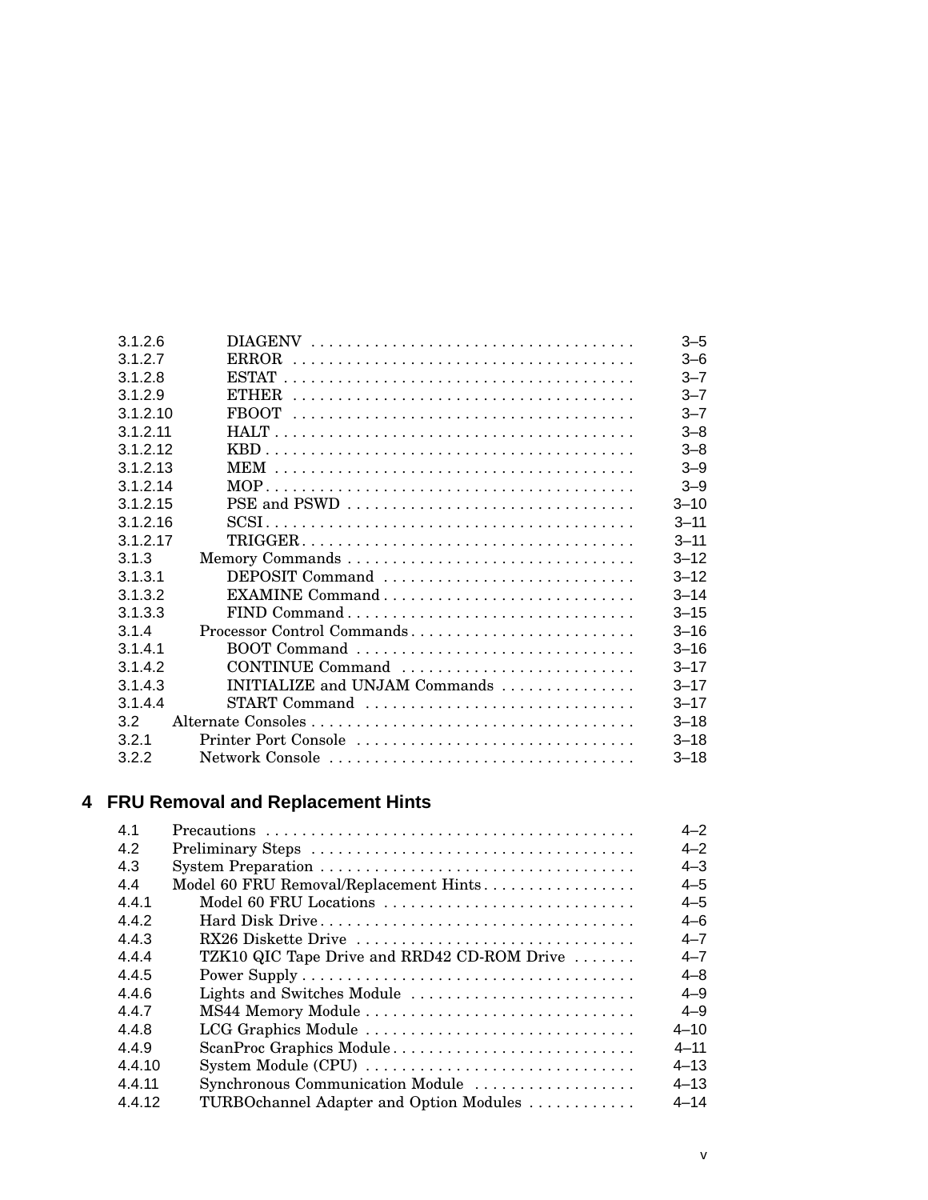| | | |
|---|---|---|
| 3.1.2.6 | DIAGENV | 3–5 |
| 3.1.2.7 | ERROR | 3–6 |
| 3.1.2.8 | ESTAT | 3–7 |
| 3.1.2.9 | ETHER | 3–7 |
| 3.1.2.10 | FBOOT | 3–7 |
| 3.1.2.11 | HALT | 3–8 |
| 3.1.2.12 | KBD | 3–8 |
| 3.1.2.13 | MEM | 3–9 |
| 3.1.2.14 | MOP | 3–9 |
| 3.1.2.15 | PSE and PSWD | 3–10 |
| 3.1.2.16 | SCSI | 3–11 |
| 3.1.2.17 | TRIGGER | 3–11 |
| 3.1.3 | Memory Commands | 3–12 |
| 3.1.3.1 | DEPOSIT Command | 3–12 |
| 3.1.3.2 | EXAMINE Command | 3–14 |
| 3.1.3.3 | FIND Command | 3–15 |
| 3.1.4 | Processor Control Commands | 3–16 |
| 3.1.4.1 | BOOT Command | 3–16 |
| 3.1.4.2 | CONTINUE Command | 3–17 |
| 3.1.4.3 | INITIALIZE and UNJAM Commands | 3–17 |
| 3.1.4.4 | START Command | 3–17 |
| 3.2 | Alternate Consoles | 3–18 |
| 3.2.1 | Printer Port Console | 3–18 |
| 3.2.2 | Network Console | 3–18 |

## 4 FRU Removal and Replacement Hints

| | | |
|---|---|---|
| 4.1 | Precautions | 4–2 |
| 4.2 | Preliminary Steps | 4–2 |
| 4.3 | System Preparation | 4–3 |
| 4.4 | Model 60 FRU Removal/Replacement Hints | 4–5 |
| 4.4.1 | Model 60 FRU Locations | 4–5 |
| 4.4.2 | Hard Disk Drive | 4–6 |
| 4.4.3 | RX26 Diskette Drive | 4–7 |
| 4.4.4 | TZK10 QIC Tape Drive and RRD42 CD-ROM Drive | 4–7 |
| 4.4.5 | Power Supply | 4–8 |
| 4.4.6 | Lights and Switches Module | 4–9 |
| 4.4.7 | MS44 Memory Module | 4–9 |
| 4.4.8 | LCG Graphics Module | 4–10 |
| 4.4.9 | ScanProc Graphics Module | 4–11 |
| 4.4.10 | System Module (CPU) | 4–13 |
| 4.4.11 | Synchronous Communication Module | 4–13 |
| 4.4.12 | TURBOchannel Adapter and Option Modules | 4–14 |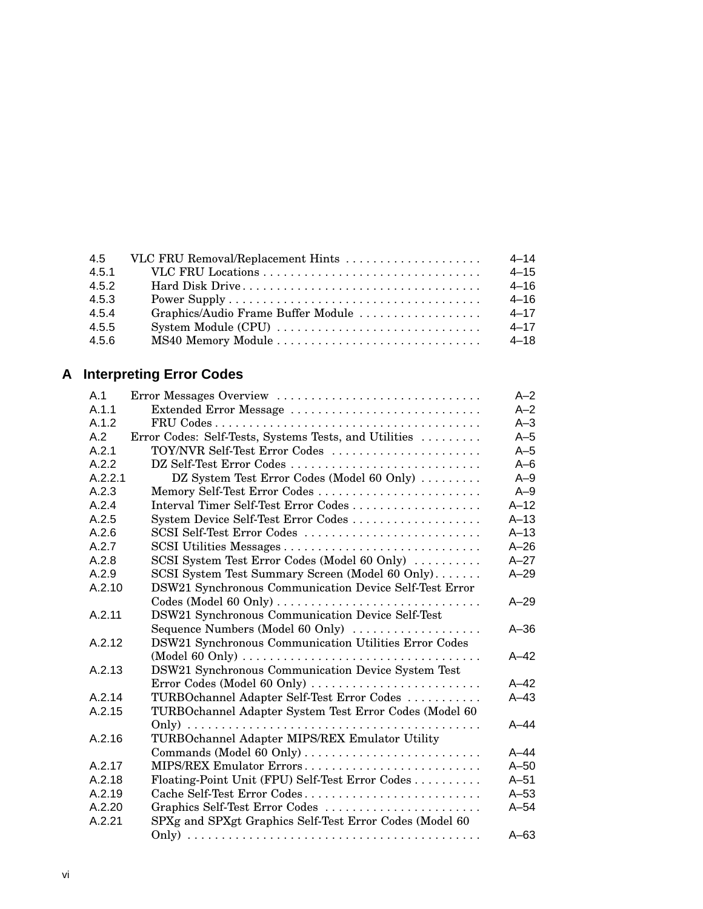| | | |
|---|---|---|
| 4.5 | VLC FRU Removal/Replacement Hints | 4–14 |
| 4.5.1 | VLC FRU Locations | 4–15 |
| 4.5.2 | Hard Disk Drive | 4–16 |
| 4.5.3 | Power Supply | 4–16 |
| 4.5.4 | Graphics/Audio Frame Buffer Module | 4–17 |
| 4.5.5 | System Module (CPU) | 4–17 |
| 4.5.6 | MS40 Memory Module | 4–18 |

## A Interpreting Error Codes

| | | |
|---|---|---|
| A.1 | Error Messages Overview | A–2 |
| A.1.1 | Extended Error Message | A–2 |
| A.1.2 | FRU Codes | A–3 |
| A.2 | Error Codes: Self-Tests, Systems Tests, and Utilities | A–5 |
| A.2.1 | TOY/NVR Self-Test Error Codes | A–5 |
| A.2.2 | DZ Self-Test Error Codes | A–6 |
| A.2.2.1 | DZ System Test Error Codes (Model 60 Only) | A–9 |
| A.2.3 | Memory Self-Test Error Codes | A–9 |
| A.2.4 | Interval Timer Self-Test Error Codes | A–12 |
| A.2.5 | System Device Self-Test Error Codes | A–13 |
| A.2.6 | SCSI Self-Test Error Codes | A–13 |
| A.2.7 | SCSI Utilities Messages | A–26 |
| A.2.8 | SCSI System Test Error Codes (Model 60 Only) | A–27 |
| A.2.9 | SCSI System Test Summary Screen (Model 60 Only) | A–29 |
| A.2.10 | DSW21 Synchronous Communication Device Self-Test Error Codes (Model 60 Only) | A–29 |
| A.2.11 | DSW21 Synchronous Communication Device Self-Test Sequence Numbers (Model 60 Only) | A–36 |
| A.2.12 | DSW21 Synchronous Communication Utilities Error Codes (Model 60 Only) | A–42 |
| A.2.13 | DSW21 Synchronous Communication Device System Test Error Codes (Model 60 Only) | A–42 |
| A.2.14 | TURBOchannel Adapter Self-Test Error Codes | A–43 |
| A.2.15 | TURBOchannel Adapter System Test Error Codes (Model 60 Only) | A–44 |
| A.2.16 | TURBOchannel Adapter MIPS/REX Emulator Utility Commands (Model 60 Only) | A–44 |
| A.2.17 | MIPS/REX Emulator Errors | A–50 |
| A.2.18 | Floating-Point Unit (FPU) Self-Test Error Codes | A–51 |
| A.2.19 | Cache Self-Test Error Codes | A–53 |
| A.2.20 | Graphics Self-Test Error Codes | A–54 |
| A.2.21 | SPXg and SPXgt Graphics Self-Test Error Codes (Model 60 Only) | A–63 |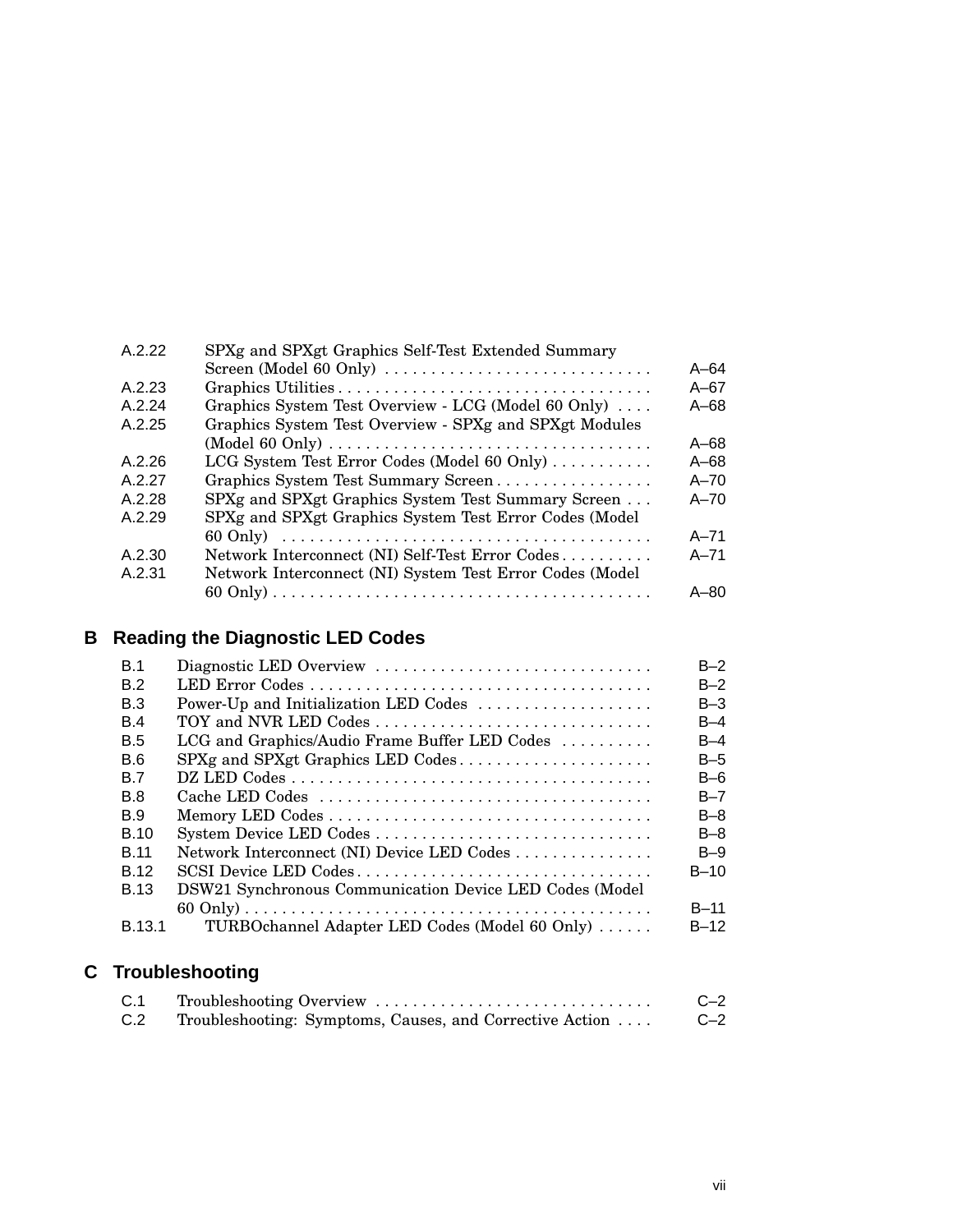| | | |
|---|---|---|
| A.2.22 | SPXg and SPXgt Graphics Self-Test Extended Summary Screen (Model 60 Only) | A–64 |
| A.2.23 | Graphics Utilities | A–67 |
| A.2.24 | Graphics System Test Overview - LCG (Model 60 Only) | A–68 |
| A.2.25 | Graphics System Test Overview - SPXg and SPXgt Modules (Model 60 Only) | A–68 |
| A.2.26 | LCG System Test Error Codes (Model 60 Only) | A–68 |
| A.2.27 | Graphics System Test Summary Screen | A–70 |
| A.2.28 | SPXg and SPXgt Graphics System Test Summary Screen | A–70 |
| A.2.29 | SPXg and SPXgt Graphics System Test Error Codes (Model 60 Only) | A–71 |
| A.2.30 | Network Interconnect (NI) Self-Test Error Codes | A–71 |
| A.2.31 | Network Interconnect (NI) System Test Error Codes (Model 60 Only) | A–80 |

## B Reading the Diagnostic LED Codes

| | | |
|---|---|---|
| B.1 | Diagnostic LED Overview | B–2 |
| B.2 | LED Error Codes | B–2 |
| B.3 | Power-Up and Initialization LED Codes | B–3 |
| B.4 | TOY and NVR LED Codes | B–4 |
| B.5 | LCG and Graphics/Audio Frame Buffer LED Codes | B–4 |
| B.6 | SPXg and SPXgt Graphics LED Codes | B–5 |
| B.7 | DZ LED Codes | B–6 |
| B.8 | Cache LED Codes | B–7 |
| B.9 | Memory LED Codes | B–8 |
| B.10 | System Device LED Codes | B–8 |
| B.11 | Network Interconnect (NI) Device LED Codes | B–9 |
| B.12 | SCSI Device LED Codes | B–10 |
| B.13 | DSW21 Synchronous Communication Device LED Codes (Model 60 Only) | B–11 |
| B.13.1 | TURBOchannel Adapter LED Codes (Model 60 Only) | B–12 |

## C Troubleshooting

| | | |
|---|---|---|
| C.1 | Troubleshooting Overview | C–2 |
| C.2 | Troubleshooting: Symptoms, Causes, and Corrective Action | C–2 |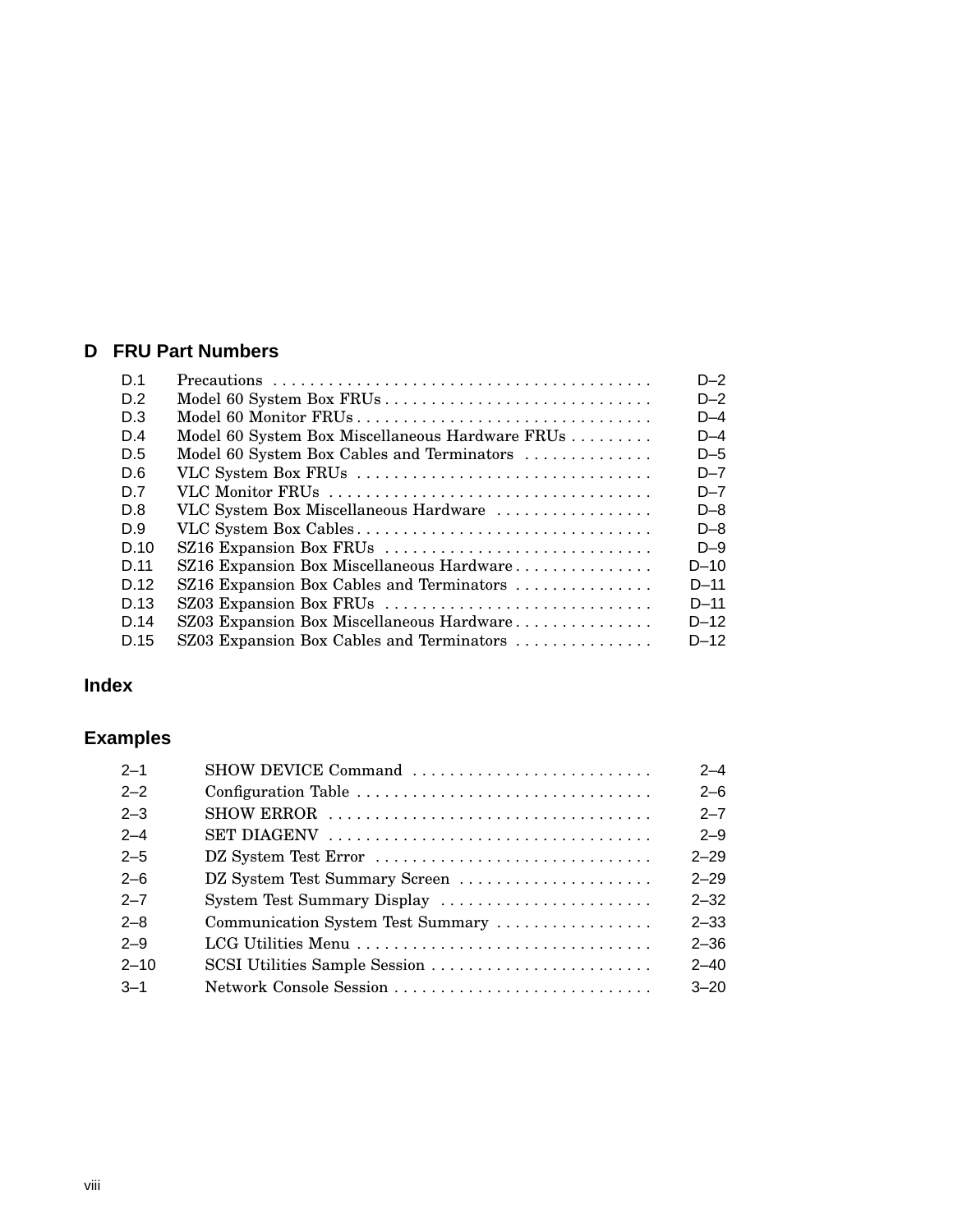## D FRU Part Numbers

| | | |
|---|---|---|
| D.1 | Precautions | D–2 |
| D.2 | Model 60 System Box FRUs | D–2 |
| D.3 | Model 60 Monitor FRUs | D–4 |
| D.4 | Model 60 System Box Miscellaneous Hardware FRUs | D–4 |
| D.5 | Model 60 System Box Cables and Terminators | D–5 |
| D.6 | VLC System Box FRUs | D–7 |
| D.7 | VLC Monitor FRUs | D–7 |
| D.8 | VLC System Box Miscellaneous Hardware | D–8 |
| D.9 | VLC System Box Cables | D–8 |
| D.10 | SZ16 Expansion Box FRUs | D–9 |
| D.11 | SZ16 Expansion Box Miscellaneous Hardware | D–10 |
| D.12 | SZ16 Expansion Box Cables and Terminators | D–11 |
| D.13 | SZ03 Expansion Box FRUs | D–11 |
| D.14 | SZ03 Expansion Box Miscellaneous Hardware | D–12 |
| D.15 | SZ03 Expansion Box Cables and Terminators | D–12 |

## Index

## Examples

| | | |
|---|---|---|
| 2–1 | SHOW DEVICE Command | 2–4 |
| 2–2 | Configuration Table | 2–6 |
| 2–3 | SHOW ERROR | 2–7 |
| 2–4 | SET DIAGENV | 2–9 |
| 2–5 | DZ System Test Error | 2–29 |
| 2–6 | DZ System Test Summary Screen | 2–29 |
| 2–7 | System Test Summary Display | 2–32 |
| 2–8 | Communication System Test Summary | 2–33 |
| 2–9 | LCG Utilities Menu | 2–36 |
| 2–10 | SCSI Utilities Sample Session | 2–40 |
| 3–1 | Network Console Session | 3–20 |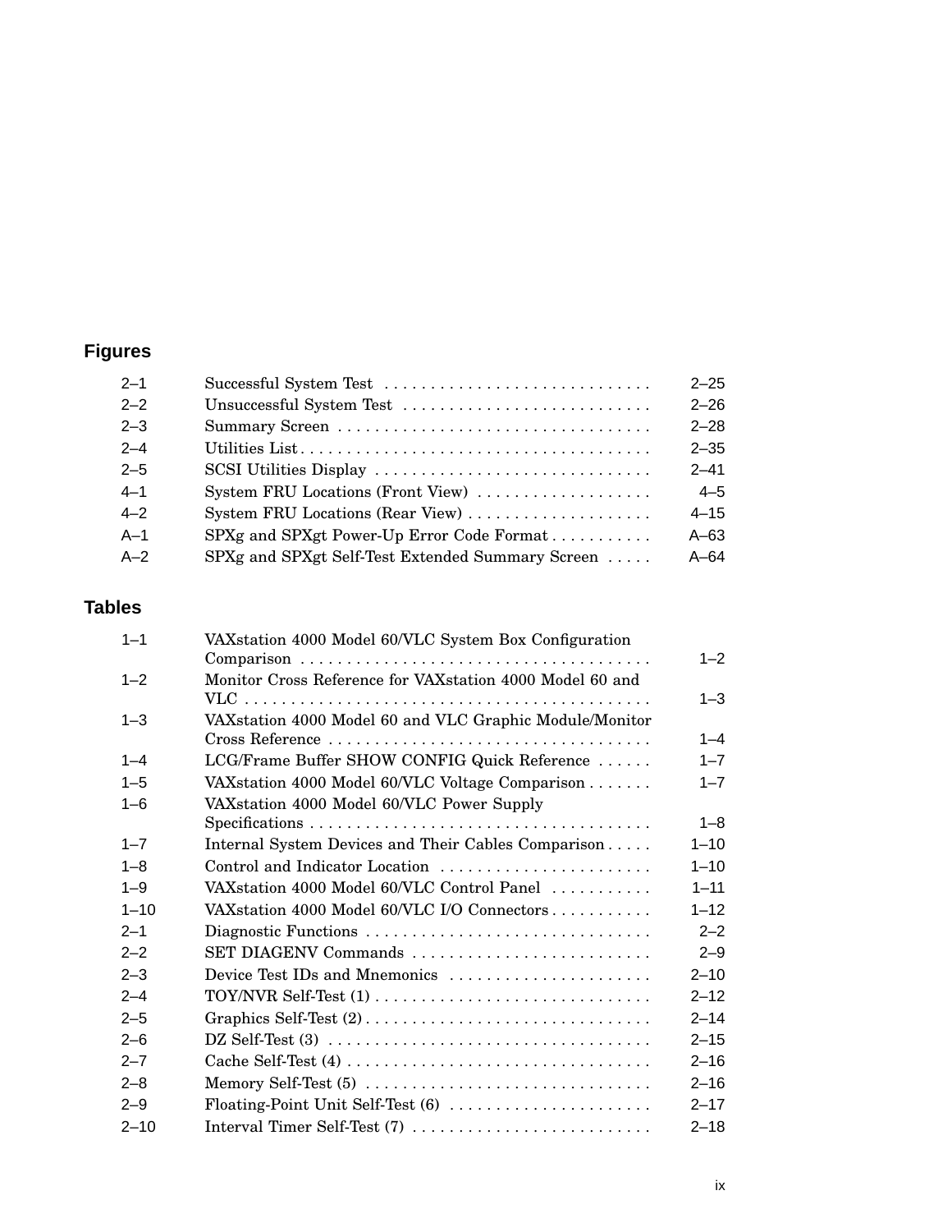## Figures

| | | |
|---|---|---|
| 2–1 | Successful System Test | 2–25 |
| 2–2 | Unsuccessful System Test | 2–26 |
| 2–3 | Summary Screen | 2–28 |
| 2–4 | Utilities List | 2–35 |
| 2–5 | SCSI Utilities Display | 2–41 |
| 4–1 | System FRU Locations (Front View) | 4–5 |
| 4–2 | System FRU Locations (Rear View) | 4–15 |
| A–1 | SPXg and SPXgt Power-Up Error Code Format | A–63 |
| A–2 | SPXg and SPXgt Self-Test Extended Summary Screen | A–64 |

## Tables

| | | |
|---|---|---|
| 1–1 | VAXstation 4000 Model 60/VLC System Box Configuration Comparison | 1–2 |
| 1–2 | Monitor Cross Reference for VAXstation 4000 Model 60 and VLC | 1–3 |
| 1–3 | VAXstation 4000 Model 60 and VLC Graphic Module/Monitor Cross Reference | 1–4 |
| 1–4 | LCG/Frame Buffer SHOW CONFIG Quick Reference | 1–7 |
| 1–5 | VAXstation 4000 Model 60/VLC Voltage Comparison | 1–7 |
| 1–6 | VAXstation 4000 Model 60/VLC Power Supply Specifications | 1–8 |
| 1–7 | Internal System Devices and Their Cables Comparison | 1–10 |
| 1–8 | Control and Indicator Location | 1–10 |
| 1–9 | VAXstation 4000 Model 60/VLC Control Panel | 1–11 |
| 1–10 | VAXstation 4000 Model 60/VLC I/O Connectors | 1–12 |
| 2–1 | Diagnostic Functions | 2–2 |
| 2–2 | SET DIAGENV Commands | 2–9 |
| 2–3 | Device Test IDs and Mnemonics | 2–10 |
| 2–4 | TOY/NVR Self-Test (1) | 2–12 |
| 2–5 | Graphics Self-Test (2) | 2–14 |
| 2–6 | DZ Self-Test (3) | 2–15 |
| 2–7 | Cache Self-Test (4) | 2–16 |
| 2–8 | Memory Self-Test (5) | 2–16 |
| 2–9 | Floating-Point Unit Self-Test (6) | 2–17 |
| 2–10 | Interval Timer Self-Test (7) | 2–18 |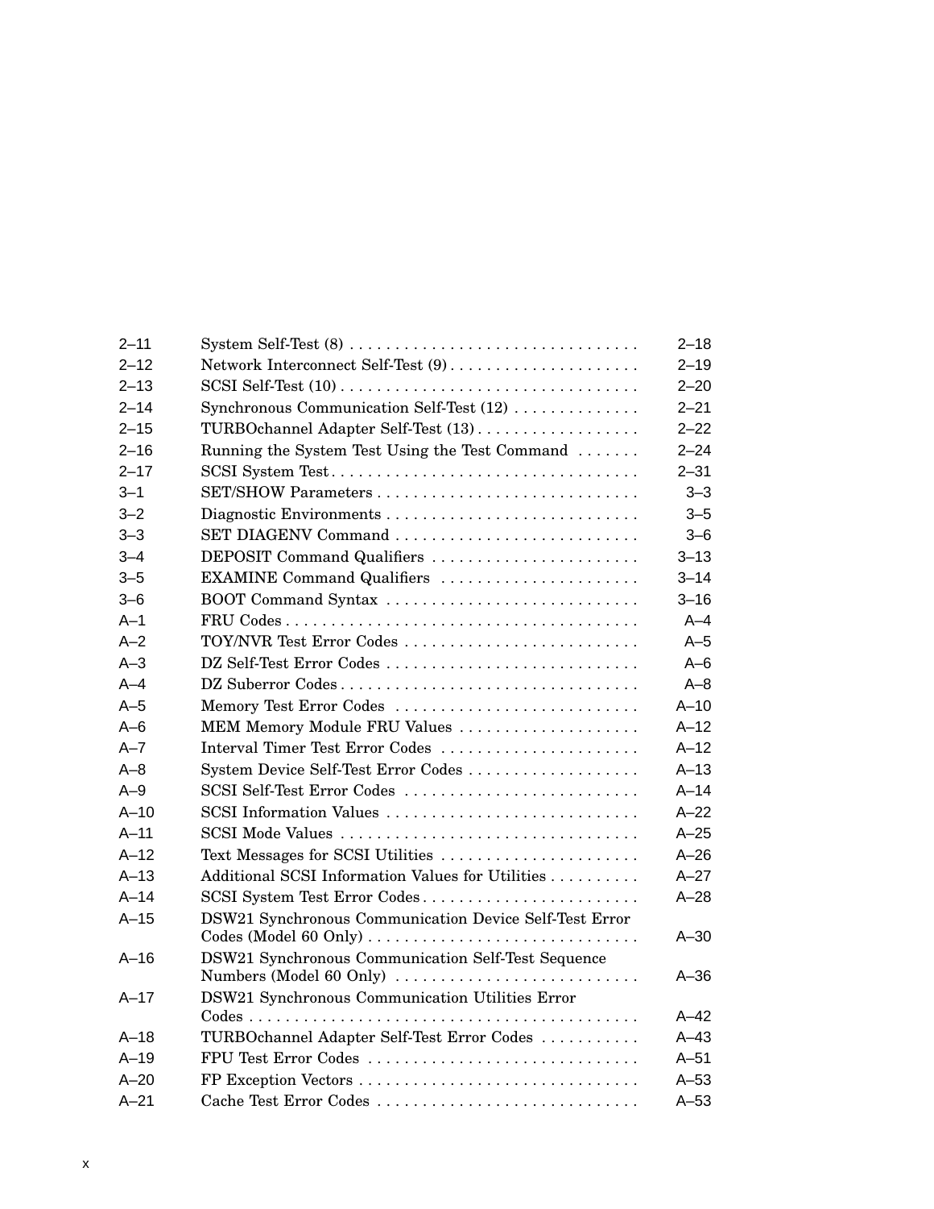| | | |
|---|---|---|
| 2–11 | System Self-Test (8) | 2–18 |
| 2–12 | Network Interconnect Self-Test (9) | 2–19 |
| 2–13 | SCSI Self-Test (10) | 2–20 |
| 2–14 | Synchronous Communication Self-Test (12) | 2–21 |
| 2–15 | TURBOchannel Adapter Self-Test (13) | 2–22 |
| 2–16 | Running the System Test Using the Test Command | 2–24 |
| 2–17 | SCSI System Test | 2–31 |
| 3–1 | SET/SHOW Parameters | 3–3 |
| 3–2 | Diagnostic Environments | 3–5 |
| 3–3 | SET DIAGENV Command | 3–6 |
| 3–4 | DEPOSIT Command Qualifiers | 3–13 |
| 3–5 | EXAMINE Command Qualifiers | 3–14 |
| 3–6 | BOOT Command Syntax | 3–16 |
| A–1 | FRU Codes | A–4 |
| A–2 | TOY/NVR Test Error Codes | A–5 |
| A–3 | DZ Self-Test Error Codes | A–6 |
| A–4 | DZ Suberror Codes | A–8 |
| A–5 | Memory Test Error Codes | A–10 |
| A–6 | MEM Memory Module FRU Values | A–12 |
| A–7 | Interval Timer Test Error Codes | A–12 |
| A–8 | System Device Self-Test Error Codes | A–13 |
| A–9 | SCSI Self-Test Error Codes | A–14 |
| A–10 | SCSI Information Values | A–22 |
| A–11 | SCSI Mode Values | A–25 |
| A–12 | Text Messages for SCSI Utilities | A–26 |
| A–13 | Additional SCSI Information Values for Utilities | A–27 |
| A–14 | SCSI System Test Error Codes | A–28 |
| A–15 | DSW21 Synchronous Communication Device Self-Test Error Codes (Model 60 Only) | A–30 |
| A–16 | DSW21 Synchronous Communication Self-Test Sequence Numbers (Model 60 Only) | A–36 |
| A–17 | DSW21 Synchronous Communication Utilities Error Codes | A–42 |
| A–18 | TURBOchannel Adapter Self-Test Error Codes | A–43 |
| A–19 | FPU Test Error Codes | A–51 |
| A–20 | FP Exception Vectors | A–53 |
| A–21 | Cache Test Error Codes | A–53 |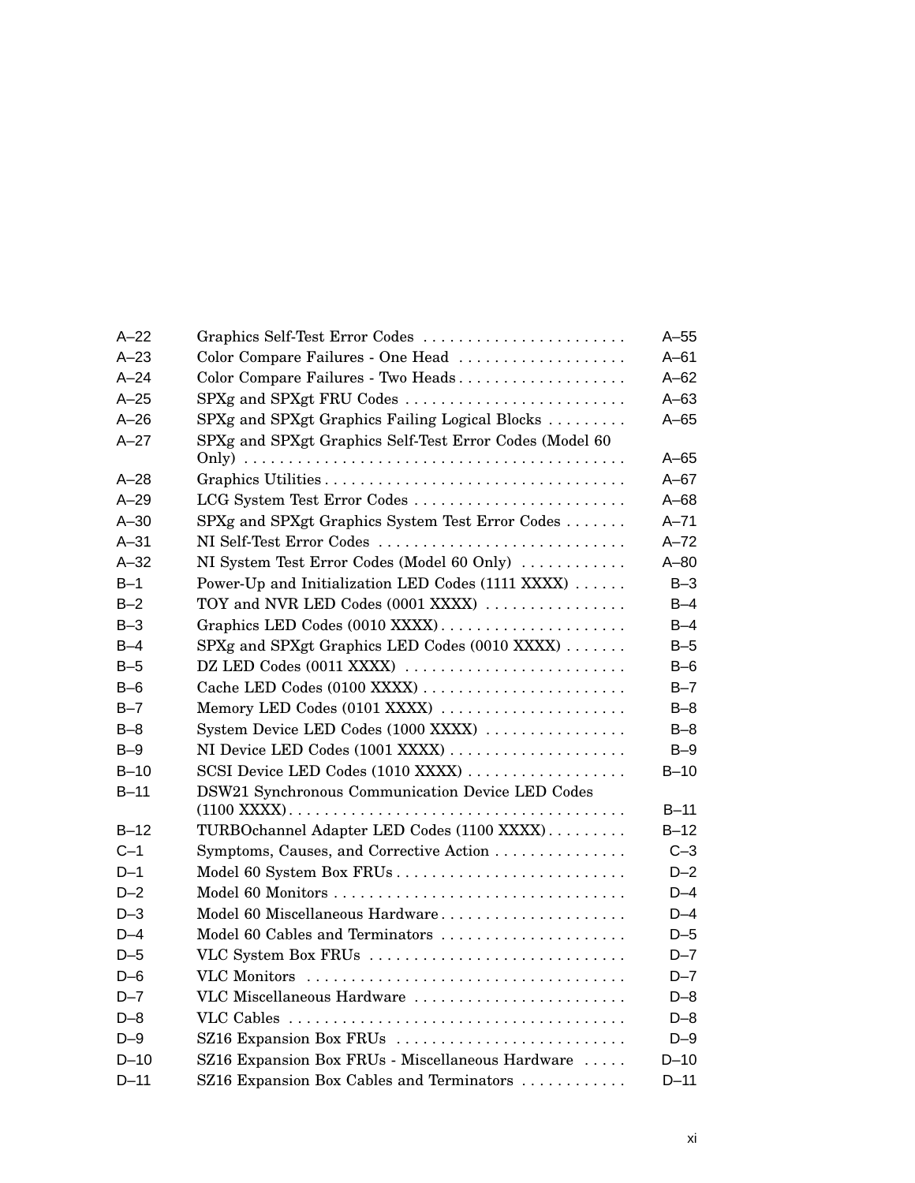| | | |
|---|---|---|
| A–22 | Graphics Self-Test Error Codes | A–55 |
| A–23 | Color Compare Failures - One Head | A–61 |
| A–24 | Color Compare Failures - Two Heads | A–62 |
| A–25 | SPXg and SPXgt FRU Codes | A–63 |
| A–26 | SPXg and SPXgt Graphics Failing Logical Blocks | A–65 |
| A–27 | SPXg and SPXgt Graphics Self-Test Error Codes (Model 60 Only) | A–65 |
| A–28 | Graphics Utilities | A–67 |
| A–29 | LCG System Test Error Codes | A–68 |
| A–30 | SPXg and SPXgt Graphics System Test Error Codes | A–71 |
| A–31 | NI Self-Test Error Codes | A–72 |
| A–32 | NI System Test Error Codes (Model 60 Only) | A–80 |
| B–1 | Power-Up and Initialization LED Codes (1111 XXXX) | B–3 |
| B–2 | TOY and NVR LED Codes (0001 XXXX) | B–4 |
| B–3 | Graphics LED Codes (0010 XXXX) | B–4 |
| B–4 | SPXg and SPXgt Graphics LED Codes (0010 XXXX) | B–5 |
| B–5 | DZ LED Codes (0011 XXXX) | B–6 |
| B–6 | Cache LED Codes (0100 XXXX) | B–7 |
| B–7 | Memory LED Codes (0101 XXXX) | B–8 |
| B–8 | System Device LED Codes (1000 XXXX) | B–8 |
| B–9 | NI Device LED Codes (1001 XXXX) | B–9 |
| B–10 | SCSI Device LED Codes (1010 XXXX) | B–10 |
| B–11 | DSW21 Synchronous Communication Device LED Codes (1100 XXXX) | B–11 |
| B–12 | TURBOchannel Adapter LED Codes (1100 XXXX) | B–12 |
| C–1 | Symptoms, Causes, and Corrective Action | C–3 |
| D–1 | Model 60 System Box FRUs | D–2 |
| D–2 | Model 60 Monitors | D–4 |
| D–3 | Model 60 Miscellaneous Hardware | D–4 |
| D–4 | Model 60 Cables and Terminators | D–5 |
| D–5 | VLC System Box FRUs | D–7 |
| D–6 | VLC Monitors | D–7 |
| D–7 | VLC Miscellaneous Hardware | D–8 |
| D–8 | VLC Cables | D–8 |
| D–9 | SZ16 Expansion Box FRUs | D–9 |
| D–10 | SZ16 Expansion Box FRUs - Miscellaneous Hardware | D–10 |
| D–11 | SZ16 Expansion Box Cables and Terminators | D–11 |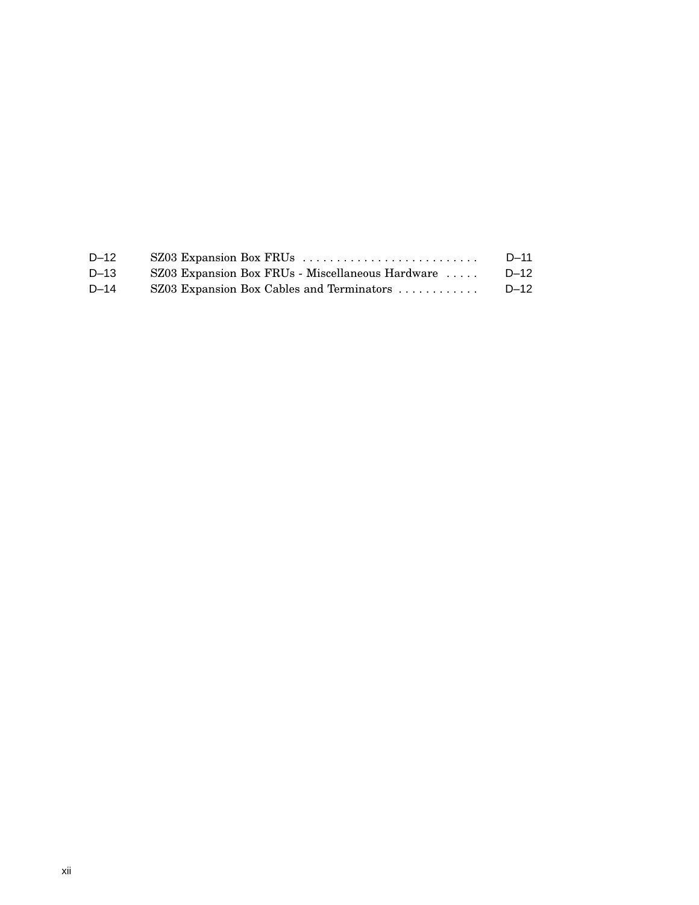| | | |
|---|---|---|
| D–12 | SZ03 Expansion Box FRUs | D–11 |
| D–13 | SZ03 Expansion Box FRUs - Miscellaneous Hardware | D–12 |
| D–14 | SZ03 Expansion Box Cables and Terminators | D–12 |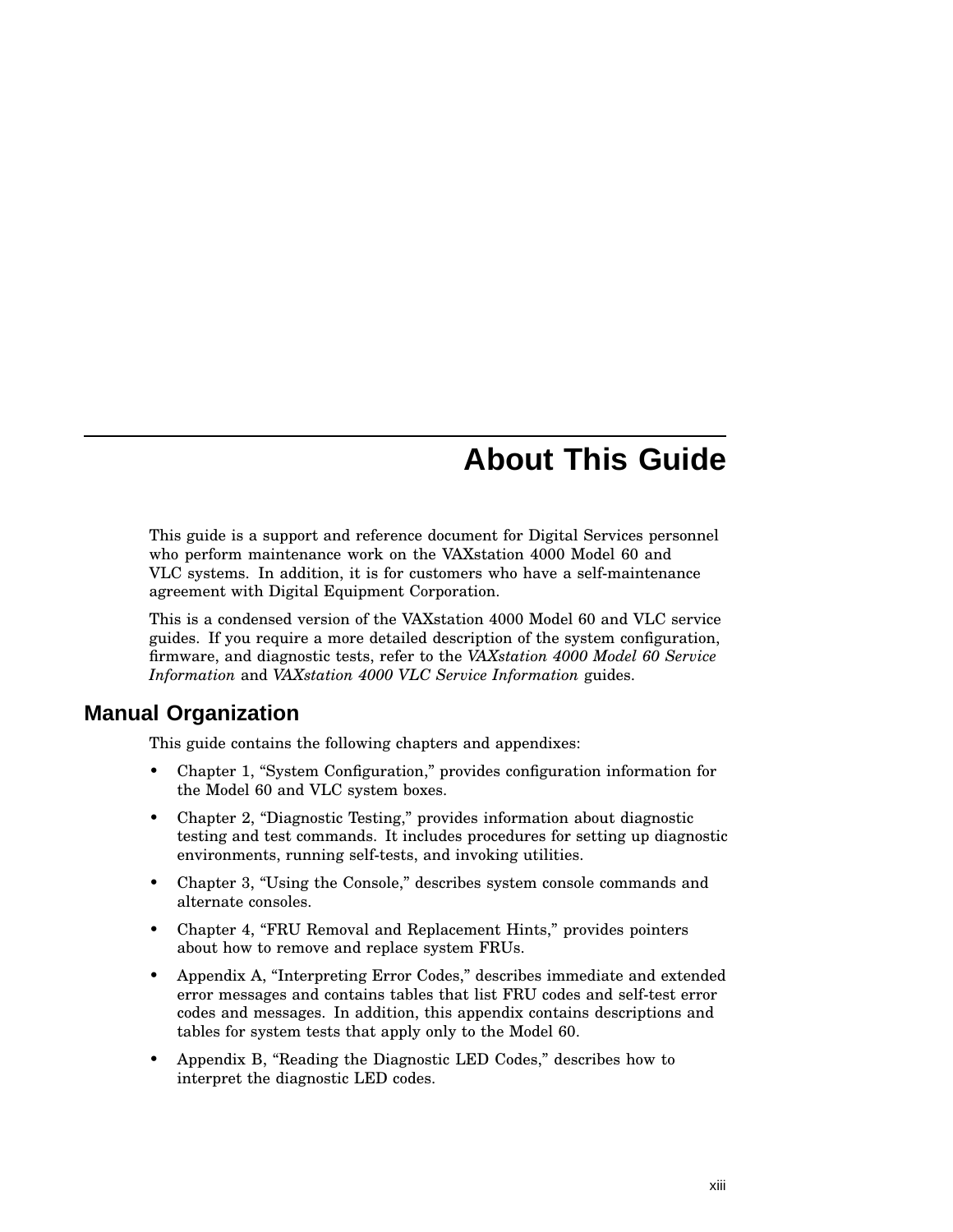# About This Guide

This guide is a support and reference document for Digital Services personnel who perform maintenance work on the VAXstation 4000 Model 60 and VLC systems. In addition, it is for customers who have a self-maintenance agreement with Digital Equipment Corporation.

This is a condensed version of the VAXstation 4000 Model 60 and VLC service guides. If you require a more detailed description of the system configuration, firmware, and diagnostic tests, refer to the *VAXstation 4000 Model 60 Service Information* and *VAXstation 4000 VLC Service Information* guides.

## Manual Organization

This guide contains the following chapters and appendixes:

- Chapter 1, "System Configuration," provides configuration information for the Model 60 and VLC system boxes.
- Chapter 2, "Diagnostic Testing," provides information about diagnostic testing and test commands. It includes procedures for setting up diagnostic environments, running self-tests, and invoking utilities.
- Chapter 3, "Using the Console," describes system console commands and alternate consoles.
- Chapter 4, "FRU Removal and Replacement Hints," provides pointers about how to remove and replace system FRUs.
- Appendix A, "Interpreting Error Codes," describes immediate and extended error messages and contains tables that list FRU codes and self-test error codes and messages. In addition, this appendix contains descriptions and tables for system tests that apply only to the Model 60.
- Appendix B, "Reading the Diagnostic LED Codes," describes how to interpret the diagnostic LED codes.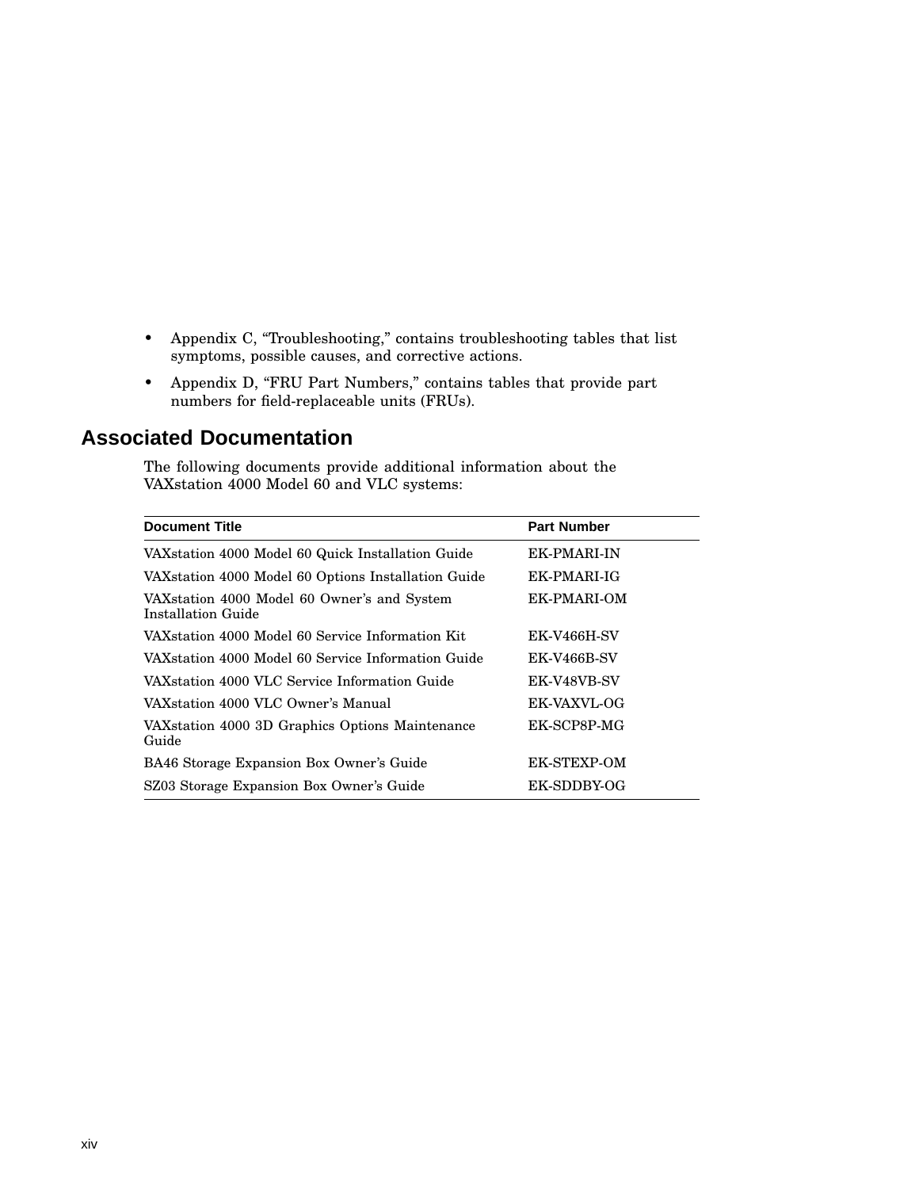- Appendix C, “Troubleshooting,” contains troubleshooting tables that list symptoms, possible causes, and corrective actions.
- Appendix D, “FRU Part Numbers,” contains tables that provide part numbers for field-replaceable units (FRUs).

## Associated Documentation

The following documents provide additional information about the VAXstation 4000 Model 60 and VLC systems:

| Document Title | Part Number |
| --- | --- |
| VAXstation 4000 Model 60 Quick Installation Guide | EK-PMARI-IN |
| VAXstation 4000 Model 60 Options Installation Guide | EK-PMARI-IG |
| VAXstation 4000 Model 60 Owner’s and System Installation Guide | EK-PMARI-OM |
| VAXstation 4000 Model 60 Service Information Kit | EK-V466H-SV |
| VAXstation 4000 Model 60 Service Information Guide | EK-V466B-SV |
| VAXstation 4000 VLC Service Information Guide | EK-V48VB-SV |
| VAXstation 4000 VLC Owner’s Manual | EK-VAXVL-OG |
| VAXstation 4000 3D Graphics Options Maintenance Guide | EK-SCP8P-MG |
| BA46 Storage Expansion Box Owner’s Guide | EK-STEXP-OM |
| SZ03 Storage Expansion Box Owner’s Guide | EK-SDDBY-OG |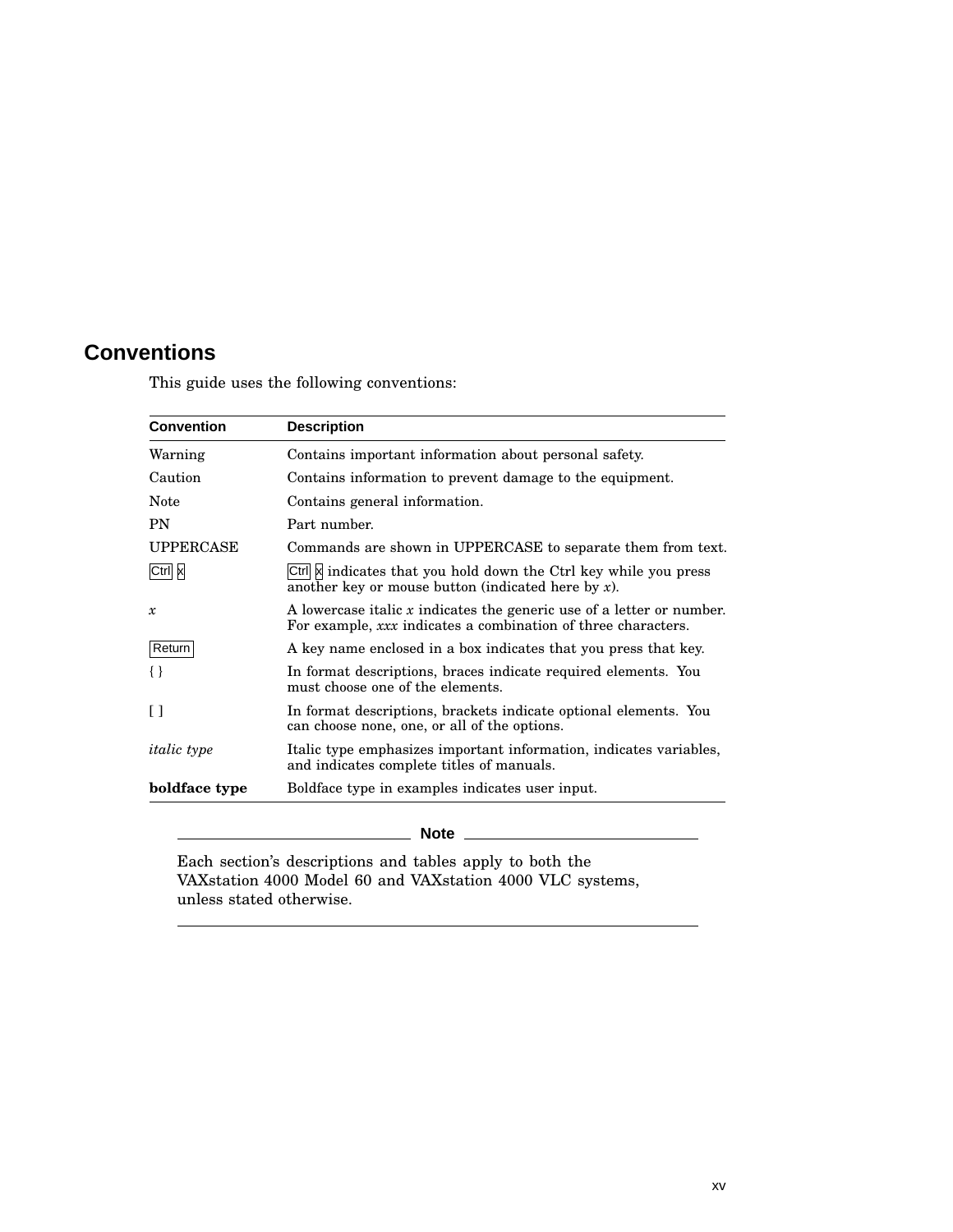## Conventions

This guide uses the following conventions:

| Convention | Description |
|---|---|
| Warning | Contains important information about personal safety. |
| Caution | Contains information to prevent damage to the equipment. |
| Note | Contains general information. |
| PN | Part number. |
| UPPERCASE | Commands are shown in UPPERCASE to separate them from text. |
| Ctrl x | Ctrl x indicates that you hold down the Ctrl key while you press another key or mouse button (indicated here by *x*). |
| *x* | A lowercase italic *x* indicates the generic use of a letter or number. For example, *xxx* indicates a combination of three characters. |
| Return | A key name enclosed in a box indicates that you press that key. |
| { } | In format descriptions, braces indicate required elements. You must choose one of the elements. |
| [ ] | In format descriptions, brackets indicate optional elements. You can choose none, one, or all of the options. |
| *italic type* | Italic type emphasizes important information, indicates variables, and indicates complete titles of manuals. |
| **boldface type** | Boldface type in examples indicates user input. |

**Note**

Each section's descriptions and tables apply to both the VAXstation 4000 Model 60 and VAXstation 4000 VLC systems, unless stated otherwise.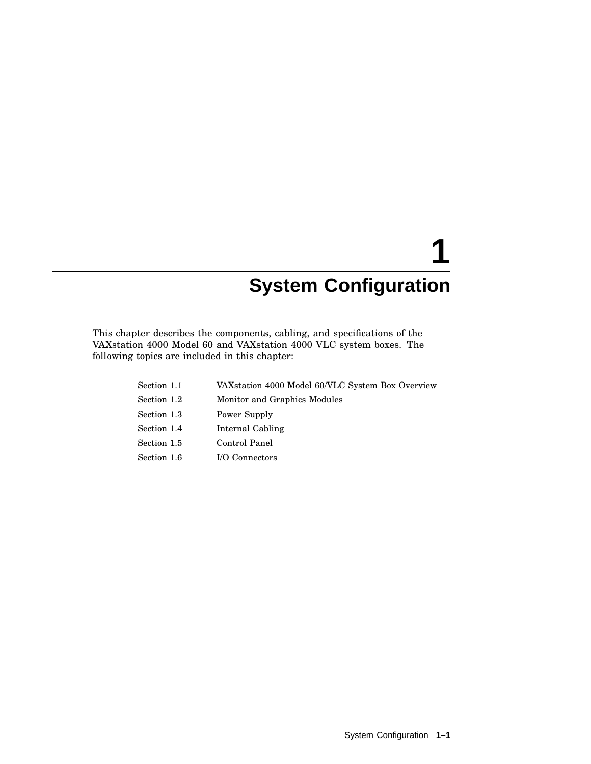# 1 System Configuration

This chapter describes the components, cabling, and specifications of the VAXstation 4000 Model 60 and VAXstation 4000 VLC system boxes. The following topics are included in this chapter:

| | |
|---|---|
| Section 1.1 | VAXstation 4000 Model 60/VLC System Box Overview |
| Section 1.2 | Monitor and Graphics Modules |
| Section 1.3 | Power Supply |
| Section 1.4 | Internal Cabling |
| Section 1.5 | Control Panel |
| Section 1.6 | I/O Connectors |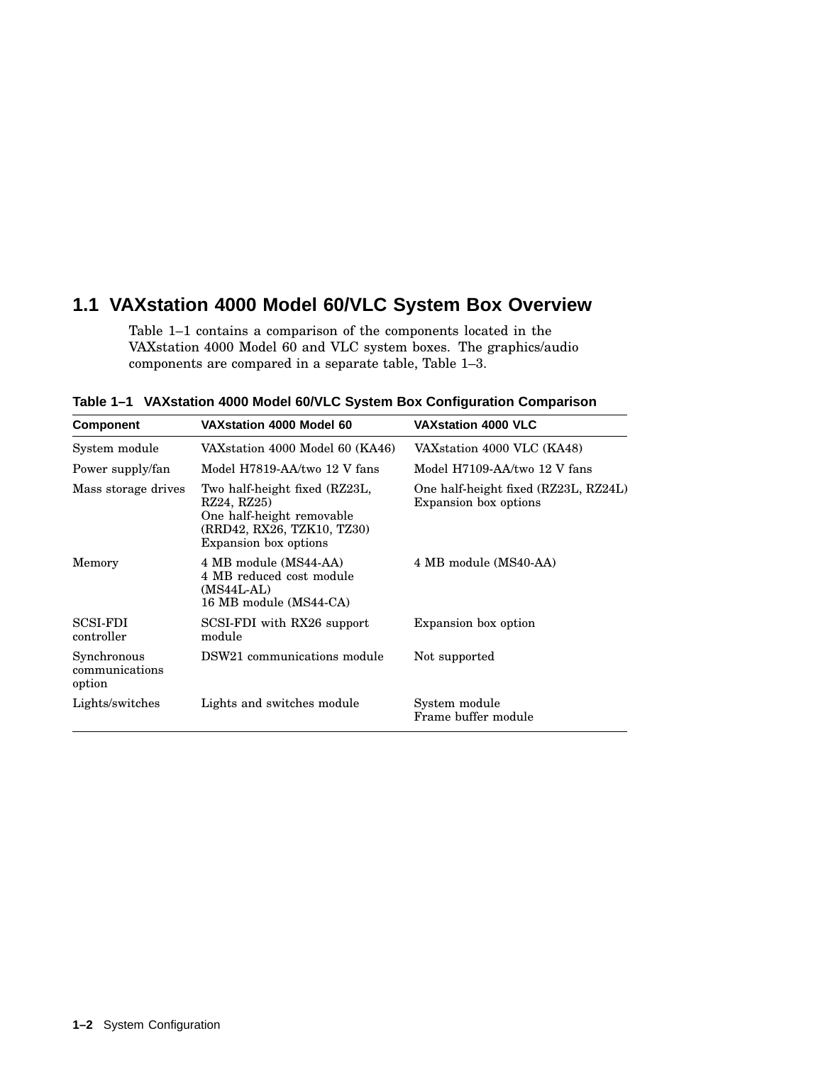## 1.1 VAXstation 4000 Model 60/VLC System Box Overview

Table 1–1 contains a comparison of the components located in the VAXstation 4000 Model 60 and VLC system boxes. The graphics/audio components are compared in a separate table, Table 1–3.

**Table 1–1 VAXstation 4000 Model 60/VLC System Box Configuration Comparison**

| Component | VAXstation 4000 Model 60 | VAXstation 4000 VLC |
|---|---|---|
| System module | VAXstation 4000 Model 60 (KA46) | VAXstation 4000 VLC (KA48) |
| Power supply/fan | Model H7819-AA/two 12 V fans | Model H7109-AA/two 12 V fans |
| Mass storage drives | Two half-height fixed (RZ23L, RZ24, RZ25)<br>One half-height removable (RRD42, RX26, TZK10, TZ30)<br>Expansion box options | One half-height fixed (RZ23L, RZ24L)<br>Expansion box options |
| Memory | 4 MB module (MS44-AA)<br>4 MB reduced cost module (MS44L-AL)<br>16 MB module (MS44-CA) | 4 MB module (MS40-AA) |
| SCSI-FDI controller | SCSI-FDI with RX26 support module | Expansion box option |
| Synchronous communications option | DSW21 communications module | Not supported |
| Lights/switches | Lights and switches module | System module<br>Frame buffer module |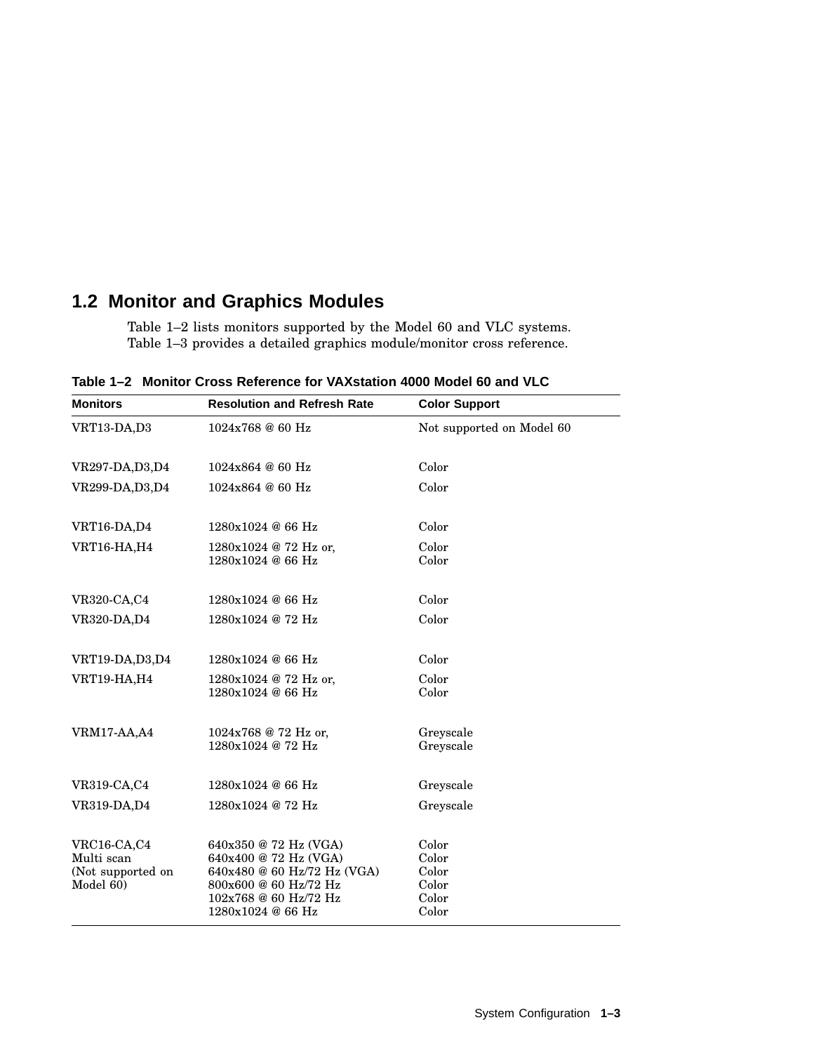## 1.2 Monitor and Graphics Modules

Table 1–2 lists monitors supported by the Model 60 and VLC systems. Table 1–3 provides a detailed graphics module/monitor cross reference.

**Table 1–2 Monitor Cross Reference for VAXstation 4000 Model 60 and VLC**

| Monitors | Resolution and Refresh Rate | Color Support |
|---|---|---|
| VRT13-DA,D3 | 1024x768 @ 60 Hz | Not supported on Model 60 |
| VR297-DA,D3,D4 | 1024x864 @ 60 Hz | Color |
| VR299-DA,D3,D4 | 1024x864 @ 60 Hz | Color |
| VRT16-DA,D4 | 1280x1024 @ 66 Hz | Color |
| VRT16-HA,H4 | 1280x1024 @ 72 Hz or,<br>1280x1024 @ 66 Hz | Color<br>Color |
| VR320-CA,C4 | 1280x1024 @ 66 Hz | Color |
| VR320-DA,D4 | 1280x1024 @ 72 Hz | Color |
| VRT19-DA,D3,D4 | 1280x1024 @ 66 Hz | Color |
| VRT19-HA,H4 | 1280x1024 @ 72 Hz or,<br>1280x1024 @ 66 Hz | Color<br>Color |
| VRM17-AA,A4 | 1024x768 @ 72 Hz or,<br>1280x1024 @ 72 Hz | Greyscale<br>Greyscale |
| VR319-CA,C4 | 1280x1024 @ 66 Hz | Greyscale |
| VR319-DA,D4 | 1280x1024 @ 72 Hz | Greyscale |
| VRC16-CA,C4<br>Multi scan<br>(Not supported on<br>Model 60) | 640x350 @ 72 Hz (VGA)<br>640x400 @ 72 Hz (VGA)<br>640x480 @ 60 Hz/72 Hz (VGA)<br>800x600 @ 60 Hz/72 Hz<br>102x768 @ 60 Hz/72 Hz<br>1280x1024 @ 66 Hz | Color<br>Color<br>Color<br>Color<br>Color<br>Color |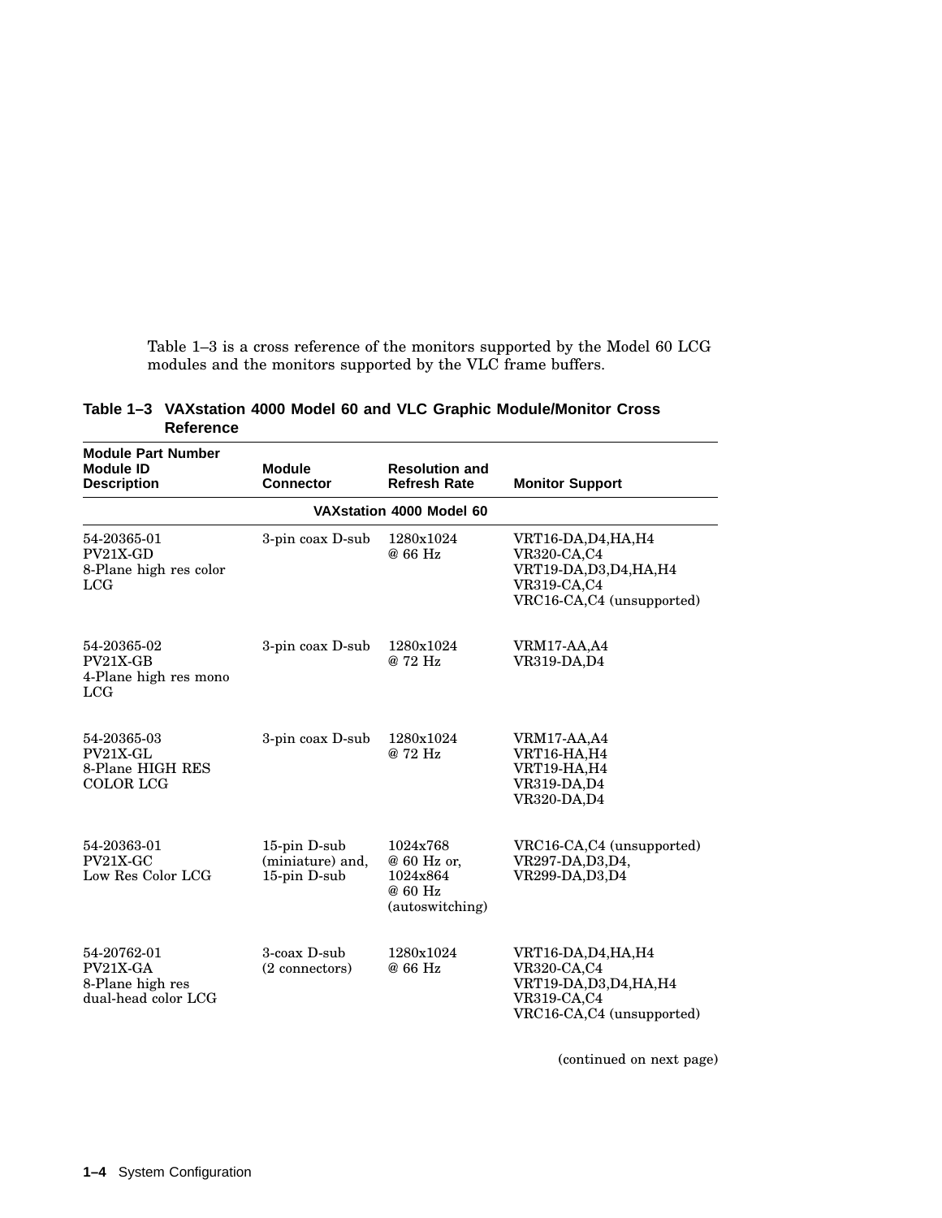Table 1–3 is a cross reference of the monitors supported by the Model 60 LCG modules and the monitors supported by the VLC frame buffers.

**Table 1–3 VAXstation 4000 Model 60 and VLC Graphic Module/Monitor Cross Reference**

| Module Part Number<br>Module ID<br>Description | Module Connector | Resolution and Refresh Rate | Monitor Support |
|---|---|---|---|
| | | **VAXstation 4000 Model 60** | |
| 54-20365-01<br>PV21X-GD<br>8-Plane high res color LCG | 3-pin coax D-sub | 1280x1024<br>@ 66 Hz | VRT16-DA,D4,HA,H4<br>VR320-CA,C4<br>VRT19-DA,D3,D4,HA,H4<br>VR319-CA,C4<br>VRC16-CA,C4 (unsupported) |
| 54-20365-02<br>PV21X-GB<br>4-Plane high res mono LCG | 3-pin coax D-sub | 1280x1024<br>@ 72 Hz | VRM17-AA,A4<br>VR319-DA,D4 |
| 54-20365-03<br>PV21X-GL<br>8-Plane HIGH RES COLOR LCG | 3-pin coax D-sub | 1280x1024<br>@ 72 Hz | VRM17-AA,A4<br>VRT16-HA,H4<br>VRT19-HA,H4<br>VR319-DA,D4<br>VR320-DA,D4 |
| 54-20363-01<br>PV21X-GC<br>Low Res Color LCG | 15-pin D-sub (miniature) and, 15-pin D-sub | 1024x768<br>@ 60 Hz or,<br>1024x864<br>@ 60 Hz<br>(autoswitching) | VRC16-CA,C4 (unsupported)<br>VR297-DA,D3,D4,<br>VR299-DA,D3,D4 |
| 54-20762-01<br>PV21X-GA<br>8-Plane high res dual-head color LCG | 3-coax D-sub (2 connectors) | 1280x1024<br>@ 66 Hz | VRT16-DA,D4,HA,H4<br>VR320-CA,C4<br>VRT19-DA,D3,D4,HA,H4<br>VR319-CA,C4<br>VRC16-CA,C4 (unsupported) |

(continued on next page)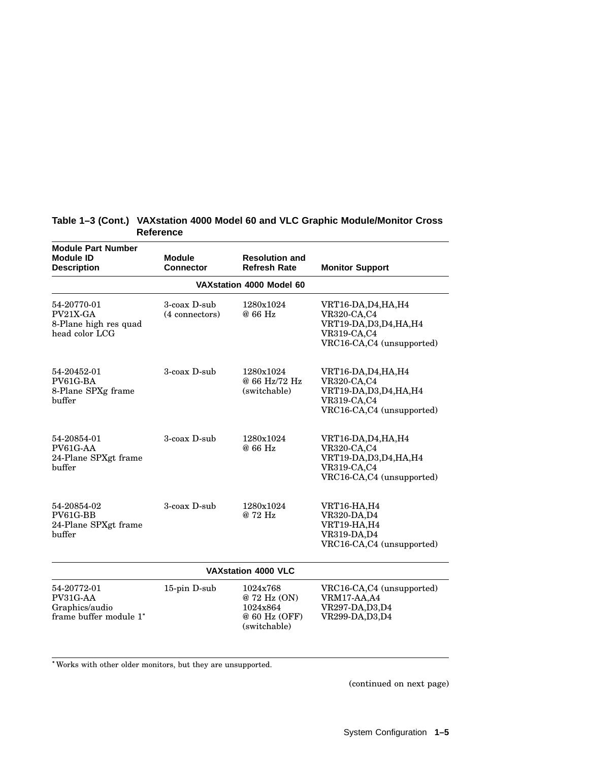**Table 1–3 (Cont.) VAXstation 4000 Model 60 and VLC Graphic Module/Monitor Cross Reference**

| Module Part Number<br>Module ID<br>Description | Module Connector | Resolution and Refresh Rate | Monitor Support |
|---|---|---|---|
| **VAXstation 4000 Model 60** | | | |
| 54-20770-01<br>PV21X-GA<br>8-Plane high res quad head color LCG | 3-coax D-sub<br>(4 connectors) | 1280x1024<br>@ 66 Hz | VRT16-DA,D4,HA,H4<br>VR320-CA,C4<br>VRT19-DA,D3,D4,HA,H4<br>VR319-CA,C4<br>VRC16-CA,C4 (unsupported) |
| 54-20452-01<br>PV61G-BA<br>8-Plane SPXg frame buffer | 3-coax D-sub | 1280x1024<br>@ 66 Hz/72 Hz<br>(switchable) | VRT16-DA,D4,HA,H4<br>VR320-CA,C4<br>VRT19-DA,D3,D4,HA,H4<br>VR319-CA,C4<br>VRC16-CA,C4 (unsupported) |
| 54-20854-01<br>PV61G-AA<br>24-Plane SPXgt frame buffer | 3-coax D-sub | 1280x1024<br>@ 66 Hz | VRT16-DA,D4,HA,H4<br>VR320-CA,C4<br>VRT19-DA,D3,D4,HA,H4<br>VR319-CA,C4<br>VRC16-CA,C4 (unsupported) |
| 54-20854-02<br>PV61G-BB<br>24-Plane SPXgt frame buffer | 3-coax D-sub | 1280x1024<br>@ 72 Hz | VRT16-HA,H4<br>VR320-DA,D4<br>VRT19-HA,H4<br>VR319-DA,D4<br>VRC16-CA,C4 (unsupported) |
| **VAXstation 4000 VLC** | | | |
| 54-20772-01<br>PV31G-AA<br>Graphics/audio frame buffer module 1* | 15-pin D-sub | 1024x768<br>@ 72 Hz (ON)<br>1024x864<br>@ 60 Hz (OFF)<br>(switchable) | VRC16-CA,C4 (unsupported)<br>VRM17-AA,A4<br>VR297-DA,D3,D4<br>VR299-DA,D3,D4 |

*Works with other older monitors, but they are unsupported.

(continued on next page)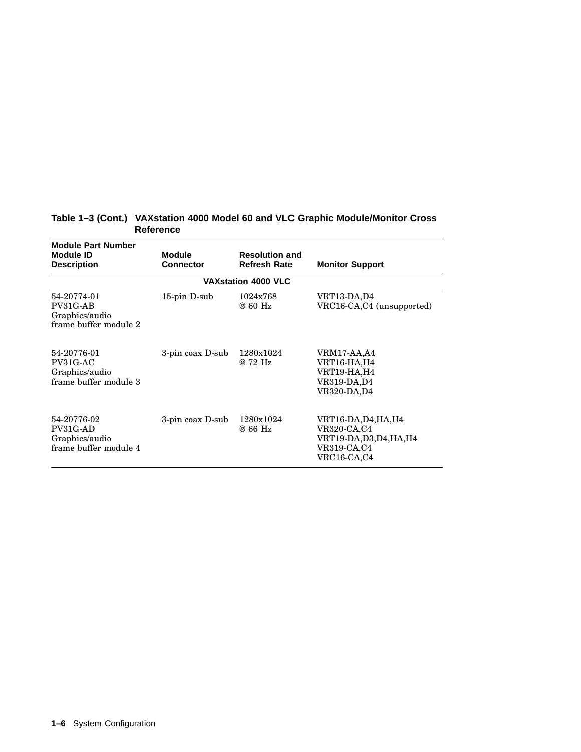**Table 1–3 (Cont.) VAXstation 4000 Model 60 and VLC Graphic Module/Monitor Cross Reference**

| Module Part Number<br>Module ID<br>Description | Module Connector | Resolution and Refresh Rate | Monitor Support |
|---|---|---|---|
| | | **VAXstation 4000 VLC** | |
| 54-20774-01<br>PV31G-AB<br>Graphics/audio frame buffer module 2 | 15-pin D-sub | 1024x768 @ 60 Hz | VRT13-DA,D4<br>VRC16-CA,C4 (unsupported) |
| 54-20776-01<br>PV31G-AC<br>Graphics/audio frame buffer module 3 | 3-pin coax D-sub | 1280x1024 @ 72 Hz | VRM17-AA,A4<br>VRT16-HA,H4<br>VRT19-HA,H4<br>VR319-DA,D4<br>VR320-DA,D4 |
| 54-20776-02<br>PV31G-AD<br>Graphics/audio frame buffer module 4 | 3-pin coax D-sub | 1280x1024 @ 66 Hz | VRT16-DA,D4,HA,H4<br>VR320-CA,C4<br>VRT19-DA,D3,D4,HA,H4<br>VR319-CA,C4<br>VRC16-CA,C4 |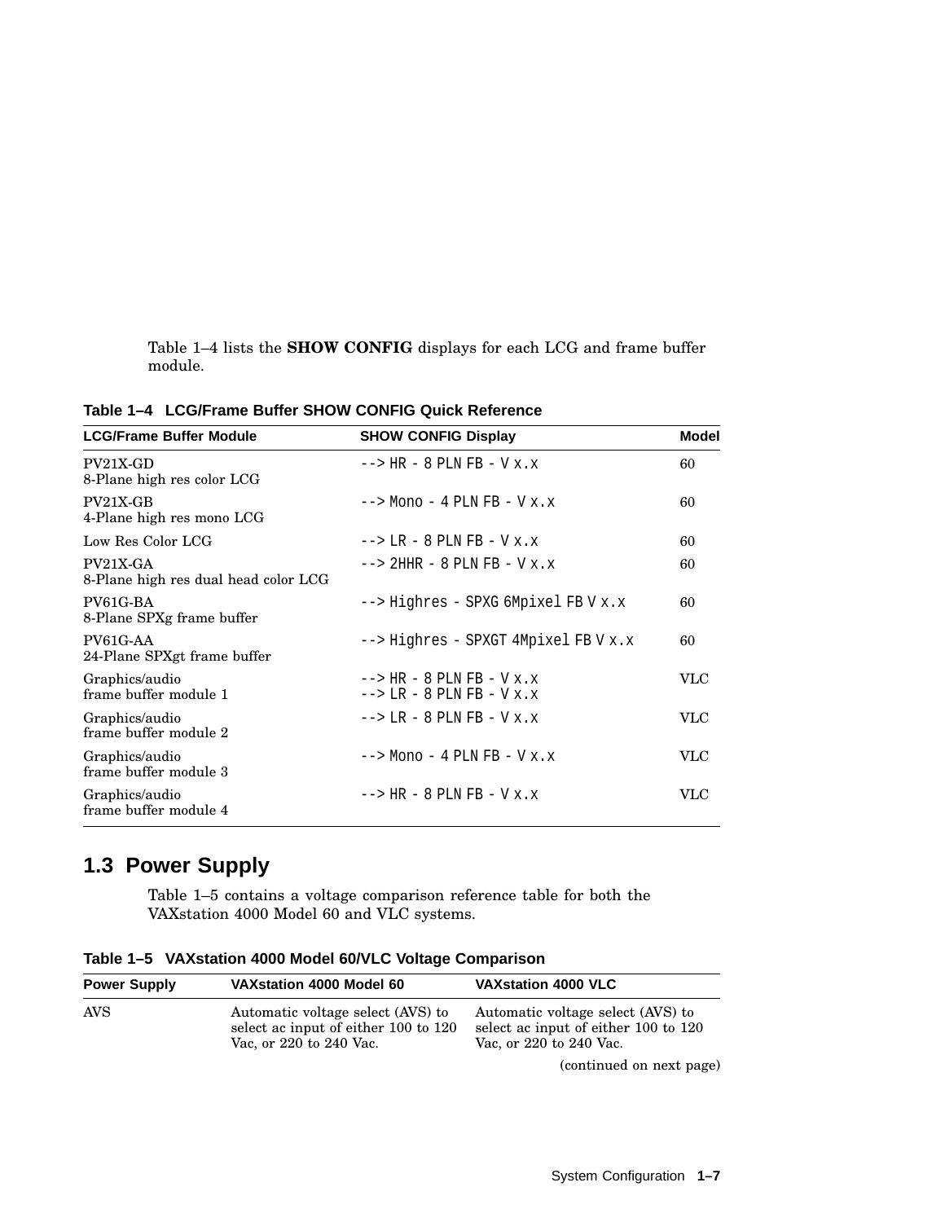Table 1–4 lists the **SHOW CONFIG** displays for each LCG and frame buffer module.

**Table 1–4 LCG/Frame Buffer SHOW CONFIG Quick Reference**

| LCG/Frame Buffer Module | SHOW CONFIG Display | Model |
|---|---|---|
| PV21X-GD<br>8-Plane high res color LCG | `--> HR - 8 PLN FB - V x.x` | 60 |
| PV21X-GB<br>4-Plane high res mono LCG | `--> Mono - 4 PLN FB - V x.x` | 60 |
| Low Res Color LCG | `--> LR - 8 PLN FB - V x.x` | 60 |
| PV21X-GA<br>8-Plane high res dual head color LCG | `--> 2HHR - 8 PLN FB - V x.x` | 60 |
| PV61G-BA<br>8-Plane SPXg frame buffer | `--> Highres - SPXG 6Mpixel FB V x.x` | 60 |
| PV61G-AA<br>24-Plane SPXgt frame buffer | `--> Highres - SPXGT 4Mpixel FB V x.x` | 60 |
| Graphics/audio<br>frame buffer module 1 | `--> HR - 8 PLN FB - V x.x`<br>`--> LR - 8 PLN FB - V x.x` | VLC |
| Graphics/audio<br>frame buffer module 2 | `--> LR - 8 PLN FB - V x.x` | VLC |
| Graphics/audio<br>frame buffer module 3 | `--> Mono - 4 PLN FB - V x.x` | VLC |
| Graphics/audio<br>frame buffer module 4 | `--> HR - 8 PLN FB - V x.x` | VLC |

## 1.3 Power Supply

Table 1–5 contains a voltage comparison reference table for both the VAXstation 4000 Model 60 and VLC systems.

**Table 1–5 VAXstation 4000 Model 60/VLC Voltage Comparison**

| Power Supply | VAXstation 4000 Model 60 | VAXstation 4000 VLC |
|---|---|---|
| AVS | Automatic voltage select (AVS) to select ac input of either 100 to 120 Vac, or 220 to 240 Vac. | Automatic voltage select (AVS) to select ac input of either 100 to 120 Vac, or 220 to 240 Vac. |

(continued on next page)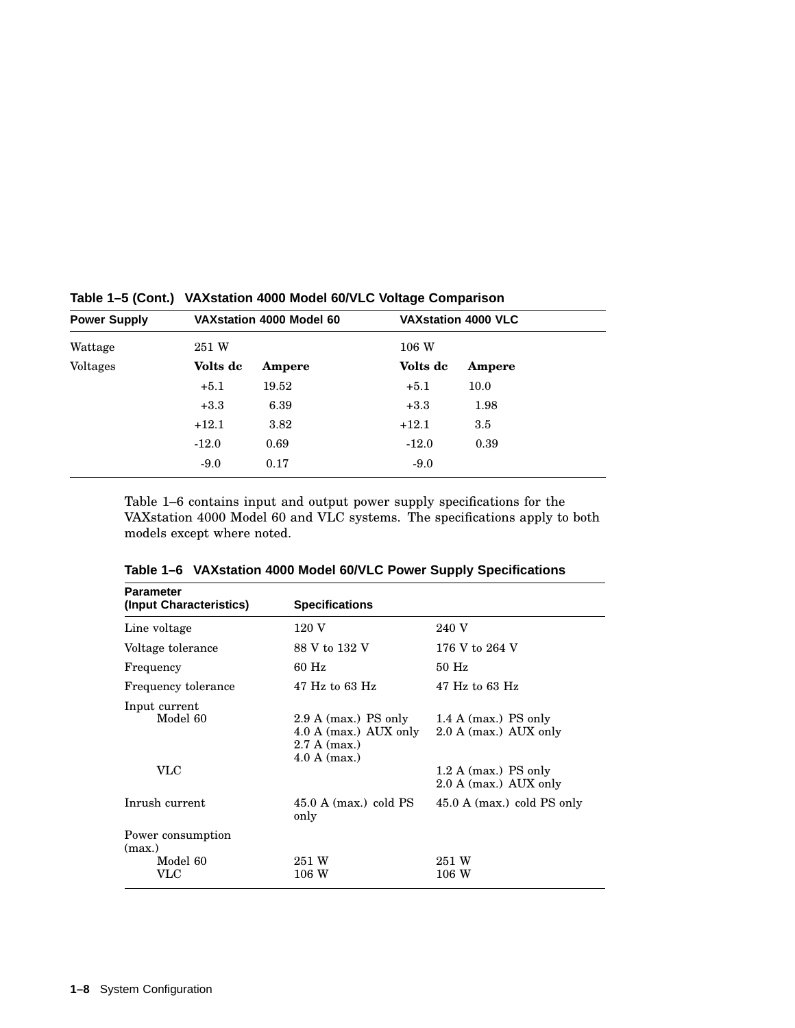**Table 1–5 (Cont.) VAXstation 4000 Model 60/VLC Voltage Comparison**

| Power Supply | VAXstation 4000 Model 60 | | VAXstation 4000 VLC | |
|---|---|---|---|---|
| Wattage | 251 W | | 106 W | |
| Voltages | **Volts dc** | **Ampere** | **Volts dc** | **Ampere** |
| | +5.1 | 19.52 | +5.1 | 10.0 |
| | +3.3 | 6.39 | +3.3 | 1.98 |
| | +12.1 | 3.82 | +12.1 | 3.5 |
| | -12.0 | 0.69 | -12.0 | 0.39 |
| | -9.0 | 0.17 | -9.0 | |

Table 1–6 contains input and output power supply specifications for the VAXstation 4000 Model 60 and VLC systems. The specifications apply to both models except where noted.

**Table 1–6 VAXstation 4000 Model 60/VLC Power Supply Specifications**

| Parameter (Input Characteristics) | Specifications | |
|---|---|---|
| Line voltage | 120 V | 240 V |
| Voltage tolerance | 88 V to 132 V | 176 V to 264 V |
| Frequency | 60 Hz | 50 Hz |
| Frequency tolerance | 47 Hz to 63 Hz | 47 Hz to 63 Hz |
| Input current | | |
| Model 60 | 2.9 A (max.) PS only<br>4.0 A (max.) AUX only<br>2.7 A (max.)<br>4.0 A (max.) | 1.4 A (max.) PS only<br>2.0 A (max.) AUX only |
| VLC | | 1.2 A (max.) PS only<br>2.0 A (max.) AUX only |
| Inrush current | 45.0 A (max.) cold PS only | 45.0 A (max.) cold PS only |
| Power consumption (max.) | | |
| Model 60 | 251 W | 251 W |
| VLC | 106 W | 106 W |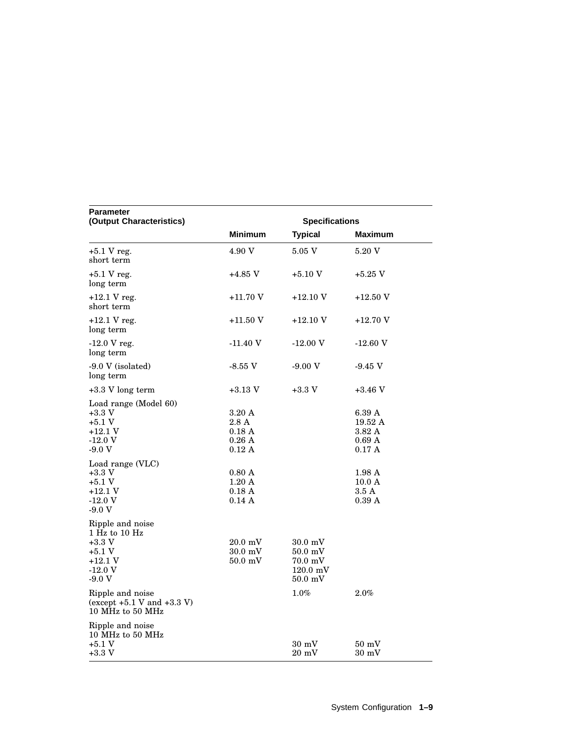| Parameter (Output Characteristics) | Specifications | | |
|---|---|---|---|
| | **Minimum** | **Typical** | **Maximum** |
| +5.1 V reg. short term | 4.90 V | 5.05 V | 5.20 V |
| +5.1 V reg. long term | +4.85 V | +5.10 V | +5.25 V |
| +12.1 V reg. short term | +11.70 V | +12.10 V | +12.50 V |
| +12.1 V reg. long term | +11.50 V | +12.10 V | +12.70 V |
| -12.0 V reg. long term | -11.40 V | -12.00 V | -12.60 V |
| -9.0 V (isolated) long term | -8.55 V | -9.00 V | -9.45 V |
| +3.3 V long term | +3.13 V | +3.3 V | +3.46 V |
| Load range (Model 60) | | | |
| +3.3 V | 3.20 A | | 6.39 A |
| +5.1 V | 2.8 A | | 19.52 A |
| +12.1 V | 0.18 A | | 3.82 A |
| -12.0 V | 0.26 A | | 0.69 A |
| -9.0 V | 0.12 A | | 0.17 A |
| Load range (VLC) | | | |
| +3.3 V | 0.80 A | | 1.98 A |
| +5.1 V | 1.20 A | | 10.0 A |
| +12.1 V | 0.18 A | | 3.5 A |
| -12.0 V | 0.14 A | | 0.39 A |
| -9.0 V | | | |
| Ripple and noise 1 Hz to 10 Hz | | | |
| +3.3 V | 20.0 mV | 30.0 mV | |
| +5.1 V | 30.0 mV | 50.0 mV | |
| +12.1 V | 50.0 mV | 70.0 mV | |
| -12.0 V | | 120.0 mV | |
| -9.0 V | | 50.0 mV | |
| Ripple and noise (except +5.1 V and +3.3 V) 10 MHz to 50 MHz | | 1.0% | 2.0% |
| Ripple and noise 10 MHz to 50 MHz | | | |
| +5.1 V | | 30 mV | 50 mV |
| +3.3 V | | 20 mV | 30 mV |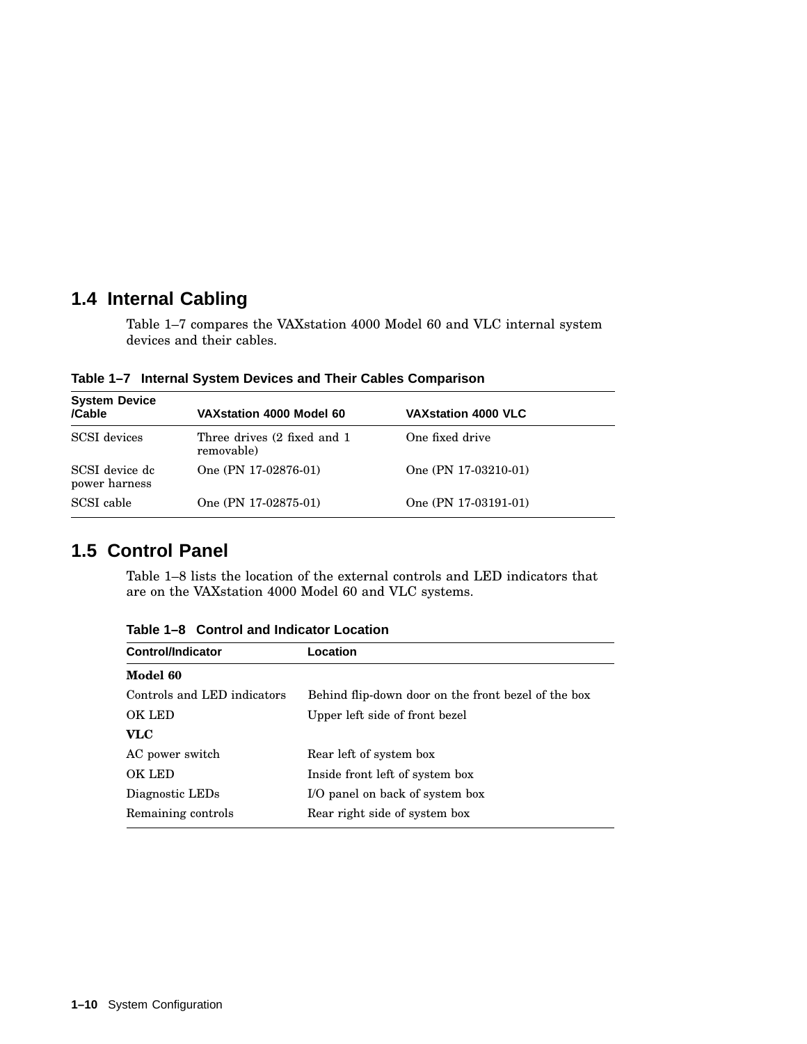## 1.4 Internal Cabling

Table 1–7 compares the VAXstation 4000 Model 60 and VLC internal system devices and their cables.

**Table 1–7 Internal System Devices and Their Cables Comparison**

| System Device /Cable | VAXstation 4000 Model 60 | VAXstation 4000 VLC |
|---|---|---|
| SCSI devices | Three drives (2 fixed and 1 removable) | One fixed drive |
| SCSI device dc power harness | One (PN 17-02876-01) | One (PN 17-03210-01) |
| SCSI cable | One (PN 17-02875-01) | One (PN 17-03191-01) |

## 1.5 Control Panel

Table 1–8 lists the location of the external controls and LED indicators that are on the VAXstation 4000 Model 60 and VLC systems.

**Table 1–8 Control and Indicator Location**

| Control/Indicator | Location |
|---|---|
| **Model 60** | |
| Controls and LED indicators | Behind flip-down door on the front bezel of the box |
| OK LED | Upper left side of front bezel |
| **VLC** | |
| AC power switch | Rear left of system box |
| OK LED | Inside front left of system box |
| Diagnostic LEDs | I/O panel on back of system box |
| Remaining controls | Rear right side of system box |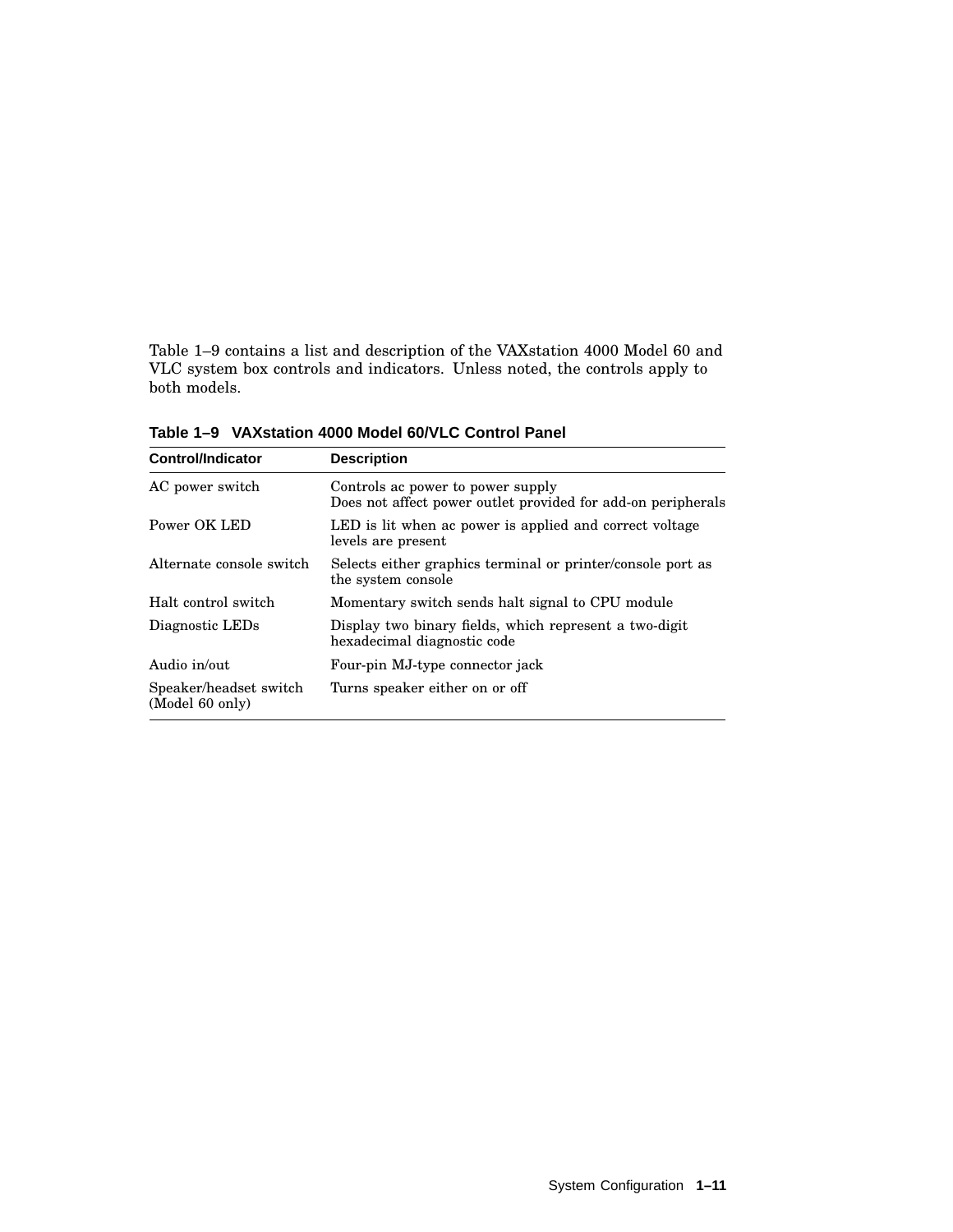Table 1–9 contains a list and description of the VAXstation 4000 Model 60 and VLC system box controls and indicators. Unless noted, the controls apply to both models.

**Table 1–9 VAXstation 4000 Model 60/VLC Control Panel**

| Control/Indicator | Description |
|---|---|
| AC power switch | Controls ac power to power supply<br>Does not affect power outlet provided for add-on peripherals |
| Power OK LED | LED is lit when ac power is applied and correct voltage levels are present |
| Alternate console switch | Selects either graphics terminal or printer/console port as the system console |
| Halt control switch | Momentary switch sends halt signal to CPU module |
| Diagnostic LEDs | Display two binary fields, which represent a two-digit hexadecimal diagnostic code |
| Audio in/out | Four-pin MJ-type connector jack |
| Speaker/headset switch (Model 60 only) | Turns speaker either on or off |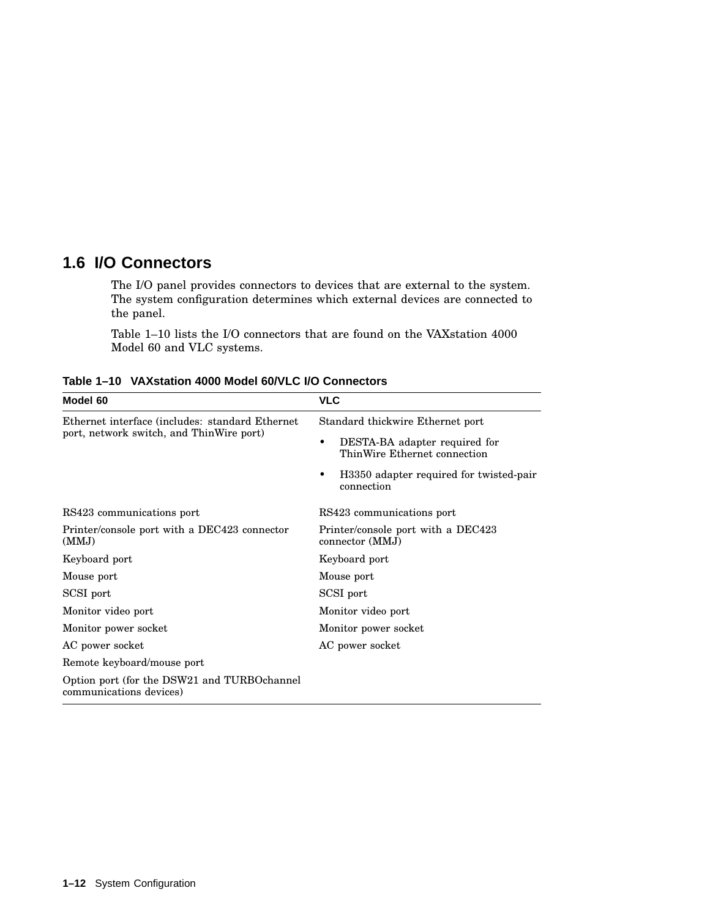## 1.6 I/O Connectors

The I/O panel provides connectors to devices that are external to the system. The system configuration determines which external devices are connected to the panel.

Table 1–10 lists the I/O connectors that are found on the VAXstation 4000 Model 60 and VLC systems.

**Table 1–10 VAXstation 4000 Model 60/VLC I/O Connectors**

| Model 60 | VLC |
|---|---|
| Ethernet interface (includes: standard Ethernet port, network switch, and ThinWire port) | Standard thickwire Ethernet port<br>• DESTA-BA adapter required for ThinWire Ethernet connection<br>• H3350 adapter required for twisted-pair connection |
| RS423 communications port | RS423 communications port |
| Printer/console port with a DEC423 connector (MMJ) | Printer/console port with a DEC423 connector (MMJ) |
| Keyboard port | Keyboard port |
| Mouse port | Mouse port |
| SCSI port | SCSI port |
| Monitor video port | Monitor video port |
| Monitor power socket | Monitor power socket |
| AC power socket | AC power socket |
| Remote keyboard/mouse port | |
| Option port (for the DSW21 and TURBOchannel communications devices) | |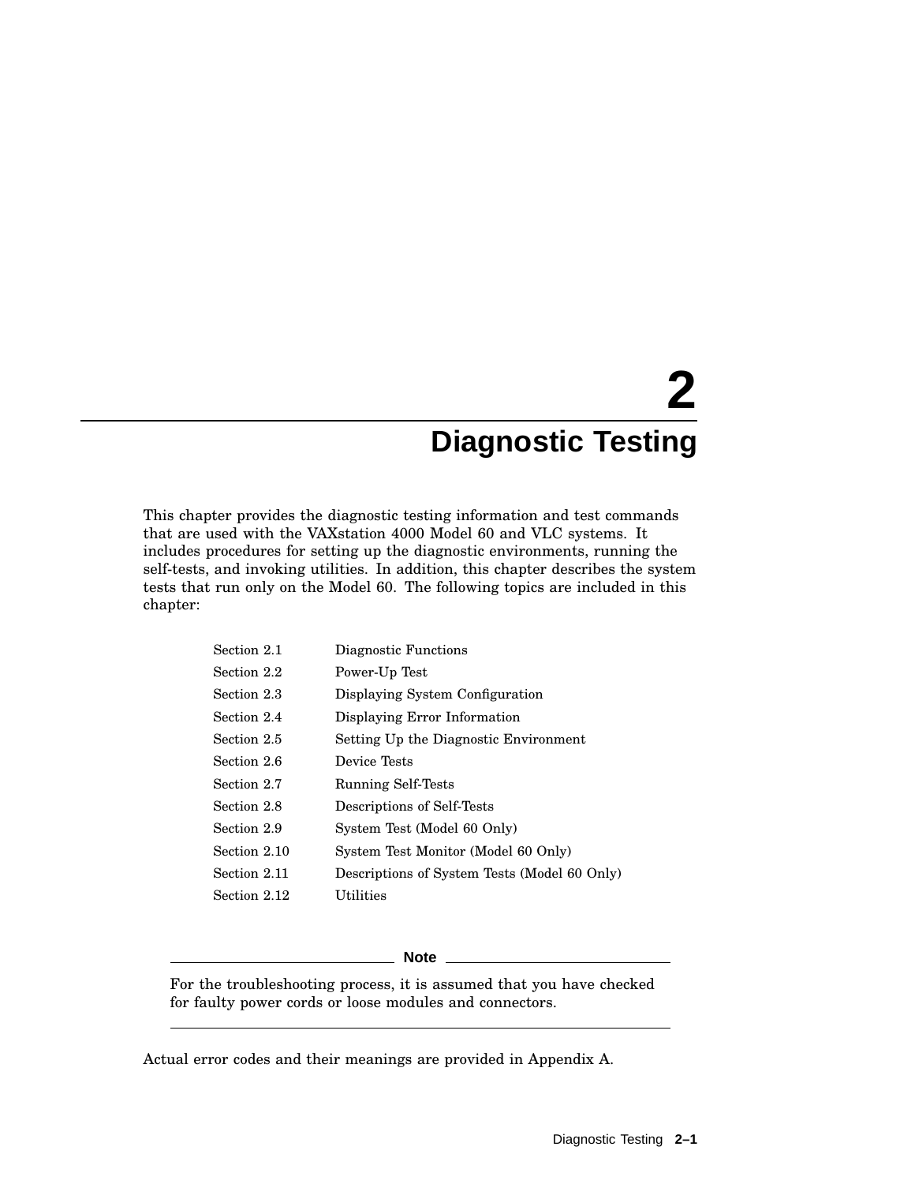# 2 Diagnostic Testing

This chapter provides the diagnostic testing information and test commands that are used with the VAXstation 4000 Model 60 and VLC systems. It includes procedures for setting up the diagnostic environments, running the self-tests, and invoking utilities. In addition, this chapter describes the system tests that run only on the Model 60. The following topics are included in this chapter:

| | |
|---|---|
| Section 2.1 | Diagnostic Functions |
| Section 2.2 | Power-Up Test |
| Section 2.3 | Displaying System Configuration |
| Section 2.4 | Displaying Error Information |
| Section 2.5 | Setting Up the Diagnostic Environment |
| Section 2.6 | Device Tests |
| Section 2.7 | Running Self-Tests |
| Section 2.8 | Descriptions of Self-Tests |
| Section 2.9 | System Test (Model 60 Only) |
| Section 2.10 | System Test Monitor (Model 60 Only) |
| Section 2.11 | Descriptions of System Tests (Model 60 Only) |
| Section 2.12 | Utilities |

**Note**

For the troubleshooting process, it is assumed that you have checked for faulty power cords or loose modules and connectors.

Actual error codes and their meanings are provided in Appendix A.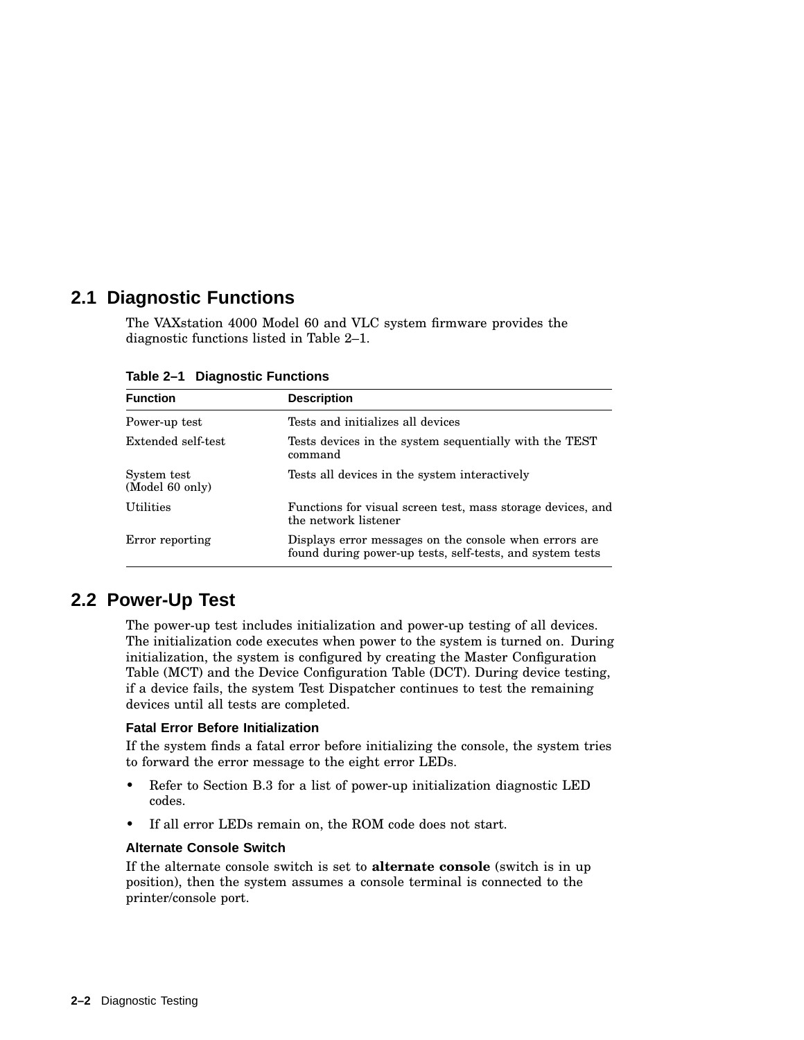## 2.1 Diagnostic Functions

The VAXstation 4000 Model 60 and VLC system firmware provides the diagnostic functions listed in Table 2–1.

**Table 2–1 Diagnostic Functions**

| Function | Description |
|---|---|
| Power-up test | Tests and initializes all devices |
| Extended self-test | Tests devices in the system sequentially with the TEST command |
| System test (Model 60 only) | Tests all devices in the system interactively |
| Utilities | Functions for visual screen test, mass storage devices, and the network listener |
| Error reporting | Displays error messages on the console when errors are found during power-up tests, self-tests, and system tests |

## 2.2 Power-Up Test

The power-up test includes initialization and power-up testing of all devices. The initialization code executes when power to the system is turned on. During initialization, the system is configured by creating the Master Configuration Table (MCT) and the Device Configuration Table (DCT). During device testing, if a device fails, the system Test Dispatcher continues to test the remaining devices until all tests are completed.

#### Fatal Error Before Initialization

If the system finds a fatal error before initializing the console, the system tries to forward the error message to the eight error LEDs.

- Refer to Section B.3 for a list of power-up initialization diagnostic LED codes.
- If all error LEDs remain on, the ROM code does not start.

#### Alternate Console Switch

If the alternate console switch is set to **alternate console** (switch is in up position), then the system assumes a console terminal is connected to the printer/console port.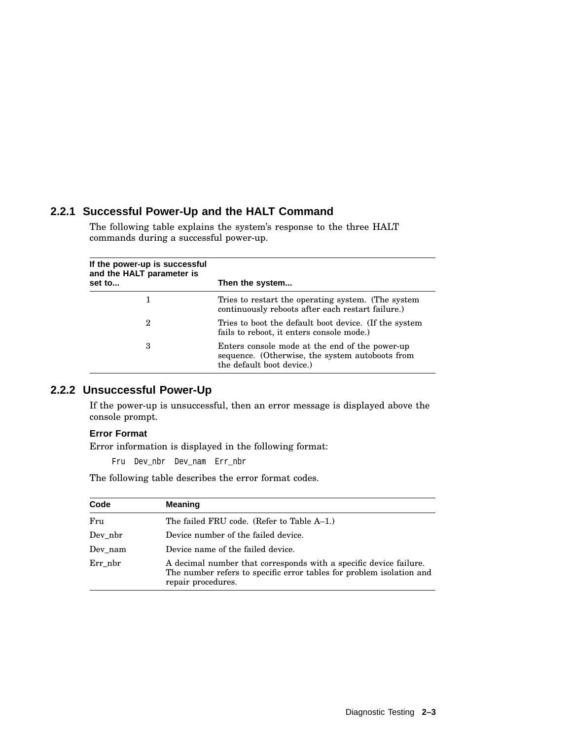### 2.2.1 Successful Power-Up and the HALT Command

The following table explains the system's response to the three HALT commands during a successful power-up.

| If the power-up is successful and the HALT parameter is set to... | Then the system... |
|---|---|
| 1 | Tries to restart the operating system. (The system continuously reboots after each restart failure.) |
| 2 | Tries to boot the default boot device. (If the system fails to reboot, it enters console mode.) |
| 3 | Enters console mode at the end of the power-up sequence. (Otherwise, the system autoboots from the default boot device.) |

### 2.2.2 Unsuccessful Power-Up

If the power-up is unsuccessful, then an error message is displayed above the console prompt.

**Error Format**

Error information is displayed in the following format:

```
Fru  Dev_nbr  Dev_nam  Err_nbr
```

The following table describes the error format codes.

| Code | Meaning |
|---|---|
| Fru | The failed FRU code. (Refer to Table A–1.) |
| Dev_nbr | Device number of the failed device. |
| Dev_nam | Device name of the failed device. |
| Err_nbr | A decimal number that corresponds with a specific device failure. The number refers to specific error tables for problem isolation and repair procedures. |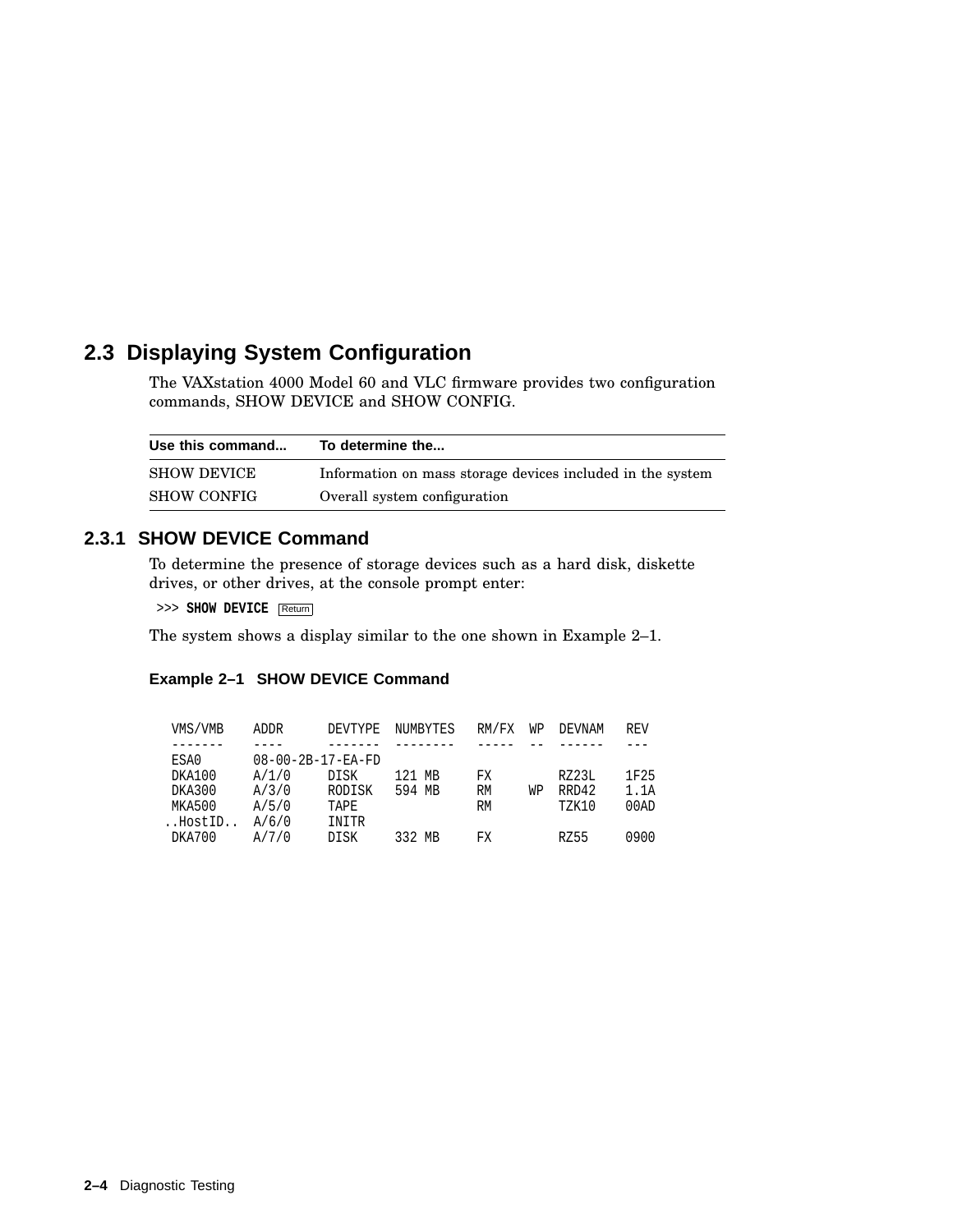## 2.3 Displaying System Configuration

The VAXstation 4000 Model 60 and VLC firmware provides two configuration commands, SHOW DEVICE and SHOW CONFIG.

| Use this command... | To determine the... |
|---|---|
| SHOW DEVICE | Information on mass storage devices included in the system |
| SHOW CONFIG | Overall system configuration |

### 2.3.1 SHOW DEVICE Command

To determine the presence of storage devices such as a hard disk, diskette drives, or other drives, at the console prompt enter:

```
>>> SHOW DEVICE Return
```

The system shows a display similar to the one shown in Example 2–1.

**Example 2–1 SHOW DEVICE Command**

```
 VMS/VMB    ADDR      DEVTYPE  NUMBYTES   RM/FX  WP  DEVNAM   REV
 -------    ----      -------  --------   -----  --  ------   ---
 ESA0       08-00-2B-17-EA-FD
 DKA100     A/1/0     DISK     121 MB     FX         RZ23L    1F25
 DKA300     A/3/0     RODISK   594 MB     RM     WP  RRD42    1.1A
 MKA500     A/5/0     TAPE                RM         TZK10    00AD
..HostID..  A/6/0     INITR
 DKA700     A/7/0     DISK     332 MB     FX         RZ55     0900
```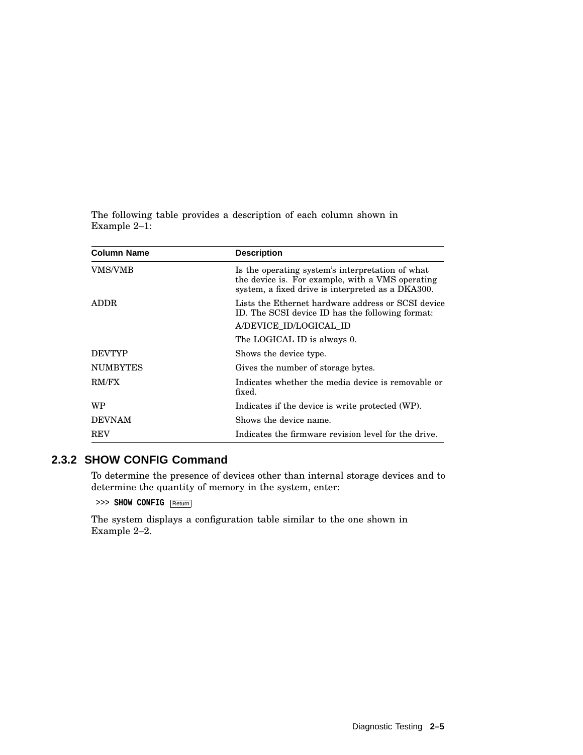The following table provides a description of each column shown in Example 2–1:

| Column Name | Description |
|---|---|
| VMS/VMB | Is the operating system's interpretation of what the device is. For example, with a VMS operating system, a fixed drive is interpreted as a DKA300. |
| ADDR | Lists the Ethernet hardware address or SCSI device ID. The SCSI device ID has the following format: A/DEVICE_ID/LOGICAL_ID The LOGICAL ID is always 0. |
| DEVTYP | Shows the device type. |
| NUMBYTES | Gives the number of storage bytes. |
| RM/FX | Indicates whether the media device is removable or fixed. |
| WP | Indicates if the device is write protected (WP). |
| DEVNAM | Shows the device name. |
| REV | Indicates the firmware revision level for the drive. |

### 2.3.2 SHOW CONFIG Command

To determine the presence of devices other than internal storage devices and to determine the quantity of memory in the system, enter:

```
>>> SHOW CONFIG Return
```

The system displays a configuration table similar to the one shown in Example 2–2.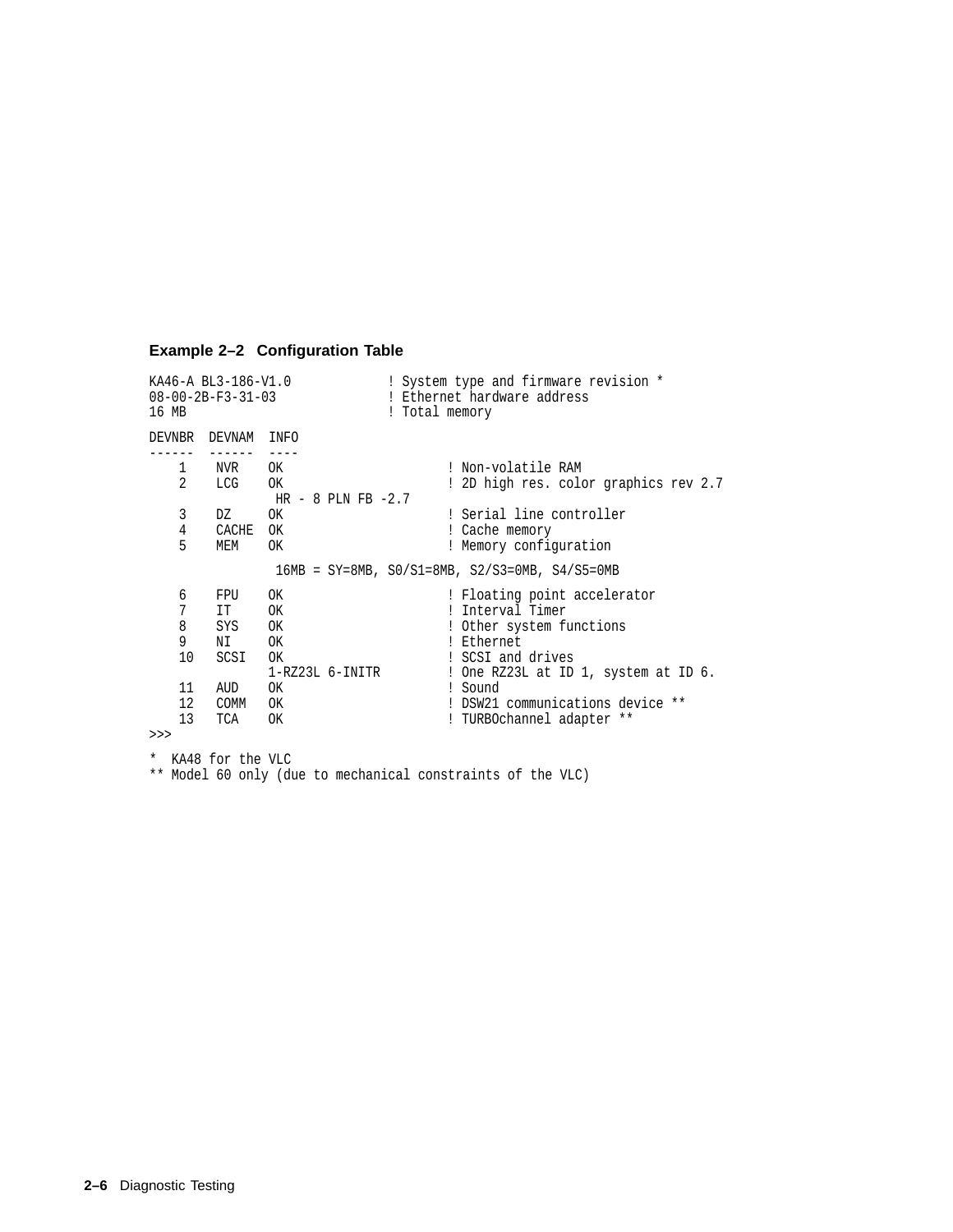**Example 2–2 Configuration Table**

```
KA46-A BL3-186-V1.0            ! System type and firmware revision *
08-00-2B-F3-31-03              ! Ethernet hardware address
16 MB                          ! Total memory

DEVNBR  DEVNAM  INFO
------  ------  ----
    1    NVR    OK                     ! Non-volatile RAM
    2    LCG    OK                     ! 2D high res. color graphics rev 2.7
                 HR - 8 PLN FB -2.7
    3    DZ     OK                     ! Serial line controller
    4    CACHE  OK                     ! Cache memory
    5    MEM    OK                     ! Memory configuration

                 16MB = SY=8MB, S0/S1=8MB, S2/S3=0MB, S4/S5=0MB

    6    FPU    OK                     ! Floating point accelerator
    7    IT     OK                     ! Interval Timer
    8    SYS    OK                     ! Other system functions
    9    NI     OK                     ! Ethernet
    10   SCSI   OK                     ! SCSI and drives
                1-RZ23L 6-INITR        ! One RZ23L at ID 1, system at ID 6.
    11   AUD    OK                     ! Sound
    12   COMM   OK                     ! DSW21 communications device **
    13   TCA    OK                     ! TURBOchannel adapter **
>>>

*  KA48 for the VLC
** Model 60 only (due to mechanical constraints of the VLC)
```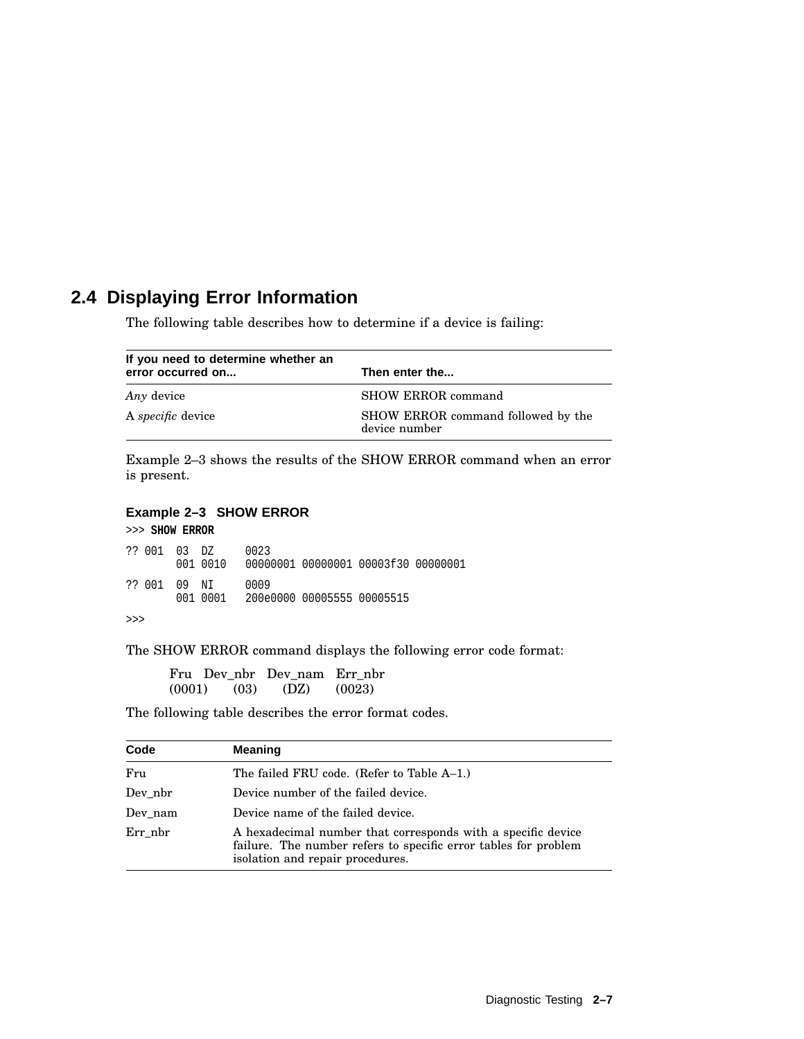## 2.4 Displaying Error Information

The following table describes how to determine if a device is failing:

| If you need to determine whether an error occurred on... | Then enter the... |
| --- | --- |
| *Any* device | SHOW ERROR command |
| A *specific* device | SHOW ERROR command followed by the device number |

Example 2–3 shows the results of the SHOW ERROR command when an error is present.

**Example 2–3 SHOW ERROR**

```
>>> SHOW ERROR

?? 001  03  DZ      0023
        001 0010    00000001 00000001 00003f30 00000001

?? 001  09  NI      0009
        001 0001    200e0000 00005555 00005515

>>>
```

The SHOW ERROR command displays the following error code format:

```
Fru    Dev_nbr   Dev_nam   Err_nbr
(0001)   (03)      (DZ)    (0023)
```

The following table describes the error format codes.

| Code | Meaning |
| --- | --- |
| Fru | The failed FRU code. (Refer to Table A–1.) |
| Dev_nbr | Device number of the failed device. |
| Dev_nam | Device name of the failed device. |
| Err_nbr | A hexadecimal number that corresponds with a specific device failure. The number refers to specific error tables for problem isolation and repair procedures. |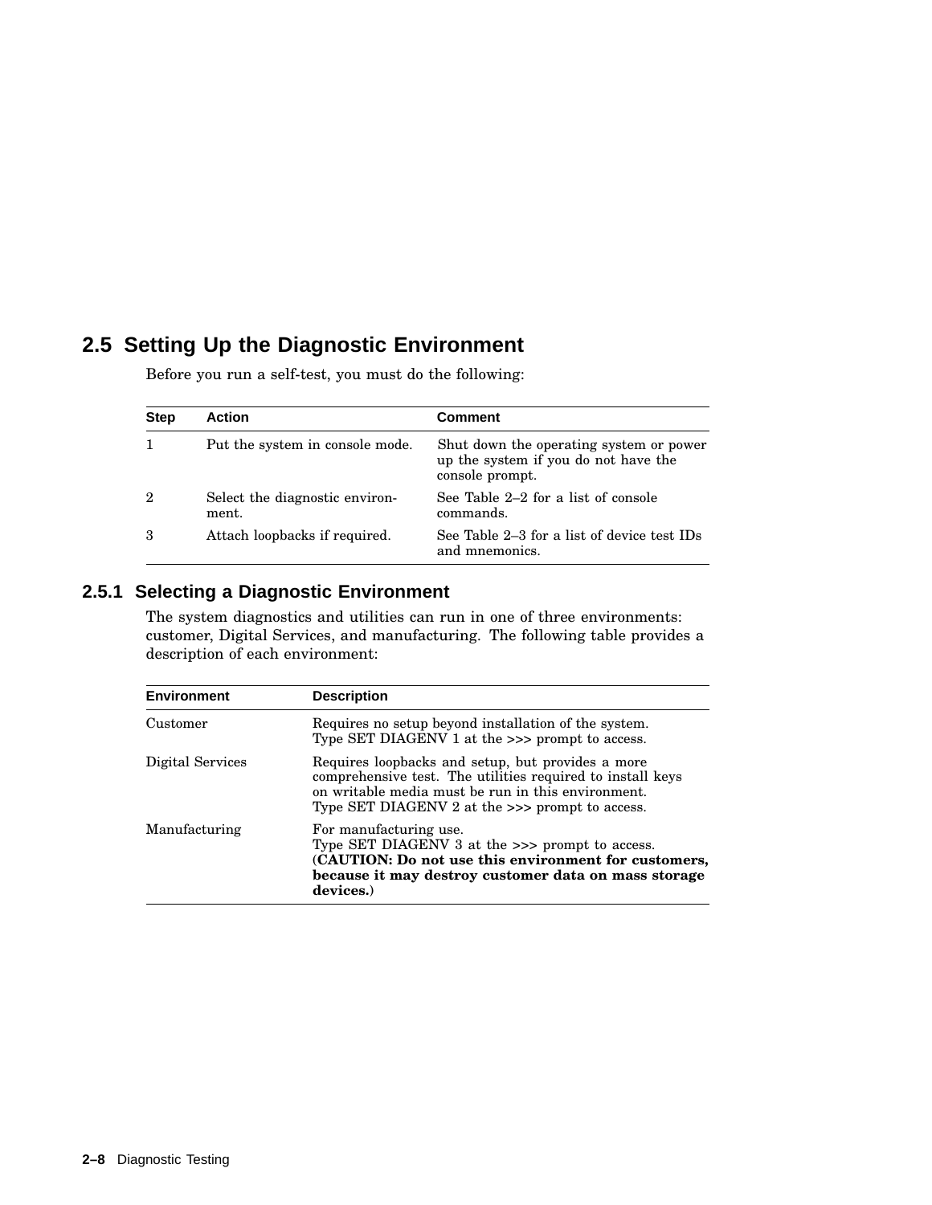## 2.5 Setting Up the Diagnostic Environment

Before you run a self-test, you must do the following:

| Step | Action | Comment |
|---|---|---|
| 1 | Put the system in console mode. | Shut down the operating system or power up the system if you do not have the console prompt. |
| 2 | Select the diagnostic environment. | See Table 2–2 for a list of console commands. |
| 3 | Attach loopbacks if required. | See Table 2–3 for a list of device test IDs and mnemonics. |

### 2.5.1 Selecting a Diagnostic Environment

The system diagnostics and utilities can run in one of three environments: customer, Digital Services, and manufacturing. The following table provides a description of each environment:

| Environment | Description |
|---|---|
| Customer | Requires no setup beyond installation of the system. Type SET DIAGENV 1 at the >>> prompt to access. |
| Digital Services | Requires loopbacks and setup, but provides a more comprehensive test. The utilities required to install keys on writable media must be run in this environment. Type SET DIAGENV 2 at the >>> prompt to access. |
| Manufacturing | For manufacturing use. Type SET DIAGENV 3 at the >>> prompt to access. (**CAUTION: Do not use this environment for customers, because it may destroy customer data on mass storage devices.**) |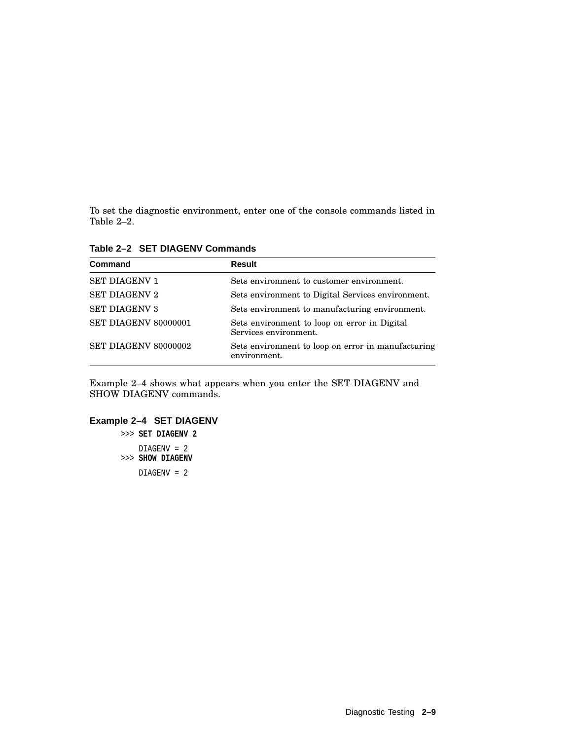To set the diagnostic environment, enter one of the console commands listed in Table 2–2.

**Table 2–2 SET DIAGENV Commands**

| Command | Result |
|---|---|
| SET DIAGENV 1 | Sets environment to customer environment. |
| SET DIAGENV 2 | Sets environment to Digital Services environment. |
| SET DIAGENV 3 | Sets environment to manufacturing environment. |
| SET DIAGENV 80000001 | Sets environment to loop on error in Digital Services environment. |
| SET DIAGENV 80000002 | Sets environment to loop on error in manufacturing environment. |

Example 2–4 shows what appears when you enter the SET DIAGENV and SHOW DIAGENV commands.

**Example 2–4 SET DIAGENV**

```
>>> SET DIAGENV 2

    DIAGENV = 2
>>> SHOW DIAGENV

    DIAGENV = 2
```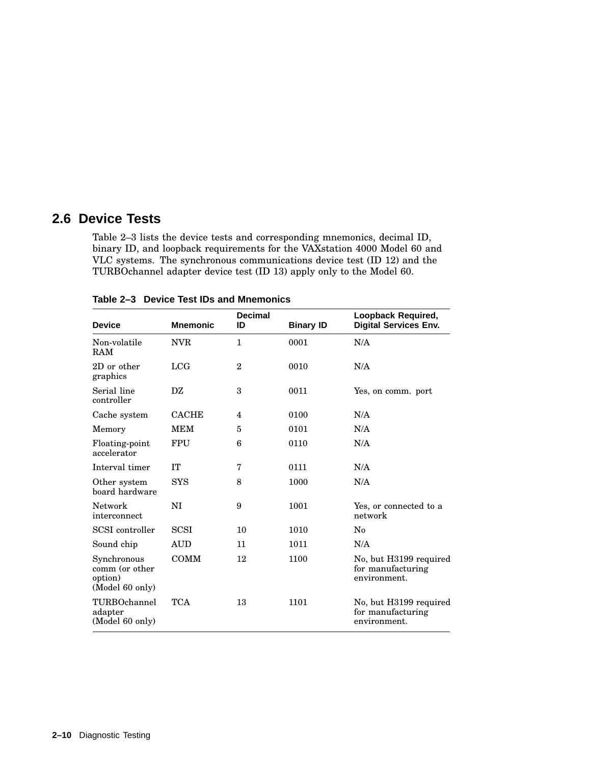## 2.6 Device Tests

Table 2–3 lists the device tests and corresponding mnemonics, decimal ID, binary ID, and loopback requirements for the VAXstation 4000 Model 60 and VLC systems. The synchronous communications device test (ID 12) and the TURBOchannel adapter device test (ID 13) apply only to the Model 60.

**Table 2–3 Device Test IDs and Mnemonics**

| Device | Mnemonic | Decimal ID | Binary ID | Loopback Required, Digital Services Env. |
|---|---|---|---|---|
| Non-volatile RAM | NVR | 1 | 0001 | N/A |
| 2D or other graphics | LCG | 2 | 0010 | N/A |
| Serial line controller | DZ | 3 | 0011 | Yes, on comm. port |
| Cache system | CACHE | 4 | 0100 | N/A |
| Memory | MEM | 5 | 0101 | N/A |
| Floating-point accelerator | FPU | 6 | 0110 | N/A |
| Interval timer | IT | 7 | 0111 | N/A |
| Other system board hardware | SYS | 8 | 1000 | N/A |
| Network interconnect | NI | 9 | 1001 | Yes, or connected to a network |
| SCSI controller | SCSI | 10 | 1010 | No |
| Sound chip | AUD | 11 | 1011 | N/A |
| Synchronous comm (or other option) (Model 60 only) | COMM | 12 | 1100 | No, but H3199 required for manufacturing environment. |
| TURBOchannel adapter (Model 60 only) | TCA | 13 | 1101 | No, but H3199 required for manufacturing environment. |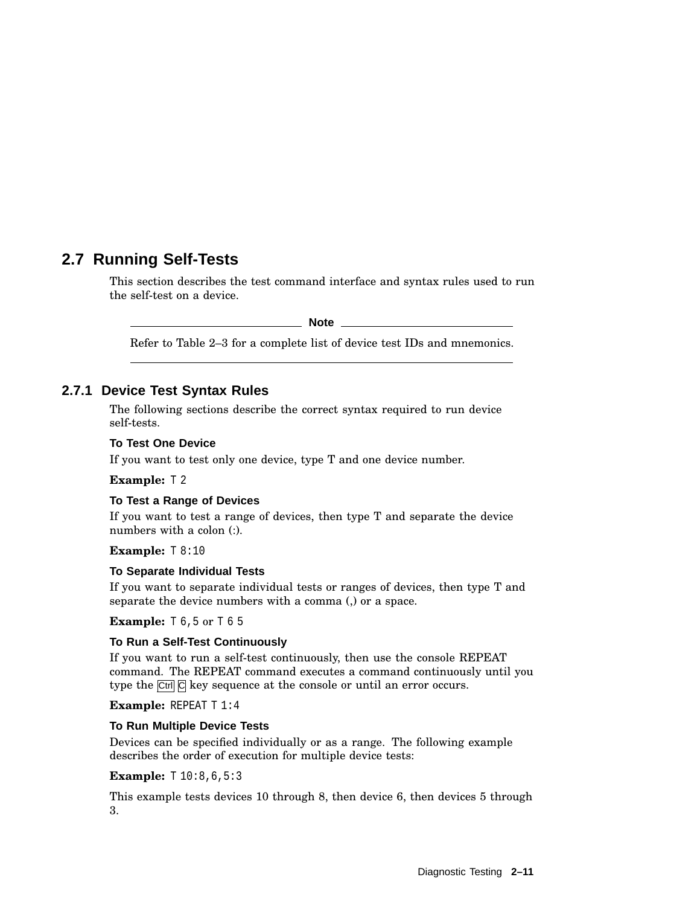## 2.7 Running Self-Tests

This section describes the test command interface and syntax rules used to run the self-test on a device.

---

**Note**

Refer to Table 2–3 for a complete list of device test IDs and mnemonics.

---

### 2.7.1 Device Test Syntax Rules

The following sections describe the correct syntax required to run device self-tests.

**To Test One Device**

If you want to test only one device, type T and one device number.

**Example:** `T 2`

**To Test a Range of Devices**

If you want to test a range of devices, then type T and separate the device numbers with a colon (:).

**Example:** `T 8:10`

**To Separate Individual Tests**

If you want to separate individual tests or ranges of devices, then type T and separate the device numbers with a comma (,) or a space.

**Example:** `T 6,5` or `T 6 5`

**To Run a Self-Test Continuously**

If you want to run a self-test continuously, then use the console REPEAT command. The REPEAT command executes a command continuously until you type the Ctrl C key sequence at the console or until an error occurs.

**Example:** `REPEAT T 1:4`

**To Run Multiple Device Tests**

Devices can be specified individually or as a range. The following example describes the order of execution for multiple device tests:

**Example:** `T 10:8,6,5:3`

This example tests devices 10 through 8, then device 6, then devices 5 through 3.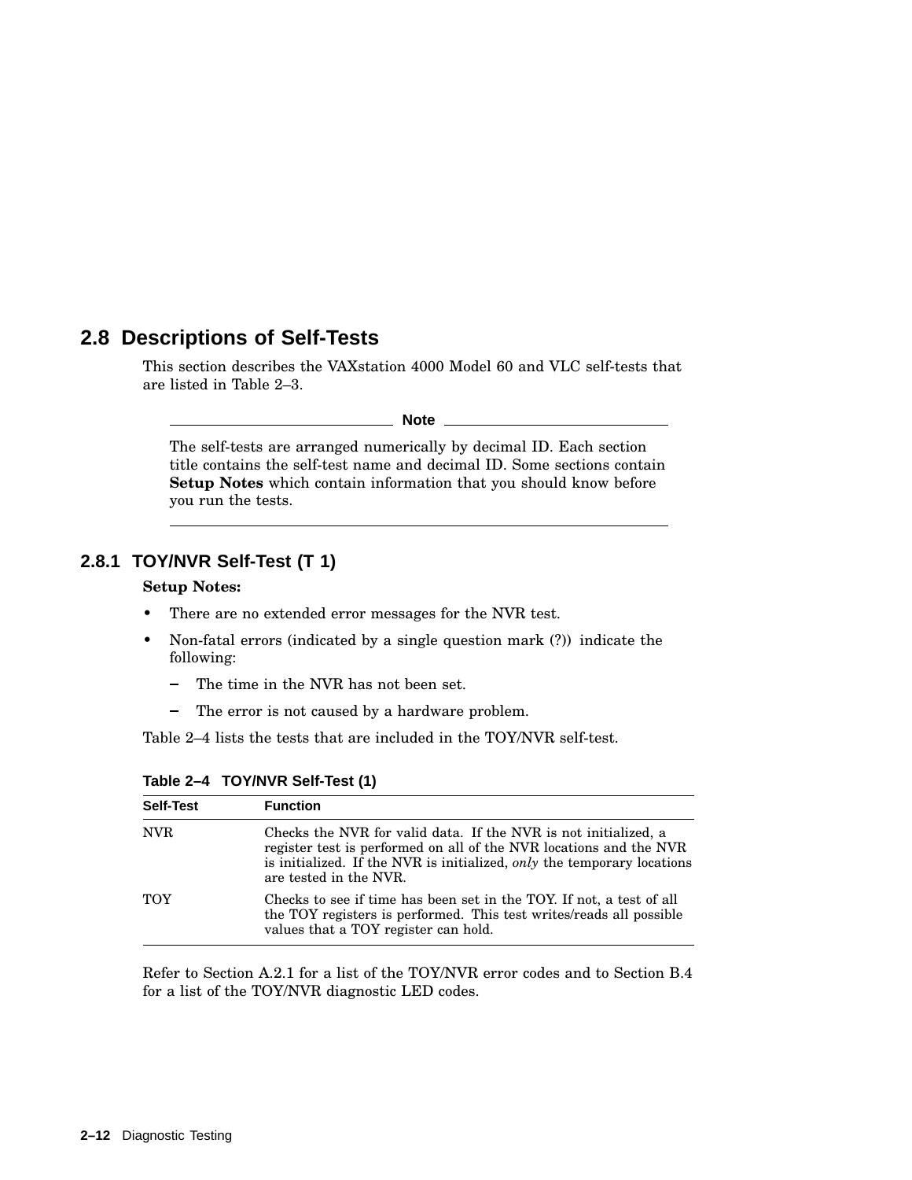## 2.8 Descriptions of Self-Tests

This section describes the VAXstation 4000 Model 60 and VLC self-tests that are listed in Table 2–3.

---

**Note**

The self-tests are arranged numerically by decimal ID. Each section title contains the self-test name and decimal ID. Some sections contain **Setup Notes** which contain information that you should know before you run the tests.

---

### 2.8.1 TOY/NVR Self-Test (T 1)

**Setup Notes:**

- There are no extended error messages for the NVR test.
- Non-fatal errors (indicated by a single question mark (?)) indicate the following:
  - The time in the NVR has not been set.
  - The error is not caused by a hardware problem.

Table 2–4 lists the tests that are included in the TOY/NVR self-test.

**Table 2–4 TOY/NVR Self-Test (1)**

| Self-Test | Function |
|---|---|
| NVR | Checks the NVR for valid data. If the NVR is not initialized, a register test is performed on all of the NVR locations and the NVR is initialized. If the NVR is initialized, *only* the temporary locations are tested in the NVR. |
| TOY | Checks to see if time has been set in the TOY. If not, a test of all the TOY registers is performed. This test writes/reads all possible values that a TOY register can hold. |

Refer to Section A.2.1 for a list of the TOY/NVR error codes and to Section B.4 for a list of the TOY/NVR diagnostic LED codes.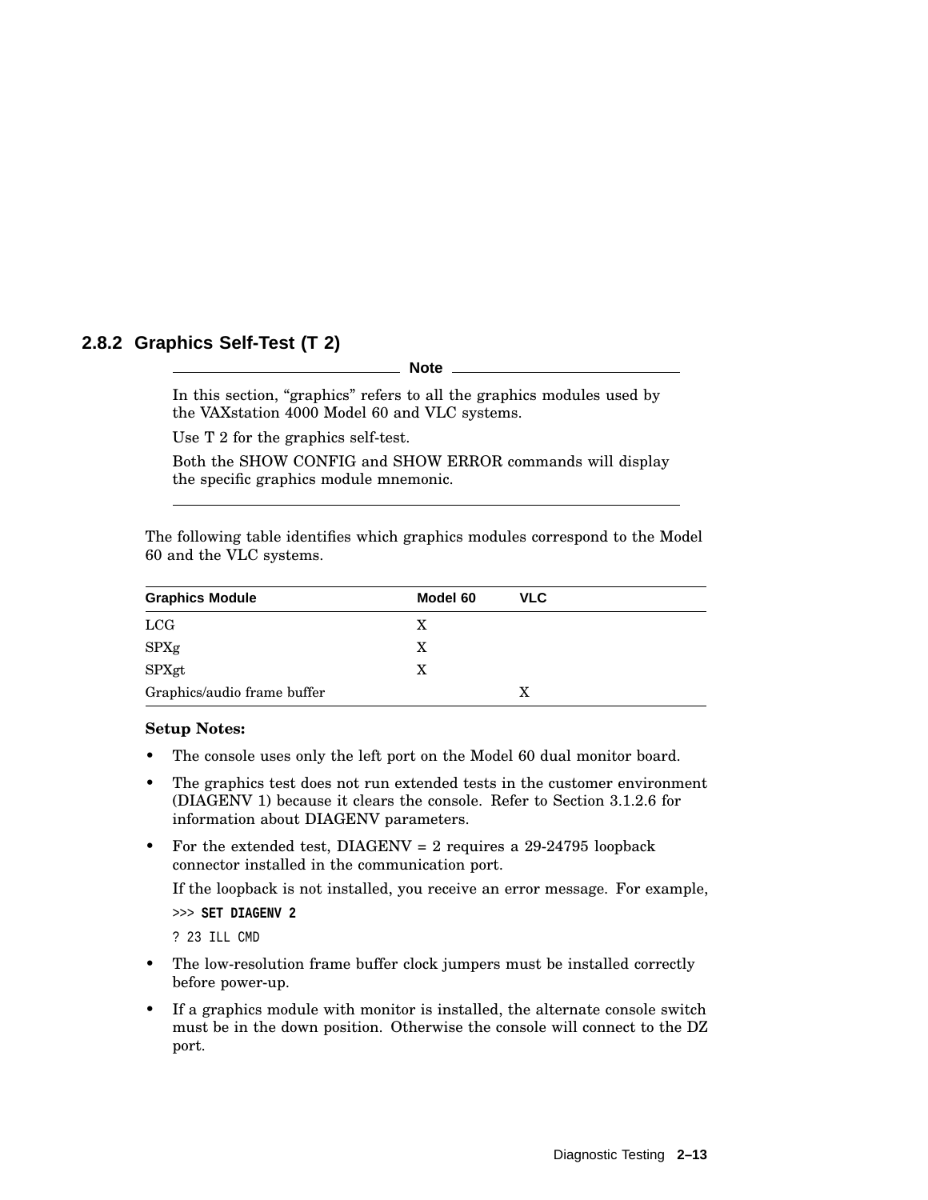### 2.8.2 Graphics Self-Test (T 2)

**Note**

In this section, “graphics” refers to all the graphics modules used by the VAXstation 4000 Model 60 and VLC systems.

Use T 2 for the graphics self-test.

Both the SHOW CONFIG and SHOW ERROR commands will display the specific graphics module mnemonic.

---

The following table identifies which graphics modules correspond to the Model 60 and the VLC systems.

| Graphics Module | Model 60 | VLC |
|---|---|---|
| LCG | X | |
| SPXg | X | |
| SPXgt | X | |
| Graphics/audio frame buffer | | X |

**Setup Notes:**

- The console uses only the left port on the Model 60 dual monitor board.
- The graphics test does not run extended tests in the customer environment (DIAGENV 1) because it clears the console. Refer to Section 3.1.2.6 for information about DIAGENV parameters.
- For the extended test, DIAGENV = 2 requires a 29-24795 loopback connector installed in the communication port.

  If the loopback is not installed, you receive an error message. For example,

  ```
  >>> SET DIAGENV 2
  ? 23 ILL CMD
  ```

- The low-resolution frame buffer clock jumpers must be installed correctly before power-up.
- If a graphics module with monitor is installed, the alternate console switch must be in the down position. Otherwise the console will connect to the DZ port.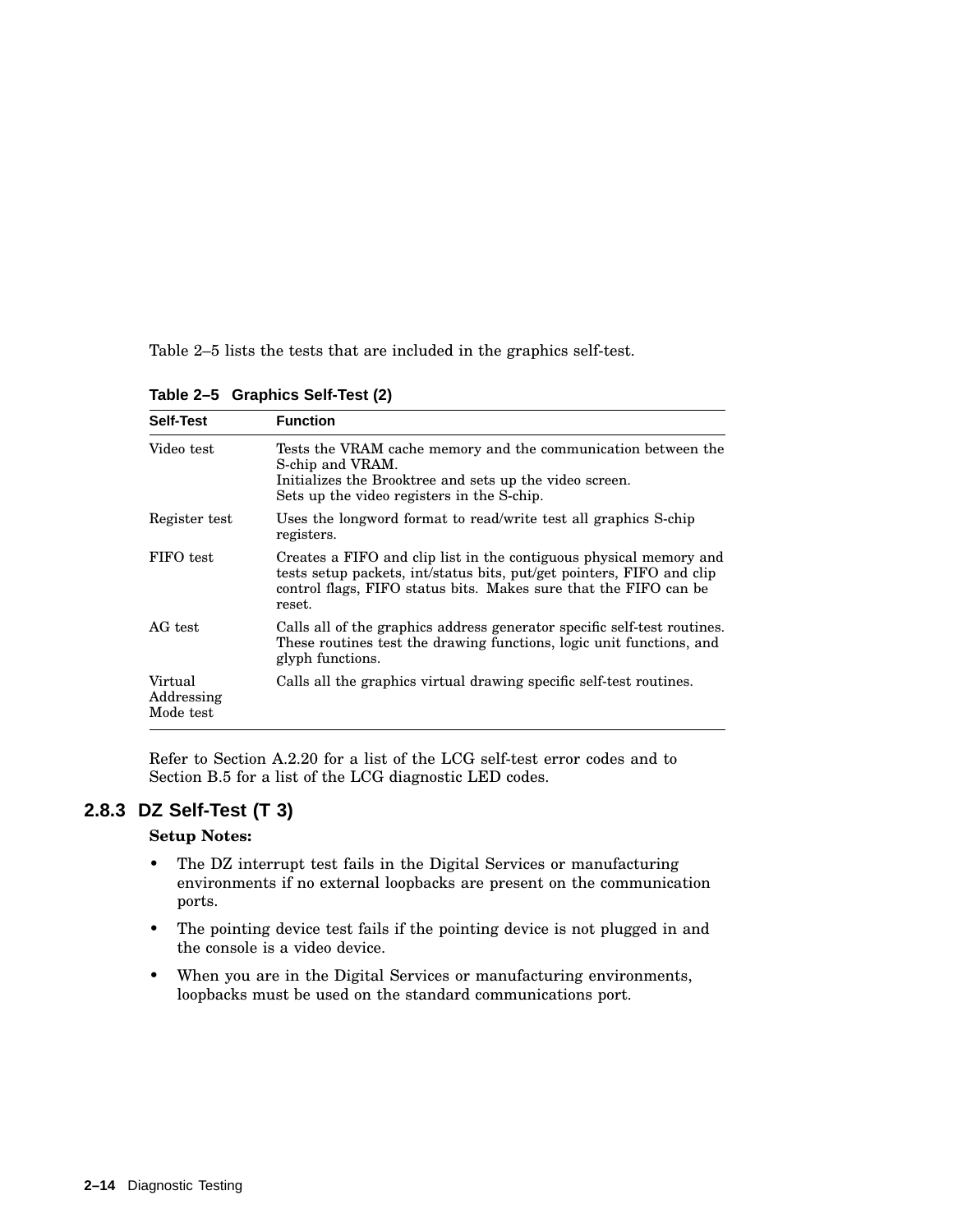Table 2–5 lists the tests that are included in the graphics self-test.

**Table 2–5 Graphics Self-Test (2)**

| Self-Test | Function |
|---|---|
| Video test | Tests the VRAM cache memory and the communication between the S-chip and VRAM.<br>Initializes the Brooktree and sets up the video screen.<br>Sets up the video registers in the S-chip. |
| Register test | Uses the longword format to read/write test all graphics S-chip registers. |
| FIFO test | Creates a FIFO and clip list in the contiguous physical memory and tests setup packets, int/status bits, put/get pointers, FIFO and clip control flags, FIFO status bits. Makes sure that the FIFO can be reset. |
| AG test | Calls all of the graphics address generator specific self-test routines. These routines test the drawing functions, logic unit functions, and glyph functions. |
| Virtual Addressing Mode test | Calls all the graphics virtual drawing specific self-test routines. |

Refer to Section A.2.20 for a list of the LCG self-test error codes and to Section B.5 for a list of the LCG diagnostic LED codes.

### 2.8.3 DZ Self-Test (T 3)

**Setup Notes:**

- The DZ interrupt test fails in the Digital Services or manufacturing environments if no external loopbacks are present on the communication ports.
- The pointing device test fails if the pointing device is not plugged in and the console is a video device.
- When you are in the Digital Services or manufacturing environments, loopbacks must be used on the standard communications port.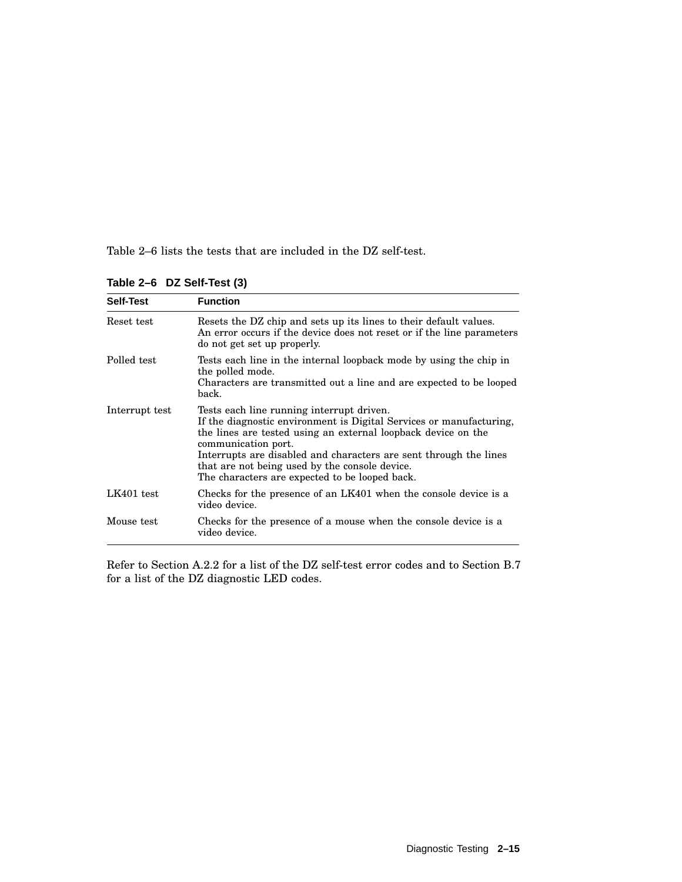Table 2–6 lists the tests that are included in the DZ self-test.

**Table 2–6 DZ Self-Test (3)**

| Self-Test | Function |
|---|---|
| Reset test | Resets the DZ chip and sets up its lines to their default values.<br>An error occurs if the device does not reset or if the line parameters do not get set up properly. |
| Polled test | Tests each line in the internal loopback mode by using the chip in the polled mode.<br>Characters are transmitted out a line and are expected to be looped back. |
| Interrupt test | Tests each line running interrupt driven.<br>If the diagnostic environment is Digital Services or manufacturing, the lines are tested using an external loopback device on the communication port.<br>Interrupts are disabled and characters are sent through the lines that are not being used by the console device.<br>The characters are expected to be looped back. |
| LK401 test | Checks for the presence of an LK401 when the console device is a video device. |
| Mouse test | Checks for the presence of a mouse when the console device is a video device. |

Refer to Section A.2.2 for a list of the DZ self-test error codes and to Section B.7 for a list of the DZ diagnostic LED codes.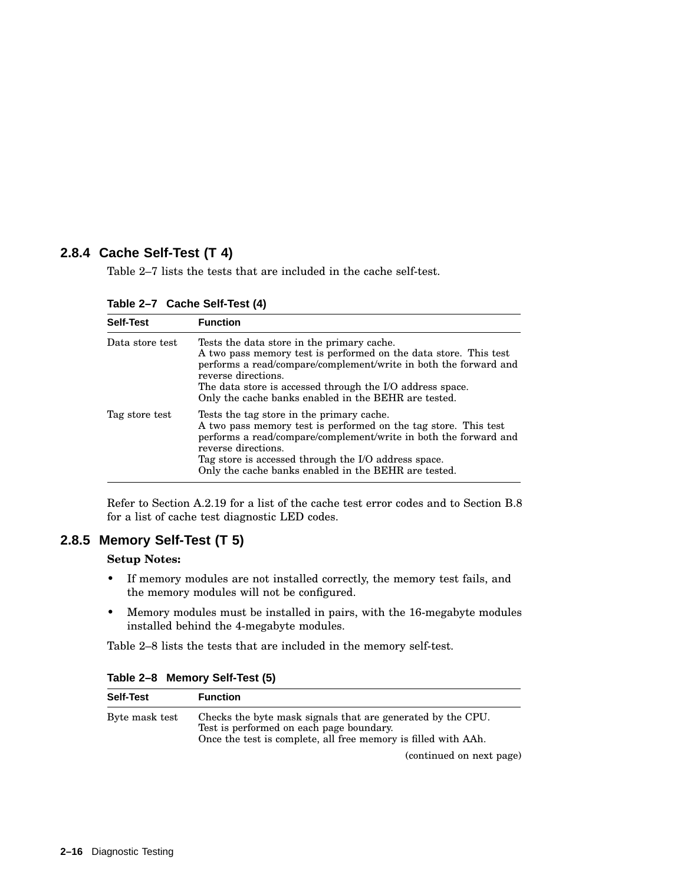### 2.8.4 Cache Self-Test (T 4)

Table 2–7 lists the tests that are included in the cache self-test.

**Table 2–7 Cache Self-Test (4)**

| Self-Test | Function |
|---|---|
| Data store test | Tests the data store in the primary cache.<br>A two pass memory test is performed on the data store. This test performs a read/compare/complement/write in both the forward and reverse directions.<br>The data store is accessed through the I/O address space.<br>Only the cache banks enabled in the BEHR are tested. |
| Tag store test | Tests the tag store in the primary cache.<br>A two pass memory test is performed on the tag store. This test performs a read/compare/complement/write in both the forward and reverse directions.<br>Tag store is accessed through the I/O address space.<br>Only the cache banks enabled in the BEHR are tested. |

Refer to Section A.2.19 for a list of the cache test error codes and to Section B.8 for a list of cache test diagnostic LED codes.

### 2.8.5 Memory Self-Test (T 5)

**Setup Notes:**

- If memory modules are not installed correctly, the memory test fails, and the memory modules will not be configured.
- Memory modules must be installed in pairs, with the 16-megabyte modules installed behind the 4-megabyte modules.

Table 2–8 lists the tests that are included in the memory self-test.

**Table 2–8 Memory Self-Test (5)**

| Self-Test | Function |
|---|---|
| Byte mask test | Checks the byte mask signals that are generated by the CPU.<br>Test is performed on each page boundary.<br>Once the test is complete, all free memory is filled with AAh. |

(continued on next page)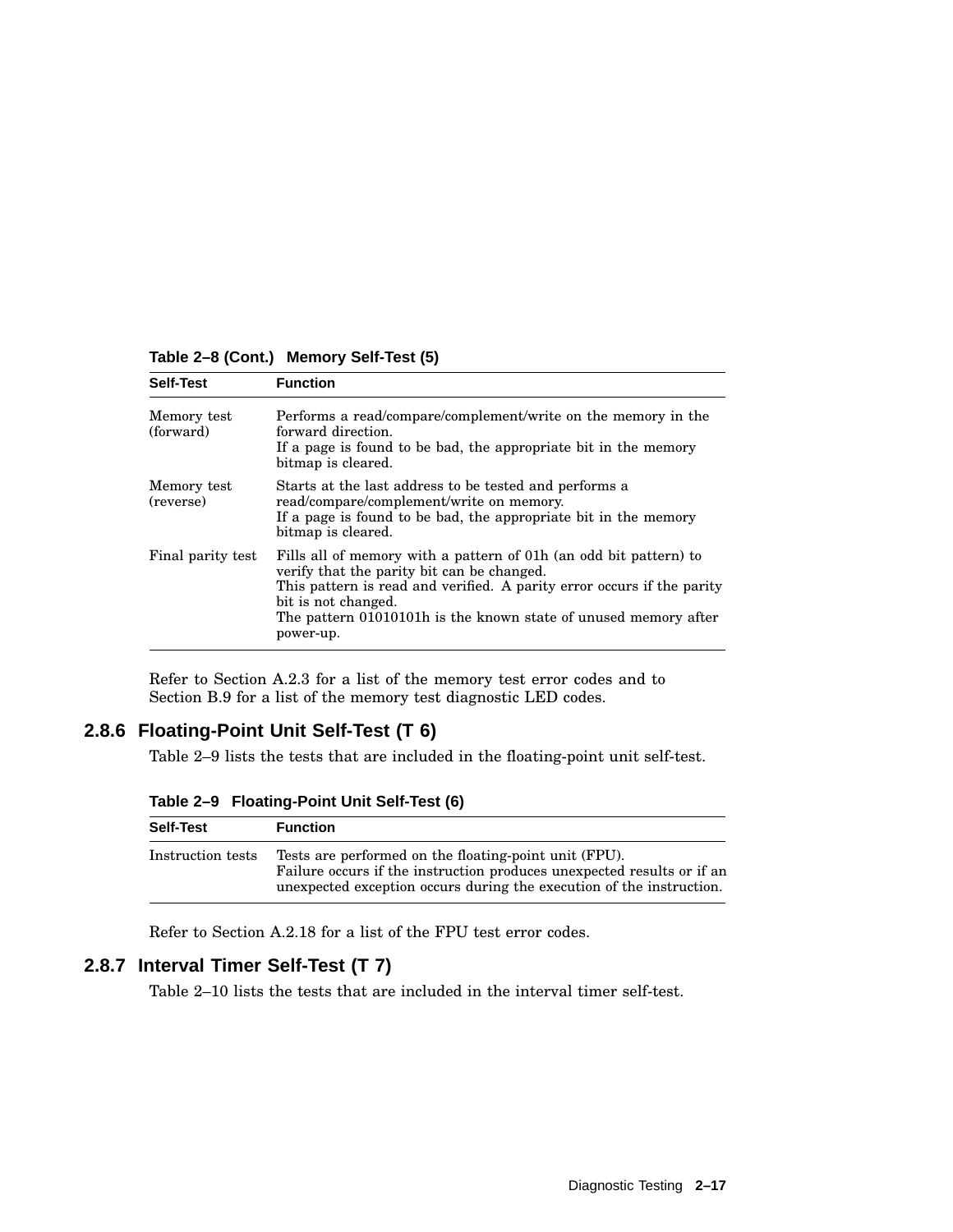**Table 2–8 (Cont.) Memory Self-Test (5)**

| Self-Test | Function |
|---|---|
| Memory test (forward) | Performs a read/compare/complement/write on the memory in the forward direction. If a page is found to be bad, the appropriate bit in the memory bitmap is cleared. |
| Memory test (reverse) | Starts at the last address to be tested and performs a read/compare/complement/write on memory. If a page is found to be bad, the appropriate bit in the memory bitmap is cleared. |
| Final parity test | Fills all of memory with a pattern of 01h (an odd bit pattern) to verify that the parity bit can be changed. This pattern is read and verified. A parity error occurs if the parity bit is not changed. The pattern 01010101h is the known state of unused memory after power-up. |

Refer to Section A.2.3 for a list of the memory test error codes and to Section B.9 for a list of the memory test diagnostic LED codes.

### 2.8.6 Floating-Point Unit Self-Test (T 6)

Table 2–9 lists the tests that are included in the floating-point unit self-test.

**Table 2–9 Floating-Point Unit Self-Test (6)**

| Self-Test | Function |
|---|---|
| Instruction tests | Tests are performed on the floating-point unit (FPU). Failure occurs if the instruction produces unexpected results or if an unexpected exception occurs during the execution of the instruction. |

Refer to Section A.2.18 for a list of the FPU test error codes.

### 2.8.7 Interval Timer Self-Test (T 7)

Table 2–10 lists the tests that are included in the interval timer self-test.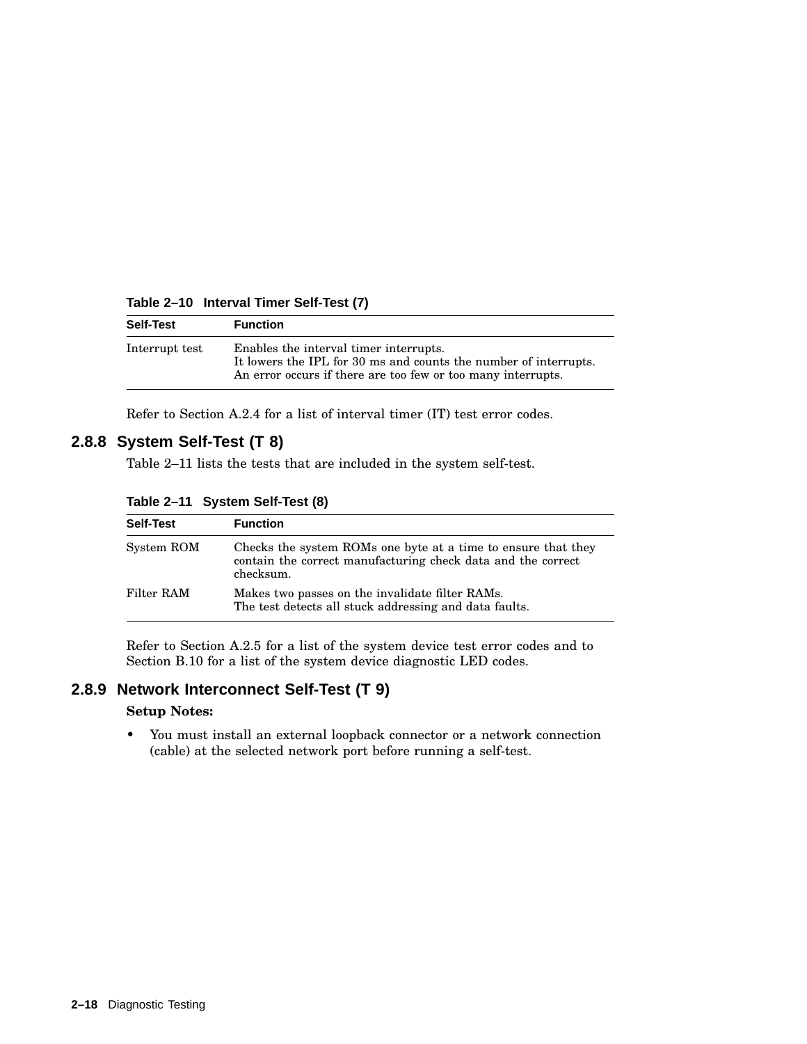**Table 2–10 Interval Timer Self-Test (7)**

| Self-Test | Function |
|---|---|
| Interrupt test | Enables the interval timer interrupts. It lowers the IPL for 30 ms and counts the number of interrupts. An error occurs if there are too few or too many interrupts. |

Refer to Section A.2.4 for a list of interval timer (IT) test error codes.

### 2.8.8 System Self-Test (T 8)

Table 2–11 lists the tests that are included in the system self-test.

**Table 2–11 System Self-Test (8)**

| Self-Test | Function |
|---|---|
| System ROM | Checks the system ROMs one byte at a time to ensure that they contain the correct manufacturing check data and the correct checksum. |
| Filter RAM | Makes two passes on the invalidate filter RAMs. The test detects all stuck addressing and data faults. |

Refer to Section A.2.5 for a list of the system device test error codes and to Section B.10 for a list of the system device diagnostic LED codes.

### 2.8.9 Network Interconnect Self-Test (T 9)

**Setup Notes:**

- You must install an external loopback connector or a network connection (cable) at the selected network port before running a self-test.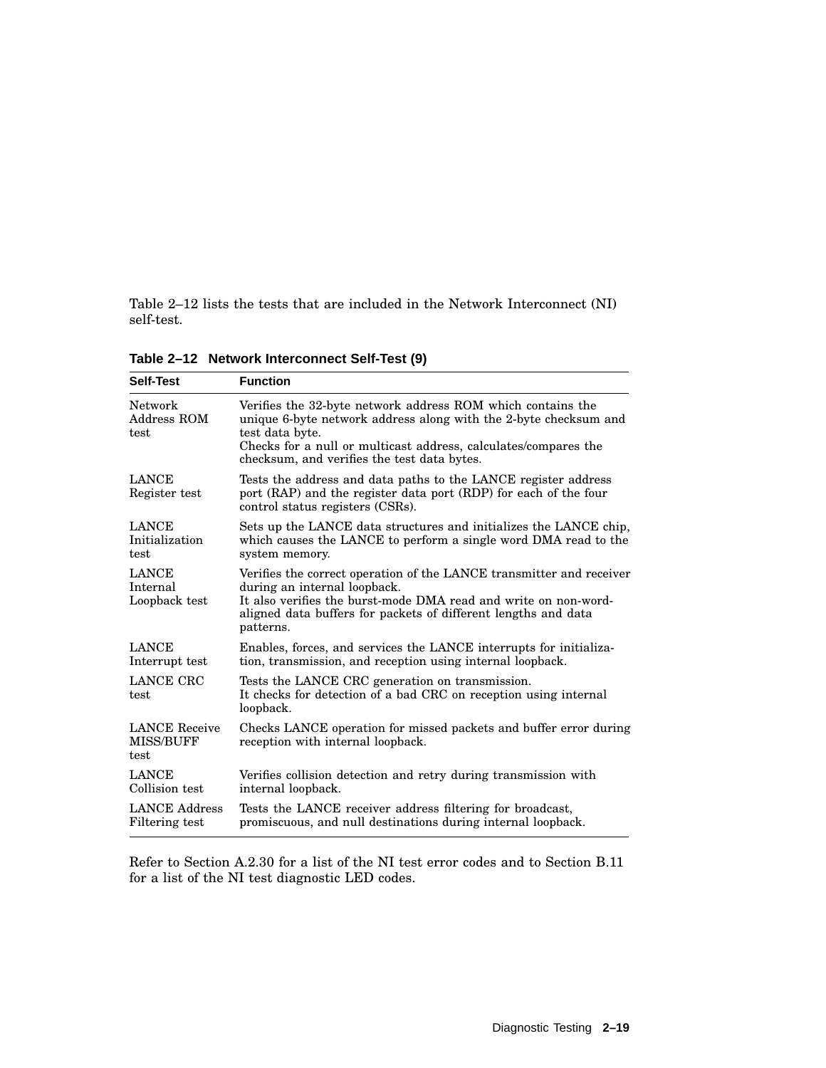Table 2–12 lists the tests that are included in the Network Interconnect (NI) self-test.

**Table 2–12 Network Interconnect Self-Test (9)**

| Self-Test | Function |
|---|---|
| Network Address ROM test | Verifies the 32-byte network address ROM which contains the unique 6-byte network address along with the 2-byte checksum and test data byte.<br>Checks for a null or multicast address, calculates/compares the checksum, and verifies the test data bytes. |
| LANCE Register test | Tests the address and data paths to the LANCE register address port (RAP) and the register data port (RDP) for each of the four control status registers (CSRs). |
| LANCE Initialization test | Sets up the LANCE data structures and initializes the LANCE chip, which causes the LANCE to perform a single word DMA read to the system memory. |
| LANCE Internal Loopback test | Verifies the correct operation of the LANCE transmitter and receiver during an internal loopback.<br>It also verifies the burst-mode DMA read and write on non-word-aligned data buffers for packets of different lengths and data patterns. |
| LANCE Interrupt test | Enables, forces, and services the LANCE interrupts for initialization, transmission, and reception using internal loopback. |
| LANCE CRC test | Tests the LANCE CRC generation on transmission.<br>It checks for detection of a bad CRC on reception using internal loopback. |
| LANCE Receive MISS/BUFF test | Checks LANCE operation for missed packets and buffer error during reception with internal loopback. |
| LANCE Collision test | Verifies collision detection and retry during transmission with internal loopback. |
| LANCE Address Filtering test | Tests the LANCE receiver address filtering for broadcast, promiscuous, and null destinations during internal loopback. |

Refer to Section A.2.30 for a list of the NI test error codes and to Section B.11 for a list of the NI test diagnostic LED codes.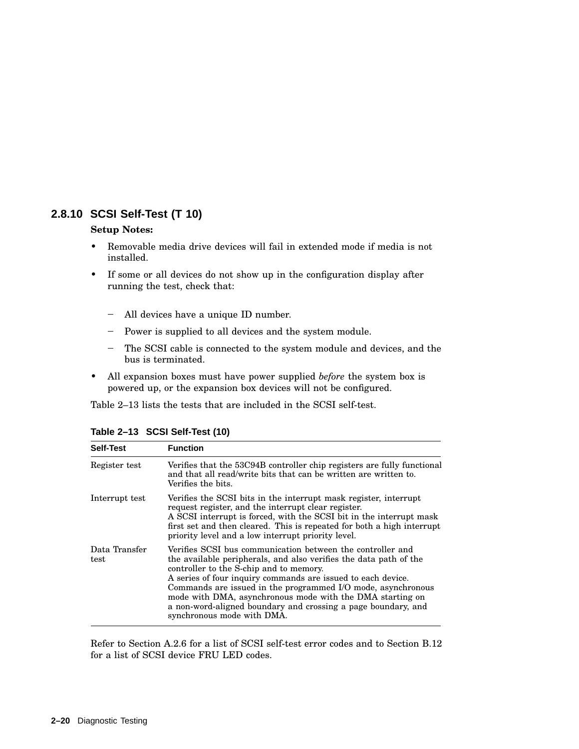### 2.8.10 SCSI Self-Test (T 10)

**Setup Notes:**

- Removable media drive devices will fail in extended mode if media is not installed.
- If some or all devices do not show up in the configuration display after running the test, check that:
  - All devices have a unique ID number.
  - Power is supplied to all devices and the system module.
  - The SCSI cable is connected to the system module and devices, and the bus is terminated.
- All expansion boxes must have power supplied *before* the system box is powered up, or the expansion box devices will not be configured.

Table 2–13 lists the tests that are included in the SCSI self-test.

**Table 2–13 SCSI Self-Test (10)**

| Self-Test | Function |
|---|---|
| Register test | Verifies that the 53C94B controller chip registers are fully functional and that all read/write bits that can be written are written to. Verifies the bits. |
| Interrupt test | Verifies the SCSI bits in the interrupt mask register, interrupt request register, and the interrupt clear register. A SCSI interrupt is forced, with the SCSI bit in the interrupt mask first set and then cleared. This is repeated for both a high interrupt priority level and a low interrupt priority level. |
| Data Transfer test | Verifies SCSI bus communication between the controller and the available peripherals, and also verifies the data path of the controller to the S-chip and to memory. A series of four inquiry commands are issued to each device. Commands are issued in the programmed I/O mode, asynchronous mode with DMA, asynchronous mode with the DMA starting on a non-word-aligned boundary and crossing a page boundary, and synchronous mode with DMA. |

Refer to Section A.2.6 for a list of SCSI self-test error codes and to Section B.12 for a list of SCSI device FRU LED codes.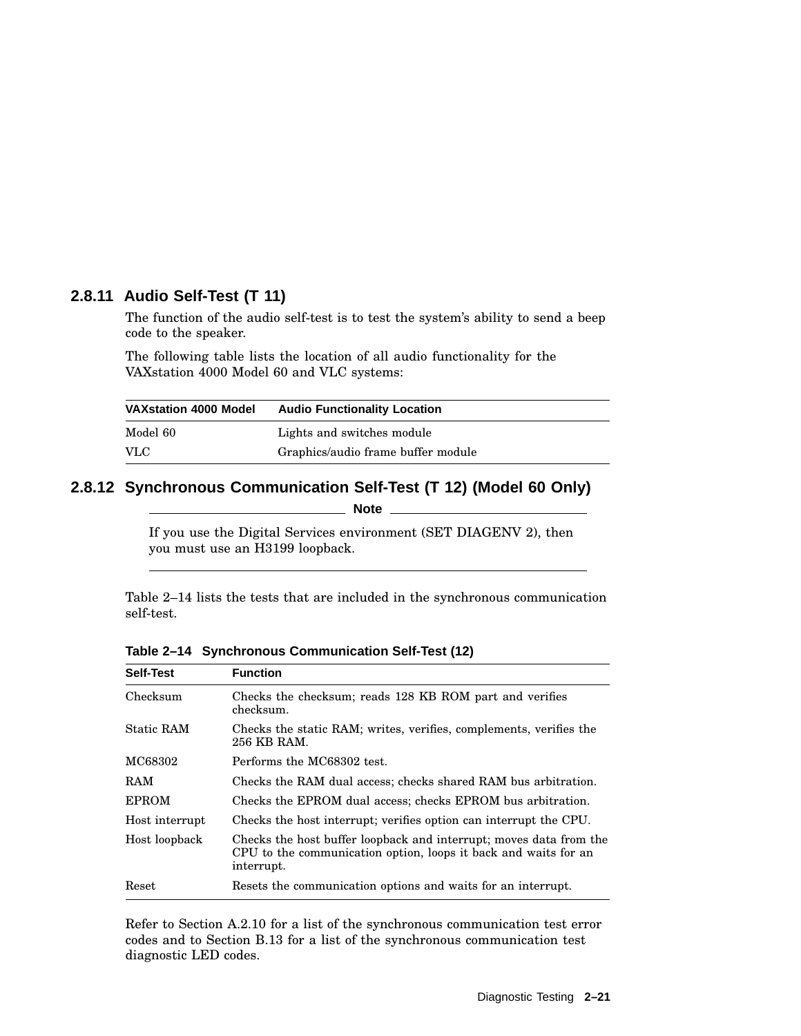### 2.8.11 Audio Self-Test (T 11)

The function of the audio self-test is to test the system's ability to send a beep code to the speaker.

The following table lists the location of all audio functionality for the VAXstation 4000 Model 60 and VLC systems:

| VAXstation 4000 Model | Audio Functionality Location |
|---|---|
| Model 60 | Lights and switches module |
| VLC | Graphics/audio frame buffer module |

### 2.8.12 Synchronous Communication Self-Test (T 12) (Model 60 Only)

**Note**

If you use the Digital Services environment (SET DIAGENV 2), then you must use an H3199 loopback.

Table 2–14 lists the tests that are included in the synchronous communication self-test.

**Table 2–14 Synchronous Communication Self-Test (12)**

| Self-Test | Function |
|---|---|
| Checksum | Checks the checksum; reads 128 KB ROM part and verifies checksum. |
| Static RAM | Checks the static RAM; writes, verifies, complements, verifies the 256 KB RAM. |
| MC68302 | Performs the MC68302 test. |
| RAM | Checks the RAM dual access; checks shared RAM bus arbitration. |
| EPROM | Checks the EPROM dual access; checks EPROM bus arbitration. |
| Host interrupt | Checks the host interrupt; verifies option can interrupt the CPU. |
| Host loopback | Checks the host buffer loopback and interrupt; moves data from the CPU to the communication option, loops it back and waits for an interrupt. |
| Reset | Resets the communication options and waits for an interrupt. |

Refer to Section A.2.10 for a list of the synchronous communication test error codes and to Section B.13 for a list of the synchronous communication test diagnostic LED codes.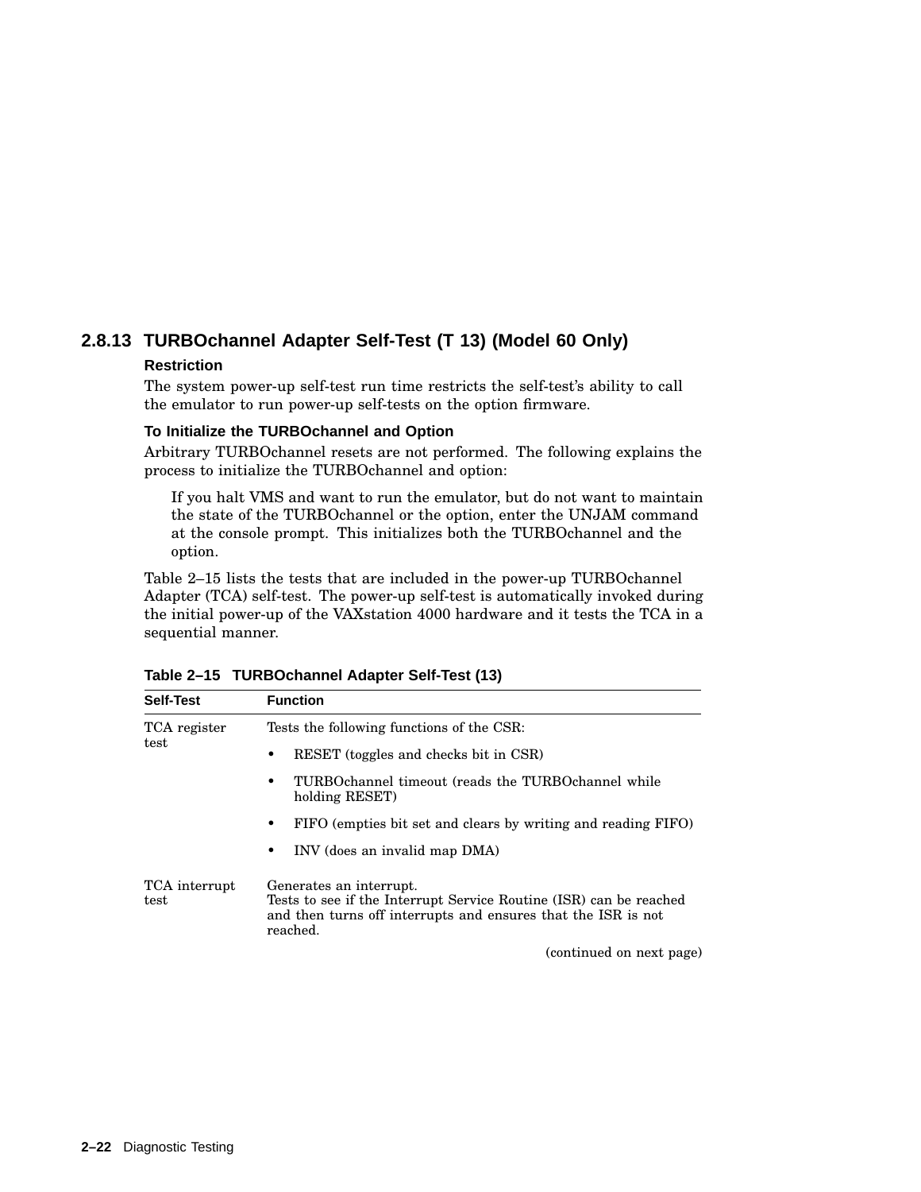### 2.8.13 TURBOchannel Adapter Self-Test (T 13) (Model 60 Only)

**Restriction**

The system power-up self-test run time restricts the self-test's ability to call the emulator to run power-up self-tests on the option firmware.

**To Initialize the TURBOchannel and Option**

Arbitrary TURBOchannel resets are not performed. The following explains the process to initialize the TURBOchannel and option:

> If you halt VMS and want to run the emulator, but do not want to maintain the state of the TURBOchannel or the option, enter the UNJAM command at the console prompt. This initializes both the TURBOchannel and the option.

Table 2–15 lists the tests that are included in the power-up TURBOchannel Adapter (TCA) self-test. The power-up self-test is automatically invoked during the initial power-up of the VAXstation 4000 hardware and it tests the TCA in a sequential manner.

**Table 2–15 TURBOchannel Adapter Self-Test (13)**

| Self-Test | Function |
|---|---|
| TCA register test | Tests the following functions of the CSR:<br>• RESET (toggles and checks bit in CSR)<br>• TURBOchannel timeout (reads the TURBOchannel while holding RESET)<br>• FIFO (empties bit set and clears by writing and reading FIFO)<br>• INV (does an invalid map DMA) |
| TCA interrupt test | Generates an interrupt.<br>Tests to see if the Interrupt Service Routine (ISR) can be reached and then turns off interrupts and ensures that the ISR is not reached. |

(continued on next page)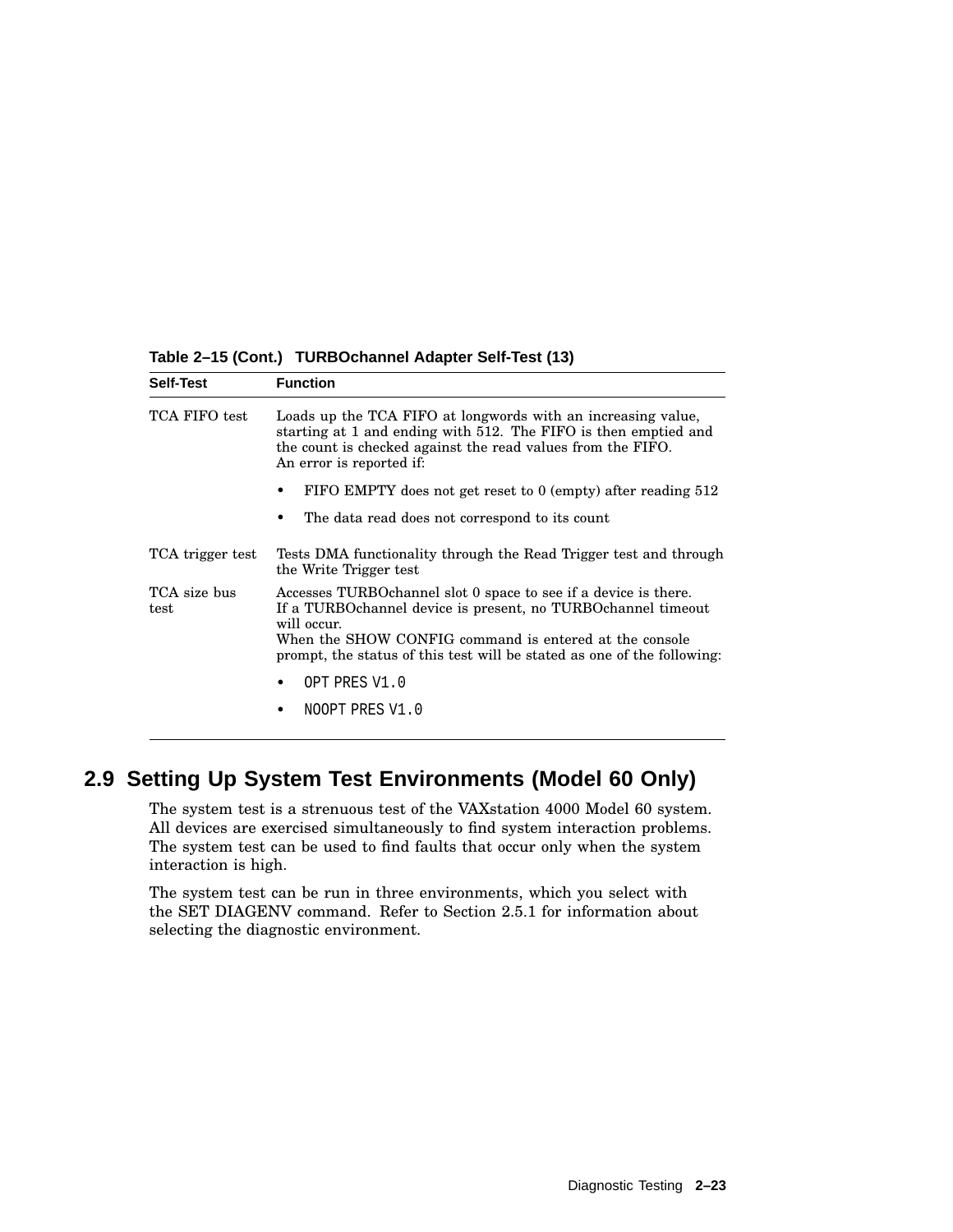**Table 2–15 (Cont.) TURBOchannel Adapter Self-Test (13)**

| Self-Test | Function |
|---|---|
| TCA FIFO test | Loads up the TCA FIFO at longwords with an increasing value, starting at 1 and ending with 512. The FIFO is then emptied and the count is checked against the read values from the FIFO. An error is reported if: <br>• FIFO EMPTY does not get reset to 0 (empty) after reading 512 <br>• The data read does not correspond to its count |
| TCA trigger test | Tests DMA functionality through the Read Trigger test and through the Write Trigger test |
| TCA size bus test | Accesses TURBOchannel slot 0 space to see if a device is there. If a TURBOchannel device is present, no TURBOchannel timeout will occur. When the SHOW CONFIG command is entered at the console prompt, the status of this test will be stated as one of the following: <br>• `OPT PRES V1.0` <br>• `NOOPT PRES V1.0` |

## 2.9 Setting Up System Test Environments (Model 60 Only)

The system test is a strenuous test of the VAXstation 4000 Model 60 system. All devices are exercised simultaneously to find system interaction problems. The system test can be used to find faults that occur only when the system interaction is high.

The system test can be run in three environments, which you select with the SET DIAGENV command. Refer to Section 2.5.1 for information about selecting the diagnostic environment.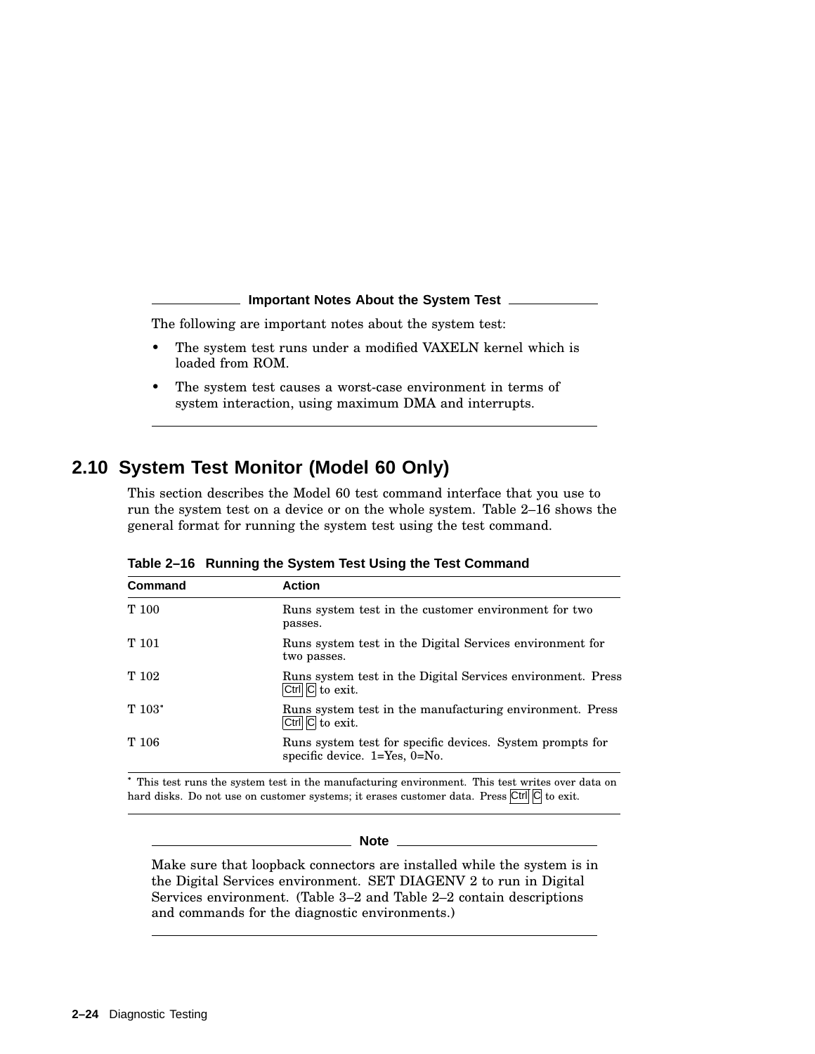**Important Notes About the System Test**

The following are important notes about the system test:

- The system test runs under a modified VAXELN kernel which is loaded from ROM.
- The system test causes a worst-case environment in terms of system interaction, using maximum DMA and interrupts.

## 2.10 System Test Monitor (Model 60 Only)

This section describes the Model 60 test command interface that you use to run the system test on a device or on the whole system. Table 2–16 shows the general format for running the system test using the test command.

**Table 2–16 Running the System Test Using the Test Command**

| Command | Action |
|---|---|
| T 100 | Runs system test in the customer environment for two passes. |
| T 101 | Runs system test in the Digital Services environment for two passes. |
| T 102 | Runs system test in the Digital Services environment. Press Ctrl C to exit. |
| T 103* | Runs system test in the manufacturing environment. Press Ctrl C to exit. |
| T 106 | Runs system test for specific devices. System prompts for specific device. 1=Yes, 0=No. |

* This test runs the system test in the manufacturing environment. This test writes over data on hard disks. Do not use on customer systems; it erases customer data. Press Ctrl C to exit.

**Note**

Make sure that loopback connectors are installed while the system is in the Digital Services environment. SET DIAGENV 2 to run in Digital Services environment. (Table 3–2 and Table 2–2 contain descriptions and commands for the diagnostic environments.)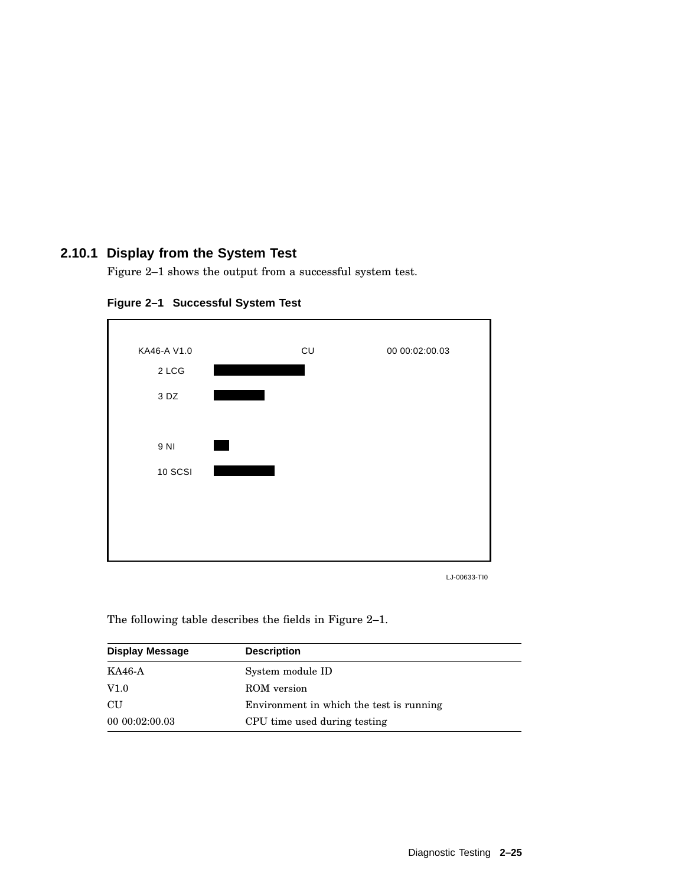### 2.10.1 Display from the System Test

Figure 2–1 shows the output from a successful system test.

**Figure 2–1 Successful System Test**

```
KA46-A V1.0                    CU                 00 00:02:00.03
   2 LCG
   3 DZ

   9 NI
   10 SCSI
```

LJ-00633-TI0

The following table describes the fields in Figure 2–1.

| Display Message | Description |
| --- | --- |
| KA46-A | System module ID |
| V1.0 | ROM version |
| CU | Environment in which the test is running |
| 00 00:02:00.03 | CPU time used during testing |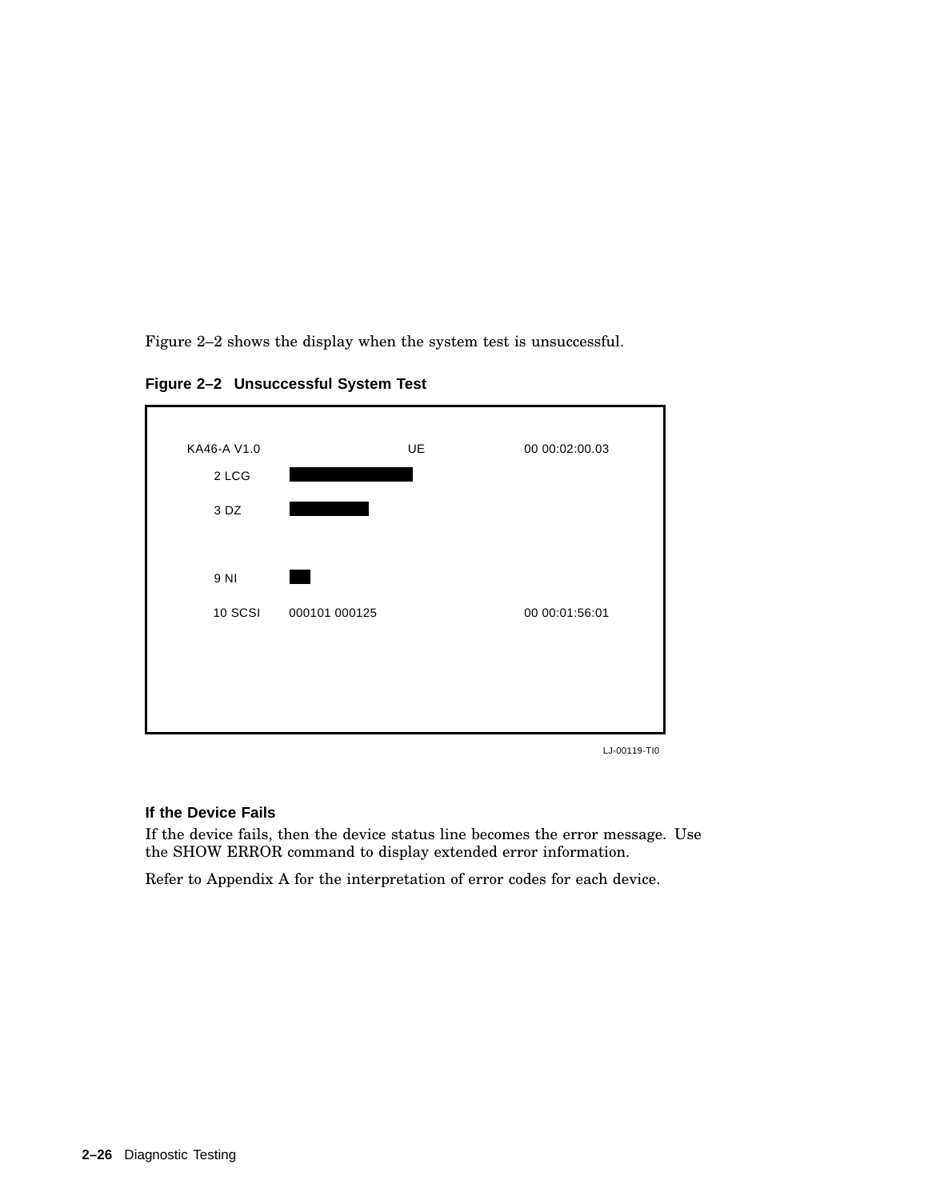Figure 2–2 shows the display when the system test is unsuccessful.

**Figure 2–2 Unsuccessful System Test**

```
KA46-A V1.0                    UE               00 00:02:00.03
     2 LCG    ██████████████
     3 DZ     █████████

     9 NI     ██
     10 SCSI  000101 000125                     00 00:01:56:01
```

LJ-00119-TI0

### If the Device Fails

If the device fails, then the device status line becomes the error message. Use the SHOW ERROR command to display extended error information.

Refer to Appendix A for the interpretation of error codes for each device.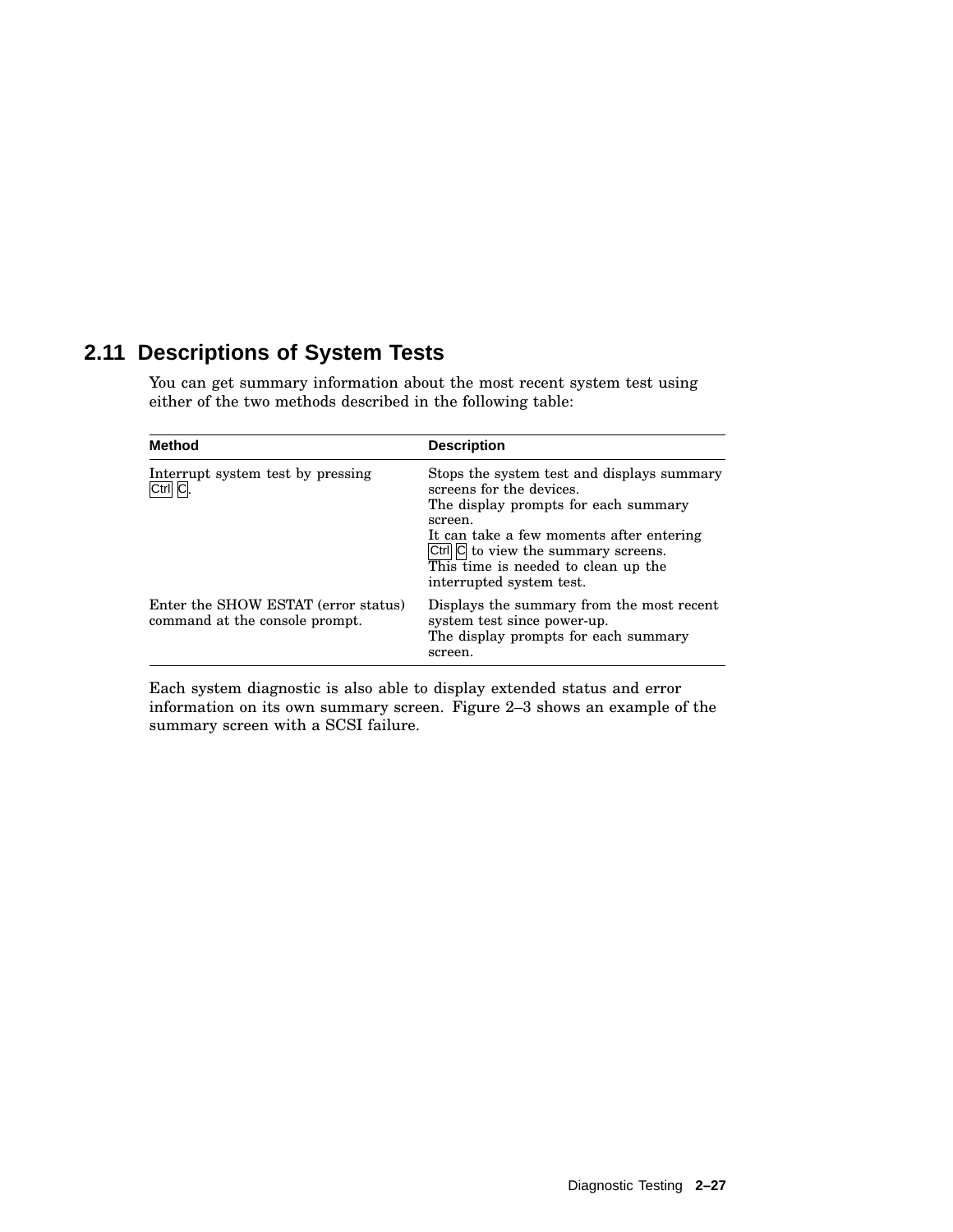## 2.11 Descriptions of System Tests

You can get summary information about the most recent system test using either of the two methods described in the following table:

| Method | Description |
|---|---|
| Interrupt system test by pressing Ctrl C. | Stops the system test and displays summary screens for the devices. The display prompts for each summary screen. It can take a few moments after entering Ctrl C to view the summary screens. This time is needed to clean up the interrupted system test. |
| Enter the SHOW ESTAT (error status) command at the console prompt. | Displays the summary from the most recent system test since power-up. The display prompts for each summary screen. |

Each system diagnostic is also able to display extended status and error information on its own summary screen. Figure 2–3 shows an example of the summary screen with a SCSI failure.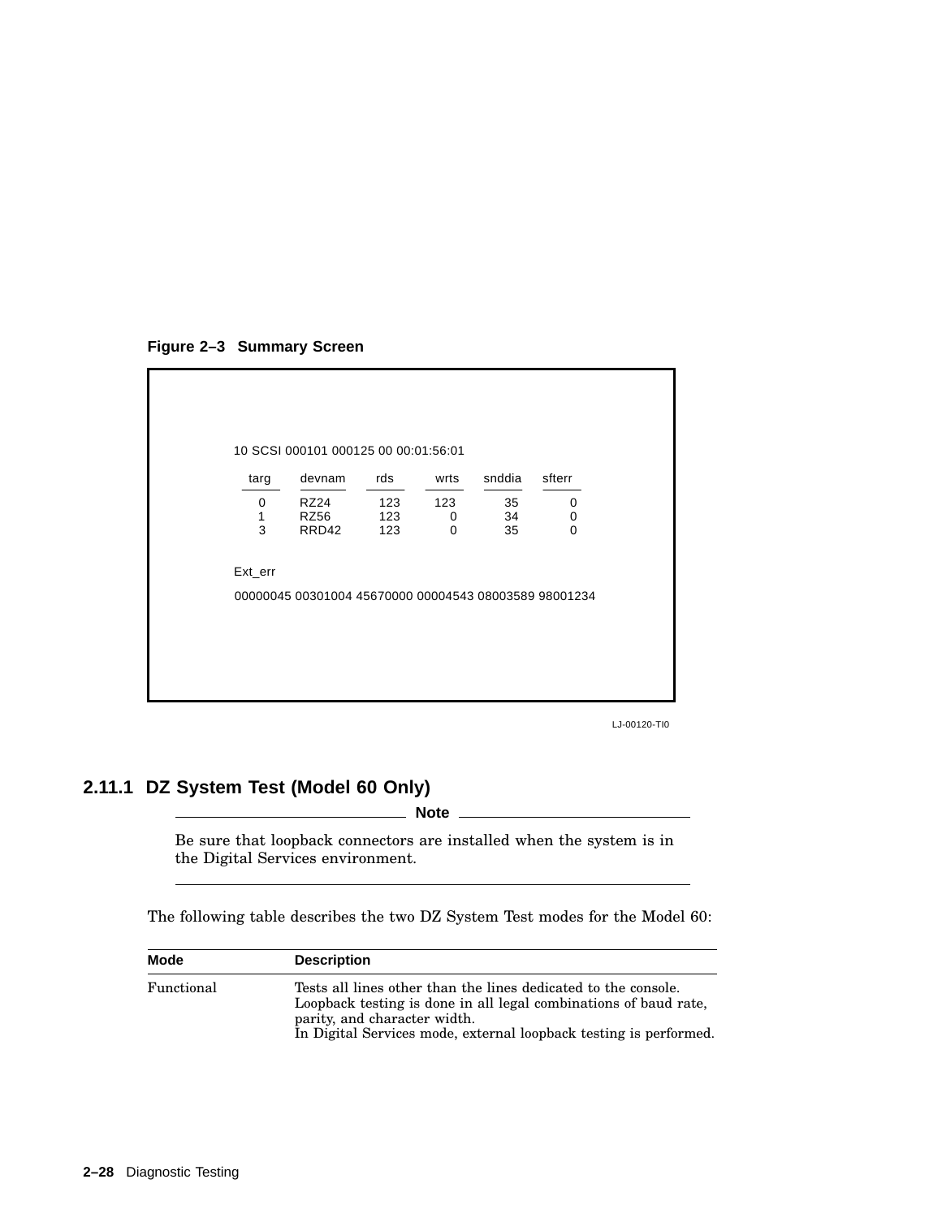**Figure 2–3 Summary Screen**

```
10 SCSI 000101 000125 00 00:01:56:01

  targ    devnam    rds     wrts    snddia   sfterr
  ____    ______    ___     ____    ______   ______

   0      RZ24      123     123       35        0
   1      RZ56      123       0       34        0
   3      RRD42     123       0       35        0


Ext_err

00000045 00301004 45670000 00004543 08003589 98001234
```

LJ-00120-TI0

### 2.11.1 DZ System Test (Model 60 Only)

**Note**

Be sure that loopback connectors are installed when the system is in the Digital Services environment.

The following table describes the two DZ System Test modes for the Model 60:

| Mode | Description |
| --- | --- |
| Functional | Tests all lines other than the lines dedicated to the console. Loopback testing is done in all legal combinations of baud rate, parity, and character width.<br>In Digital Services mode, external loopback testing is performed. |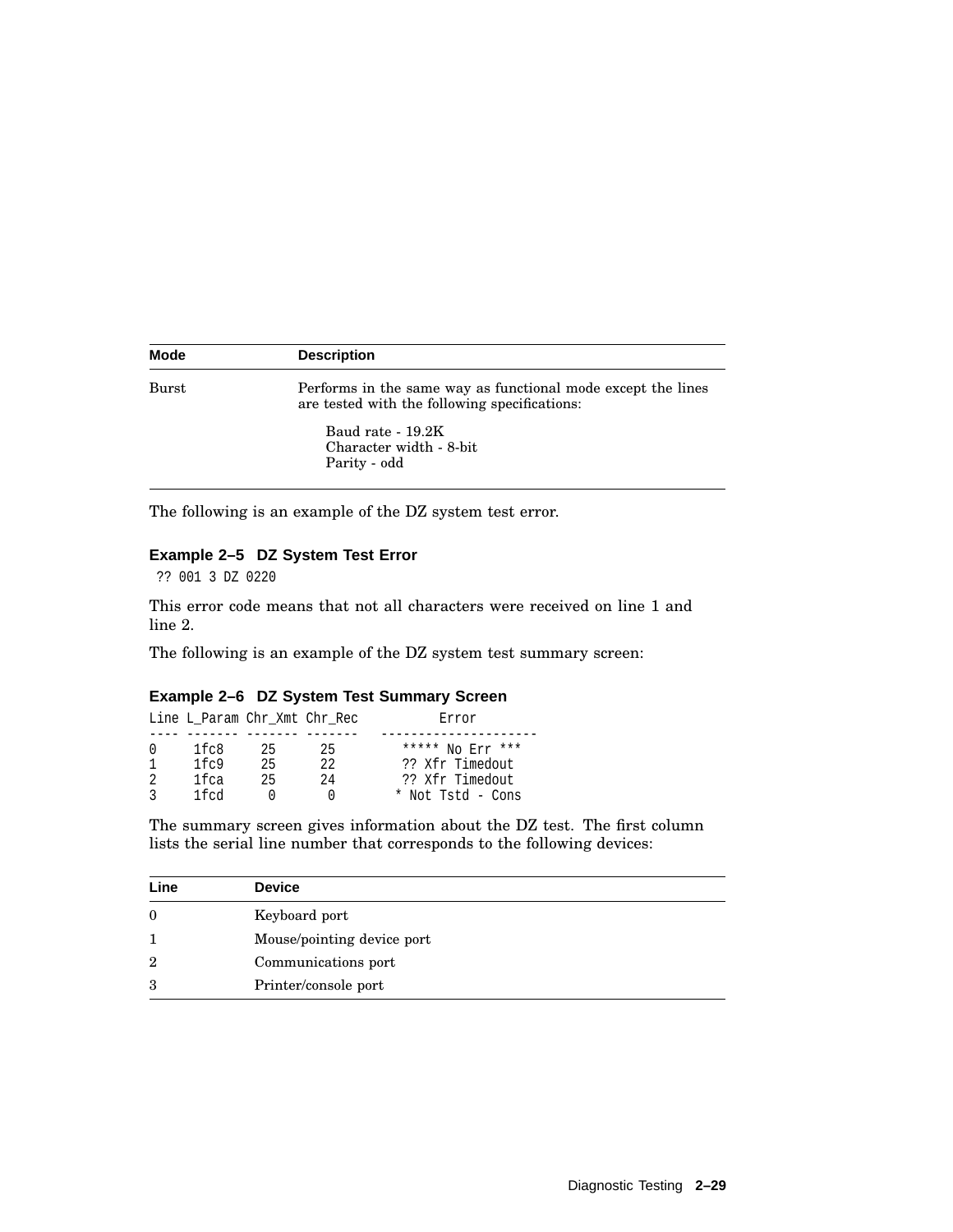| Mode | Description |
| --- | --- |
| Burst | Performs in the same way as functional mode except the lines are tested with the following specifications:<br><br>Baud rate - 19.2K<br>Character width - 8-bit<br>Parity - odd |

The following is an example of the DZ system test error.

**Example 2–5 DZ System Test Error**

```
 ?? 001 3 DZ 0220
```

This error code means that not all characters were received on line 1 and line 2.

The following is an example of the DZ system test summary screen:

**Example 2–6 DZ System Test Summary Screen**

```
Line L_Param Chr_Xmt Chr_Rec          Error
---- ------- ------- -------   ---------------------
0     1fc8     25      25        ***** No Err ***
1     1fc9     25      22        ?? Xfr Timedout
2     1fca     25      24        ?? Xfr Timedout
3     1fcd      0       0       * Not Tstd - Cons
```

The summary screen gives information about the DZ test. The first column lists the serial line number that corresponds to the following devices:

| Line | Device |
| --- | --- |
| 0 | Keyboard port |
| 1 | Mouse/pointing device port |
| 2 | Communications port |
| 3 | Printer/console port |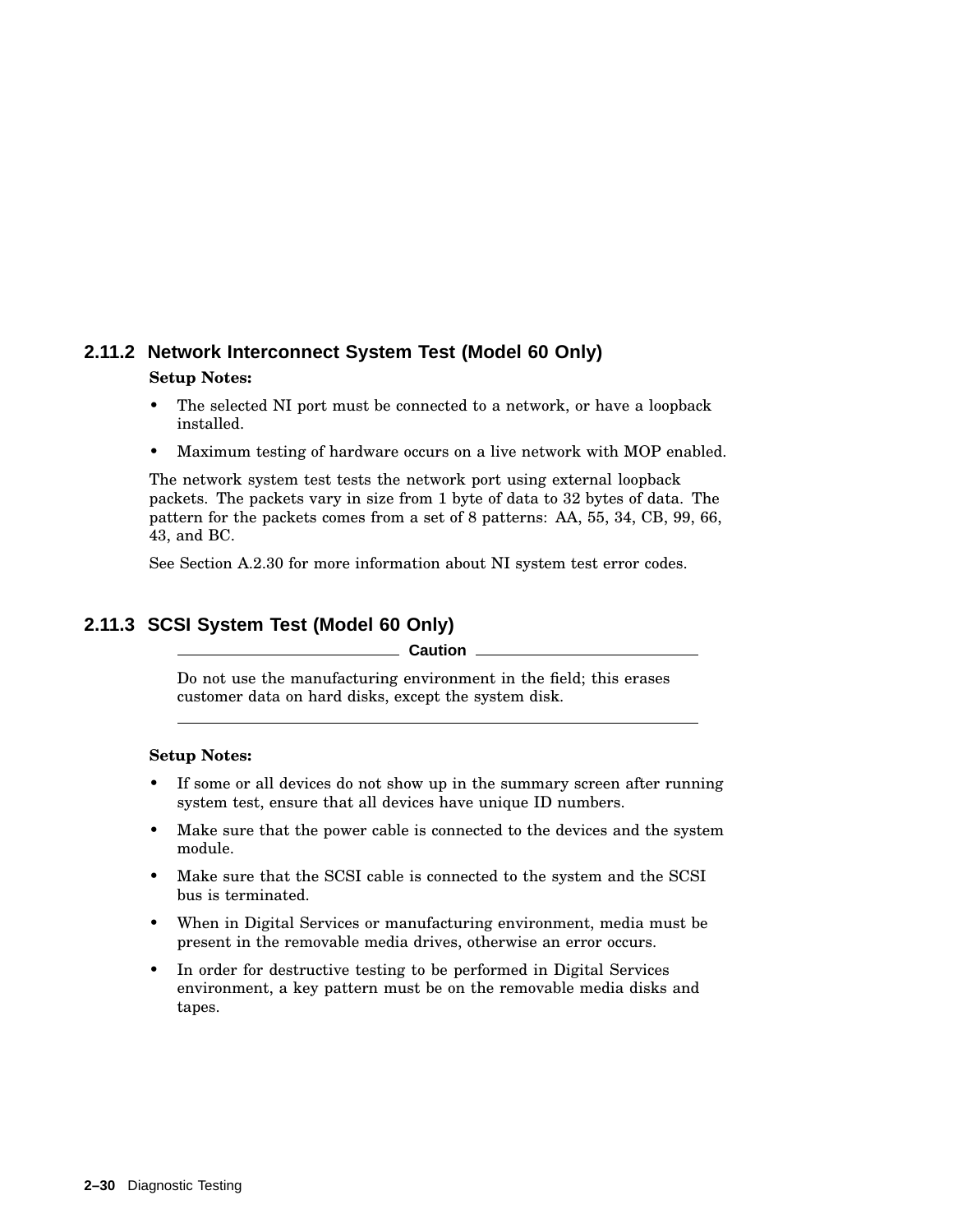### 2.11.2 Network Interconnect System Test (Model 60 Only)

**Setup Notes:**

- The selected NI port must be connected to a network, or have a loopback installed.
- Maximum testing of hardware occurs on a live network with MOP enabled.

The network system test tests the network port using external loopback packets. The packets vary in size from 1 byte of data to 32 bytes of data. The pattern for the packets comes from a set of 8 patterns: AA, 55, 34, CB, 99, 66, 43, and BC.

See Section A.2.30 for more information about NI system test error codes.

### 2.11.3 SCSI System Test (Model 60 Only)

**Caution**

Do not use the manufacturing environment in the field; this erases customer data on hard disks, except the system disk.

---

**Setup Notes:**

- If some or all devices do not show up in the summary screen after running system test, ensure that all devices have unique ID numbers.
- Make sure that the power cable is connected to the devices and the system module.
- Make sure that the SCSI cable is connected to the system and the SCSI bus is terminated.
- When in Digital Services or manufacturing environment, media must be present in the removable media drives, otherwise an error occurs.
- In order for destructive testing to be performed in Digital Services environment, a key pattern must be on the removable media disks and tapes.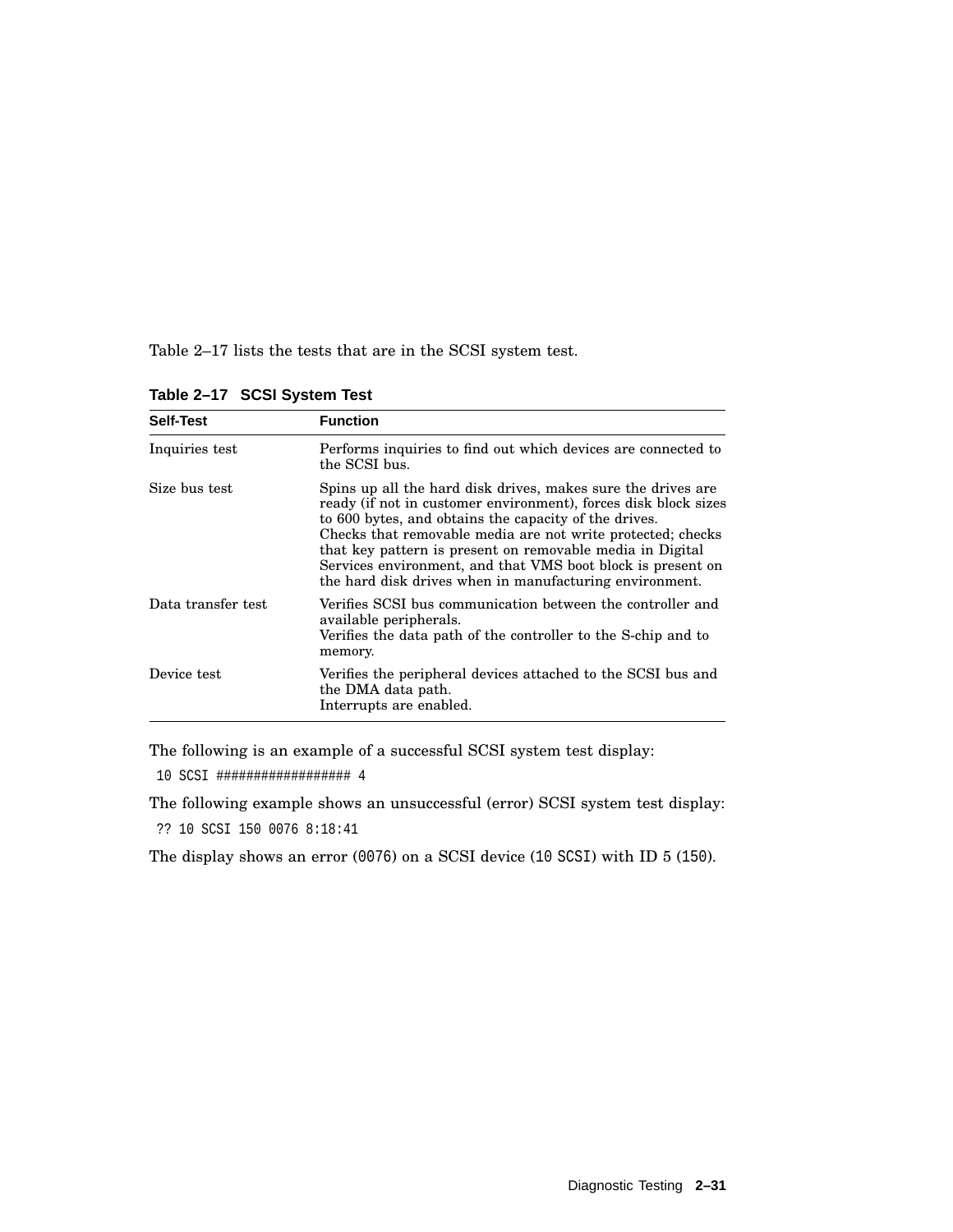Table 2–17 lists the tests that are in the SCSI system test.

**Table 2–17 SCSI System Test**

| Self-Test | Function |
|---|---|
| Inquiries test | Performs inquiries to find out which devices are connected to the SCSI bus. |
| Size bus test | Spins up all the hard disk drives, makes sure the drives are ready (if not in customer environment), forces disk block sizes to 600 bytes, and obtains the capacity of the drives.<br>Checks that removable media are not write protected; checks that key pattern is present on removable media in Digital Services environment, and that VMS boot block is present on the hard disk drives when in manufacturing environment. |
| Data transfer test | Verifies SCSI bus communication between the controller and available peripherals.<br>Verifies the data path of the controller to the S-chip and to memory. |
| Device test | Verifies the peripheral devices attached to the SCSI bus and the DMA data path.<br>Interrupts are enabled. |

The following is an example of a successful SCSI system test display:

```
10 SCSI ################## 4
```

The following example shows an unsuccessful (error) SCSI system test display:

```
?? 10 SCSI 150 0076 8:18:41
```

The display shows an error (`0076`) on a SCSI device (`10 SCSI`) with ID 5 (`150`).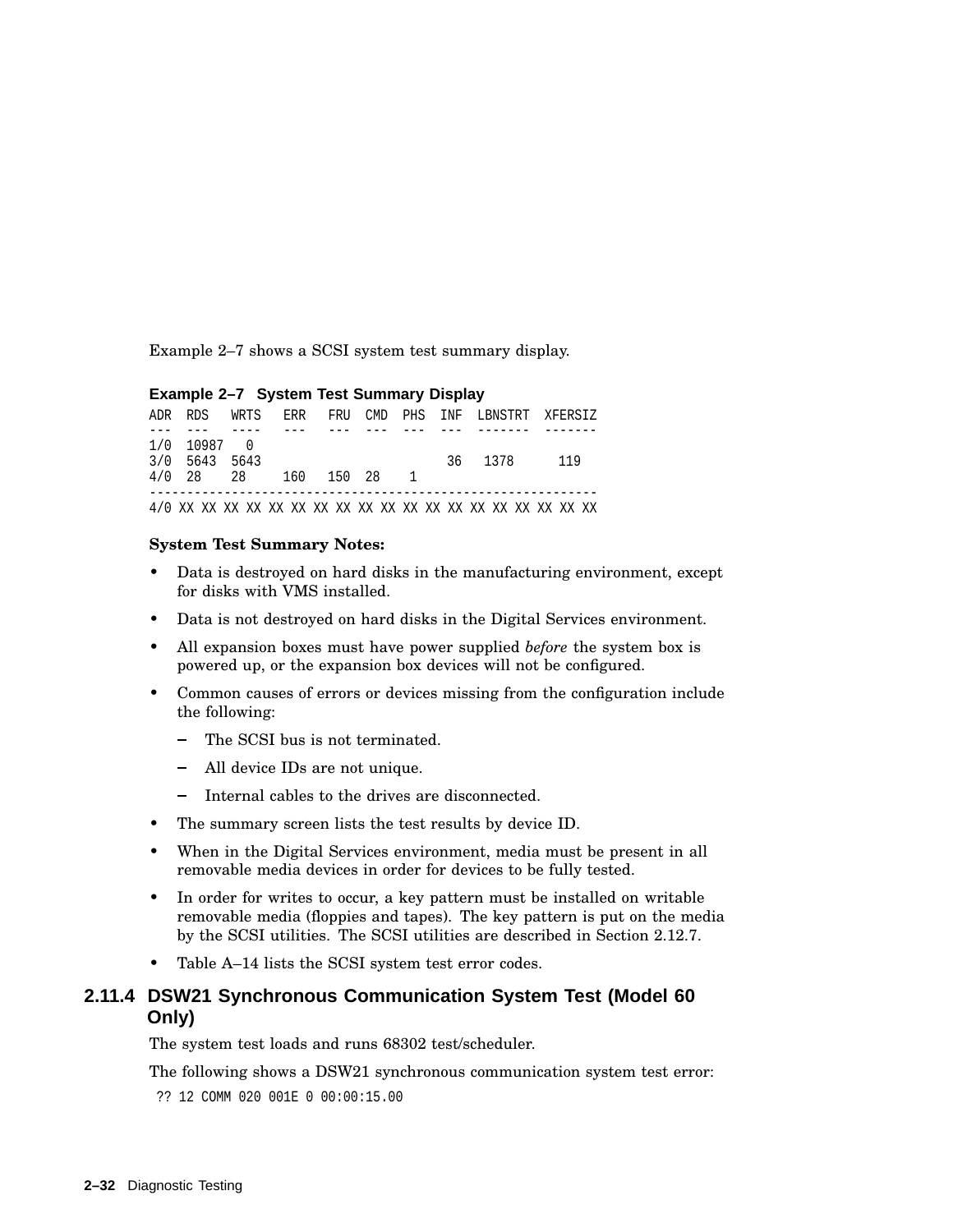Example 2–7 shows a SCSI system test summary display.

**Example 2–7 System Test Summary Display**

```
ADR  RDS   WRTS   ERR   FRU  CMD  PHS  INF  LBNSTRT  XFERSIZ
---  ---   ----   ---   ---  ---  ---  ---  -------  -------
1/0  10987   0
3/0  5643  5643                            36   1378      119
4/0  28    28     160   150  28    1
------------------------------------------------------------
4/0 XX XX XX XX XX XX XX XX XX XX XX XX XX XX XX XX XX XX XX
```

**System Test Summary Notes:**

- Data is destroyed on hard disks in the manufacturing environment, except for disks with VMS installed.
- Data is not destroyed on hard disks in the Digital Services environment.
- All expansion boxes must have power supplied *before* the system box is powered up, or the expansion box devices will not be configured.
- Common causes of errors or devices missing from the configuration include the following:
  - The SCSI bus is not terminated.
  - All device IDs are not unique.
  - Internal cables to the drives are disconnected.
- The summary screen lists the test results by device ID.
- When in the Digital Services environment, media must be present in all removable media devices in order for devices to be fully tested.
- In order for writes to occur, a key pattern must be installed on writable removable media (floppies and tapes). The key pattern is put on the media by the SCSI utilities. The SCSI utilities are described in Section 2.12.7.
- Table A–14 lists the SCSI system test error codes.

### 2.11.4 DSW21 Synchronous Communication System Test (Model 60 Only)

The system test loads and runs 68302 test/scheduler.

The following shows a DSW21 synchronous communication system test error:

```
?? 12 COMM 020 001E 0 00:00:15.00
```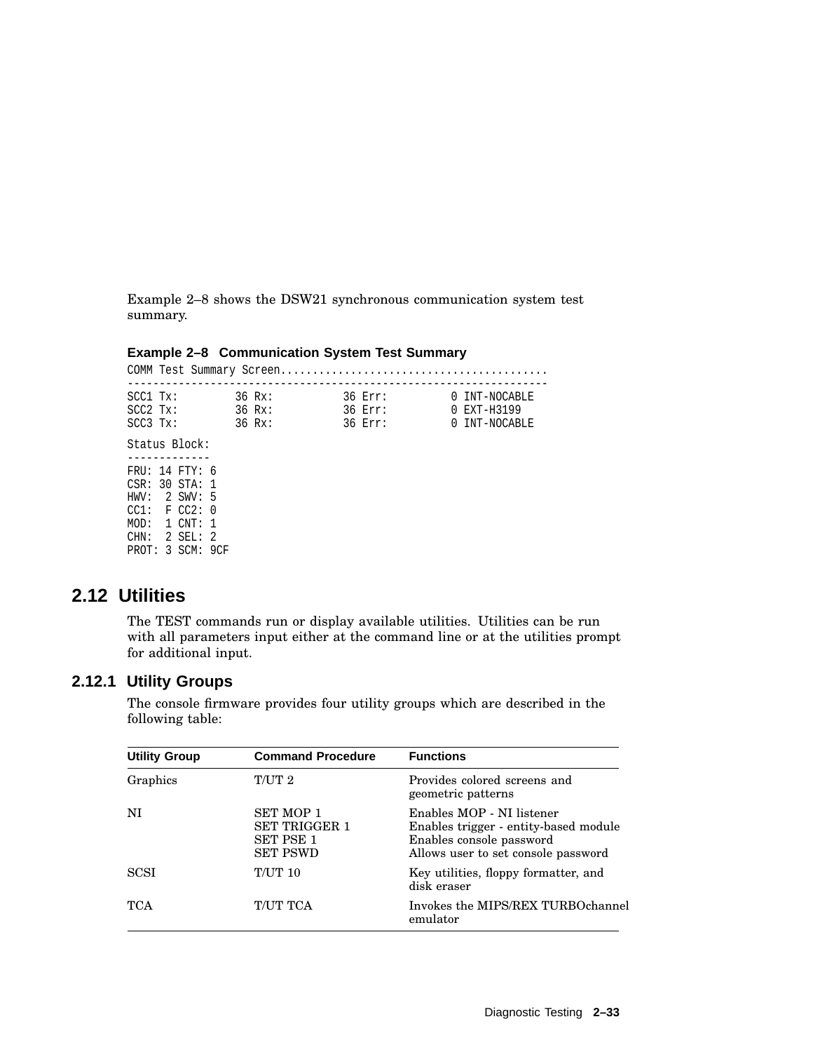Example 2–8 shows the DSW21 synchronous communication system test summary.

**Example 2–8 Communication System Test Summary**

```
COMM Test Summary Screen.........................................
-----------------------------------------------------------------
SCC1 Tx:        36 Rx:          36 Err:         0 INT-NOCABLE
SCC2 Tx:        36 Rx:          36 Err:         0 EXT-H3199
SCC3 Tx:        36 Rx:          36 Err:         0 INT-NOCABLE

Status Block:
-------------
FRU: 14 FTY: 6
CSR: 30 STA: 1
HWV:  2 SWV: 5
CC1:  F CC2: 0
MOD:  1 CNT: 1
CHN:  2 SEL: 2
PROT: 3 SCM: 9CF
```

## 2.12 Utilities

The TEST commands run or display available utilities. Utilities can be run with all parameters input either at the command line or at the utilities prompt for additional input.

### 2.12.1 Utility Groups

The console firmware provides four utility groups which are described in the following table:

| Utility Group | Command Procedure | Functions |
|---|---|---|
| Graphics | T/UT 2 | Provides colored screens and geometric patterns |
| NI | SET MOP 1<br>SET TRIGGER 1<br>SET PSE 1<br>SET PSWD | Enables MOP - NI listener<br>Enables trigger - entity-based module<br>Enables console password<br>Allows user to set console password |
| SCSI | T/UT 10 | Key utilities, floppy formatter, and disk eraser |
| TCA | T/UT TCA | Invokes the MIPS/REX TURBOchannel emulator |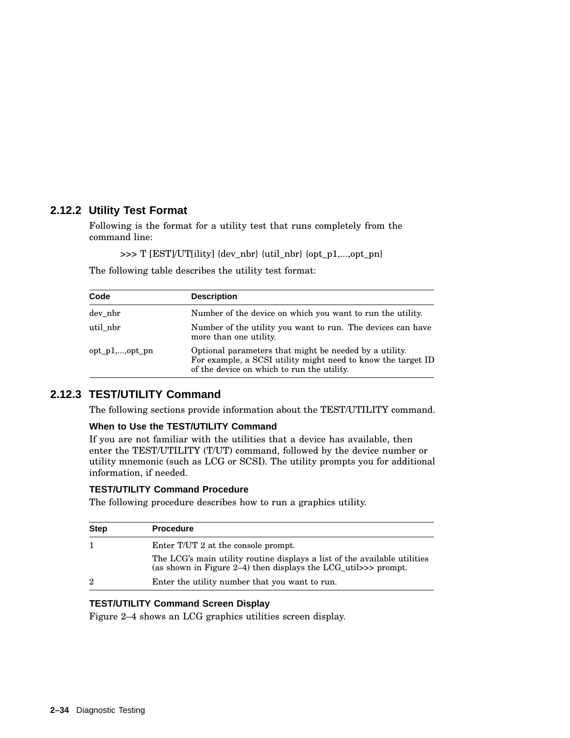### 2.12.2 Utility Test Format

Following is the format for a utility test that runs completely from the command line:

```
>>> T [EST]/UT[ility] {dev_nbr} {util_nbr} {opt_p1,...,opt_pn}
```

The following table describes the utility test format:

| Code | Description |
|---|---|
| dev_nbr | Number of the device on which you want to run the utility. |
| util_nbr | Number of the utility you want to run. The devices can have more than one utility. |
| opt_p1,...,opt_pn | Optional parameters that might be needed by a utility. For example, a SCSI utility might need to know the target ID of the device on which to run the utility. |

### 2.12.3 TEST/UTILITY Command

The following sections provide information about the TEST/UTILITY command.

#### When to Use the TEST/UTILITY Command

If you are not familiar with the utilities that a device has available, then enter the TEST/UTILITY (T/UT) command, followed by the device number or utility mnemonic (such as LCG or SCSI). The utility prompts you for additional information, if needed.

#### TEST/UTILITY Command Procedure

The following procedure describes how to run a graphics utility.

| Step | Procedure |
|---|---|
| 1 | Enter T/UT 2 at the console prompt.<br>The LCG's main utility routine displays a list of the available utilities (as shown in Figure 2–4) then displays the LCG_util>>> prompt. |
| 2 | Enter the utility number that you want to run. |

#### TEST/UTILITY Command Screen Display

Figure 2–4 shows an LCG graphics utilities screen display.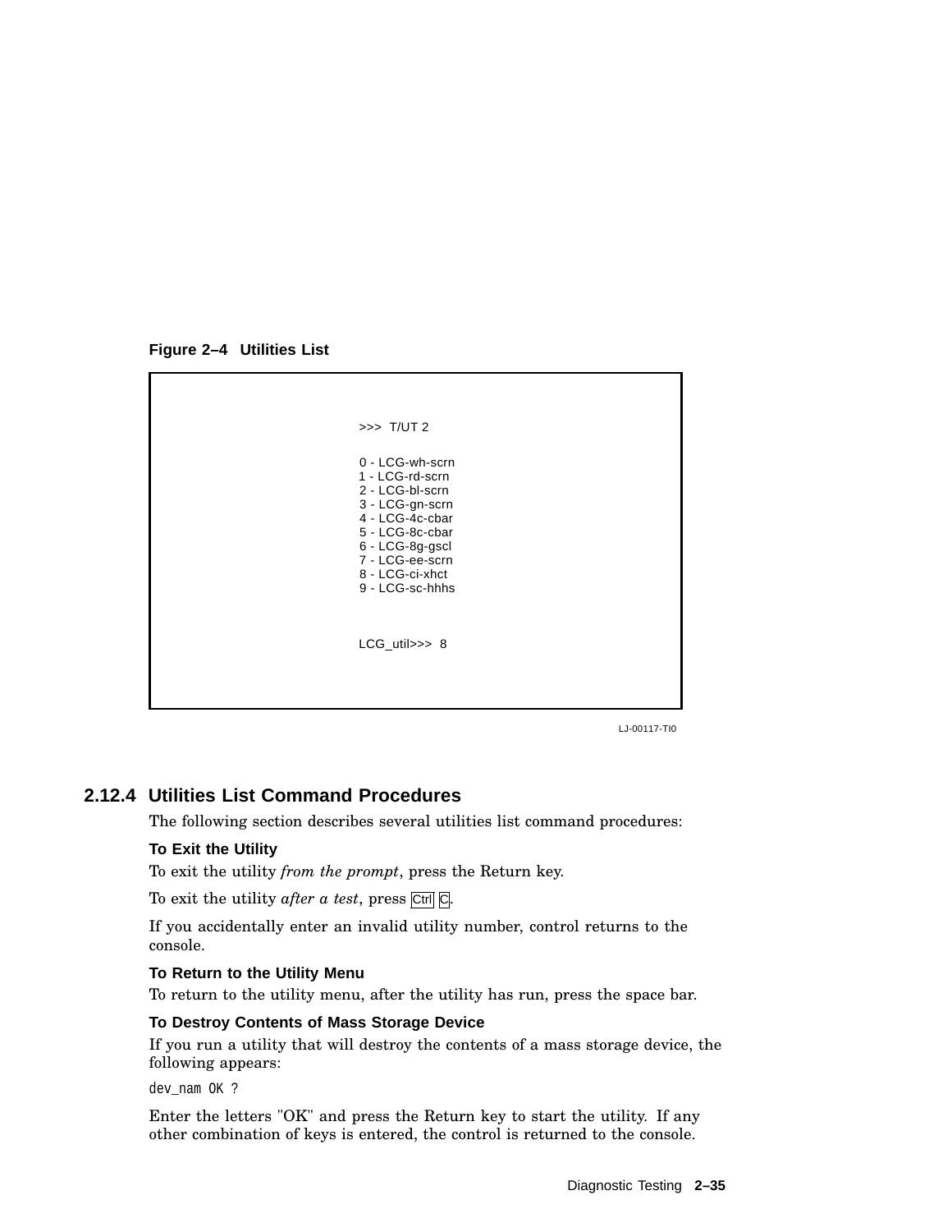**Figure 2–4 Utilities List**

```
>>>  T/UT 2

0 - LCG-wh-scrn
1 - LCG-rd-scrn
2 - LCG-bl-scrn
3 - LCG-gn-scrn
4 - LCG-4c-cbar
5 - LCG-8c-cbar
6 - LCG-8g-gscl
7 - LCG-ee-scrn
8 - LCG-ci-xhct
9 - LCG-sc-hhhs



LCG_util>>>  8
```

LJ-00117-TI0

### 2.12.4 Utilities List Command Procedures

The following section describes several utilities list command procedures:

**To Exit the Utility**

To exit the utility *from the prompt*, press the Return key.

To exit the utility *after a test*, press Ctrl C.

If you accidentally enter an invalid utility number, control returns to the console.

**To Return to the Utility Menu**

To return to the utility menu, after the utility has run, press the space bar.

**To Destroy Contents of Mass Storage Device**

If you run a utility that will destroy the contents of a mass storage device, the following appears:

```
dev_nam OK ?
```

Enter the letters "OK" and press the Return key to start the utility. If any other combination of keys is entered, the control is returned to the console.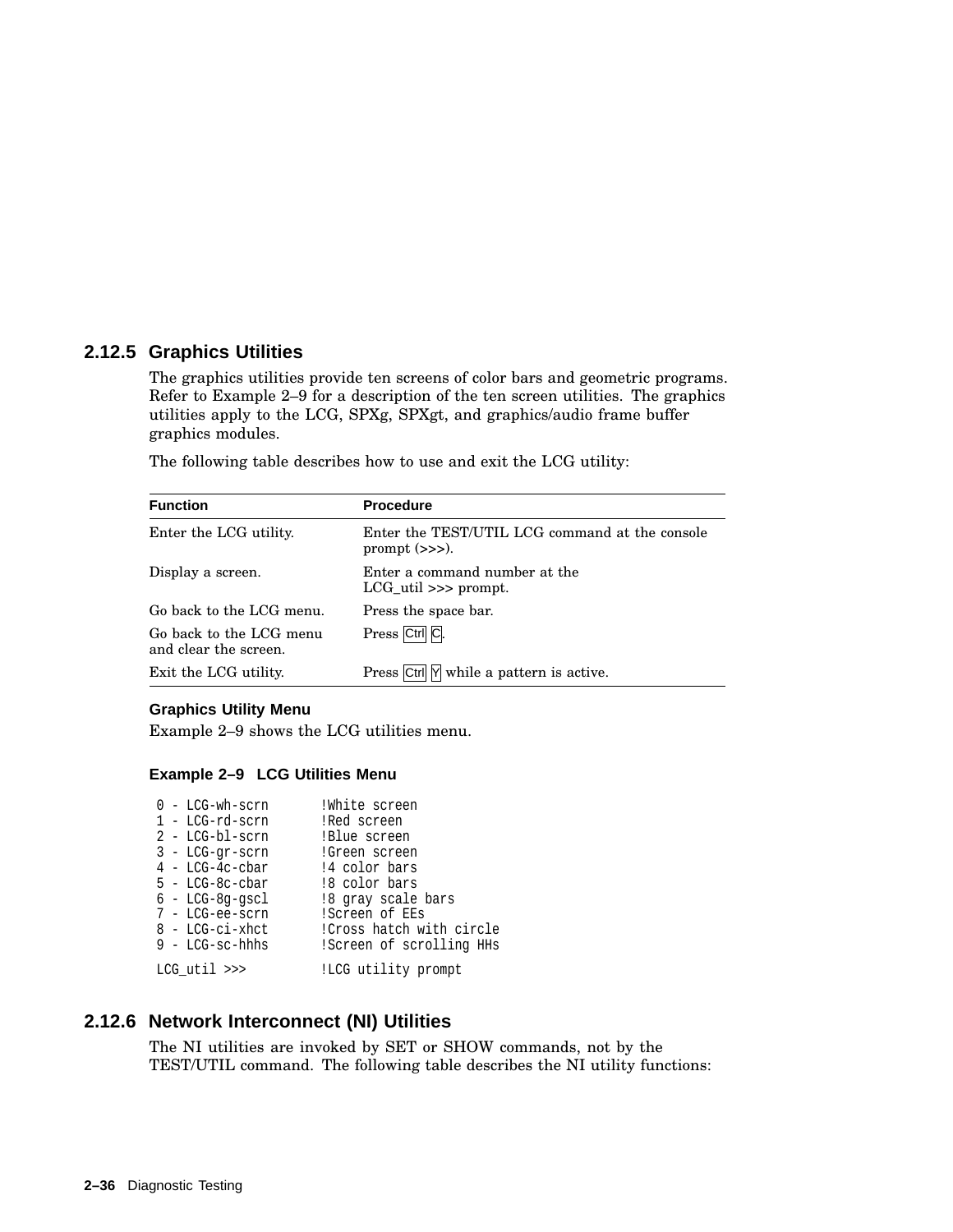### 2.12.5 Graphics Utilities

The graphics utilities provide ten screens of color bars and geometric programs. Refer to Example 2–9 for a description of the ten screen utilities. The graphics utilities apply to the LCG, SPXg, SPXgt, and graphics/audio frame buffer graphics modules.

The following table describes how to use and exit the LCG utility:

| Function | Procedure |
|---|---|
| Enter the LCG utility. | Enter the TEST/UTIL LCG command at the console prompt (>>>). |
| Display a screen. | Enter a command number at the LCG_util >>> prompt. |
| Go back to the LCG menu. | Press the space bar. |
| Go back to the LCG menu and clear the screen. | Press Ctrl C. |
| Exit the LCG utility. | Press Ctrl Y while a pattern is active. |

#### Graphics Utility Menu

Example 2–9 shows the LCG utilities menu.

**Example 2–9 LCG Utilities Menu**

```
 0 - LCG-wh-scrn       !White screen
 1 - LCG-rd-scrn       !Red screen
 2 - LCG-bl-scrn       !Blue screen
 3 - LCG-gr-scrn       !Green screen
 4 - LCG-4c-cbar       !4 color bars
 5 - LCG-8c-cbar       !8 color bars
 6 - LCG-8g-gscl       !8 gray scale bars
 7 - LCG-ee-scrn       !Screen of EEs
 8 - LCG-ci-xhct       !Cross hatch with circle
 9 - LCG-sc-hhhs       !Screen of scrolling HHs
 LCG_util >>>          !LCG utility prompt
```

### 2.12.6 Network Interconnect (NI) Utilities

The NI utilities are invoked by SET or SHOW commands, not by the TEST/UTIL command. The following table describes the NI utility functions: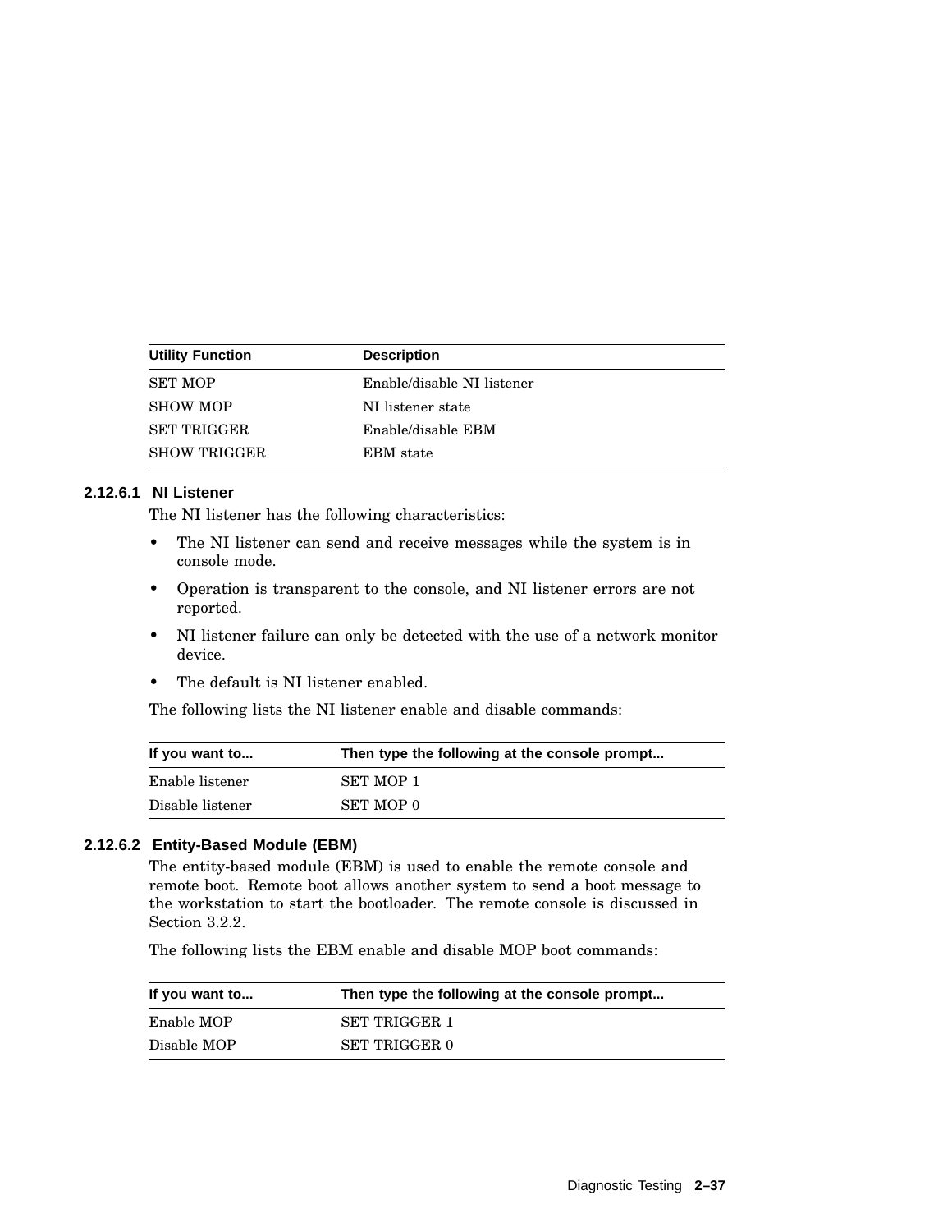| Utility Function | Description |
|---|---|
| SET MOP | Enable/disable NI listener |
| SHOW MOP | NI listener state |
| SET TRIGGER | Enable/disable EBM |
| SHOW TRIGGER | EBM state |

#### 2.12.6.1 NI Listener

The NI listener has the following characteristics:

- The NI listener can send and receive messages while the system is in console mode.
- Operation is transparent to the console, and NI listener errors are not reported.
- NI listener failure can only be detected with the use of a network monitor device.
- The default is NI listener enabled.

The following lists the NI listener enable and disable commands:

| If you want to... | Then type the following at the console prompt... |
|---|---|
| Enable listener | SET MOP 1 |
| Disable listener | SET MOP 0 |

#### 2.12.6.2 Entity-Based Module (EBM)

The entity-based module (EBM) is used to enable the remote console and remote boot. Remote boot allows another system to send a boot message to the workstation to start the bootloader. The remote console is discussed in Section 3.2.2.

The following lists the EBM enable and disable MOP boot commands:

| If you want to... | Then type the following at the console prompt... |
|---|---|
| Enable MOP | SET TRIGGER 1 |
| Disable MOP | SET TRIGGER 0 |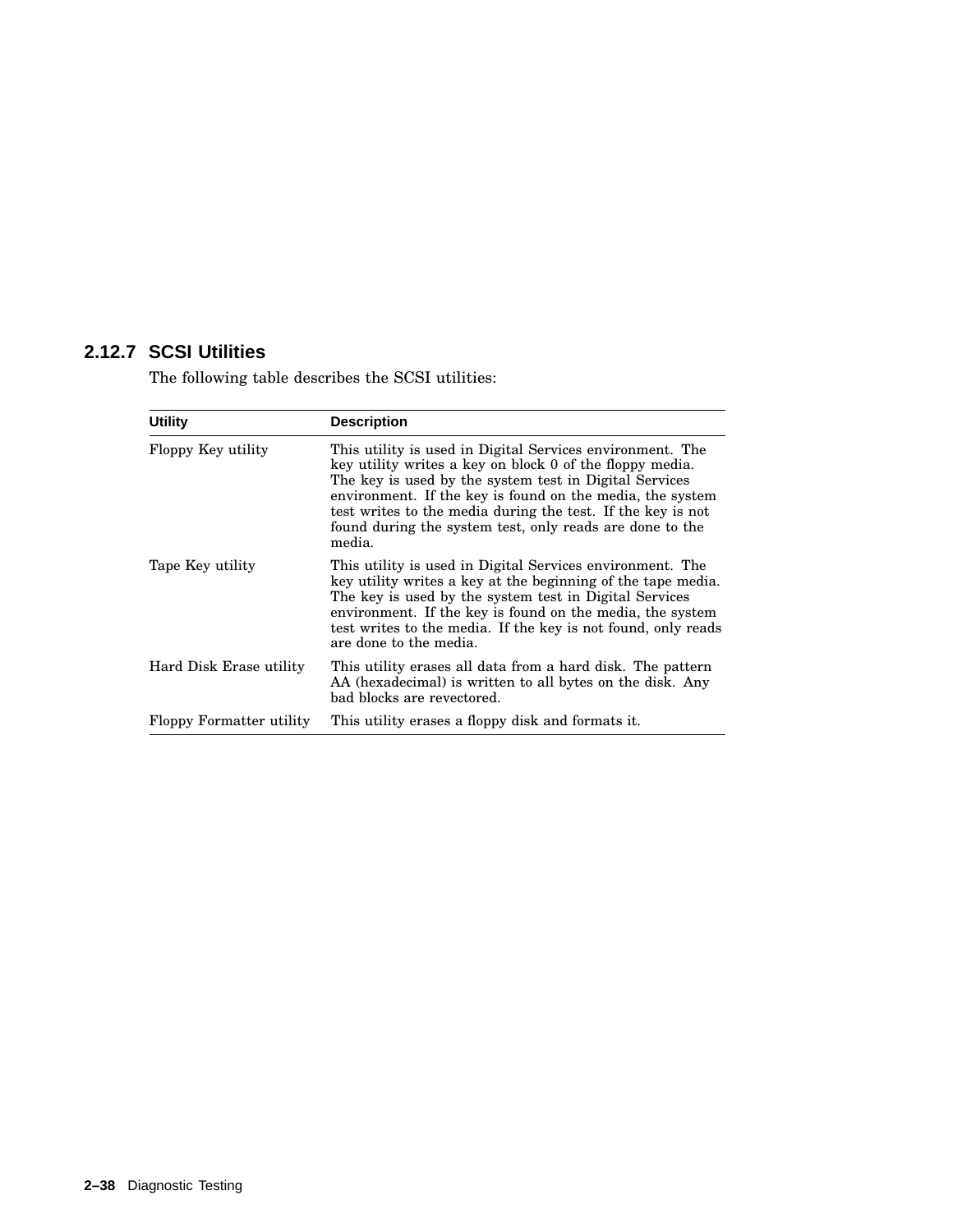### 2.12.7 SCSI Utilities

The following table describes the SCSI utilities:

| Utility | Description |
|---|---|
| Floppy Key utility | This utility is used in Digital Services environment. The key utility writes a key on block 0 of the floppy media. The key is used by the system test in Digital Services environment. If the key is found on the media, the system test writes to the media during the test. If the key is not found during the system test, only reads are done to the media. |
| Tape Key utility | This utility is used in Digital Services environment. The key utility writes a key at the beginning of the tape media. The key is used by the system test in Digital Services environment. If the key is found on the media, the system test writes to the media. If the key is not found, only reads are done to the media. |
| Hard Disk Erase utility | This utility erases all data from a hard disk. The pattern AA (hexadecimal) is written to all bytes on the disk. Any bad blocks are revectored. |
| Floppy Formatter utility | This utility erases a floppy disk and formats it. |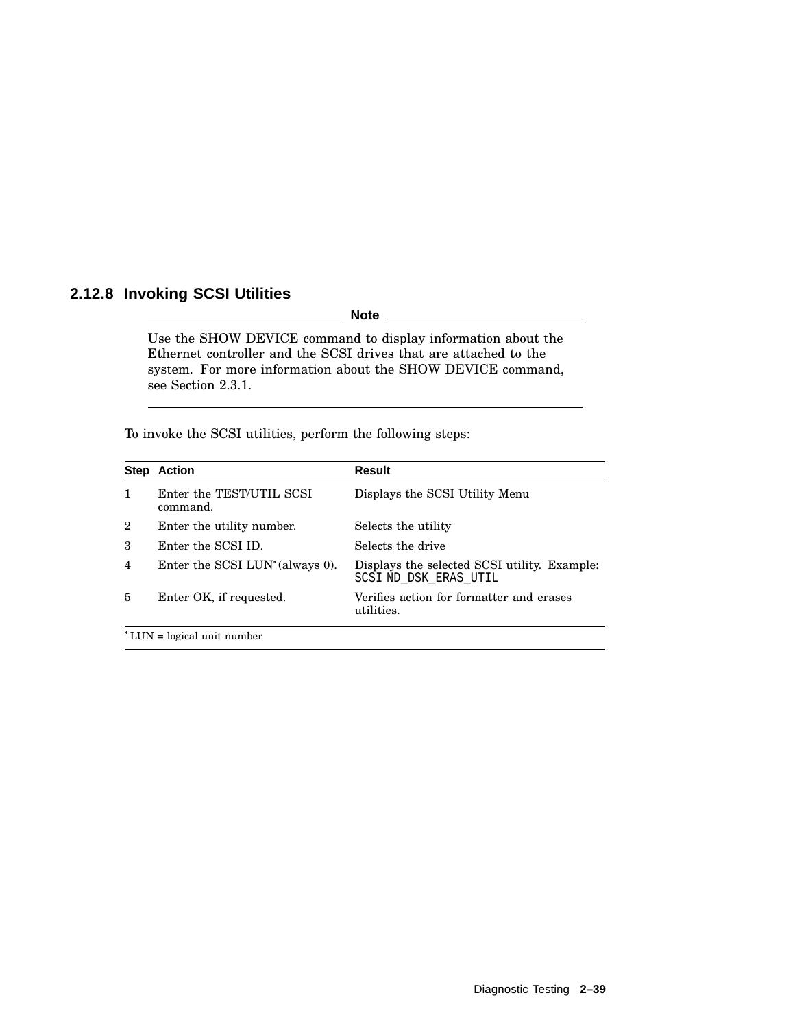### 2.12.8 Invoking SCSI Utilities

---

**Note**

Use the SHOW DEVICE command to display information about the Ethernet controller and the SCSI drives that are attached to the system. For more information about the SHOW DEVICE command, see Section 2.3.1.

---

To invoke the SCSI utilities, perform the following steps:

| Step | Action | Result |
|---|---|---|
| 1 | Enter the TEST/UTIL SCSI command. | Displays the SCSI Utility Menu |
| 2 | Enter the utility number. | Selects the utility |
| 3 | Enter the SCSI ID. | Selects the drive |
| 4 | Enter the SCSI LUN* (always 0). | Displays the selected SCSI utility. Example: `SCSI ND_DSK_ERAS_UTIL` |
| 5 | Enter OK, if requested. | Verifies action for formatter and erases utilities. |

* LUN = logical unit number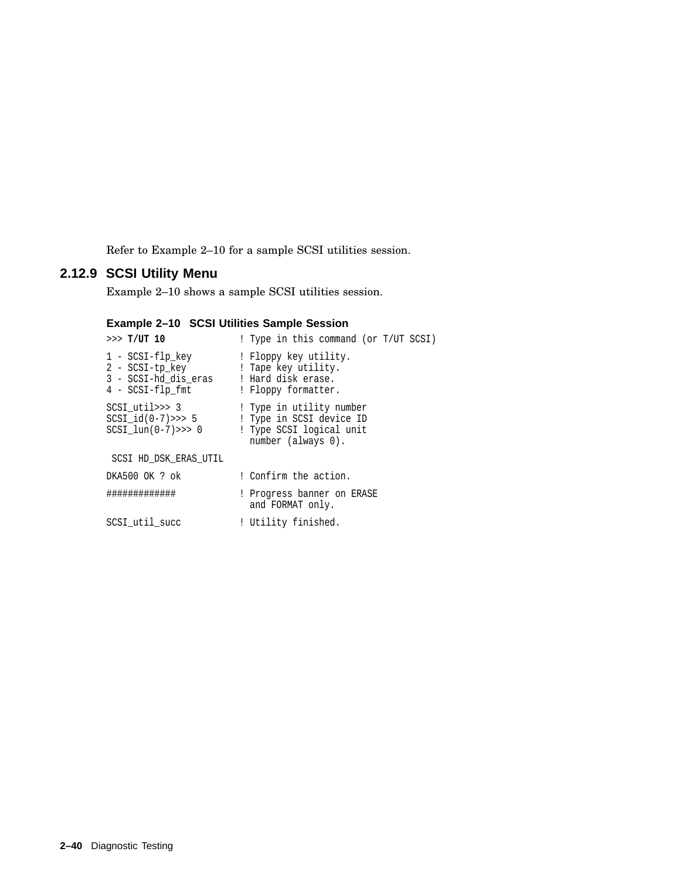Refer to Example 2–10 for a sample SCSI utilities session.

### 2.12.9 SCSI Utility Menu

Example 2–10 shows a sample SCSI utilities session.

**Example 2–10 SCSI Utilities Sample Session**

```
>>> T/UT 10                ! Type in this command (or T/UT SCSI)

1 - SCSI-flp_key           ! Floppy key utility.
2 - SCSI-tp_key            ! Tape key utility.
3 - SCSI-hd_dis_eras       ! Hard disk erase.
4 - SCSI-flp_fmt           ! Floppy formatter.

SCSI_util>>> 3             ! Type in utility number
SCSI_id(0-7)>>> 5          ! Type in SCSI device ID
SCSI_lun(0-7)>>> 0         ! Type SCSI logical unit
                             number (always 0).

 SCSI HD_DSK_ERAS_UTIL

DKA500 OK ? ok             ! Confirm the action.

#############              ! Progress banner on ERASE
                             and FORMAT only.

SCSI_util_succ             ! Utility finished.
```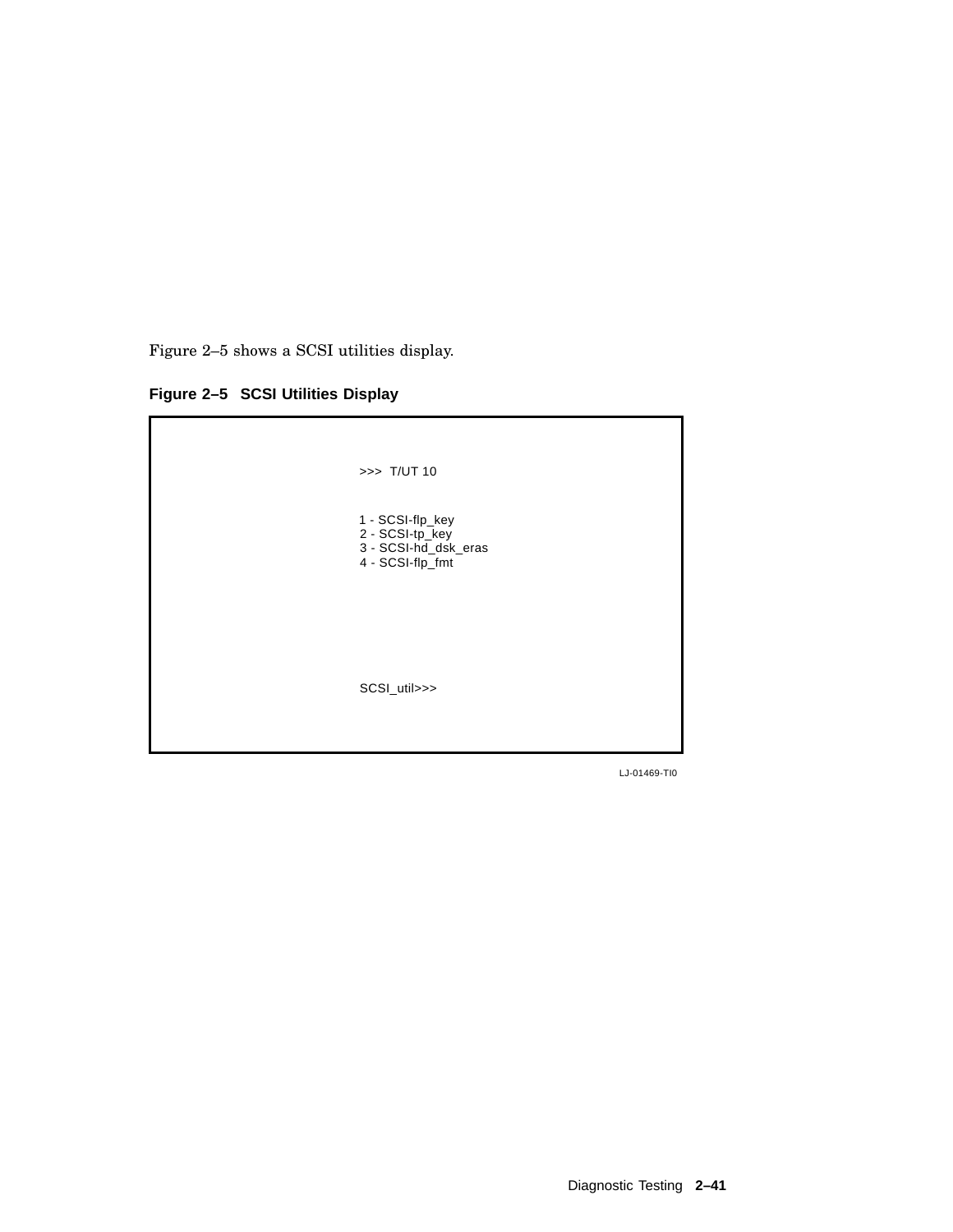Figure 2–5 shows a SCSI utilities display.

**Figure 2–5 SCSI Utilities Display**

```
>>> T/UT 10


1 - SCSI-flp_key
2 - SCSI-tp_key
3 - SCSI-hd_dsk_eras
4 - SCSI-flp_fmt





SCSI_util>>>
```

LJ-01469-TI0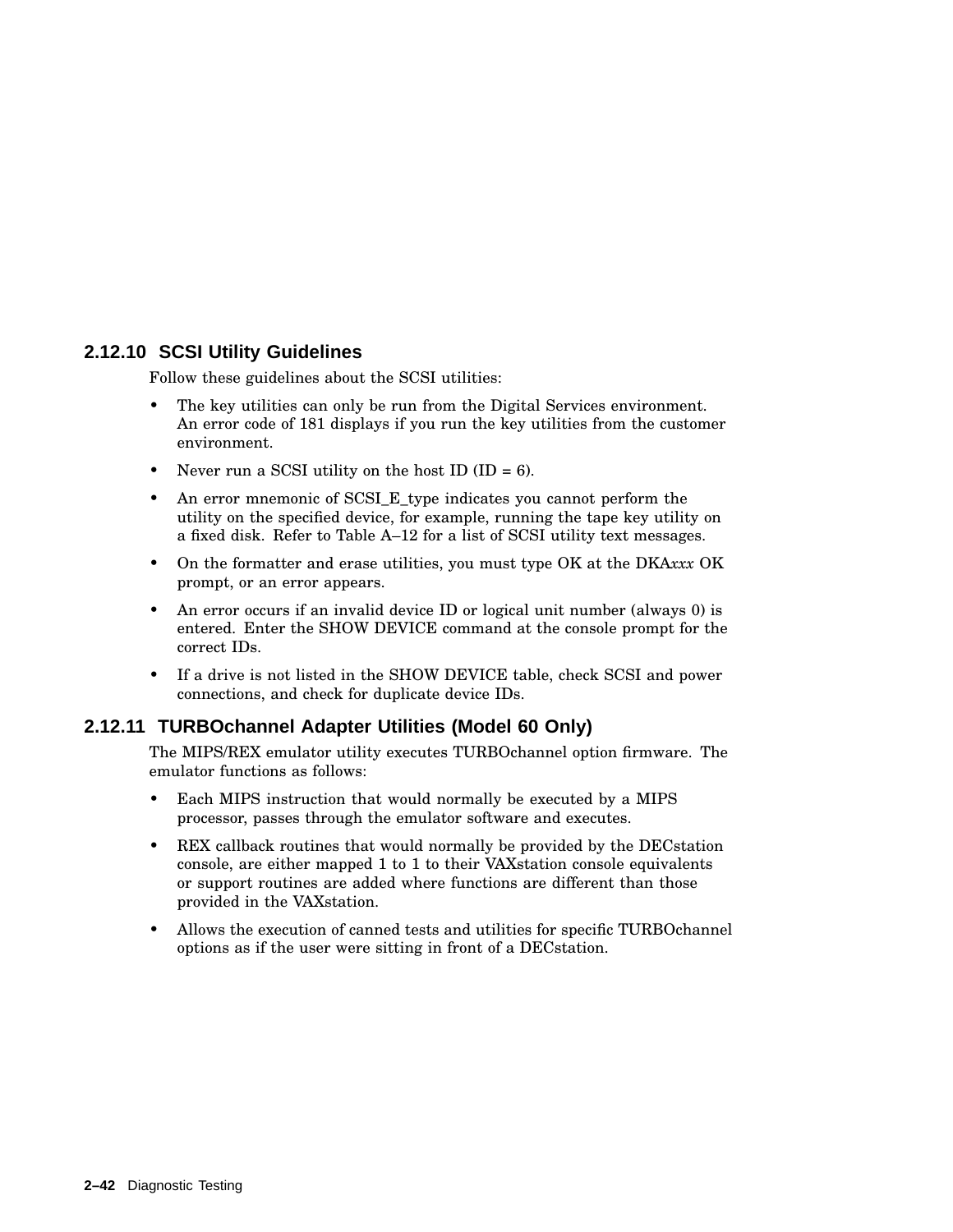### 2.12.10 SCSI Utility Guidelines

Follow these guidelines about the SCSI utilities:

- The key utilities can only be run from the Digital Services environment. An error code of 181 displays if you run the key utilities from the customer environment.
- Never run a SCSI utility on the host ID (ID = 6).
- An error mnemonic of SCSI_E_type indicates you cannot perform the utility on the specified device, for example, running the tape key utility on a fixed disk. Refer to Table A–12 for a list of SCSI utility text messages.
- On the formatter and erase utilities, you must type OK at the DKA*xxx* OK prompt, or an error appears.
- An error occurs if an invalid device ID or logical unit number (always 0) is entered. Enter the SHOW DEVICE command at the console prompt for the correct IDs.
- If a drive is not listed in the SHOW DEVICE table, check SCSI and power connections, and check for duplicate device IDs.

### 2.12.11 TURBOchannel Adapter Utilities (Model 60 Only)

The MIPS/REX emulator utility executes TURBOchannel option firmware. The emulator functions as follows:

- Each MIPS instruction that would normally be executed by a MIPS processor, passes through the emulator software and executes.
- REX callback routines that would normally be provided by the DECstation console, are either mapped 1 to 1 to their VAXstation console equivalents or support routines are added where functions are different than those provided in the VAXstation.
- Allows the execution of canned tests and utilities for specific TURBOchannel options as if the user were sitting in front of a DECstation.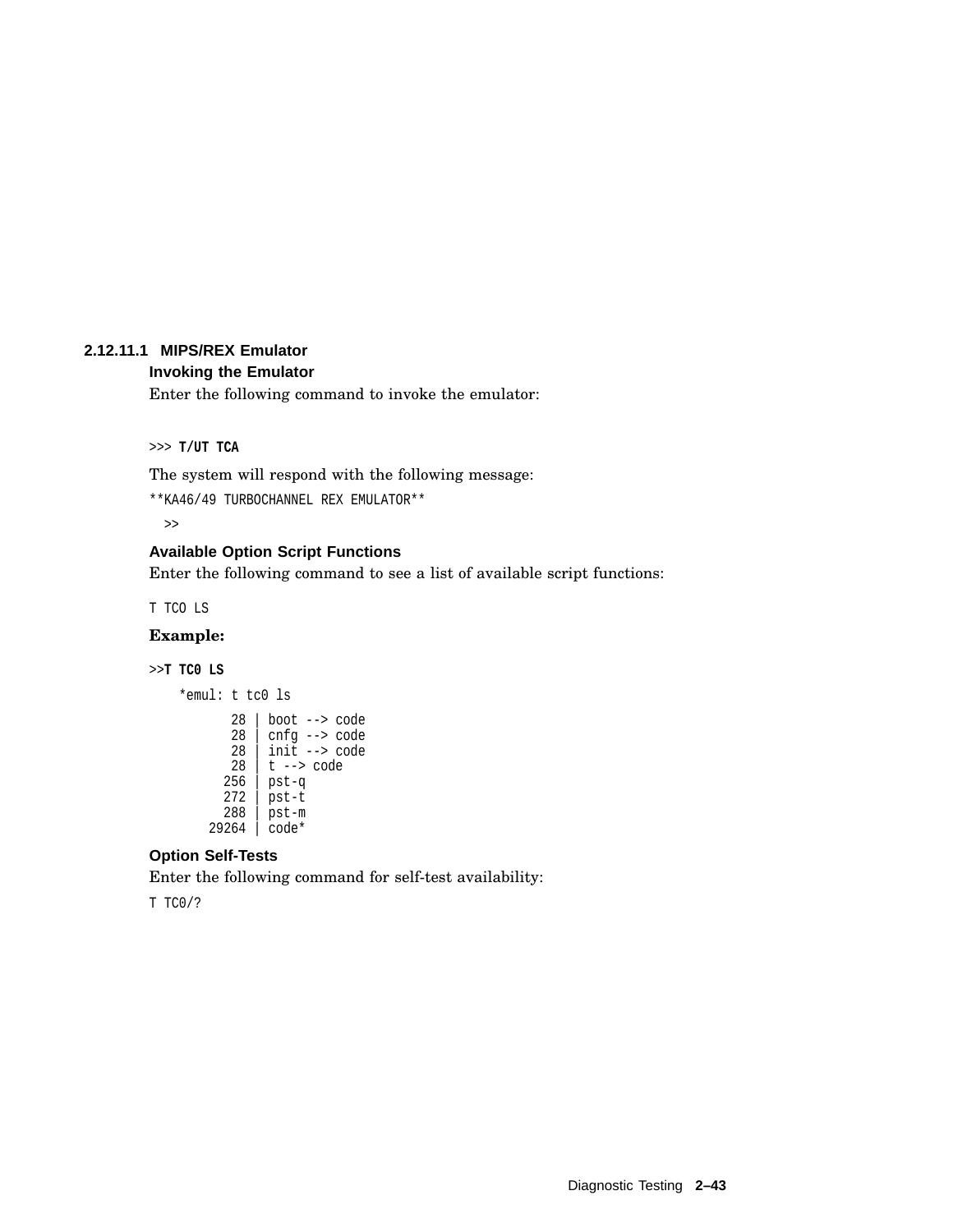#### 2.12.11.1 MIPS/REX Emulator

**Invoking the Emulator**

Enter the following command to invoke the emulator:

```
>>> T/UT TCA
```

The system will respond with the following message:

```
**KA46/49 TURBOCHANNEL REX EMULATOR**
  >>
```

**Available Option Script Functions**

Enter the following command to see a list of available script functions:

```
T TCO LS
```

**Example:**

```
>>T TC0 LS
    *emul: t tc0 ls
          28 | boot --> code
          28 | cnfg --> code
          28 | init --> code
          28 | t --> code
         256 | pst-q
         272 | pst-t
         288 | pst-m
       29264 | code*
```

**Option Self-Tests**

Enter the following command for self-test availability:

```
T TC0/?
```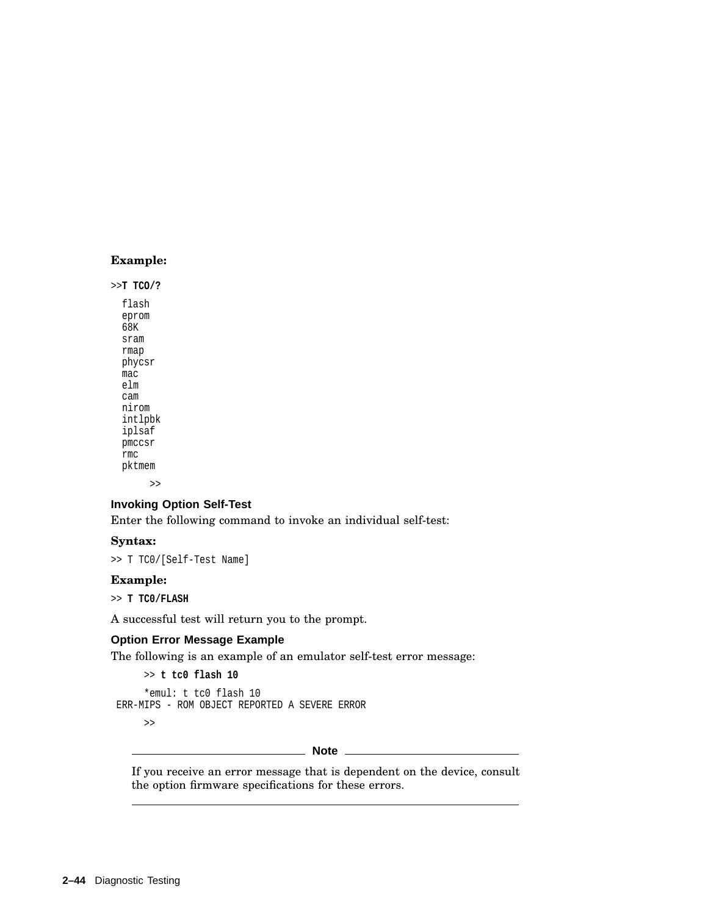**Example:**

```
>>T TCO/?

  flash
  eprom
  68K
  sram
  rmap
  phycsr
  mac
  elm
  cam
  nirom
  intlpbk
  iplsaf
  pmccsr
  rmc
  pktmem

       >>
```

### Invoking Option Self-Test

Enter the following command to invoke an individual self-test:

**Syntax:**

```
>> T TC0/[Self-Test Name]
```

**Example:**

```
>> T TC0/FLASH
```

A successful test will return you to the prompt.

### Option Error Message Example

The following is an example of an emulator self-test error message:

```
      >> t tc0 flash 10

      *emul: t tc0 flash 10
 ERR-MIPS - ROM OBJECT REPORTED A SEVERE ERROR

      >>
```

---

**Note**

If you receive an error message that is dependent on the device, consult the option firmware specifications for these errors.

---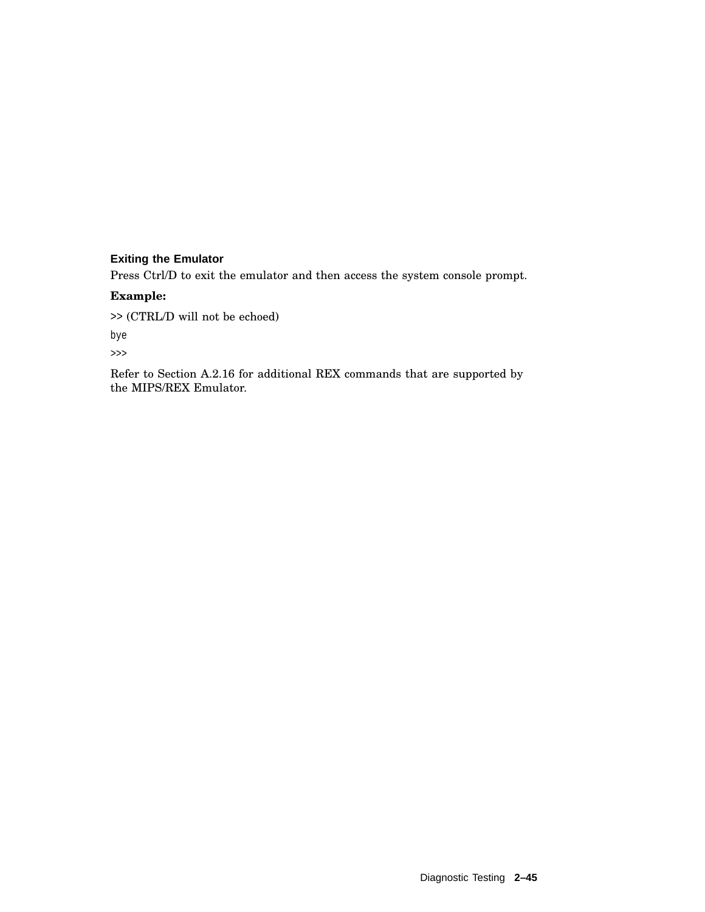### Exiting the Emulator

Press Ctrl/D to exit the emulator and then access the system console prompt.

**Example:**

```
>> (CTRL/D will not be echoed)
bye
>>>
```

Refer to Section A.2.16 for additional REX commands that are supported by the MIPS/REX Emulator.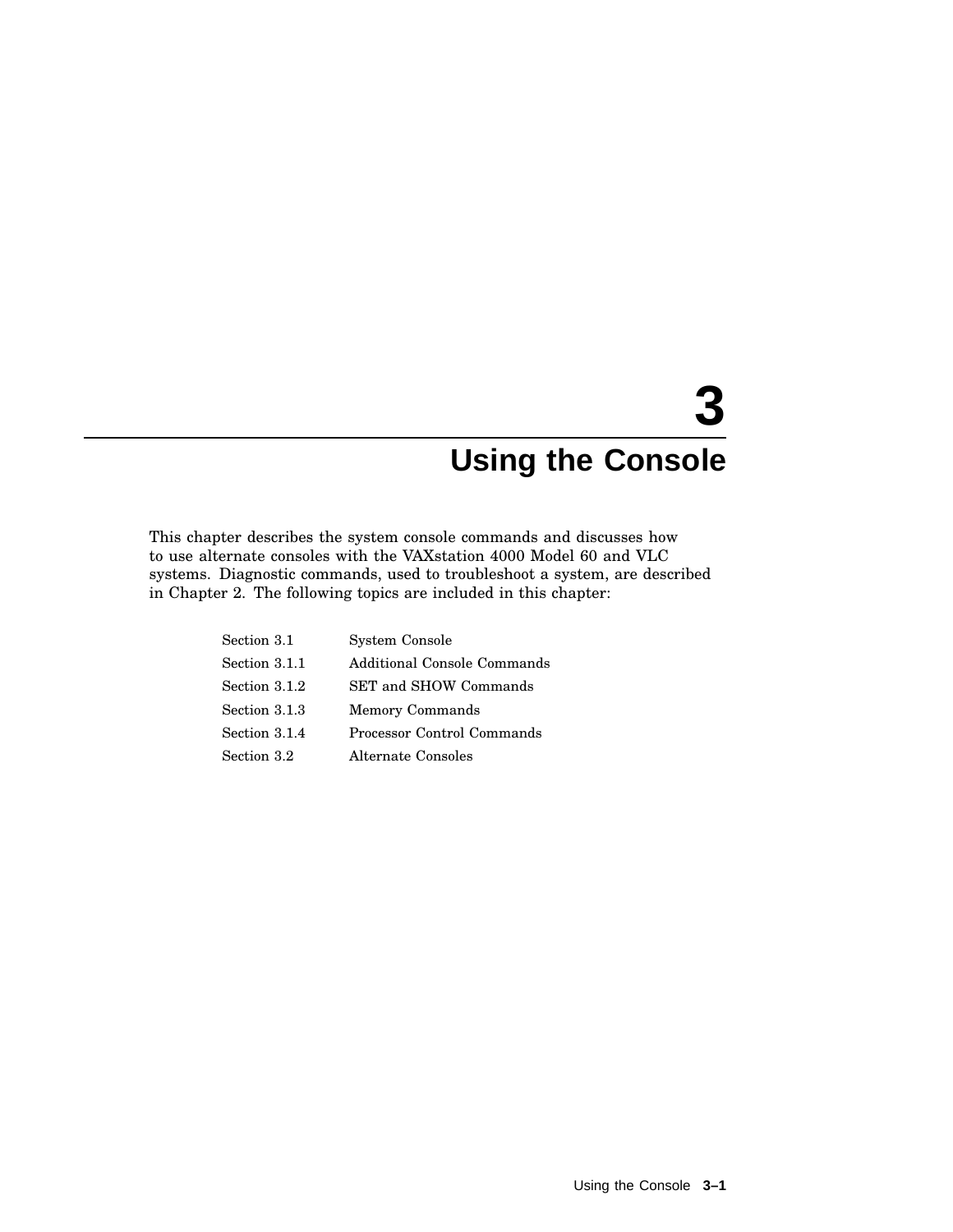# 3 Using the Console

This chapter describes the system console commands and discusses how to use alternate consoles with the VAXstation 4000 Model 60 and VLC systems. Diagnostic commands, used to troubleshoot a system, are described in Chapter 2. The following topics are included in this chapter:

| | |
|---|---|
| Section 3.1 | System Console |
| Section 3.1.1 | Additional Console Commands |
| Section 3.1.2 | SET and SHOW Commands |
| Section 3.1.3 | Memory Commands |
| Section 3.1.4 | Processor Control Commands |
| Section 3.2 | Alternate Consoles |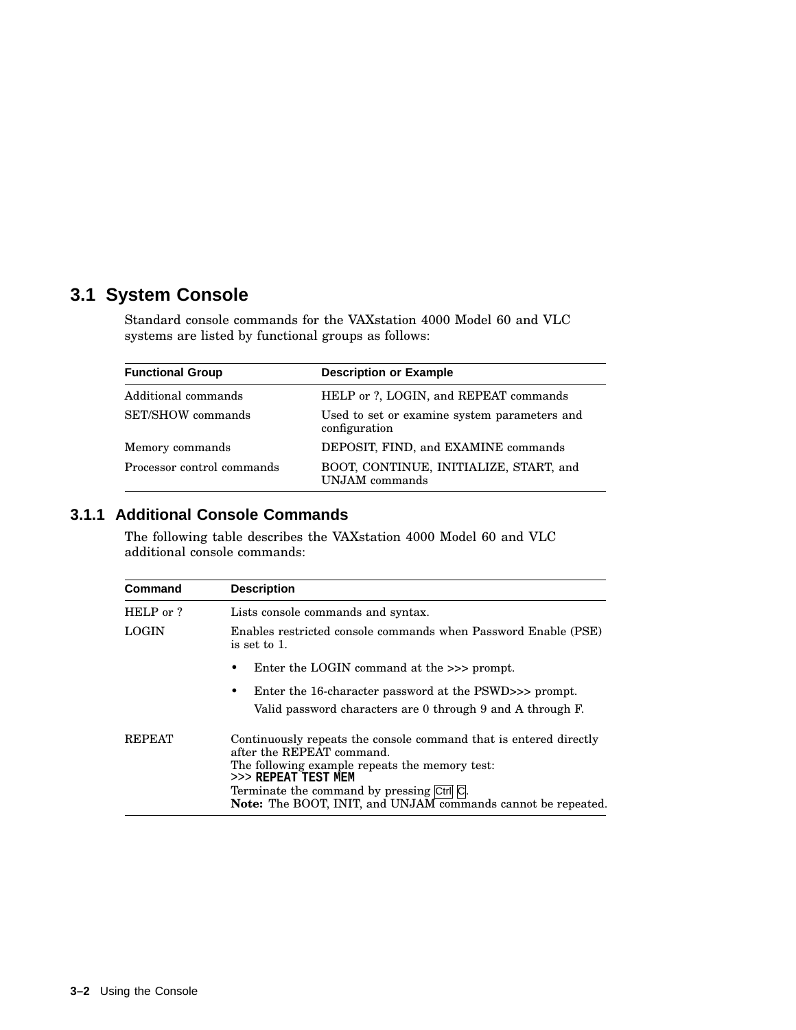## 3.1 System Console

Standard console commands for the VAXstation 4000 Model 60 and VLC systems are listed by functional groups as follows:

| Functional Group | Description or Example |
|---|---|
| Additional commands | HELP or ?, LOGIN, and REPEAT commands |
| SET/SHOW commands | Used to set or examine system parameters and configuration |
| Memory commands | DEPOSIT, FIND, and EXAMINE commands |
| Processor control commands | BOOT, CONTINUE, INITIALIZE, START, and UNJAM commands |

### 3.1.1 Additional Console Commands

The following table describes the VAXstation 4000 Model 60 and VLC additional console commands:

| Command | Description |
|---|---|
| HELP or ? | Lists console commands and syntax. |
| LOGIN | Enables restricted console commands when Password Enable (PSE) is set to 1.<br>• Enter the LOGIN command at the >>> prompt.<br>• Enter the 16-character password at the PSWD>>> prompt.<br>Valid password characters are 0 through 9 and A through F. |
| REPEAT | Continuously repeats the console command that is entered directly after the REPEAT command.<br>The following example repeats the memory test:<br>`>>> REPEAT TEST MEM`<br>Terminate the command by pressing Ctrl C.<br>**Note:** The BOOT, INIT, and UNJAM commands cannot be repeated. |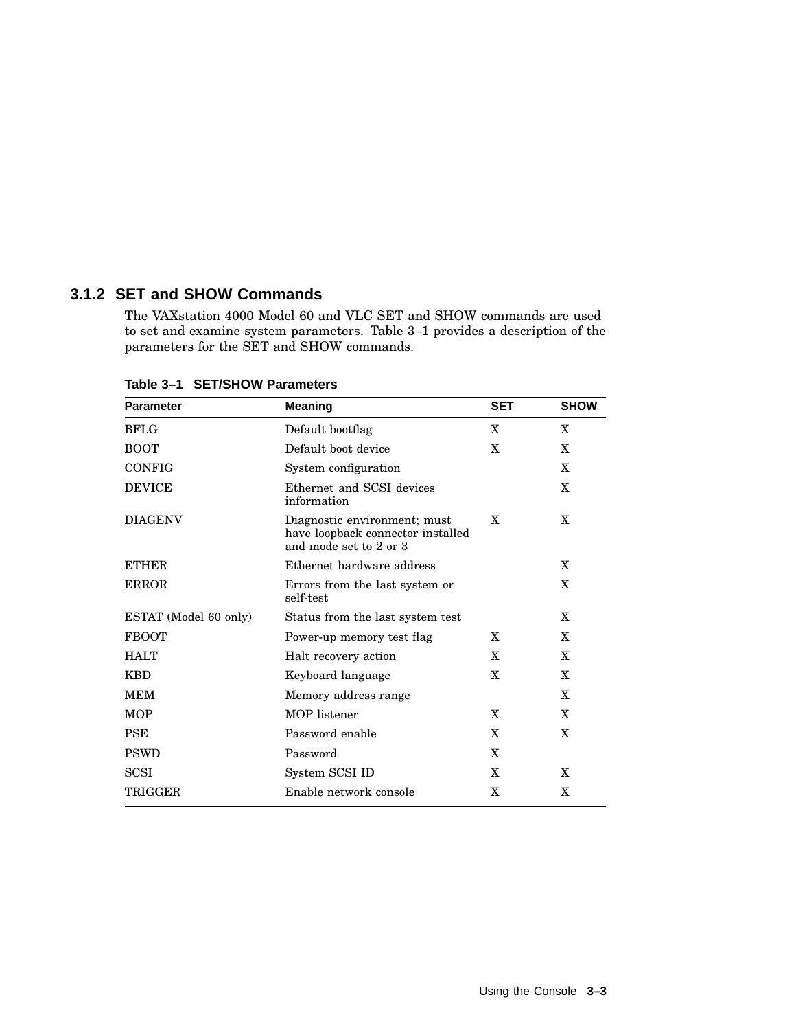### 3.1.2 SET and SHOW Commands

The VAXstation 4000 Model 60 and VLC SET and SHOW commands are used to set and examine system parameters. Table 3–1 provides a description of the parameters for the SET and SHOW commands.

**Table 3–1 SET/SHOW Parameters**

| Parameter | Meaning | SET | SHOW |
|---|---|---|---|
| BFLG | Default bootflag | X | X |
| BOOT | Default boot device | X | X |
| CONFIG | System configuration | | X |
| DEVICE | Ethernet and SCSI devices information | | X |
| DIAGENV | Diagnostic environment; must have loopback connector installed and mode set to 2 or 3 | X | X |
| ETHER | Ethernet hardware address | | X |
| ERROR | Errors from the last system or self-test | | X |
| ESTAT (Model 60 only) | Status from the last system test | | X |
| FBOOT | Power-up memory test flag | X | X |
| HALT | Halt recovery action | X | X |
| KBD | Keyboard language | X | X |
| MEM | Memory address range | | X |
| MOP | MOP listener | X | X |
| PSE | Password enable | X | X |
| PSWD | Password | X | |
| SCSI | System SCSI ID | X | X |
| TRIGGER | Enable network console | X | X |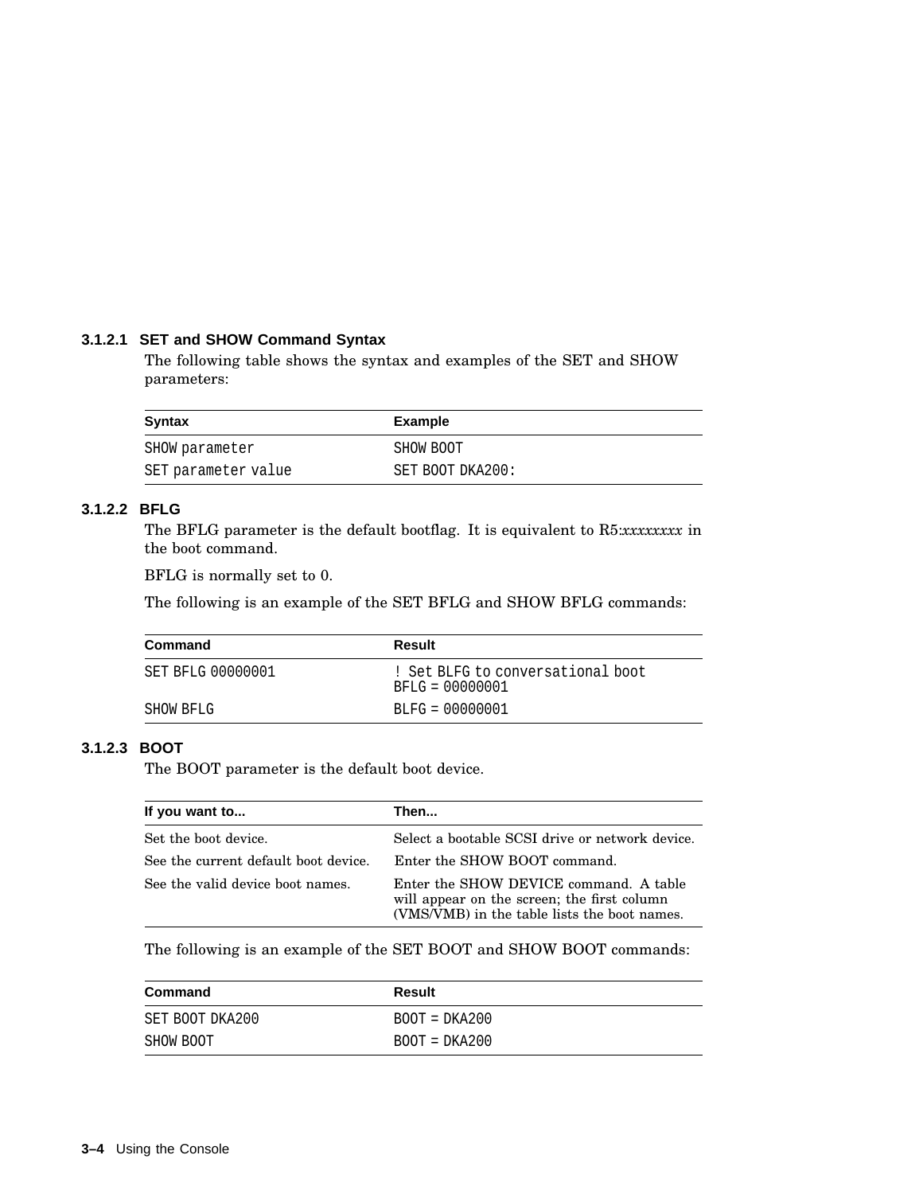#### 3.1.2.1 SET and SHOW Command Syntax

The following table shows the syntax and examples of the SET and SHOW parameters:

| Syntax | Example |
|---|---|
| `SHOW parameter` | `SHOW BOOT` |
| `SET parameter value` | `SET BOOT DKA200:` |

#### 3.1.2.2 BFLG

The BFLG parameter is the default bootflag. It is equivalent to R5:*xxxxxxxx* in the boot command.

BFLG is normally set to 0.

The following is an example of the SET BFLG and SHOW BFLG commands:

| Command | Result |
|---|---|
| `SET BFLG 00000001` | `! Set BLFG to conversational boot`<br>`BFLG = 00000001` |
| `SHOW BFLG` | `BLFG = 00000001` |

#### 3.1.2.3 BOOT

The BOOT parameter is the default boot device.

| If you want to... | Then... |
|---|---|
| Set the boot device. | Select a bootable SCSI drive or network device. |
| See the current default boot device. | Enter the SHOW BOOT command. |
| See the valid device boot names. | Enter the SHOW DEVICE command. A table will appear on the screen; the first column (VMS/VMB) in the table lists the boot names. |

The following is an example of the SET BOOT and SHOW BOOT commands:

| Command | Result |
|---|---|
| `SET BOOT DKA200` | `BOOT = DKA200` |
| `SHOW BOOT` | `BOOT = DKA200` |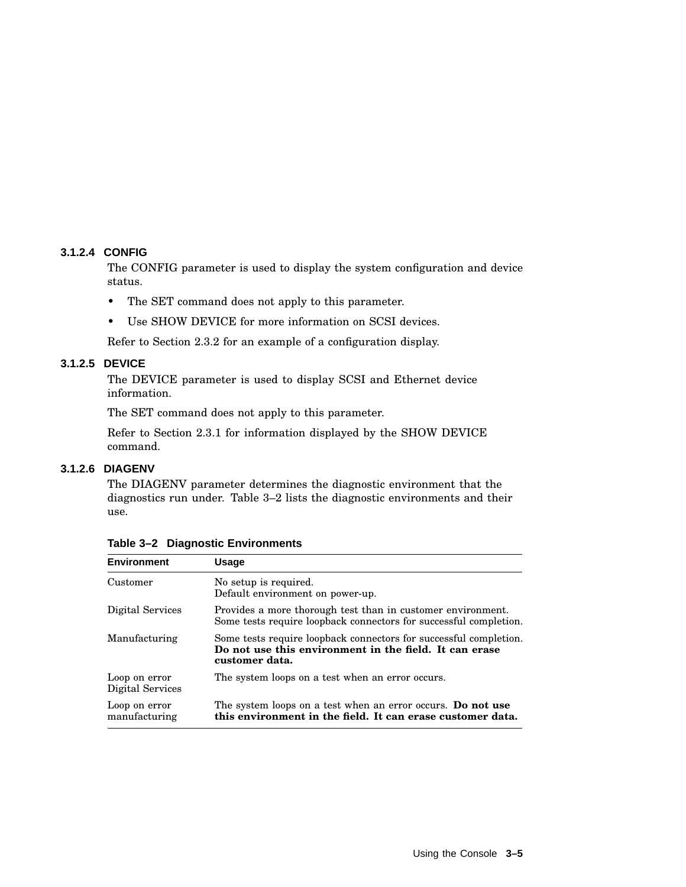#### 3.1.2.4 CONFIG

The CONFIG parameter is used to display the system configuration and device status.

- The SET command does not apply to this parameter.
- Use SHOW DEVICE for more information on SCSI devices.

Refer to Section 2.3.2 for an example of a configuration display.

#### 3.1.2.5 DEVICE

The DEVICE parameter is used to display SCSI and Ethernet device information.

The SET command does not apply to this parameter.

Refer to Section 2.3.1 for information displayed by the SHOW DEVICE command.

#### 3.1.2.6 DIAGENV

The DIAGENV parameter determines the diagnostic environment that the diagnostics run under. Table 3–2 lists the diagnostic environments and their use.

**Table 3–2 Diagnostic Environments**

| Environment | Usage |
|---|---|
| Customer | No setup is required.<br>Default environment on power-up. |
| Digital Services | Provides a more thorough test than in customer environment.<br>Some tests require loopback connectors for successful completion. |
| Manufacturing | Some tests require loopback connectors for successful completion.<br>**Do not use this environment in the field. It can erase customer data.** |
| Loop on error Digital Services | The system loops on a test when an error occurs. |
| Loop on error manufacturing | The system loops on a test when an error occurs. **Do not use this environment in the field. It can erase customer data.** |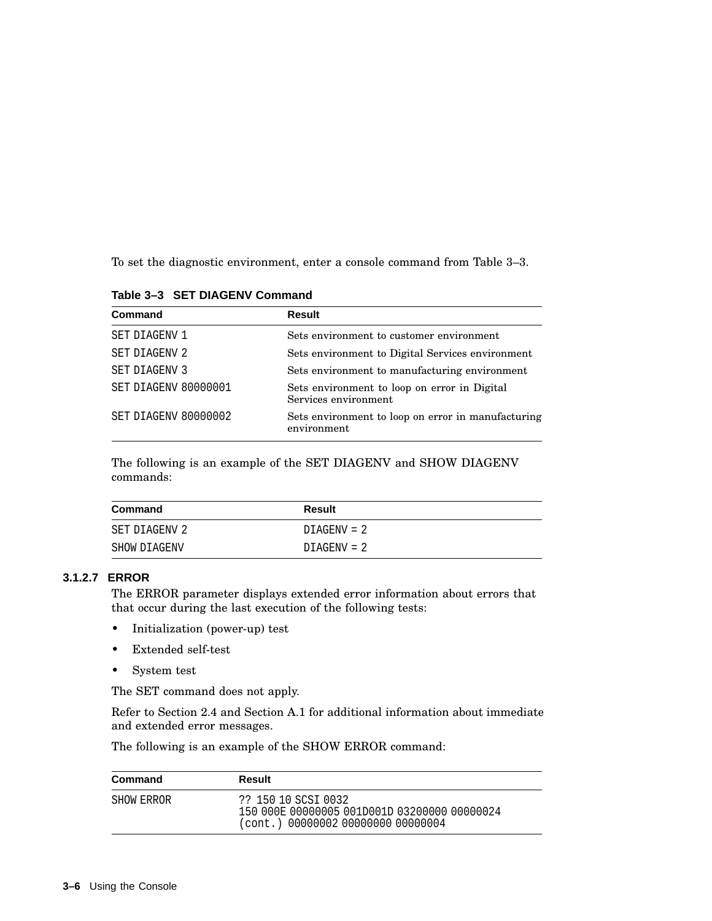To set the diagnostic environment, enter a console command from Table 3–3.

**Table 3–3 SET DIAGENV Command**

| Command | Result |
|---|---|
| SET DIAGENV 1 | Sets environment to customer environment |
| SET DIAGENV 2 | Sets environment to Digital Services environment |
| SET DIAGENV 3 | Sets environment to manufacturing environment |
| SET DIAGENV 80000001 | Sets environment to loop on error in Digital Services environment |
| SET DIAGENV 80000002 | Sets environment to loop on error in manufacturing environment |

The following is an example of the SET DIAGENV and SHOW DIAGENV commands:

| Command | Result |
|---|---|
| SET DIAGENV 2 | DIAGENV = 2 |
| SHOW DIAGENV | DIAGENV = 2 |

#### 3.1.2.7 ERROR

The ERROR parameter displays extended error information about errors that that occur during the last execution of the following tests:

- Initialization (power-up) test
- Extended self-test
- System test

The SET command does not apply.

Refer to Section 2.4 and Section A.1 for additional information about immediate and extended error messages.

The following is an example of the SHOW ERROR command:

| Command | Result |
|---|---|
| SHOW ERROR | ?? 150 10 SCSI 0032<br>150 000E 00000005 001D001D 03200000 00000024<br>(cont.) 00000002 00000000 00000004 |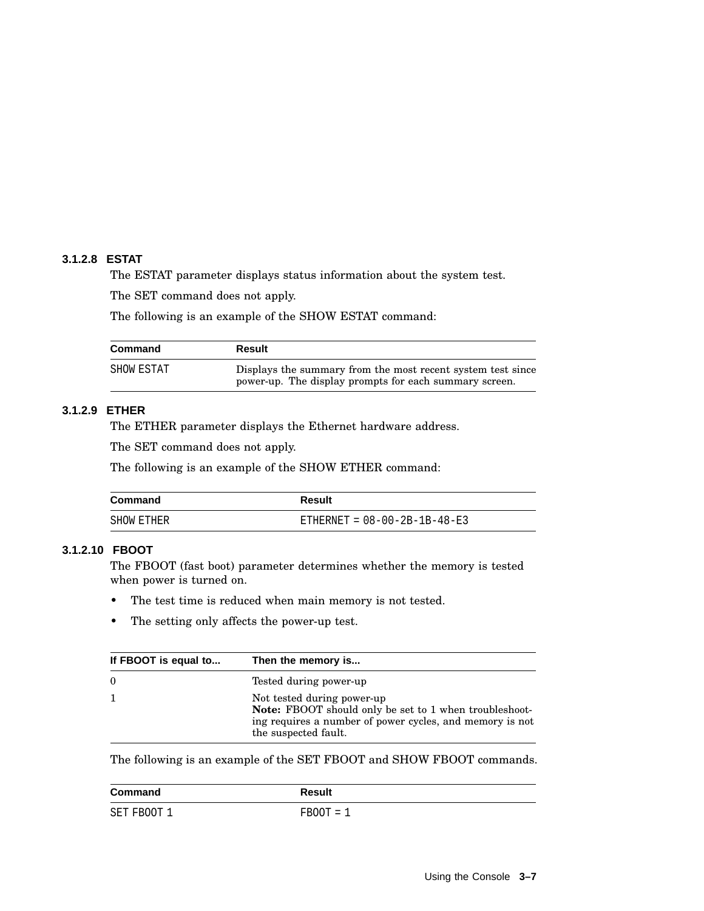#### 3.1.2.8 ESTAT

The ESTAT parameter displays status information about the system test.

The SET command does not apply.

The following is an example of the SHOW ESTAT command:

| Command | Result |
|---|---|
| SHOW ESTAT | Displays the summary from the most recent system test since power-up. The display prompts for each summary screen. |

#### 3.1.2.9 ETHER

The ETHER parameter displays the Ethernet hardware address.

The SET command does not apply.

The following is an example of the SHOW ETHER command:

| Command | Result |
|---|---|
| SHOW ETHER | ETHERNET = 08-00-2B-1B-48-E3 |

#### 3.1.2.10 FBOOT

The FBOOT (fast boot) parameter determines whether the memory is tested when power is turned on.

- The test time is reduced when main memory is not tested.
- The setting only affects the power-up test.

| If FBOOT is equal to... | Then the memory is... |
|---|---|
| 0 | Tested during power-up |
| 1 | Not tested during power-up<br>**Note:** FBOOT should only be set to 1 when troubleshooting requires a number of power cycles, and memory is not the suspected fault. |

The following is an example of the SET FBOOT and SHOW FBOOT commands.

| Command | Result |
|---|---|
| SET FBOOT 1 | FBOOT = 1 |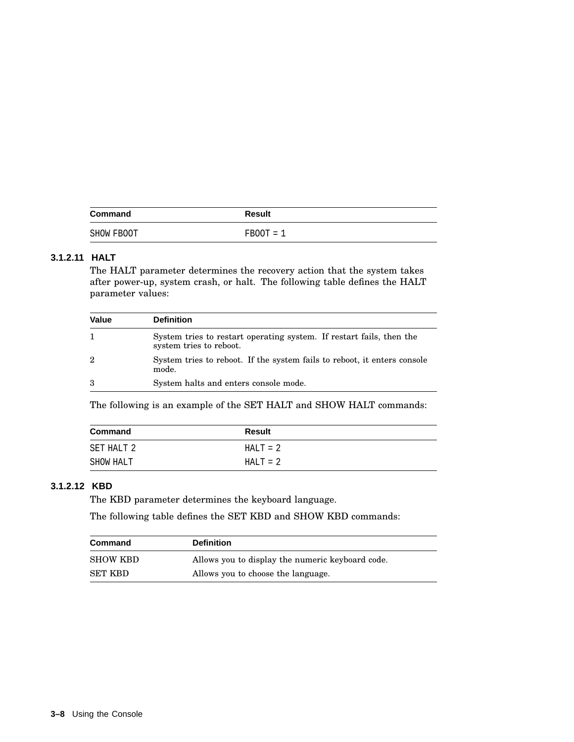| Command | Result |
| --- | --- |
| `SHOW FBOOT` | `FBOOT = 1` |

#### 3.1.2.11 HALT

The HALT parameter determines the recovery action that the system takes after power-up, system crash, or halt. The following table defines the HALT parameter values:

| Value | Definition |
| --- | --- |
| 1 | System tries to restart operating system. If restart fails, then the system tries to reboot. |
| 2 | System tries to reboot. If the system fails to reboot, it enters console mode. |
| 3 | System halts and enters console mode. |

The following is an example of the SET HALT and SHOW HALT commands:

| Command | Result |
| --- | --- |
| `SET HALT 2` | `HALT = 2` |
| `SHOW HALT` | `HALT = 2` |

#### 3.1.2.12 KBD

The KBD parameter determines the keyboard language.

The following table defines the SET KBD and SHOW KBD commands:

| Command | Definition |
| --- | --- |
| SHOW KBD | Allows you to display the numeric keyboard code. |
| SET KBD | Allows you to choose the language. |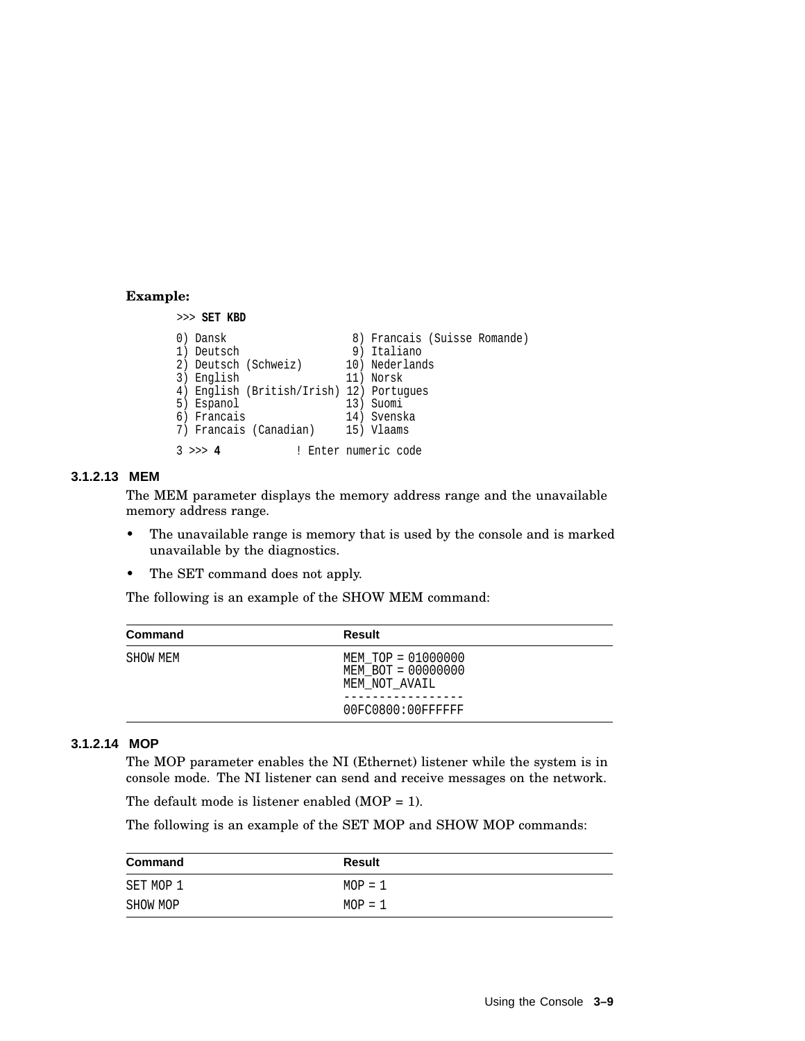**Example:**

```
>>> SET KBD

0) Dansk                   8) Francais (Suisse Romande)
1) Deutsch                 9) Italiano
2) Deutsch (Schweiz)      10) Nederlands
3) English                11) Norsk
4) English (British/Irish) 12) Portugues
5) Espanol                13) Suomi
6) Francais               14) Svenska
7) Francais (Canadian)    15) Vlaams

3 >>> 4            ! Enter numeric code
```

### 3.1.2.13 MEM

The MEM parameter displays the memory address range and the unavailable memory address range.

- The unavailable range is memory that is used by the console and is marked unavailable by the diagnostics.
- The SET command does not apply.

The following is an example of the SHOW MEM command:

| Command | Result |
|---|---|
| SHOW MEM | MEM_TOP = 01000000<br>MEM_BOT = 00000000<br>MEM_NOT_AVAIL<br>-----------------<br>00FC0800:00FFFFFF |

### 3.1.2.14 MOP

The MOP parameter enables the NI (Ethernet) listener while the system is in console mode. The NI listener can send and receive messages on the network.

The default mode is listener enabled (MOP = 1).

The following is an example of the SET MOP and SHOW MOP commands:

| Command | Result |
|---|---|
| SET MOP 1 | MOP = 1 |
| SHOW MOP | MOP = 1 |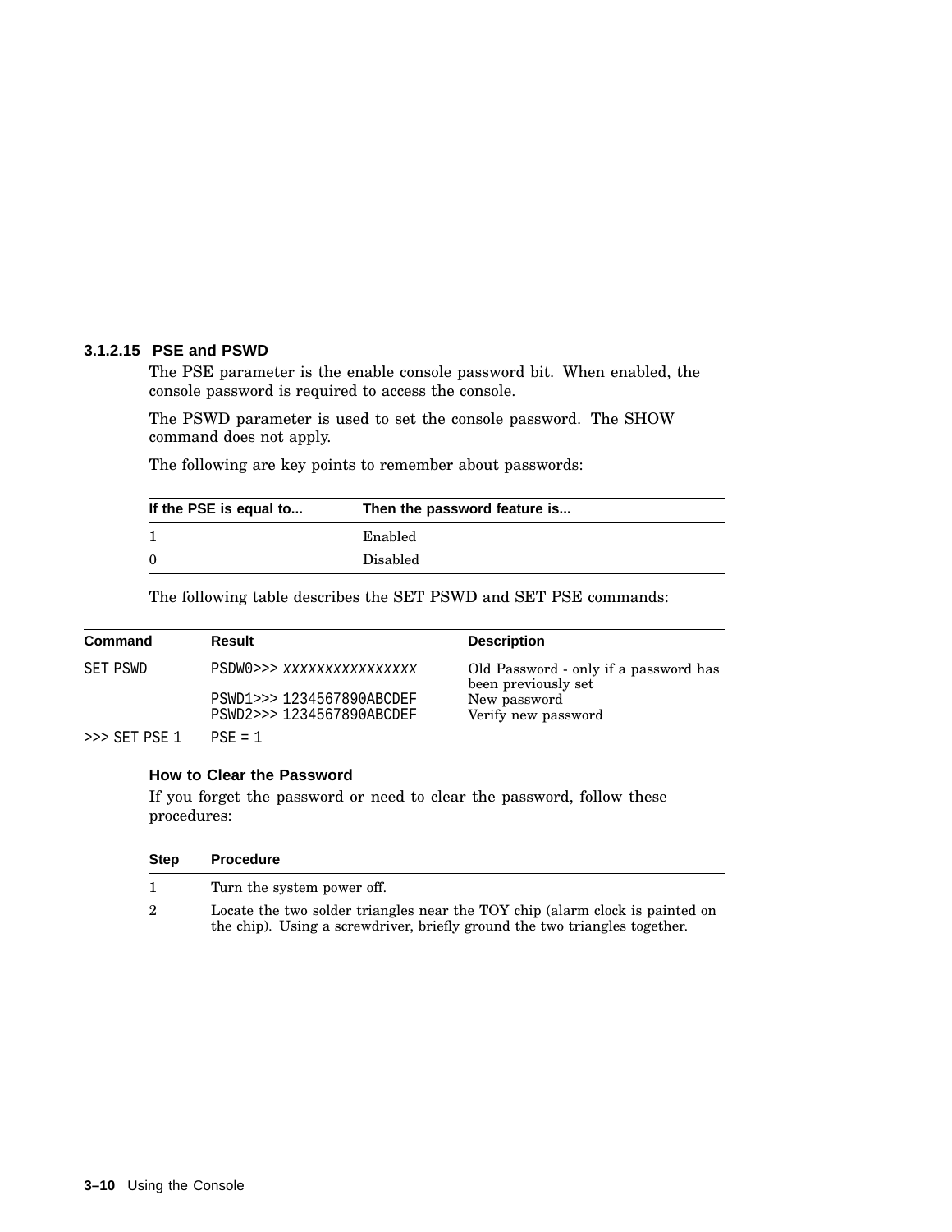#### 3.1.2.15 PSE and PSWD

The PSE parameter is the enable console password bit. When enabled, the console password is required to access the console.

The PSWD parameter is used to set the console password. The SHOW command does not apply.

The following are key points to remember about passwords:

| If the PSE is equal to... | Then the password feature is... |
|---|---|
| 1 | Enabled |
| 0 | Disabled |

The following table describes the SET PSWD and SET PSE commands:

| Command | Result | Description |
|---|---|---|
| `SET PSWD` | `PSDW0>>> xxxxxxxxxxxxxxxx` | Old Password - only if a password has been previously set |
| | `PSWD1>>> 1234567890ABCDEF` | New password |
| | `PSWD2>>> 1234567890ABCDEF` | Verify new password |
| `>>> SET PSE 1` | `PSE = 1` | |

**How to Clear the Password**

If you forget the password or need to clear the password, follow these procedures:

| Step | Procedure |
|---|---|
| 1 | Turn the system power off. |
| 2 | Locate the two solder triangles near the TOY chip (alarm clock is painted on the chip). Using a screwdriver, briefly ground the two triangles together. |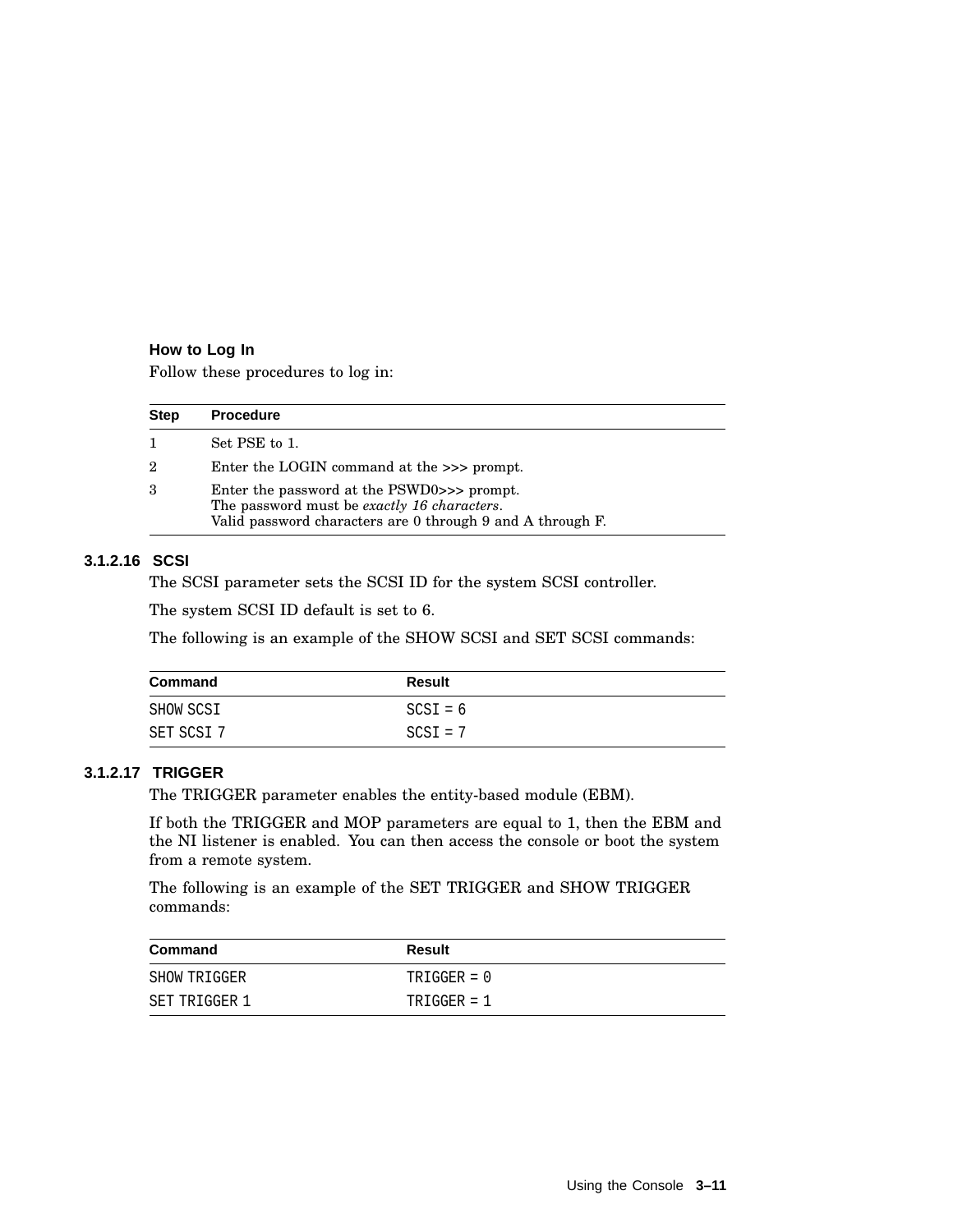**How to Log In**

Follow these procedures to log in:

| Step | Procedure |
|---|---|
| 1 | Set PSE to 1. |
| 2 | Enter the LOGIN command at the >>> prompt. |
| 3 | Enter the password at the PSWD0>>> prompt.<br>The password must be *exactly 16 characters*.<br>Valid password characters are 0 through 9 and A through F. |

### 3.1.2.16 SCSI

The SCSI parameter sets the SCSI ID for the system SCSI controller.

The system SCSI ID default is set to 6.

The following is an example of the SHOW SCSI and SET SCSI commands:

| Command | Result |
|---|---|
| `SHOW SCSI` | `SCSI = 6` |
| `SET SCSI 7` | `SCSI = 7` |

### 3.1.2.17 TRIGGER

The TRIGGER parameter enables the entity-based module (EBM).

If both the TRIGGER and MOP parameters are equal to 1, then the EBM and the NI listener is enabled. You can then access the console or boot the system from a remote system.

The following is an example of the SET TRIGGER and SHOW TRIGGER commands:

| Command | Result |
|---|---|
| `SHOW TRIGGER` | `TRIGGER = 0` |
| `SET TRIGGER 1` | `TRIGGER = 1` |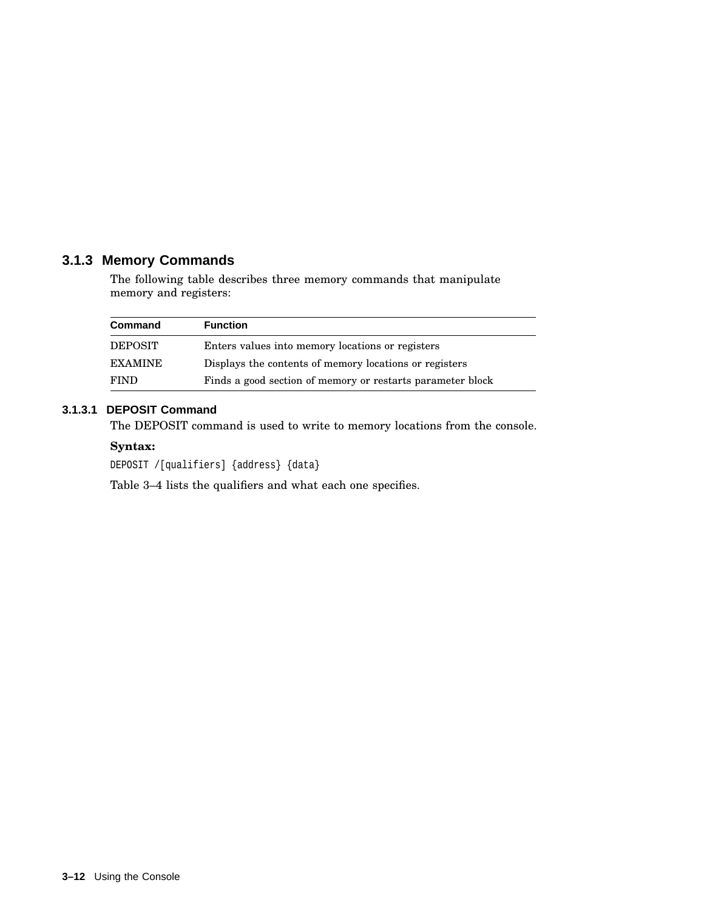### 3.1.3 Memory Commands

The following table describes three memory commands that manipulate memory and registers:

| Command | Function |
|---|---|
| DEPOSIT | Enters values into memory locations or registers |
| EXAMINE | Displays the contents of memory locations or registers |
| FIND | Finds a good section of memory or restarts parameter block |

#### 3.1.3.1 DEPOSIT Command

The DEPOSIT command is used to write to memory locations from the console.

**Syntax:**

```
DEPOSIT /[qualifiers] {address} {data}
```

Table 3–4 lists the qualifiers and what each one specifies.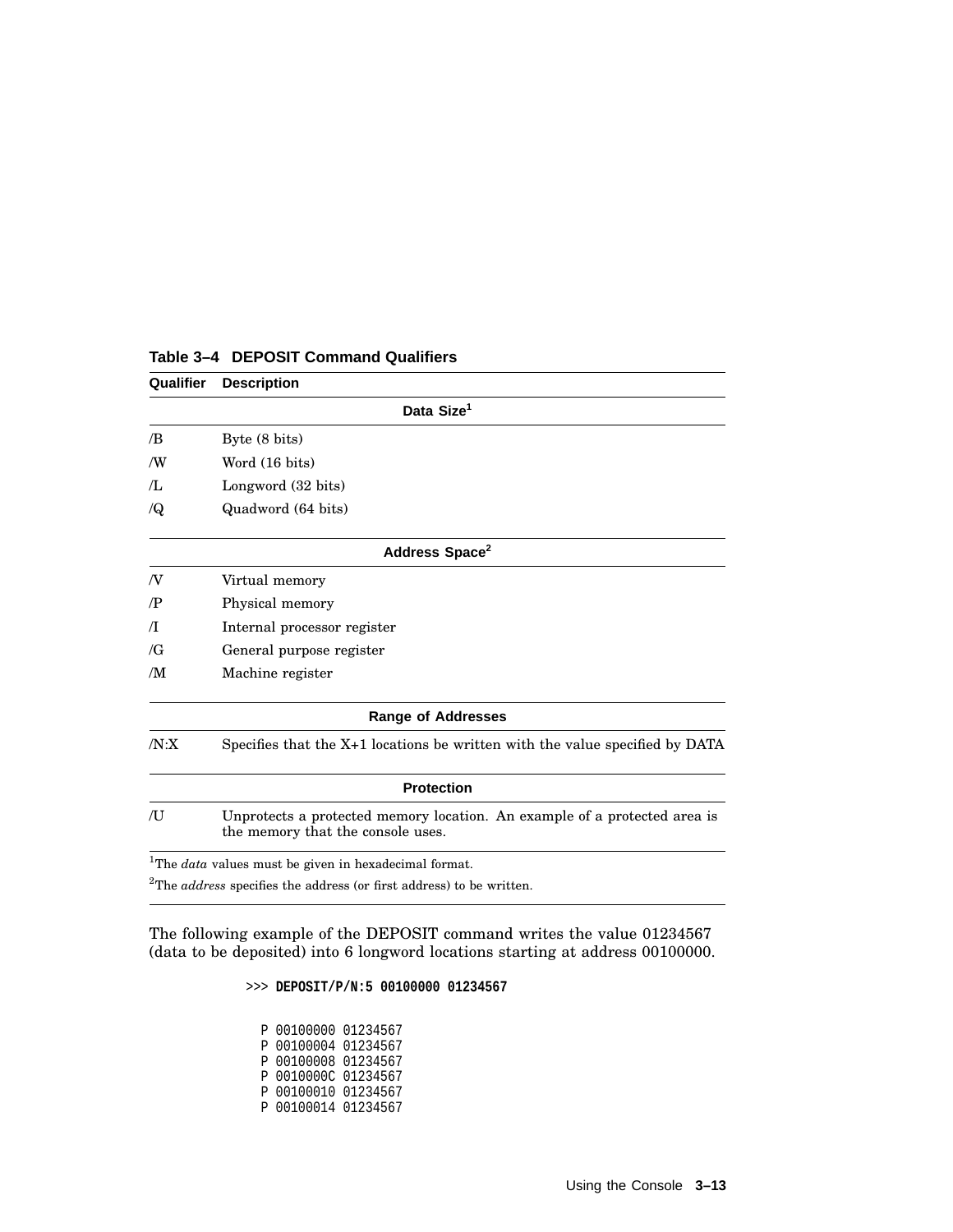**Table 3–4 DEPOSIT Command Qualifiers**

| Qualifier | Description |
|---|---|
| | **Data Size[1]** |
| /B | Byte (8 bits) |
| /W | Word (16 bits) |
| /L | Longword (32 bits) |
| /Q | Quadword (64 bits) |
| | **Address Space[2]** |
| /V | Virtual memory |
| /P | Physical memory |
| /I | Internal processor register |
| /G | General purpose register |
| /M | Machine register |
| | **Range of Addresses** |
| /N:X | Specifies that the X+1 locations be written with the value specified by DATA |
| | **Protection** |
| /U | Unprotects a protected memory location. An example of a protected area is the memory that the console uses. |

[1]The *data* values must be given in hexadecimal format.

[2]The *address* specifies the address (or first address) to be written.

The following example of the DEPOSIT command writes the value 01234567 (data to be deposited) into 6 longword locations starting at address 00100000.

```
>>> DEPOSIT/P/N:5 00100000 01234567

  P 00100000 01234567
  P 00100004 01234567
  P 00100008 01234567
  P 0010000C 01234567
  P 00100010 01234567
  P 00100014 01234567
```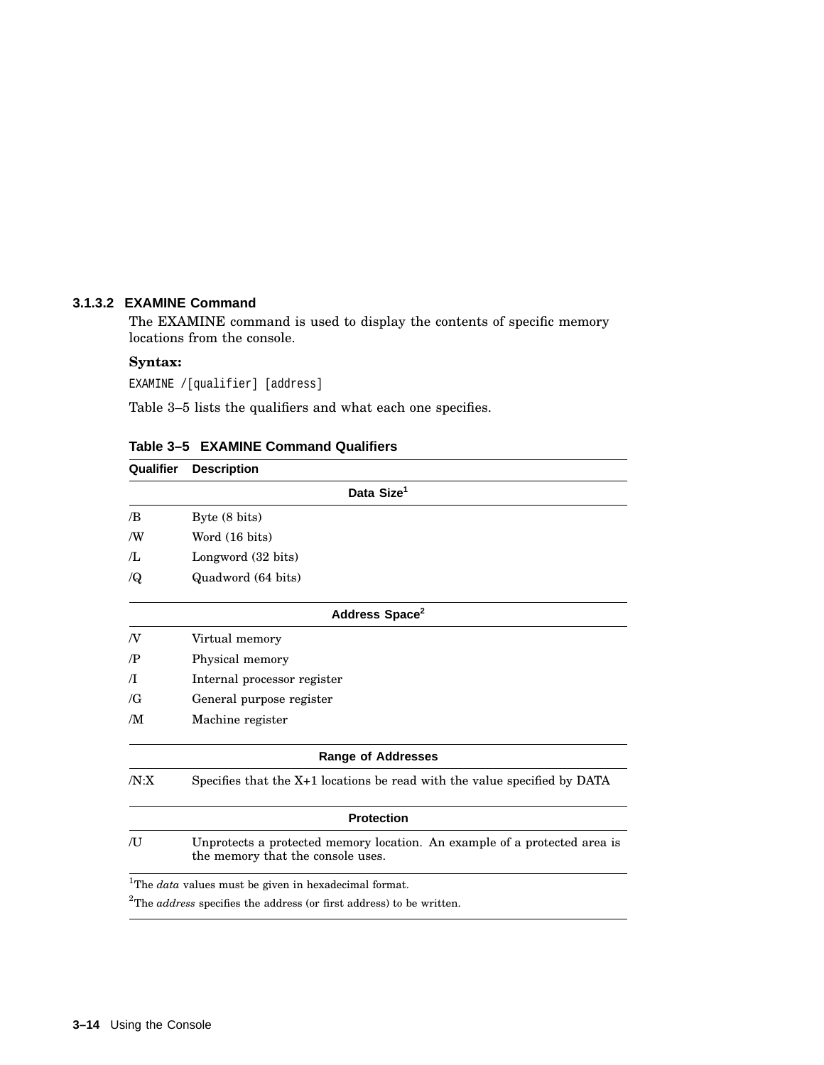#### 3.1.3.2 EXAMINE Command

The EXAMINE command is used to display the contents of specific memory locations from the console.

**Syntax:**

```
EXAMINE /[qualifier] [address]
```

Table 3–5 lists the qualifiers and what each one specifies.

**Table 3–5 EXAMINE Command Qualifiers**

| Qualifier | Description |
|---|---|
| | **Data Size[1]** |
| /B | Byte (8 bits) |
| /W | Word (16 bits) |
| /L | Longword (32 bits) |
| /Q | Quadword (64 bits) |
| | **Address Space[2]** |
| /V | Virtual memory |
| /P | Physical memory |
| /I | Internal processor register |
| /G | General purpose register |
| /M | Machine register |
| | **Range of Addresses** |
| /N:X | Specifies that the X+1 locations be read with the value specified by DATA |
| | **Protection** |
| /U | Unprotects a protected memory location. An example of a protected area is the memory that the console uses. |

[1]The *data* values must be given in hexadecimal format.

[2]The *address* specifies the address (or first address) to be written.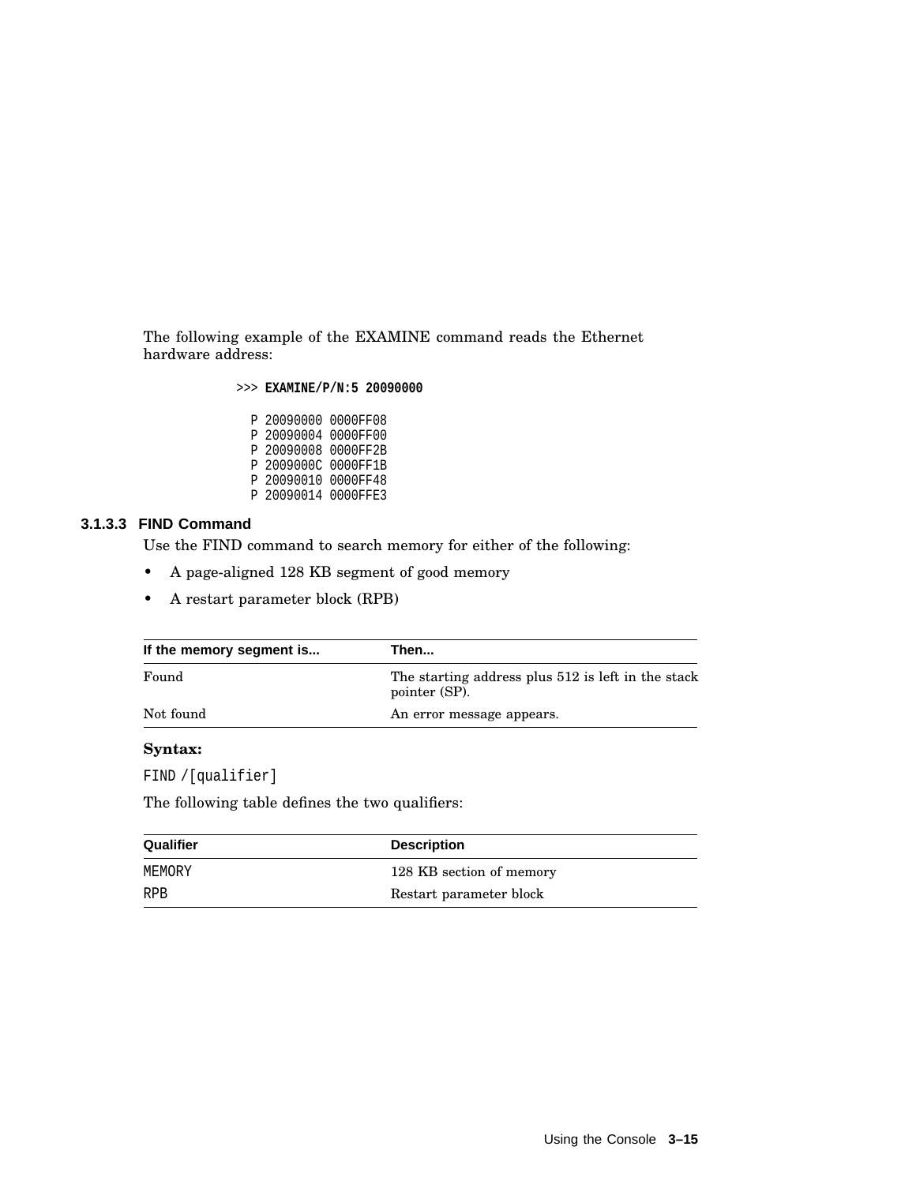The following example of the EXAMINE command reads the Ethernet hardware address:

```
>>> EXAMINE/P/N:5 20090000

  P 20090000 0000FF08
  P 20090004 0000FF00
  P 20090008 0000FF2B
  P 2009000C 0000FF1B
  P 20090010 0000FF48
  P 20090014 0000FFE3
```

#### 3.1.3.3 FIND Command

Use the FIND command to search memory for either of the following:

- A page-aligned 128 KB segment of good memory
- A restart parameter block (RPB)

| If the memory segment is... | Then... |
|---|---|
| Found | The starting address plus 512 is left in the stack pointer (SP). |
| Not found | An error message appears. |

**Syntax:**

`FIND /[qualifier]`

The following table defines the two qualifiers:

| Qualifier | Description |
|---|---|
| MEMORY | 128 KB section of memory |
| RPB | Restart parameter block |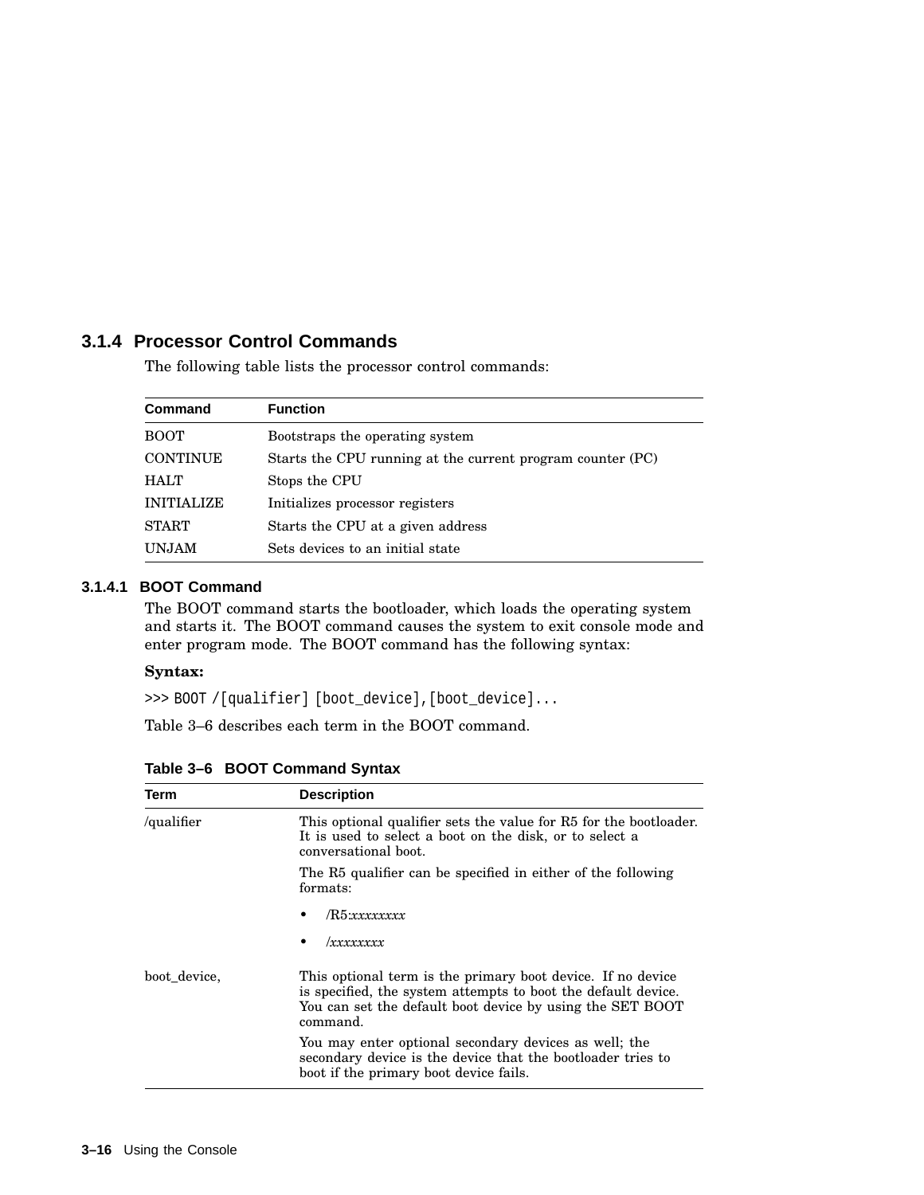### 3.1.4 Processor Control Commands

The following table lists the processor control commands:

| Command | Function |
|---|---|
| BOOT | Bootstraps the operating system |
| CONTINUE | Starts the CPU running at the current program counter (PC) |
| HALT | Stops the CPU |
| INITIALIZE | Initializes processor registers |
| START | Starts the CPU at a given address |
| UNJAM | Sets devices to an initial state |

#### 3.1.4.1 BOOT Command

The BOOT command starts the bootloader, which loads the operating system and starts it. The BOOT command causes the system to exit console mode and enter program mode. The BOOT command has the following syntax:

**Syntax:**

```
>>> BOOT /[qualifier] [boot_device],[boot_device]...
```

Table 3–6 describes each term in the BOOT command.

**Table 3–6 BOOT Command Syntax**

| Term | Description |
|---|---|
| /qualifier | This optional qualifier sets the value for R5 for the bootloader. It is used to select a boot on the disk, or to select a conversational boot.<br><br>The R5 qualifier can be specified in either of the following formats:<br><br>• /R5:*xxxxxxxx*<br>• /*xxxxxxxx* |
| boot_device, | This optional term is the primary boot device. If no device is specified, the system attempts to boot the default device. You can set the default boot device by using the SET BOOT command.<br><br>You may enter optional secondary devices as well; the secondary device is the device that the bootloader tries to boot if the primary boot device fails. |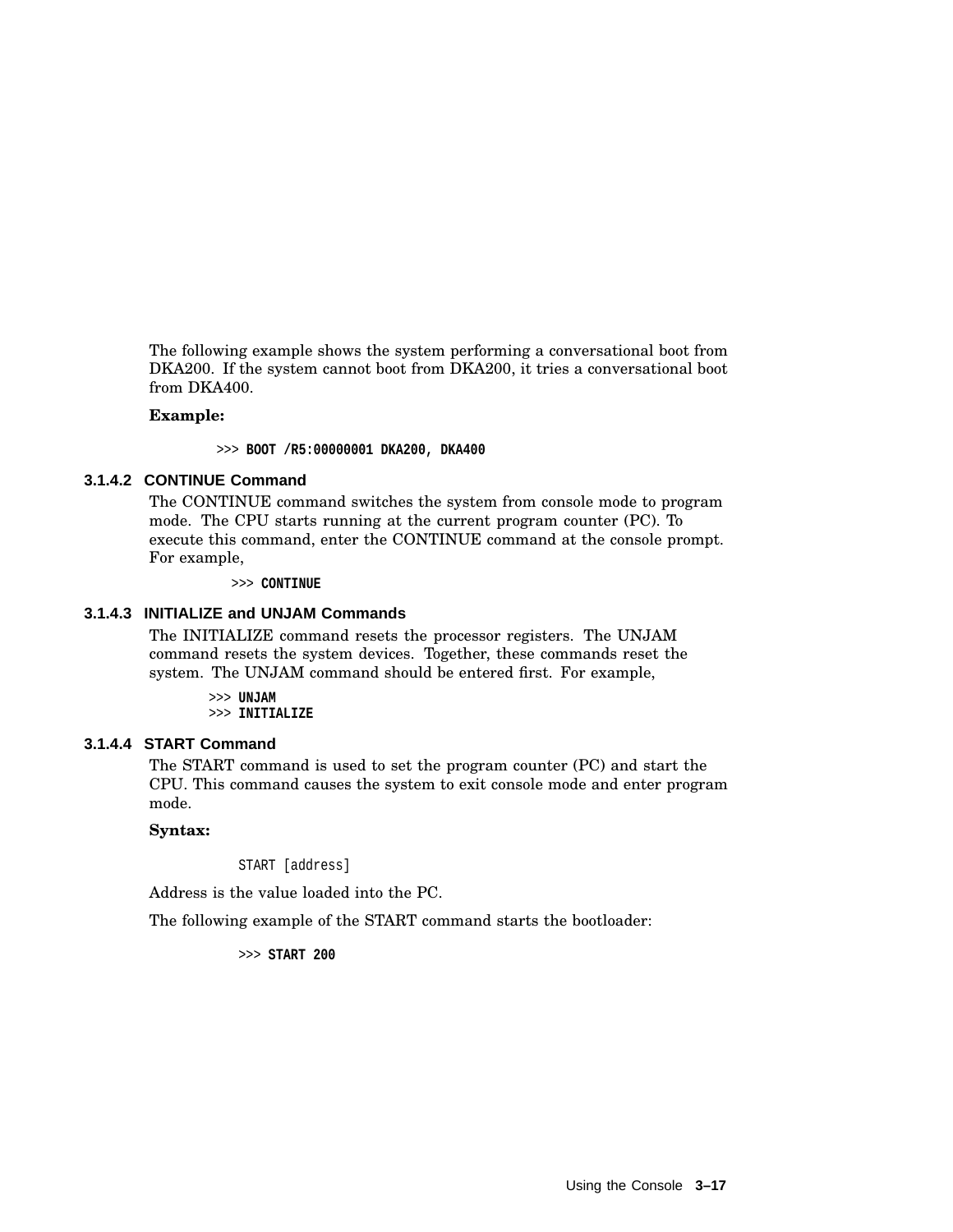The following example shows the system performing a conversational boot from DKA200. If the system cannot boot from DKA200, it tries a conversational boot from DKA400.

**Example:**

```
>>> BOOT /R5:00000001 DKA200, DKA400
```

#### 3.1.4.2 CONTINUE Command

The CONTINUE command switches the system from console mode to program mode. The CPU starts running at the current program counter (PC). To execute this command, enter the CONTINUE command at the console prompt. For example,

```
>>> CONTINUE
```

#### 3.1.4.3 INITIALIZE and UNJAM Commands

The INITIALIZE command resets the processor registers. The UNJAM command resets the system devices. Together, these commands reset the system. The UNJAM command should be entered first. For example,

```
>>> UNJAM
>>> INITIALIZE
```

#### 3.1.4.4 START Command

The START command is used to set the program counter (PC) and start the CPU. This command causes the system to exit console mode and enter program mode.

**Syntax:**

```
START [address]
```

Address is the value loaded into the PC.

The following example of the START command starts the bootloader:

```
>>> START 200
```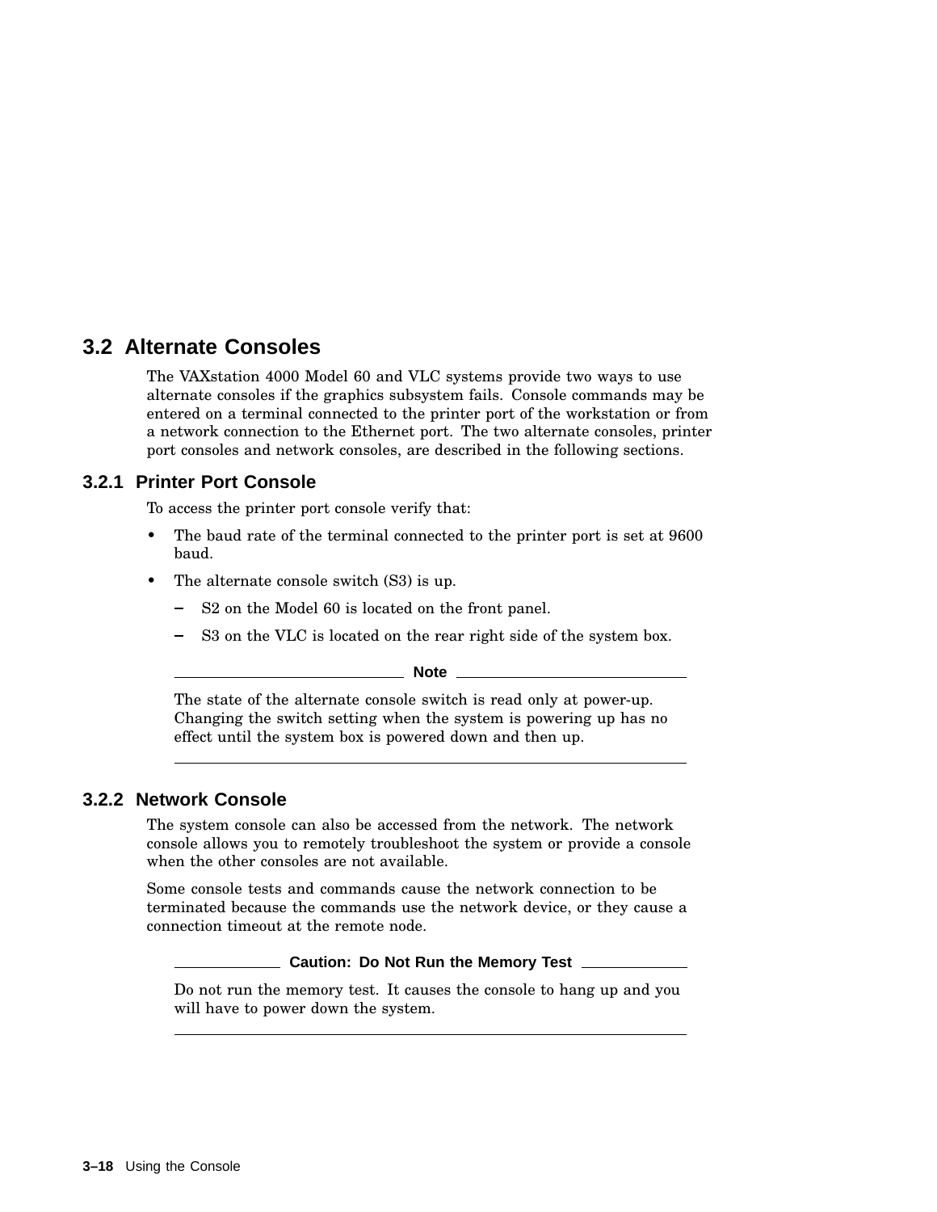## 3.2 Alternate Consoles

The VAXstation 4000 Model 60 and VLC systems provide two ways to use alternate consoles if the graphics subsystem fails. Console commands may be entered on a terminal connected to the printer port of the workstation or from a network connection to the Ethernet port. The two alternate consoles, printer port consoles and network consoles, are described in the following sections.

### 3.2.1 Printer Port Console

To access the printer port console verify that:

- The baud rate of the terminal connected to the printer port is set at 9600 baud.
- The alternate console switch (S3) is up.
  - S2 on the Model 60 is located on the front panel.
  - S3 on the VLC is located on the rear right side of the system box.

**Note**

The state of the alternate console switch is read only at power-up. Changing the switch setting when the system is powering up has no effect until the system box is powered down and then up.

---

### 3.2.2 Network Console

The system console can also be accessed from the network. The network console allows you to remotely troubleshoot the system or provide a console when the other consoles are not available.

Some console tests and commands cause the network connection to be terminated because the commands use the network device, or they cause a connection timeout at the remote node.

**Caution: Do Not Run the Memory Test**

Do not run the memory test. It causes the console to hang up and you will have to power down the system.

---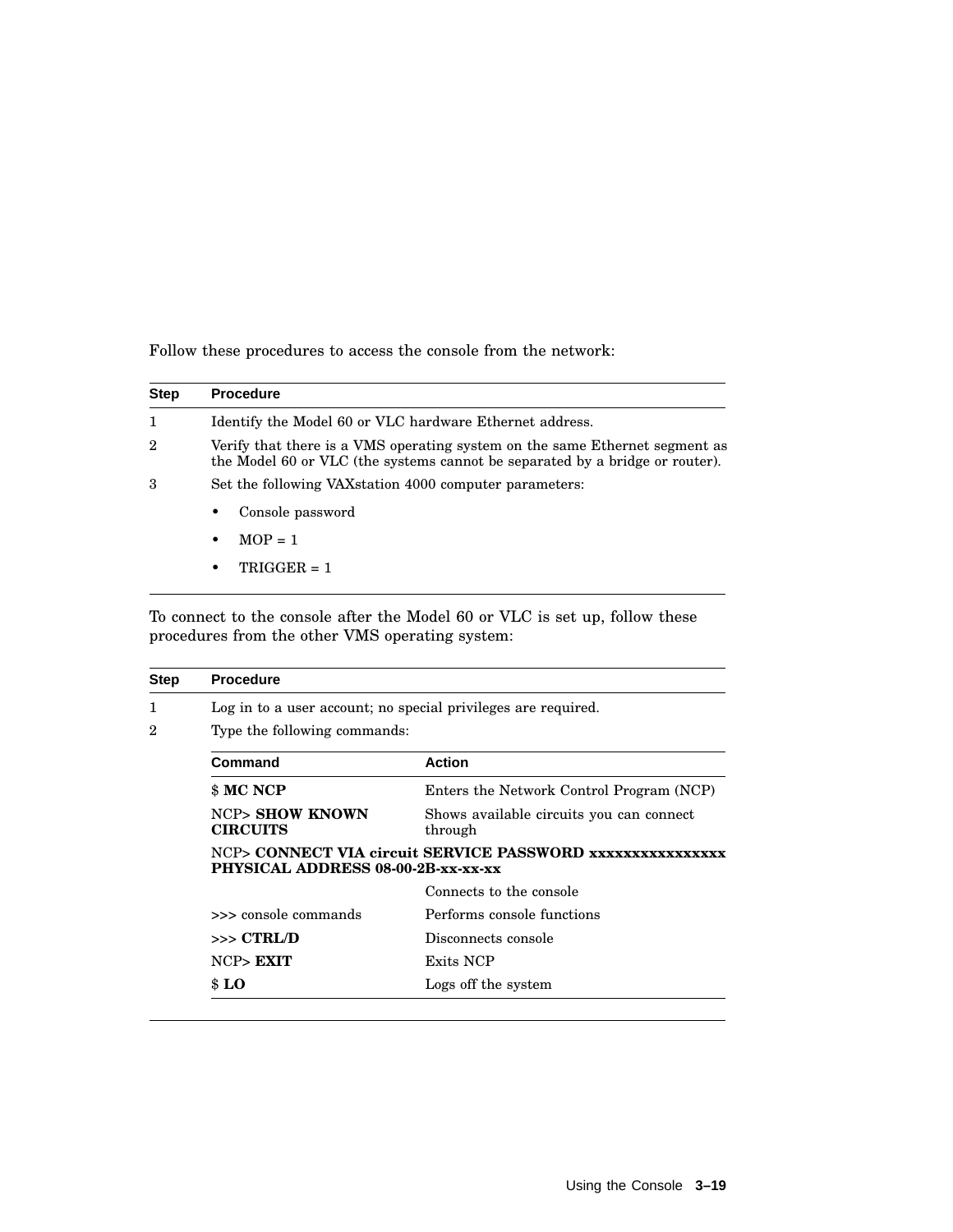Follow these procedures to access the console from the network:

| Step | Procedure |
|---|---|
| 1 | Identify the Model 60 or VLC hardware Ethernet address. |
| 2 | Verify that there is a VMS operating system on the same Ethernet segment as the Model 60 or VLC (the systems cannot be separated by a bridge or router). |
| 3 | Set the following VAXstation 4000 computer parameters:<br>• Console password<br>• MOP = 1<br>• TRIGGER = 1 |

To connect to the console after the Model 60 or VLC is set up, follow these procedures from the other VMS operating system:

| Step | Procedure |
|---|---|
| 1 | Log in to a user account; no special privileges are required. |
| 2 | Type the following commands: |

| Command | Action |
|---|---|
| $ **MC NCP** | Enters the Network Control Program (NCP) |
| NCP> **SHOW KNOWN CIRCUITS** | Shows available circuits you can connect through |
| NCP> **CONNECT VIA circuit SERVICE PASSWORD xxxxxxxxxxxxxxxx PHYSICAL ADDRESS 08-00-2B-xx-xx-xx** | |
| | Connects to the console |
| >>> console commands | Performs console functions |
| >>> **CTRL/D** | Disconnects console |
| NCP> **EXIT** | Exits NCP |
| $ **LO** | Logs off the system |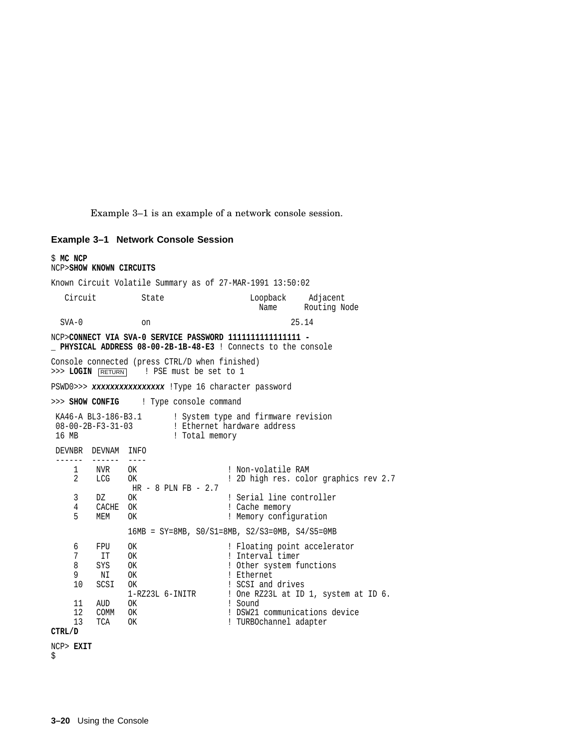Example 3–1 is an example of a network console session.

**Example 3–1 Network Console Session**

```
$ MC NCP
NCP>SHOW KNOWN CIRCUITS

Known Circuit Volatile Summary as of 27-MAR-1991 13:50:02

   Circuit          State                   Loopback     Adjacent
                                              Name      Routing Node

  SVA-0            on                                 25.14

NCP>CONNECT VIA SVA-0 SERVICE PASSWORD 1111111111111111 -
_ PHYSICAL ADDRESS 08-00-2B-1B-48-E3 ! Connects to the console

Console connected (press CTRL/D when finished)
>>> LOGIN RETURN    ! PSE must be set to 1

PSWD0>>> xxxxxxxxxxxxxxxx !Type 16 character password

>>> SHOW CONFIG     ! Type console command

 KA46-A BL3-186-B3.1       ! System type and firmware revision
 08-00-2B-F3-31-03         ! Ethernet hardware address
 16 MB                     ! Total memory

 DEVNBR  DEVNAM  INFO
 ------  ------  ----
     1    NVR    OK                    ! Non-volatile RAM
     2    LCG    OK                    ! 2D high res. color graphics rev 2.7
                  HR - 8 PLN FB - 2.7
     3    DZ     OK                    ! Serial line controller
     4    CACHE  OK                    ! Cache memory
     5    MEM    OK                    ! Memory configuration

                 16MB = SY=8MB, S0/S1=8MB, S2/S3=0MB, S4/S5=0MB

     6    FPU    OK                    ! Floating point accelerator
     7     IT    OK                    ! Interval timer
     8    SYS    OK                    ! Other system functions
     9     NI    OK                    ! Ethernet
    10    SCSI   OK                    ! SCSI and drives
                 1-RZ23L 6-INITR       ! One RZ23L at ID 1, system at ID 6.
    11    AUD    OK                    ! Sound
    12    COMM   OK                    ! DSW21 communications device
    13    TCA    OK                    ! TURBOchannel adapter
CTRL/D

NCP> EXIT
$
```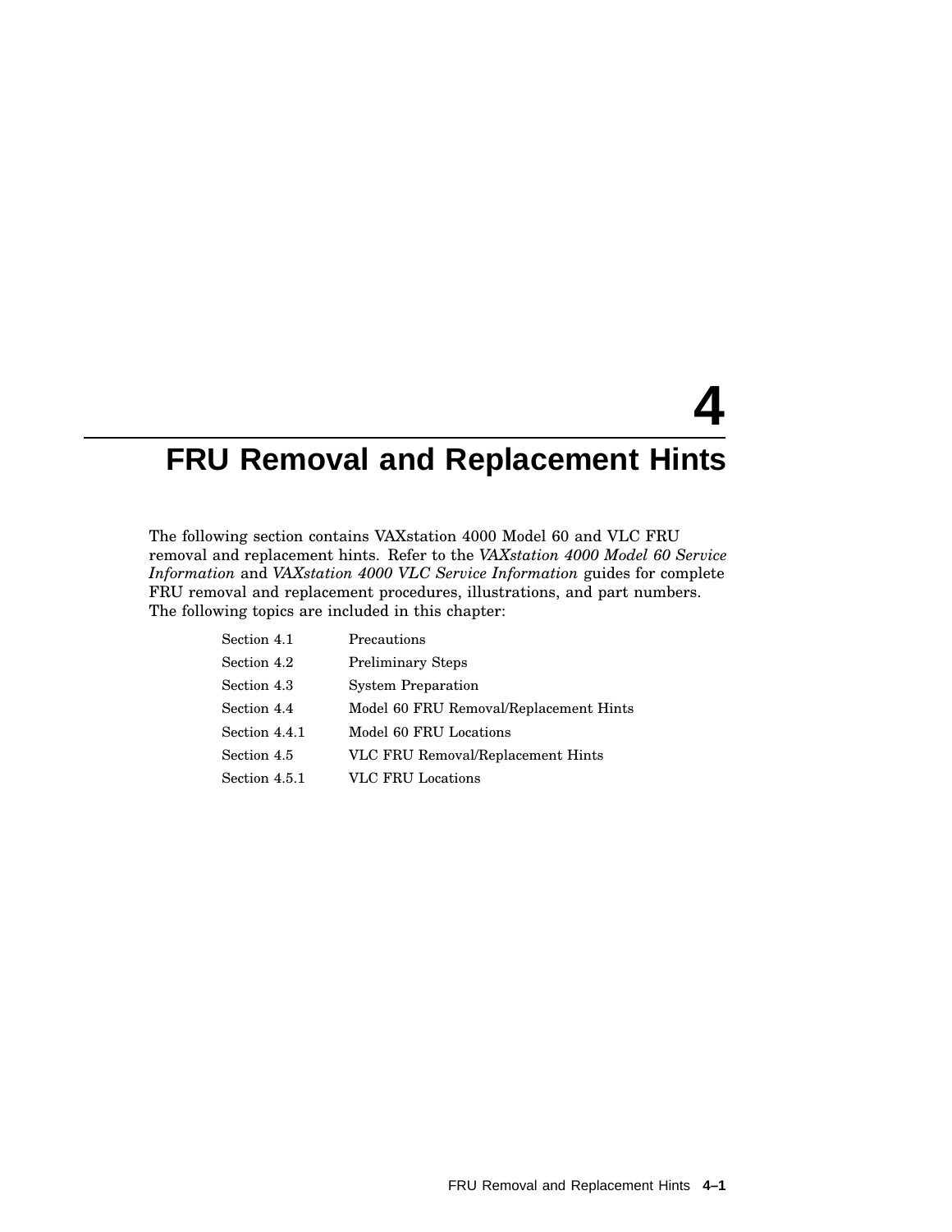# 4 FRU Removal and Replacement Hints

The following section contains VAXstation 4000 Model 60 and VLC FRU removal and replacement hints. Refer to the *VAXstation 4000 Model 60 Service Information* and *VAXstation 4000 VLC Service Information* guides for complete FRU removal and replacement procedures, illustrations, and part numbers. The following topics are included in this chapter:

| | |
|---|---|
| Section 4.1 | Precautions |
| Section 4.2 | Preliminary Steps |
| Section 4.3 | System Preparation |
| Section 4.4 | Model 60 FRU Removal/Replacement Hints |
| Section 4.4.1 | Model 60 FRU Locations |
| Section 4.5 | VLC FRU Removal/Replacement Hints |
| Section 4.5.1 | VLC FRU Locations |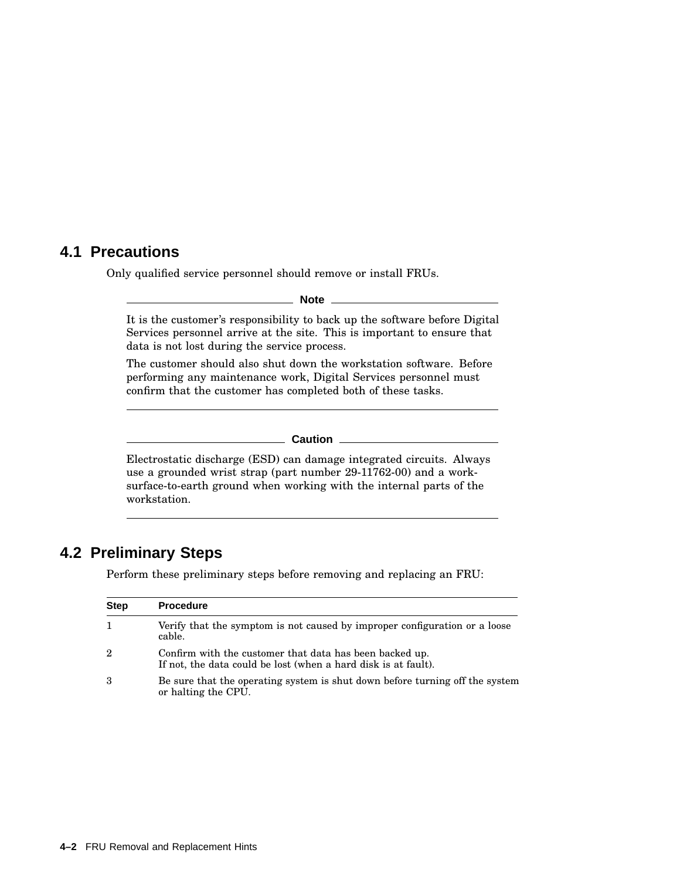## 4.1 Precautions

Only qualified service personnel should remove or install FRUs.

**Note**

It is the customer's responsibility to back up the software before Digital Services personnel arrive at the site. This is important to ensure that data is not lost during the service process.

The customer should also shut down the workstation software. Before performing any maintenance work, Digital Services personnel must confirm that the customer has completed both of these tasks.

**Caution**

Electrostatic discharge (ESD) can damage integrated circuits. Always use a grounded wrist strap (part number 29-11762-00) and a work-surface-to-earth ground when working with the internal parts of the workstation.

## 4.2 Preliminary Steps

Perform these preliminary steps before removing and replacing an FRU:

| Step | Procedure |
|---|---|
| 1 | Verify that the symptom is not caused by improper configuration or a loose cable. |
| 2 | Confirm with the customer that data has been backed up. If not, the data could be lost (when a hard disk is at fault). |
| 3 | Be sure that the operating system is shut down before turning off the system or halting the CPU. |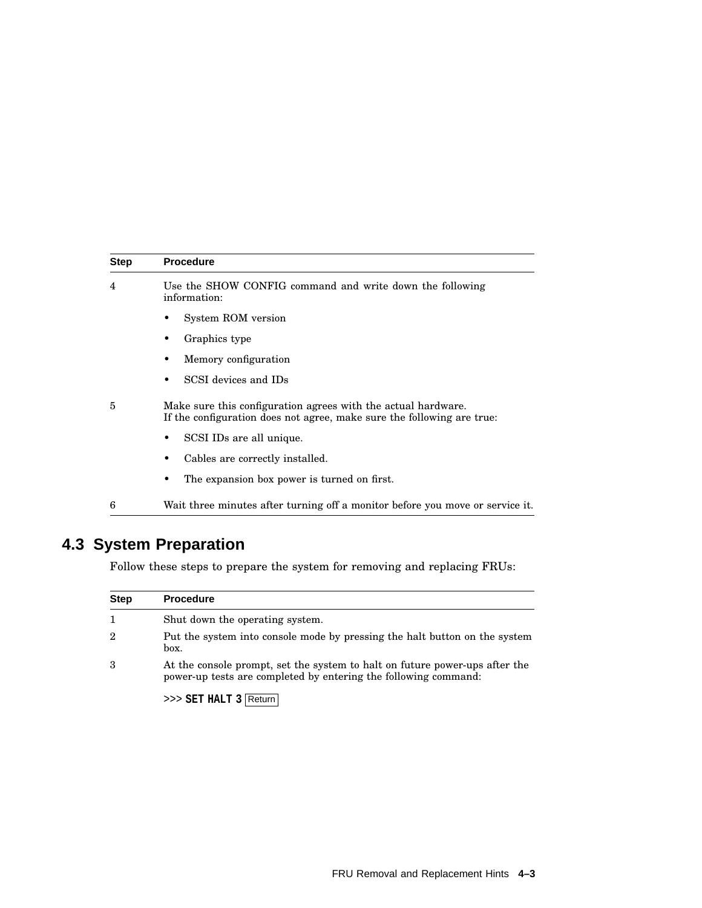| Step | Procedure |
|---|---|
| 4 | Use the SHOW CONFIG command and write down the following information:<br>• System ROM version<br>• Graphics type<br>• Memory configuration<br>• SCSI devices and IDs |
| 5 | Make sure this configuration agrees with the actual hardware. If the configuration does not agree, make sure the following are true:<br>• SCSI IDs are all unique.<br>• Cables are correctly installed.<br>• The expansion box power is turned on first. |
| 6 | Wait three minutes after turning off a monitor before you move or service it. |

## 4.3 System Preparation

Follow these steps to prepare the system for removing and replacing FRUs:

| Step | Procedure |
|---|---|
| 1 | Shut down the operating system. |
| 2 | Put the system into console mode by pressing the halt button on the system box. |
| 3 | At the console prompt, set the system to halt on future power-ups after the power-up tests are completed by entering the following command:<br>>>> **SET HALT 3** Return |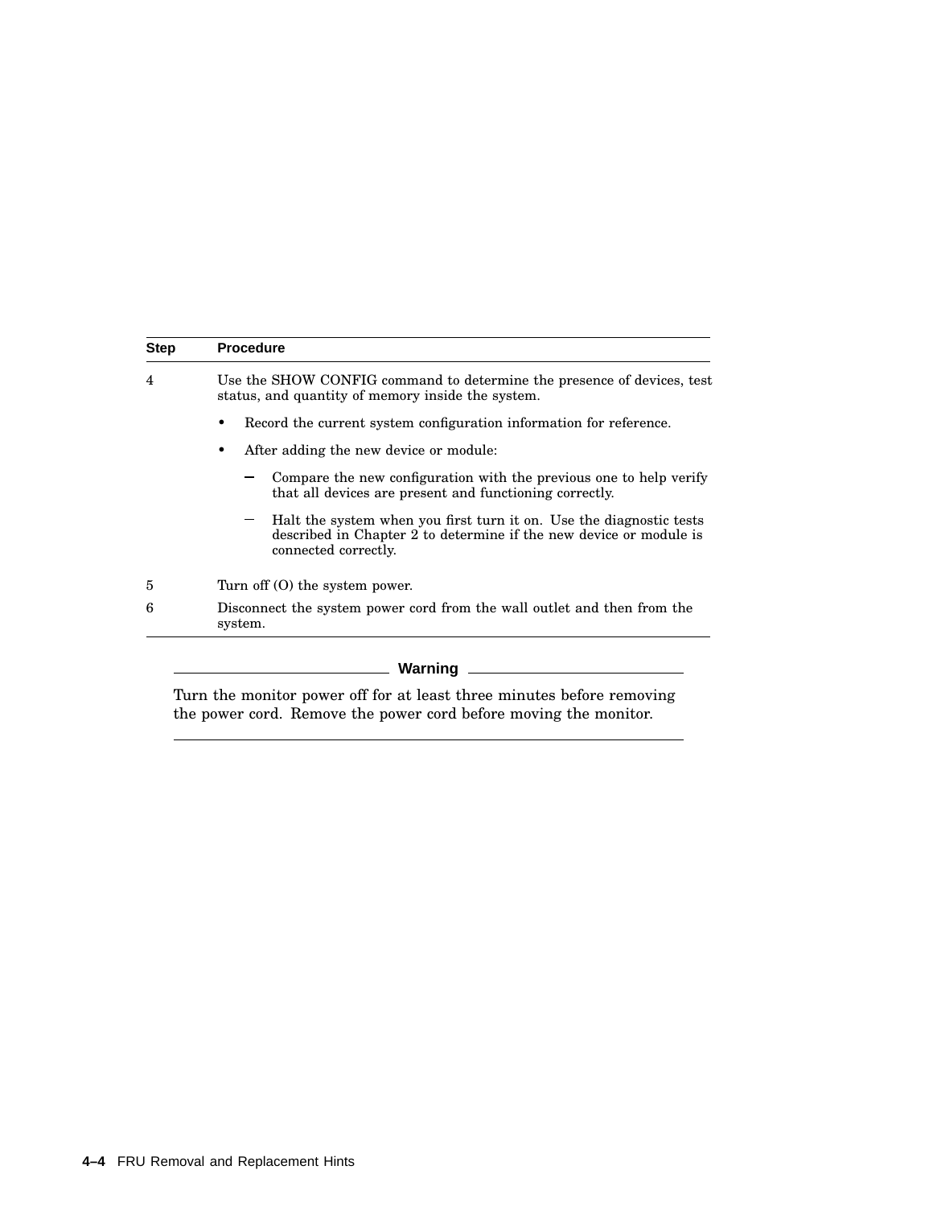| Step | Procedure |
|---|---|
| 4 | Use the SHOW CONFIG command to determine the presence of devices, test status, and quantity of memory inside the system.<br>• Record the current system configuration information for reference.<br>• After adding the new device or module:<br>– Compare the new configuration with the previous one to help verify that all devices are present and functioning correctly.<br>– Halt the system when you first turn it on. Use the diagnostic tests described in Chapter 2 to determine if the new device or module is connected correctly. |
| 5 | Turn off (O) the system power. |
| 6 | Disconnect the system power cord from the wall outlet and then from the system. |

**Warning**

Turn the monitor power off for at least three minutes before removing the power cord. Remove the power cord before moving the monitor.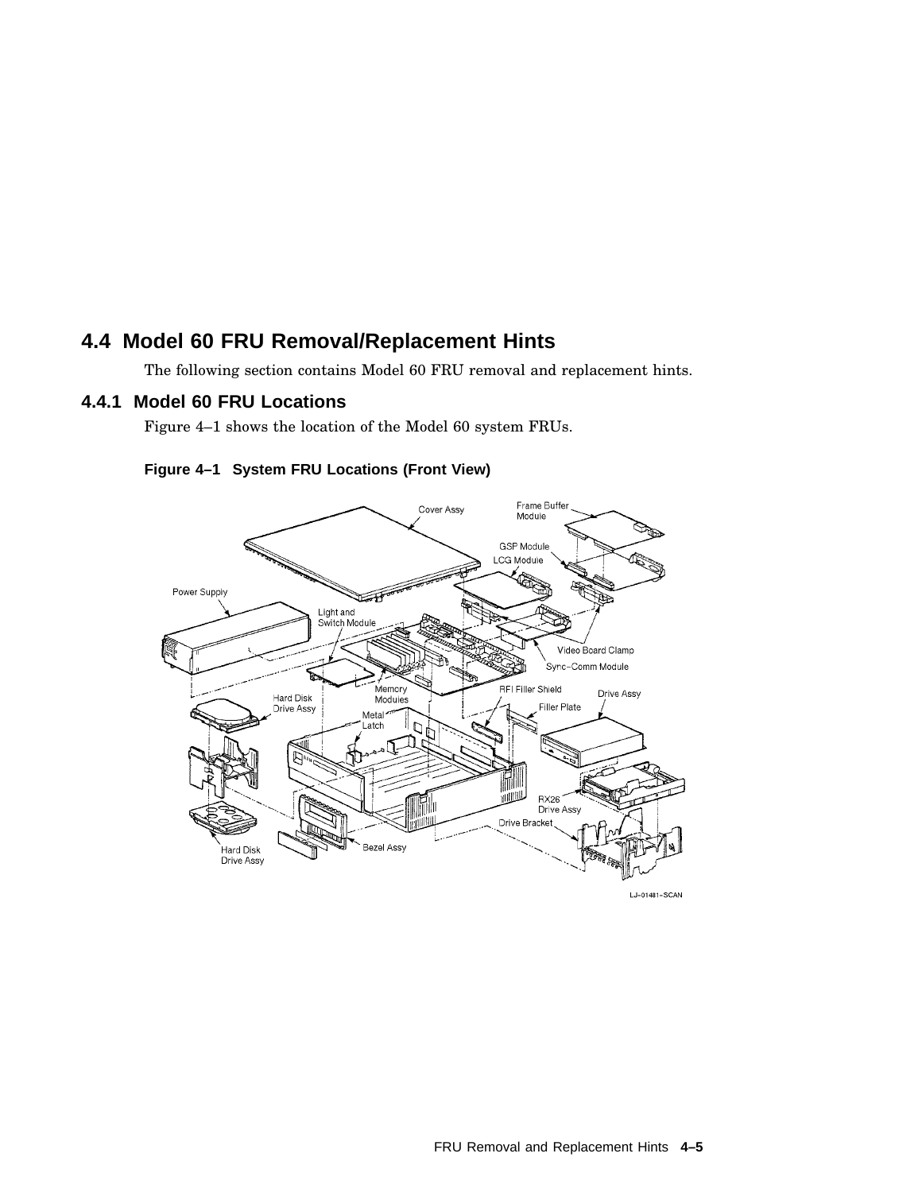## 4.4 Model 60 FRU Removal/Replacement Hints

The following section contains Model 60 FRU removal and replacement hints.

### 4.4.1 Model 60 FRU Locations

Figure 4–1 shows the location of the Model 60 system FRUs.

**Figure 4–1 System FRU Locations (Front View)**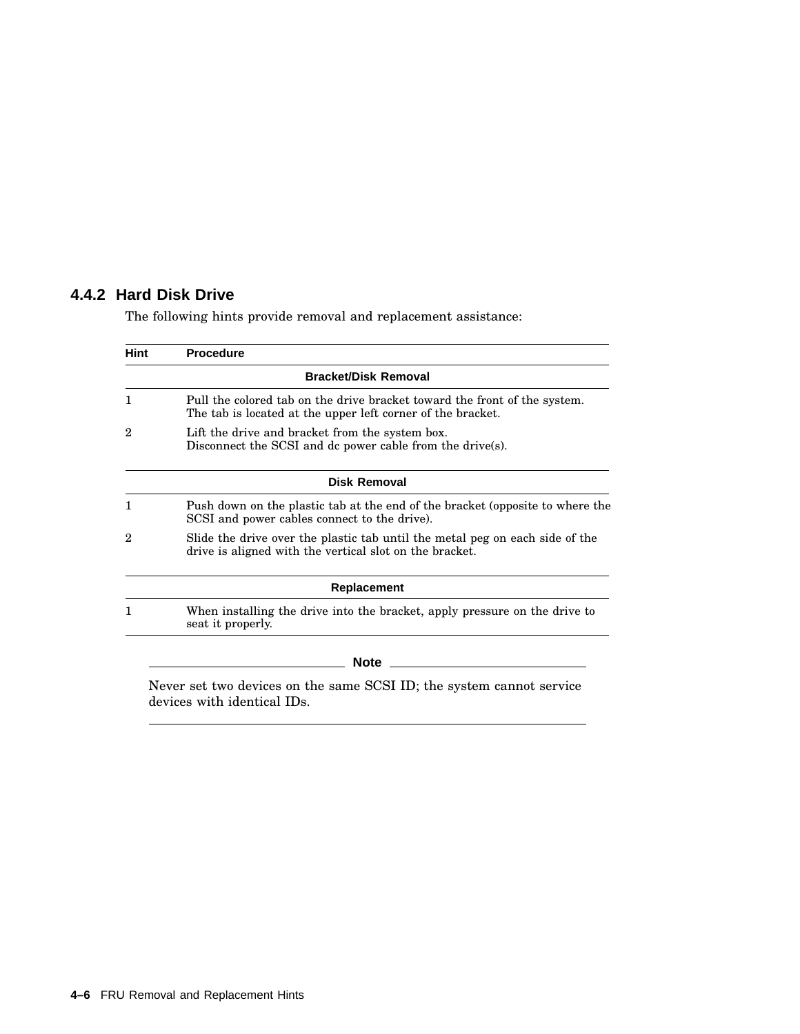### 4.4.2 Hard Disk Drive

The following hints provide removal and replacement assistance:

| Hint | Procedure |
|---|---|
| | **Bracket/Disk Removal** |
| 1 | Pull the colored tab on the drive bracket toward the front of the system. The tab is located at the upper left corner of the bracket. |
| 2 | Lift the drive and bracket from the system box. Disconnect the SCSI and dc power cable from the drive(s). |
| | **Disk Removal** |
| 1 | Push down on the plastic tab at the end of the bracket (opposite to where the SCSI and power cables connect to the drive). |
| 2 | Slide the drive over the plastic tab until the metal peg on each side of the drive is aligned with the vertical slot on the bracket. |
| | **Replacement** |
| 1 | When installing the drive into the bracket, apply pressure on the drive to seat it properly. |

---

**Note**

Never set two devices on the same SCSI ID; the system cannot service devices with identical IDs.

---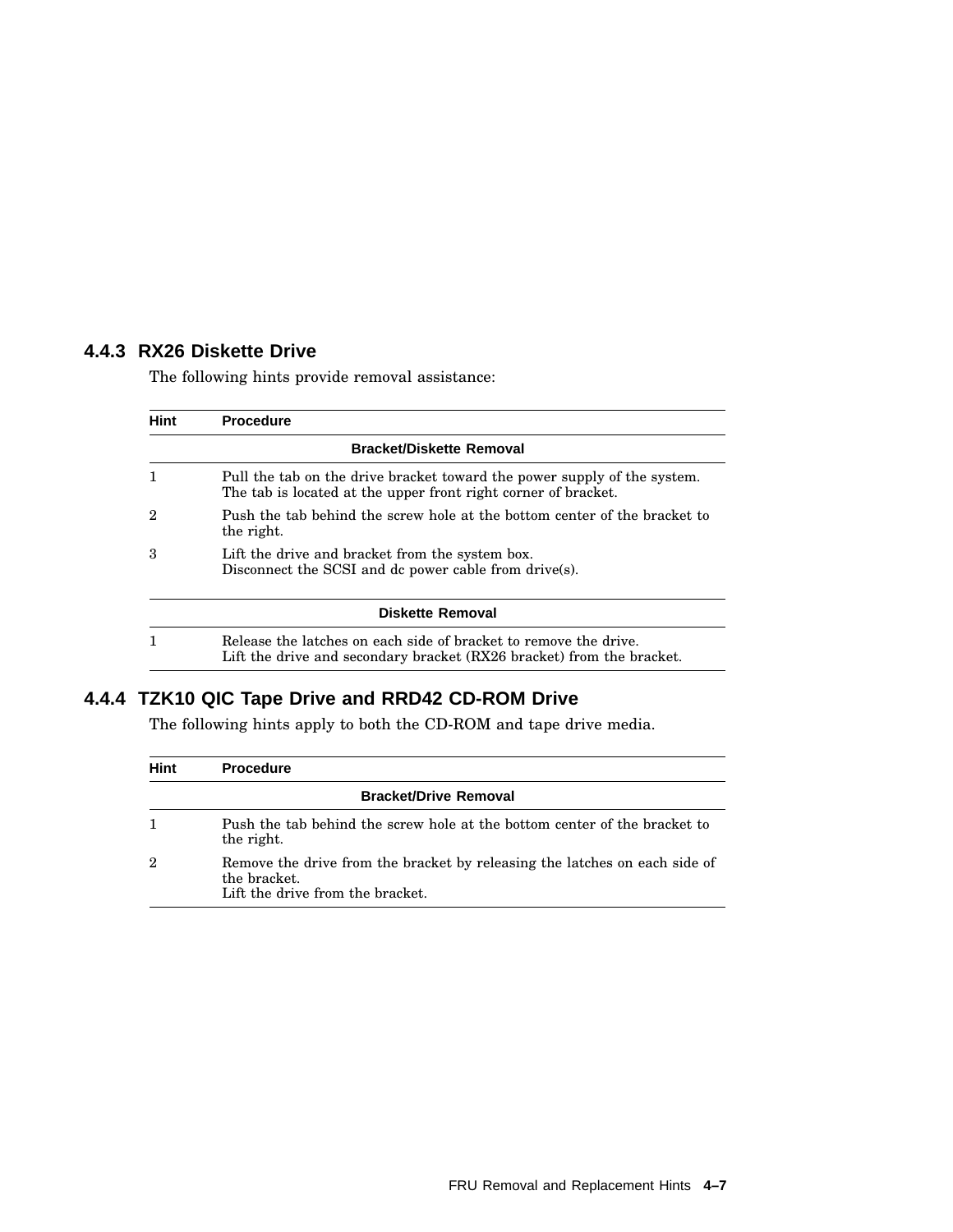### 4.4.3 RX26 Diskette Drive

The following hints provide removal assistance:

| Hint | Procedure |
|---|---|
| | **Bracket/Diskette Removal** |
| 1 | Pull the tab on the drive bracket toward the power supply of the system. The tab is located at the upper front right corner of bracket. |
| 2 | Push the tab behind the screw hole at the bottom center of the bracket to the right. |
| 3 | Lift the drive and bracket from the system box. Disconnect the SCSI and dc power cable from drive(s). |
| | **Diskette Removal** |
| 1 | Release the latches on each side of bracket to remove the drive. Lift the drive and secondary bracket (RX26 bracket) from the bracket. |

### 4.4.4 TZK10 QIC Tape Drive and RRD42 CD-ROM Drive

The following hints apply to both the CD-ROM and tape drive media.

| Hint | Procedure |
|---|---|
| | **Bracket/Drive Removal** |
| 1 | Push the tab behind the screw hole at the bottom center of the bracket to the right. |
| 2 | Remove the drive from the bracket by releasing the latches on each side of the bracket. Lift the drive from the bracket. |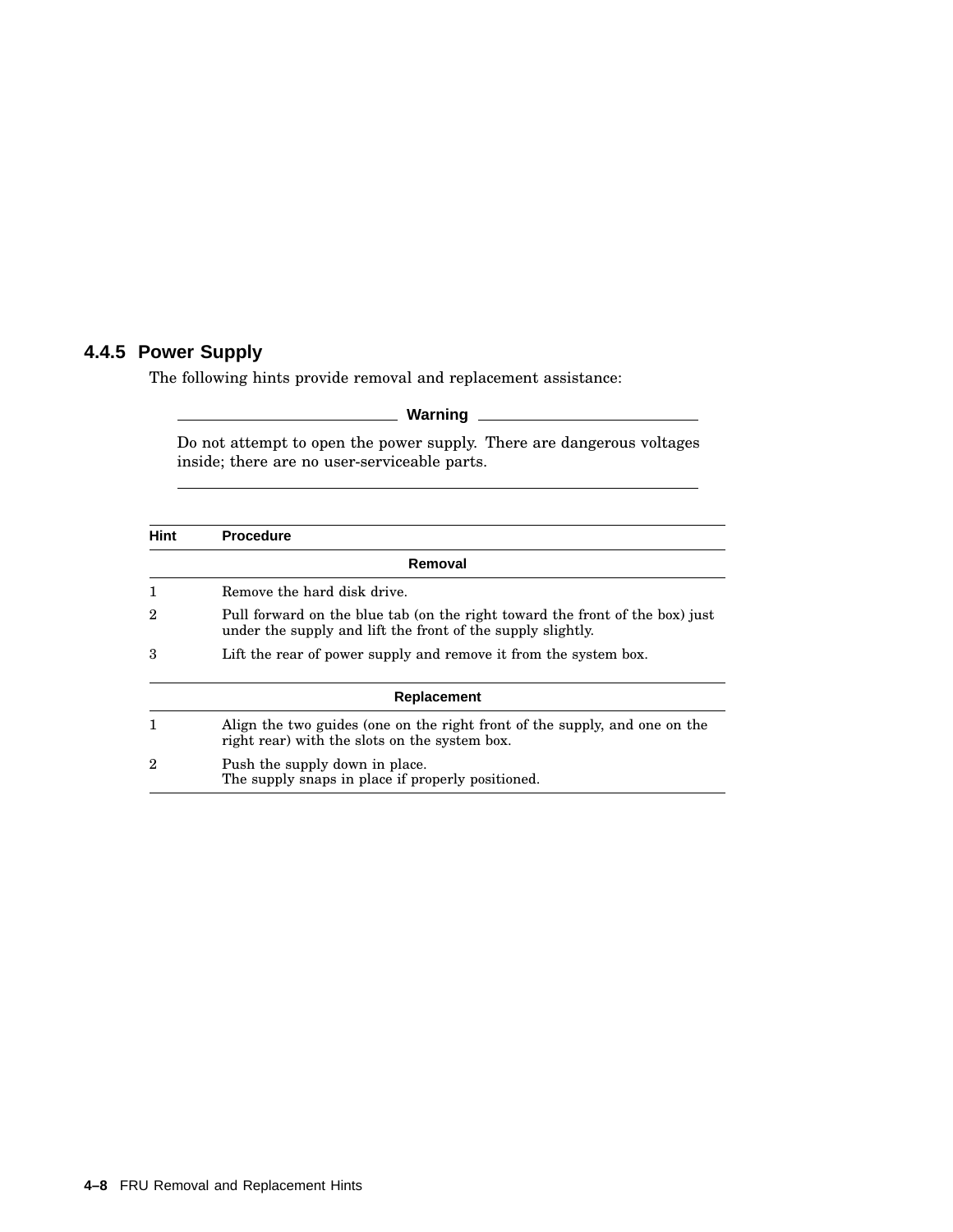### 4.4.5 Power Supply

The following hints provide removal and replacement assistance:

**Warning**

Do not attempt to open the power supply. There are dangerous voltages inside; there are no user-serviceable parts.

| Hint | Procedure |
|---|---|
| | **Removal** |
| 1 | Remove the hard disk drive. |
| 2 | Pull forward on the blue tab (on the right toward the front of the box) just under the supply and lift the front of the supply slightly. |
| 3 | Lift the rear of power supply and remove it from the system box. |
| | **Replacement** |
| 1 | Align the two guides (one on the right front of the supply, and one on the right rear) with the slots on the system box. |
| 2 | Push the supply down in place. The supply snaps in place if properly positioned. |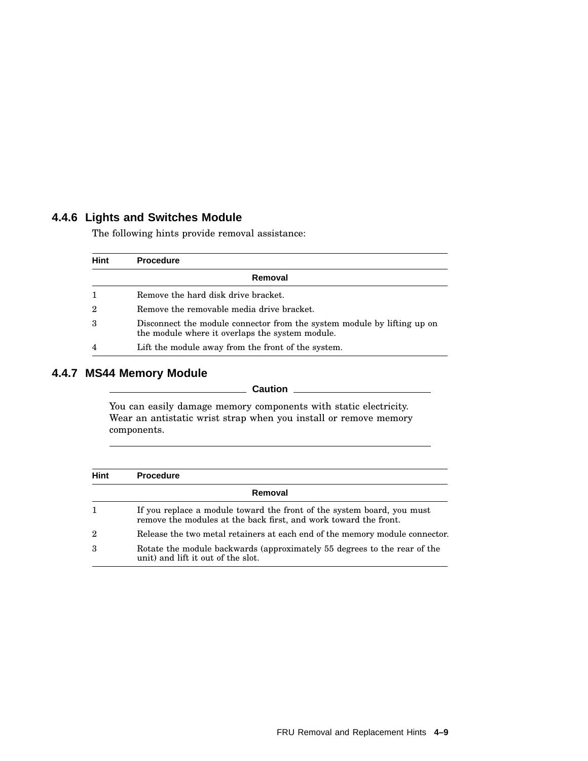### 4.4.6 Lights and Switches Module

The following hints provide removal assistance:

| Hint | Procedure |
|---|---|
| | **Removal** |
| 1 | Remove the hard disk drive bracket. |
| 2 | Remove the removable media drive bracket. |
| 3 | Disconnect the module connector from the system module by lifting up on the module where it overlaps the system module. |
| 4 | Lift the module away from the front of the system. |

### 4.4.7 MS44 Memory Module

**Caution**

You can easily damage memory components with static electricity. Wear an antistatic wrist strap when you install or remove memory components.

| Hint | Procedure |
|---|---|
| | **Removal** |
| 1 | If you replace a module toward the front of the system board, you must remove the modules at the back first, and work toward the front. |
| 2 | Release the two metal retainers at each end of the memory module connector. |
| 3 | Rotate the module backwards (approximately 55 degrees to the rear of the unit) and lift it out of the slot. |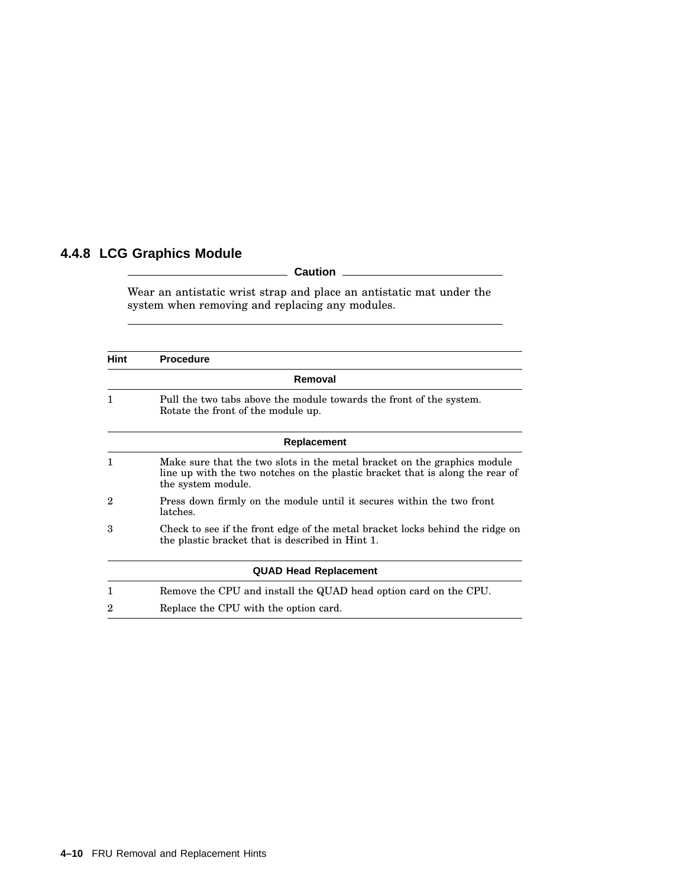### 4.4.8 LCG Graphics Module

**Caution**

Wear an antistatic wrist strap and place an antistatic mat under the system when removing and replacing any modules.

| Hint | Procedure |
|---|---|
| | **Removal** |
| 1 | Pull the two tabs above the module towards the front of the system. Rotate the front of the module up. |
| | **Replacement** |
| 1 | Make sure that the two slots in the metal bracket on the graphics module line up with the two notches on the plastic bracket that is along the rear of the system module. |
| 2 | Press down firmly on the module until it secures within the two front latches. |
| 3 | Check to see if the front edge of the metal bracket locks behind the ridge on the plastic bracket that is described in Hint 1. |
| | **QUAD Head Replacement** |
| 1 | Remove the CPU and install the QUAD head option card on the CPU. |
| 2 | Replace the CPU with the option card. |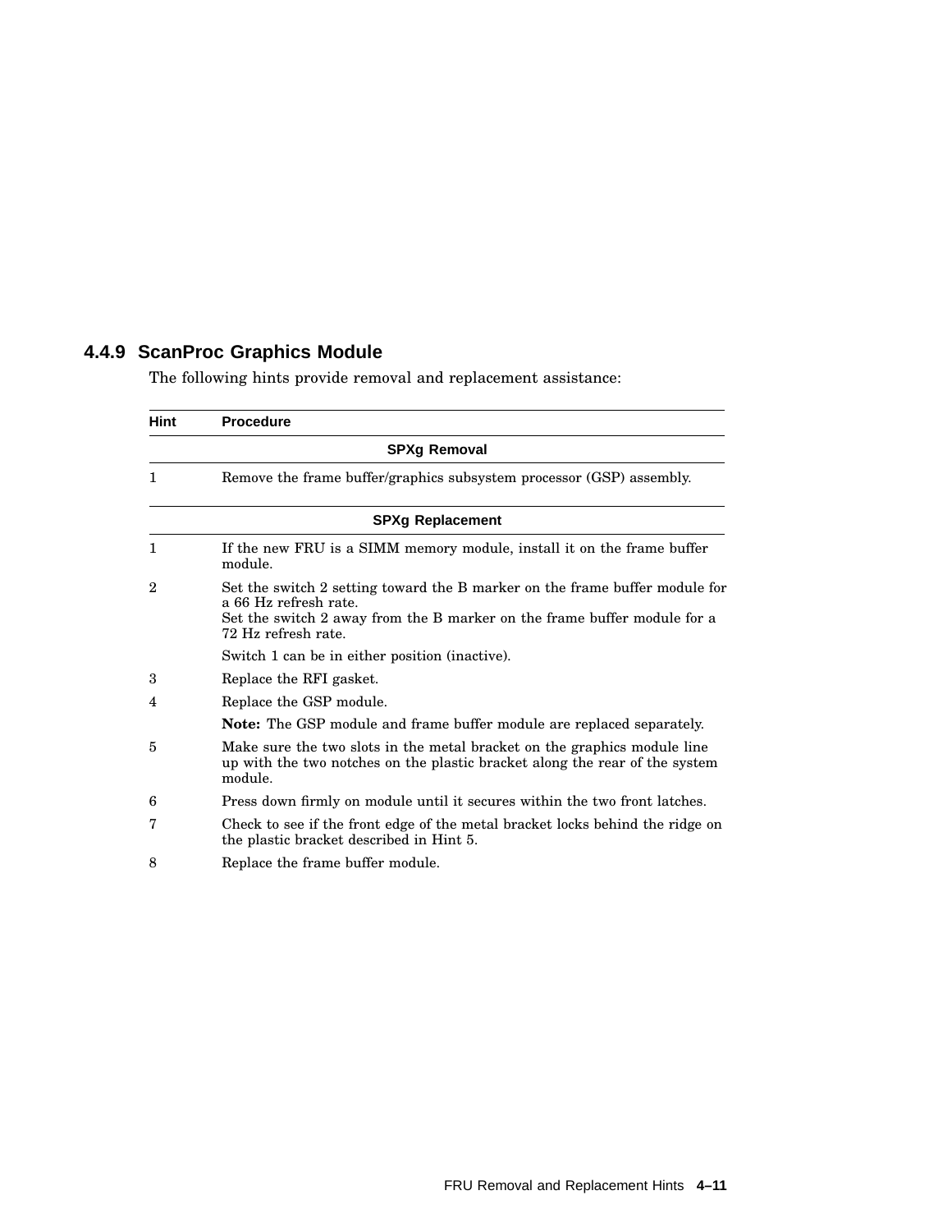### 4.4.9 ScanProc Graphics Module

The following hints provide removal and replacement assistance:

| Hint | Procedure |
|---|---|
| | **SPXg Removal** |
| 1 | Remove the frame buffer/graphics subsystem processor (GSP) assembly. |
| | **SPXg Replacement** |
| 1 | If the new FRU is a SIMM memory module, install it on the frame buffer module. |
| 2 | Set the switch 2 setting toward the B marker on the frame buffer module for a 66 Hz refresh rate.<br>Set the switch 2 away from the B marker on the frame buffer module for a 72 Hz refresh rate.<br><br>Switch 1 can be in either position (inactive). |
| 3 | Replace the RFI gasket. |
| 4 | Replace the GSP module.<br><br>**Note:** The GSP module and frame buffer module are replaced separately. |
| 5 | Make sure the two slots in the metal bracket on the graphics module line up with the two notches on the plastic bracket along the rear of the system module. |
| 6 | Press down firmly on module until it secures within the two front latches. |
| 7 | Check to see if the front edge of the metal bracket locks behind the ridge on the plastic bracket described in Hint 5. |
| 8 | Replace the frame buffer module. |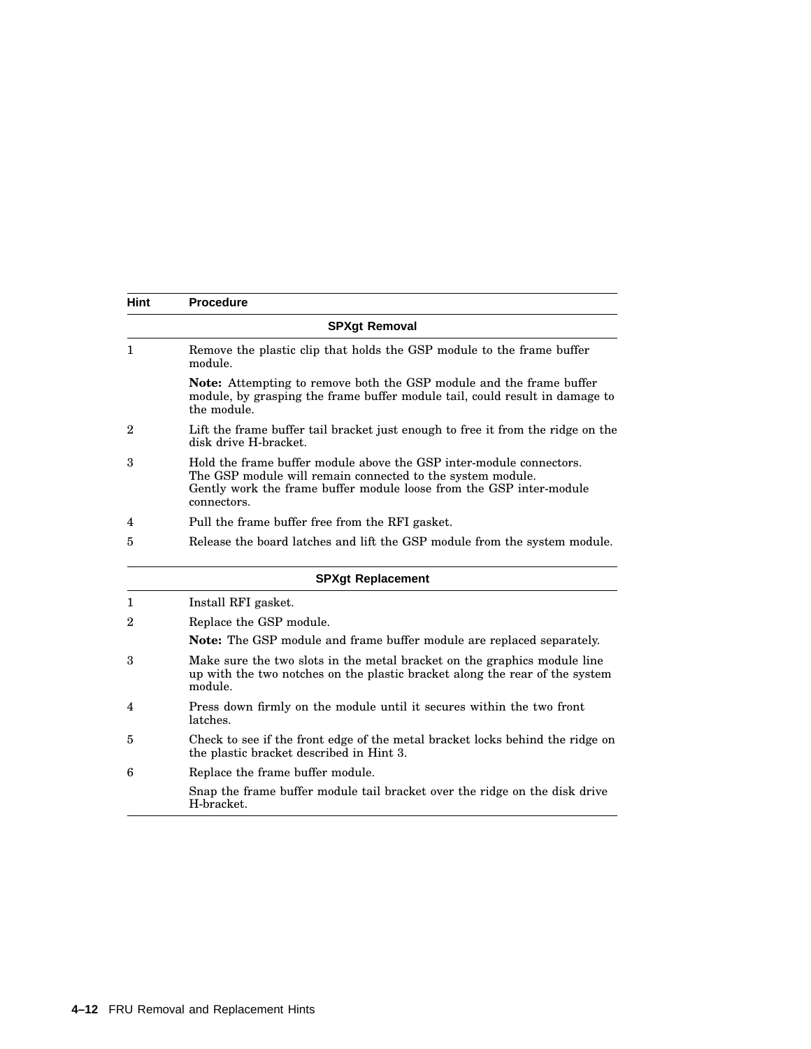| Hint | Procedure |
|---|---|
| | **SPXgt Removal** |
| 1 | Remove the plastic clip that holds the GSP module to the frame buffer module. |
| | **Note:** Attempting to remove both the GSP module and the frame buffer module, by grasping the frame buffer module tail, could result in damage to the module. |
| 2 | Lift the frame buffer tail bracket just enough to free it from the ridge on the disk drive H-bracket. |
| 3 | Hold the frame buffer module above the GSP inter-module connectors. The GSP module will remain connected to the system module. Gently work the frame buffer module loose from the GSP inter-module connectors. |
| 4 | Pull the frame buffer free from the RFI gasket. |
| 5 | Release the board latches and lift the GSP module from the system module. |
| | **SPXgt Replacement** |
| 1 | Install RFI gasket. |
| 2 | Replace the GSP module. |
| | **Note:** The GSP module and frame buffer module are replaced separately. |
| 3 | Make sure the two slots in the metal bracket on the graphics module line up with the two notches on the plastic bracket along the rear of the system module. |
| 4 | Press down firmly on the module until it secures within the two front latches. |
| 5 | Check to see if the front edge of the metal bracket locks behind the ridge on the plastic bracket described in Hint 3. |
| 6 | Replace the frame buffer module. |
| | Snap the frame buffer module tail bracket over the ridge on the disk drive H-bracket. |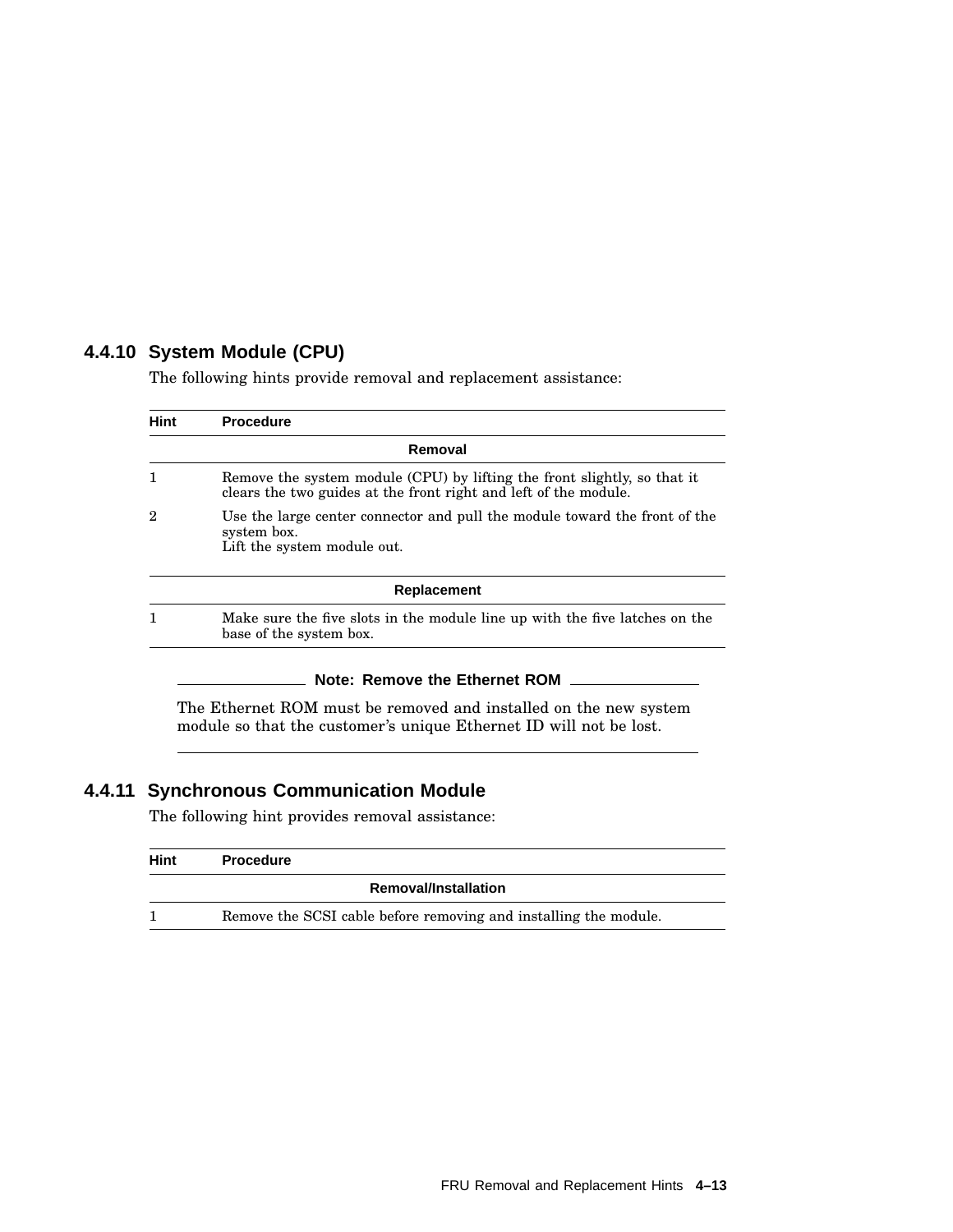### 4.4.10 System Module (CPU)

The following hints provide removal and replacement assistance:

| Hint | Procedure |
|---|---|
| | **Removal** |
| 1 | Remove the system module (CPU) by lifting the front slightly, so that it clears the two guides at the front right and left of the module. |
| 2 | Use the large center connector and pull the module toward the front of the system box.<br>Lift the system module out. |
| | **Replacement** |
| 1 | Make sure the five slots in the module line up with the five latches on the base of the system box. |

**Note: Remove the Ethernet ROM**

The Ethernet ROM must be removed and installed on the new system module so that the customer's unique Ethernet ID will not be lost.

### 4.4.11 Synchronous Communication Module

The following hint provides removal assistance:

| Hint | Procedure |
|---|---|
| | **Removal/Installation** |
| 1 | Remove the SCSI cable before removing and installing the module. |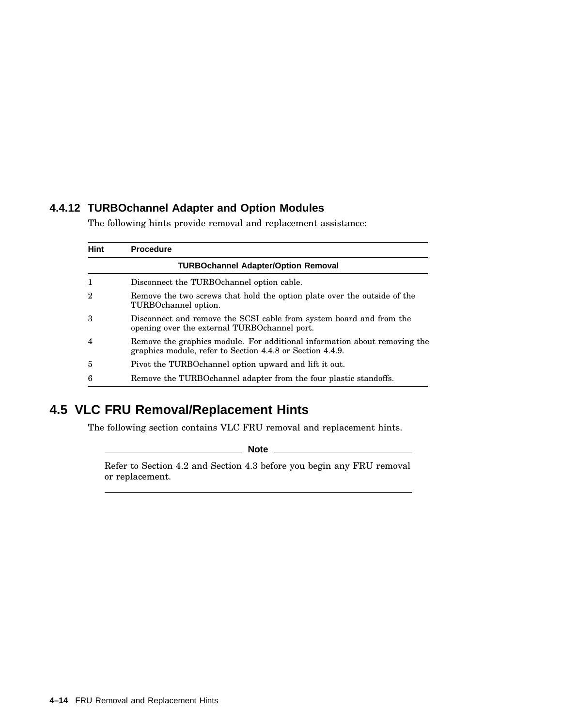### 4.4.12 TURBOchannel Adapter and Option Modules

The following hints provide removal and replacement assistance:

| Hint | Procedure |
|---|---|
| | **TURBOchannel Adapter/Option Removal** |
| 1 | Disconnect the TURBOchannel option cable. |
| 2 | Remove the two screws that hold the option plate over the outside of the TURBOchannel option. |
| 3 | Disconnect and remove the SCSI cable from system board and from the opening over the external TURBOchannel port. |
| 4 | Remove the graphics module. For additional information about removing the graphics module, refer to Section 4.4.8 or Section 4.4.9. |
| 5 | Pivot the TURBOchannel option upward and lift it out. |
| 6 | Remove the TURBOchannel adapter from the four plastic standoffs. |

## 4.5 VLC FRU Removal/Replacement Hints

The following section contains VLC FRU removal and replacement hints.

**Note**

Refer to Section 4.2 and Section 4.3 before you begin any FRU removal or replacement.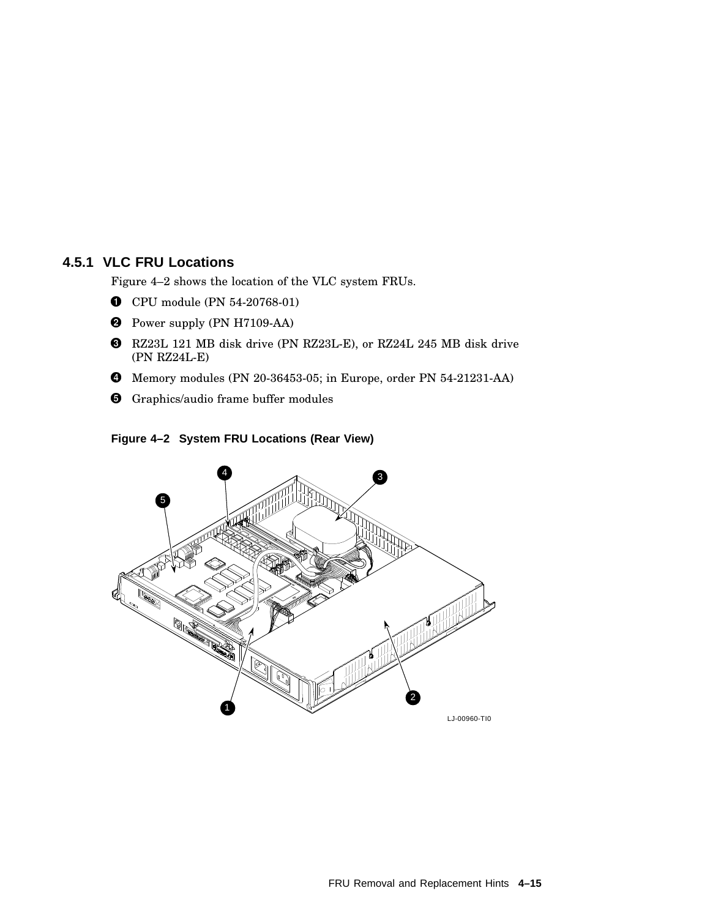### 4.5.1 VLC FRU Locations

Figure 4–2 shows the location of the VLC system FRUs.

1. CPU module (PN 54-20768-01)
2. Power supply (PN H7109-AA)
3. RZ23L 121 MB disk drive (PN RZ23L-E), or RZ24L 245 MB disk drive (PN RZ24L-E)
4. Memory modules (PN 20-36453-05; in Europe, order PN 54-21231-AA)
5. Graphics/audio frame buffer modules

**Figure 4–2 System FRU Locations (Rear View)**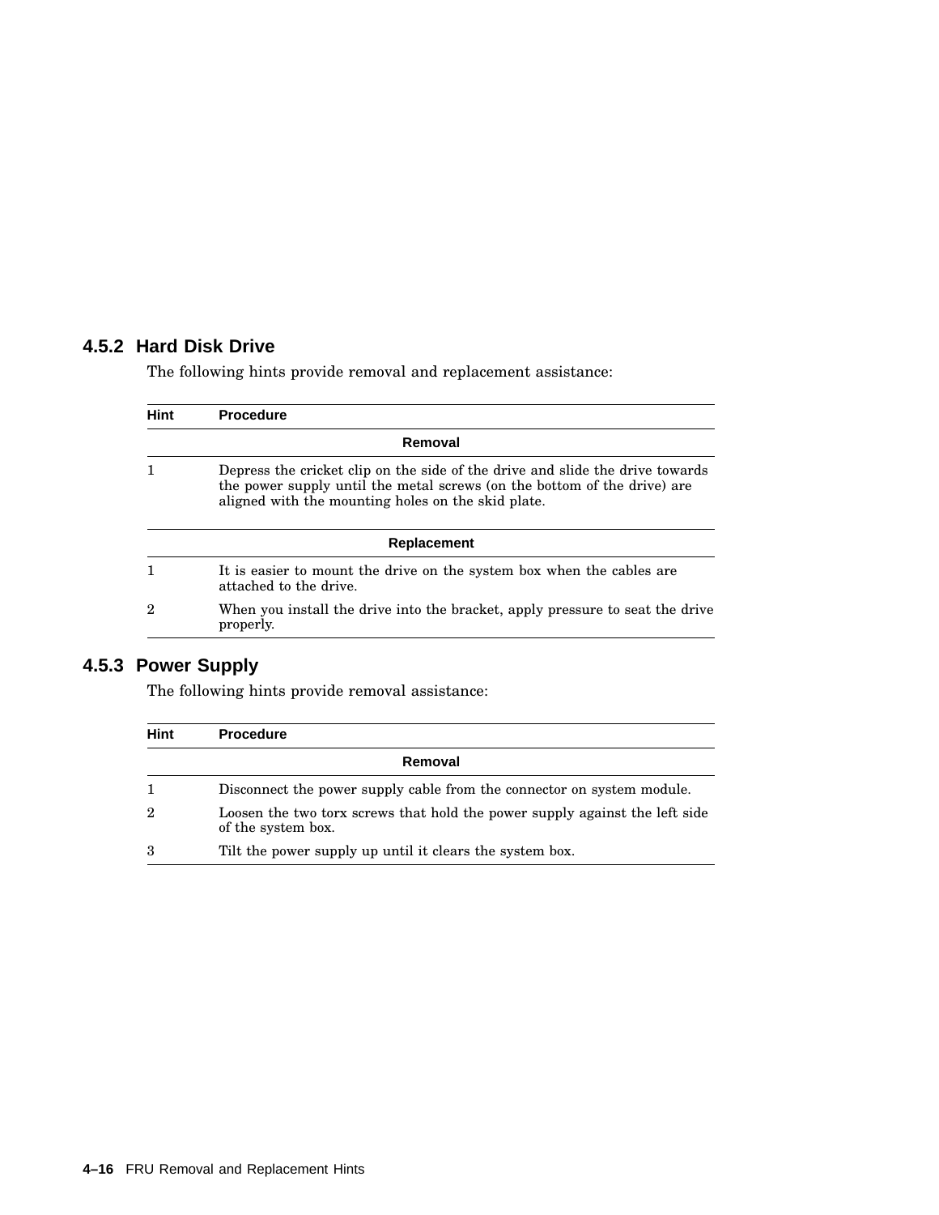### 4.5.2 Hard Disk Drive

The following hints provide removal and replacement assistance:

| Hint | Procedure |
|---|---|
| | **Removal** |
| 1 | Depress the cricket clip on the side of the drive and slide the drive towards the power supply until the metal screws (on the bottom of the drive) are aligned with the mounting holes on the skid plate. |
| | **Replacement** |
| 1 | It is easier to mount the drive on the system box when the cables are attached to the drive. |
| 2 | When you install the drive into the bracket, apply pressure to seat the drive properly. |

### 4.5.3 Power Supply

The following hints provide removal assistance:

| Hint | Procedure |
|---|---|
| | **Removal** |
| 1 | Disconnect the power supply cable from the connector on system module. |
| 2 | Loosen the two torx screws that hold the power supply against the left side of the system box. |
| 3 | Tilt the power supply up until it clears the system box. |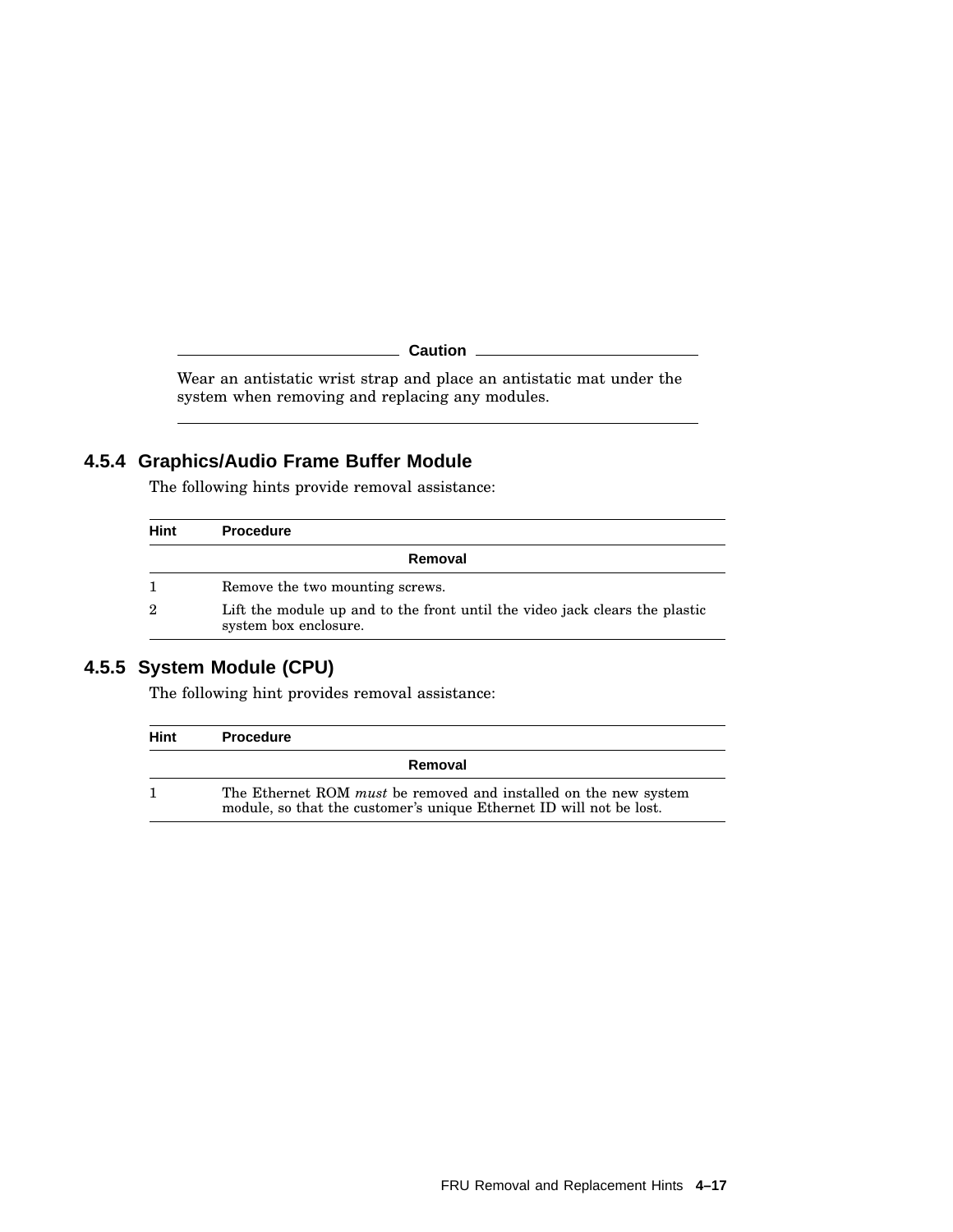**Caution**

Wear an antistatic wrist strap and place an antistatic mat under the system when removing and replacing any modules.

### 4.5.4 Graphics/Audio Frame Buffer Module

The following hints provide removal assistance:

| Hint | Procedure |
|---|---|
| | **Removal** |
| 1 | Remove the two mounting screws. |
| 2 | Lift the module up and to the front until the video jack clears the plastic system box enclosure. |

### 4.5.5 System Module (CPU)

The following hint provides removal assistance:

| Hint | Procedure |
|---|---|
| | **Removal** |
| 1 | The Ethernet ROM *must* be removed and installed on the new system module, so that the customer's unique Ethernet ID will not be lost. |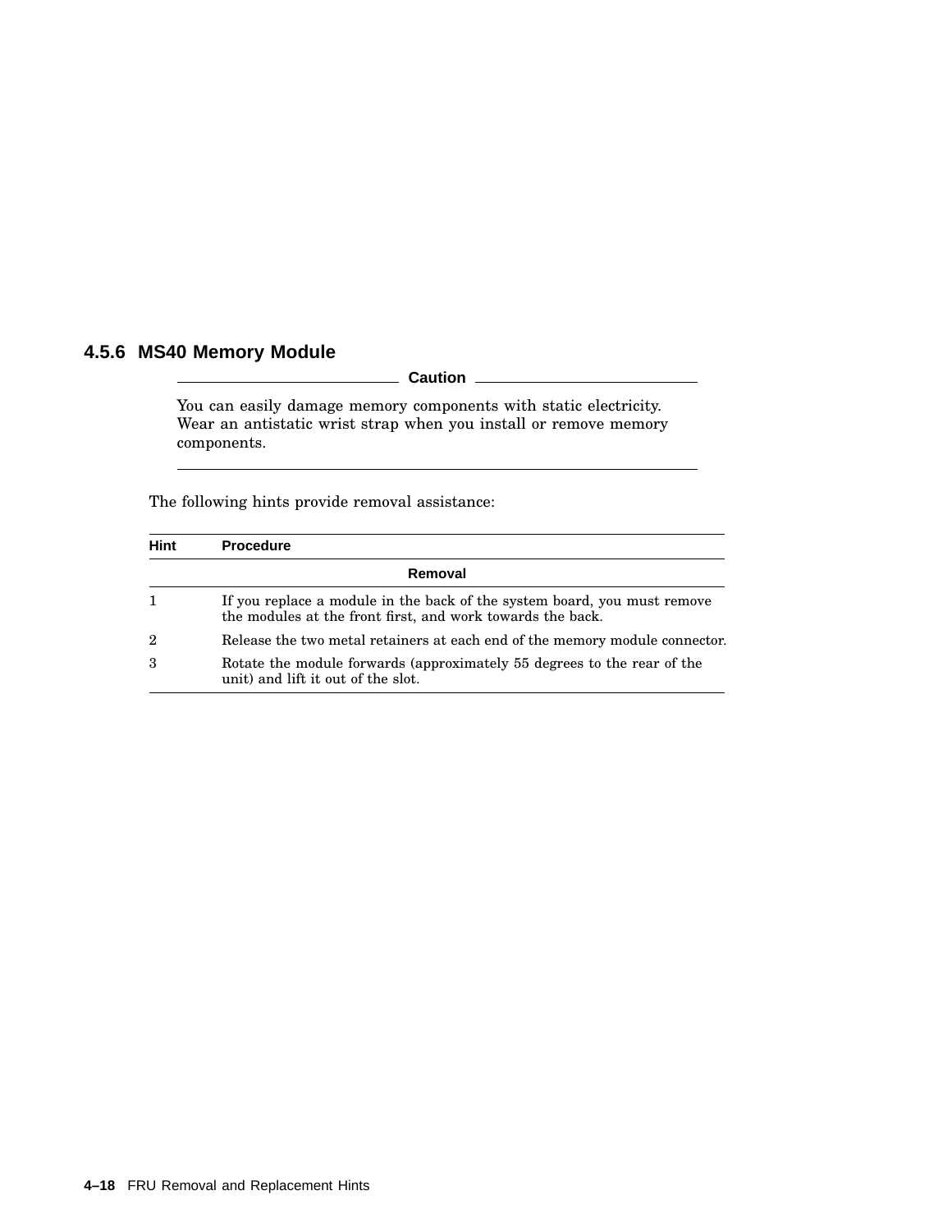### 4.5.6 MS40 Memory Module

**Caution**

You can easily damage memory components with static electricity. Wear an antistatic wrist strap when you install or remove memory components.

The following hints provide removal assistance:

| Hint | Procedure |
|---|---|
| | **Removal** |
| 1 | If you replace a module in the back of the system board, you must remove the modules at the front first, and work towards the back. |
| 2 | Release the two metal retainers at each end of the memory module connector. |
| 3 | Rotate the module forwards (approximately 55 degrees to the rear of the unit) and lift it out of the slot. |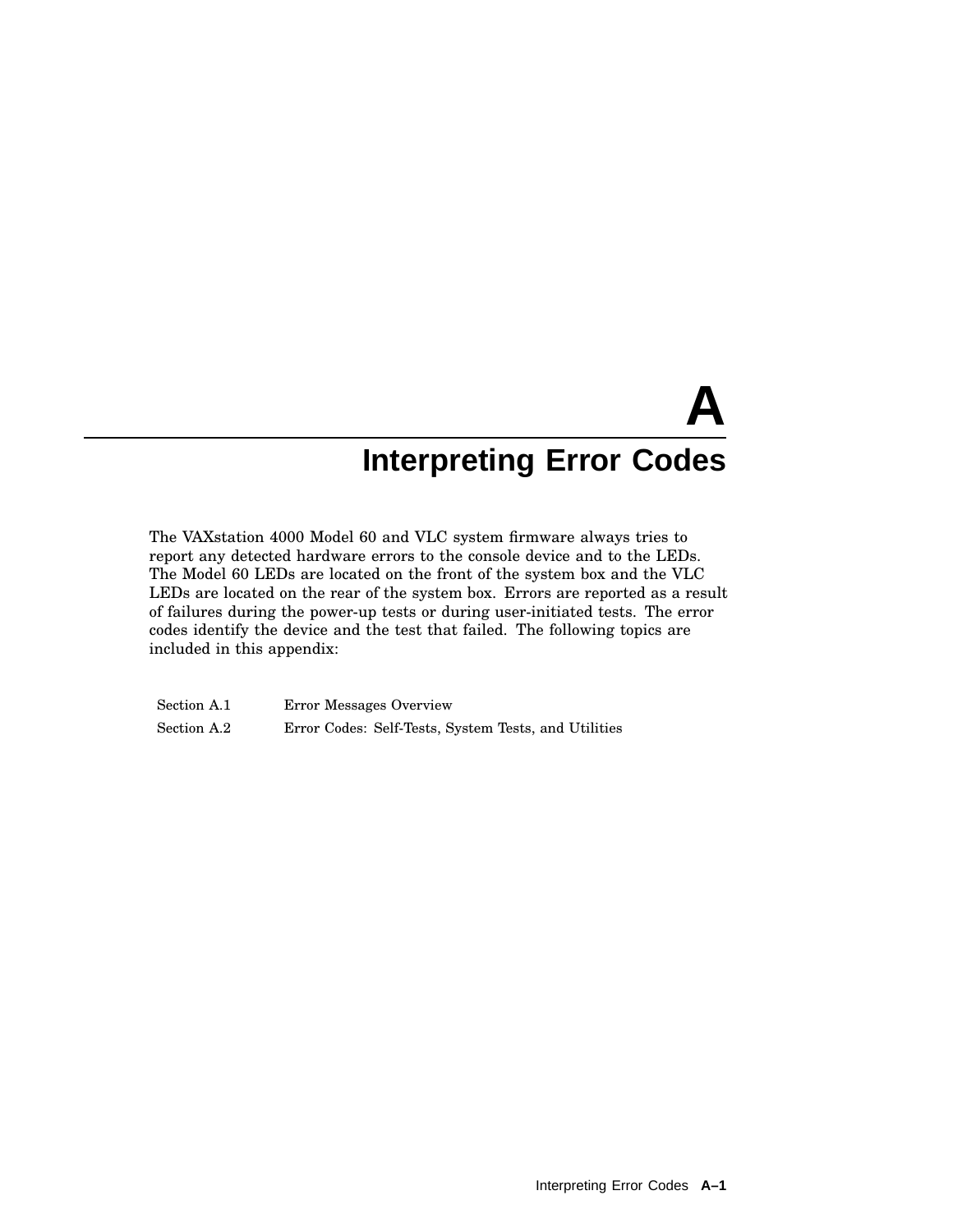# A
# Interpreting Error Codes

The VAXstation 4000 Model 60 and VLC system firmware always tries to report any detected hardware errors to the console device and to the LEDs. The Model 60 LEDs are located on the front of the system box and the VLC LEDs are located on the rear of the system box. Errors are reported as a result of failures during the power-up tests or during user-initiated tests. The error codes identify the device and the test that failed. The following topics are included in this appendix:

| | |
|---|---|
| Section A.1 | Error Messages Overview |
| Section A.2 | Error Codes: Self-Tests, System Tests, and Utilities |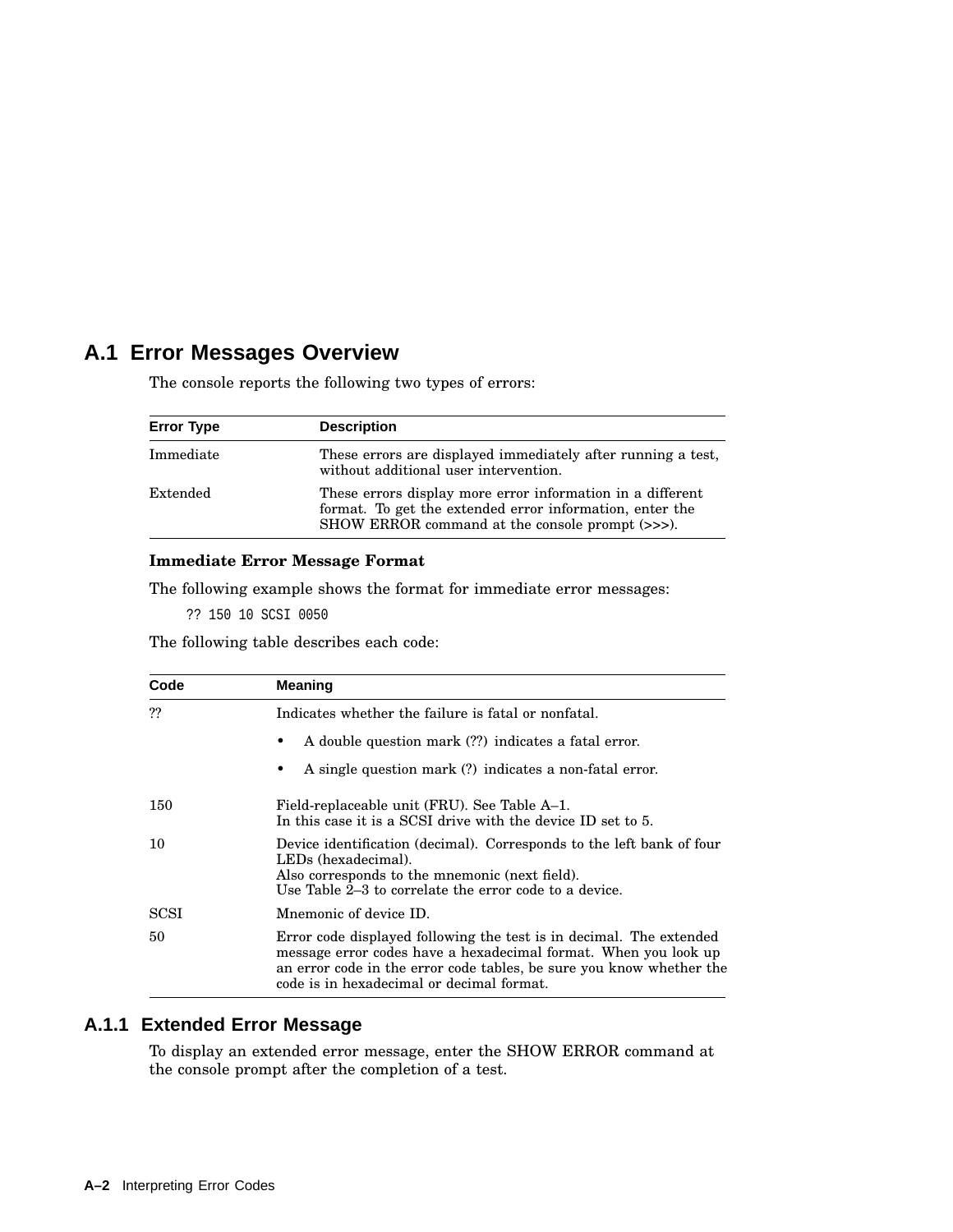## A.1 Error Messages Overview

The console reports the following two types of errors:

| Error Type | Description |
|---|---|
| Immediate | These errors are displayed immediately after running a test, without additional user intervention. |
| Extended | These errors display more error information in a different format. To get the extended error information, enter the SHOW ERROR command at the console prompt (>>>). |

**Immediate Error Message Format**

The following example shows the format for immediate error messages:

```
?? 150 10 SCSI 0050
```

The following table describes each code:

| Code | Meaning |
|---|---|
| ?? | Indicates whether the failure is fatal or nonfatal.<br>• A double question mark (??) indicates a fatal error.<br>• A single question mark (?) indicates a non-fatal error. |
| 150 | Field-replaceable unit (FRU). See Table A–1.<br>In this case it is a SCSI drive with the device ID set to 5. |
| 10 | Device identification (decimal). Corresponds to the left bank of four LEDs (hexadecimal).<br>Also corresponds to the mnemonic (next field).<br>Use Table 2–3 to correlate the error code to a device. |
| SCSI | Mnemonic of device ID. |
| 50 | Error code displayed following the test is in decimal. The extended message error codes have a hexadecimal format. When you look up an error code in the error code tables, be sure you know whether the code is in hexadecimal or decimal format. |

### A.1.1 Extended Error Message

To display an extended error message, enter the SHOW ERROR command at the console prompt after the completion of a test.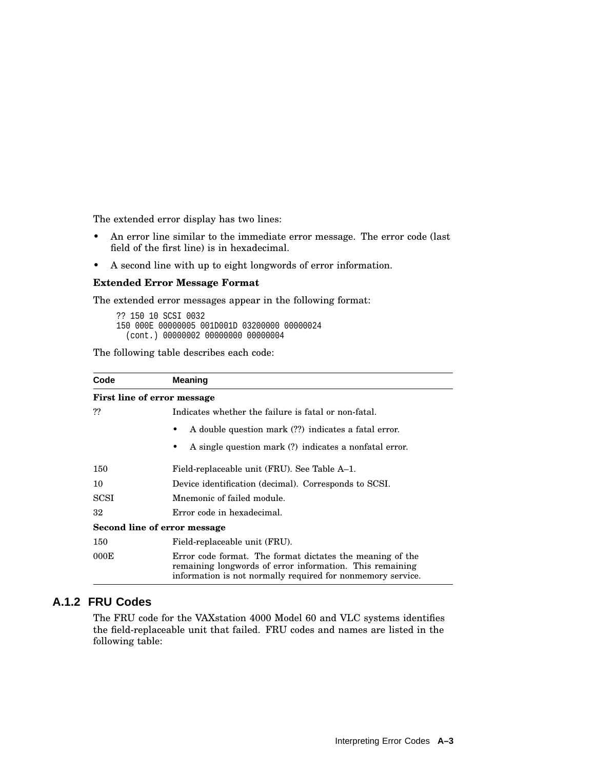The extended error display has two lines:

- An error line similar to the immediate error message. The error code (last field of the first line) is in hexadecimal.
- A second line with up to eight longwords of error information.

**Extended Error Message Format**

The extended error messages appear in the following format:

```
?? 150 10 SCSI 0032
150 000E 00000005 001D001D 03200000 00000024
  (cont.) 00000002 00000000 00000004
```

The following table describes each code:

| Code | Meaning |
|---|---|
| **First line of error message** | |
| ?? | Indicates whether the failure is fatal or non-fatal.<br>• A double question mark (??) indicates a fatal error.<br>• A single question mark (?) indicates a nonfatal error. |
| 150 | Field-replaceable unit (FRU). See Table A–1. |
| 10 | Device identification (decimal). Corresponds to SCSI. |
| SCSI | Mnemonic of failed module. |
| 32 | Error code in hexadecimal. |
| **Second line of error message** | |
| 150 | Field-replaceable unit (FRU). |
| 000E | Error code format. The format dictates the meaning of the remaining longwords of error information. This remaining information is not normally required for nonmemory service. |

### A.1.2 FRU Codes

The FRU code for the VAXstation 4000 Model 60 and VLC systems identifies the field-replaceable unit that failed. FRU codes and names are listed in the following table: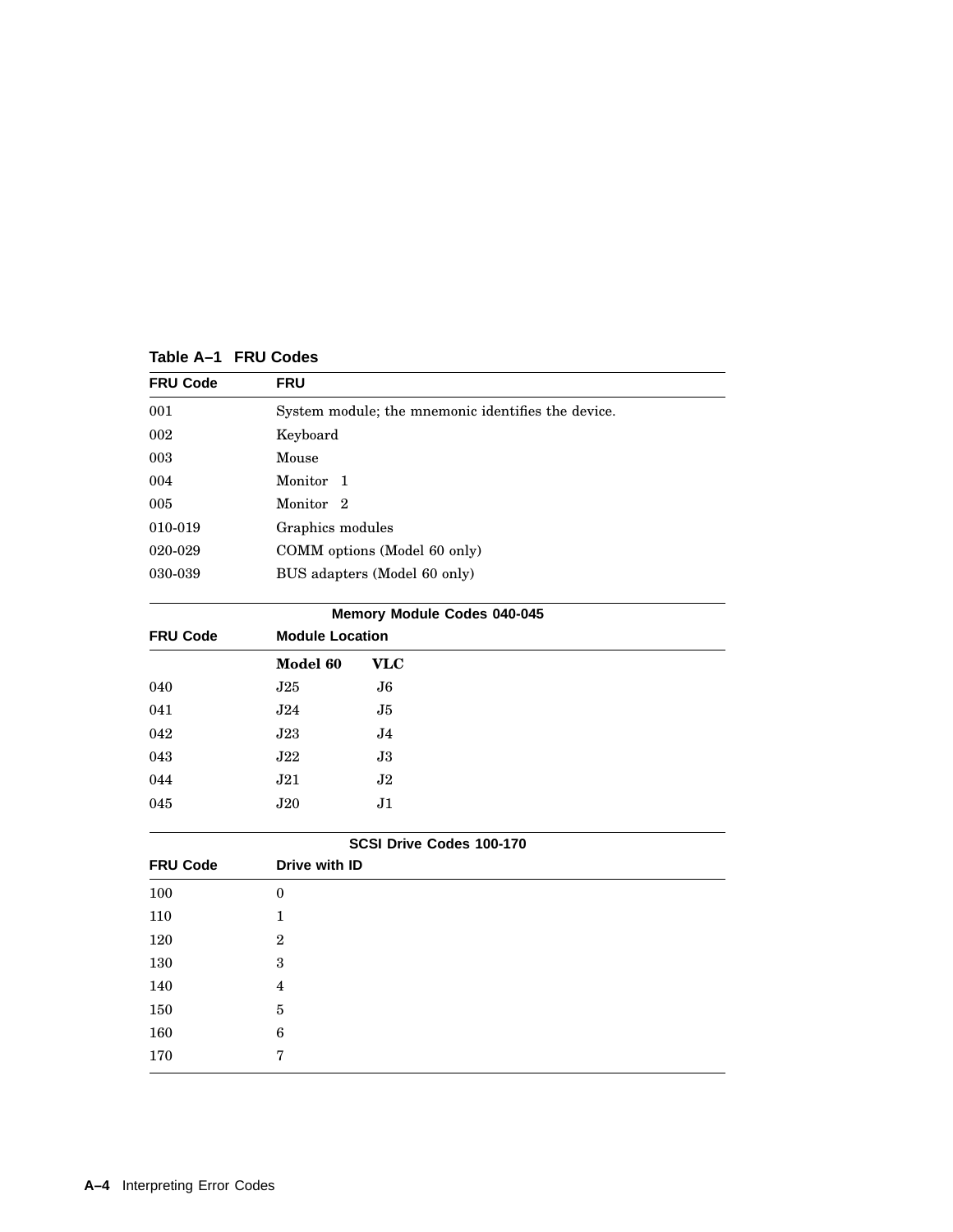**Table A–1 FRU Codes**

| FRU Code | FRU |
|---|---|
| 001 | System module; the mnemonic identifies the device. |
| 002 | Keyboard |
| 003 | Mouse |
| 004 | Monitor 1 |
| 005 | Monitor 2 |
| 010-019 | Graphics modules |
| 020-029 | COMM options (Model 60 only) |
| 030-039 | BUS adapters (Model 60 only) |

**Memory Module Codes 040-045**

| FRU Code | Module Location | |
|---|---|---|
| | **Model 60** | **VLC** |
| 040 | J25 | J6 |
| 041 | J24 | J5 |
| 042 | J23 | J4 |
| 043 | J22 | J3 |
| 044 | J21 | J2 |
| 045 | J20 | J1 |

**SCSI Drive Codes 100-170**

| FRU Code | Drive with ID |
|---|---|
| 100 | 0 |
| 110 | 1 |
| 120 | 2 |
| 130 | 3 |
| 140 | 4 |
| 150 | 5 |
| 160 | 6 |
| 170 | 7 |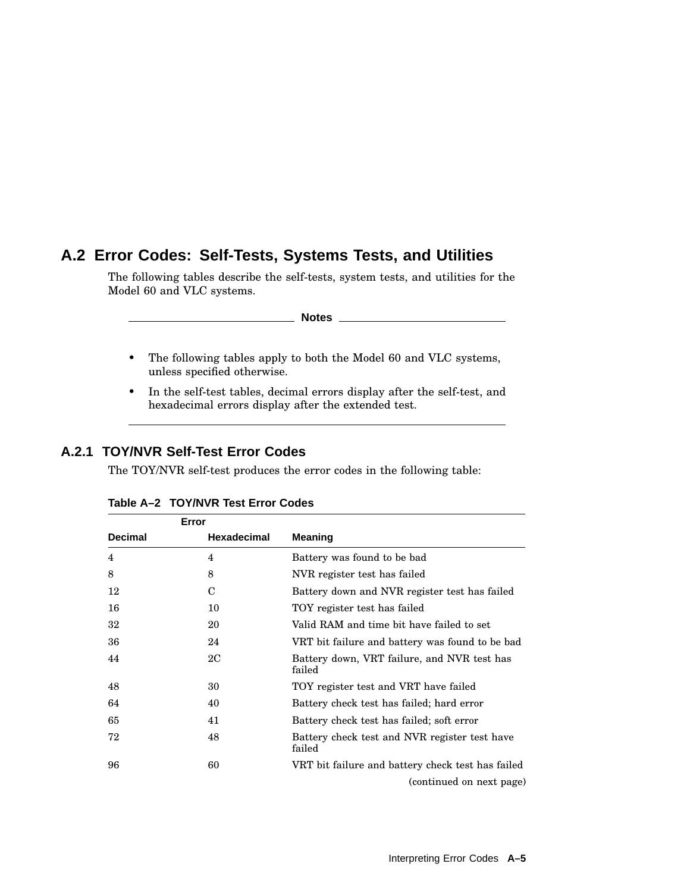## A.2 Error Codes: Self-Tests, Systems Tests, and Utilities

The following tables describe the self-tests, system tests, and utilities for the Model 60 and VLC systems.

**Notes**

- The following tables apply to both the Model 60 and VLC systems, unless specified otherwise.
- In the self-test tables, decimal errors display after the self-test, and hexadecimal errors display after the extended test.

### A.2.1 TOY/NVR Self-Test Error Codes

The TOY/NVR self-test produces the error codes in the following table:

**Table A–2 TOY/NVR Test Error Codes**

| Error | | |
|---|---|---|
| Decimal | Hexadecimal | Meaning |
| 4 | 4 | Battery was found to be bad |
| 8 | 8 | NVR register test has failed |
| 12 | C | Battery down and NVR register test has failed |
| 16 | 10 | TOY register test has failed |
| 32 | 20 | Valid RAM and time bit have failed to set |
| 36 | 24 | VRT bit failure and battery was found to be bad |
| 44 | 2C | Battery down, VRT failure, and NVR test has failed |
| 48 | 30 | TOY register test and VRT have failed |
| 64 | 40 | Battery check test has failed; hard error |
| 65 | 41 | Battery check test has failed; soft error |
| 72 | 48 | Battery check test and NVR register test have failed |
| 96 | 60 | VRT bit failure and battery check test has failed |

(continued on next page)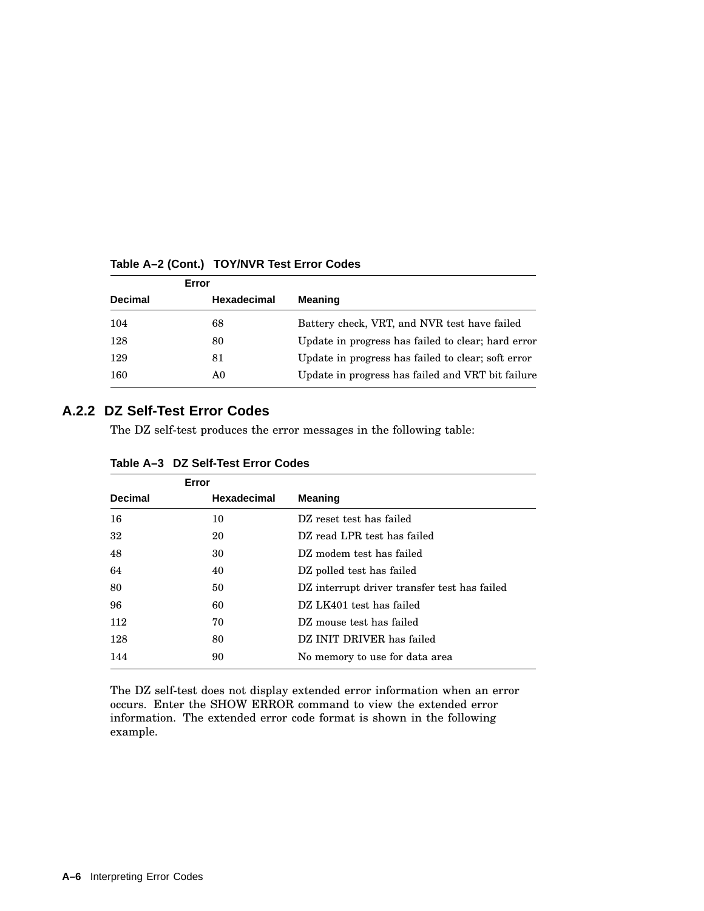**Table A–2 (Cont.) TOY/NVR Test Error Codes**

| Error | | |
|---|---|---|
| **Decimal** | **Hexadecimal** | **Meaning** |
| 104 | 68 | Battery check, VRT, and NVR test have failed |
| 128 | 80 | Update in progress has failed to clear; hard error |
| 129 | 81 | Update in progress has failed to clear; soft error |
| 160 | A0 | Update in progress has failed and VRT bit failure |

### A.2.2 DZ Self-Test Error Codes

The DZ self-test produces the error messages in the following table:

**Table A–3 DZ Self-Test Error Codes**

| Error | | |
|---|---|---|
| **Decimal** | **Hexadecimal** | **Meaning** |
| 16 | 10 | DZ reset test has failed |
| 32 | 20 | DZ read LPR test has failed |
| 48 | 30 | DZ modem test has failed |
| 64 | 40 | DZ polled test has failed |
| 80 | 50 | DZ interrupt driver transfer test has failed |
| 96 | 60 | DZ LK401 test has failed |
| 112 | 70 | DZ mouse test has failed |
| 128 | 80 | DZ INIT DRIVER has failed |
| 144 | 90 | No memory to use for data area |

The DZ self-test does not display extended error information when an error occurs. Enter the SHOW ERROR command to view the extended error information. The extended error code format is shown in the following example.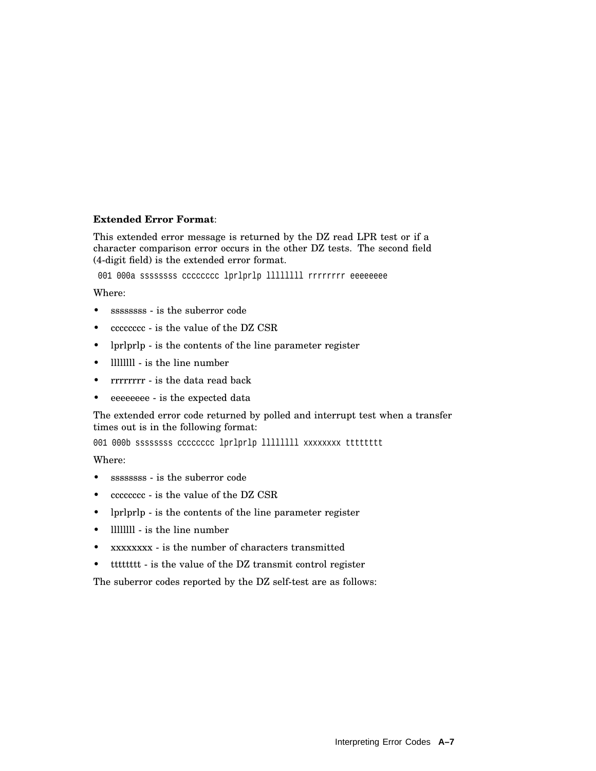**Extended Error Format**:

This extended error message is returned by the DZ read LPR test or if a character comparison error occurs in the other DZ tests. The second field (4-digit field) is the extended error format.

```
 001 000a ssssssss cccccccc lprlprlp llllllll rrrrrrrr eeeeeeee
```

Where:

- ssssssss - is the suberror code
- cccccccc - is the value of the DZ CSR
- lprlprlp - is the contents of the line parameter register
- llllllll - is the line number
- rrrrrrrr - is the data read back
- eeeeeeee - is the expected data

The extended error code returned by polled and interrupt test when a transfer times out is in the following format:

```
001 000b ssssssss cccccccc lprlprlp llllllll xxxxxxxx tttttttt
```

Where:

- ssssssss - is the suberror code
- cccccccc - is the value of the DZ CSR
- lprlprlp - is the contents of the line parameter register
- llllllll - is the line number
- xxxxxxxx - is the number of characters transmitted
- tttttttt - is the value of the DZ transmit control register

The suberror codes reported by the DZ self-test are as follows: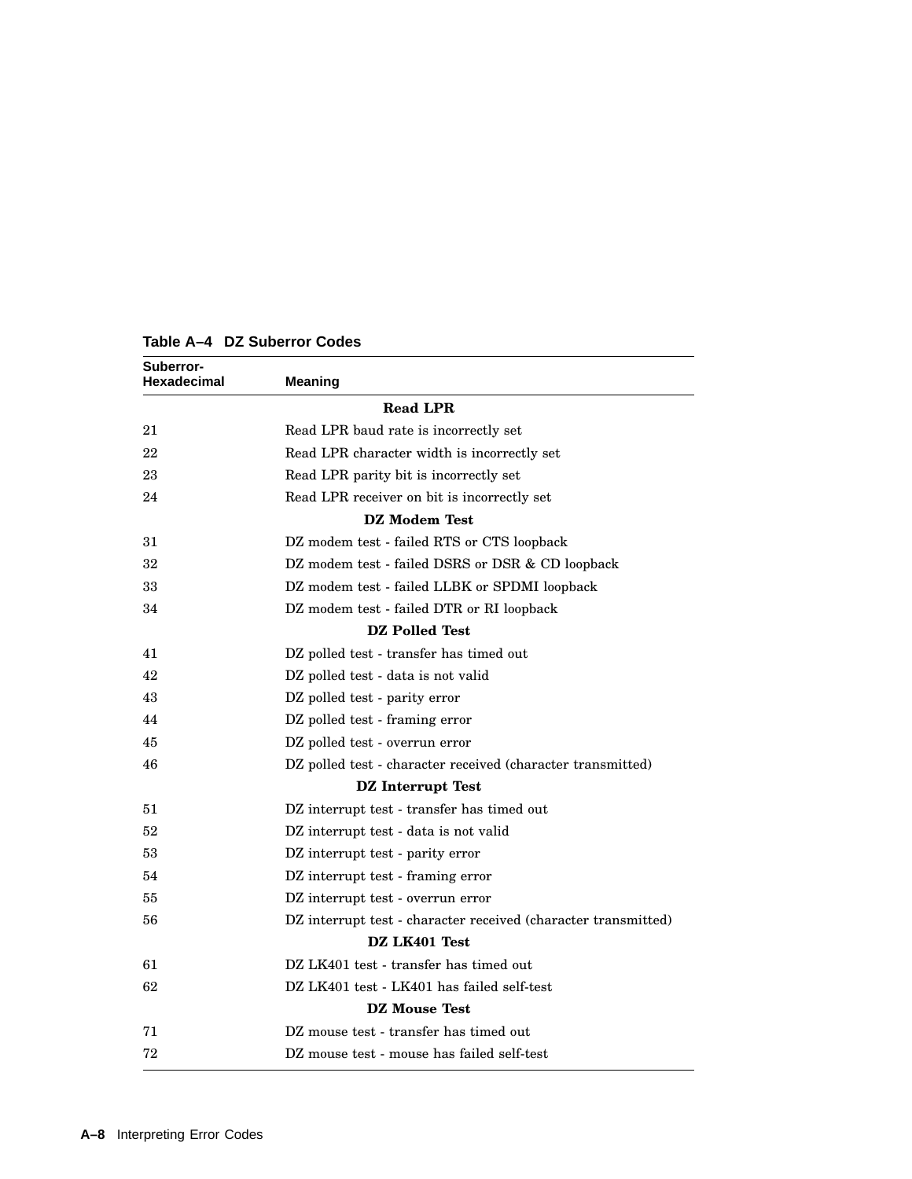**Table A–4 DZ Suberror Codes**

| Suberror-Hexadecimal | Meaning |
|---|---|
| | **Read LPR** |
| 21 | Read LPR baud rate is incorrectly set |
| 22 | Read LPR character width is incorrectly set |
| 23 | Read LPR parity bit is incorrectly set |
| 24 | Read LPR receiver on bit is incorrectly set |
| | **DZ Modem Test** |
| 31 | DZ modem test - failed RTS or CTS loopback |
| 32 | DZ modem test - failed DSRS or DSR & CD loopback |
| 33 | DZ modem test - failed LLBK or SPDMI loopback |
| 34 | DZ modem test - failed DTR or RI loopback |
| | **DZ Polled Test** |
| 41 | DZ polled test - transfer has timed out |
| 42 | DZ polled test - data is not valid |
| 43 | DZ polled test - parity error |
| 44 | DZ polled test - framing error |
| 45 | DZ polled test - overrun error |
| 46 | DZ polled test - character received (character transmitted) |
| | **DZ Interrupt Test** |
| 51 | DZ interrupt test - transfer has timed out |
| 52 | DZ interrupt test - data is not valid |
| 53 | DZ interrupt test - parity error |
| 54 | DZ interrupt test - framing error |
| 55 | DZ interrupt test - overrun error |
| 56 | DZ interrupt test - character received (character transmitted) |
| | **DZ LK401 Test** |
| 61 | DZ LK401 test - transfer has timed out |
| 62 | DZ LK401 test - LK401 has failed self-test |
| | **DZ Mouse Test** |
| 71 | DZ mouse test - transfer has timed out |
| 72 | DZ mouse test - mouse has failed self-test |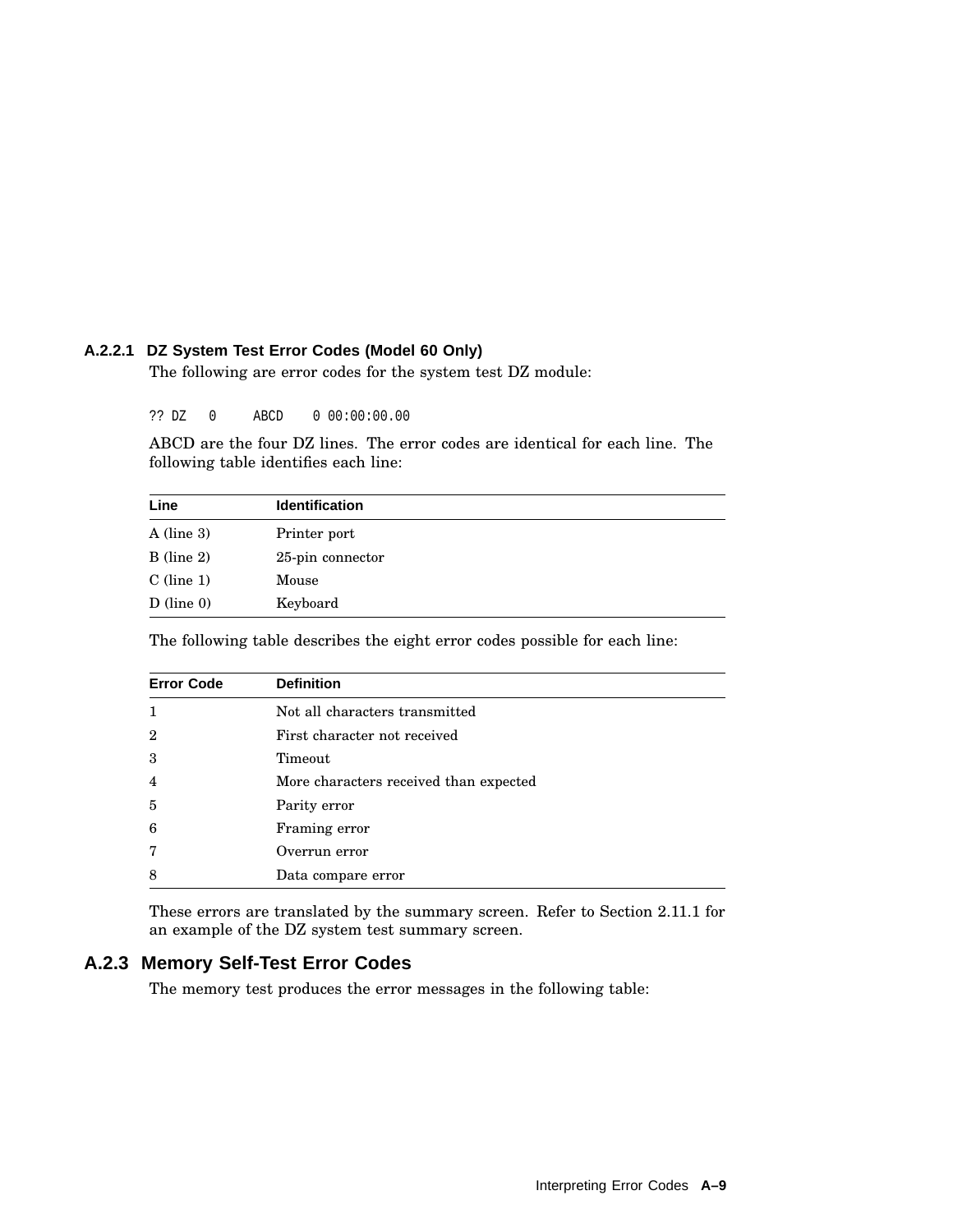#### A.2.2.1 DZ System Test Error Codes (Model 60 Only)

The following are error codes for the system test DZ module:

```
?? DZ   0     ABCD    0 00:00:00.00
```

ABCD are the four DZ lines. The error codes are identical for each line. The following table identifies each line:

| Line | Identification |
|---|---|
| A (line 3) | Printer port |
| B (line 2) | 25-pin connector |
| C (line 1) | Mouse |
| D (line 0) | Keyboard |

The following table describes the eight error codes possible for each line:

| Error Code | Definition |
|---|---|
| 1 | Not all characters transmitted |
| 2 | First character not received |
| 3 | Timeout |
| 4 | More characters received than expected |
| 5 | Parity error |
| 6 | Framing error |
| 7 | Overrun error |
| 8 | Data compare error |

These errors are translated by the summary screen. Refer to Section 2.11.1 for an example of the DZ system test summary screen.

### A.2.3 Memory Self-Test Error Codes

The memory test produces the error messages in the following table: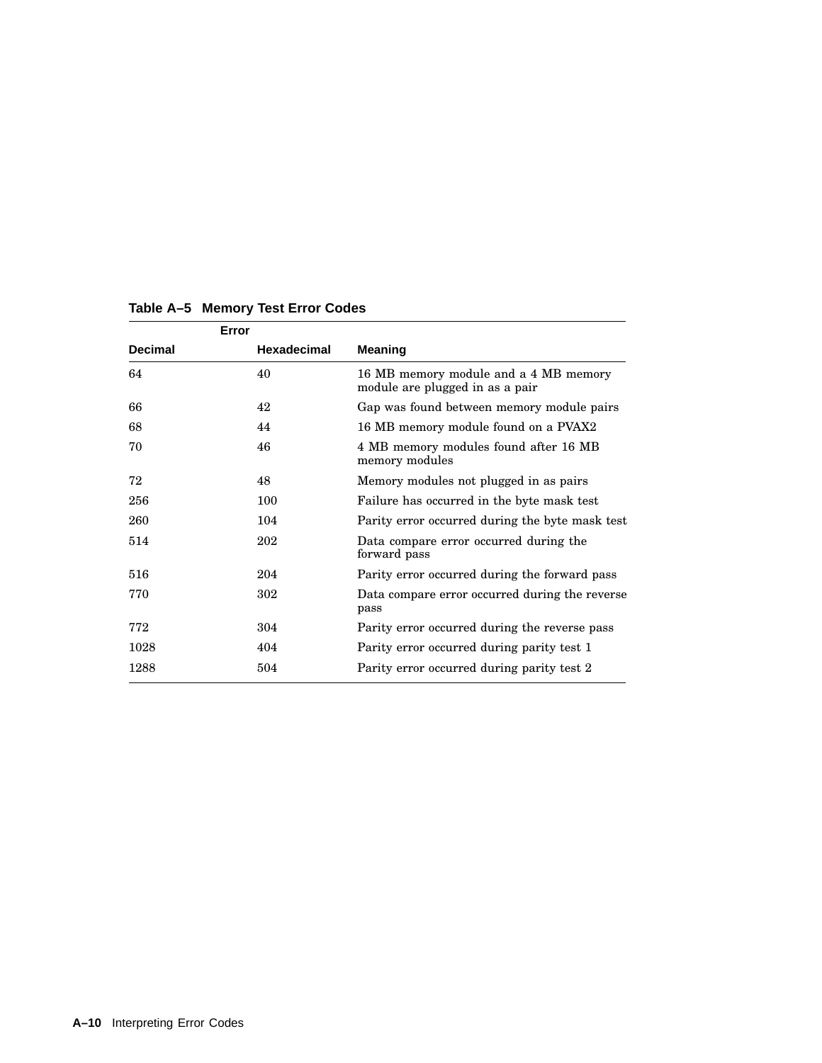**Table A–5 Memory Test Error Codes**

| Error | | |
|---|---|---|
| **Decimal** | **Hexadecimal** | **Meaning** |
| 64 | 40 | 16 MB memory module and a 4 MB memory module are plugged in as a pair |
| 66 | 42 | Gap was found between memory module pairs |
| 68 | 44 | 16 MB memory module found on a PVAX2 |
| 70 | 46 | 4 MB memory modules found after 16 MB memory modules |
| 72 | 48 | Memory modules not plugged in as pairs |
| 256 | 100 | Failure has occurred in the byte mask test |
| 260 | 104 | Parity error occurred during the byte mask test |
| 514 | 202 | Data compare error occurred during the forward pass |
| 516 | 204 | Parity error occurred during the forward pass |
| 770 | 302 | Data compare error occurred during the reverse pass |
| 772 | 304 | Parity error occurred during the reverse pass |
| 1028 | 404 | Parity error occurred during parity test 1 |
| 1288 | 504 | Parity error occurred during parity test 2 |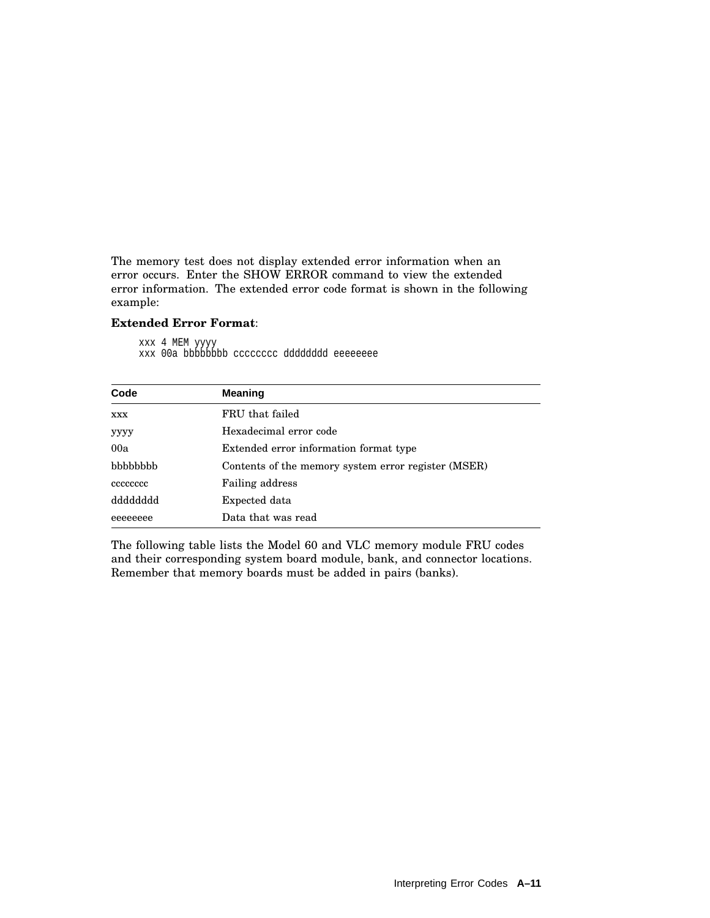The memory test does not display extended error information when an error occurs. Enter the SHOW ERROR command to view the extended error information. The extended error code format is shown in the following example:

**Extended Error Format**:

```
xxx 4 MEM yyyy
xxx 00a bbbbbbbb cccccccc dddddddd eeeeeeee
```

| Code | Meaning |
|---|---|
| xxx | FRU that failed |
| yyyy | Hexadecimal error code |
| 00a | Extended error information format type |
| bbbbbbbb | Contents of the memory system error register (MSER) |
| cccccccc | Failing address |
| dddddddd | Expected data |
| eeeeeeee | Data that was read |

The following table lists the Model 60 and VLC memory module FRU codes and their corresponding system board module, bank, and connector locations. Remember that memory boards must be added in pairs (banks).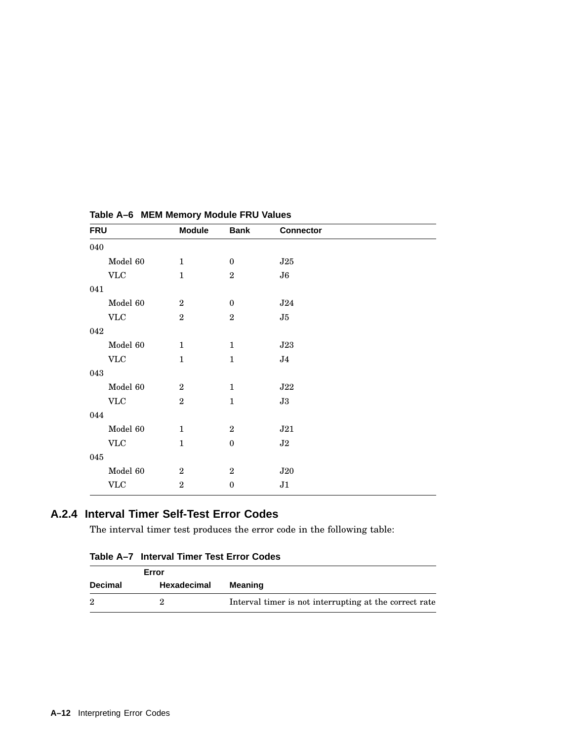**Table A–6 MEM Memory Module FRU Values**

| FRU | Module | Bank | Connector |
|---|---|---|---|
| 040 | | | |
| Model 60 | 1 | 0 | J25 |
| VLC | 1 | 2 | J6 |
| 041 | | | |
| Model 60 | 2 | 0 | J24 |
| VLC | 2 | 2 | J5 |
| 042 | | | |
| Model 60 | 1 | 1 | J23 |
| VLC | 1 | 1 | J4 |
| 043 | | | |
| Model 60 | 2 | 1 | J22 |
| VLC | 2 | 1 | J3 |
| 044 | | | |
| Model 60 | 1 | 2 | J21 |
| VLC | 1 | 0 | J2 |
| 045 | | | |
| Model 60 | 2 | 2 | J20 |
| VLC | 2 | 0 | J1 |

### A.2.4 Interval Timer Self-Test Error Codes

The interval timer test produces the error code in the following table:

**Table A–7 Interval Timer Test Error Codes**

| Error | | |
|---|---|---|
| Decimal | Hexadecimal | Meaning |
| 2 | 2 | Interval timer is not interrupting at the correct rate |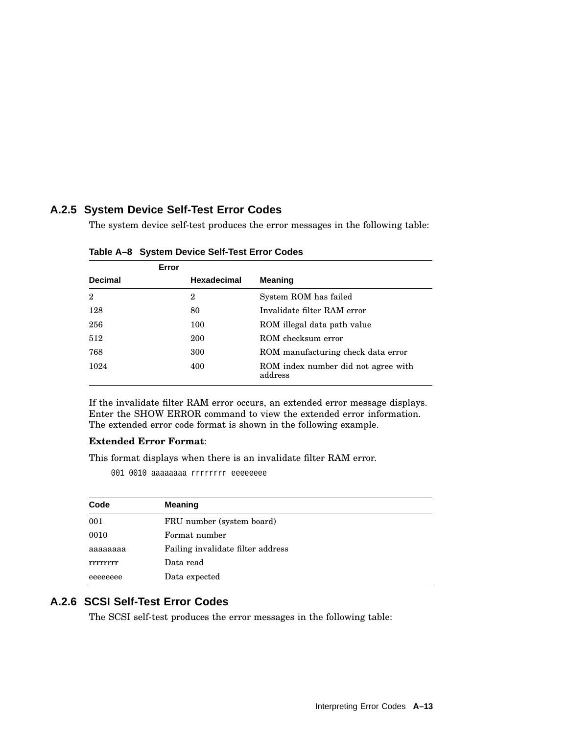### A.2.5 System Device Self-Test Error Codes

The system device self-test produces the error messages in the following table:

**Table A–8 System Device Self-Test Error Codes**

| Error | | |
|---|---|---|
| **Decimal** | **Hexadecimal** | **Meaning** |
| 2 | 2 | System ROM has failed |
| 128 | 80 | Invalidate filter RAM error |
| 256 | 100 | ROM illegal data path value |
| 512 | 200 | ROM checksum error |
| 768 | 300 | ROM manufacturing check data error |
| 1024 | 400 | ROM index number did not agree with address |

If the invalidate filter RAM error occurs, an extended error message displays. Enter the SHOW ERROR command to view the extended error information. The extended error code format is shown in the following example.

**Extended Error Format**:

This format displays when there is an invalidate filter RAM error.

```
001 0010 aaaaaaaa rrrrrrrr eeeeeeee
```

| Code | Meaning |
|---|---|
| 001 | FRU number (system board) |
| 0010 | Format number |
| aaaaaaaa | Failing invalidate filter address |
| rrrrrrrr | Data read |
| eeeeeeee | Data expected |

### A.2.6 SCSI Self-Test Error Codes

The SCSI self-test produces the error messages in the following table: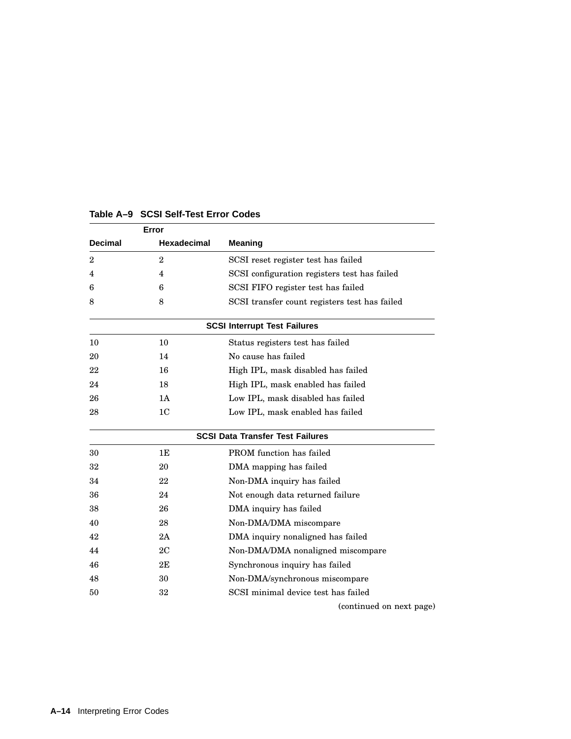**Table A–9 SCSI Self-Test Error Codes**

| Error | | |
|---|---|---|
| **Decimal** | **Hexadecimal** | **Meaning** |
| 2 | 2 | SCSI reset register test has failed |
| 4 | 4 | SCSI configuration registers test has failed |
| 6 | 6 | SCSI FIFO register test has failed |
| 8 | 8 | SCSI transfer count registers test has failed |
| | **SCSI Interrupt Test Failures** | |
| 10 | 10 | Status registers test has failed |
| 20 | 14 | No cause has failed |
| 22 | 16 | High IPL, mask disabled has failed |
| 24 | 18 | High IPL, mask enabled has failed |
| 26 | 1A | Low IPL, mask disabled has failed |
| 28 | 1C | Low IPL, mask enabled has failed |
| | **SCSI Data Transfer Test Failures** | |
| 30 | 1E | PROM function has failed |
| 32 | 20 | DMA mapping has failed |
| 34 | 22 | Non-DMA inquiry has failed |
| 36 | 24 | Not enough data returned failure |
| 38 | 26 | DMA inquiry has failed |
| 40 | 28 | Non-DMA/DMA miscompare |
| 42 | 2A | DMA inquiry nonaligned has failed |
| 44 | 2C | Non-DMA/DMA nonaligned miscompare |
| 46 | 2E | Synchronous inquiry has failed |
| 48 | 30 | Non-DMA/synchronous miscompare |
| 50 | 32 | SCSI minimal device test has failed |

(continued on next page)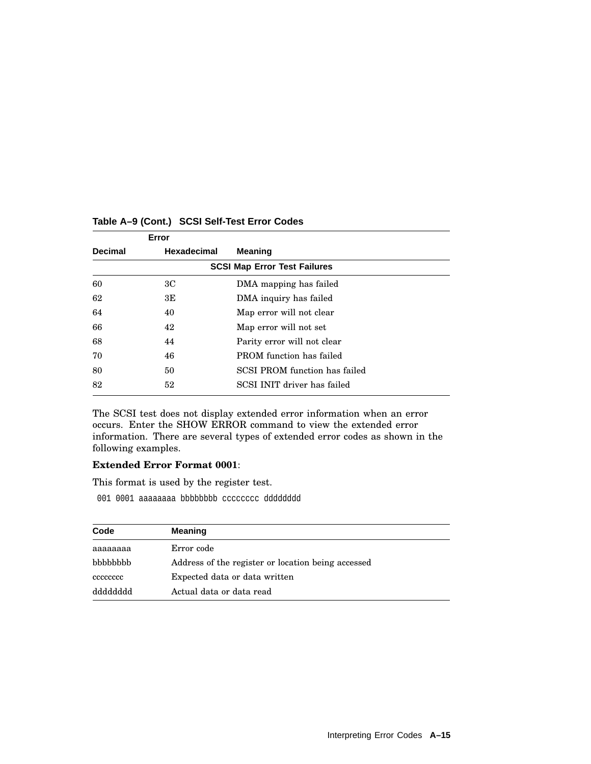**Table A–9 (Cont.) SCSI Self-Test Error Codes**

| Error | | |
|---|---|---|
| **Decimal** | **Hexadecimal** | **Meaning** |
| | **SCSI Map Error Test Failures** | |
| 60 | 3C | DMA mapping has failed |
| 62 | 3E | DMA inquiry has failed |
| 64 | 40 | Map error will not clear |
| 66 | 42 | Map error will not set |
| 68 | 44 | Parity error will not clear |
| 70 | 46 | PROM function has failed |
| 80 | 50 | SCSI PROM function has failed |
| 82 | 52 | SCSI INIT driver has failed |

The SCSI test does not display extended error information when an error occurs. Enter the SHOW ERROR command to view the extended error information. There are several types of extended error codes as shown in the following examples.

**Extended Error Format 0001**:

This format is used by the register test.

```
001 0001 aaaaaaaa bbbbbbbb cccccccc dddddddd
```

| Code | Meaning |
|---|---|
| aaaaaaaa | Error code |
| bbbbbbbb | Address of the register or location being accessed |
| cccccccc | Expected data or data written |
| dddddddd | Actual data or data read |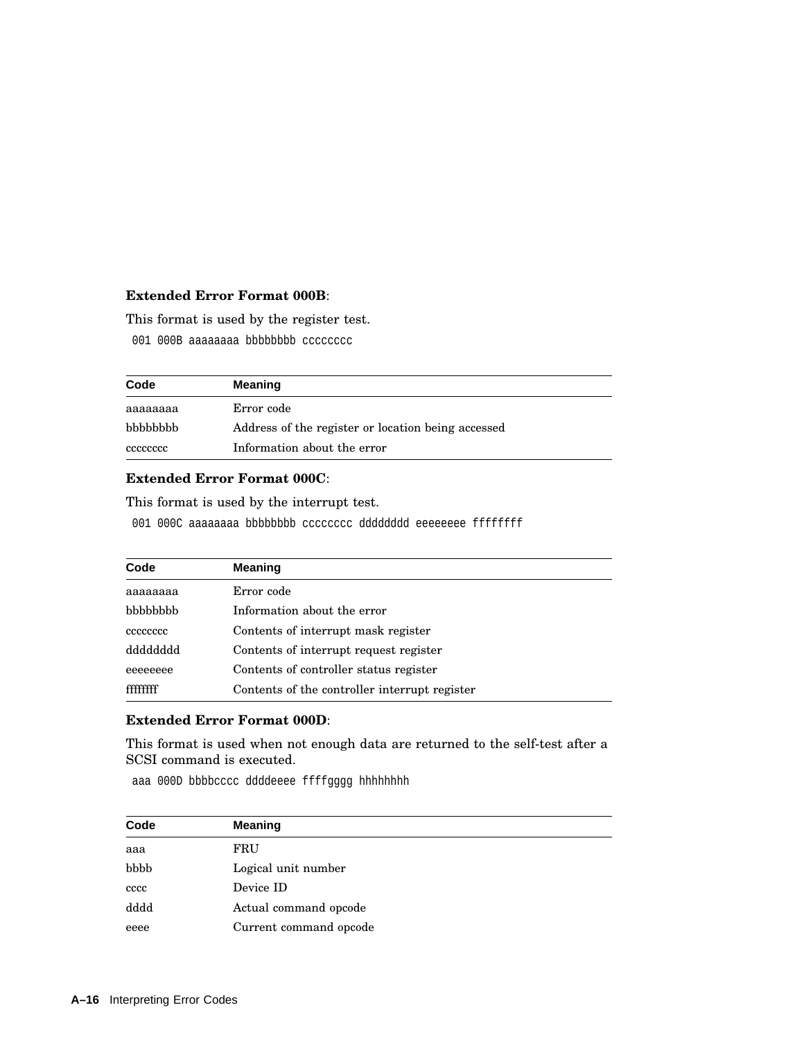**Extended Error Format 000B**:

This format is used by the register test.

```
001 000B aaaaaaaa bbbbbbbb cccccccc
```

| Code | Meaning |
|---|---|
| aaaaaaaa | Error code |
| bbbbbbbb | Address of the register or location being accessed |
| cccccccc | Information about the error |

**Extended Error Format 000C**:

This format is used by the interrupt test.

```
001 000C aaaaaaaa bbbbbbbb cccccccc dddddddd eeeeeeee ffffffff
```

| Code | Meaning |
|---|---|
| aaaaaaaa | Error code |
| bbbbbbbb | Information about the error |
| cccccccc | Contents of interrupt mask register |
| dddddddd | Contents of interrupt request register |
| eeeeeeee | Contents of controller status register |
| ffffffff | Contents of the controller interrupt register |

**Extended Error Format 000D**:

This format is used when not enough data are returned to the self-test after a SCSI command is executed.

```
aaa 000D bbbbcccc ddddeeee ffffgggg hhhhhhhh
```

| Code | Meaning |
|---|---|
| aaa | FRU |
| bbbb | Logical unit number |
| cccc | Device ID |
| dddd | Actual command opcode |
| eeee | Current command opcode |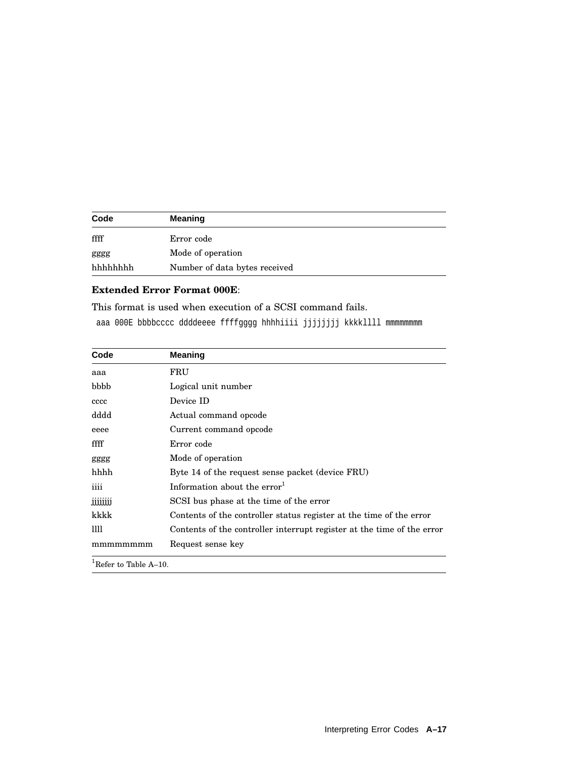| Code | Meaning |
| --- | --- |
| ffff | Error code |
| gggg | Mode of operation |
| hhhhhhhh | Number of data bytes received |

**Extended Error Format 000E**:

This format is used when execution of a SCSI command fails.

```
aaa 000E bbbbcccc ddddeeee ffffgggg hhhhiiii jjjjjjjj kkkkllll mmmmmmmm
```

| Code | Meaning |
| --- | --- |
| aaa | FRU |
| bbbb | Logical unit number |
| cccc | Device ID |
| dddd | Actual command opcode |
| eeee | Current command opcode |
| ffff | Error code |
| gggg | Mode of operation |
| hhhh | Byte 14 of the request sense packet (device FRU) |
| iiii | Information about the error[1] |
| jjjjjjjj | SCSI bus phase at the time of the error |
| kkkk | Contents of the controller status register at the time of the error |
| llll | Contents of the controller interrupt register at the time of the error |
| mmmmmmmm | Request sense key |

[1]Refer to Table A–10.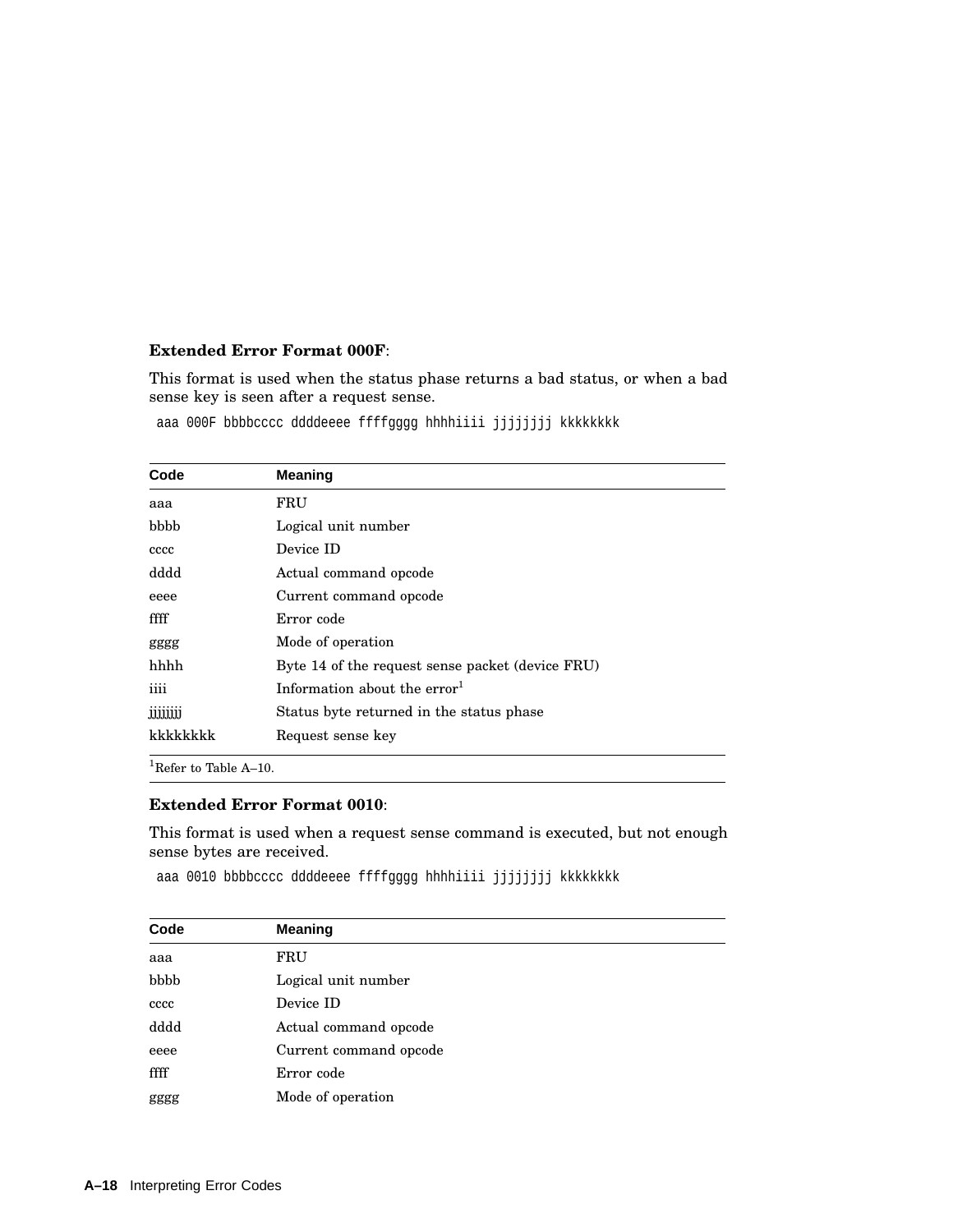**Extended Error Format 000F**:

This format is used when the status phase returns a bad status, or when a bad sense key is seen after a request sense.

```
aaa 000F bbbbcccc ddddeeee ffffgggg hhhhiiii jjjjjjjj kkkkkkkk
```

| Code | Meaning |
|---|---|
| aaa | FRU |
| bbbb | Logical unit number |
| cccc | Device ID |
| dddd | Actual command opcode |
| eeee | Current command opcode |
| ffff | Error code |
| gggg | Mode of operation |
| hhhh | Byte 14 of the request sense packet (device FRU) |
| iiii | Information about the error[1] |
| jjjjjjjj | Status byte returned in the status phase |
| kkkkkkkk | Request sense key |

[1]Refer to Table A–10.

**Extended Error Format 0010**:

This format is used when a request sense command is executed, but not enough sense bytes are received.

```
aaa 0010 bbbbcccc ddddeeee ffffgggg hhhhiiii jjjjjjjj kkkkkkkk
```

| Code | Meaning |
|---|---|
| aaa | FRU |
| bbbb | Logical unit number |
| cccc | Device ID |
| dddd | Actual command opcode |
| eeee | Current command opcode |
| ffff | Error code |
| gggg | Mode of operation |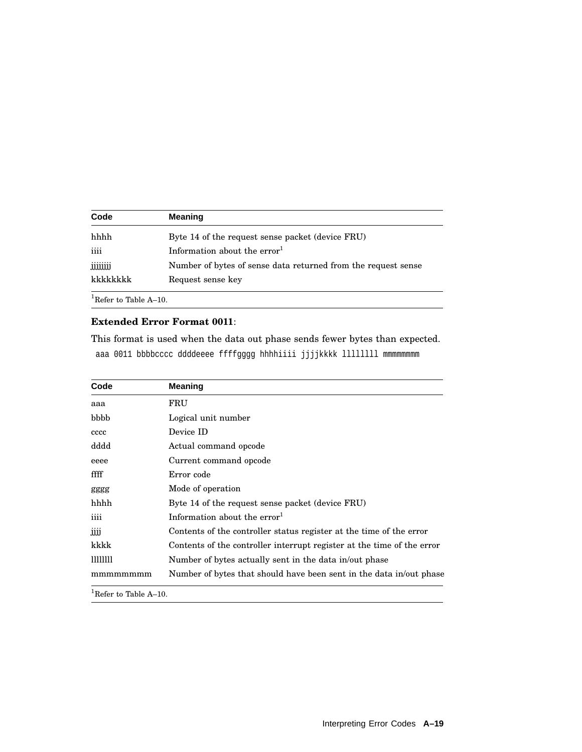| Code | Meaning |
| --- | --- |
| hhhh | Byte 14 of the request sense packet (device FRU) |
| iiii | Information about the error[1] |
| jjjjjjjj | Number of bytes of sense data returned from the request sense |
| kkkkkkkk | Request sense key |

[1]Refer to Table A–10.

**Extended Error Format 0011**:

This format is used when the data out phase sends fewer bytes than expected.

```
aaa 0011 bbbbcccc ddddeeee ffffgggg hhhhiiii jjjjkkkk llllllll mmmmmmmm
```

| Code | Meaning |
| --- | --- |
| aaa | FRU |
| bbbb | Logical unit number |
| cccc | Device ID |
| dddd | Actual command opcode |
| eeee | Current command opcode |
| ffff | Error code |
| gggg | Mode of operation |
| hhhh | Byte 14 of the request sense packet (device FRU) |
| iiii | Information about the error[1] |
| jjjj | Contents of the controller status register at the time of the error |
| kkkk | Contents of the controller interrupt register at the time of the error |
| llllllll | Number of bytes actually sent in the data in/out phase |
| mmmmmmmm | Number of bytes that should have been sent in the data in/out phase |

[1]Refer to Table A–10.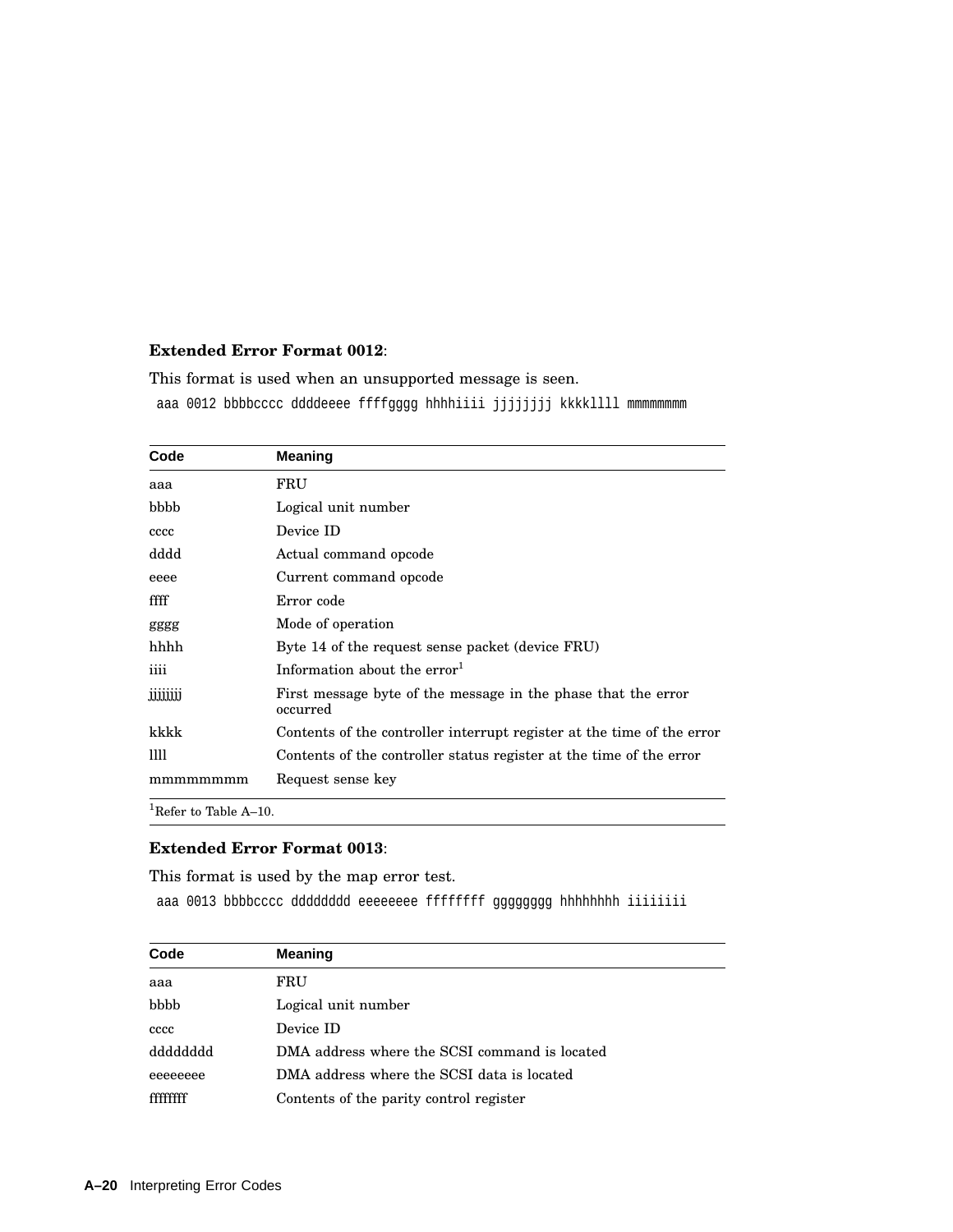**Extended Error Format 0012**:

This format is used when an unsupported message is seen.

```
aaa 0012 bbbbcccc ddddeeee ffffgggg hhhhiiii jjjjjjjj kkkkllll mmmmmmmm
```

| Code | Meaning |
|---|---|
| aaa | FRU |
| bbbb | Logical unit number |
| cccc | Device ID |
| dddd | Actual command opcode |
| eeee | Current command opcode |
| ffff | Error code |
| gggg | Mode of operation |
| hhhh | Byte 14 of the request sense packet (device FRU) |
| iiii | Information about the error[1] |
| jjjjjjjj | First message byte of the message in the phase that the error occurred |
| kkkk | Contents of the controller interrupt register at the time of the error |
| llll | Contents of the controller status register at the time of the error |
| mmmmmmmm | Request sense key |

[1]Refer to Table A–10.

**Extended Error Format 0013**:

This format is used by the map error test.

```
aaa 0013 bbbbcccc dddddddd eeeeeeee ffffffff gggggggg hhhhhhhh iiiiiiii
```

| Code | Meaning |
|---|---|
| aaa | FRU |
| bbbb | Logical unit number |
| cccc | Device ID |
| dddddddd | DMA address where the SCSI command is located |
| eeeeeeee | DMA address where the SCSI data is located |
| ffffffff | Contents of the parity control register |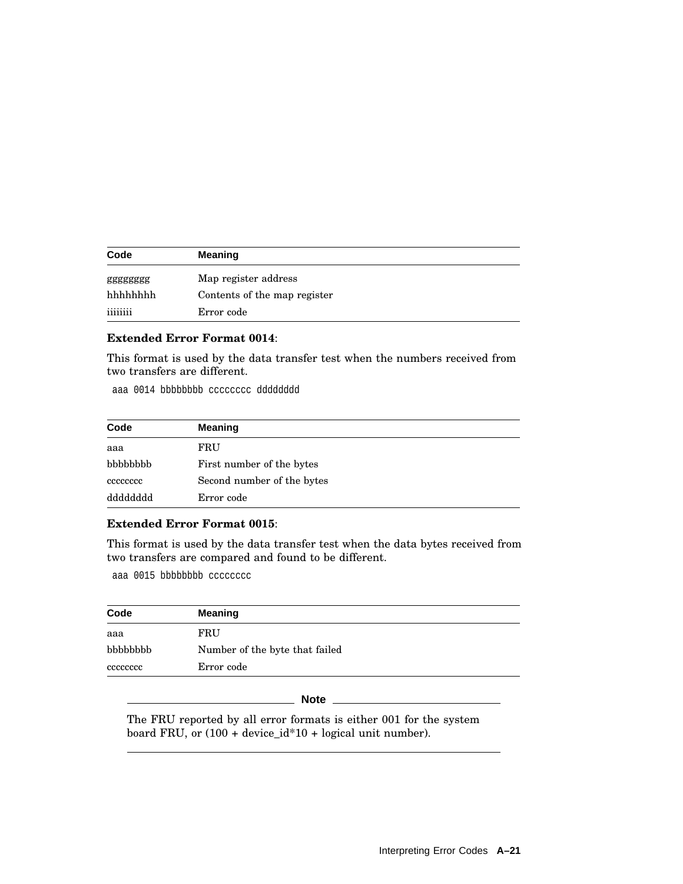| Code | Meaning |
| --- | --- |
| gggggggg | Map register address |
| hhhhhhhh | Contents of the map register |
| iiiiiii | Error code |

**Extended Error Format 0014**:

This format is used by the data transfer test when the numbers received from two transfers are different.

```
aaa 0014 bbbbbbbb cccccccc dddddddd
```

| Code | Meaning |
| --- | --- |
| aaa | FRU |
| bbbbbbbb | First number of the bytes |
| cccccccc | Second number of the bytes |
| dddddddd | Error code |

**Extended Error Format 0015**:

This format is used by the data transfer test when the data bytes received from two transfers are compared and found to be different.

```
aaa 0015 bbbbbbbb cccccccc
```

| Code | Meaning |
| --- | --- |
| aaa | FRU |
| bbbbbbbb | Number of the byte that failed |
| cccccccc | Error code |

**Note**

The FRU reported by all error formats is either 001 for the system board FRU, or (100 + device_id*10 + logical unit number).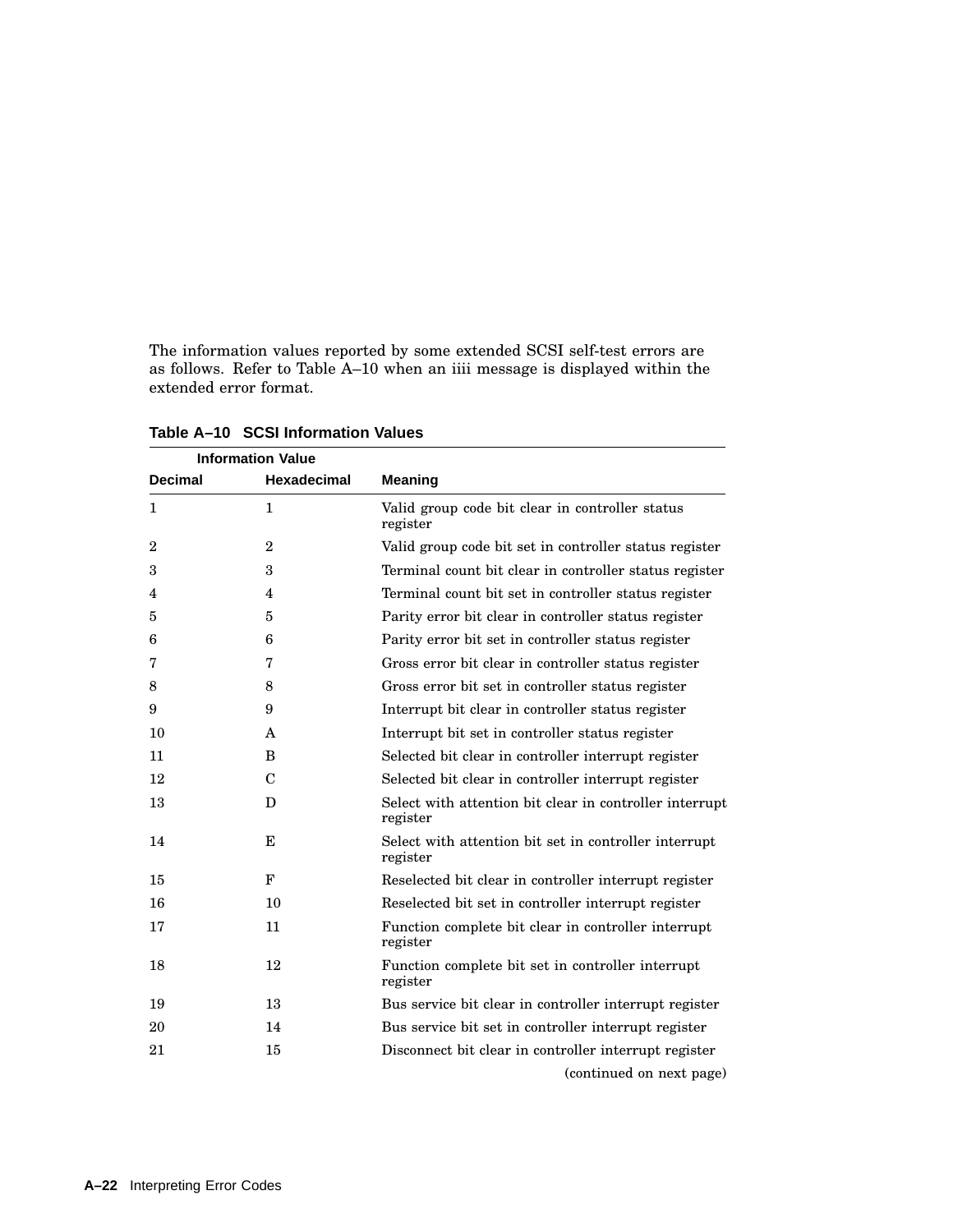The information values reported by some extended SCSI self-test errors are as follows. Refer to Table A–10 when an iiii message is displayed within the extended error format.

**Table A–10 SCSI Information Values**

| Information Value | | |
|---|---|---|
| **Decimal** | **Hexadecimal** | **Meaning** |
| 1 | 1 | Valid group code bit clear in controller status register |
| 2 | 2 | Valid group code bit set in controller status register |
| 3 | 3 | Terminal count bit clear in controller status register |
| 4 | 4 | Terminal count bit set in controller status register |
| 5 | 5 | Parity error bit clear in controller status register |
| 6 | 6 | Parity error bit set in controller status register |
| 7 | 7 | Gross error bit clear in controller status register |
| 8 | 8 | Gross error bit set in controller status register |
| 9 | 9 | Interrupt bit clear in controller status register |
| 10 | A | Interrupt bit set in controller status register |
| 11 | B | Selected bit clear in controller interrupt register |
| 12 | C | Selected bit clear in controller interrupt register |
| 13 | D | Select with attention bit clear in controller interrupt register |
| 14 | E | Select with attention bit set in controller interrupt register |
| 15 | F | Reselected bit clear in controller interrupt register |
| 16 | 10 | Reselected bit set in controller interrupt register |
| 17 | 11 | Function complete bit clear in controller interrupt register |
| 18 | 12 | Function complete bit set in controller interrupt register |
| 19 | 13 | Bus service bit clear in controller interrupt register |
| 20 | 14 | Bus service bit set in controller interrupt register |
| 21 | 15 | Disconnect bit clear in controller interrupt register |

(continued on next page)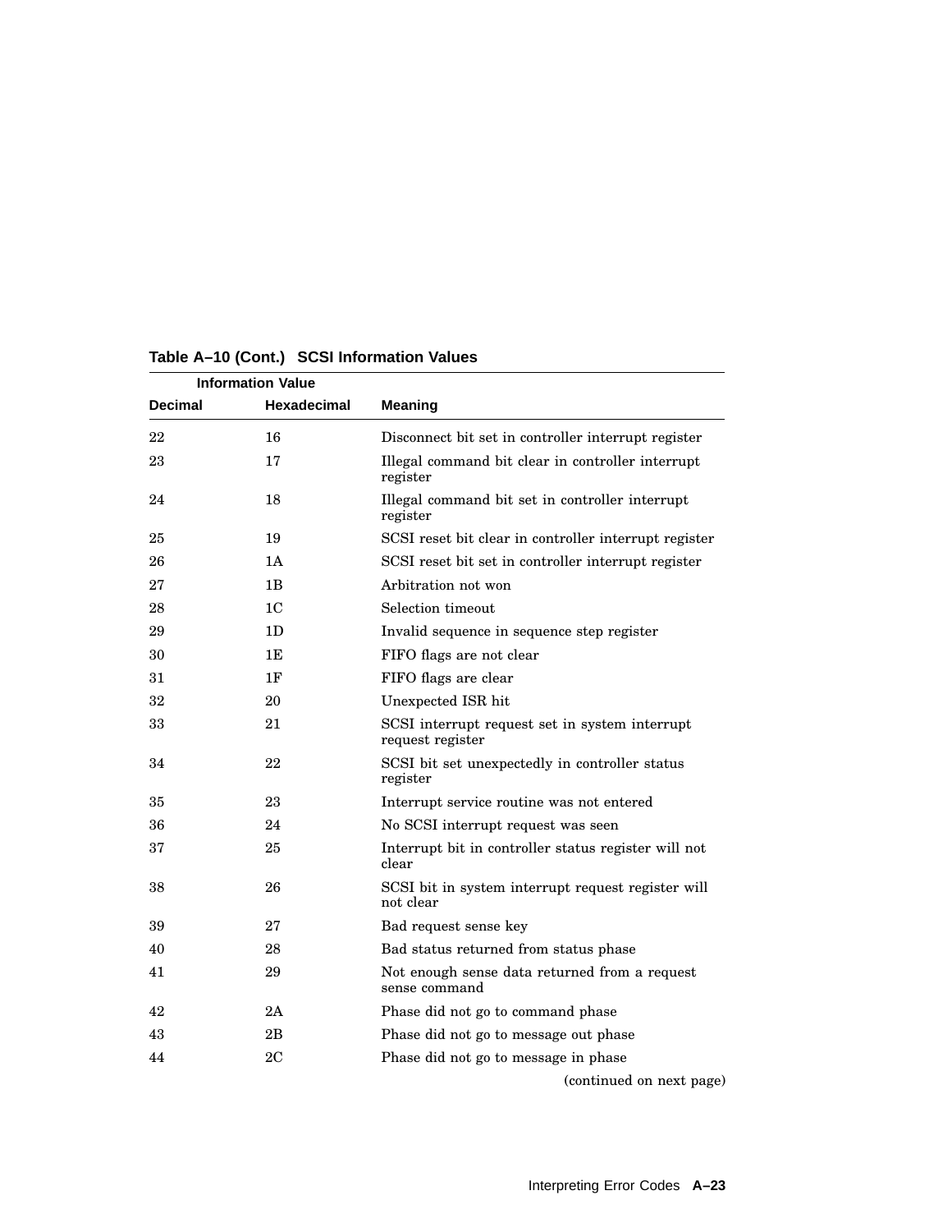**Table A–10 (Cont.) SCSI Information Values**

| Information Value | | |
|---|---|---|
| **Decimal** | **Hexadecimal** | **Meaning** |
| 22 | 16 | Disconnect bit set in controller interrupt register |
| 23 | 17 | Illegal command bit clear in controller interrupt register |
| 24 | 18 | Illegal command bit set in controller interrupt register |
| 25 | 19 | SCSI reset bit clear in controller interrupt register |
| 26 | 1A | SCSI reset bit set in controller interrupt register |
| 27 | 1B | Arbitration not won |
| 28 | 1C | Selection timeout |
| 29 | 1D | Invalid sequence in sequence step register |
| 30 | 1E | FIFO flags are not clear |
| 31 | 1F | FIFO flags are clear |
| 32 | 20 | Unexpected ISR hit |
| 33 | 21 | SCSI interrupt request set in system interrupt request register |
| 34 | 22 | SCSI bit set unexpectedly in controller status register |
| 35 | 23 | Interrupt service routine was not entered |
| 36 | 24 | No SCSI interrupt request was seen |
| 37 | 25 | Interrupt bit in controller status register will not clear |
| 38 | 26 | SCSI bit in system interrupt request register will not clear |
| 39 | 27 | Bad request sense key |
| 40 | 28 | Bad status returned from status phase |
| 41 | 29 | Not enough sense data returned from a request sense command |
| 42 | 2A | Phase did not go to command phase |
| 43 | 2B | Phase did not go to message out phase |
| 44 | 2C | Phase did not go to message in phase |

(continued on next page)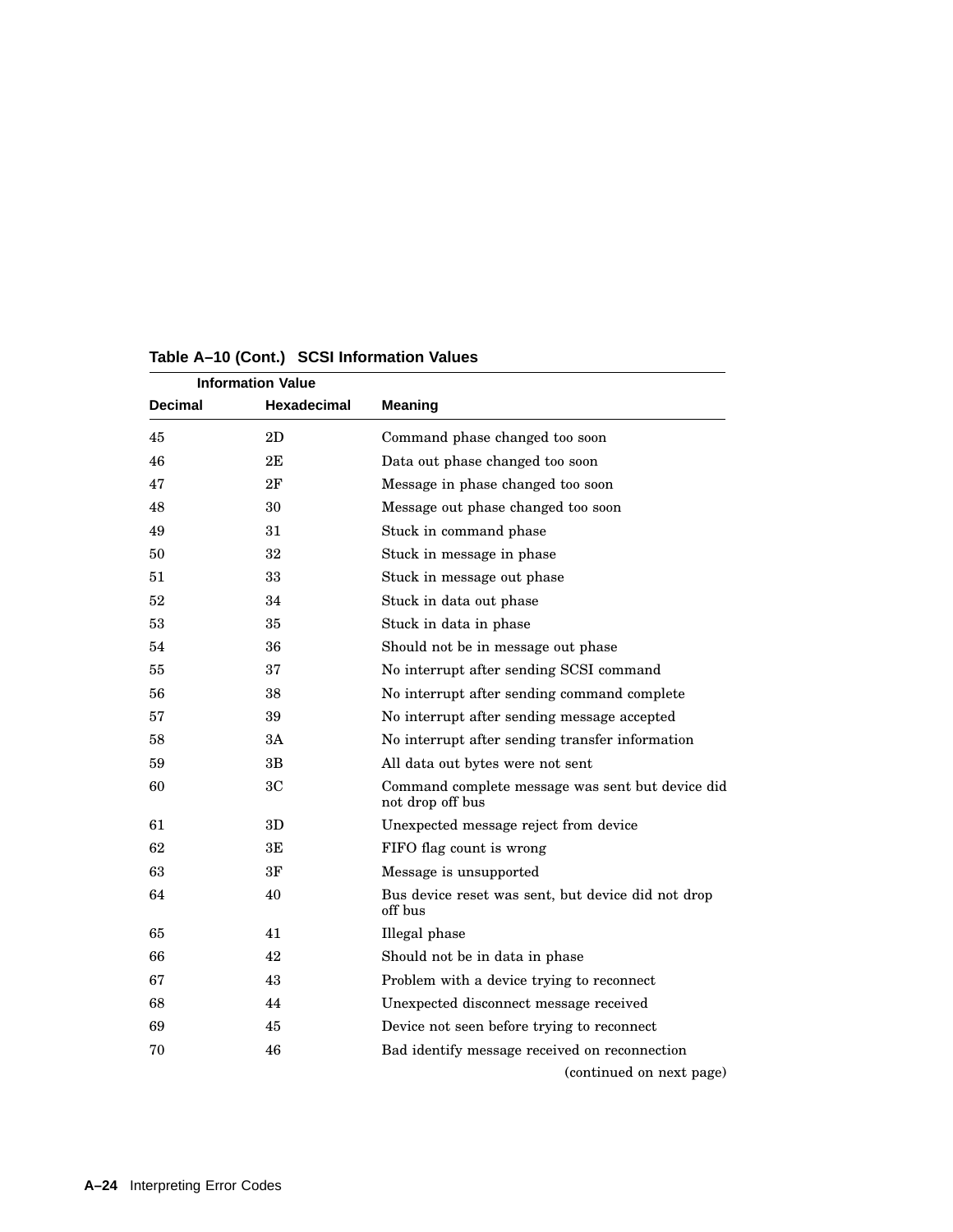**Table A–10 (Cont.) SCSI Information Values**

| Information Value | | |
|---|---|---|
| **Decimal** | **Hexadecimal** | **Meaning** |
| 45 | 2D | Command phase changed too soon |
| 46 | 2E | Data out phase changed too soon |
| 47 | 2F | Message in phase changed too soon |
| 48 | 30 | Message out phase changed too soon |
| 49 | 31 | Stuck in command phase |
| 50 | 32 | Stuck in message in phase |
| 51 | 33 | Stuck in message out phase |
| 52 | 34 | Stuck in data out phase |
| 53 | 35 | Stuck in data in phase |
| 54 | 36 | Should not be in message out phase |
| 55 | 37 | No interrupt after sending SCSI command |
| 56 | 38 | No interrupt after sending command complete |
| 57 | 39 | No interrupt after sending message accepted |
| 58 | 3A | No interrupt after sending transfer information |
| 59 | 3B | All data out bytes were not sent |
| 60 | 3C | Command complete message was sent but device did not drop off bus |
| 61 | 3D | Unexpected message reject from device |
| 62 | 3E | FIFO flag count is wrong |
| 63 | 3F | Message is unsupported |
| 64 | 40 | Bus device reset was sent, but device did not drop off bus |
| 65 | 41 | Illegal phase |
| 66 | 42 | Should not be in data in phase |
| 67 | 43 | Problem with a device trying to reconnect |
| 68 | 44 | Unexpected disconnect message received |
| 69 | 45 | Device not seen before trying to reconnect |
| 70 | 46 | Bad identify message received on reconnection |

(continued on next page)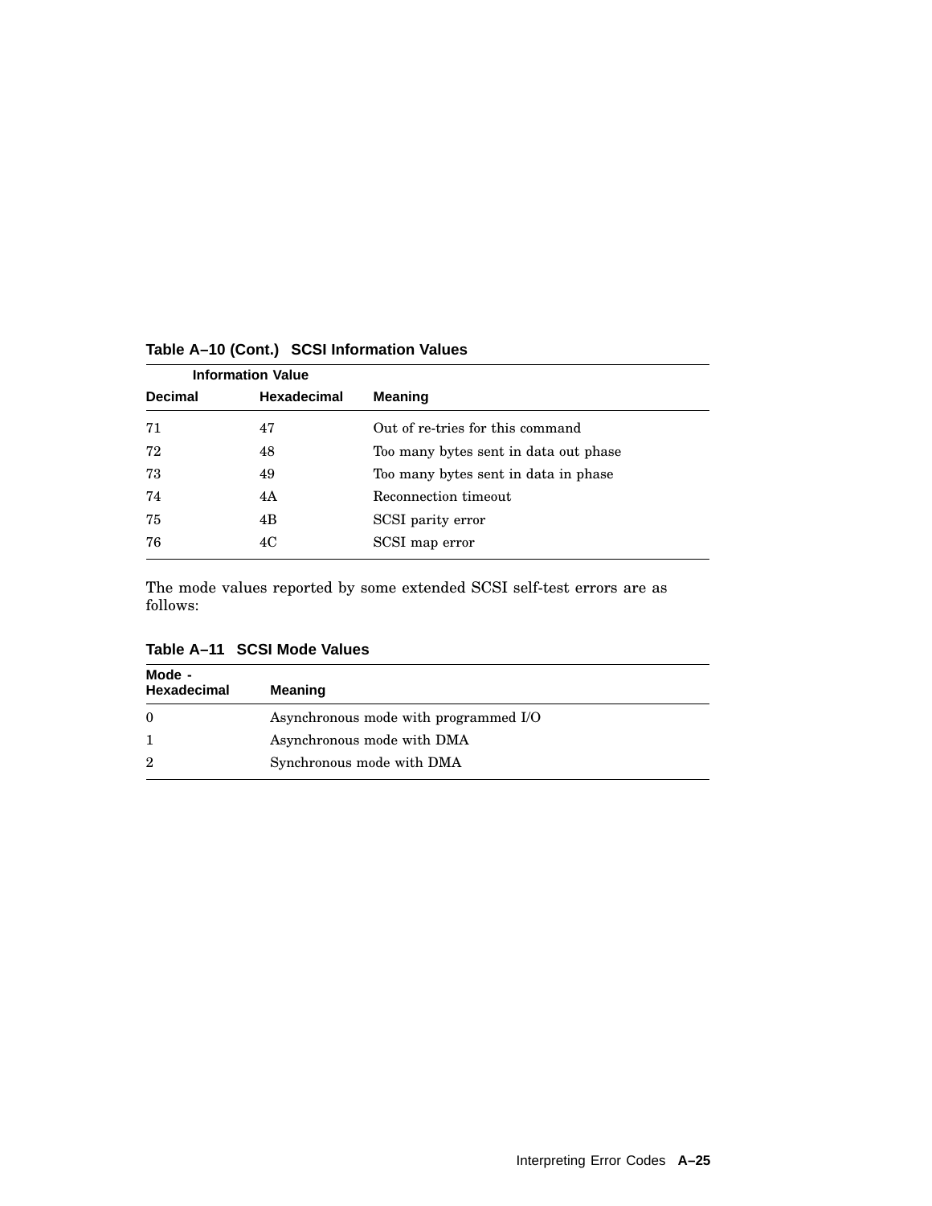**Table A–10 (Cont.) SCSI Information Values**

| Information Value | | |
|---|---|---|
| **Decimal** | **Hexadecimal** | **Meaning** |
| 71 | 47 | Out of re-tries for this command |
| 72 | 48 | Too many bytes sent in data out phase |
| 73 | 49 | Too many bytes sent in data in phase |
| 74 | 4A | Reconnection timeout |
| 75 | 4B | SCSI parity error |
| 76 | 4C | SCSI map error |

The mode values reported by some extended SCSI self-test errors are as follows:

**Table A–11 SCSI Mode Values**

| Mode - Hexadecimal | Meaning |
|---|---|
| 0 | Asynchronous mode with programmed I/O |
| 1 | Asynchronous mode with DMA |
| 2 | Synchronous mode with DMA |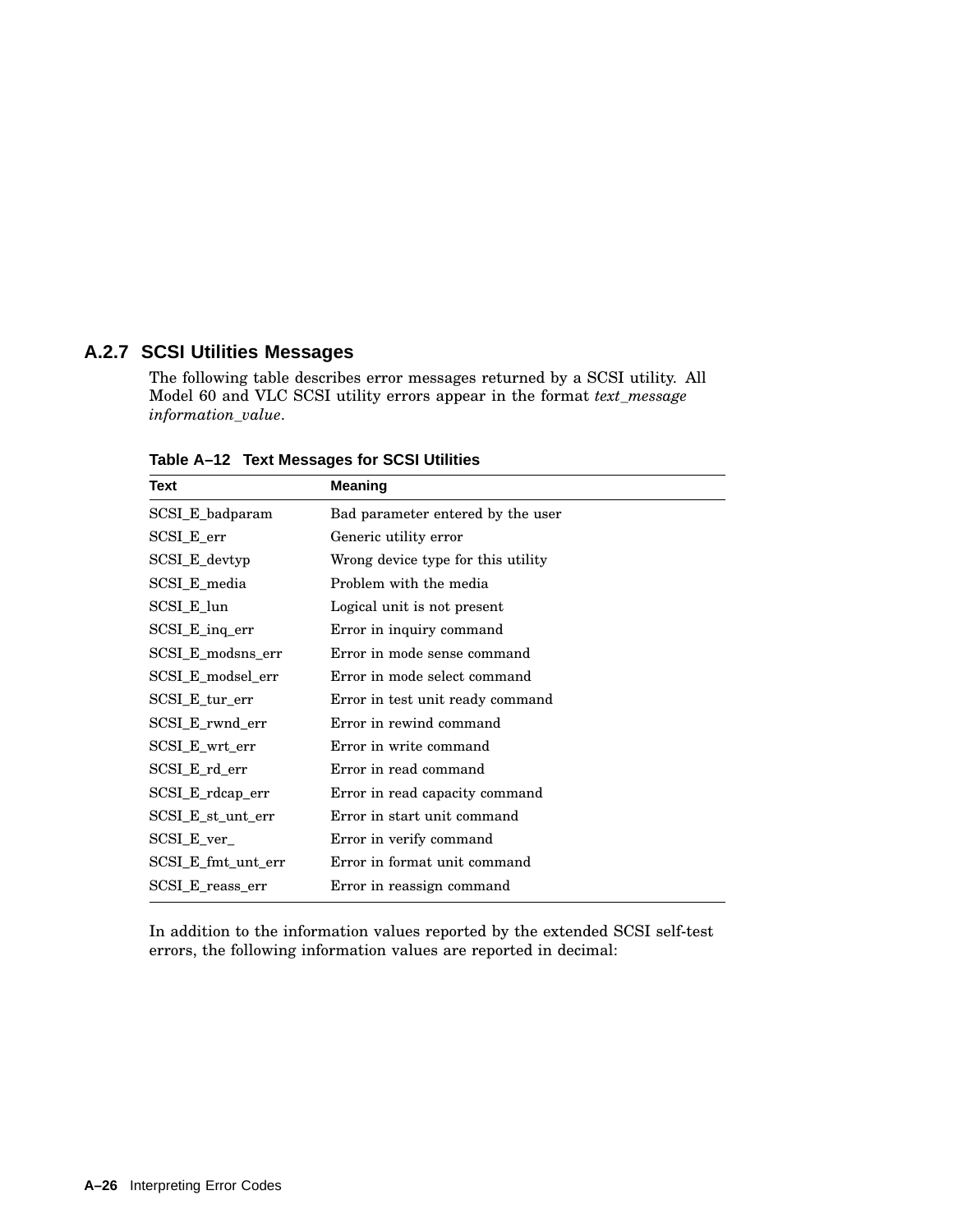### A.2.7 SCSI Utilities Messages

The following table describes error messages returned by a SCSI utility. All Model 60 and VLC SCSI utility errors appear in the format *text_message information_value*.

**Table A–12 Text Messages for SCSI Utilities**

| Text | Meaning |
|---|---|
| SCSI_E_badparam | Bad parameter entered by the user |
| SCSI_E_err | Generic utility error |
| SCSI_E_devtyp | Wrong device type for this utility |
| SCSI_E_media | Problem with the media |
| SCSI_E_lun | Logical unit is not present |
| SCSI_E_inq_err | Error in inquiry command |
| SCSI_E_modsns_err | Error in mode sense command |
| SCSI_E_modsel_err | Error in mode select command |
| SCSI_E_tur_err | Error in test unit ready command |
| SCSI_E_rwnd_err | Error in rewind command |
| SCSI_E_wrt_err | Error in write command |
| SCSI_E_rd_err | Error in read command |
| SCSI_E_rdcap_err | Error in read capacity command |
| SCSI_E_st_unt_err | Error in start unit command |
| SCSI_E_ver_ | Error in verify command |
| SCSI_E_fmt_unt_err | Error in format unit command |
| SCSI_E_reass_err | Error in reassign command |

In addition to the information values reported by the extended SCSI self-test errors, the following information values are reported in decimal: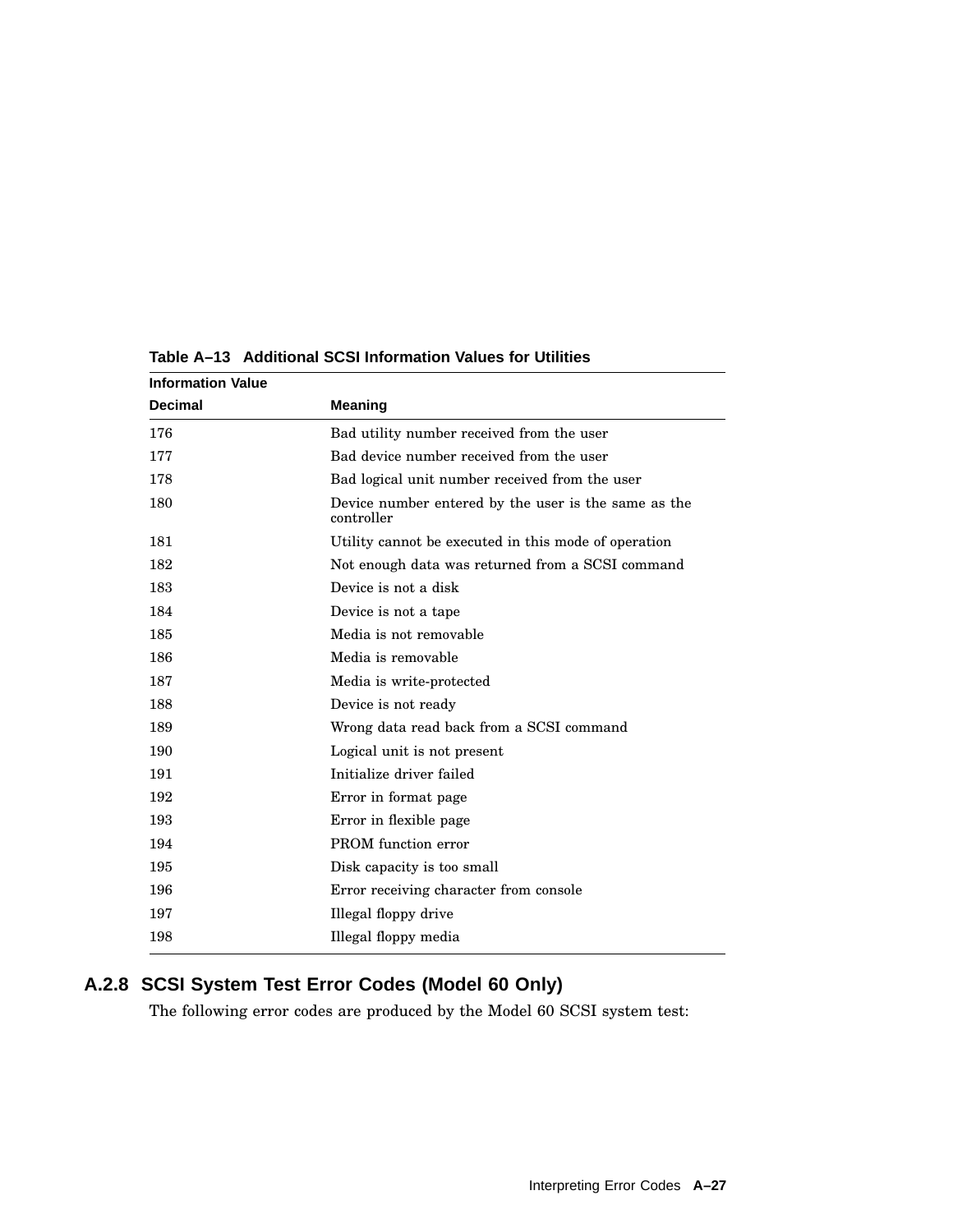**Table A–13 Additional SCSI Information Values for Utilities**

| Information Value Decimal | Meaning |
|---|---|
| 176 | Bad utility number received from the user |
| 177 | Bad device number received from the user |
| 178 | Bad logical unit number received from the user |
| 180 | Device number entered by the user is the same as the controller |
| 181 | Utility cannot be executed in this mode of operation |
| 182 | Not enough data was returned from a SCSI command |
| 183 | Device is not a disk |
| 184 | Device is not a tape |
| 185 | Media is not removable |
| 186 | Media is removable |
| 187 | Media is write-protected |
| 188 | Device is not ready |
| 189 | Wrong data read back from a SCSI command |
| 190 | Logical unit is not present |
| 191 | Initialize driver failed |
| 192 | Error in format page |
| 193 | Error in flexible page |
| 194 | PROM function error |
| 195 | Disk capacity is too small |
| 196 | Error receiving character from console |
| 197 | Illegal floppy drive |
| 198 | Illegal floppy media |

### A.2.8 SCSI System Test Error Codes (Model 60 Only)

The following error codes are produced by the Model 60 SCSI system test: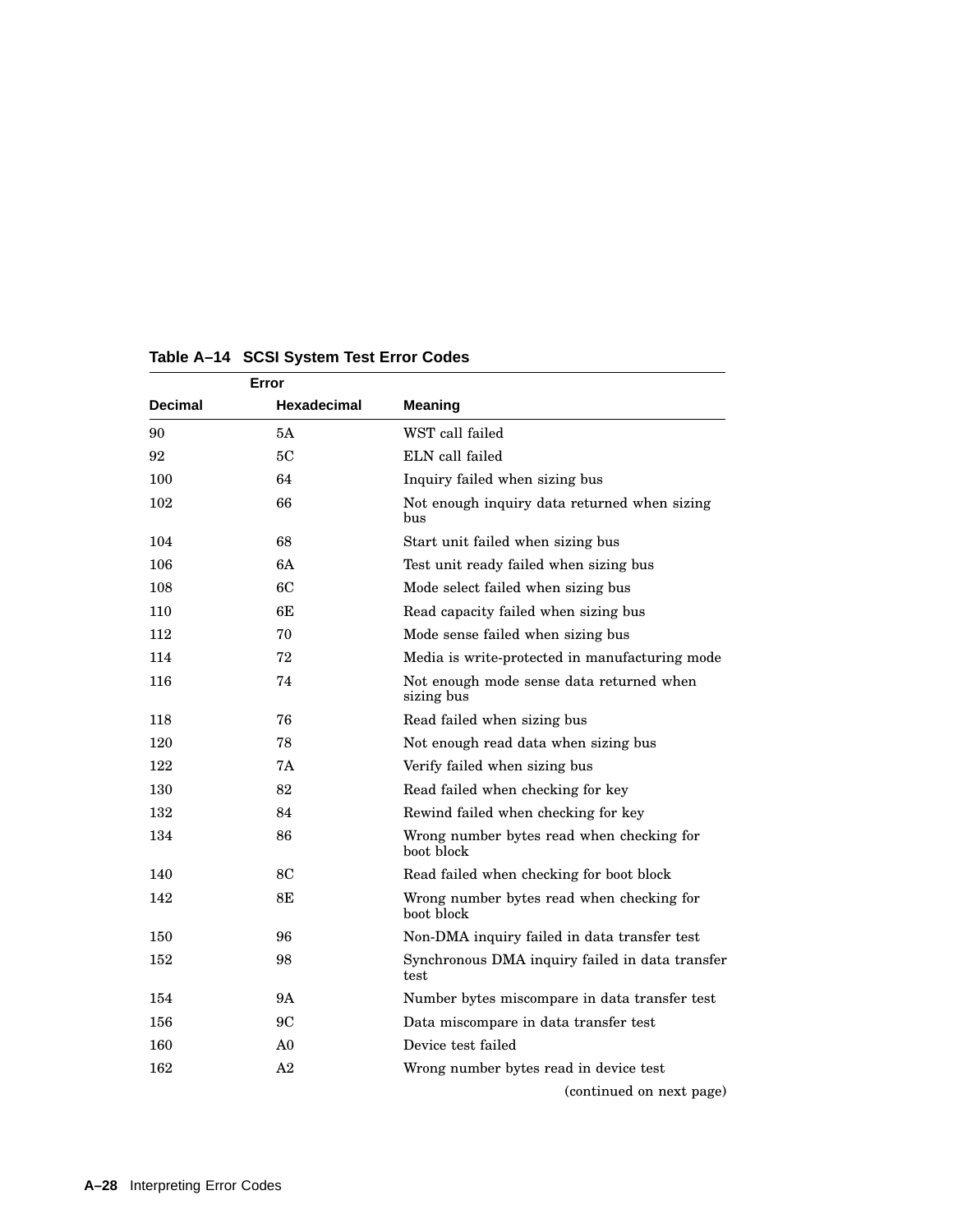**Table A–14 SCSI System Test Error Codes**

| Error | | |
|---|---|---|
| **Decimal** | **Hexadecimal** | **Meaning** |
| 90 | 5A | WST call failed |
| 92 | 5C | ELN call failed |
| 100 | 64 | Inquiry failed when sizing bus |
| 102 | 66 | Not enough inquiry data returned when sizing bus |
| 104 | 68 | Start unit failed when sizing bus |
| 106 | 6A | Test unit ready failed when sizing bus |
| 108 | 6C | Mode select failed when sizing bus |
| 110 | 6E | Read capacity failed when sizing bus |
| 112 | 70 | Mode sense failed when sizing bus |
| 114 | 72 | Media is write-protected in manufacturing mode |
| 116 | 74 | Not enough mode sense data returned when sizing bus |
| 118 | 76 | Read failed when sizing bus |
| 120 | 78 | Not enough read data when sizing bus |
| 122 | 7A | Verify failed when sizing bus |
| 130 | 82 | Read failed when checking for key |
| 132 | 84 | Rewind failed when checking for key |
| 134 | 86 | Wrong number bytes read when checking for boot block |
| 140 | 8C | Read failed when checking for boot block |
| 142 | 8E | Wrong number bytes read when checking for boot block |
| 150 | 96 | Non-DMA inquiry failed in data transfer test |
| 152 | 98 | Synchronous DMA inquiry failed in data transfer test |
| 154 | 9A | Number bytes miscompare in data transfer test |
| 156 | 9C | Data miscompare in data transfer test |
| 160 | A0 | Device test failed |
| 162 | A2 | Wrong number bytes read in device test |

(continued on next page)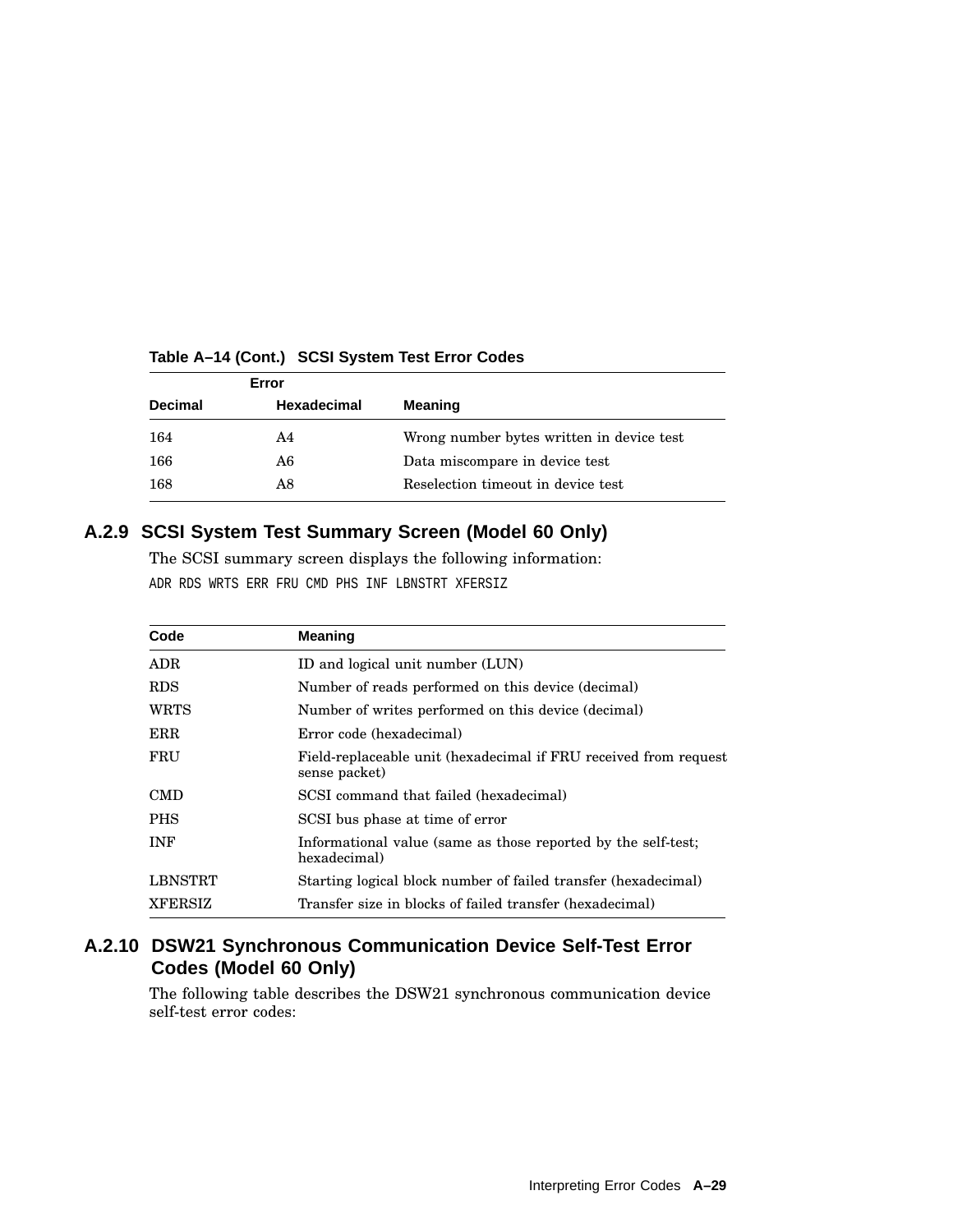**Table A–14 (Cont.) SCSI System Test Error Codes**

| Error | | |
|---|---|---|
| **Decimal** | **Hexadecimal** | **Meaning** |
| 164 | A4 | Wrong number bytes written in device test |
| 166 | A6 | Data miscompare in device test |
| 168 | A8 | Reselection timeout in device test |

### A.2.9 SCSI System Test Summary Screen (Model 60 Only)

The SCSI summary screen displays the following information:

```
ADR RDS WRTS ERR FRU CMD PHS INF LBNSTRT XFERSIZ
```

| Code | Meaning |
|---|---|
| ADR | ID and logical unit number (LUN) |
| RDS | Number of reads performed on this device (decimal) |
| WRTS | Number of writes performed on this device (decimal) |
| ERR | Error code (hexadecimal) |
| FRU | Field-replaceable unit (hexadecimal if FRU received from request sense packet) |
| CMD | SCSI command that failed (hexadecimal) |
| PHS | SCSI bus phase at time of error |
| INF | Informational value (same as those reported by the self-test; hexadecimal) |
| LBNSTRT | Starting logical block number of failed transfer (hexadecimal) |
| XFERSIZ | Transfer size in blocks of failed transfer (hexadecimal) |

### A.2.10 DSW21 Synchronous Communication Device Self-Test Error Codes (Model 60 Only)

The following table describes the DSW21 synchronous communication device self-test error codes: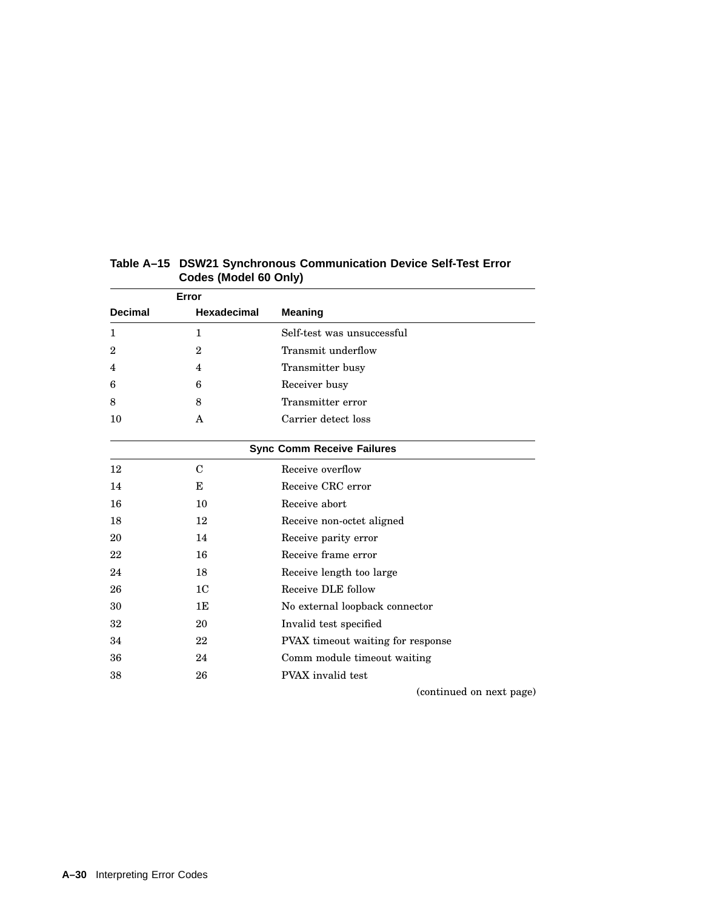**Table A–15 DSW21 Synchronous Communication Device Self-Test Error Codes (Model 60 Only)**

| Error | | |
|---|---|---|
| **Decimal** | **Hexadecimal** | **Meaning** |
| 1 | 1 | Self-test was unsuccessful |
| 2 | 2 | Transmit underflow |
| 4 | 4 | Transmitter busy |
| 6 | 6 | Receiver busy |
| 8 | 8 | Transmitter error |
| 10 | A | Carrier detect loss |
| | **Sync Comm Receive Failures** | |
| 12 | C | Receive overflow |
| 14 | E | Receive CRC error |
| 16 | 10 | Receive abort |
| 18 | 12 | Receive non-octet aligned |
| 20 | 14 | Receive parity error |
| 22 | 16 | Receive frame error |
| 24 | 18 | Receive length too large |
| 26 | 1C | Receive DLE follow |
| 30 | 1E | No external loopback connector |
| 32 | 20 | Invalid test specified |
| 34 | 22 | PVAX timeout waiting for response |
| 36 | 24 | Comm module timeout waiting |
| 38 | 26 | PVAX invalid test |

(continued on next page)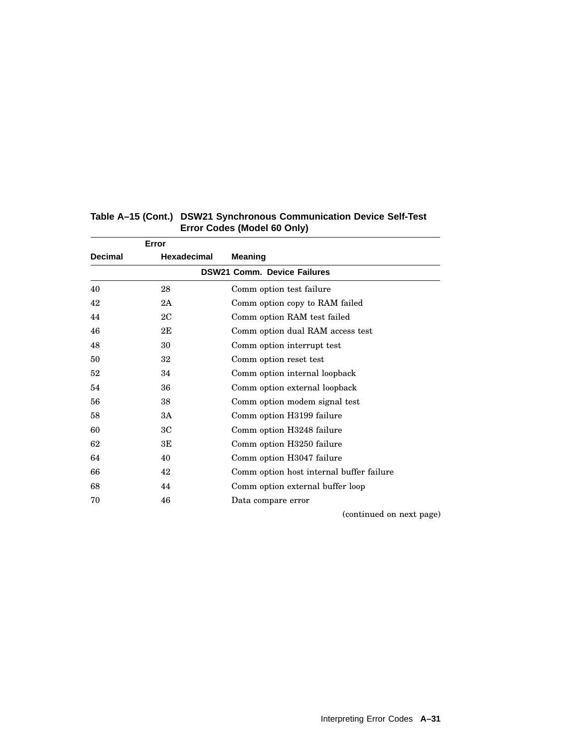**Table A–15 (Cont.) DSW21 Synchronous Communication Device Self-Test Error Codes (Model 60 Only)**

| Error | | |
|---|---|---|
| **Decimal** | **Hexadecimal** | **Meaning** |
| | **DSW21 Comm. Device Failures** | |
| 40 | 28 | Comm option test failure |
| 42 | 2A | Comm option copy to RAM failed |
| 44 | 2C | Comm option RAM test failed |
| 46 | 2E | Comm option dual RAM access test |
| 48 | 30 | Comm option interrupt test |
| 50 | 32 | Comm option reset test |
| 52 | 34 | Comm option internal loopback |
| 54 | 36 | Comm option external loopback |
| 56 | 38 | Comm option modem signal test |
| 58 | 3A | Comm option H3199 failure |
| 60 | 3C | Comm option H3248 failure |
| 62 | 3E | Comm option H3250 failure |
| 64 | 40 | Comm option H3047 failure |
| 66 | 42 | Comm option host internal buffer failure |
| 68 | 44 | Comm option external buffer loop |
| 70 | 46 | Data compare error |

(continued on next page)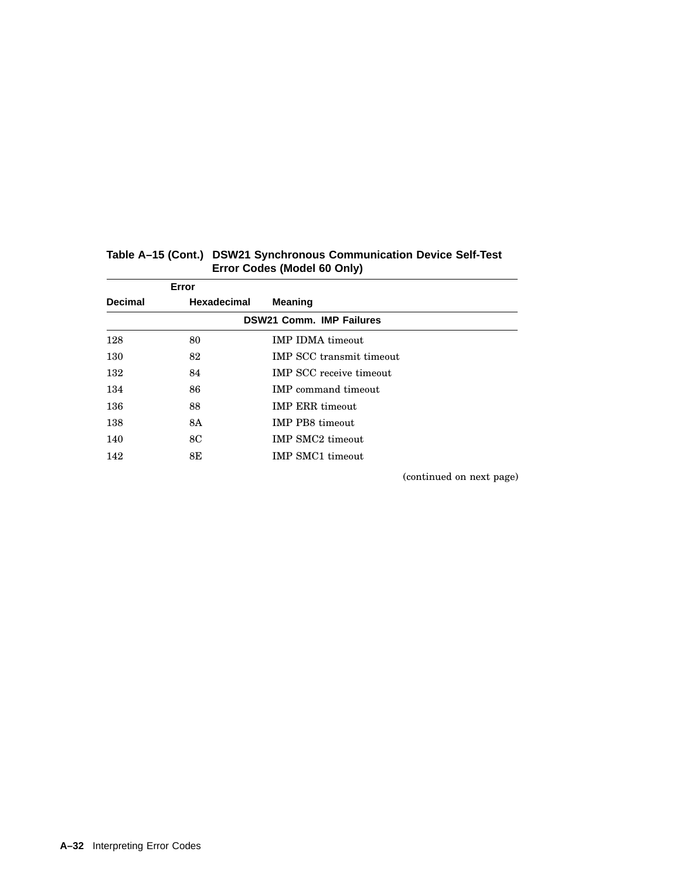**Table A–15 (Cont.) DSW21 Synchronous Communication Device Self-Test Error Codes (Model 60 Only)**

| Error | | |
|---|---|---|
| **Decimal** | **Hexadecimal** | **Meaning** |
| | **DSW21 Comm. IMP Failures** | |
| 128 | 80 | IMP IDMA timeout |
| 130 | 82 | IMP SCC transmit timeout |
| 132 | 84 | IMP SCC receive timeout |
| 134 | 86 | IMP command timeout |
| 136 | 88 | IMP ERR timeout |
| 138 | 8A | IMP PB8 timeout |
| 140 | 8C | IMP SMC2 timeout |
| 142 | 8E | IMP SMC1 timeout |

(continued on next page)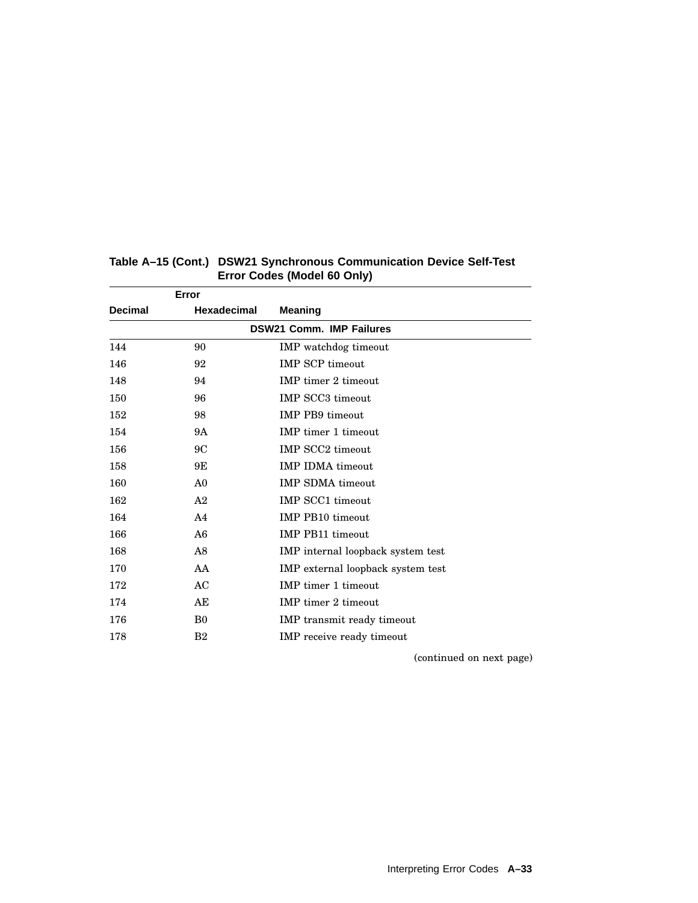**Table A–15 (Cont.) DSW21 Synchronous Communication Device Self-Test Error Codes (Model 60 Only)**

| Error | | |
|---|---|---|
| **Decimal** | **Hexadecimal** | **Meaning** |
| | | **DSW21 Comm. IMP Failures** |
| 144 | 90 | IMP watchdog timeout |
| 146 | 92 | IMP SCP timeout |
| 148 | 94 | IMP timer 2 timeout |
| 150 | 96 | IMP SCC3 timeout |
| 152 | 98 | IMP PB9 timeout |
| 154 | 9A | IMP timer 1 timeout |
| 156 | 9C | IMP SCC2 timeout |
| 158 | 9E | IMP IDMA timeout |
| 160 | A0 | IMP SDMA timeout |
| 162 | A2 | IMP SCC1 timeout |
| 164 | A4 | IMP PB10 timeout |
| 166 | A6 | IMP PB11 timeout |
| 168 | A8 | IMP internal loopback system test |
| 170 | AA | IMP external loopback system test |
| 172 | AC | IMP timer 1 timeout |
| 174 | AE | IMP timer 2 timeout |
| 176 | B0 | IMP transmit ready timeout |
| 178 | B2 | IMP receive ready timeout |

(continued on next page)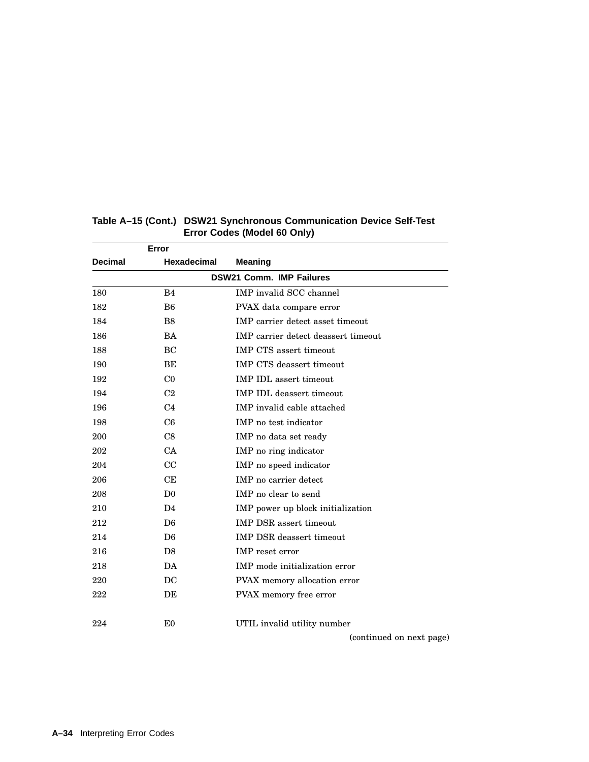**Table A–15 (Cont.) DSW21 Synchronous Communication Device Self-Test Error Codes (Model 60 Only)**

| Error | | |
|---|---|---|
| **Decimal** | **Hexadecimal** | **Meaning** |
| | | **DSW21 Comm. IMP Failures** |
| 180 | B4 | IMP invalid SCC channel |
| 182 | B6 | PVAX data compare error |
| 184 | B8 | IMP carrier detect asset timeout |
| 186 | BA | IMP carrier detect deassert timeout |
| 188 | BC | IMP CTS assert timeout |
| 190 | BE | IMP CTS deassert timeout |
| 192 | C0 | IMP IDL assert timeout |
| 194 | C2 | IMP IDL deassert timeout |
| 196 | C4 | IMP invalid cable attached |
| 198 | C6 | IMP no test indicator |
| 200 | C8 | IMP no data set ready |
| 202 | CA | IMP no ring indicator |
| 204 | CC | IMP no speed indicator |
| 206 | CE | IMP no carrier detect |
| 208 | D0 | IMP no clear to send |
| 210 | D4 | IMP power up block initialization |
| 212 | D6 | IMP DSR assert timeout |
| 214 | D6 | IMP DSR deassert timeout |
| 216 | D8 | IMP reset error |
| 218 | DA | IMP mode initialization error |
| 220 | DC | PVAX memory allocation error |
| 222 | DE | PVAX memory free error |
| 224 | E0 | UTIL invalid utility number |

(continued on next page)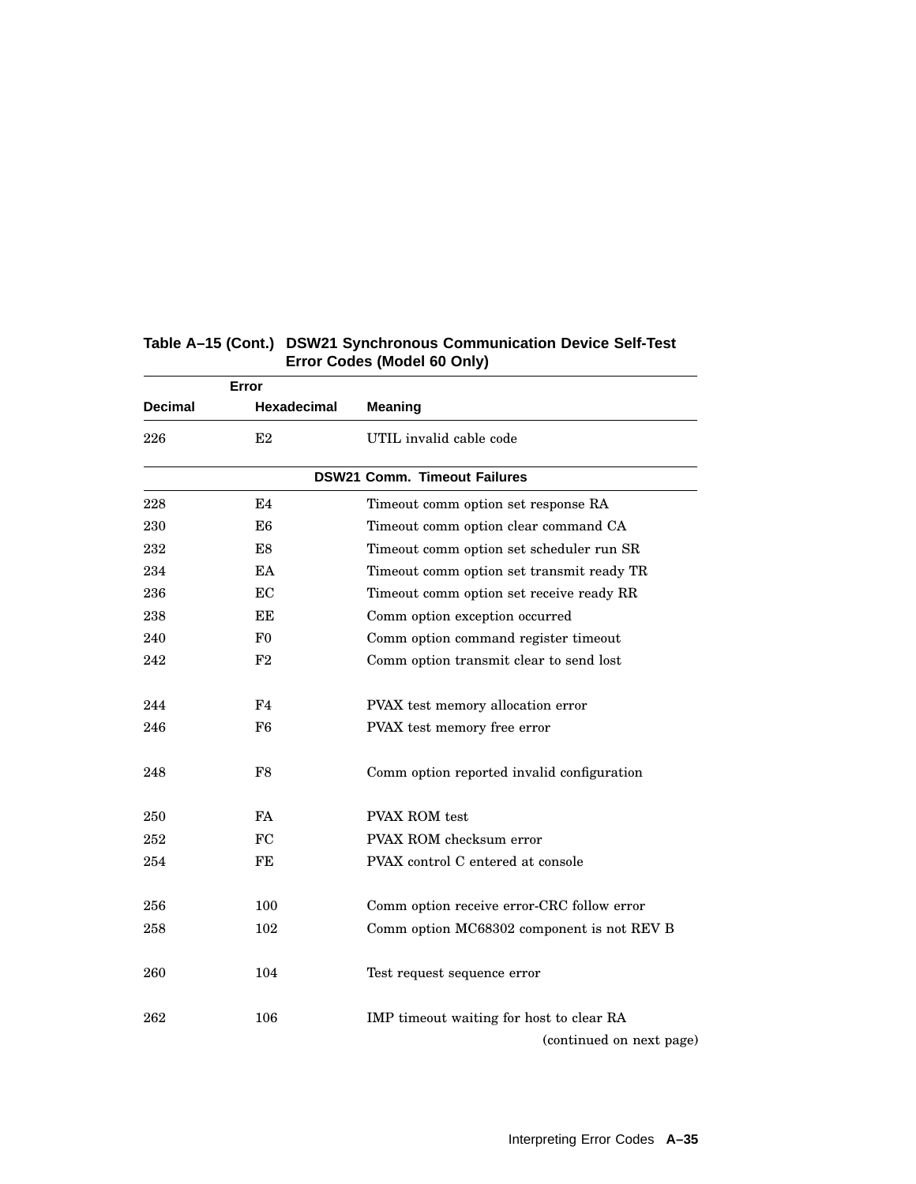**Table A–15 (Cont.) DSW21 Synchronous Communication Device Self-Test Error Codes (Model 60 Only)**

| Error | | |
|---|---|---|
| **Decimal** | **Hexadecimal** | **Meaning** |
| 226 | E2 | UTIL invalid cable code |
| | **DSW21 Comm. Timeout Failures** | |
| 228 | E4 | Timeout comm option set response RA |
| 230 | E6 | Timeout comm option clear command CA |
| 232 | E8 | Timeout comm option set scheduler run SR |
| 234 | EA | Timeout comm option set transmit ready TR |
| 236 | EC | Timeout comm option set receive ready RR |
| 238 | EE | Comm option exception occurred |
| 240 | F0 | Comm option command register timeout |
| 242 | F2 | Comm option transmit clear to send lost |
| 244 | F4 | PVAX test memory allocation error |
| 246 | F6 | PVAX test memory free error |
| 248 | F8 | Comm option reported invalid configuration |
| 250 | FA | PVAX ROM test |
| 252 | FC | PVAX ROM checksum error |
| 254 | FE | PVAX control C entered at console |
| 256 | 100 | Comm option receive error-CRC follow error |
| 258 | 102 | Comm option MC68302 component is not REV B |
| 260 | 104 | Test request sequence error |
| 262 | 106 | IMP timeout waiting for host to clear RA |

(continued on next page)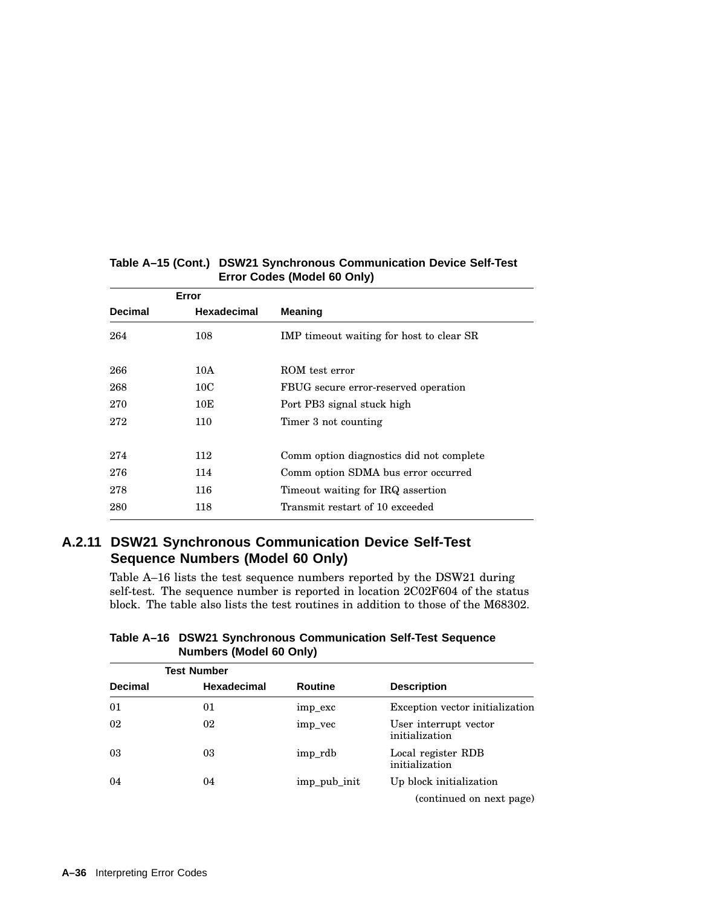**Table A–15 (Cont.) DSW21 Synchronous Communication Device Self-Test Error Codes (Model 60 Only)**

| Error | | |
|---|---|---|
| **Decimal** | **Hexadecimal** | **Meaning** |
| 264 | 108 | IMP timeout waiting for host to clear SR |
| 266 | 10A | ROM test error |
| 268 | 10C | FBUG secure error-reserved operation |
| 270 | 10E | Port PB3 signal stuck high |
| 272 | 110 | Timer 3 not counting |
| 274 | 112 | Comm option diagnostics did not complete |
| 276 | 114 | Comm option SDMA bus error occurred |
| 278 | 116 | Timeout waiting for IRQ assertion |
| 280 | 118 | Transmit restart of 10 exceeded |

### A.2.11 DSW21 Synchronous Communication Device Self-Test Sequence Numbers (Model 60 Only)

Table A–16 lists the test sequence numbers reported by the DSW21 during self-test. The sequence number is reported in location 2C02F604 of the status block. The table also lists the test routines in addition to those of the M68302.

**Table A–16 DSW21 Synchronous Communication Self-Test Sequence Numbers (Model 60 Only)**

| Test Number | | | |
|---|---|---|---|
| **Decimal** | **Hexadecimal** | **Routine** | **Description** |
| 01 | 01 | imp_exc | Exception vector initialization |
| 02 | 02 | imp_vec | User interrupt vector initialization |
| 03 | 03 | imp_rdb | Local register RDB initialization |
| 04 | 04 | imp_pub_init | Up block initialization |

(continued on next page)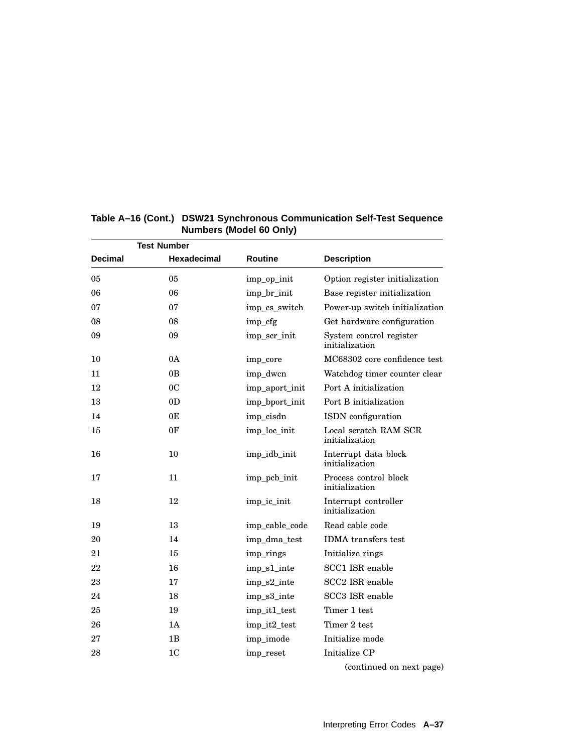**Table A–16 (Cont.) DSW21 Synchronous Communication Self-Test Sequence Numbers (Model 60 Only)**

| Test Number | | | |
|---|---|---|---|
| **Decimal** | **Hexadecimal** | **Routine** | **Description** |
| 05 | 05 | imp_op_init | Option register initialization |
| 06 | 06 | imp_br_init | Base register initialization |
| 07 | 07 | imp_cs_switch | Power-up switch initialization |
| 08 | 08 | imp_cfg | Get hardware configuration |
| 09 | 09 | imp_scr_init | System control register initialization |
| 10 | 0A | imp_core | MC68302 core confidence test |
| 11 | 0B | imp_dwcn | Watchdog timer counter clear |
| 12 | 0C | imp_aport_init | Port A initialization |
| 13 | 0D | imp_bport_init | Port B initialization |
| 14 | 0E | imp_cisdn | ISDN configuration |
| 15 | 0F | imp_loc_init | Local scratch RAM SCR initialization |
| 16 | 10 | imp_idb_init | Interrupt data block initialization |
| 17 | 11 | imp_pcb_init | Process control block initialization |
| 18 | 12 | imp_ic_init | Interrupt controller initialization |
| 19 | 13 | imp_cable_code | Read cable code |
| 20 | 14 | imp_dma_test | IDMA transfers test |
| 21 | 15 | imp_rings | Initialize rings |
| 22 | 16 | imp_s1_inte | SCC1 ISR enable |
| 23 | 17 | imp_s2_inte | SCC2 ISR enable |
| 24 | 18 | imp_s3_inte | SCC3 ISR enable |
| 25 | 19 | imp_it1_test | Timer 1 test |
| 26 | 1A | imp_it2_test | Timer 2 test |
| 27 | 1B | imp_imode | Initialize mode |
| 28 | 1C | imp_reset | Initialize CP |

(continued on next page)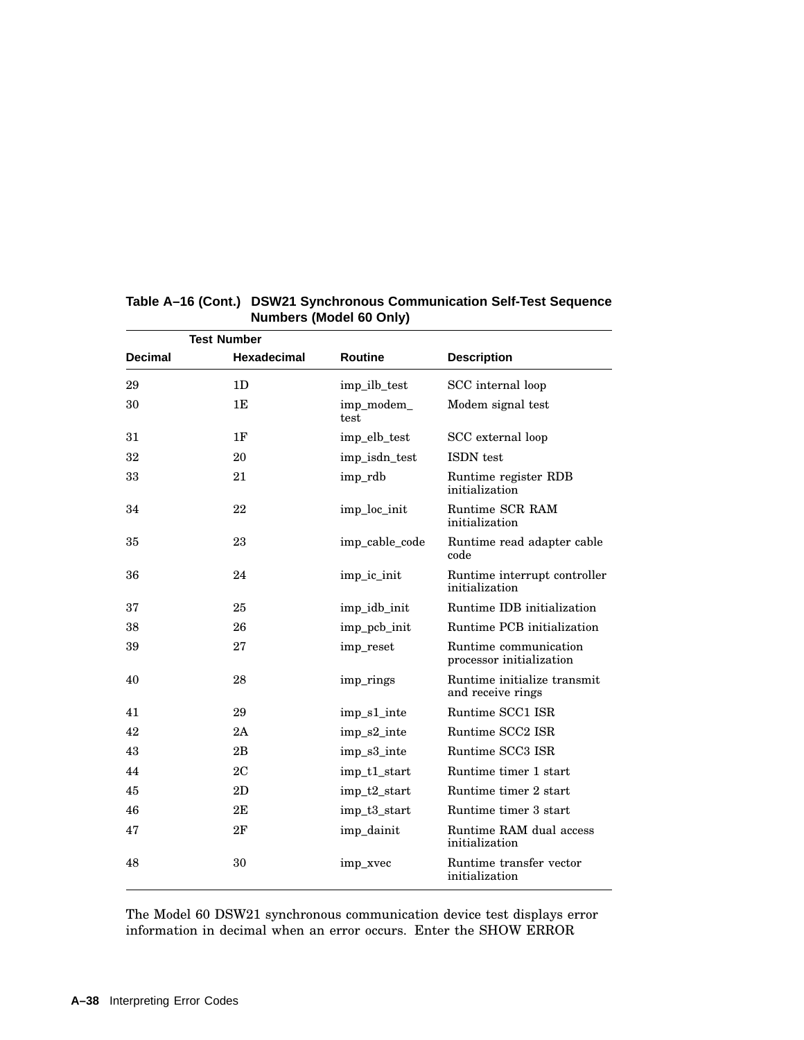**Table A–16 (Cont.) DSW21 Synchronous Communication Self-Test Sequence Numbers (Model 60 Only)**

| Test Number | | | |
|---|---|---|---|
| Decimal | Hexadecimal | Routine | Description |
| 29 | 1D | imp_ilb_test | SCC internal loop |
| 30 | 1E | imp_modem_test | Modem signal test |
| 31 | 1F | imp_elb_test | SCC external loop |
| 32 | 20 | imp_isdn_test | ISDN test |
| 33 | 21 | imp_rdb | Runtime register RDB initialization |
| 34 | 22 | imp_loc_init | Runtime SCR RAM initialization |
| 35 | 23 | imp_cable_code | Runtime read adapter cable code |
| 36 | 24 | imp_ic_init | Runtime interrupt controller initialization |
| 37 | 25 | imp_idb_init | Runtime IDB initialization |
| 38 | 26 | imp_pcb_init | Runtime PCB initialization |
| 39 | 27 | imp_reset | Runtime communication processor initialization |
| 40 | 28 | imp_rings | Runtime initialize transmit and receive rings |
| 41 | 29 | imp_s1_inte | Runtime SCC1 ISR |
| 42 | 2A | imp_s2_inte | Runtime SCC2 ISR |
| 43 | 2B | imp_s3_inte | Runtime SCC3 ISR |
| 44 | 2C | imp_t1_start | Runtime timer 1 start |
| 45 | 2D | imp_t2_start | Runtime timer 2 start |
| 46 | 2E | imp_t3_start | Runtime timer 3 start |
| 47 | 2F | imp_dainit | Runtime RAM dual access initialization |
| 48 | 30 | imp_xvec | Runtime transfer vector initialization |

The Model 60 DSW21 synchronous communication device test displays error information in decimal when an error occurs. Enter the SHOW ERROR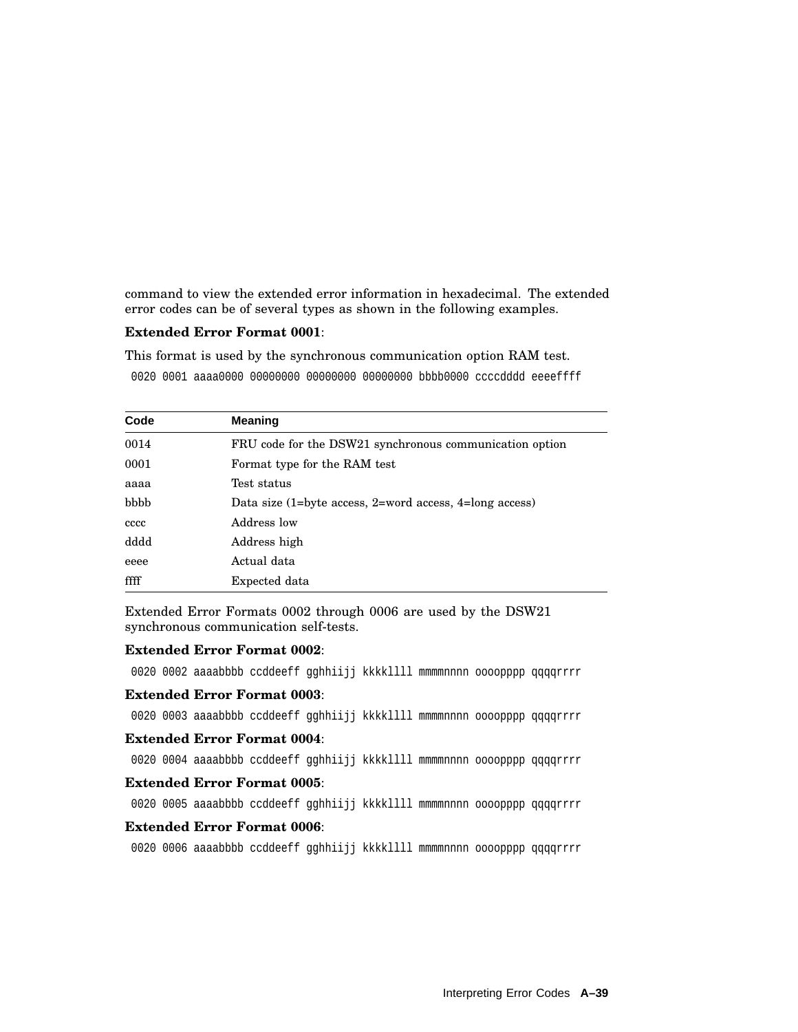command to view the extended error information in hexadecimal. The extended error codes can be of several types as shown in the following examples.

**Extended Error Format 0001**:

This format is used by the synchronous communication option RAM test.

```
0020 0001 aaaa0000 00000000 00000000 00000000 bbbb0000 ccccdddd eeeeffff
```

| Code | Meaning |
|---|---|
| 0014 | FRU code for the DSW21 synchronous communication option |
| 0001 | Format type for the RAM test |
| aaaa | Test status |
| bbbb | Data size (1=byte access, 2=word access, 4=long access) |
| cccc | Address low |
| dddd | Address high |
| eeee | Actual data |
| ffff | Expected data |

Extended Error Formats 0002 through 0006 are used by the DSW21 synchronous communication self-tests.

**Extended Error Format 0002**:

```
0020 0002 aaaabbbb ccddeeff gghhiijj kkkkllll mmmmnnnn oooopppp qqqqrrrr
```

**Extended Error Format 0003**:

```
0020 0003 aaaabbbb ccddeeff gghhiijj kkkkllll mmmmnnnn oooopppp qqqqrrrr
```

**Extended Error Format 0004**:

```
0020 0004 aaaabbbb ccddeeff gghhiijj kkkkllll mmmmnnnn oooopppp qqqqrrrr
```

**Extended Error Format 0005**:

```
0020 0005 aaaabbbb ccddeeff gghhiijj kkkkllll mmmmnnnn oooopppp qqqqrrrr
```

**Extended Error Format 0006**:

```
0020 0006 aaaabbbb ccddeeff gghhiijj kkkkllll mmmmnnnn oooopppp qqqqrrrr
```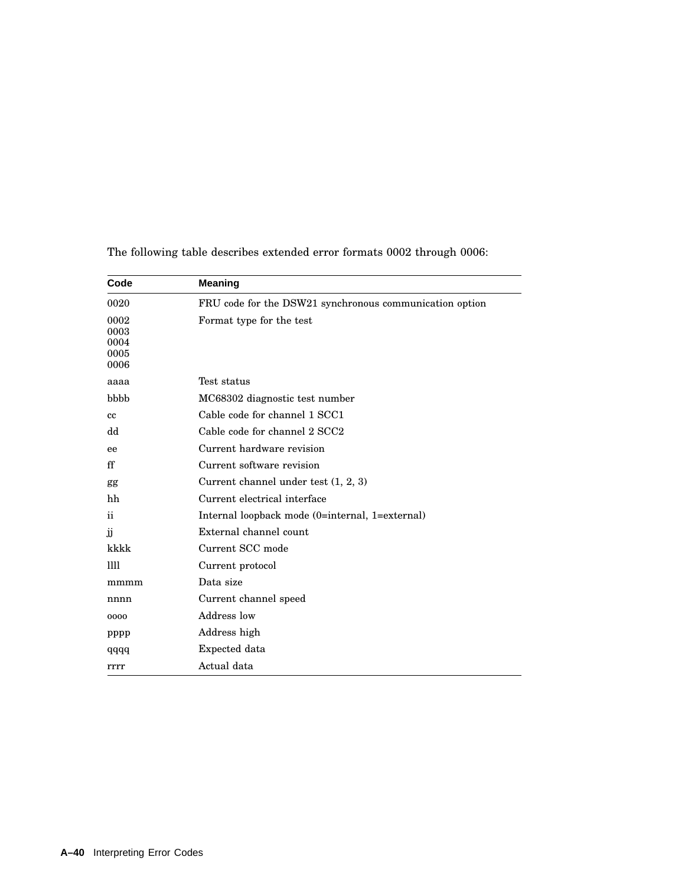The following table describes extended error formats 0002 through 0006:

| Code | Meaning |
| --- | --- |
| 0020 | FRU code for the DSW21 synchronous communication option |
| 0002<br>0003<br>0004<br>0005<br>0006 | Format type for the test |
| aaaa | Test status |
| bbbb | MC68302 diagnostic test number |
| cc | Cable code for channel 1 SCC1 |
| dd | Cable code for channel 2 SCC2 |
| ee | Current hardware revision |
| ff | Current software revision |
| gg | Current channel under test (1, 2, 3) |
| hh | Current electrical interface |
| ii | Internal loopback mode (0=internal, 1=external) |
| jj | External channel count |
| kkkk | Current SCC mode |
| llll | Current protocol |
| mmmm | Data size |
| nnnn | Current channel speed |
| oooo | Address low |
| pppp | Address high |
| qqqq | Expected data |
| rrrr | Actual data |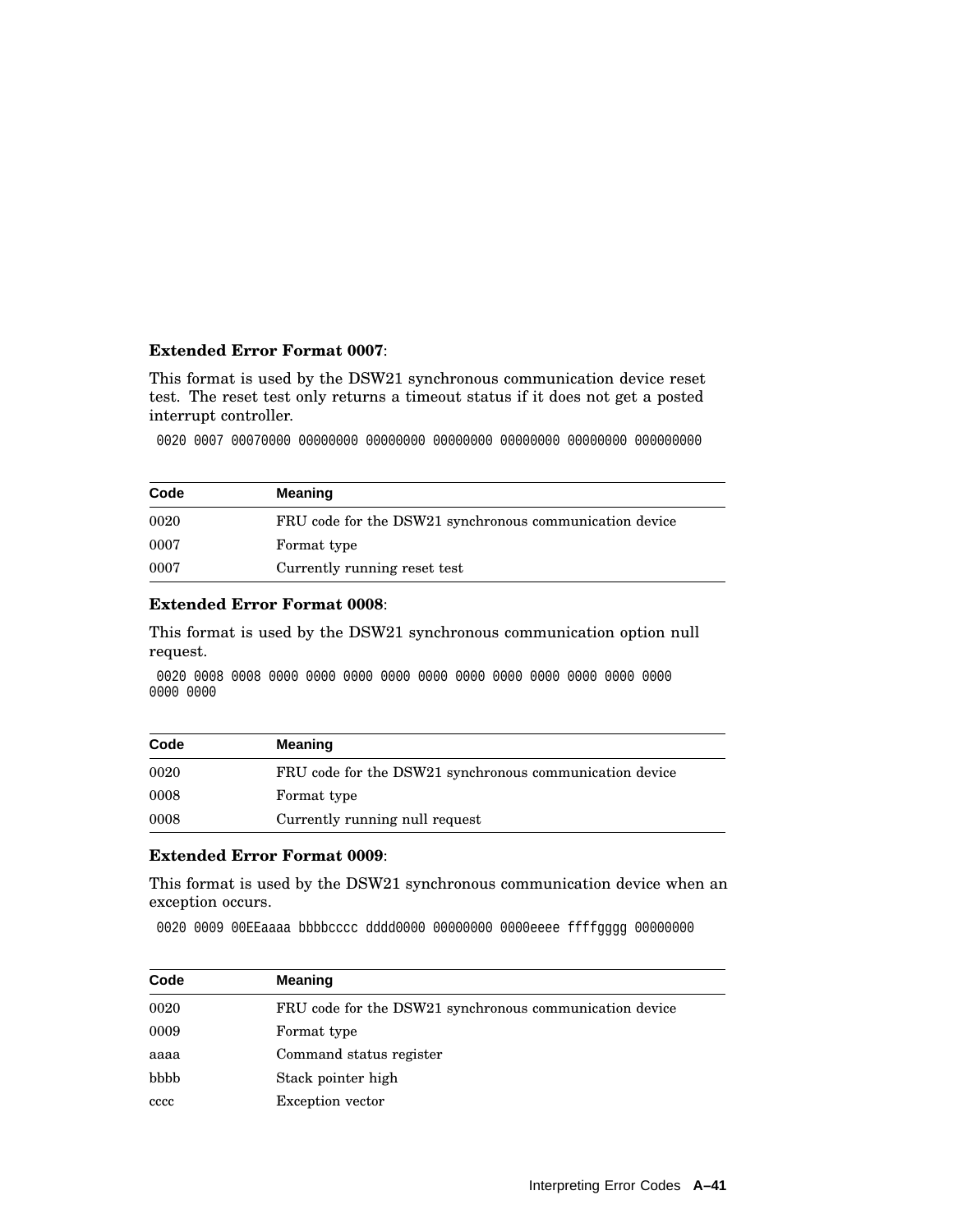**Extended Error Format 0007**:

This format is used by the DSW21 synchronous communication device reset test. The reset test only returns a timeout status if it does not get a posted interrupt controller.

```
0020 0007 00070000 00000000 00000000 00000000 00000000 00000000 000000000
```

| Code | Meaning |
| --- | --- |
| 0020 | FRU code for the DSW21 synchronous communication device |
| 0007 | Format type |
| 0007 | Currently running reset test |

**Extended Error Format 0008**:

This format is used by the DSW21 synchronous communication option null request.

```
0020 0008 0008 0000 0000 0000 0000 0000 0000 0000 0000 0000 0000 0000
0000 0000
```

| Code | Meaning |
| --- | --- |
| 0020 | FRU code for the DSW21 synchronous communication device |
| 0008 | Format type |
| 0008 | Currently running null request |

**Extended Error Format 0009**:

This format is used by the DSW21 synchronous communication device when an exception occurs.

```
0020 0009 00EEaaaa bbbbcccc dddd0000 00000000 0000eeee ffffgggg 00000000
```

| Code | Meaning |
| --- | --- |
| 0020 | FRU code for the DSW21 synchronous communication device |
| 0009 | Format type |
| aaaa | Command status register |
| bbbb | Stack pointer high |
| cccc | Exception vector |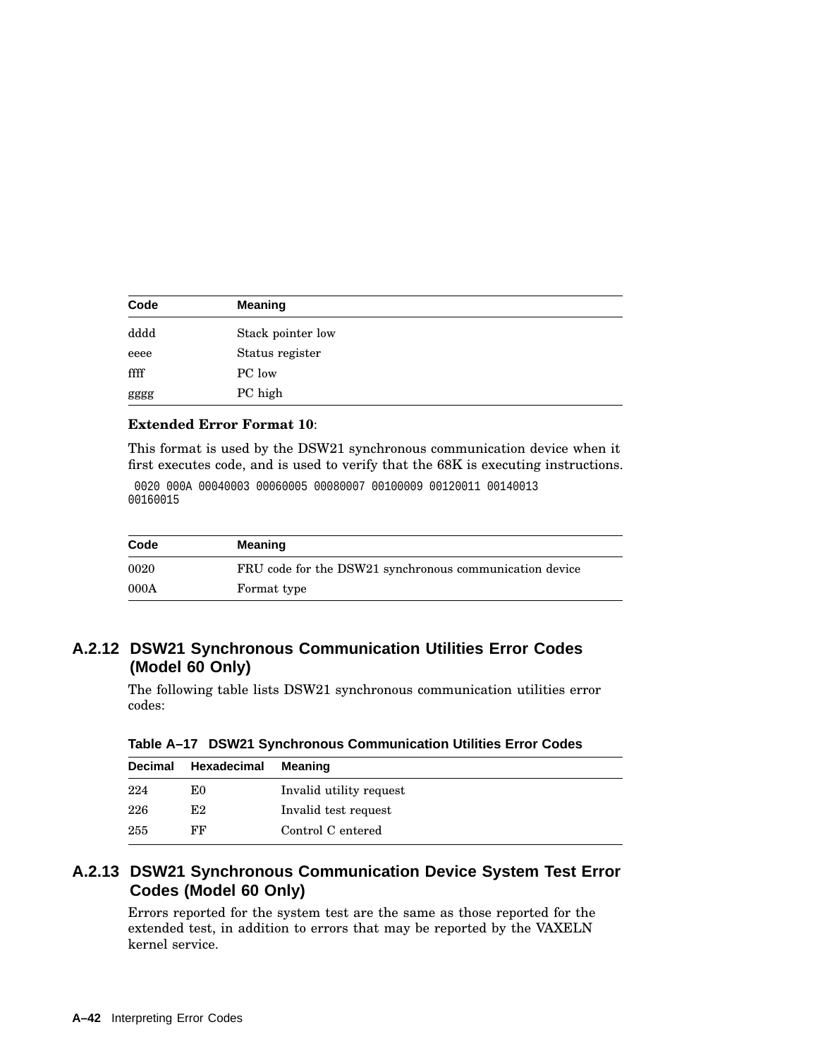| Code | Meaning |
|---|---|
| dddd | Stack pointer low |
| eeee | Status register |
| ffff | PC low |
| gggg | PC high |

**Extended Error Format 10**:

This format is used by the DSW21 synchronous communication device when it first executes code, and is used to verify that the 68K is executing instructions.

```
 0020 000A 00040003 00060005 00080007 00100009 00120011 00140013
00160015
```

| Code | Meaning |
|---|---|
| 0020 | FRU code for the DSW21 synchronous communication device |
| 000A | Format type |

### A.2.12 DSW21 Synchronous Communication Utilities Error Codes (Model 60 Only)

The following table lists DSW21 synchronous communication utilities error codes:

**Table A–17 DSW21 Synchronous Communication Utilities Error Codes**

| Decimal | Hexadecimal | Meaning |
|---|---|---|
| 224 | E0 | Invalid utility request |
| 226 | E2 | Invalid test request |
| 255 | FF | Control C entered |

### A.2.13 DSW21 Synchronous Communication Device System Test Error Codes (Model 60 Only)

Errors reported for the system test are the same as those reported for the extended test, in addition to errors that may be reported by the VAXELN kernel service.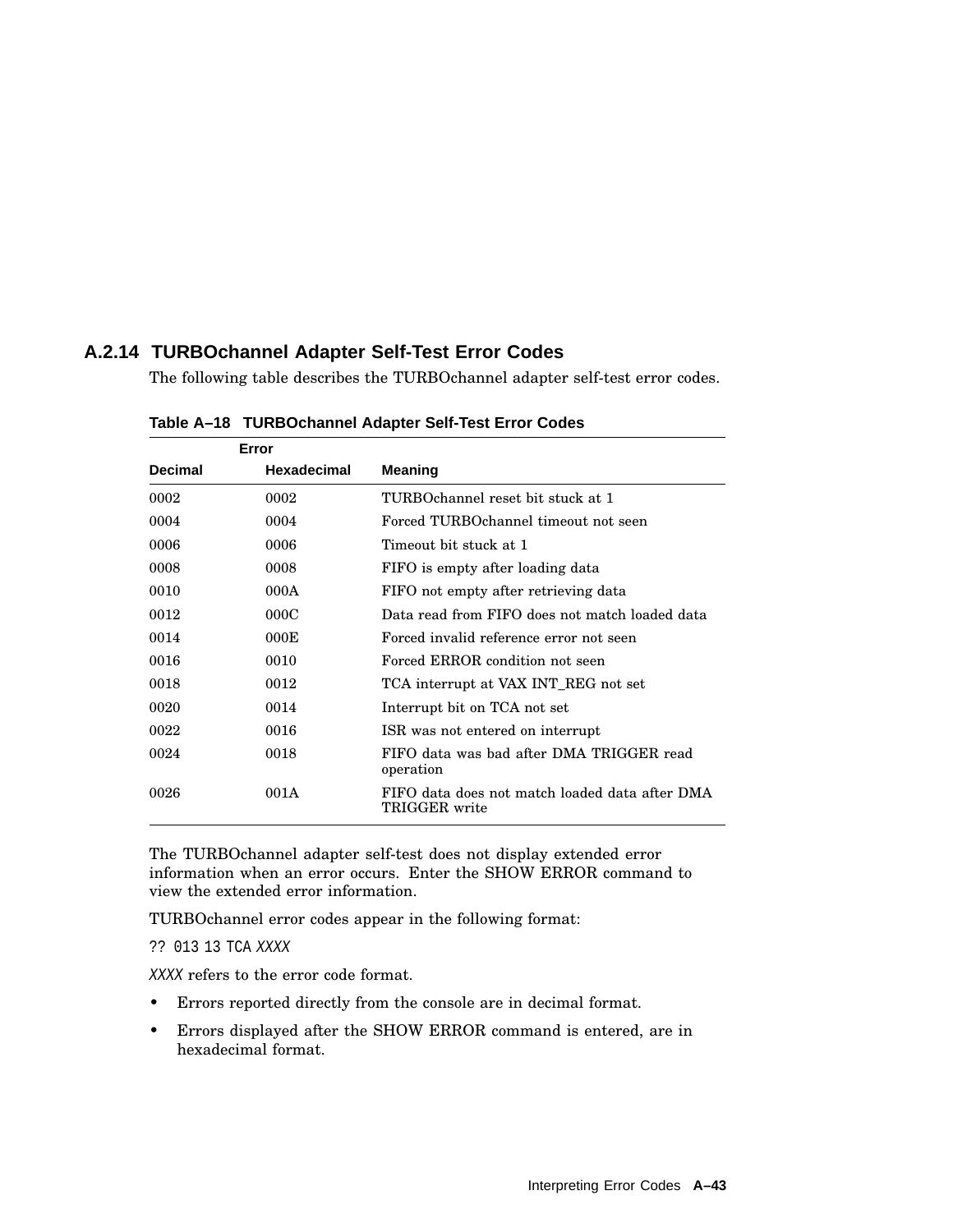### A.2.14 TURBOchannel Adapter Self-Test Error Codes

The following table describes the TURBOchannel adapter self-test error codes.

**Table A–18 TURBOchannel Adapter Self-Test Error Codes**

| Error | | |
|---|---|---|
| **Decimal** | **Hexadecimal** | **Meaning** |
| 0002 | 0002 | TURBOchannel reset bit stuck at 1 |
| 0004 | 0004 | Forced TURBOchannel timeout not seen |
| 0006 | 0006 | Timeout bit stuck at 1 |
| 0008 | 0008 | FIFO is empty after loading data |
| 0010 | 000A | FIFO not empty after retrieving data |
| 0012 | 000C | Data read from FIFO does not match loaded data |
| 0014 | 000E | Forced invalid reference error not seen |
| 0016 | 0010 | Forced ERROR condition not seen |
| 0018 | 0012 | TCA interrupt at VAX INT_REG not set |
| 0020 | 0014 | Interrupt bit on TCA not set |
| 0022 | 0016 | ISR was not entered on interrupt |
| 0024 | 0018 | FIFO data was bad after DMA TRIGGER read operation |
| 0026 | 001A | FIFO data does not match loaded data after DMA TRIGGER write |

The TURBOchannel adapter self-test does not display extended error information when an error occurs. Enter the SHOW ERROR command to view the extended error information.

TURBOchannel error codes appear in the following format:

`?? 013 13 TCA` *`XXXX`*

*`XXXX`* refers to the error code format.

- Errors reported directly from the console are in decimal format.
- Errors displayed after the SHOW ERROR command is entered, are in hexadecimal format.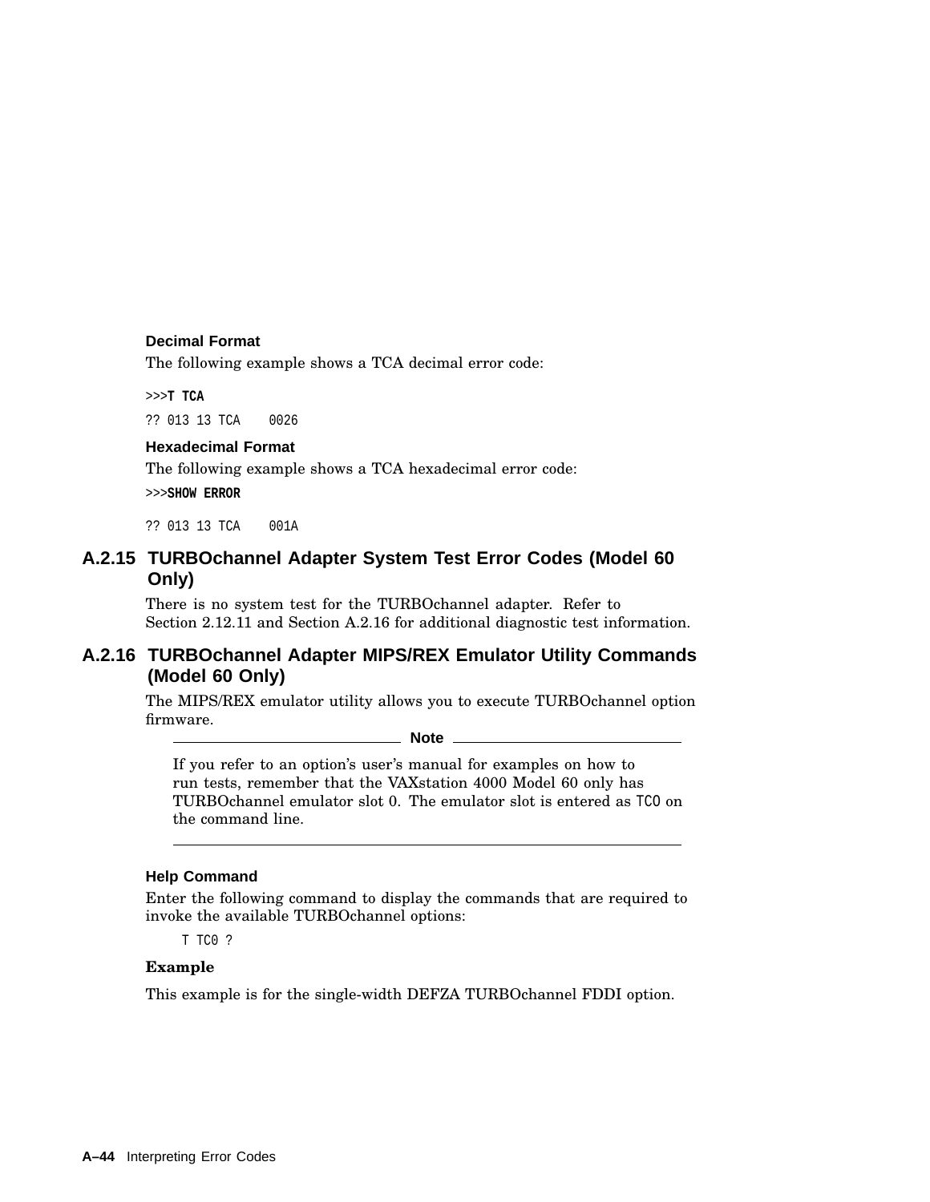#### Decimal Format

The following example shows a TCA decimal error code:

```
>>>T TCA
?? 013 13 TCA    0026
```

#### Hexadecimal Format

The following example shows a TCA hexadecimal error code:

```
>>>SHOW ERROR
?? 013 13 TCA    001A
```

### A.2.15 TURBOchannel Adapter System Test Error Codes (Model 60 Only)

There is no system test for the TURBOchannel adapter. Refer to Section 2.12.11 and Section A.2.16 for additional diagnostic test information.

### A.2.16 TURBOchannel Adapter MIPS/REX Emulator Utility Commands (Model 60 Only)

The MIPS/REX emulator utility allows you to execute TURBOchannel option firmware.

**Note**

If you refer to an option's user's manual for examples on how to run tests, remember that the VAXstation 4000 Model 60 only has TURBOchannel emulator slot 0. The emulator slot is entered as `TC0` on the command line.

---

#### Help Command

Enter the following command to display the commands that are required to invoke the available TURBOchannel options:

```
T TC0 ?
```

**Example**

This example is for the single-width DEFZA TURBOchannel FDDI option.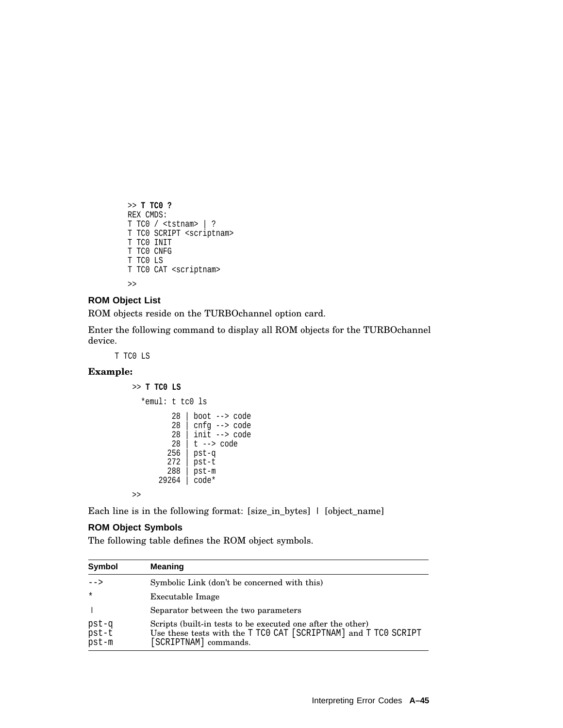```
>> T TC0 ?
REX CMDS:
T TC0 / <tstnam> | ?
T TC0 SCRIPT <scriptnam>
T TC0 INIT
T TC0 CNFG
T TC0 LS
T TC0 CAT <scriptnam>
>>
```

### ROM Object List

ROM objects reside on the TURBOchannel option card.

Enter the following command to display all ROM objects for the TURBOchannel device.

```
T TC0 LS
```

**Example:**

```
>> T TC0 LS
  *emul: t tc0 ls
        28 | boot --> code
        28 | cnfg --> code
        28 | init --> code
        28 | t --> code
       256 | pst-q
       272 | pst-t
       288 | pst-m
     29264 | code*
>>
```

Each line is in the following format: [size_in_bytes] | [object_name]

### ROM Object Symbols

The following table defines the ROM object symbols.

| Symbol | Meaning |
|---|---|
| `-->` | Symbolic Link (don't be concerned with this) |
| `*` | Executable Image |
| `\|` | Separator between the two parameters |
| `pst-q` `pst-t` `pst-m` | Scripts (built-in tests to be executed one after the other) Use these tests with the `T TC0 CAT [SCRIPTNAM]` and `T TC0 SCRIPT [SCRIPTNAM]` commands. |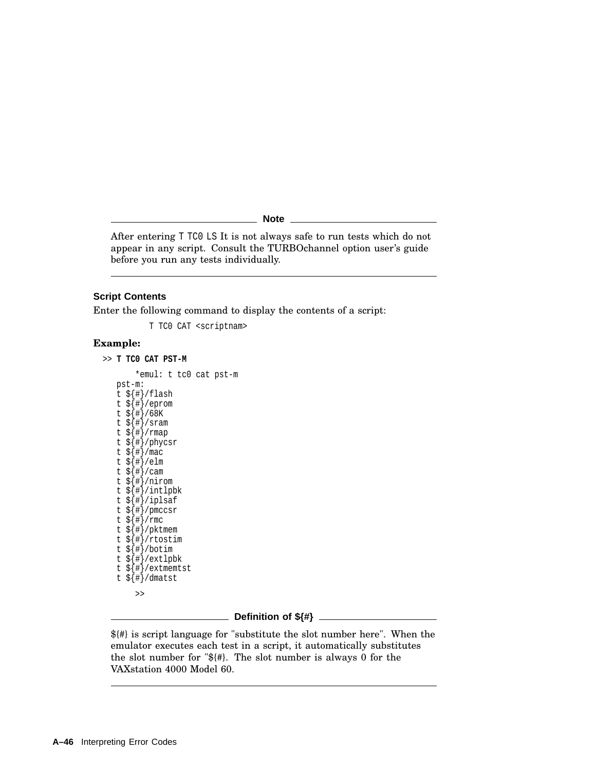**Note**

After entering `T TC0 LS` It is not always safe to run tests which do not appear in any script. Consult the TURBOchannel option user's guide before you run any tests individually.

---

### Script Contents

Enter the following command to display the contents of a script:

```
T TC0 CAT <scriptnam>
```

**Example:**

```
>> T TC0 CAT PST-M

    *emul: t tc0 cat pst-m
pst-m:
t ${#}/flash
t ${#}/eprom
t ${#}/68K
t ${#}/sram
t ${#}/rmap
t ${#}/phycsr
t ${#}/mac
t ${#}/elm
t ${#}/cam
t ${#}/nirom
t ${#}/intlpbk
t ${#}/iplsaf
t ${#}/pmccsr
t ${#}/rmc
t ${#}/pktmem
t ${#}/rtostim
t ${#}/botim
t ${#}/extlpbk
t ${#}/extmemtst
t ${#}/dmatst

    >>
```

**Definition of ${#}**

${#} is script language for "substitute the slot number here". When the emulator executes each test in a script, it automatically substitutes the slot number for "${#}. The slot number is always 0 for the VAXstation 4000 Model 60.

---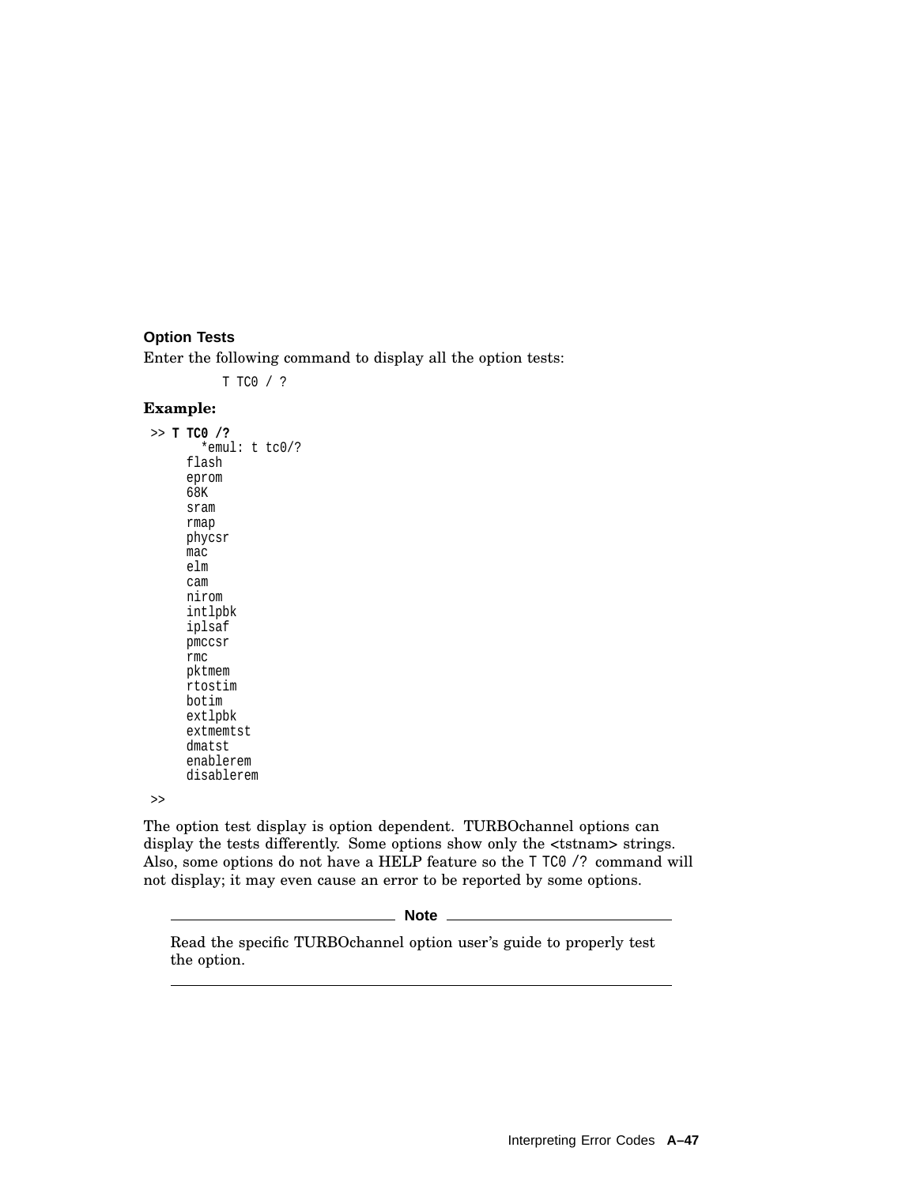### Option Tests

Enter the following command to display all the option tests:

```
T TC0 / ?
```

**Example:**

```
>> T TC0 /?
     *emul: t tc0/?
   flash
   eprom
   68K
   sram
   rmap
   phycsr
   mac
   elm
   cam
   nirom
   intlpbk
   iplsaf
   pmccsr
   rmc
   pktmem
   rtostim
   botim
   extlpbk
   extmemtst
   dmatst
   enablerem
   disablerem
>>
```

The option test display is option dependent. TURBOchannel options can display the tests differently. Some options show only the <tstnam> strings. Also, some options do not have a HELP feature so the `T TC0 /?` command will not display; it may even cause an error to be reported by some options.

---

**Note**

Read the specific TURBOchannel option user's guide to properly test the option.

---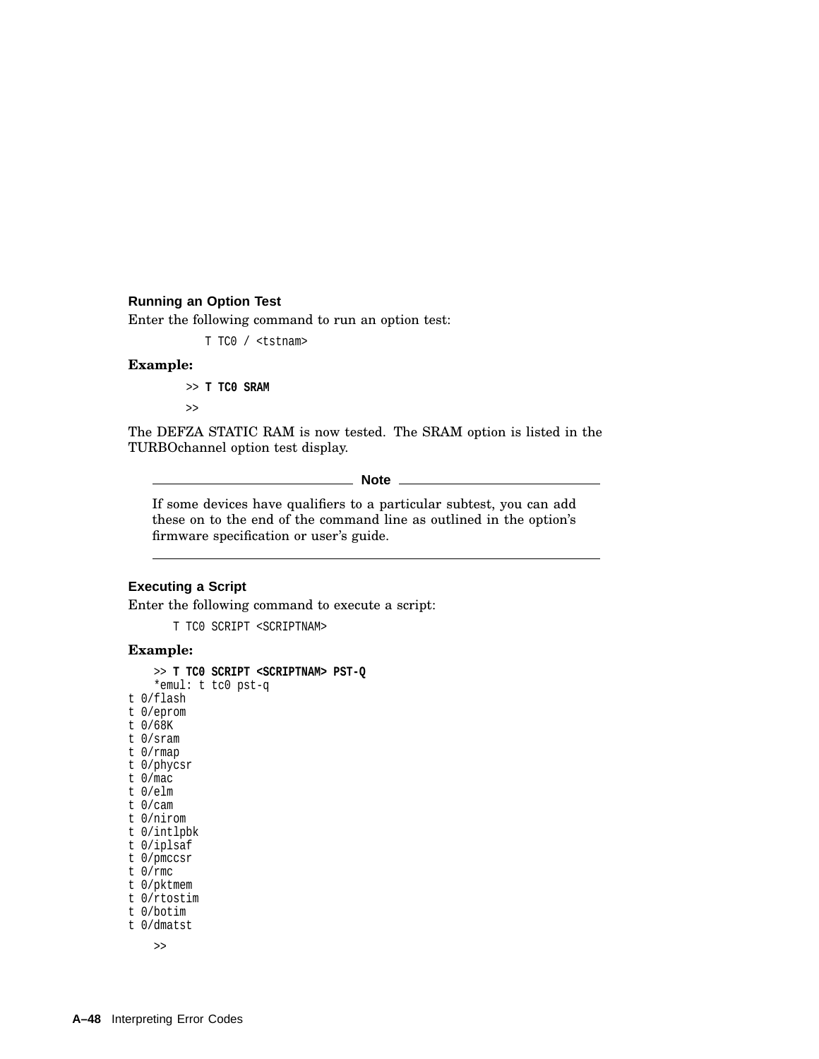### Running an Option Test

Enter the following command to run an option test:

```
T TC0 / <tstnam>
```

**Example:**

```
>> T TC0 SRAM
>>
```

The DEFZA STATIC RAM is now tested. The SRAM option is listed in the TURBOchannel option test display.

---

**Note**

If some devices have qualifiers to a particular subtest, you can add these on to the end of the command line as outlined in the option's firmware specification or user's guide.

---

### Executing a Script

Enter the following command to execute a script:

```
T TC0 SCRIPT <SCRIPTNAM>
```

**Example:**

```
    >> T TC0 SCRIPT <SCRIPTNAM> PST-Q
    *emul: t tc0 pst-q
t 0/flash
t 0/eprom
t 0/68K
t 0/sram
t 0/rmap
t 0/phycsr
t 0/mac
t 0/elm
t 0/cam
t 0/nirom
t 0/intlpbk
t 0/iplsaf
t 0/pmccsr
t 0/rmc
t 0/pktmem
t 0/rtostim
t 0/botim
t 0/dmatst

    >>
```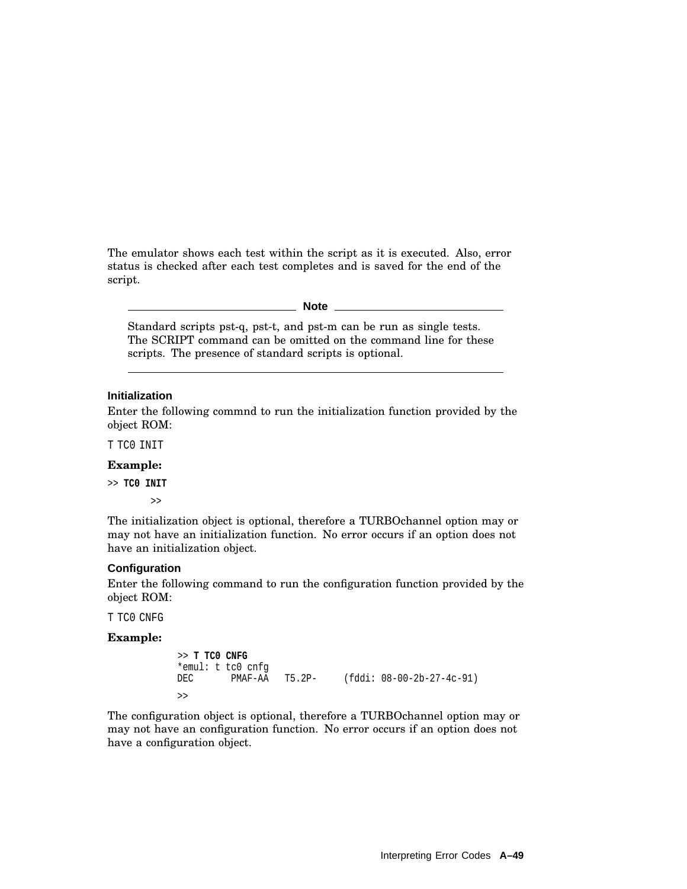The emulator shows each test within the script as it is executed. Also, error status is checked after each test completes and is saved for the end of the script.

---

**Note**

Standard scripts pst-q, pst-t, and pst-m can be run as single tests. The SCRIPT command can be omitted on the command line for these scripts. The presence of standard scripts is optional.

---

### Initialization

Enter the following commnd to run the initialization function provided by the object ROM:

`T TC0 INIT`

**Example:**

```
>> TC0 INIT
        >>
```

The initialization object is optional, therefore a TURBOchannel option may or may not have an initialization function. No error occurs if an option does not have an initialization object.

### Configuration

Enter the following command to run the configuration function provided by the object ROM:

`T TC0 CNFG`

**Example:**

```
>> T TC0 CNFG
*emul: t tc0 cnfg
DEC       PMAF-AA   T5.2P-     (fddi: 08-00-2b-27-4c-91)
>>
```

The configuration object is optional, therefore a TURBOchannel option may or may not have an configuration function. No error occurs if an option does not have a configuration object.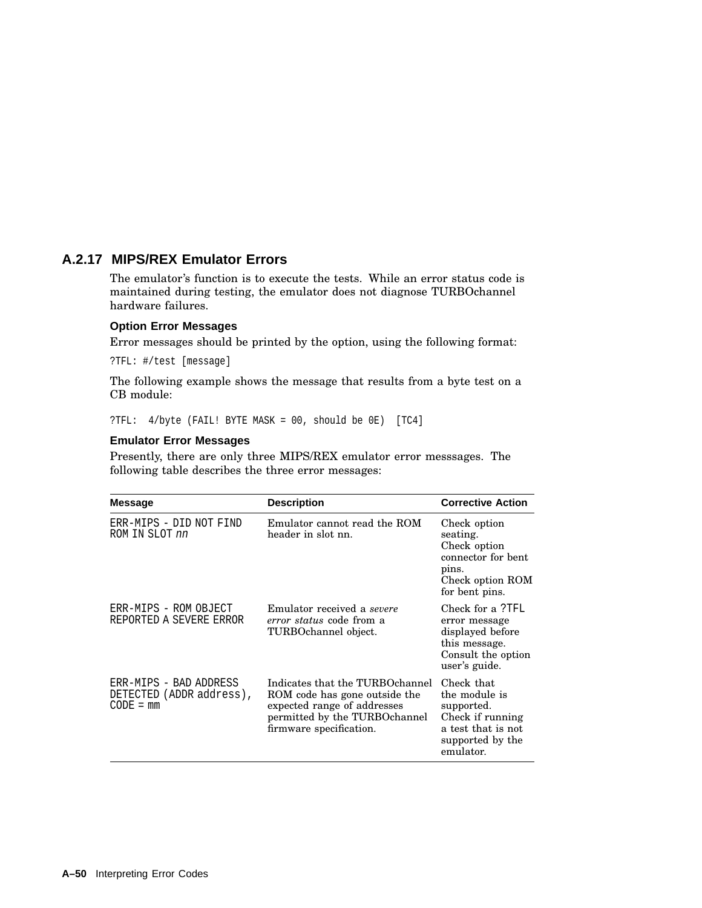### A.2.17 MIPS/REX Emulator Errors

The emulator's function is to execute the tests. While an error status code is maintained during testing, the emulator does not diagnose TURBOchannel hardware failures.

#### Option Error Messages

Error messages should be printed by the option, using the following format:

```
?TFL: #/test [message]
```

The following example shows the message that results from a byte test on a CB module:

```
?TFL:  4/byte (FAIL! BYTE MASK = 00, should be 0E)  [TC4]
```

#### Emulator Error Messages

Presently, there are only three MIPS/REX emulator error messsages. The following table describes the three error messages:

| Message | Description | Corrective Action |
|---|---|---|
| ERR-MIPS - DID NOT FIND ROM IN SLOT *nn* | Emulator cannot read the ROM header in slot nn. | Check option seating. Check option connector for bent pins. Check option ROM for bent pins. |
| ERR-MIPS - ROM OBJECT REPORTED A SEVERE ERROR | Emulator received a *severe error status* code from a TURBOchannel object. | Check for a ?TFL error message displayed before this message. Consult the option user's guide. |
| ERR-MIPS - BAD ADDRESS DETECTED (ADDR address), CODE = mm | Indicates that the TURBOchannel ROM code has gone outside the expected range of addresses permitted by the TURBOchannel firmware specification. | Check that the module is supported. Check if running a test that is not supported by the emulator. |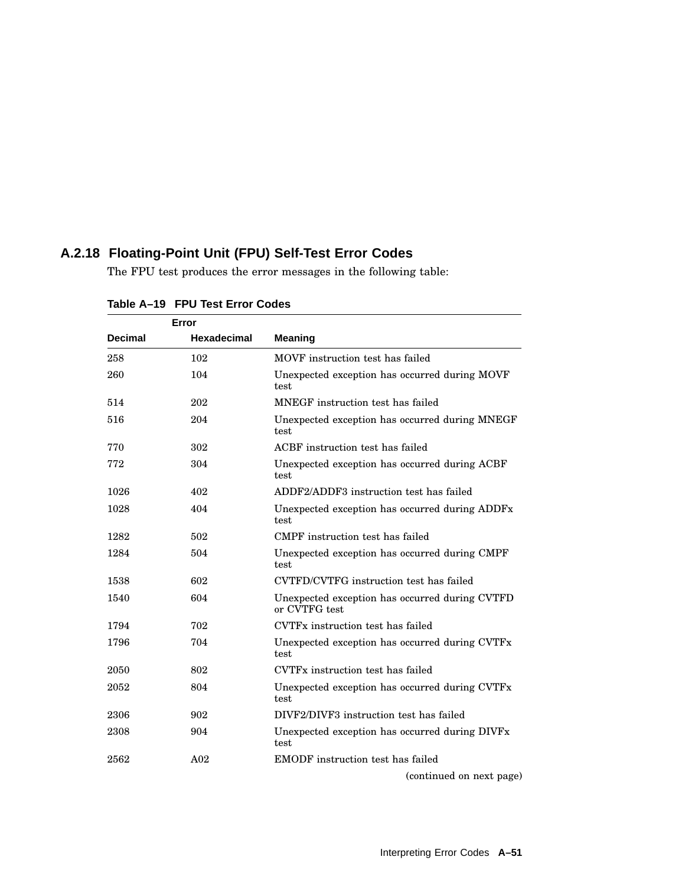### A.2.18 Floating-Point Unit (FPU) Self-Test Error Codes

The FPU test produces the error messages in the following table:

**Table A–19 FPU Test Error Codes**

| Error | | |
|---|---|---|
| **Decimal** | **Hexadecimal** | **Meaning** |
| 258 | 102 | MOVF instruction test has failed |
| 260 | 104 | Unexpected exception has occurred during MOVF test |
| 514 | 202 | MNEGF instruction test has failed |
| 516 | 204 | Unexpected exception has occurred during MNEGF test |
| 770 | 302 | ACBF instruction test has failed |
| 772 | 304 | Unexpected exception has occurred during ACBF test |
| 1026 | 402 | ADDF2/ADDF3 instruction test has failed |
| 1028 | 404 | Unexpected exception has occurred during ADDFx test |
| 1282 | 502 | CMPF instruction test has failed |
| 1284 | 504 | Unexpected exception has occurred during CMPF test |
| 1538 | 602 | CVTFD/CVTFG instruction test has failed |
| 1540 | 604 | Unexpected exception has occurred during CVTFD or CVTFG test |
| 1794 | 702 | CVTFx instruction test has failed |
| 1796 | 704 | Unexpected exception has occurred during CVTFx test |
| 2050 | 802 | CVTFx instruction test has failed |
| 2052 | 804 | Unexpected exception has occurred during CVTFx test |
| 2306 | 902 | DIVF2/DIVF3 instruction test has failed |
| 2308 | 904 | Unexpected exception has occurred during DIVFx test |
| 2562 | A02 | EMODF instruction test has failed |

(continued on next page)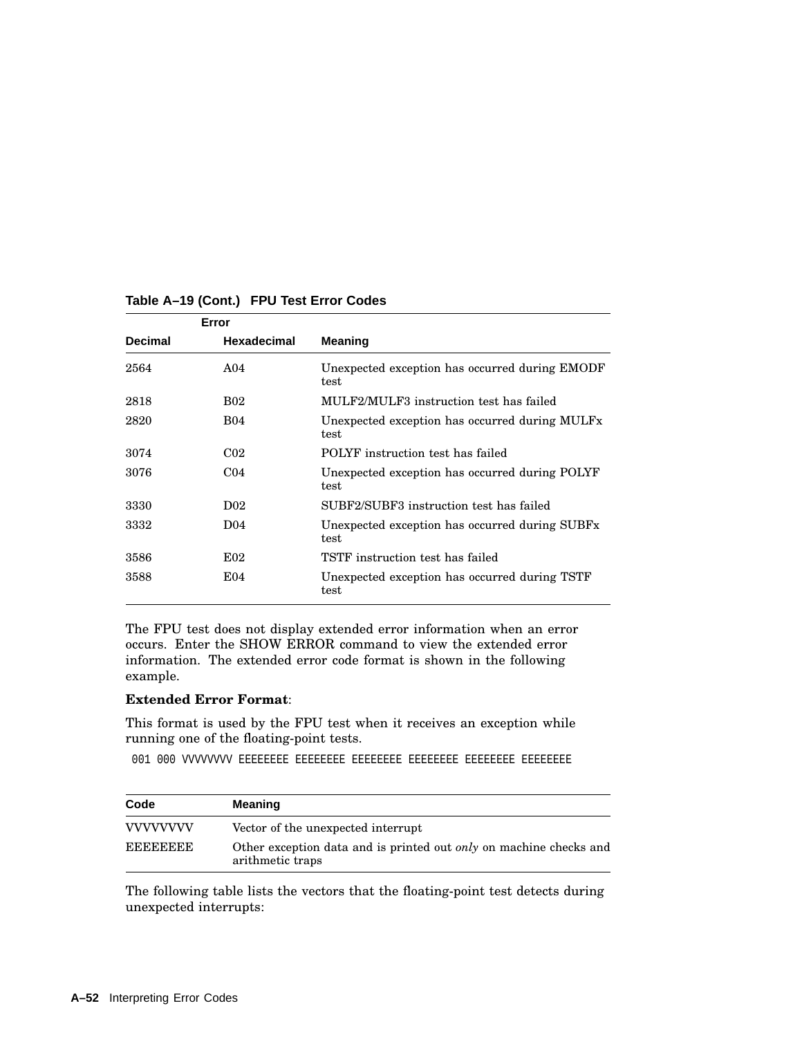**Table A–19 (Cont.) FPU Test Error Codes**

| Error | | |
|---|---|---|
| **Decimal** | **Hexadecimal** | **Meaning** |
| 2564 | A04 | Unexpected exception has occurred during EMODF test |
| 2818 | B02 | MULF2/MULF3 instruction test has failed |
| 2820 | B04 | Unexpected exception has occurred during MULFx test |
| 3074 | C02 | POLYF instruction test has failed |
| 3076 | C04 | Unexpected exception has occurred during POLYF test |
| 3330 | D02 | SUBF2/SUBF3 instruction test has failed |
| 3332 | D04 | Unexpected exception has occurred during SUBFx test |
| 3586 | E02 | TSTF instruction test has failed |
| 3588 | E04 | Unexpected exception has occurred during TSTF test |

The FPU test does not display extended error information when an error occurs. Enter the SHOW ERROR command to view the extended error information. The extended error code format is shown in the following example.

**Extended Error Format**:

This format is used by the FPU test when it receives an exception while running one of the floating-point tests.

```
001 000 VVVVVVVV EEEEEEEE EEEEEEEE EEEEEEEE EEEEEEEE EEEEEEEE EEEEEEEE
```

| Code | Meaning |
|---|---|
| VVVVVVVV | Vector of the unexpected interrupt |
| EEEEEEEE | Other exception data and is printed out *only* on machine checks and arithmetic traps |

The following table lists the vectors that the floating-point test detects during unexpected interrupts: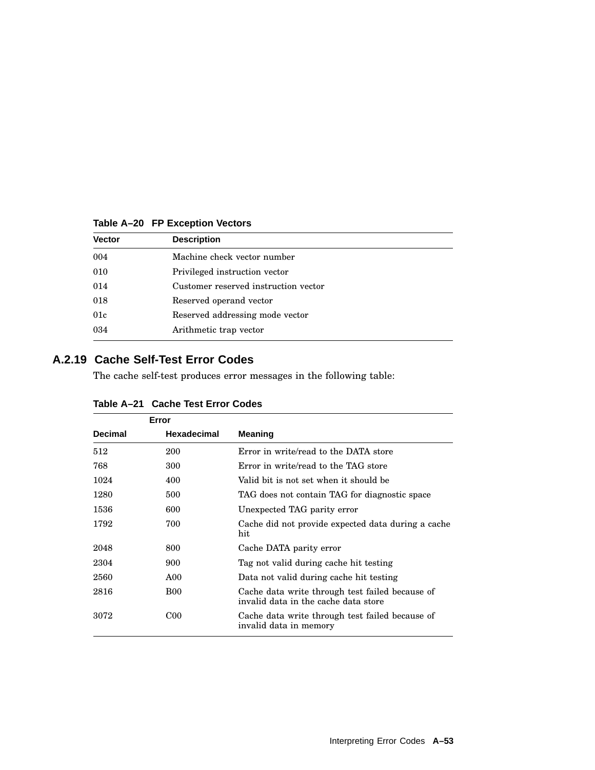**Table A–20 FP Exception Vectors**

| Vector | Description |
|---|---|
| 004 | Machine check vector number |
| 010 | Privileged instruction vector |
| 014 | Customer reserved instruction vector |
| 018 | Reserved operand vector |
| 01c | Reserved addressing mode vector |
| 034 | Arithmetic trap vector |

### A.2.19 Cache Self-Test Error Codes

The cache self-test produces error messages in the following table:

**Table A–21 Cache Test Error Codes**

| Error | | |
|---|---|---|
| Decimal | Hexadecimal | Meaning |
| 512 | 200 | Error in write/read to the DATA store |
| 768 | 300 | Error in write/read to the TAG store |
| 1024 | 400 | Valid bit is not set when it should be |
| 1280 | 500 | TAG does not contain TAG for diagnostic space |
| 1536 | 600 | Unexpected TAG parity error |
| 1792 | 700 | Cache did not provide expected data during a cache hit |
| 2048 | 800 | Cache DATA parity error |
| 2304 | 900 | Tag not valid during cache hit testing |
| 2560 | A00 | Data not valid during cache hit testing |
| 2816 | B00 | Cache data write through test failed because of invalid data in the cache data store |
| 3072 | C00 | Cache data write through test failed because of invalid data in memory |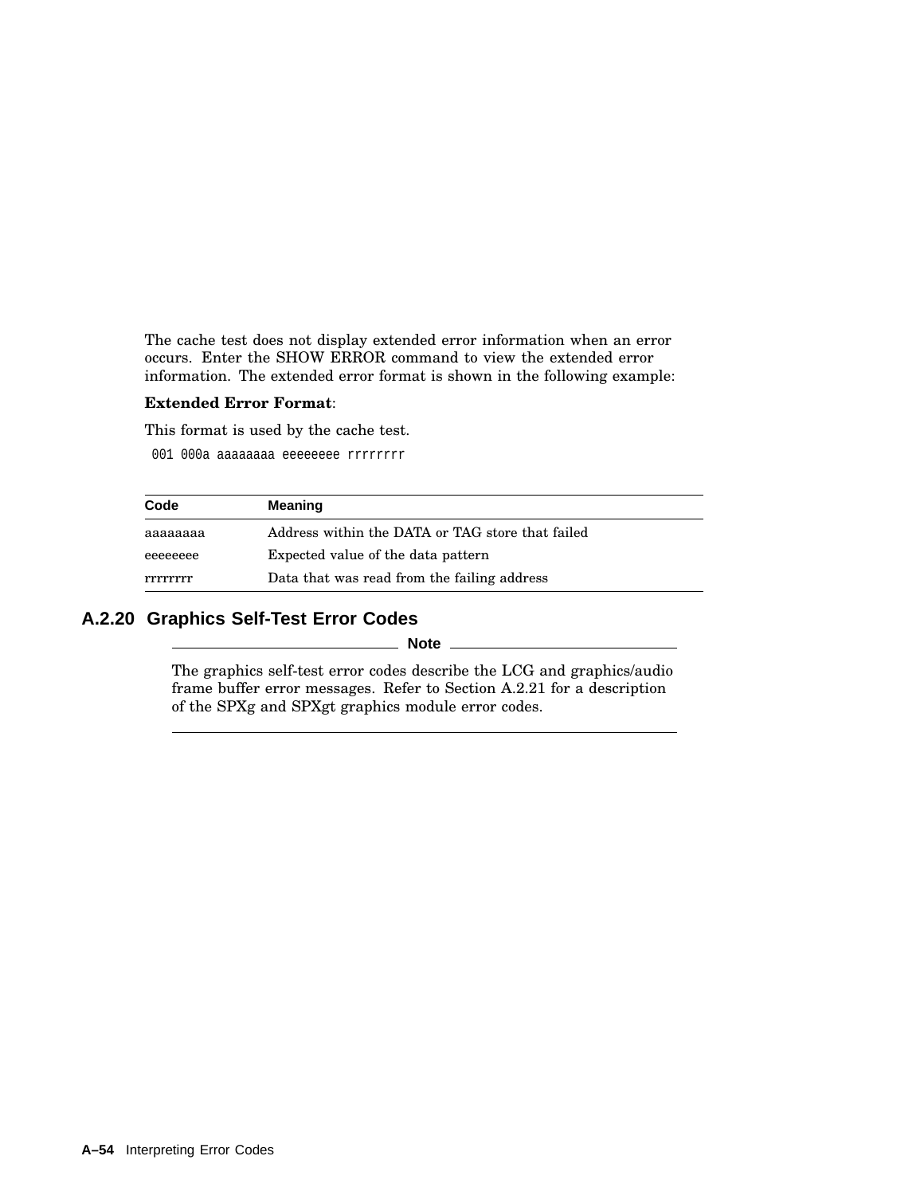The cache test does not display extended error information when an error occurs. Enter the SHOW ERROR command to view the extended error information. The extended error format is shown in the following example:

**Extended Error Format**:

This format is used by the cache test.

```
001 000a aaaaaaaa eeeeeeee rrrrrrrr
```

| Code | Meaning |
| --- | --- |
| aaaaaaaa | Address within the DATA or TAG store that failed |
| eeeeeeee | Expected value of the data pattern |
| rrrrrrrr | Data that was read from the failing address |

### A.2.20 Graphics Self-Test Error Codes

**Note**

The graphics self-test error codes describe the LCG and graphics/audio frame buffer error messages. Refer to Section A.2.21 for a description of the SPXg and SPXgt graphics module error codes.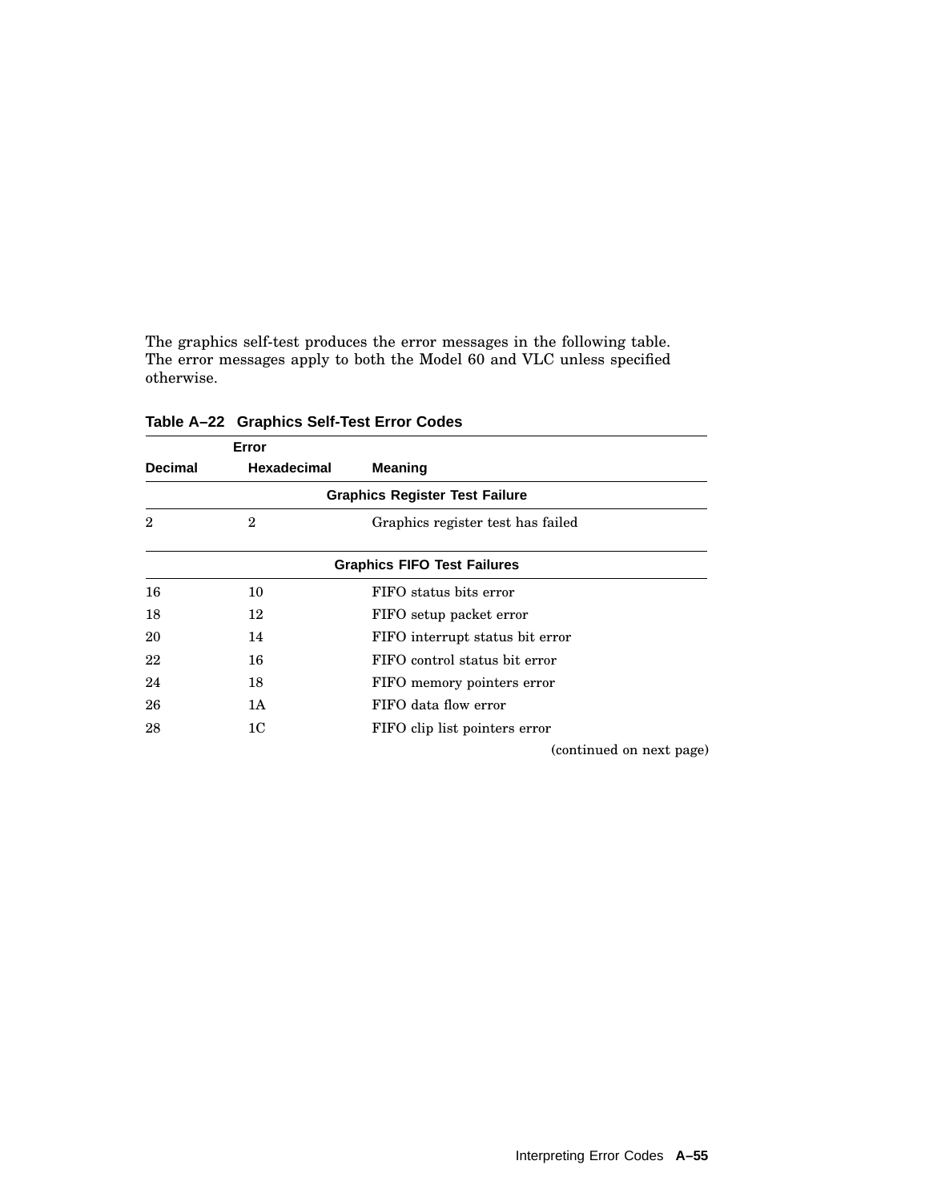The graphics self-test produces the error messages in the following table. The error messages apply to both the Model 60 and VLC unless specified otherwise.

**Table A–22 Graphics Self-Test Error Codes**

| Error | | |
|---|---|---|
| **Decimal** | **Hexadecimal** | **Meaning** |
| | | **Graphics Register Test Failure** |
| 2 | 2 | Graphics register test has failed |
| | | **Graphics FIFO Test Failures** |
| 16 | 10 | FIFO status bits error |
| 18 | 12 | FIFO setup packet error |
| 20 | 14 | FIFO interrupt status bit error |
| 22 | 16 | FIFO control status bit error |
| 24 | 18 | FIFO memory pointers error |
| 26 | 1A | FIFO data flow error |
| 28 | 1C | FIFO clip list pointers error |

(continued on next page)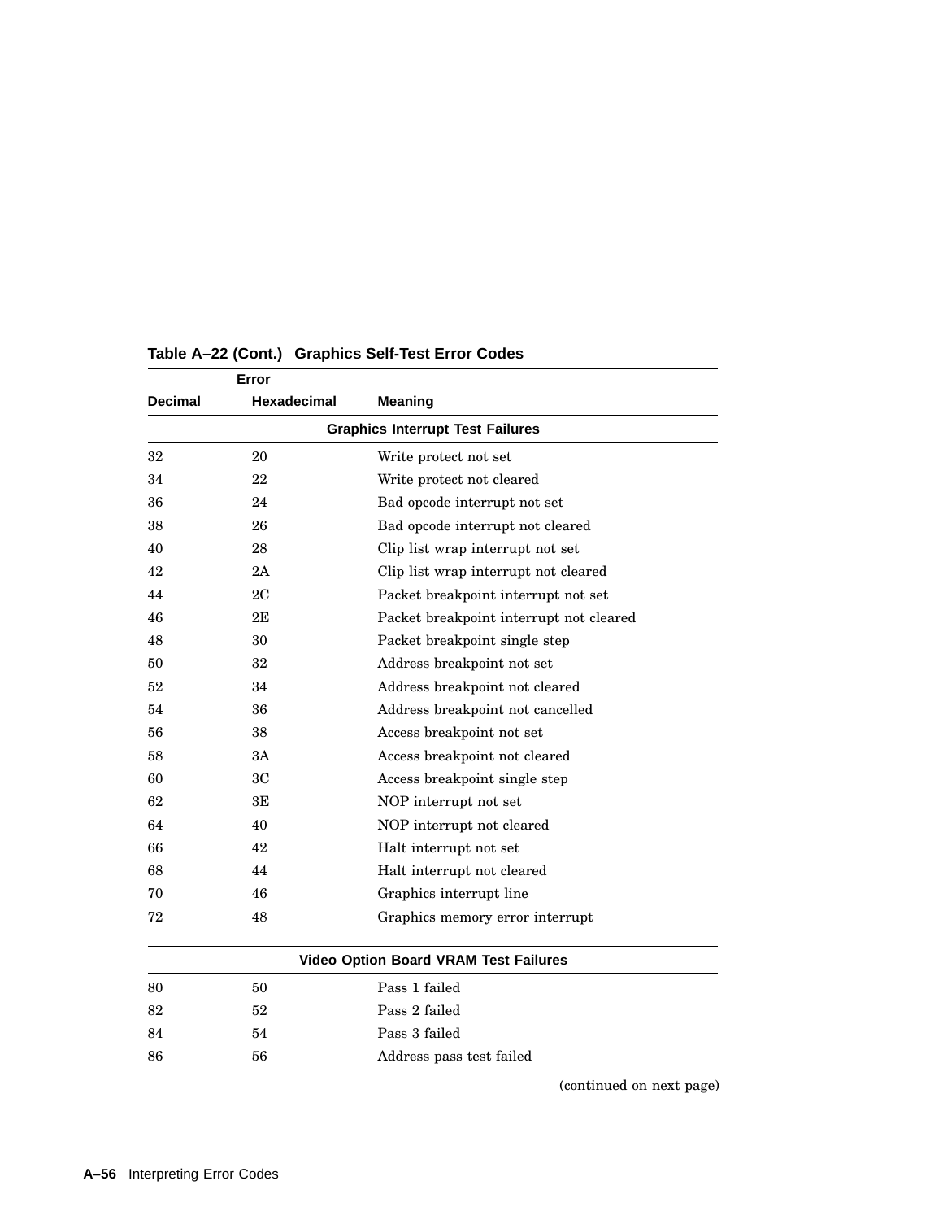**Table A–22 (Cont.) Graphics Self-Test Error Codes**

| Error | | |
|---|---|---|
| **Decimal** | **Hexadecimal** | **Meaning** |
| | **Graphics Interrupt Test Failures** | |
| 32 | 20 | Write protect not set |
| 34 | 22 | Write protect not cleared |
| 36 | 24 | Bad opcode interrupt not set |
| 38 | 26 | Bad opcode interrupt not cleared |
| 40 | 28 | Clip list wrap interrupt not set |
| 42 | 2A | Clip list wrap interrupt not cleared |
| 44 | 2C | Packet breakpoint interrupt not set |
| 46 | 2E | Packet breakpoint interrupt not cleared |
| 48 | 30 | Packet breakpoint single step |
| 50 | 32 | Address breakpoint not set |
| 52 | 34 | Address breakpoint not cleared |
| 54 | 36 | Address breakpoint not cancelled |
| 56 | 38 | Access breakpoint not set |
| 58 | 3A | Access breakpoint not cleared |
| 60 | 3C | Access breakpoint single step |
| 62 | 3E | NOP interrupt not set |
| 64 | 40 | NOP interrupt not cleared |
| 66 | 42 | Halt interrupt not set |
| 68 | 44 | Halt interrupt not cleared |
| 70 | 46 | Graphics interrupt line |
| 72 | 48 | Graphics memory error interrupt |
| | **Video Option Board VRAM Test Failures** | |
| 80 | 50 | Pass 1 failed |
| 82 | 52 | Pass 2 failed |
| 84 | 54 | Pass 3 failed |
| 86 | 56 | Address pass test failed |

(continued on next page)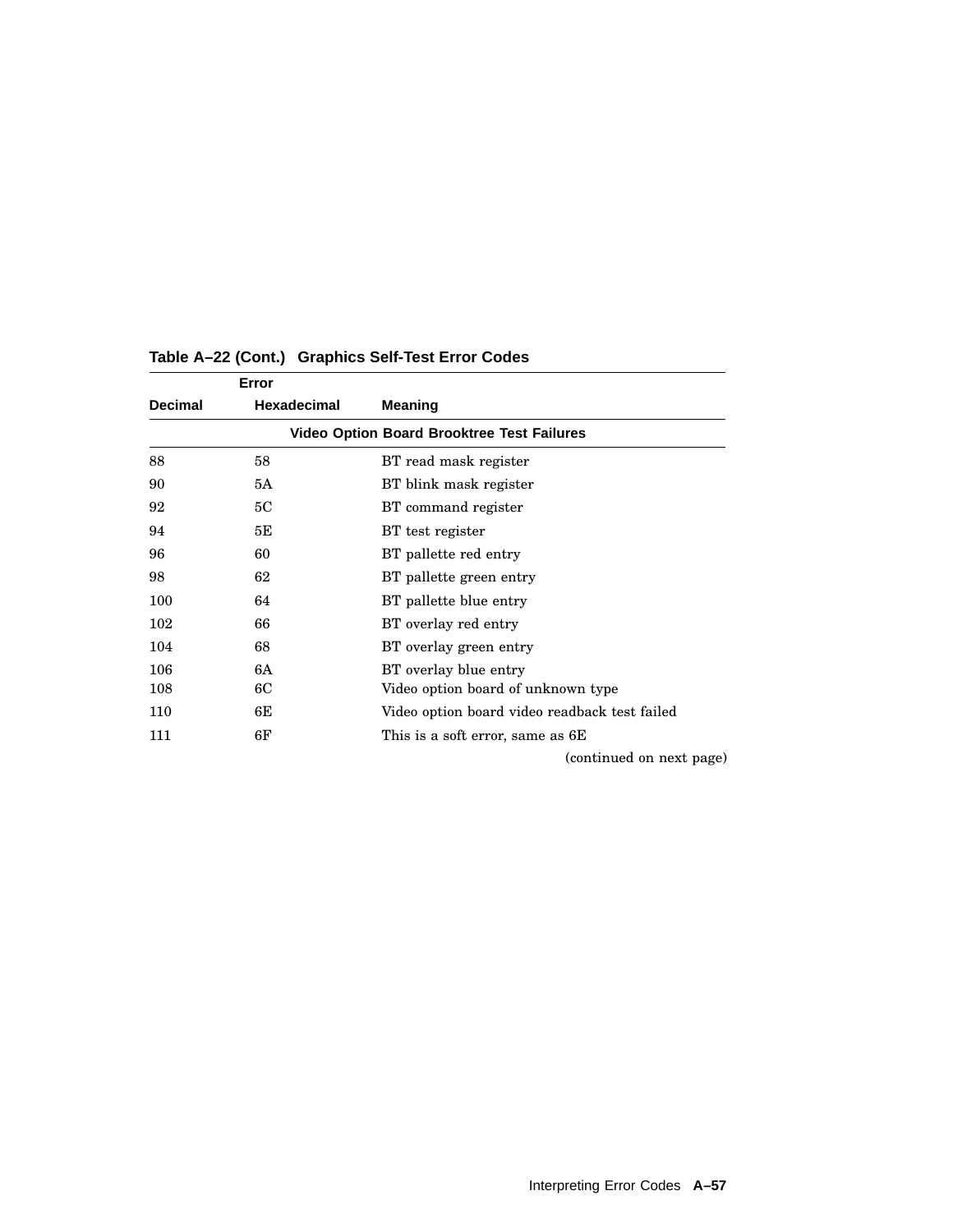**Table A–22 (Cont.) Graphics Self-Test Error Codes**

| Error | | |
|---|---|---|
| **Decimal** | **Hexadecimal** | **Meaning** |
| | **Video Option Board Brooktree Test Failures** | |
| 88 | 58 | BT read mask register |
| 90 | 5A | BT blink mask register |
| 92 | 5C | BT command register |
| 94 | 5E | BT test register |
| 96 | 60 | BT pallette red entry |
| 98 | 62 | BT pallette green entry |
| 100 | 64 | BT pallette blue entry |
| 102 | 66 | BT overlay red entry |
| 104 | 68 | BT overlay green entry |
| 106 | 6A | BT overlay blue entry |
| 108 | 6C | Video option board of unknown type |
| 110 | 6E | Video option board video readback test failed |
| 111 | 6F | This is a soft error, same as 6E |

(continued on next page)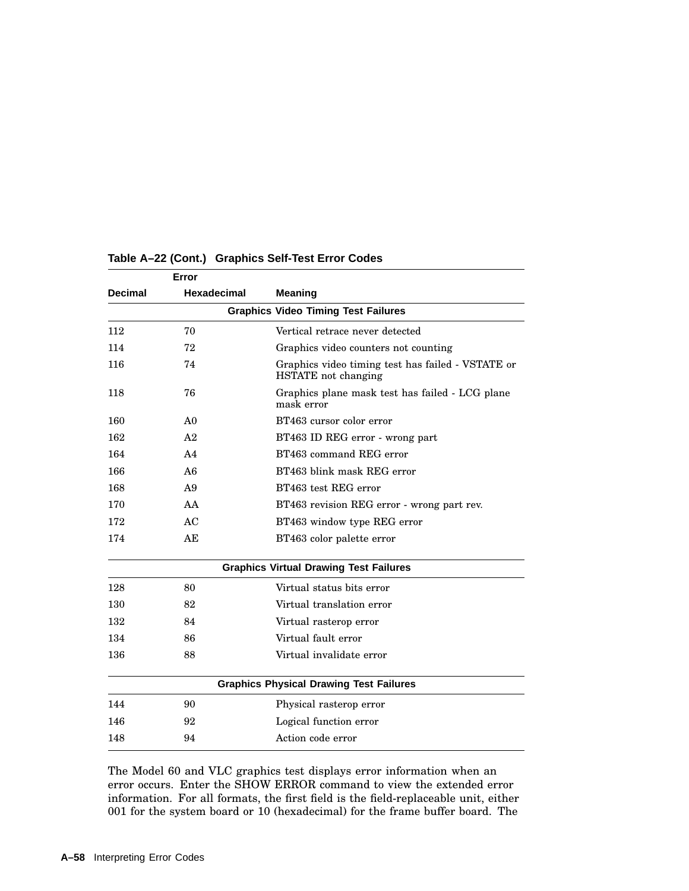**Table A–22 (Cont.) Graphics Self-Test Error Codes**

| Error | | |
|---|---|---|
| **Decimal** | **Hexadecimal** | **Meaning** |
| | **Graphics Video Timing Test Failures** | |
| 112 | 70 | Vertical retrace never detected |
| 114 | 72 | Graphics video counters not counting |
| 116 | 74 | Graphics video timing test has failed - VSTATE or HSTATE not changing |
| 118 | 76 | Graphics plane mask test has failed - LCG plane mask error |
| 160 | A0 | BT463 cursor color error |
| 162 | A2 | BT463 ID REG error - wrong part |
| 164 | A4 | BT463 command REG error |
| 166 | A6 | BT463 blink mask REG error |
| 168 | A9 | BT463 test REG error |
| 170 | AA | BT463 revision REG error - wrong part rev. |
| 172 | AC | BT463 window type REG error |
| 174 | AE | BT463 color palette error |
| | **Graphics Virtual Drawing Test Failures** | |
| 128 | 80 | Virtual status bits error |
| 130 | 82 | Virtual translation error |
| 132 | 84 | Virtual rasterop error |
| 134 | 86 | Virtual fault error |
| 136 | 88 | Virtual invalidate error |
| | **Graphics Physical Drawing Test Failures** | |
| 144 | 90 | Physical rasterop error |
| 146 | 92 | Logical function error |
| 148 | 94 | Action code error |

The Model 60 and VLC graphics test displays error information when an error occurs. Enter the SHOW ERROR command to view the extended error information. For all formats, the first field is the field-replaceable unit, either 001 for the system board or 10 (hexadecimal) for the frame buffer board. The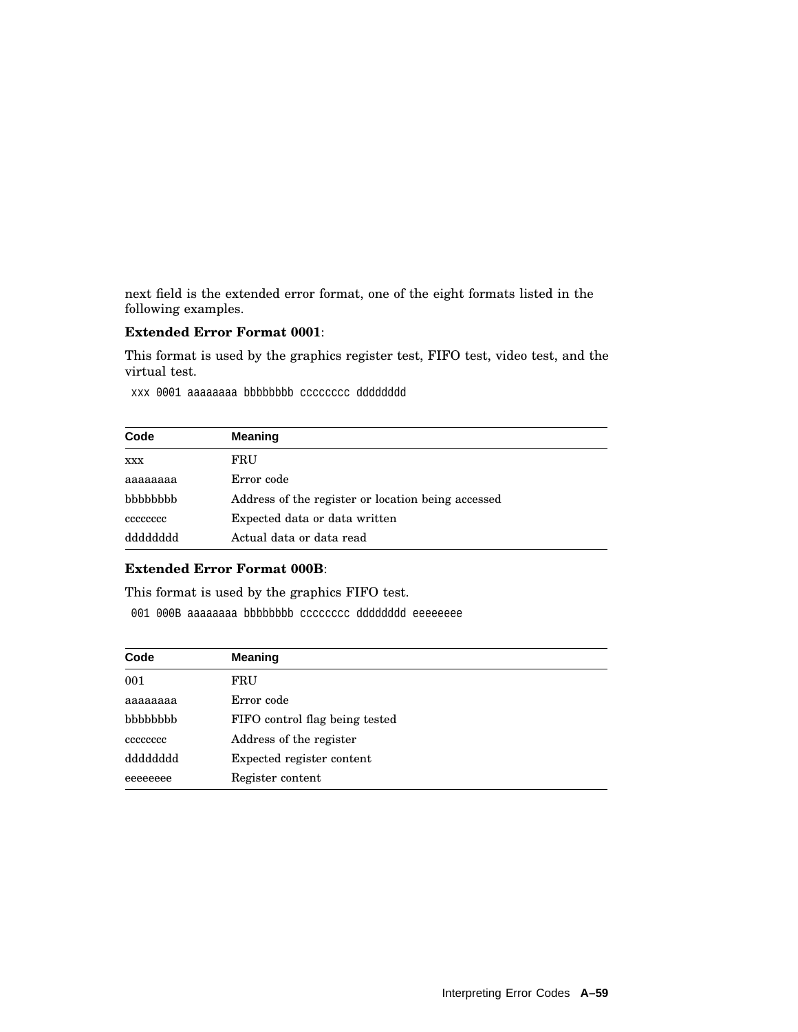next field is the extended error format, one of the eight formats listed in the following examples.

**Extended Error Format 0001**:

This format is used by the graphics register test, FIFO test, video test, and the virtual test.

```
xxx 0001 aaaaaaaa bbbbbbbb cccccccc dddddddd
```

| Code | Meaning |
| --- | --- |
| xxx | FRU |
| aaaaaaaa | Error code |
| bbbbbbbb | Address of the register or location being accessed |
| cccccccc | Expected data or data written |
| dddddddd | Actual data or data read |

**Extended Error Format 000B**:

This format is used by the graphics FIFO test.

```
001 000B aaaaaaaa bbbbbbbb cccccccc dddddddd eeeeeeee
```

| Code | Meaning |
| --- | --- |
| 001 | FRU |
| aaaaaaaa | Error code |
| bbbbbbbb | FIFO control flag being tested |
| cccccccc | Address of the register |
| dddddddd | Expected register content |
| eeeeeeee | Register content |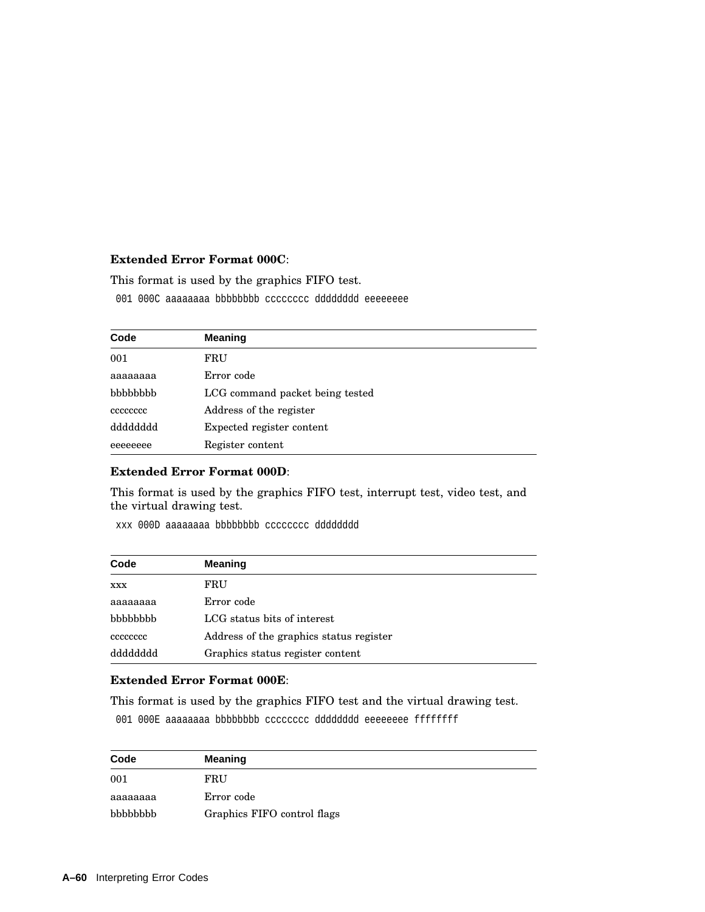**Extended Error Format 000C**:

This format is used by the graphics FIFO test.

```
001 000C aaaaaaaa bbbbbbbb cccccccc dddddddd eeeeeeee
```

| Code | Meaning |
|---|---|
| 001 | FRU |
| aaaaaaaa | Error code |
| bbbbbbbb | LCG command packet being tested |
| cccccccc | Address of the register |
| dddddddd | Expected register content |
| eeeeeeee | Register content |

**Extended Error Format 000D**:

This format is used by the graphics FIFO test, interrupt test, video test, and the virtual drawing test.

```
xxx 000D aaaaaaaa bbbbbbbb cccccccc dddddddd
```

| Code | Meaning |
|---|---|
| xxx | FRU |
| aaaaaaaa | Error code |
| bbbbbbbb | LCG status bits of interest |
| cccccccc | Address of the graphics status register |
| dddddddd | Graphics status register content |

**Extended Error Format 000E**:

This format is used by the graphics FIFO test and the virtual drawing test.

```
001 000E aaaaaaaa bbbbbbbb cccccccc dddddddd eeeeeeee ffffffff
```

| Code | Meaning |
|---|---|
| 001 | FRU |
| aaaaaaaa | Error code |
| bbbbbbbb | Graphics FIFO control flags |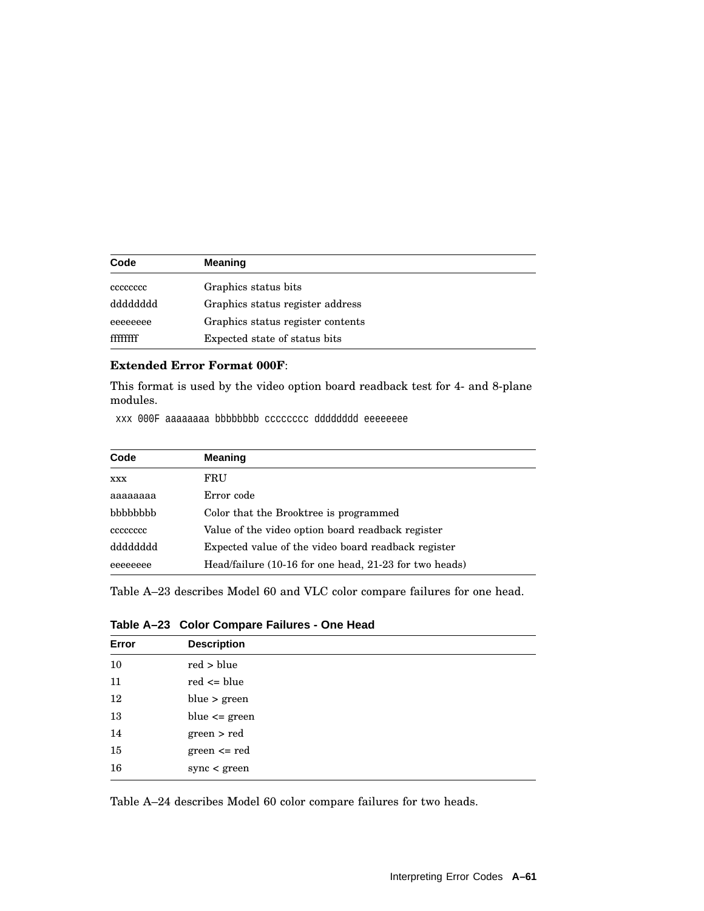| Code | Meaning |
|---|---|
| cccccccc | Graphics status bits |
| dddddddd | Graphics status register address |
| eeeeeeee | Graphics status register contents |
| ffffffff | Expected state of status bits |

**Extended Error Format 000F**:

This format is used by the video option board readback test for 4- and 8-plane modules.

```
xxx 000F aaaaaaaa bbbbbbbb cccccccc dddddddd eeeeeeee
```

| Code | Meaning |
|---|---|
| xxx | FRU |
| aaaaaaaa | Error code |
| bbbbbbbb | Color that the Brooktree is programmed |
| cccccccc | Value of the video option board readback register |
| dddddddd | Expected value of the video board readback register |
| eeeeeeee | Head/failure (10-16 for one head, 21-23 for two heads) |

Table A–23 describes Model 60 and VLC color compare failures for one head.

**Table A–23 Color Compare Failures - One Head**

| Error | Description |
|---|---|
| 10 | red > blue |
| 11 | red <= blue |
| 12 | blue > green |
| 13 | blue <= green |
| 14 | green > red |
| 15 | green <= red |
| 16 | sync < green |

Table A–24 describes Model 60 color compare failures for two heads.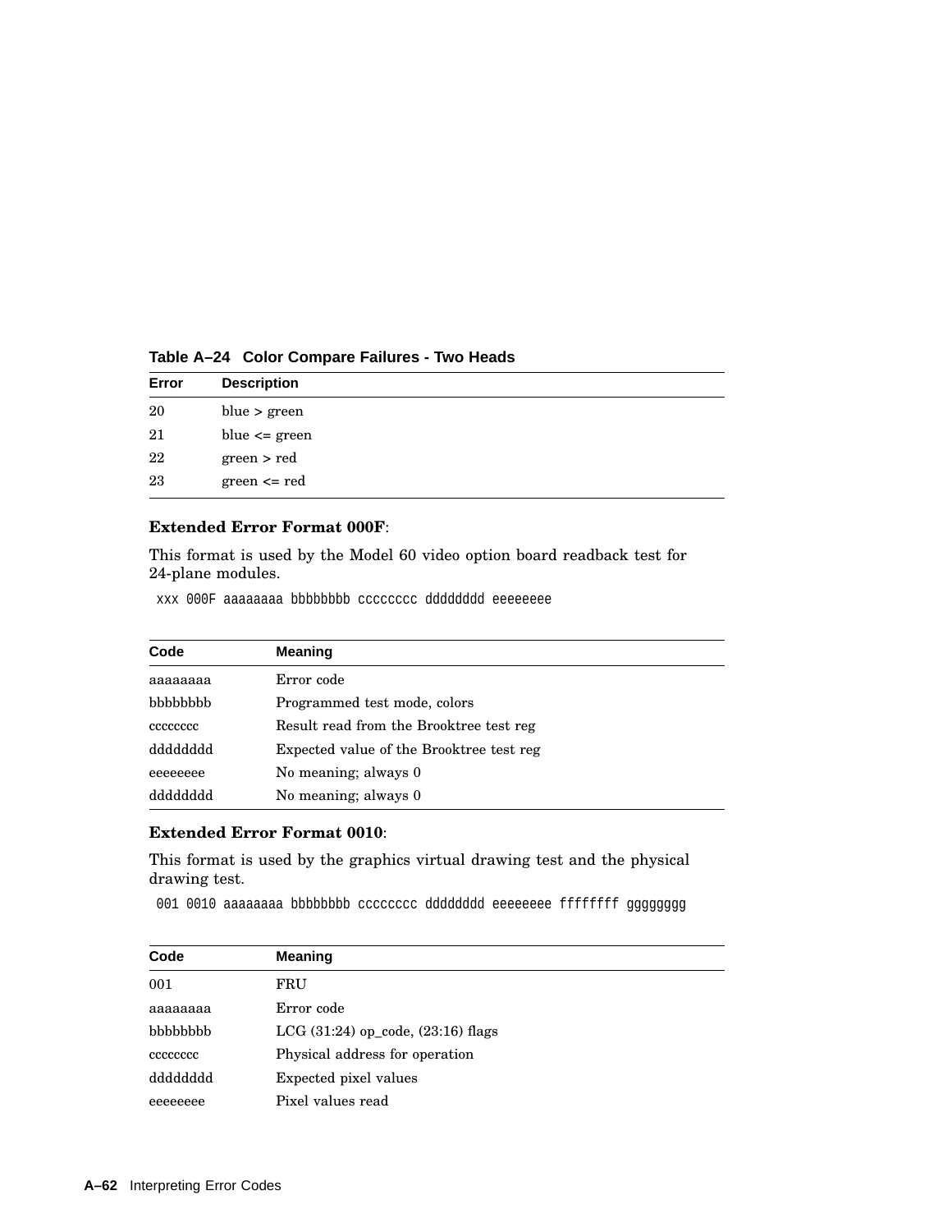**Table A–24 Color Compare Failures - Two Heads**

| Error | Description |
|---|---|
| 20 | blue > green |
| 21 | blue <= green |
| 22 | green > red |
| 23 | green <= red |

**Extended Error Format 000F**:

This format is used by the Model 60 video option board readback test for 24-plane modules.

```
xxx 000F aaaaaaaa bbbbbbbb cccccccc dddddddd eeeeeeee
```

| Code | Meaning |
|---|---|
| aaaaaaaa | Error code |
| bbbbbbbb | Programmed test mode, colors |
| cccccccc | Result read from the Brooktree test reg |
| dddddddd | Expected value of the Brooktree test reg |
| eeeeeeee | No meaning; always 0 |
| dddddddd | No meaning; always 0 |

**Extended Error Format 0010**:

This format is used by the graphics virtual drawing test and the physical drawing test.

```
001 0010 aaaaaaaa bbbbbbbb cccccccc dddddddd eeeeeeee ffffffff gggggggg
```

| Code | Meaning |
|---|---|
| 001 | FRU |
| aaaaaaaa | Error code |
| bbbbbbbb | LCG (31:24) op_code, (23:16) flags |
| cccccccc | Physical address for operation |
| dddddddd | Expected pixel values |
| eeeeeeee | Pixel values read |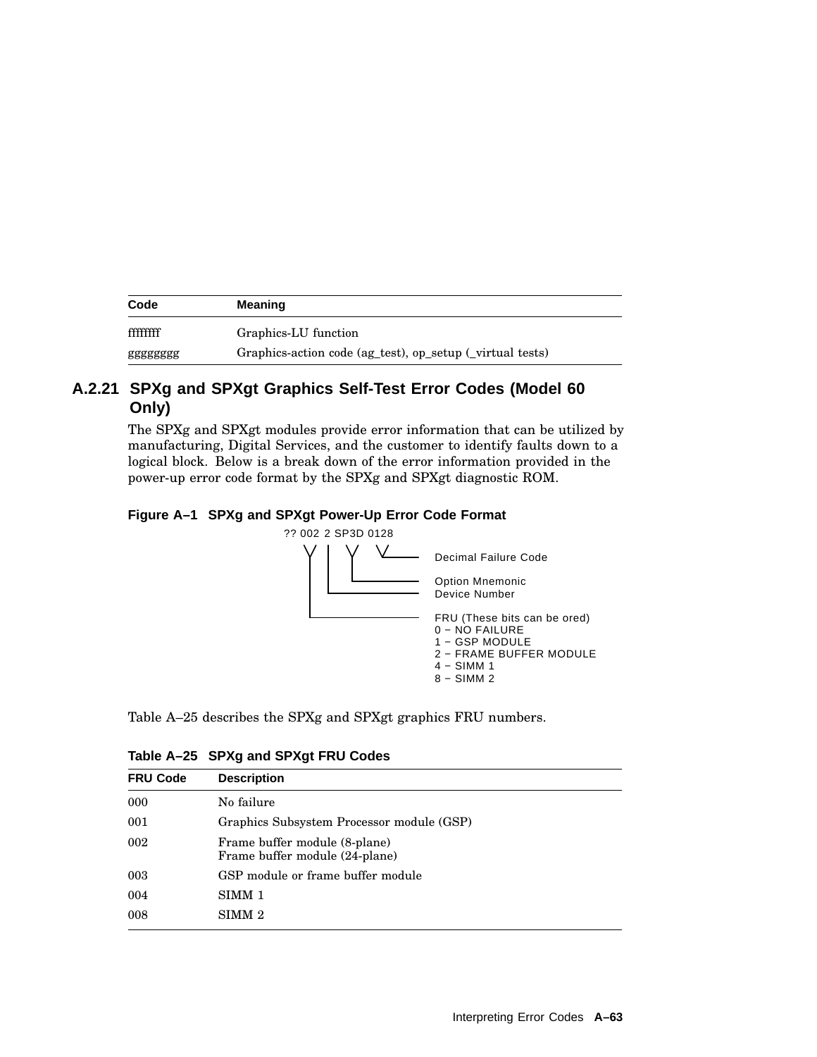| Code | Meaning |
| --- | --- |
| ffffffff | Graphics-LU function |
| gggggggg | Graphics-action code (ag_test), op_setup (_virtual tests) |

### A.2.21 SPXg and SPXgt Graphics Self-Test Error Codes (Model 60 Only)

The SPXg and SPXgt modules provide error information that can be utilized by manufacturing, Digital Services, and the customer to identify faults down to a logical block. Below is a break down of the error information provided in the power-up error code format by the SPXg and SPXgt diagnostic ROM.

**Figure A–1 SPXg and SPXgt Power-Up Error Code Format**

```
?? 002 2 SP3D 0128
 \/ |  \/  \/______ Decimal Failure Code
 |  |   |
 |  |   |__________ Option Mnemonic
 |  |______________ Device Number
 |
 |_________________ FRU (These bits can be ored)
                    0 - NO FAILURE
                    1 - GSP MODULE
                    2 - FRAME BUFFER MODULE
                    4 - SIMM 1
                    8 - SIMM 2
```

Table A–25 describes the SPXg and SPXgt graphics FRU numbers.

**Table A–25 SPXg and SPXgt FRU Codes**

| FRU Code | Description |
| --- | --- |
| 000 | No failure |
| 001 | Graphics Subsystem Processor module (GSP) |
| 002 | Frame buffer module (8-plane)<br>Frame buffer module (24-plane) |
| 003 | GSP module or frame buffer module |
| 004 | SIMM 1 |
| 008 | SIMM 2 |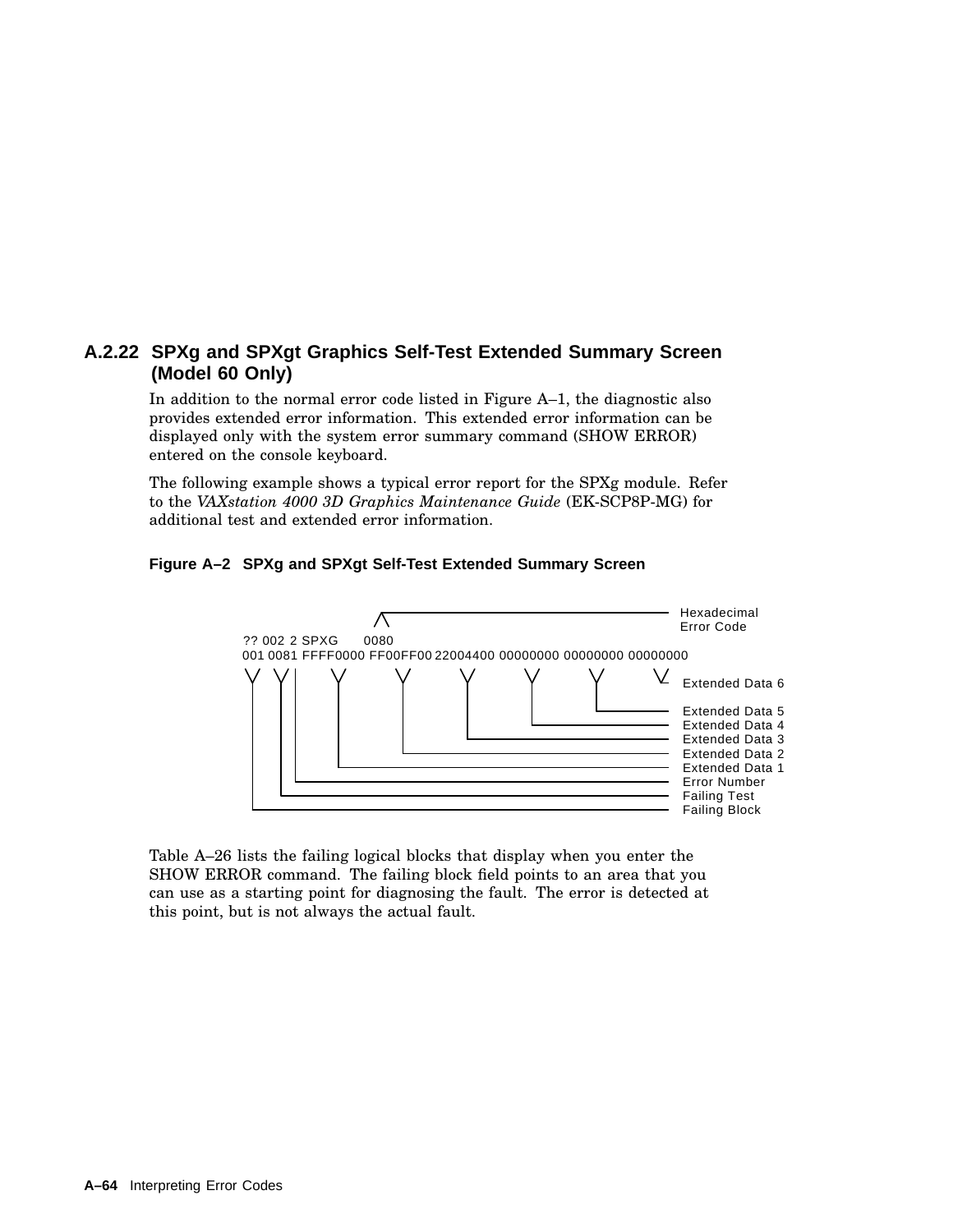## A.2.22 SPXg and SPXgt Graphics Self-Test Extended Summary Screen (Model 60 Only)

In addition to the normal error code listed in Figure A–1, the diagnostic also provides extended error information. This extended error information can be displayed only with the system error summary command (SHOW ERROR) entered on the console keyboard.

The following example shows a typical error report for the SPXg module. Refer to the *VAXstation 4000 3D Graphics Maintenance Guide* (EK-SCP8P-MG) for additional test and extended error information.

**Figure A–2 SPXg and SPXgt Self-Test Extended Summary Screen**

```
?? 002 2 SPXG      0080
001 0081 FFFF0000 FF00FF00 22004400 00000000 00000000 00000000
```

- 0080: Hexadecimal Error Code
- 001: Failing Block
- 0081: Failing Test
- (line below "??"/SPXG area): Error Number
- FFFF0000: Extended Data 1
- FF00FF00: Extended Data 2
- 22004400: Extended Data 3
- 00000000: Extended Data 4
- 00000000: Extended Data 5
- 00000000: Extended Data 6

Table A–26 lists the failing logical blocks that display when you enter the SHOW ERROR command. The failing block field points to an area that you can use as a starting point for diagnosing the fault. The error is detected at this point, but is not always the actual fault.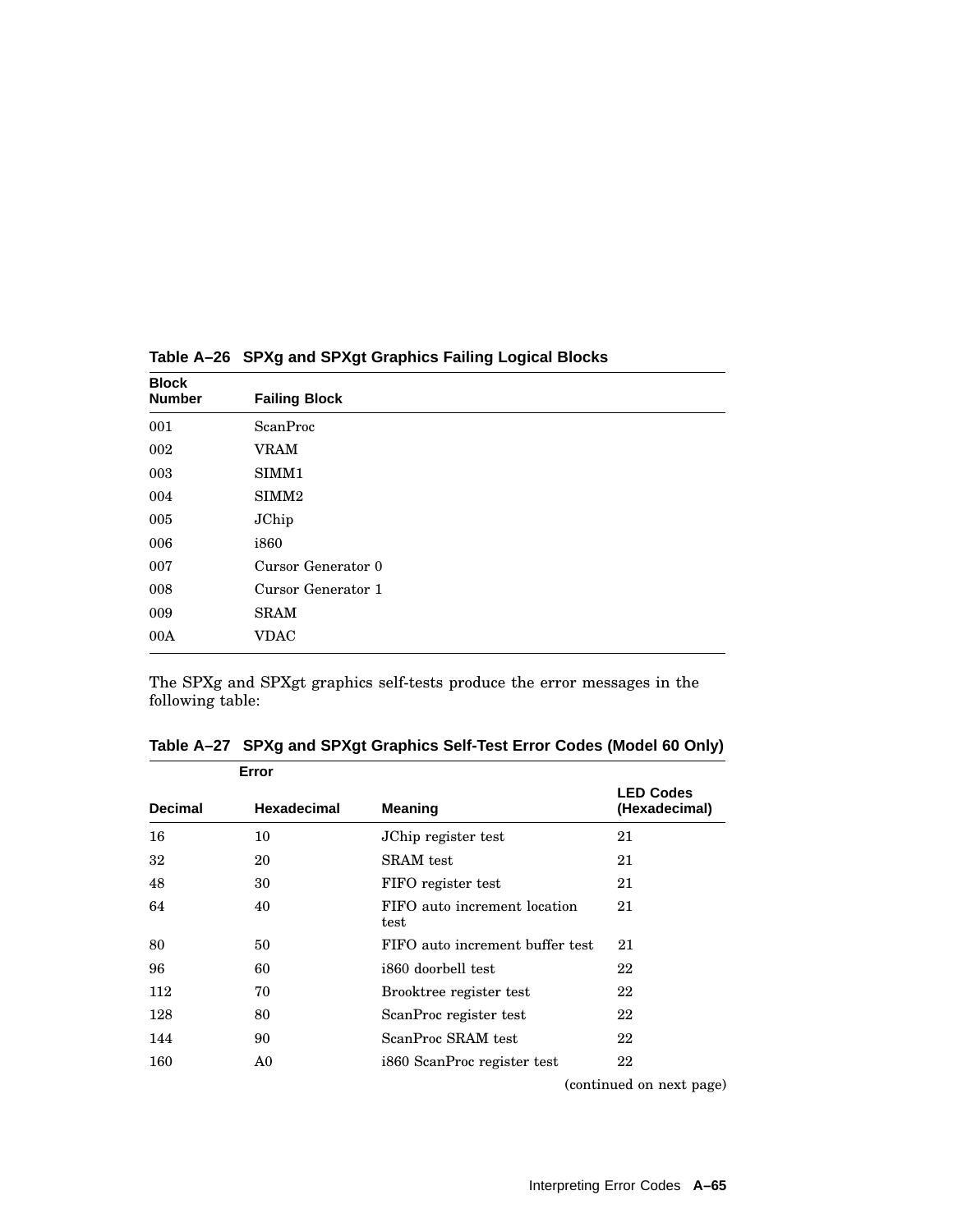**Table A–26 SPXg and SPXgt Graphics Failing Logical Blocks**

| Block Number | Failing Block |
|---|---|
| 001 | ScanProc |
| 002 | VRAM |
| 003 | SIMM1 |
| 004 | SIMM2 |
| 005 | JChip |
| 006 | i860 |
| 007 | Cursor Generator 0 |
| 008 | Cursor Generator 1 |
| 009 | SRAM |
| 00A | VDAC |

The SPXg and SPXgt graphics self-tests produce the error messages in the following table:

**Table A–27 SPXg and SPXgt Graphics Self-Test Error Codes (Model 60 Only)**

| Error | | | |
|---|---|---|---|
| Decimal | Hexadecimal | Meaning | LED Codes (Hexadecimal) |
| 16 | 10 | JChip register test | 21 |
| 32 | 20 | SRAM test | 21 |
| 48 | 30 | FIFO register test | 21 |
| 64 | 40 | FIFO auto increment location test | 21 |
| 80 | 50 | FIFO auto increment buffer test | 21 |
| 96 | 60 | i860 doorbell test | 22 |
| 112 | 70 | Brooktree register test | 22 |
| 128 | 80 | ScanProc register test | 22 |
| 144 | 90 | ScanProc SRAM test | 22 |
| 160 | A0 | i860 ScanProc register test | 22 |

(continued on next page)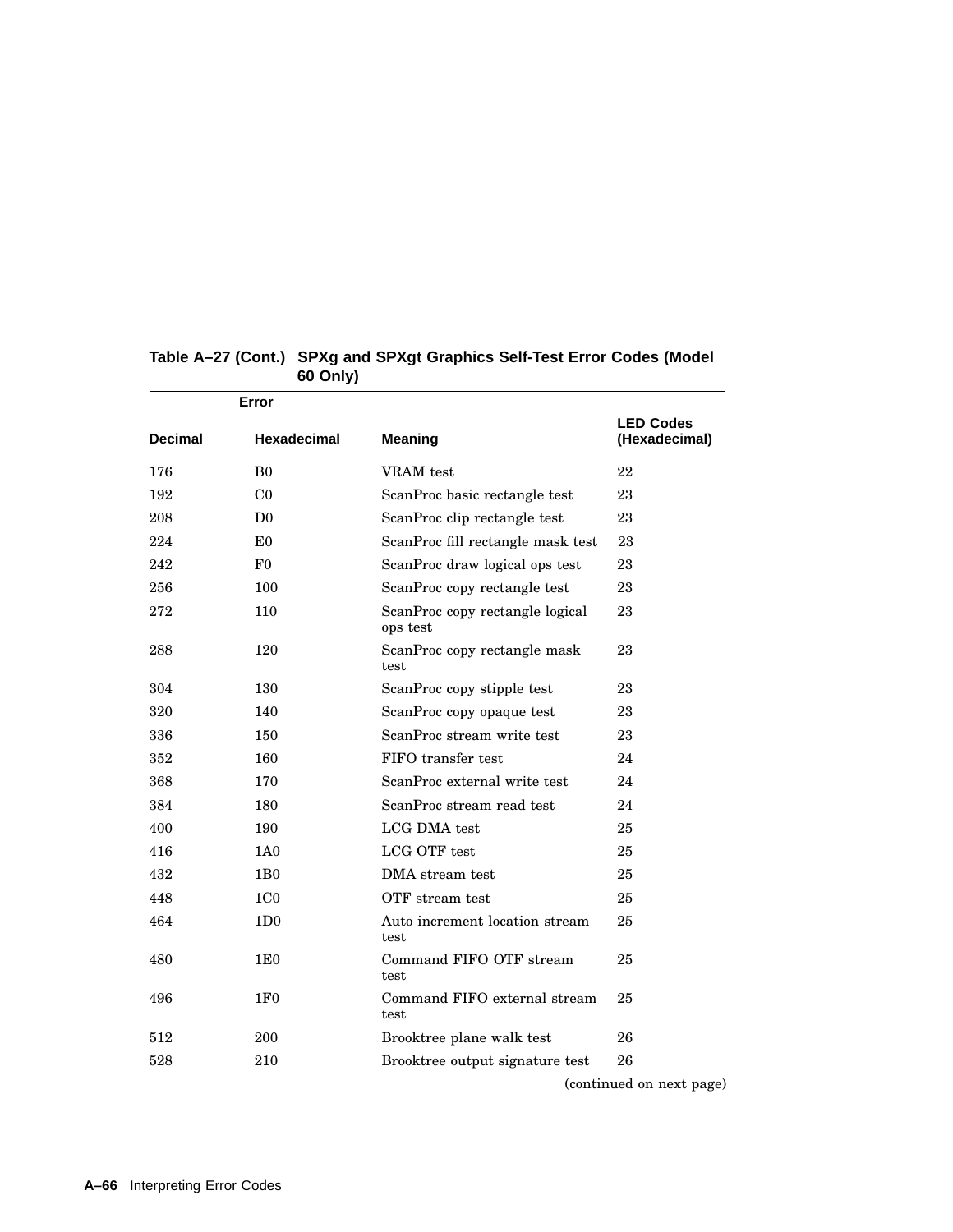**Table A–27 (Cont.) SPXg and SPXgt Graphics Self-Test Error Codes (Model 60 Only)**

| Error | | | |
|---|---|---|---|
| **Decimal** | **Hexadecimal** | **Meaning** | **LED Codes (Hexadecimal)** |
| 176 | B0 | VRAM test | 22 |
| 192 | C0 | ScanProc basic rectangle test | 23 |
| 208 | D0 | ScanProc clip rectangle test | 23 |
| 224 | E0 | ScanProc fill rectangle mask test | 23 |
| 242 | F0 | ScanProc draw logical ops test | 23 |
| 256 | 100 | ScanProc copy rectangle test | 23 |
| 272 | 110 | ScanProc copy rectangle logical ops test | 23 |
| 288 | 120 | ScanProc copy rectangle mask test | 23 |
| 304 | 130 | ScanProc copy stipple test | 23 |
| 320 | 140 | ScanProc copy opaque test | 23 |
| 336 | 150 | ScanProc stream write test | 23 |
| 352 | 160 | FIFO transfer test | 24 |
| 368 | 170 | ScanProc external write test | 24 |
| 384 | 180 | ScanProc stream read test | 24 |
| 400 | 190 | LCG DMA test | 25 |
| 416 | 1A0 | LCG OTF test | 25 |
| 432 | 1B0 | DMA stream test | 25 |
| 448 | 1C0 | OTF stream test | 25 |
| 464 | 1D0 | Auto increment location stream test | 25 |
| 480 | 1E0 | Command FIFO OTF stream test | 25 |
| 496 | 1F0 | Command FIFO external stream test | 25 |
| 512 | 200 | Brooktree plane walk test | 26 |
| 528 | 210 | Brooktree output signature test | 26 |

(continued on next page)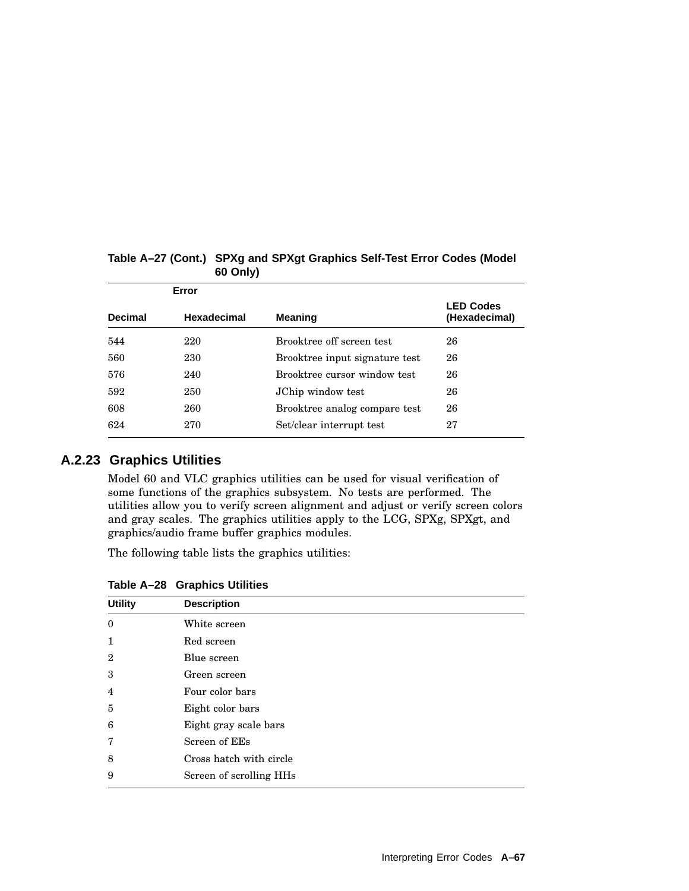**Table A–27 (Cont.) SPXg and SPXgt Graphics Self-Test Error Codes (Model 60 Only)**

| Error | | | |
|---|---|---|---|
| **Decimal** | **Hexadecimal** | **Meaning** | **LED Codes (Hexadecimal)** |
| 544 | 220 | Brooktree off screen test | 26 |
| 560 | 230 | Brooktree input signature test | 26 |
| 576 | 240 | Brooktree cursor window test | 26 |
| 592 | 250 | JChip window test | 26 |
| 608 | 260 | Brooktree analog compare test | 26 |
| 624 | 270 | Set/clear interrupt test | 27 |

### A.2.23 Graphics Utilities

Model 60 and VLC graphics utilities can be used for visual verification of some functions of the graphics subsystem. No tests are performed. The utilities allow you to verify screen alignment and adjust or verify screen colors and gray scales. The graphics utilities apply to the LCG, SPXg, SPXgt, and graphics/audio frame buffer graphics modules.

The following table lists the graphics utilities:

**Table A–28 Graphics Utilities**

| Utility | Description |
|---|---|
| 0 | White screen |
| 1 | Red screen |
| 2 | Blue screen |
| 3 | Green screen |
| 4 | Four color bars |
| 5 | Eight color bars |
| 6 | Eight gray scale bars |
| 7 | Screen of EEs |
| 8 | Cross hatch with circle |
| 9 | Screen of scrolling HHs |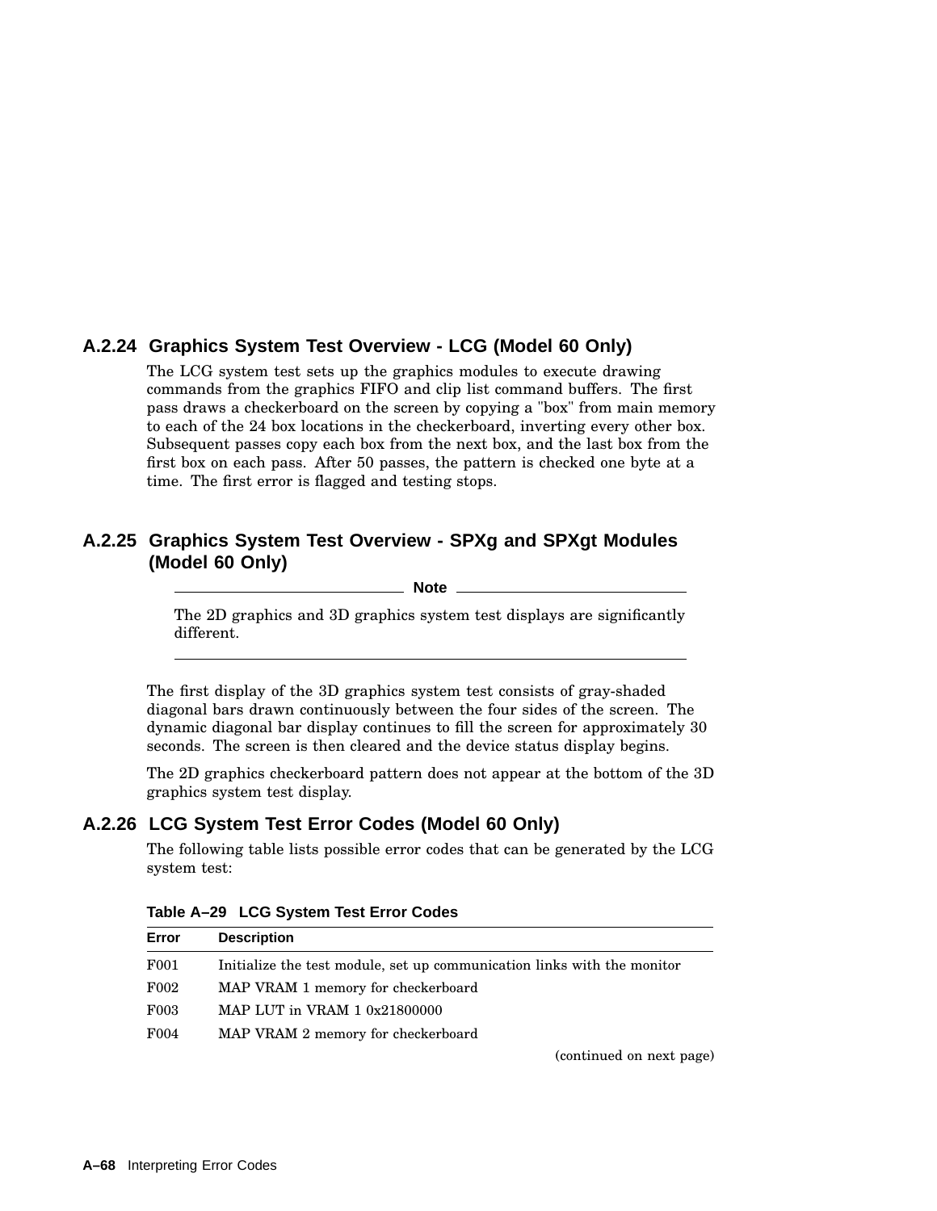### A.2.24 Graphics System Test Overview - LCG (Model 60 Only)

The LCG system test sets up the graphics modules to execute drawing commands from the graphics FIFO and clip list command buffers. The first pass draws a checkerboard on the screen by copying a "box" from main memory to each of the 24 box locations in the checkerboard, inverting every other box. Subsequent passes copy each box from the next box, and the last box from the first box on each pass. After 50 passes, the pattern is checked one byte at a time. The first error is flagged and testing stops.

### A.2.25 Graphics System Test Overview - SPXg and SPXgt Modules (Model 60 Only)

---

**Note**

The 2D graphics and 3D graphics system test displays are significantly different.

---

The first display of the 3D graphics system test consists of gray-shaded diagonal bars drawn continuously between the four sides of the screen. The dynamic diagonal bar display continues to fill the screen for approximately 30 seconds. The screen is then cleared and the device status display begins.

The 2D graphics checkerboard pattern does not appear at the bottom of the 3D graphics system test display.

### A.2.26 LCG System Test Error Codes (Model 60 Only)

The following table lists possible error codes that can be generated by the LCG system test:

**Table A–29 LCG System Test Error Codes**

| Error | Description |
|---|---|
| F001 | Initialize the test module, set up communication links with the monitor |
| F002 | MAP VRAM 1 memory for checkerboard |
| F003 | MAP LUT in VRAM 1 0x21800000 |
| F004 | MAP VRAM 2 memory for checkerboard |

(continued on next page)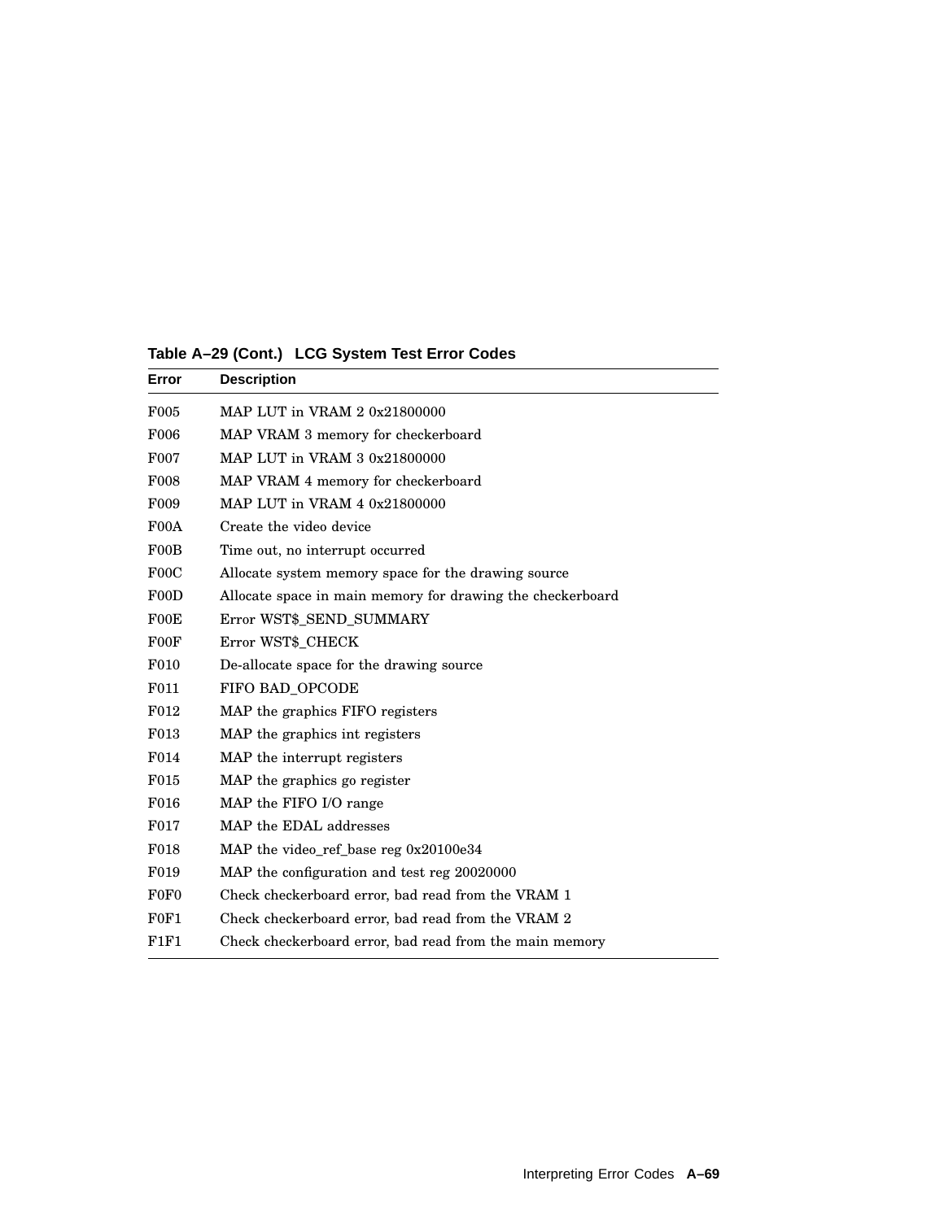**Table A–29 (Cont.) LCG System Test Error Codes**

| Error | Description |
|---|---|
| F005 | MAP LUT in VRAM 2 0x21800000 |
| F006 | MAP VRAM 3 memory for checkerboard |
| F007 | MAP LUT in VRAM 3 0x21800000 |
| F008 | MAP VRAM 4 memory for checkerboard |
| F009 | MAP LUT in VRAM 4 0x21800000 |
| F00A | Create the video device |
| F00B | Time out, no interrupt occurred |
| F00C | Allocate system memory space for the drawing source |
| F00D | Allocate space in main memory for drawing the checkerboard |
| F00E | Error WST$_SEND_SUMMARY |
| F00F | Error WST$_CHECK |
| F010 | De-allocate space for the drawing source |
| F011 | FIFO BAD_OPCODE |
| F012 | MAP the graphics FIFO registers |
| F013 | MAP the graphics int registers |
| F014 | MAP the interrupt registers |
| F015 | MAP the graphics go register |
| F016 | MAP the FIFO I/O range |
| F017 | MAP the EDAL addresses |
| F018 | MAP the video_ref_base reg 0x20100e34 |
| F019 | MAP the configuration and test reg 20020000 |
| F0F0 | Check checkerboard error, bad read from the VRAM 1 |
| F0F1 | Check checkerboard error, bad read from the VRAM 2 |
| F1F1 | Check checkerboard error, bad read from the main memory |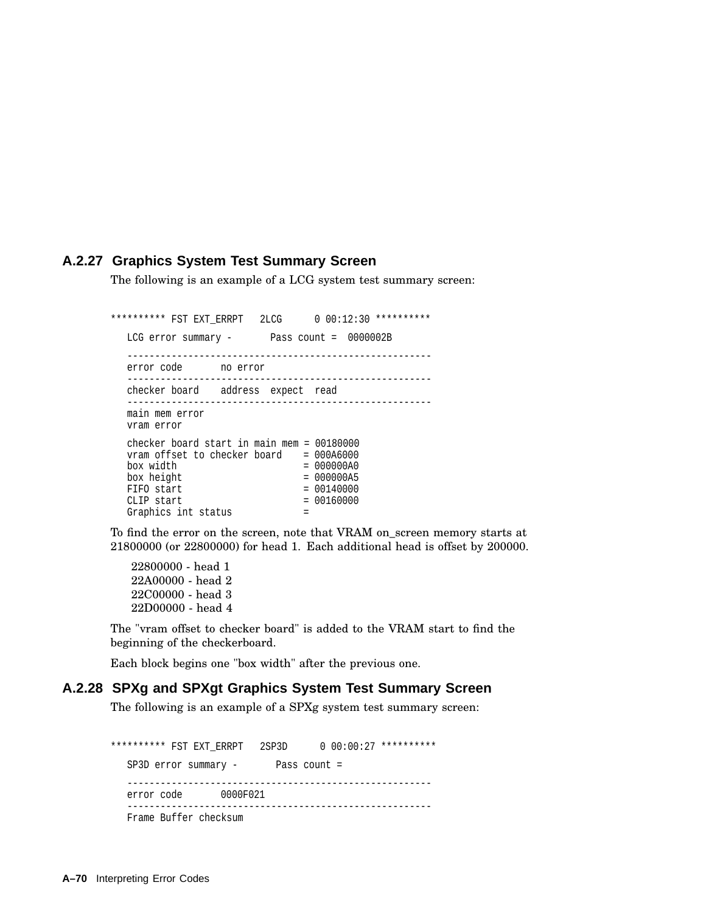### A.2.27 Graphics System Test Summary Screen

The following is an example of a LCG system test summary screen:

```
********** FST EXT_ERRPT   2LCG      0 00:12:30 **********
   LCG error summary -       Pass count =  0000002B
   -------------------------------------------------------
   error code       no error
   -------------------------------------------------------
   checker board    address  expect  read
   -------------------------------------------------------
   main mem error
   vram error

   checker board start in main mem = 00180000
   vram offset to checker board    = 000A6000
   box width                       = 000000A0
   box height                      = 000000A5
   FIFO start                      = 00140000
   CLIP start                      = 00160000
   Graphics int status             =
```

To find the error on the screen, note that VRAM on_screen memory starts at 21800000 (or 22800000) for head 1. Each additional head is offset by 200000.

22800000 - head 1
22A00000 - head 2
22C00000 - head 3
22D00000 - head 4

The "vram offset to checker board" is added to the VRAM start to find the beginning of the checkerboard.

Each block begins one "box width" after the previous one.

### A.2.28 SPXg and SPXgt Graphics System Test Summary Screen

The following is an example of a SPXg system test summary screen:

```
********** FST EXT_ERRPT   2SP3D      0 00:00:27 **********
   SP3D error summary -       Pass count =
   -------------------------------------------------------
   error code       0000F021
   -------------------------------------------------------
   Frame Buffer checksum
```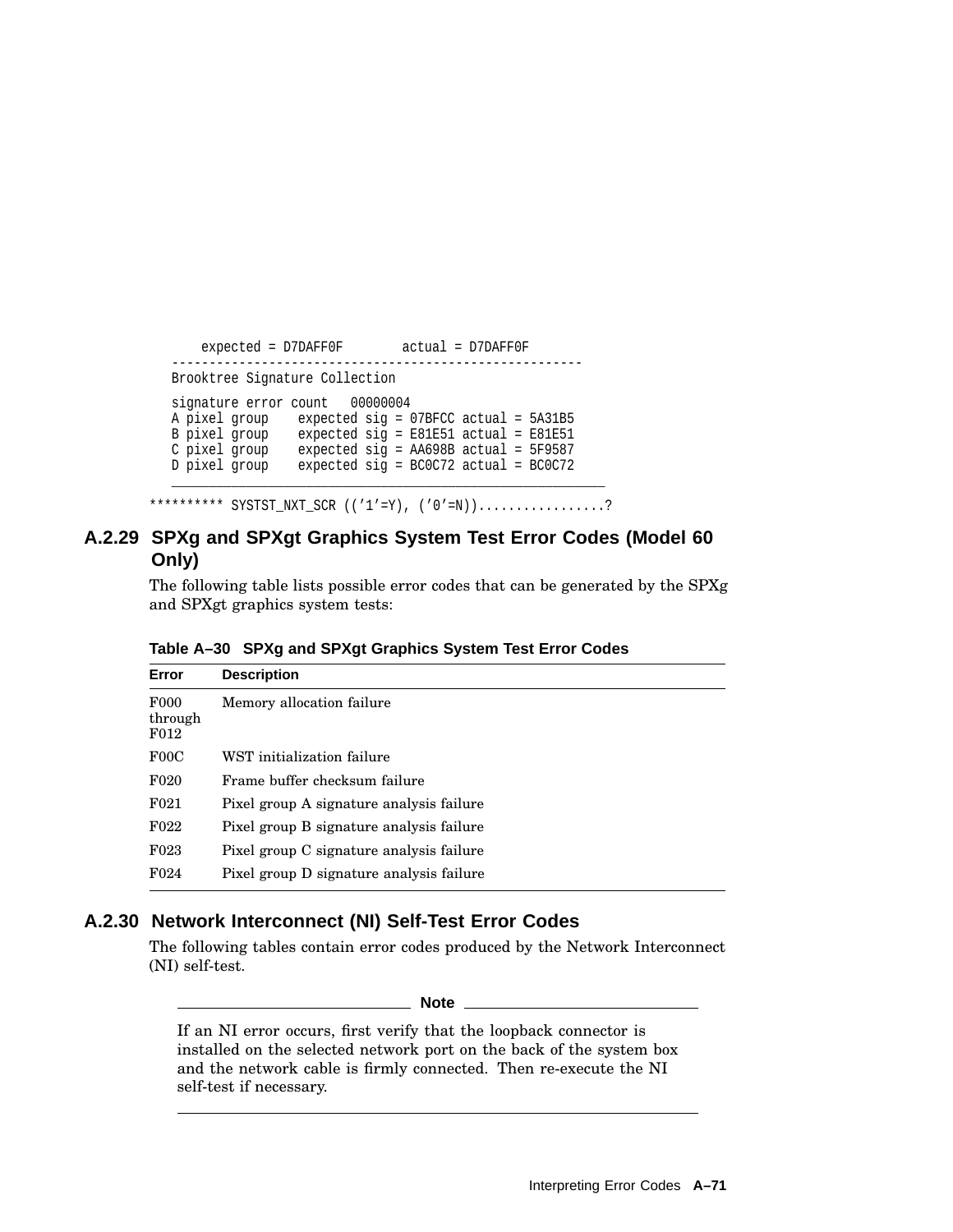```
    expected = D7DAFF0F        actual = D7DAFF0F
-------------------------------------------------------
Brooktree Signature Collection

signature error count   00000004
A pixel group    expected sig = 07BFCC actual = 5A31B5
B pixel group    expected sig = E81E51 actual = E81E51
C pixel group    expected sig = AA698B actual = 5F9587
D pixel group    expected sig = BC0C72 actual = BC0C72
_______________________________________________________

********** SYSTST_NXT_SCR ((’1’=Y), (’0’=N))................?
```

### A.2.29 SPXg and SPXgt Graphics System Test Error Codes (Model 60 Only)

The following table lists possible error codes that can be generated by the SPXg and SPXgt graphics system tests:

**Table A–30 SPXg and SPXgt Graphics System Test Error Codes**

| Error | Description |
|---|---|
| F000 through F012 | Memory allocation failure |
| F00C | WST initialization failure |
| F020 | Frame buffer checksum failure |
| F021 | Pixel group A signature analysis failure |
| F022 | Pixel group B signature analysis failure |
| F023 | Pixel group C signature analysis failure |
| F024 | Pixel group D signature analysis failure |

### A.2.30 Network Interconnect (NI) Self-Test Error Codes

The following tables contain error codes produced by the Network Interconnect (NI) self-test.

**Note**

If an NI error occurs, first verify that the loopback connector is installed on the selected network port on the back of the system box and the network cable is firmly connected. Then re-execute the NI self-test if necessary.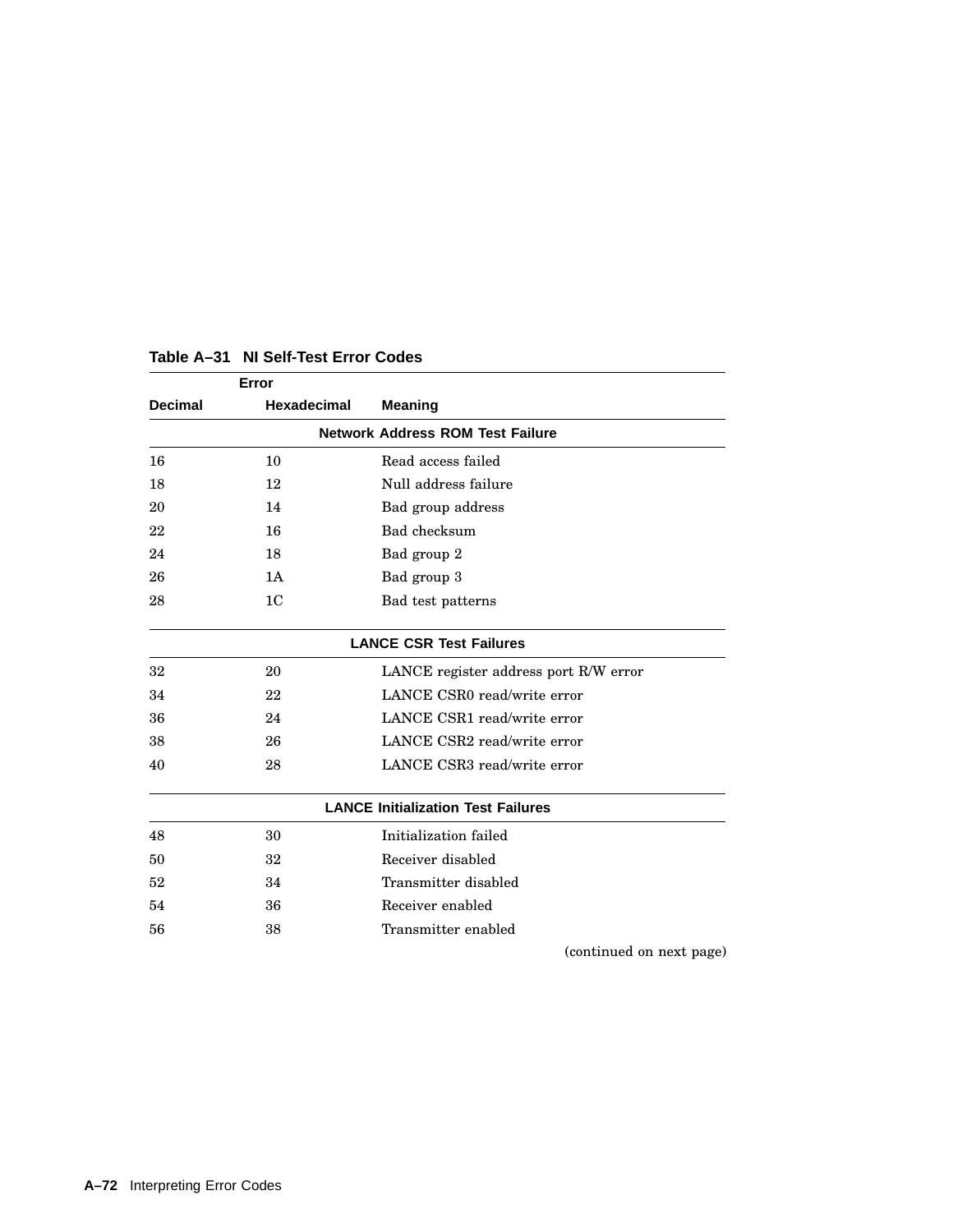**Table A–31 NI Self-Test Error Codes**

| Error | | |
|---|---|---|
| **Decimal** | **Hexadecimal** | **Meaning** |
| | **Network Address ROM Test Failure** | |
| 16 | 10 | Read access failed |
| 18 | 12 | Null address failure |
| 20 | 14 | Bad group address |
| 22 | 16 | Bad checksum |
| 24 | 18 | Bad group 2 |
| 26 | 1A | Bad group 3 |
| 28 | 1C | Bad test patterns |
| | **LANCE CSR Test Failures** | |
| 32 | 20 | LANCE register address port R/W error |
| 34 | 22 | LANCE CSR0 read/write error |
| 36 | 24 | LANCE CSR1 read/write error |
| 38 | 26 | LANCE CSR2 read/write error |
| 40 | 28 | LANCE CSR3 read/write error |
| | **LANCE Initialization Test Failures** | |
| 48 | 30 | Initialization failed |
| 50 | 32 | Receiver disabled |
| 52 | 34 | Transmitter disabled |
| 54 | 36 | Receiver enabled |
| 56 | 38 | Transmitter enabled |

(continued on next page)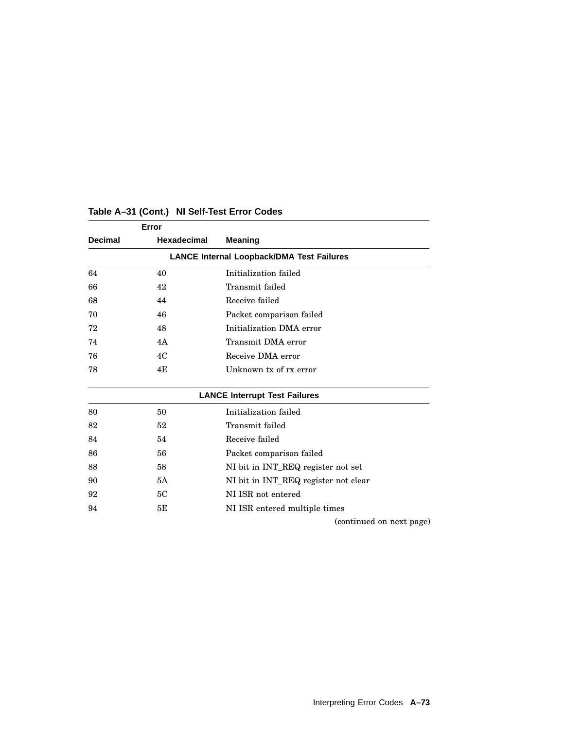**Table A–31 (Cont.) NI Self-Test Error Codes**

| Error Decimal | Hexadecimal | Meaning |
|---|---|---|
| **LANCE Internal Loopback/DMA Test Failures** | | |
| 64 | 40 | Initialization failed |
| 66 | 42 | Transmit failed |
| 68 | 44 | Receive failed |
| 70 | 46 | Packet comparison failed |
| 72 | 48 | Initialization DMA error |
| 74 | 4A | Transmit DMA error |
| 76 | 4C | Receive DMA error |
| 78 | 4E | Unknown tx of rx error |
| **LANCE Interrupt Test Failures** | | |
| 80 | 50 | Initialization failed |
| 82 | 52 | Transmit failed |
| 84 | 54 | Receive failed |
| 86 | 56 | Packet comparison failed |
| 88 | 58 | NI bit in INT_REQ register not set |
| 90 | 5A | NI bit in INT_REQ register not clear |
| 92 | 5C | NI ISR not entered |
| 94 | 5E | NI ISR entered multiple times |

(continued on next page)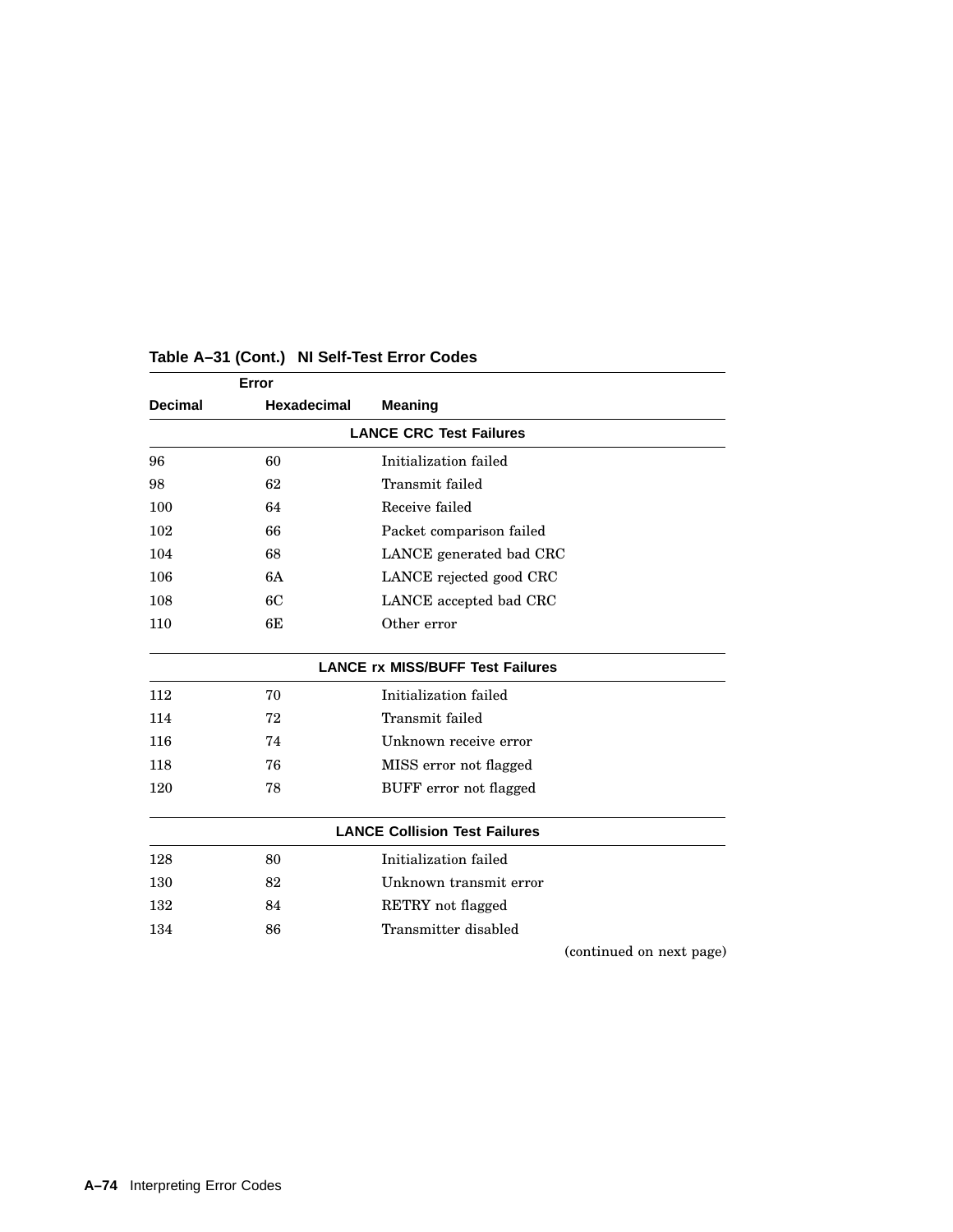**Table A–31 (Cont.) NI Self-Test Error Codes**

| Error | | |
|---|---|---|
| **Decimal** | **Hexadecimal** | **Meaning** |
| | | **LANCE CRC Test Failures** |
| 96 | 60 | Initialization failed |
| 98 | 62 | Transmit failed |
| 100 | 64 | Receive failed |
| 102 | 66 | Packet comparison failed |
| 104 | 68 | LANCE generated bad CRC |
| 106 | 6A | LANCE rejected good CRC |
| 108 | 6C | LANCE accepted bad CRC |
| 110 | 6E | Other error |
| | | **LANCE rx MISS/BUFF Test Failures** |
| 112 | 70 | Initialization failed |
| 114 | 72 | Transmit failed |
| 116 | 74 | Unknown receive error |
| 118 | 76 | MISS error not flagged |
| 120 | 78 | BUFF error not flagged |
| | | **LANCE Collision Test Failures** |
| 128 | 80 | Initialization failed |
| 130 | 82 | Unknown transmit error |
| 132 | 84 | RETRY not flagged |
| 134 | 86 | Transmitter disabled |

(continued on next page)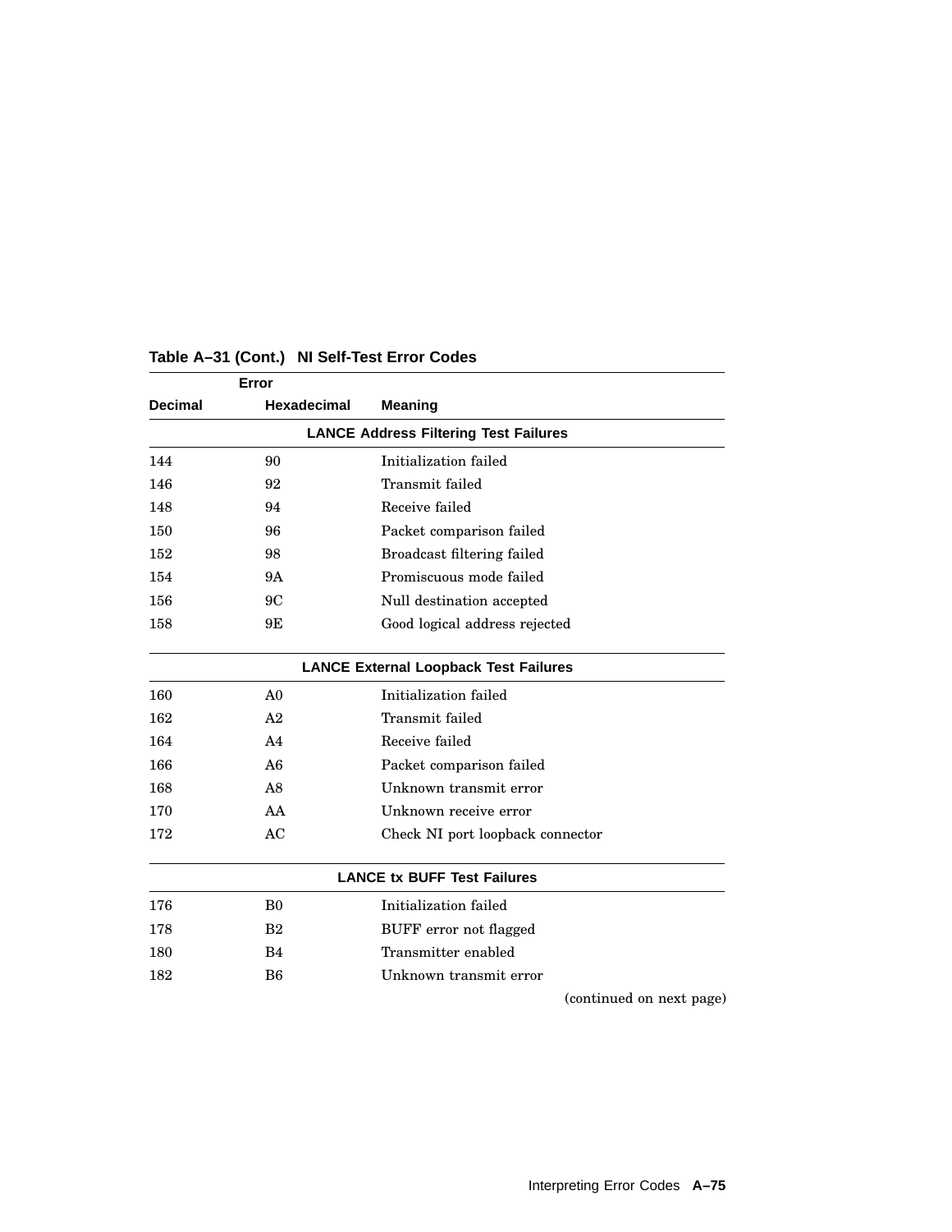**Table A–31 (Cont.) NI Self-Test Error Codes**

| Error | | |
|---|---|---|
| **Decimal** | **Hexadecimal** | **Meaning** |
| | **LANCE Address Filtering Test Failures** | |
| 144 | 90 | Initialization failed |
| 146 | 92 | Transmit failed |
| 148 | 94 | Receive failed |
| 150 | 96 | Packet comparison failed |
| 152 | 98 | Broadcast filtering failed |
| 154 | 9A | Promiscuous mode failed |
| 156 | 9C | Null destination accepted |
| 158 | 9E | Good logical address rejected |
| | **LANCE External Loopback Test Failures** | |
| 160 | A0 | Initialization failed |
| 162 | A2 | Transmit failed |
| 164 | A4 | Receive failed |
| 166 | A6 | Packet comparison failed |
| 168 | A8 | Unknown transmit error |
| 170 | AA | Unknown receive error |
| 172 | AC | Check NI port loopback connector |
| | **LANCE tx BUFF Test Failures** | |
| 176 | B0 | Initialization failed |
| 178 | B2 | BUFF error not flagged |
| 180 | B4 | Transmitter enabled |
| 182 | B6 | Unknown transmit error |

(continued on next page)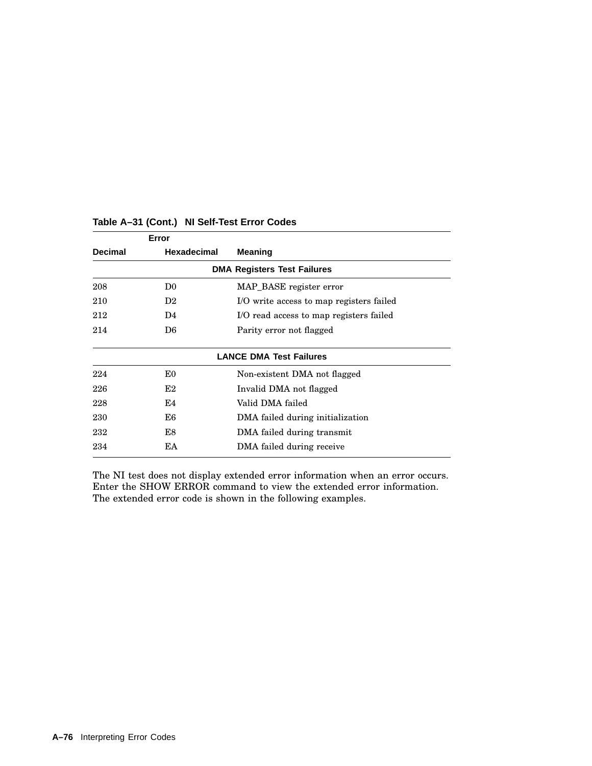**Table A–31 (Cont.) NI Self-Test Error Codes**

| Error | | |
|---|---|---|
| **Decimal** | **Hexadecimal** | **Meaning** |
| | **DMA Registers Test Failures** | |
| 208 | D0 | MAP_BASE register error |
| 210 | D2 | I/O write access to map registers failed |
| 212 | D4 | I/O read access to map registers failed |
| 214 | D6 | Parity error not flagged |
| | **LANCE DMA Test Failures** | |
| 224 | E0 | Non-existent DMA not flagged |
| 226 | E2 | Invalid DMA not flagged |
| 228 | E4 | Valid DMA failed |
| 230 | E6 | DMA failed during initialization |
| 232 | E8 | DMA failed during transmit |
| 234 | EA | DMA failed during receive |

The NI test does not display extended error information when an error occurs. Enter the SHOW ERROR command to view the extended error information. The extended error code is shown in the following examples.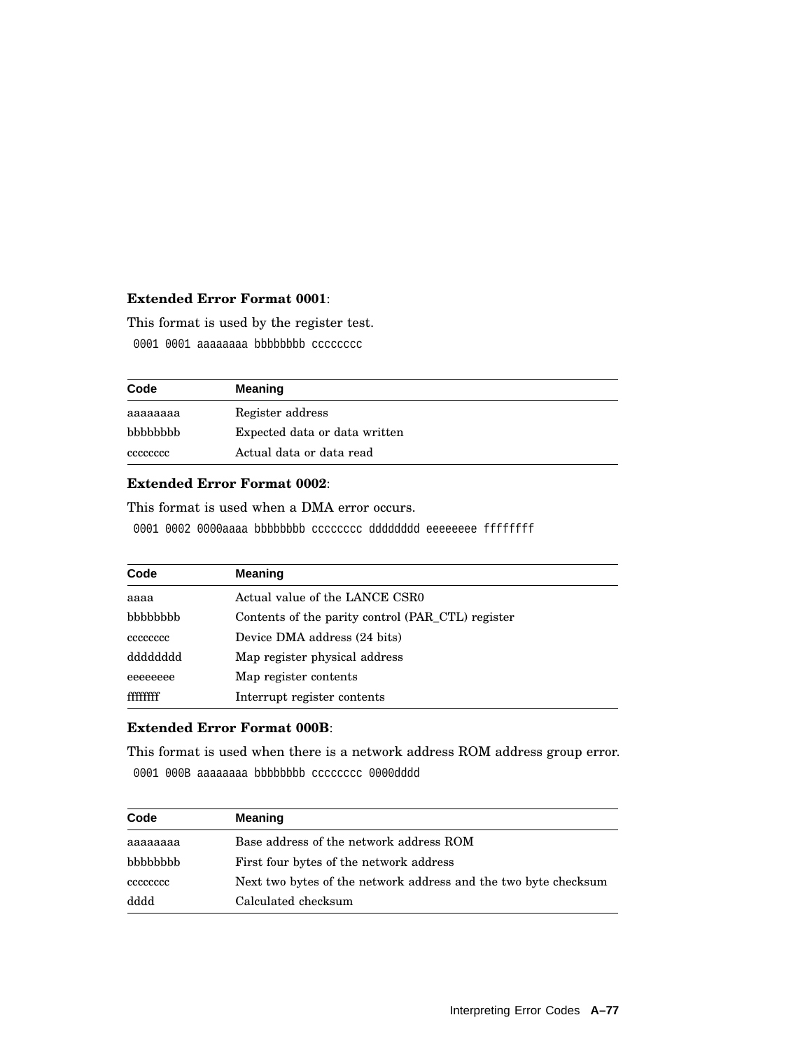**Extended Error Format 0001**:

This format is used by the register test.

```
0001 0001 aaaaaaaa bbbbbbbb cccccccc
```

| Code | Meaning |
|---|---|
| aaaaaaaa | Register address |
| bbbbbbbb | Expected data or data written |
| cccccccc | Actual data or data read |

**Extended Error Format 0002**:

This format is used when a DMA error occurs.

```
0001 0002 0000aaaa bbbbbbbb cccccccc dddddddd eeeeeeee ffffffff
```

| Code | Meaning |
|---|---|
| aaaa | Actual value of the LANCE CSR0 |
| bbbbbbbb | Contents of the parity control (PAR_CTL) register |
| cccccccc | Device DMA address (24 bits) |
| dddddddd | Map register physical address |
| eeeeeeee | Map register contents |
| ffffffff | Interrupt register contents |

**Extended Error Format 000B**:

This format is used when there is a network address ROM address group error.

```
0001 000B aaaaaaaa bbbbbbbb cccccccc 0000dddd
```

| Code | Meaning |
|---|---|
| aaaaaaaa | Base address of the network address ROM |
| bbbbbbbb | First four bytes of the network address |
| cccccccc | Next two bytes of the network address and the two byte checksum |
| dddd | Calculated checksum |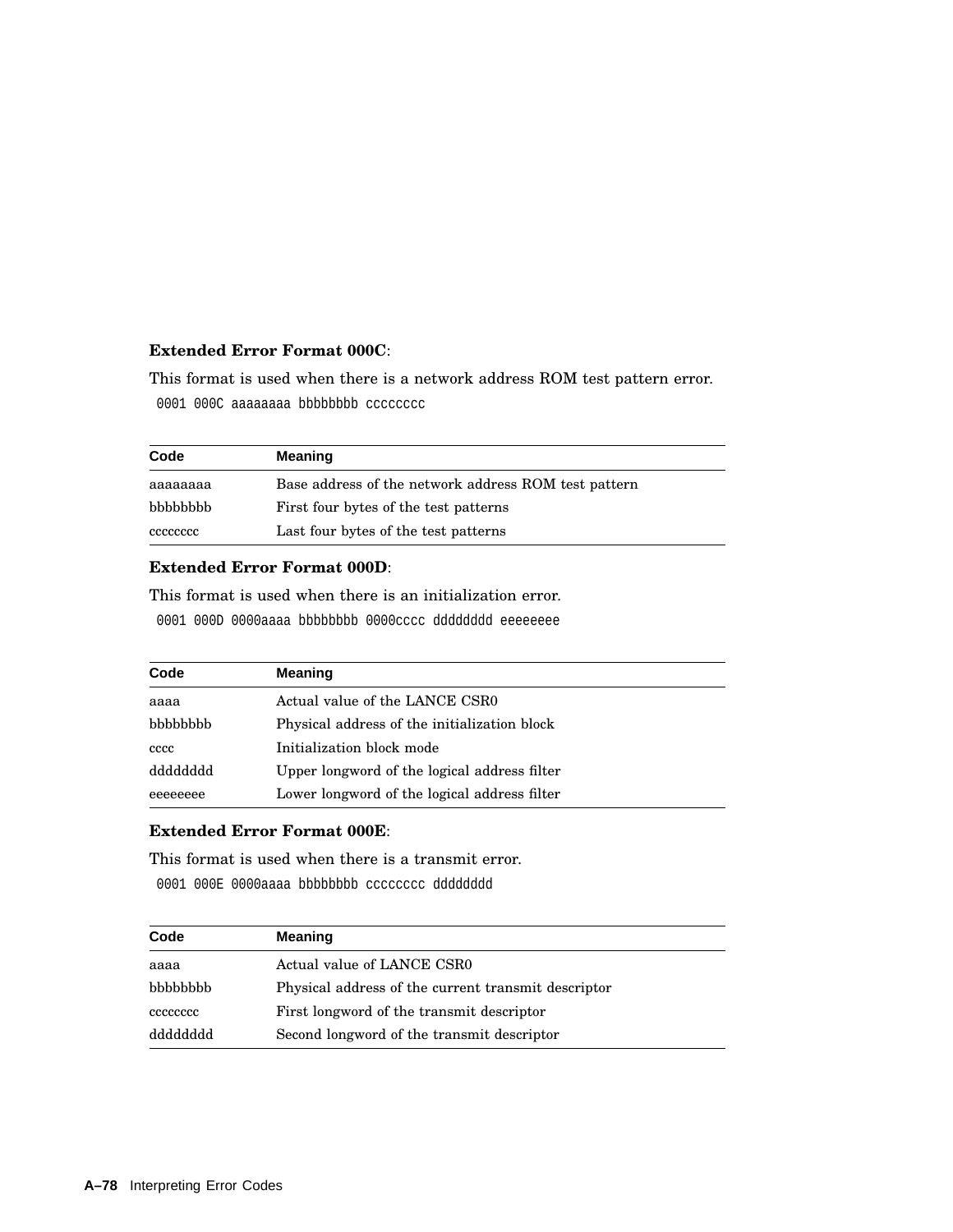**Extended Error Format 000C**:

This format is used when there is a network address ROM test pattern error.

```
0001 000C aaaaaaaa bbbbbbbb cccccccc
```

| Code | Meaning |
| --- | --- |
| aaaaaaaa | Base address of the network address ROM test pattern |
| bbbbbbbb | First four bytes of the test patterns |
| cccccccc | Last four bytes of the test patterns |

**Extended Error Format 000D**:

This format is used when there is an initialization error.

```
0001 000D 0000aaaa bbbbbbbb 0000cccc dddddddd eeeeeeee
```

| Code | Meaning |
| --- | --- |
| aaaa | Actual value of the LANCE CSR0 |
| bbbbbbbb | Physical address of the initialization block |
| cccc | Initialization block mode |
| dddddddd | Upper longword of the logical address filter |
| eeeeeeee | Lower longword of the logical address filter |

**Extended Error Format 000E**:

This format is used when there is a transmit error.

```
0001 000E 0000aaaa bbbbbbbb cccccccc dddddddd
```

| Code | Meaning |
| --- | --- |
| aaaa | Actual value of LANCE CSR0 |
| bbbbbbbb | Physical address of the current transmit descriptor |
| cccccccc | First longword of the transmit descriptor |
| dddddddd | Second longword of the transmit descriptor |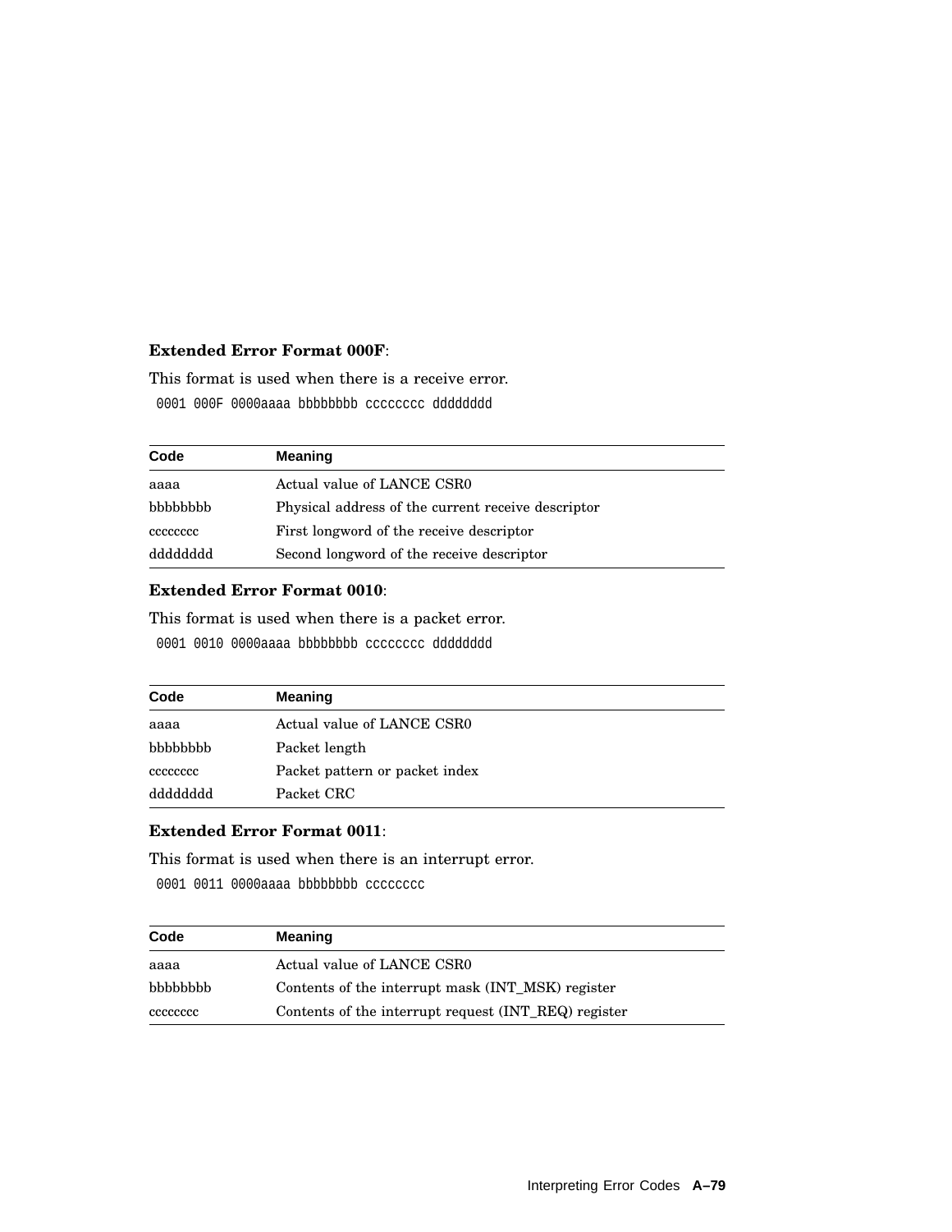**Extended Error Format 000F**:

This format is used when there is a receive error.

```
0001 000F 0000aaaa bbbbbbbb cccccccc dddddddd
```

| Code | Meaning |
| --- | --- |
| aaaa | Actual value of LANCE CSR0 |
| bbbbbbbb | Physical address of the current receive descriptor |
| cccccccc | First longword of the receive descriptor |
| dddddddd | Second longword of the receive descriptor |

**Extended Error Format 0010**:

This format is used when there is a packet error.

```
0001 0010 0000aaaa bbbbbbbb cccccccc dddddddd
```

| Code | Meaning |
| --- | --- |
| aaaa | Actual value of LANCE CSR0 |
| bbbbbbbb | Packet length |
| cccccccc | Packet pattern or packet index |
| dddddddd | Packet CRC |

**Extended Error Format 0011**:

This format is used when there is an interrupt error.

```
0001 0011 0000aaaa bbbbbbbb cccccccc
```

| Code | Meaning |
| --- | --- |
| aaaa | Actual value of LANCE CSR0 |
| bbbbbbbb | Contents of the interrupt mask (INT_MSK) register |
| cccccccc | Contents of the interrupt request (INT_REQ) register |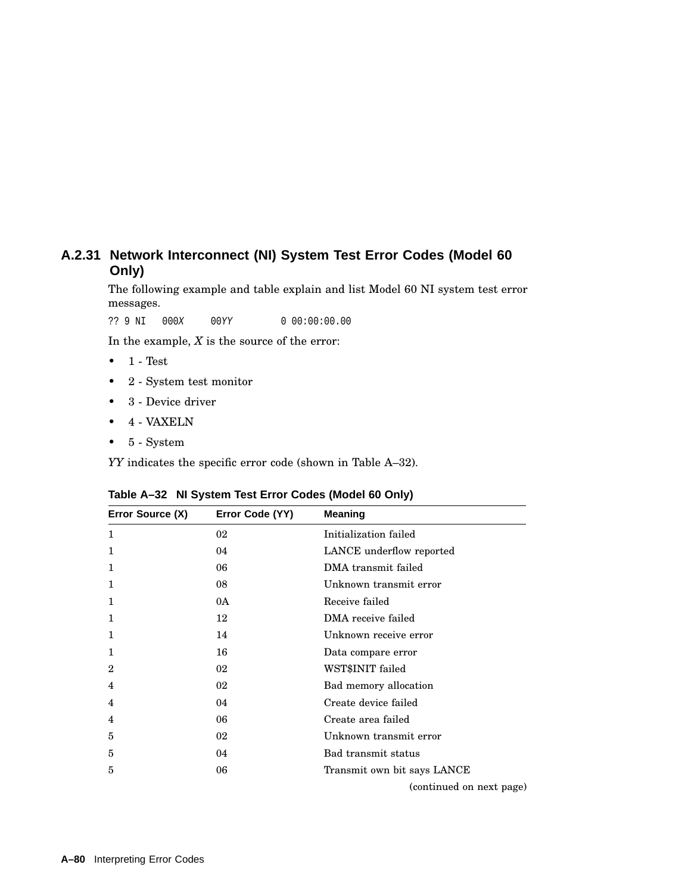### A.2.31 Network Interconnect (NI) System Test Error Codes (Model 60 Only)

The following example and table explain and list Model 60 NI system test error messages.

```
?? 9 NI   000X     00YY        0 00:00:00.00
```

In the example, *X* is the source of the error:

- 1 - Test
- 2 - System test monitor
- 3 - Device driver
- 4 - VAXELN
- 5 - System

*YY* indicates the specific error code (shown in Table A–32).

**Table A–32 NI System Test Error Codes (Model 60 Only)**

| Error Source (X) | Error Code (YY) | Meaning |
|---|---|---|
| 1 | 02 | Initialization failed |
| 1 | 04 | LANCE underflow reported |
| 1 | 06 | DMA transmit failed |
| 1 | 08 | Unknown transmit error |
| 1 | 0A | Receive failed |
| 1 | 12 | DMA receive failed |
| 1 | 14 | Unknown receive error |
| 1 | 16 | Data compare error |
| 2 | 02 | WST$INIT failed |
| 4 | 02 | Bad memory allocation |
| 4 | 04 | Create device failed |
| 4 | 06 | Create area failed |
| 5 | 02 | Unknown transmit error |
| 5 | 04 | Bad transmit status |
| 5 | 06 | Transmit own bit says LANCE |

(continued on next page)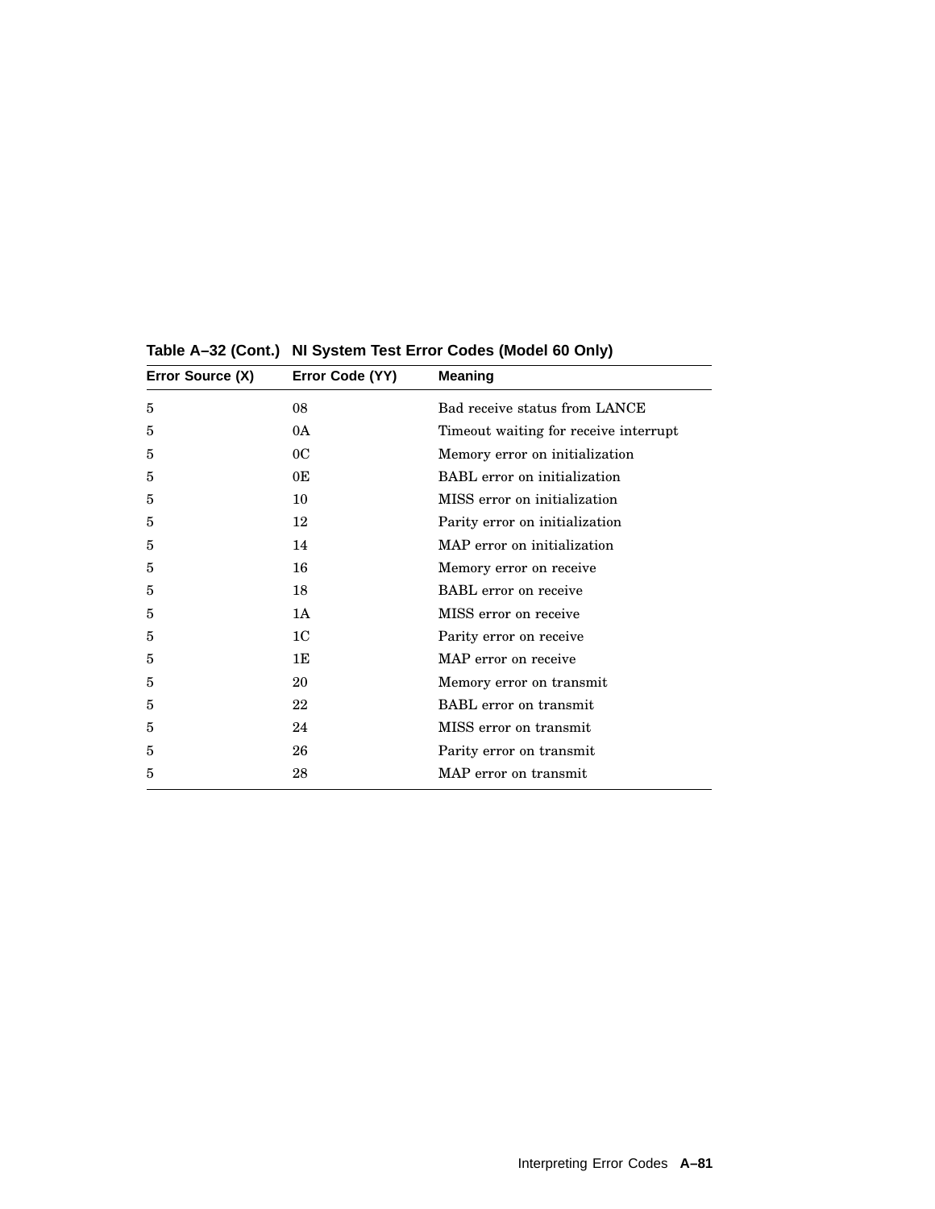**Table A–32 (Cont.) NI System Test Error Codes (Model 60 Only)**

| Error Source (X) | Error Code (YY) | Meaning |
|---|---|---|
| 5 | 08 | Bad receive status from LANCE |
| 5 | 0A | Timeout waiting for receive interrupt |
| 5 | 0C | Memory error on initialization |
| 5 | 0E | BABL error on initialization |
| 5 | 10 | MISS error on initialization |
| 5 | 12 | Parity error on initialization |
| 5 | 14 | MAP error on initialization |
| 5 | 16 | Memory error on receive |
| 5 | 18 | BABL error on receive |
| 5 | 1A | MISS error on receive |
| 5 | 1C | Parity error on receive |
| 5 | 1E | MAP error on receive |
| 5 | 20 | Memory error on transmit |
| 5 | 22 | BABL error on transmit |
| 5 | 24 | MISS error on transmit |
| 5 | 26 | Parity error on transmit |
| 5 | 28 | MAP error on transmit |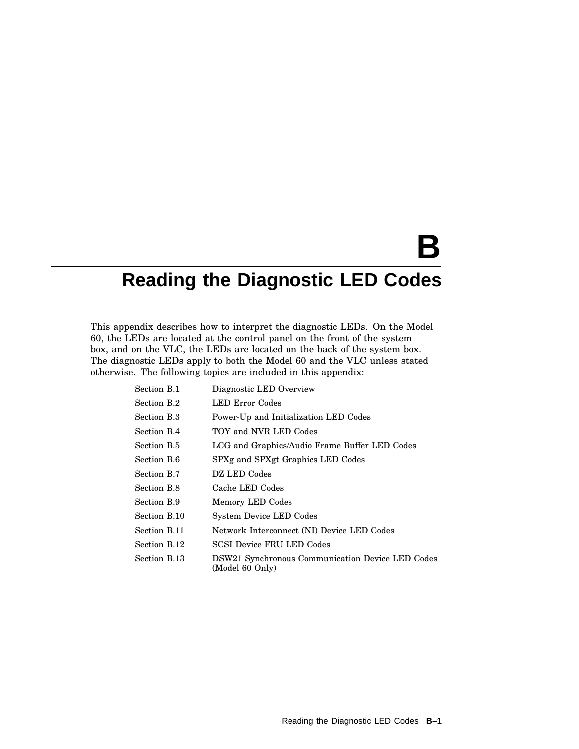# B

# Reading the Diagnostic LED Codes

This appendix describes how to interpret the diagnostic LEDs. On the Model 60, the LEDs are located at the control panel on the front of the system box, and on the VLC, the LEDs are located on the back of the system box. The diagnostic LEDs apply to both the Model 60 and the VLC unless stated otherwise. The following topics are included in this appendix:

| | |
|---|---|
| Section B.1 | Diagnostic LED Overview |
| Section B.2 | LED Error Codes |
| Section B.3 | Power-Up and Initialization LED Codes |
| Section B.4 | TOY and NVR LED Codes |
| Section B.5 | LCG and Graphics/Audio Frame Buffer LED Codes |
| Section B.6 | SPXg and SPXgt Graphics LED Codes |
| Section B.7 | DZ LED Codes |
| Section B.8 | Cache LED Codes |
| Section B.9 | Memory LED Codes |
| Section B.10 | System Device LED Codes |
| Section B.11 | Network Interconnect (NI) Device LED Codes |
| Section B.12 | SCSI Device FRU LED Codes |
| Section B.13 | DSW21 Synchronous Communication Device LED Codes (Model 60 Only) |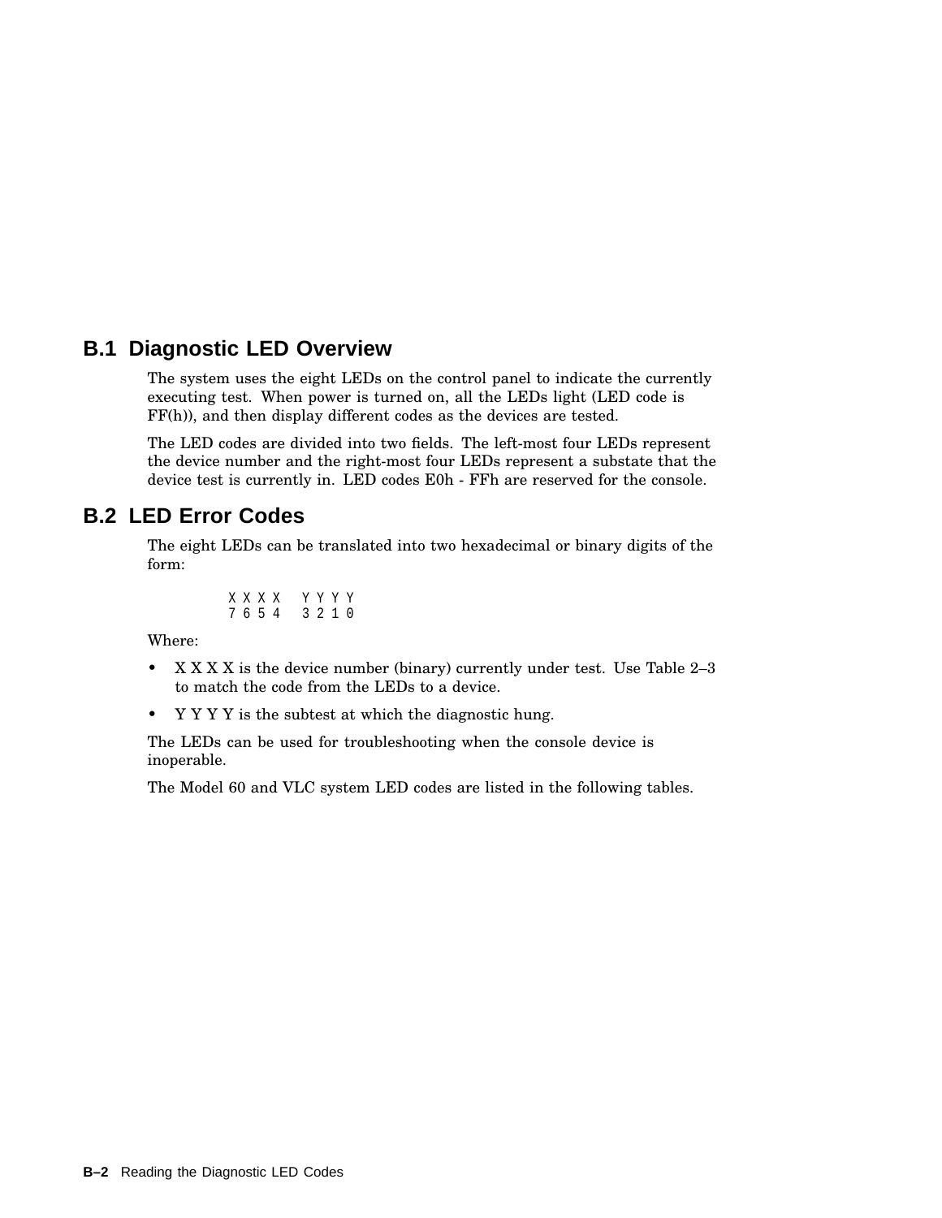## B.1 Diagnostic LED Overview

The system uses the eight LEDs on the control panel to indicate the currently executing test. When power is turned on, all the LEDs light (LED code is FF(h)), and then display different codes as the devices are tested.

The LED codes are divided into two fields. The left-most four LEDs represent the device number and the right-most four LEDs represent a substate that the device test is currently in. LED codes E0h - FFh are reserved for the console.

## B.2 LED Error Codes

The eight LEDs can be translated into two hexadecimal or binary digits of the form:

```
X X X X   Y Y Y Y
7 6 5 4   3 2 1 0
```

Where:

- X X X X is the device number (binary) currently under test. Use Table 2–3 to match the code from the LEDs to a device.
- Y Y Y Y is the subtest at which the diagnostic hung.

The LEDs can be used for troubleshooting when the console device is inoperable.

The Model 60 and VLC system LED codes are listed in the following tables.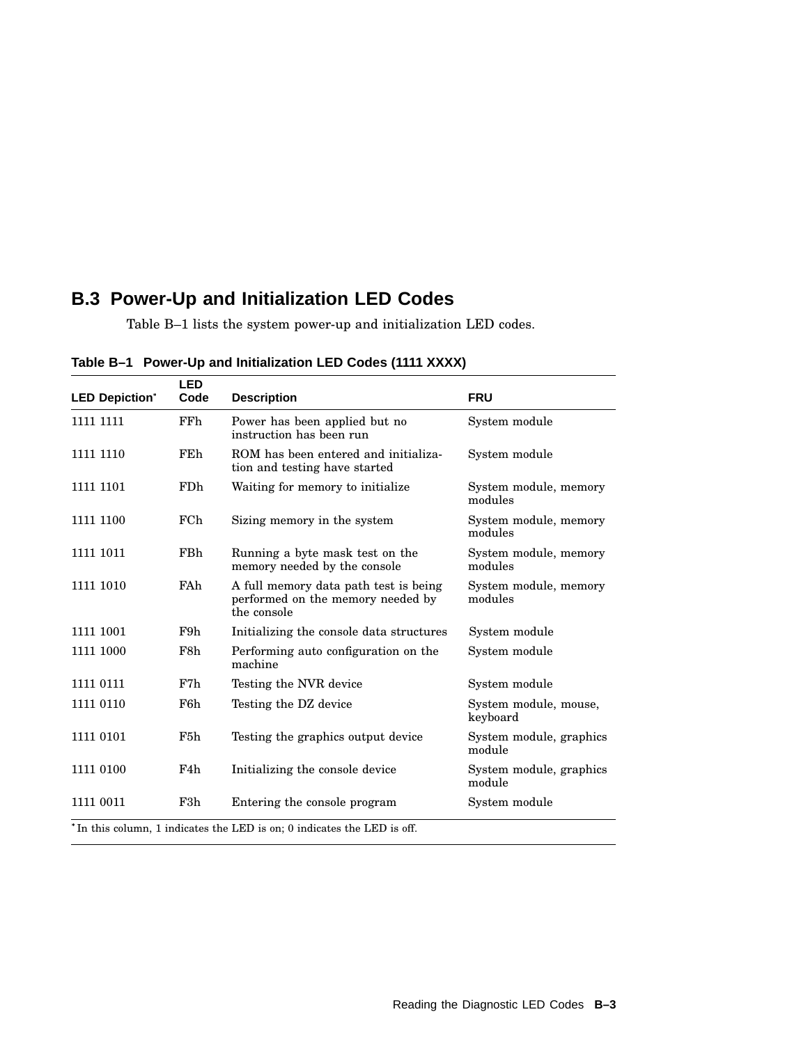## B.3 Power-Up and Initialization LED Codes

Table B–1 lists the system power-up and initialization LED codes.

**Table B–1 Power-Up and Initialization LED Codes (1111 XXXX)**

| LED Depiction* | LED Code | Description | FRU |
|---|---|---|---|
| 1111 1111 | FFh | Power has been applied but no instruction has been run | System module |
| 1111 1110 | FEh | ROM has been entered and initialization and testing have started | System module |
| 1111 1101 | FDh | Waiting for memory to initialize | System module, memory modules |
| 1111 1100 | FCh | Sizing memory in the system | System module, memory modules |
| 1111 1011 | FBh | Running a byte mask test on the memory needed by the console | System module, memory modules |
| 1111 1010 | FAh | A full memory data path test is being performed on the memory needed by the console | System module, memory modules |
| 1111 1001 | F9h | Initializing the console data structures | System module |
| 1111 1000 | F8h | Performing auto configuration on the machine | System module |
| 1111 0111 | F7h | Testing the NVR device | System module |
| 1111 0110 | F6h | Testing the DZ device | System module, mouse, keyboard |
| 1111 0101 | F5h | Testing the graphics output device | System module, graphics module |
| 1111 0100 | F4h | Initializing the console device | System module, graphics module |
| 1111 0011 | F3h | Entering the console program | System module |

*In this column, 1 indicates the LED is on; 0 indicates the LED is off.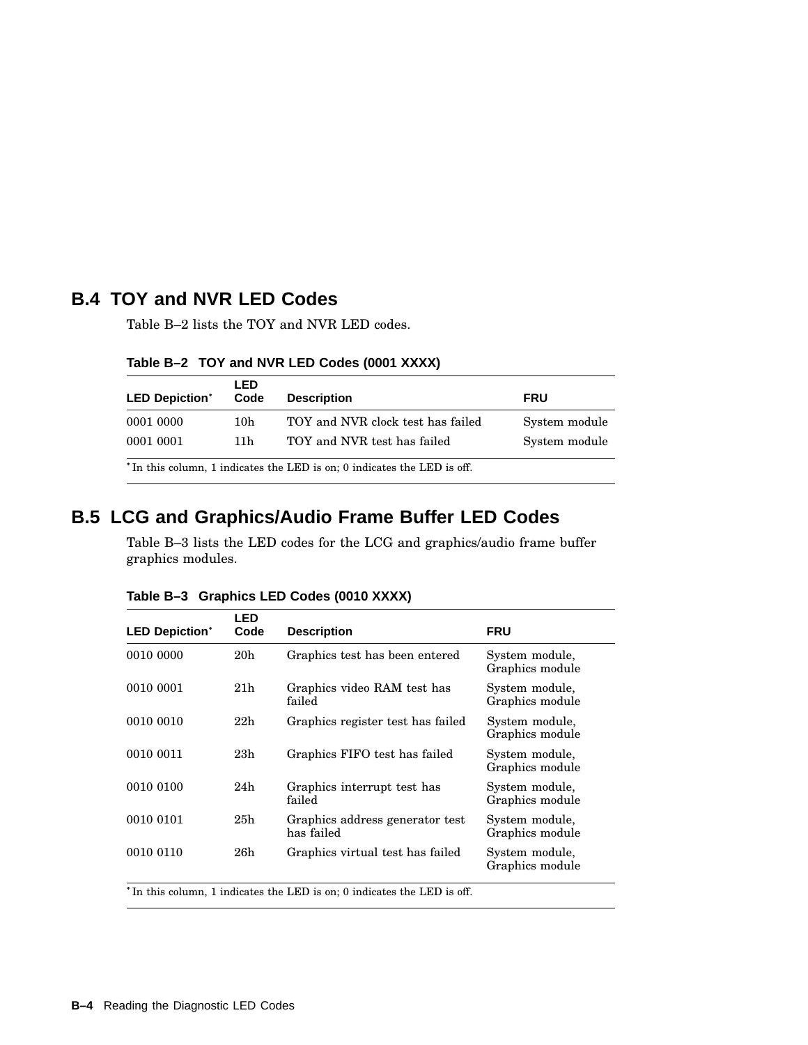## B.4 TOY and NVR LED Codes

Table B–2 lists the TOY and NVR LED codes.

**Table B–2 TOY and NVR LED Codes (0001 XXXX)**

| LED Depiction* | LED Code | Description | FRU |
|---|---|---|---|
| 0001 0000 | 10h | TOY and NVR clock test has failed | System module |
| 0001 0001 | 11h | TOY and NVR test has failed | System module |

*In this column, 1 indicates the LED is on; 0 indicates the LED is off.

## B.5 LCG and Graphics/Audio Frame Buffer LED Codes

Table B–3 lists the LED codes for the LCG and graphics/audio frame buffer graphics modules.

**Table B–3 Graphics LED Codes (0010 XXXX)**

| LED Depiction* | LED Code | Description | FRU |
|---|---|---|---|
| 0010 0000 | 20h | Graphics test has been entered | System module, Graphics module |
| 0010 0001 | 21h | Graphics video RAM test has failed | System module, Graphics module |
| 0010 0010 | 22h | Graphics register test has failed | System module, Graphics module |
| 0010 0011 | 23h | Graphics FIFO test has failed | System module, Graphics module |
| 0010 0100 | 24h | Graphics interrupt test has failed | System module, Graphics module |
| 0010 0101 | 25h | Graphics address generator test has failed | System module, Graphics module |
| 0010 0110 | 26h | Graphics virtual test has failed | System module, Graphics module |

*In this column, 1 indicates the LED is on; 0 indicates the LED is off.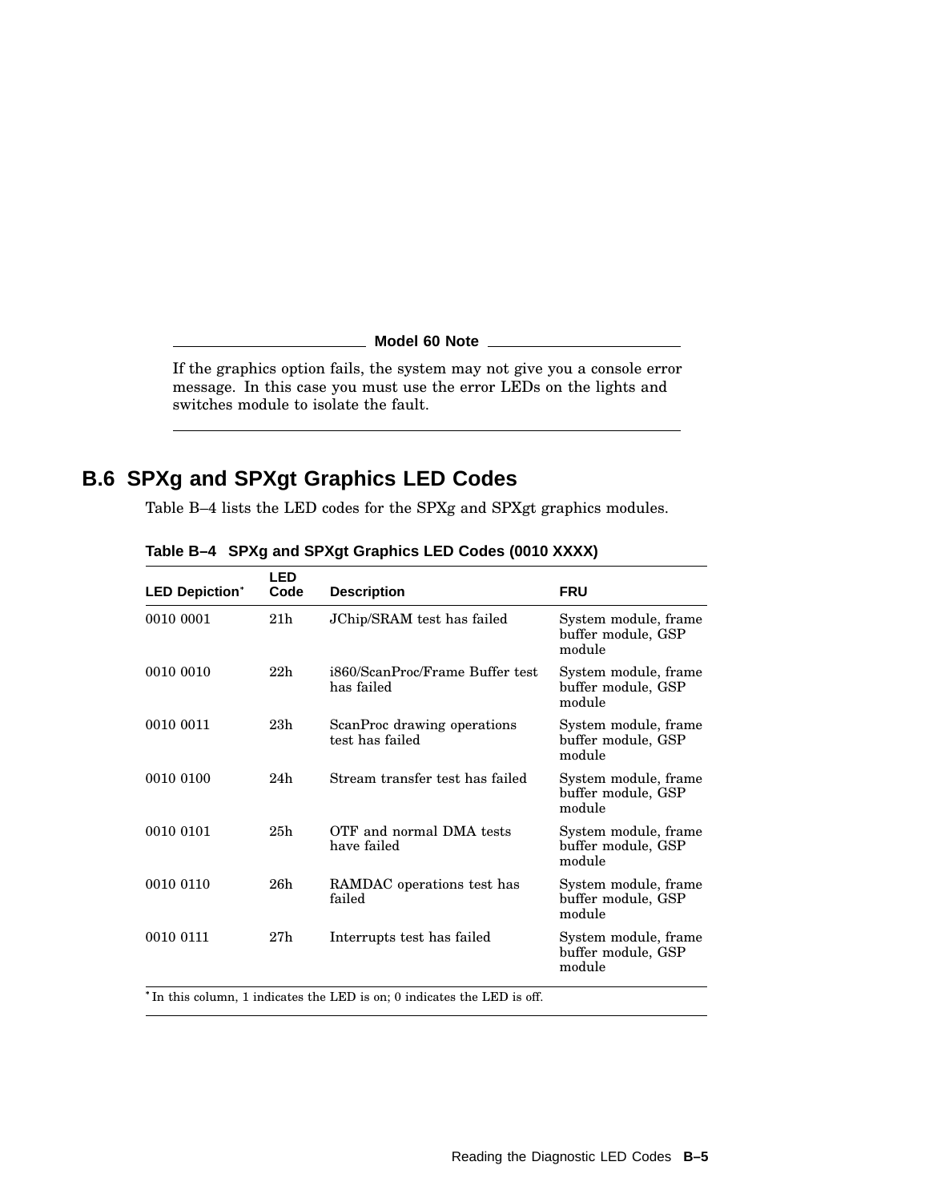**Model 60 Note**

If the graphics option fails, the system may not give you a console error message. In this case you must use the error LEDs on the lights and switches module to isolate the fault.

## B.6 SPXg and SPXgt Graphics LED Codes

Table B–4 lists the LED codes for the SPXg and SPXgt graphics modules.

**Table B–4 SPXg and SPXgt Graphics LED Codes (0010 XXXX)**

| LED Depiction* | LED Code | Description | FRU |
|---|---|---|---|
| 0010 0001 | 21h | JChip/SRAM test has failed | System module, frame buffer module, GSP module |
| 0010 0010 | 22h | i860/ScanProc/Frame Buffer test has failed | System module, frame buffer module, GSP module |
| 0010 0011 | 23h | ScanProc drawing operations test has failed | System module, frame buffer module, GSP module |
| 0010 0100 | 24h | Stream transfer test has failed | System module, frame buffer module, GSP module |
| 0010 0101 | 25h | OTF and normal DMA tests have failed | System module, frame buffer module, GSP module |
| 0010 0110 | 26h | RAMDAC operations test has failed | System module, frame buffer module, GSP module |
| 0010 0111 | 27h | Interrupts test has failed | System module, frame buffer module, GSP module |

*In this column, 1 indicates the LED is on; 0 indicates the LED is off.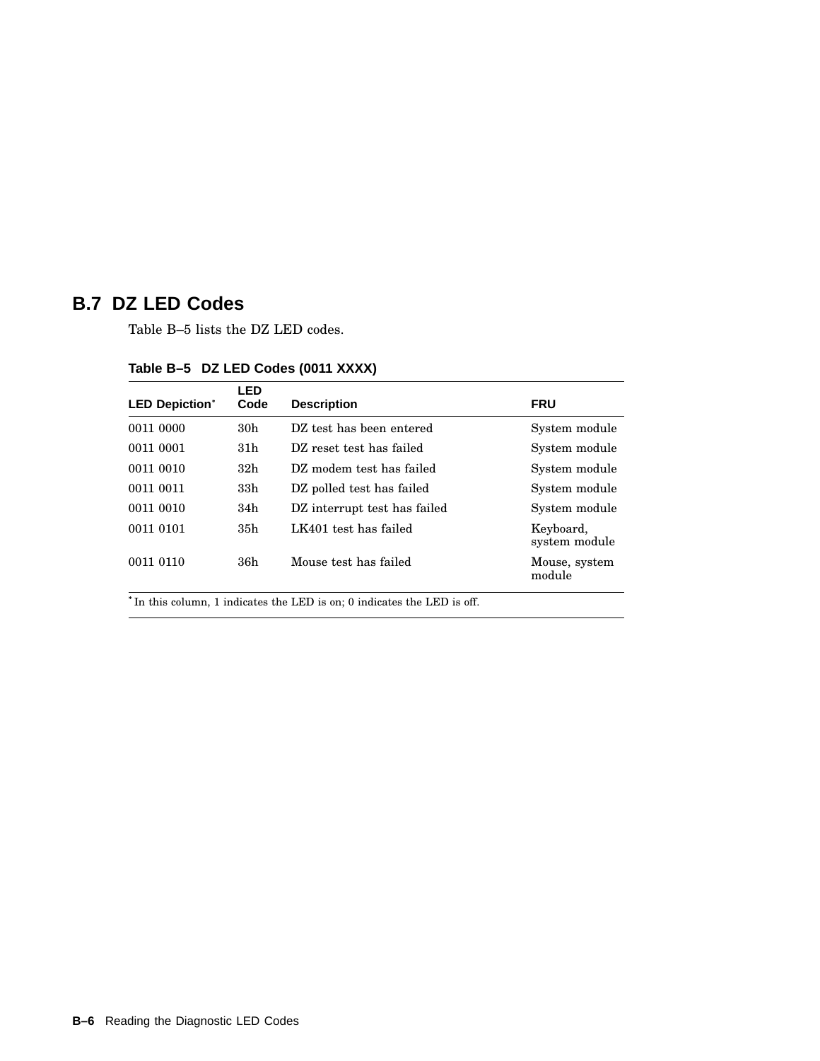## B.7 DZ LED Codes

Table B–5 lists the DZ LED codes.

**Table B–5 DZ LED Codes (0011 XXXX)**

| LED Depiction* | LED Code | Description | FRU |
|---|---|---|---|
| 0011 0000 | 30h | DZ test has been entered | System module |
| 0011 0001 | 31h | DZ reset test has failed | System module |
| 0011 0010 | 32h | DZ modem test has failed | System module |
| 0011 0011 | 33h | DZ polled test has failed | System module |
| 0011 0010 | 34h | DZ interrupt test has failed | System module |
| 0011 0101 | 35h | LK401 test has failed | Keyboard, system module |
| 0011 0110 | 36h | Mouse test has failed | Mouse, system module |

* In this column, 1 indicates the LED is on; 0 indicates the LED is off.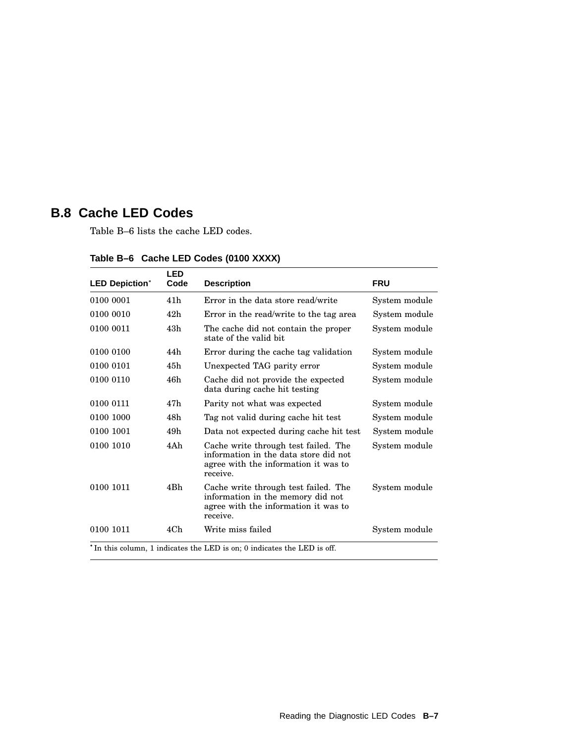## B.8 Cache LED Codes

Table B–6 lists the cache LED codes.

**Table B–6 Cache LED Codes (0100 XXXX)**

| LED Depiction* | LED Code | Description | FRU |
|---|---|---|---|
| 0100 0001 | 41h | Error in the data store read/write | System module |
| 0100 0010 | 42h | Error in the read/write to the tag area | System module |
| 0100 0011 | 43h | The cache did not contain the proper state of the valid bit | System module |
| 0100 0100 | 44h | Error during the cache tag validation | System module |
| 0100 0101 | 45h | Unexpected TAG parity error | System module |
| 0100 0110 | 46h | Cache did not provide the expected data during cache hit testing | System module |
| 0100 0111 | 47h | Parity not what was expected | System module |
| 0100 1000 | 48h | Tag not valid during cache hit test | System module |
| 0100 1001 | 49h | Data not expected during cache hit test | System module |
| 0100 1010 | 4Ah | Cache write through test failed. The information in the data store did not agree with the information it was to receive. | System module |
| 0100 1011 | 4Bh | Cache write through test failed. The information in the memory did not agree with the information it was to receive. | System module |
| 0100 1011 | 4Ch | Write miss failed | System module |

*In this column, 1 indicates the LED is on; 0 indicates the LED is off.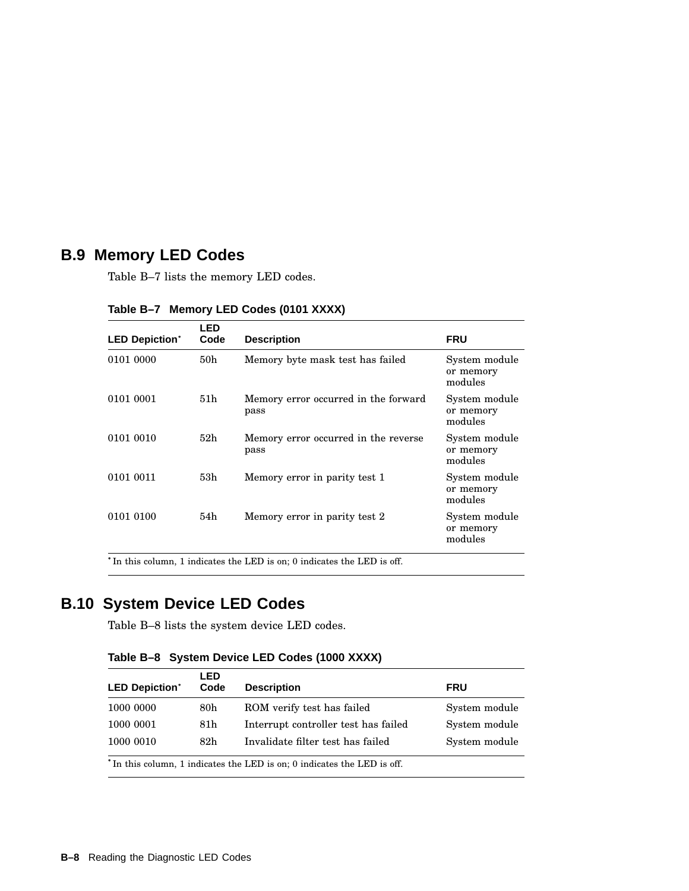## B.9 Memory LED Codes

Table B–7 lists the memory LED codes.

**Table B–7 Memory LED Codes (0101 XXXX)**

| LED Depiction* | LED Code | Description | FRU |
|---|---|---|---|
| 0101 0000 | 50h | Memory byte mask test has failed | System module or memory modules |
| 0101 0001 | 51h | Memory error occurred in the forward pass | System module or memory modules |
| 0101 0010 | 52h | Memory error occurred in the reverse pass | System module or memory modules |
| 0101 0011 | 53h | Memory error in parity test 1 | System module or memory modules |
| 0101 0100 | 54h | Memory error in parity test 2 | System module or memory modules |

*In this column, 1 indicates the LED is on; 0 indicates the LED is off.

## B.10 System Device LED Codes

Table B–8 lists the system device LED codes.

**Table B–8 System Device LED Codes (1000 XXXX)**

| LED Depiction* | LED Code | Description | FRU |
|---|---|---|---|
| 1000 0000 | 80h | ROM verify test has failed | System module |
| 1000 0001 | 81h | Interrupt controller test has failed | System module |
| 1000 0010 | 82h | Invalidate filter test has failed | System module |

*In this column, 1 indicates the LED is on; 0 indicates the LED is off.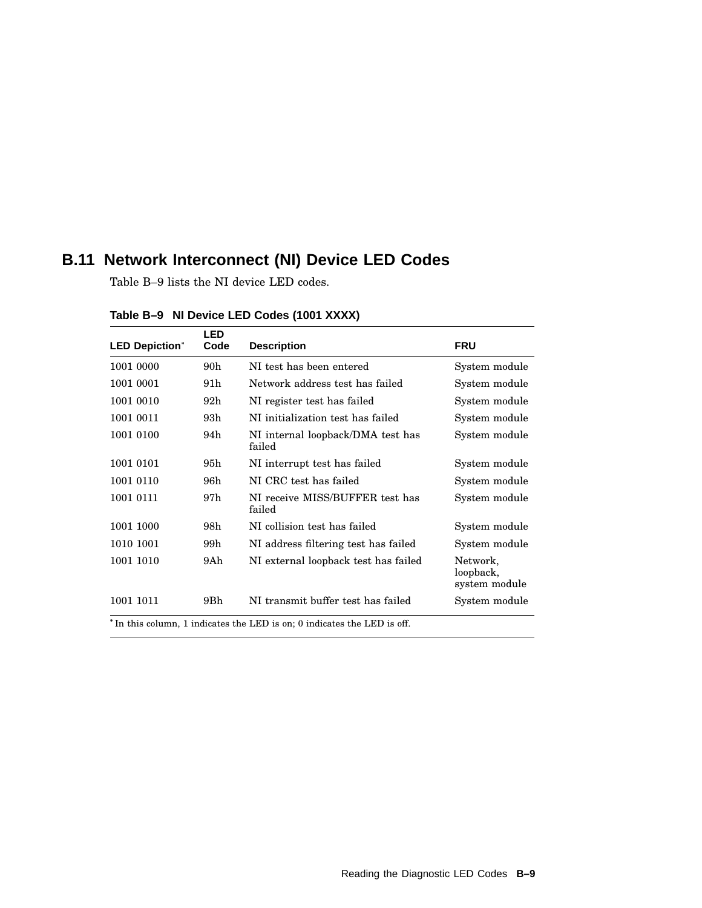## B.11 Network Interconnect (NI) Device LED Codes

Table B–9 lists the NI device LED codes.

**Table B–9 NI Device LED Codes (1001 XXXX)**

| LED Depiction* | LED Code | Description | FRU |
|---|---|---|---|
| 1001 0000 | 90h | NI test has been entered | System module |
| 1001 0001 | 91h | Network address test has failed | System module |
| 1001 0010 | 92h | NI register test has failed | System module |
| 1001 0011 | 93h | NI initialization test has failed | System module |
| 1001 0100 | 94h | NI internal loopback/DMA test has failed | System module |
| 1001 0101 | 95h | NI interrupt test has failed | System module |
| 1001 0110 | 96h | NI CRC test has failed | System module |
| 1001 0111 | 97h | NI receive MISS/BUFFER test has failed | System module |
| 1001 1000 | 98h | NI collision test has failed | System module |
| 1010 1001 | 99h | NI address filtering test has failed | System module |
| 1001 1010 | 9Ah | NI external loopback test has failed | Network, loopback, system module |
| 1001 1011 | 9Bh | NI transmit buffer test has failed | System module |

*In this column, 1 indicates the LED is on; 0 indicates the LED is off.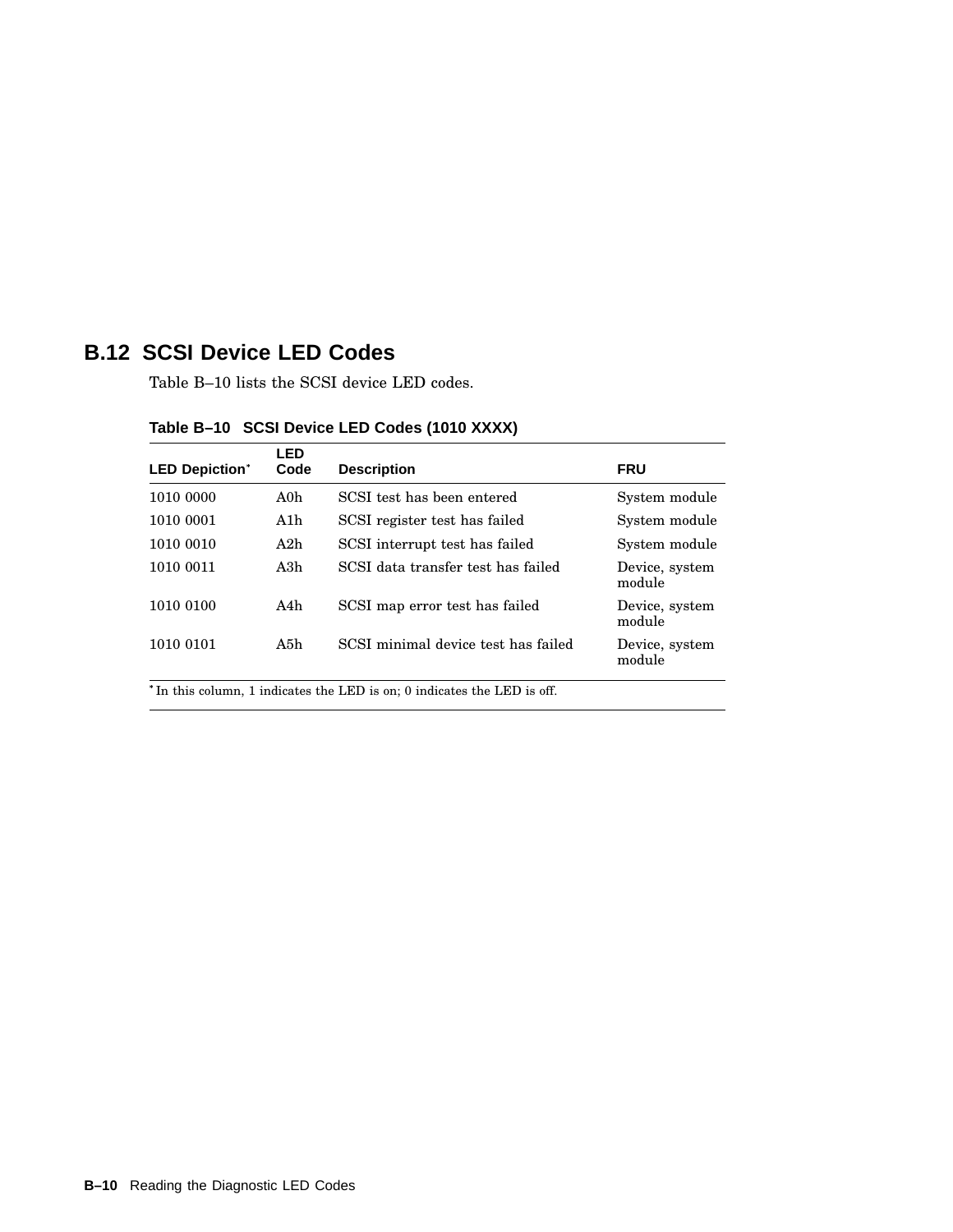## B.12 SCSI Device LED Codes

Table B–10 lists the SCSI device LED codes.

**Table B–10 SCSI Device LED Codes (1010 XXXX)**

| LED Depiction* | LED Code | Description | FRU |
|---|---|---|---|
| 1010 0000 | A0h | SCSI test has been entered | System module |
| 1010 0001 | A1h | SCSI register test has failed | System module |
| 1010 0010 | A2h | SCSI interrupt test has failed | System module |
| 1010 0011 | A3h | SCSI data transfer test has failed | Device, system module |
| 1010 0100 | A4h | SCSI map error test has failed | Device, system module |
| 1010 0101 | A5h | SCSI minimal device test has failed | Device, system module |

*In this column, 1 indicates the LED is on; 0 indicates the LED is off.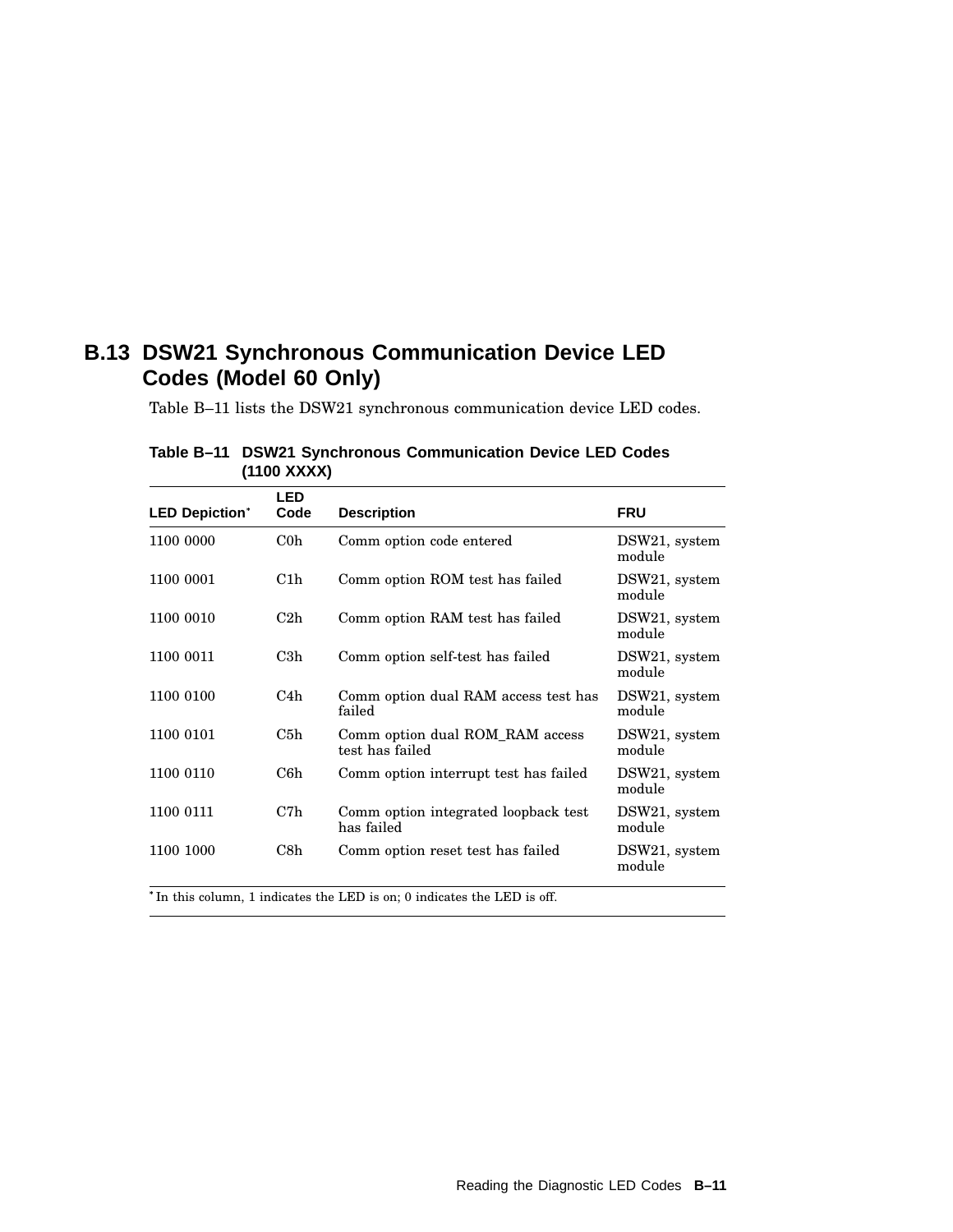## B.13 DSW21 Synchronous Communication Device LED Codes (Model 60 Only)

Table B–11 lists the DSW21 synchronous communication device LED codes.

**Table B–11 DSW21 Synchronous Communication Device LED Codes (1100 XXXX)**

| LED Depiction* | LED Code | Description | FRU |
|---|---|---|---|
| 1100 0000 | C0h | Comm option code entered | DSW21, system module |
| 1100 0001 | C1h | Comm option ROM test has failed | DSW21, system module |
| 1100 0010 | C2h | Comm option RAM test has failed | DSW21, system module |
| 1100 0011 | C3h | Comm option self-test has failed | DSW21, system module |
| 1100 0100 | C4h | Comm option dual RAM access test has failed | DSW21, system module |
| 1100 0101 | C5h | Comm option dual ROM_RAM access test has failed | DSW21, system module |
| 1100 0110 | C6h | Comm option interrupt test has failed | DSW21, system module |
| 1100 0111 | C7h | Comm option integrated loopback test has failed | DSW21, system module |
| 1100 1000 | C8h | Comm option reset test has failed | DSW21, system module |

*In this column, 1 indicates the LED is on; 0 indicates the LED is off.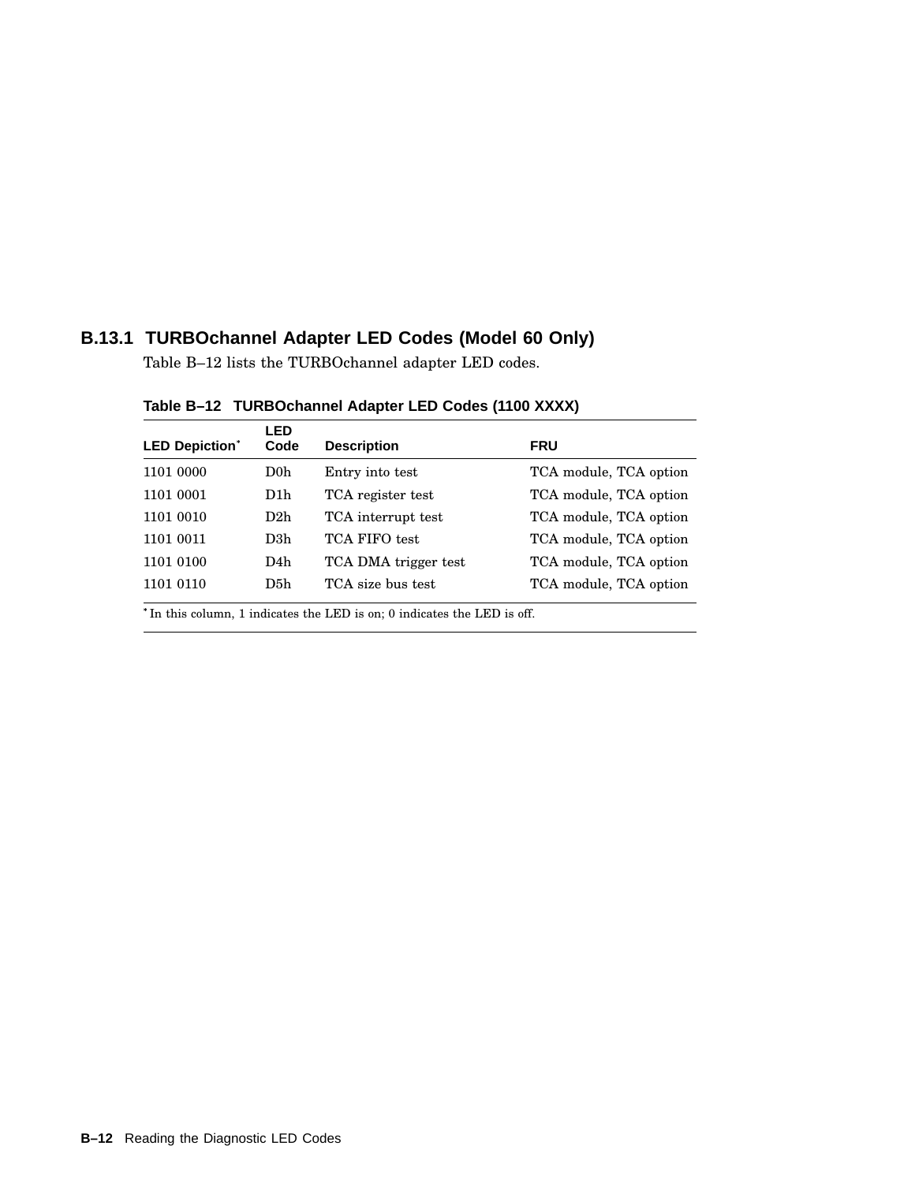### B.13.1 TURBOchannel Adapter LED Codes (Model 60 Only)

Table B–12 lists the TURBOchannel adapter LED codes.

**Table B–12 TURBOchannel Adapter LED Codes (1100 XXXX)**

| LED Depiction* | LED Code | Description | FRU |
|---|---|---|---|
| 1101 0000 | D0h | Entry into test | TCA module, TCA option |
| 1101 0001 | D1h | TCA register test | TCA module, TCA option |
| 1101 0010 | D2h | TCA interrupt test | TCA module, TCA option |
| 1101 0011 | D3h | TCA FIFO test | TCA module, TCA option |
| 1101 0100 | D4h | TCA DMA trigger test | TCA module, TCA option |
| 1101 0110 | D5h | TCA size bus test | TCA module, TCA option |

*In this column, 1 indicates the LED is on; 0 indicates the LED is off.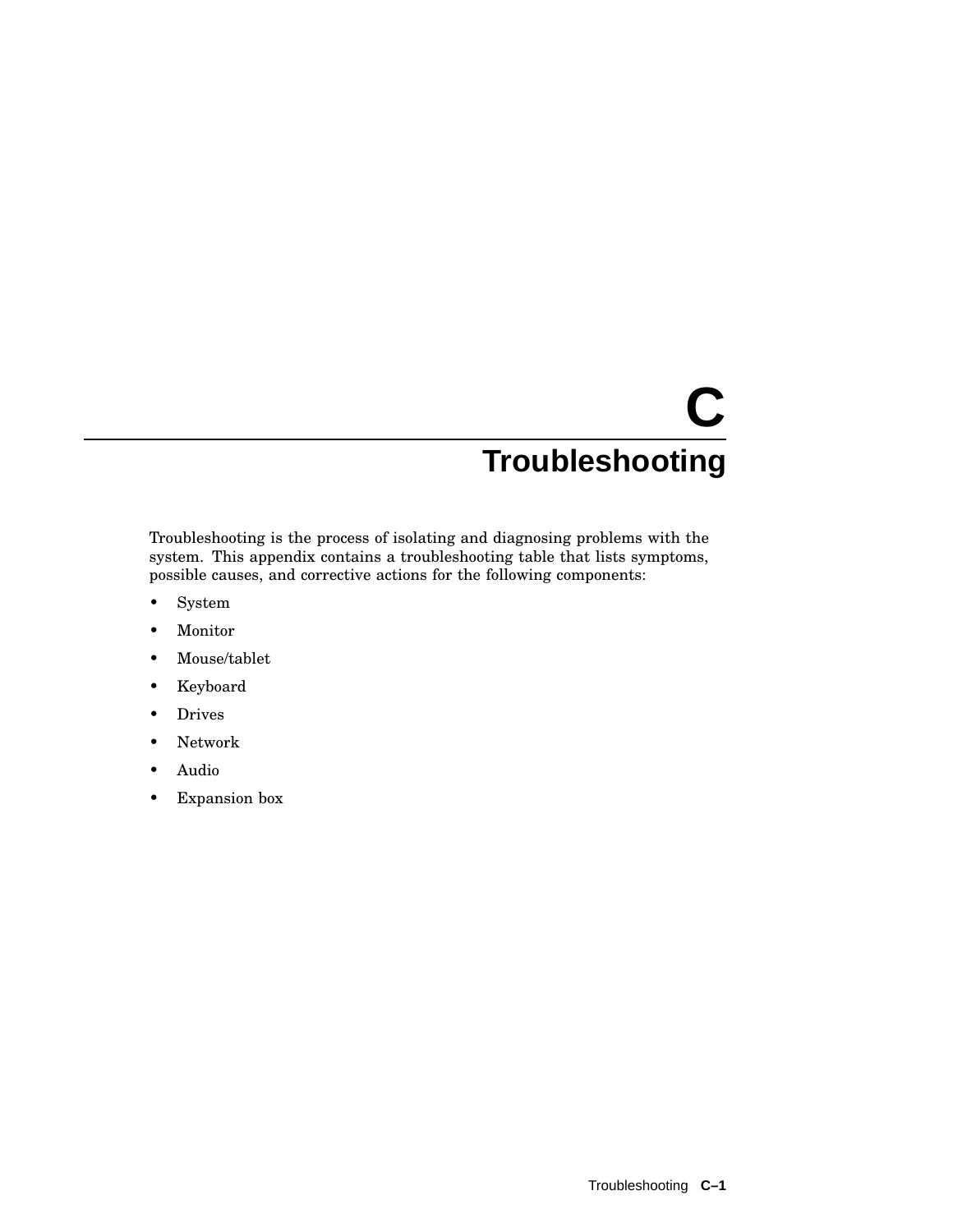# C Troubleshooting

Troubleshooting is the process of isolating and diagnosing problems with the system. This appendix contains a troubleshooting table that lists symptoms, possible causes, and corrective actions for the following components:

- System
- Monitor
- Mouse/tablet
- Keyboard
- Drives
- Network
- Audio
- Expansion box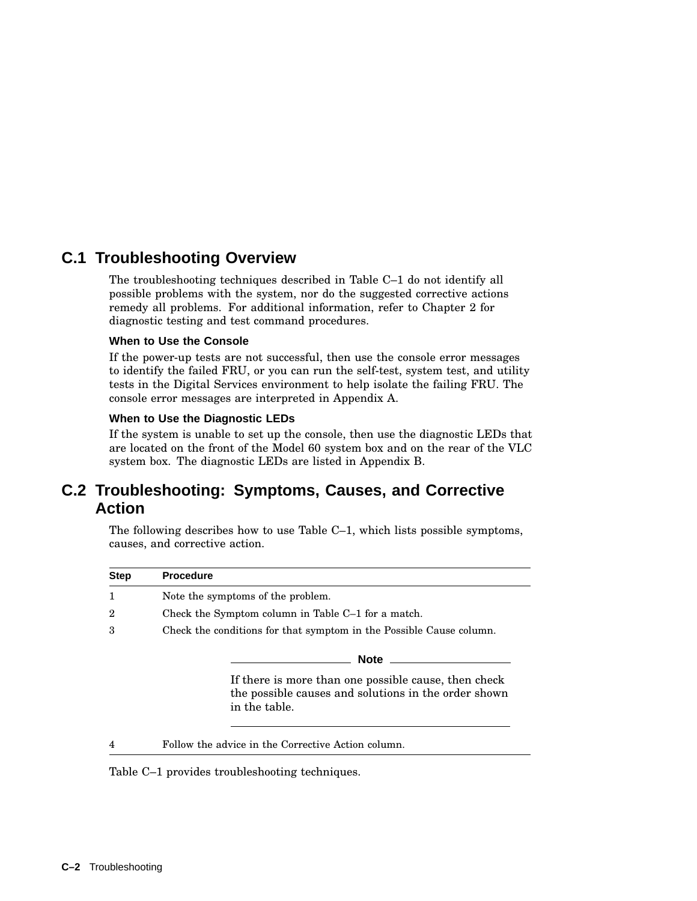## C.1 Troubleshooting Overview

The troubleshooting techniques described in Table C–1 do not identify all possible problems with the system, nor do the suggested corrective actions remedy all problems. For additional information, refer to Chapter 2 for diagnostic testing and test command procedures.

#### When to Use the Console

If the power-up tests are not successful, then use the console error messages to identify the failed FRU, or you can run the self-test, system test, and utility tests in the Digital Services environment to help isolate the failing FRU. The console error messages are interpreted in Appendix A.

#### When to Use the Diagnostic LEDs

If the system is unable to set up the console, then use the diagnostic LEDs that are located on the front of the Model 60 system box and on the rear of the VLC system box. The diagnostic LEDs are listed in Appendix B.

## C.2 Troubleshooting: Symptoms, Causes, and Corrective Action

The following describes how to use Table C–1, which lists possible symptoms, causes, and corrective action.

| Step | Procedure |
|---|---|
| 1 | Note the symptoms of the problem. |
| 2 | Check the Symptom column in Table C–1 for a match. |
| 3 | Check the conditions for that symptom in the Possible Cause column.<br><br>**Note**<br><br>If there is more than one possible cause, then check the possible causes and solutions in the order shown in the table. |
| 4 | Follow the advice in the Corrective Action column. |

Table C–1 provides troubleshooting techniques.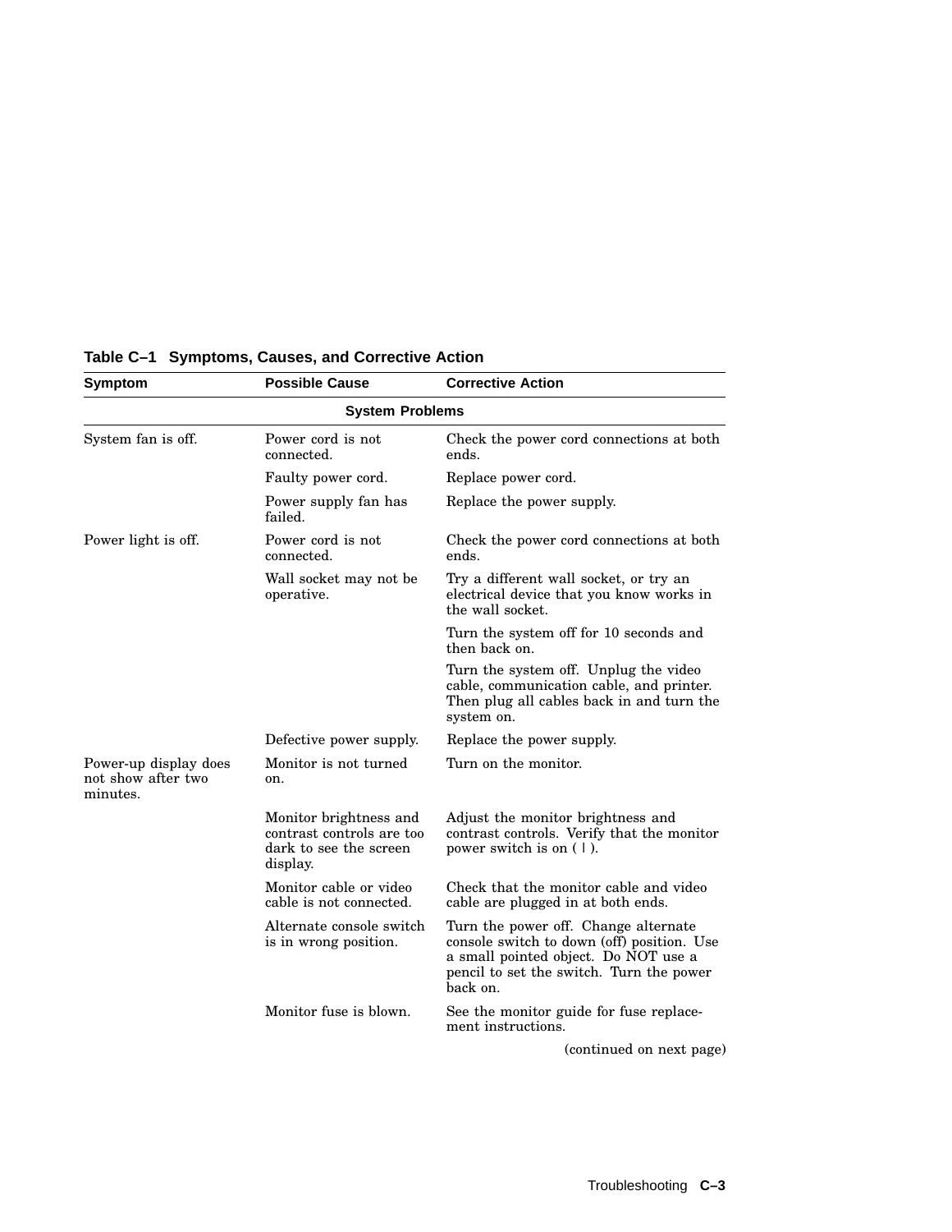**Table C–1 Symptoms, Causes, and Corrective Action**

| Symptom | Possible Cause | Corrective Action |
|---|---|---|
| **System Problems** | | |
| System fan is off. | Power cord is not connected. | Check the power cord connections at both ends. |
| | Faulty power cord. | Replace power cord. |
| | Power supply fan has failed. | Replace the power supply. |
| Power light is off. | Power cord is not connected. | Check the power cord connections at both ends. |
| | Wall socket may not be operative. | Try a different wall socket, or try an electrical device that you know works in the wall socket. |
| | | Turn the system off for 10 seconds and then back on. |
| | | Turn the system off. Unplug the video cable, communication cable, and printer. Then plug all cables back in and turn the system on. |
| | Defective power supply. | Replace the power supply. |
| Power-up display does not show after two minutes. | Monitor is not turned on. | Turn on the monitor. |
| | Monitor brightness and contrast controls are too dark to see the screen display. | Adjust the monitor brightness and contrast controls. Verify that the monitor power switch is on ( \| ). |
| | Monitor cable or video cable is not connected. | Check that the monitor cable and video cable are plugged in at both ends. |
| | Alternate console switch is in wrong position. | Turn the power off. Change alternate console switch to down (off) position. Use a small pointed object. Do NOT use a pencil to set the switch. Turn the power back on. |
| | Monitor fuse is blown. | See the monitor guide for fuse replacement instructions. |

(continued on next page)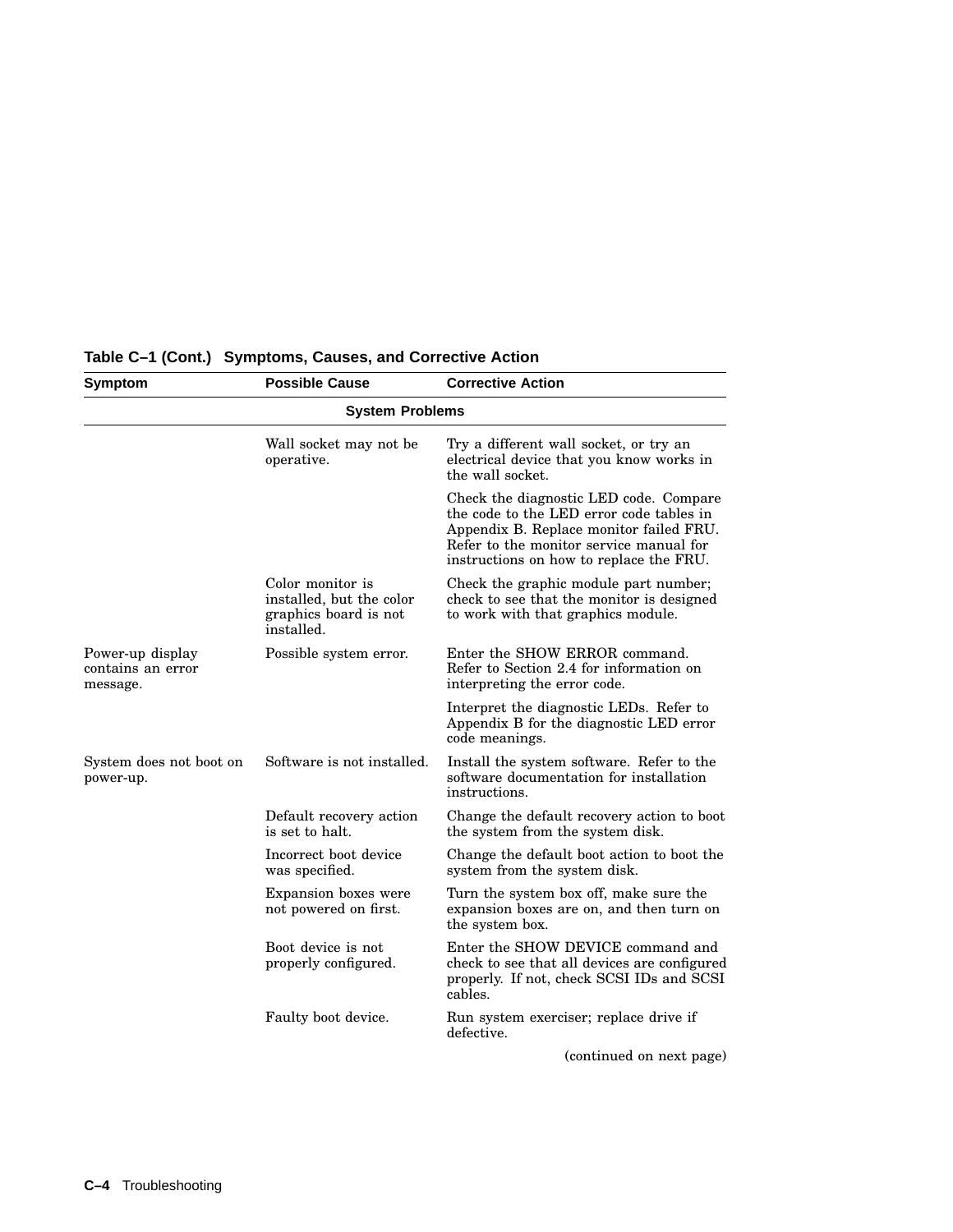**Table C–1 (Cont.) Symptoms, Causes, and Corrective Action**

| Symptom | Possible Cause | Corrective Action |
|---|---|---|
| | **System Problems** | |
| | Wall socket may not be operative. | Try a different wall socket, or try an electrical device that you know works in the wall socket. |
| | | Check the diagnostic LED code. Compare the code to the LED error code tables in Appendix B. Replace monitor failed FRU. Refer to the monitor service manual for instructions on how to replace the FRU. |
| | Color monitor is installed, but the color graphics board is not installed. | Check the graphic module part number; check to see that the monitor is designed to work with that graphics module. |
| Power-up display contains an error message. | Possible system error. | Enter the SHOW ERROR command. Refer to Section 2.4 for information on interpreting the error code. |
| | | Interpret the diagnostic LEDs. Refer to Appendix B for the diagnostic LED error code meanings. |
| System does not boot on power-up. | Software is not installed. | Install the system software. Refer to the software documentation for installation instructions. |
| | Default recovery action is set to halt. | Change the default recovery action to boot the system from the system disk. |
| | Incorrect boot device was specified. | Change the default boot action to boot the system from the system disk. |
| | Expansion boxes were not powered on first. | Turn the system box off, make sure the expansion boxes are on, and then turn on the system box. |
| | Boot device is not properly configured. | Enter the SHOW DEVICE command and check to see that all devices are configured properly. If not, check SCSI IDs and SCSI cables. |
| | Faulty boot device. | Run system exerciser; replace drive if defective. |

(continued on next page)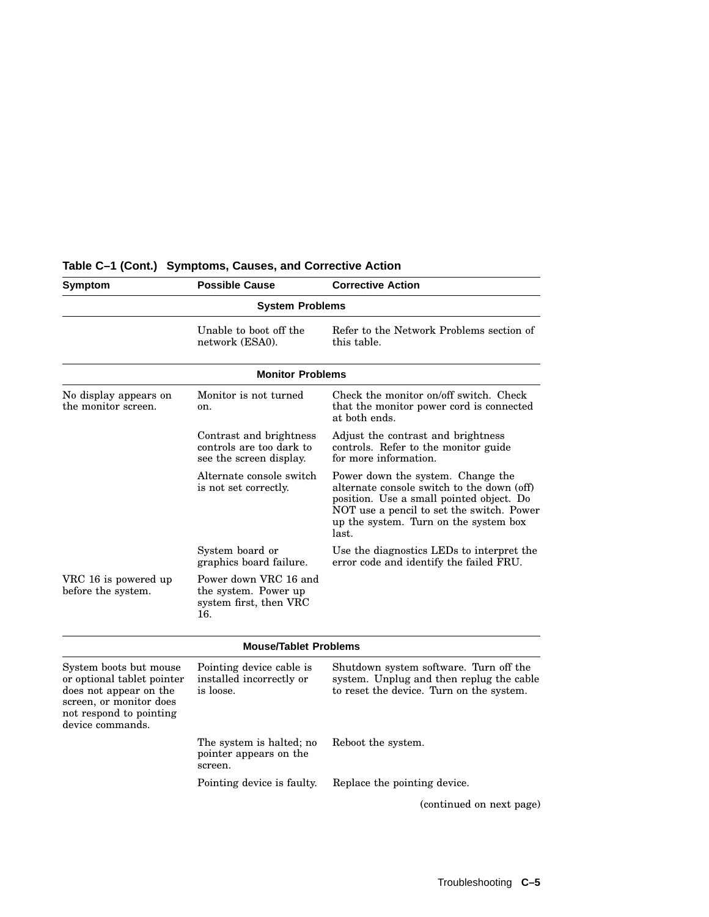**Table C–1 (Cont.) Symptoms, Causes, and Corrective Action**

| Symptom | Possible Cause | Corrective Action |
|---|---|---|
| | **System Problems** | |
| | Unable to boot off the network (ESA0). | Refer to the Network Problems section of this table. |
| | **Monitor Problems** | |
| No display appears on the monitor screen. | Monitor is not turned on. | Check the monitor on/off switch. Check that the monitor power cord is connected at both ends. |
| | Contrast and brightness controls are too dark to see the screen display. | Adjust the contrast and brightness controls. Refer to the monitor guide for more information. |
| | Alternate console switch is not set correctly. | Power down the system. Change the alternate console switch to the down (off) position. Use a small pointed object. Do NOT use a pencil to set the switch. Power up the system. Turn on the system box last. |
| | System board or graphics board failure. | Use the diagnostics LEDs to interpret the error code and identify the failed FRU. |
| VRC 16 is powered up before the system. | Power down VRC 16 and the system. Power up system first, then VRC 16. | |
| | **Mouse/Tablet Problems** | |
| System boots but mouse or optional tablet pointer does not appear on the screen, or monitor does not respond to pointing device commands. | Pointing device cable is installed incorrectly or is loose. | Shutdown system software. Turn off the system. Unplug and then replug the cable to reset the device. Turn on the system. |
| | The system is halted; no pointer appears on the screen. | Reboot the system. |
| | Pointing device is faulty. | Replace the pointing device. |

(continued on next page)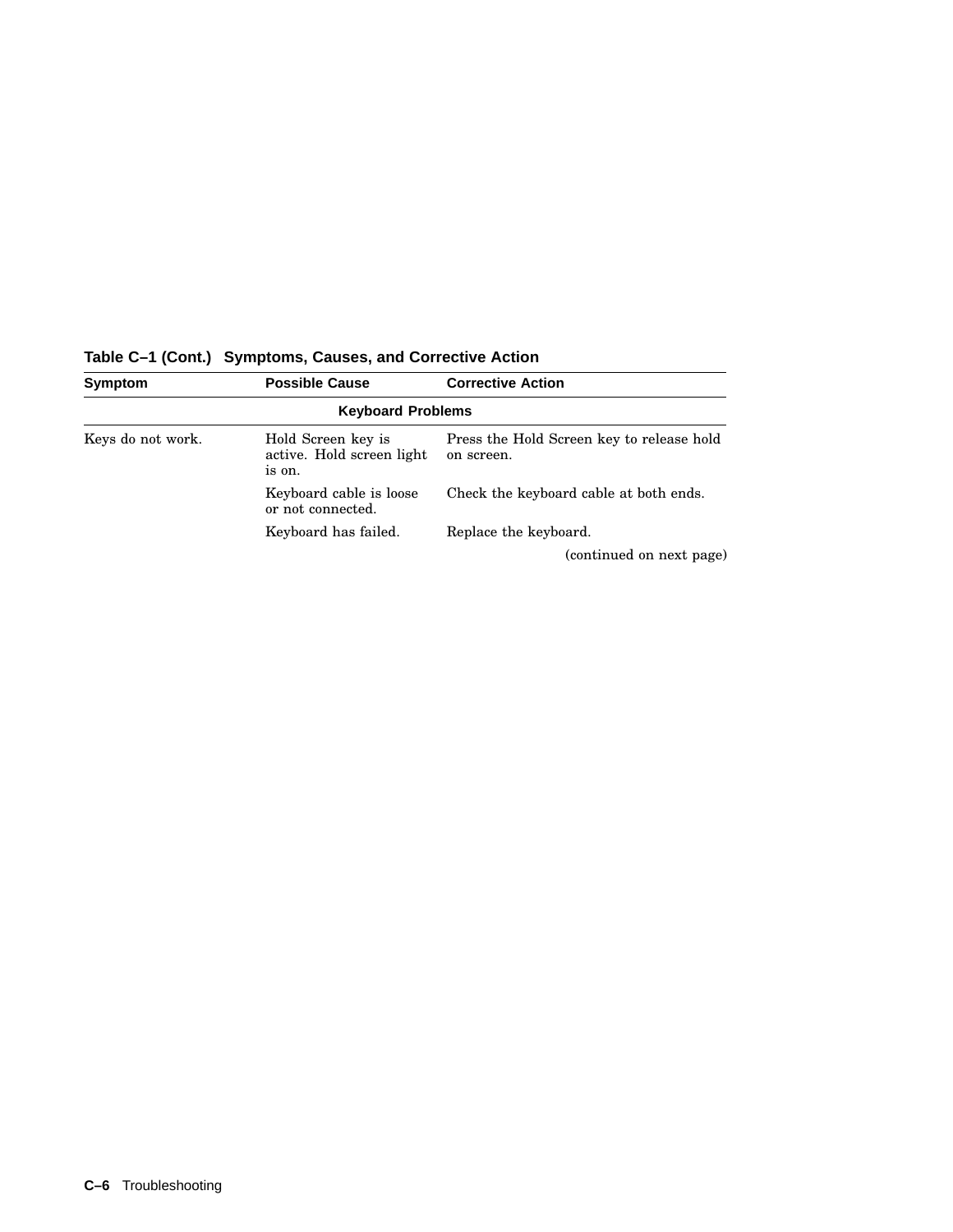**Table C–1 (Cont.) Symptoms, Causes, and Corrective Action**

| Symptom | Possible Cause | Corrective Action |
| --- | --- | --- |
| | **Keyboard Problems** | |
| Keys do not work. | Hold Screen key is active. Hold screen light is on. | Press the Hold Screen key to release hold on screen. |
| | Keyboard cable is loose or not connected. | Check the keyboard cable at both ends. |
| | Keyboard has failed. | Replace the keyboard. |

(continued on next page)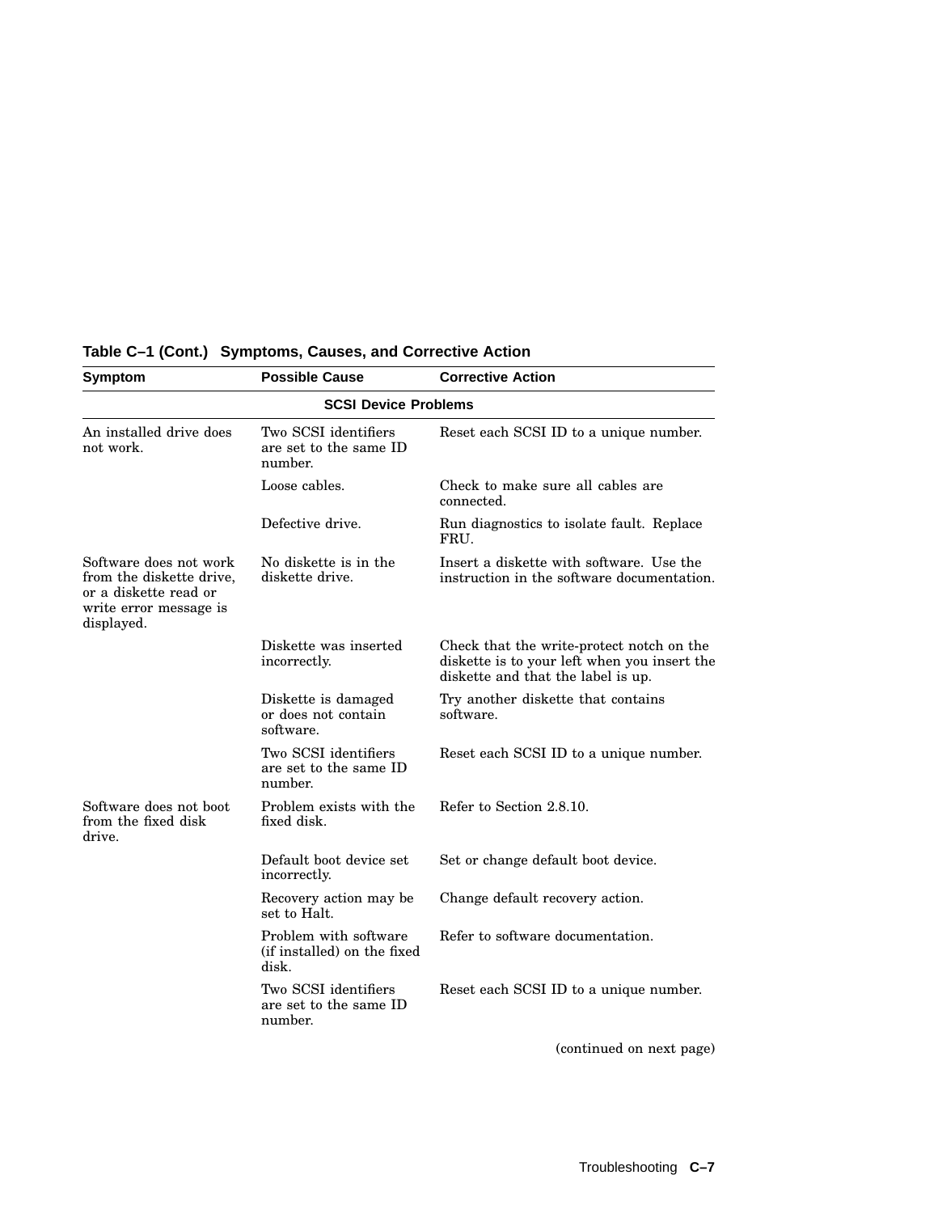**Table C–1 (Cont.) Symptoms, Causes, and Corrective Action**

| Symptom | Possible Cause | Corrective Action |
|---|---|---|
| **SCSI Device Problems** | | |
| An installed drive does not work. | Two SCSI identifiers are set to the same ID number. | Reset each SCSI ID to a unique number. |
| | Loose cables. | Check to make sure all cables are connected. |
| | Defective drive. | Run diagnostics to isolate fault. Replace FRU. |
| Software does not work from the diskette drive, or a diskette read or write error message is displayed. | No diskette is in the diskette drive. | Insert a diskette with software. Use the instruction in the software documentation. |
| | Diskette was inserted incorrectly. | Check that the write-protect notch on the diskette is to your left when you insert the diskette and that the label is up. |
| | Diskette is damaged or does not contain software. | Try another diskette that contains software. |
| | Two SCSI identifiers are set to the same ID number. | Reset each SCSI ID to a unique number. |
| Software does not boot from the fixed disk drive. | Problem exists with the fixed disk. | Refer to Section 2.8.10. |
| | Default boot device set incorrectly. | Set or change default boot device. |
| | Recovery action may be set to Halt. | Change default recovery action. |
| | Problem with software (if installed) on the fixed disk. | Refer to software documentation. |
| | Two SCSI identifiers are set to the same ID number. | Reset each SCSI ID to a unique number. |

(continued on next page)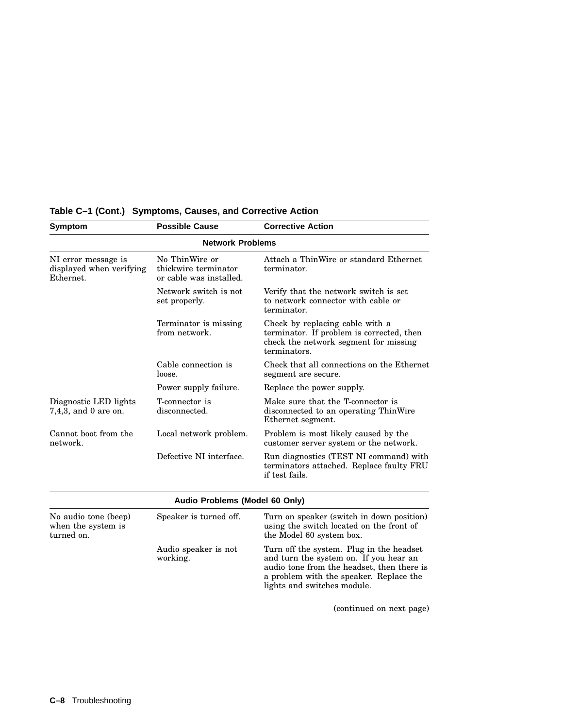**Table C–1 (Cont.) Symptoms, Causes, and Corrective Action**

| Symptom | Possible Cause | Corrective Action |
|---|---|---|
| **Network Problems** | | |
| NI error message is displayed when verifying Ethernet. | No ThinWire or thickwire terminator or cable was installed. | Attach a ThinWire or standard Ethernet terminator. |
| | Network switch is not set properly. | Verify that the network switch is set to network connector with cable or terminator. |
| | Terminator is missing from network. | Check by replacing cable with a terminator. If problem is corrected, then check the network segment for missing terminators. |
| | Cable connection is loose. | Check that all connections on the Ethernet segment are secure. |
| | Power supply failure. | Replace the power supply. |
| Diagnostic LED lights 7,4,3, and 0 are on. | T-connector is disconnected. | Make sure that the T-connector is disconnected to an operating ThinWire Ethernet segment. |
| Cannot boot from the network. | Local network problem. | Problem is most likely caused by the customer server system or the network. |
| | Defective NI interface. | Run diagnostics (TEST NI command) with terminators attached. Replace faulty FRU if test fails. |
| **Audio Problems (Model 60 Only)** | | |
| No audio tone (beep) when the system is turned on. | Speaker is turned off. | Turn on speaker (switch in down position) using the switch located on the front of the Model 60 system box. |
| | Audio speaker is not working. | Turn off the system. Plug in the headset and turn the system on. If you hear an audio tone from the headset, then there is a problem with the speaker. Replace the lights and switches module. |

(continued on next page)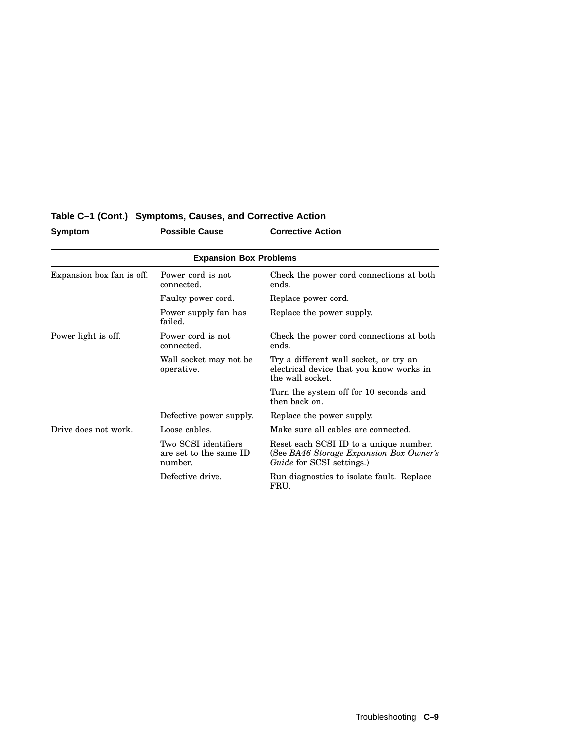**Table C–1 (Cont.) Symptoms, Causes, and Corrective Action**

| Symptom | Possible Cause | Corrective Action |
|---|---|---|
| | **Expansion Box Problems** | |
| Expansion box fan is off. | Power cord is not connected. | Check the power cord connections at both ends. |
| | Faulty power cord. | Replace power cord. |
| | Power supply fan has failed. | Replace the power supply. |
| Power light is off. | Power cord is not connected. | Check the power cord connections at both ends. |
| | Wall socket may not be operative. | Try a different wall socket, or try an electrical device that you know works in the wall socket. |
| | | Turn the system off for 10 seconds and then back on. |
| | Defective power supply. | Replace the power supply. |
| Drive does not work. | Loose cables. | Make sure all cables are connected. |
| | Two SCSI identifiers are set to the same ID number. | Reset each SCSI ID to a unique number. (See *BA46 Storage Expansion Box Owner's Guide* for SCSI settings.) |
| | Defective drive. | Run diagnostics to isolate fault. Replace FRU. |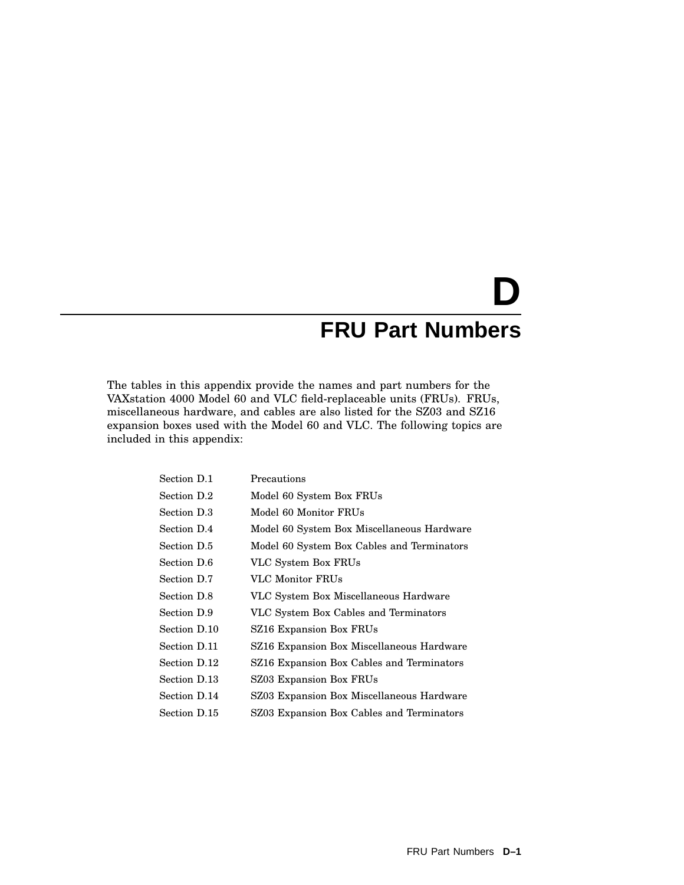# D
# FRU Part Numbers

The tables in this appendix provide the names and part numbers for the VAXstation 4000 Model 60 and VLC field-replaceable units (FRUs). FRUs, miscellaneous hardware, and cables are also listed for the SZ03 and SZ16 expansion boxes used with the Model 60 and VLC. The following topics are included in this appendix:

| | |
|---|---|
| Section D.1 | Precautions |
| Section D.2 | Model 60 System Box FRUs |
| Section D.3 | Model 60 Monitor FRUs |
| Section D.4 | Model 60 System Box Miscellaneous Hardware |
| Section D.5 | Model 60 System Box Cables and Terminators |
| Section D.6 | VLC System Box FRUs |
| Section D.7 | VLC Monitor FRUs |
| Section D.8 | VLC System Box Miscellaneous Hardware |
| Section D.9 | VLC System Box Cables and Terminators |
| Section D.10 | SZ16 Expansion Box FRUs |
| Section D.11 | SZ16 Expansion Box Miscellaneous Hardware |
| Section D.12 | SZ16 Expansion Box Cables and Terminators |
| Section D.13 | SZ03 Expansion Box FRUs |
| Section D.14 | SZ03 Expansion Box Miscellaneous Hardware |
| Section D.15 | SZ03 Expansion Box Cables and Terminators |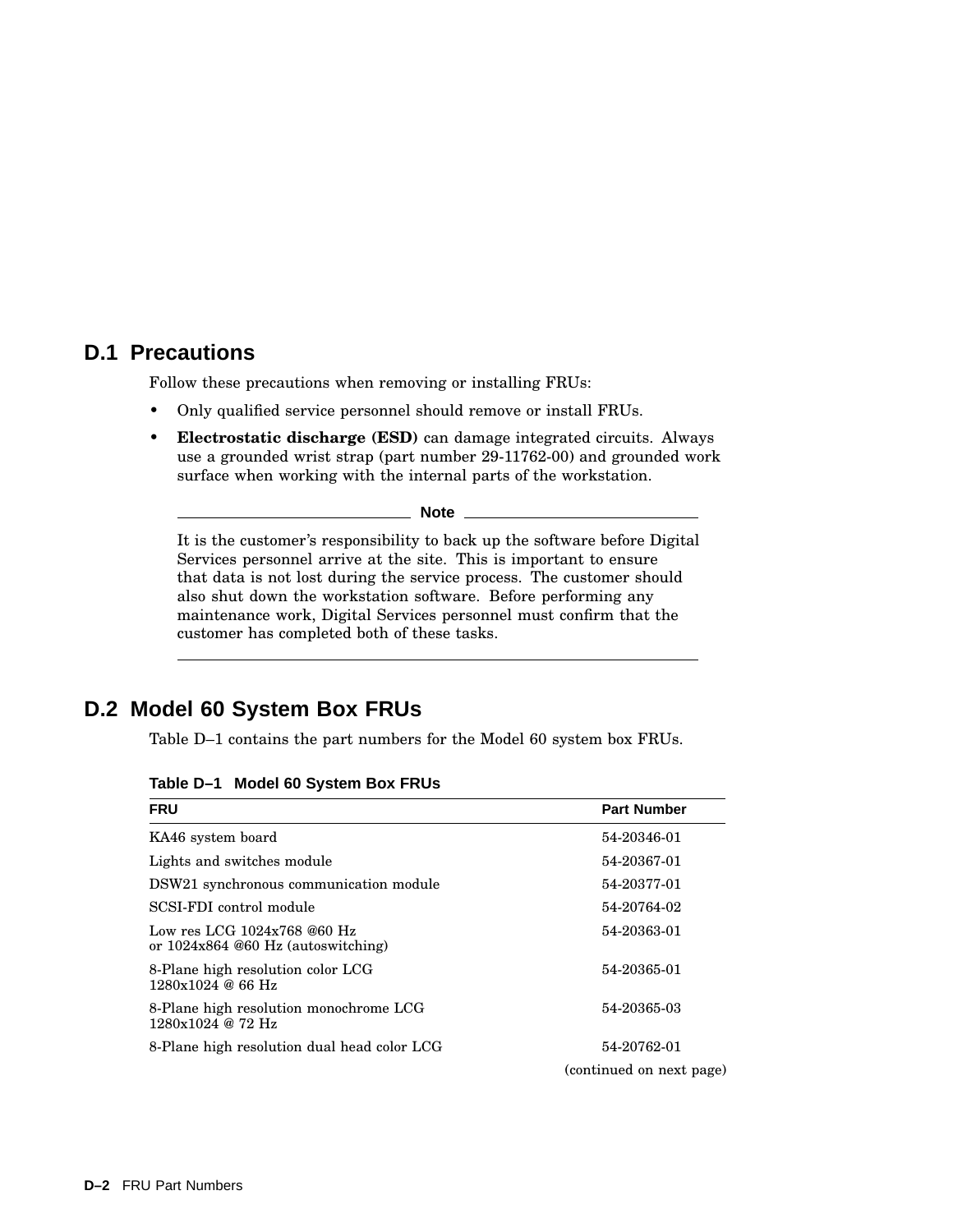## D.1 Precautions

Follow these precautions when removing or installing FRUs:

- Only qualified service personnel should remove or install FRUs.
- **Electrostatic discharge (ESD)** can damage integrated circuits. Always use a grounded wrist strap (part number 29-11762-00) and grounded work surface when working with the internal parts of the workstation.

**Note**

It is the customer's responsibility to back up the software before Digital Services personnel arrive at the site. This is important to ensure that data is not lost during the service process. The customer should also shut down the workstation software. Before performing any maintenance work, Digital Services personnel must confirm that the customer has completed both of these tasks.

## D.2 Model 60 System Box FRUs

Table D–1 contains the part numbers for the Model 60 system box FRUs.

**Table D–1 Model 60 System Box FRUs**

| FRU | Part Number |
|---|---|
| KA46 system board | 54-20346-01 |
| Lights and switches module | 54-20367-01 |
| DSW21 synchronous communication module | 54-20377-01 |
| SCSI-FDI control module | 54-20764-02 |
| Low res LCG 1024x768 @60 Hz or 1024x864 @60 Hz (autoswitching) | 54-20363-01 |
| 8-Plane high resolution color LCG 1280x1024 @ 66 Hz | 54-20365-01 |
| 8-Plane high resolution monochrome LCG 1280x1024 @ 72 Hz | 54-20365-03 |
| 8-Plane high resolution dual head color LCG | 54-20762-01 |

(continued on next page)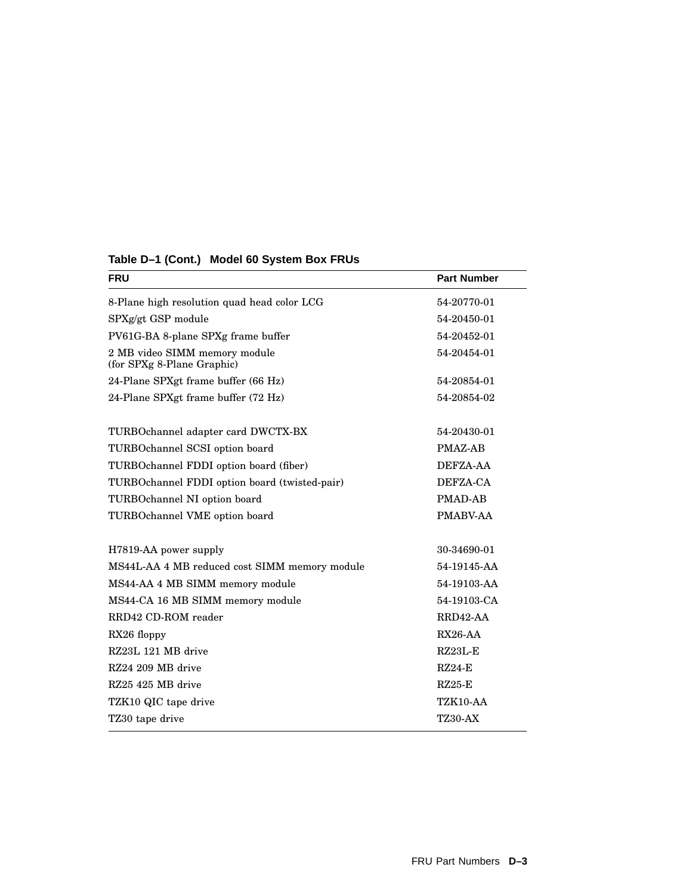**Table D–1 (Cont.) Model 60 System Box FRUs**

| FRU | Part Number |
|---|---|
| 8-Plane high resolution quad head color LCG | 54-20770-01 |
| SPXg/gt GSP module | 54-20450-01 |
| PV61G-BA 8-plane SPXg frame buffer | 54-20452-01 |
| 2 MB video SIMM memory module (for SPXg 8-Plane Graphic) | 54-20454-01 |
| 24-Plane SPXgt frame buffer (66 Hz) | 54-20854-01 |
| 24-Plane SPXgt frame buffer (72 Hz) | 54-20854-02 |
| | |
| TURBOchannel adapter card DWCTX-BX | 54-20430-01 |
| TURBOchannel SCSI option board | PMAZ-AB |
| TURBOchannel FDDI option board (fiber) | DEFZA-AA |
| TURBOchannel FDDI option board (twisted-pair) | DEFZA-CA |
| TURBOchannel NI option board | PMAD-AB |
| TURBOchannel VME option board | PMABV-AA |
| | |
| H7819-AA power supply | 30-34690-01 |
| MS44L-AA 4 MB reduced cost SIMM memory module | 54-19145-AA |
| MS44-AA 4 MB SIMM memory module | 54-19103-AA |
| MS44-CA 16 MB SIMM memory module | 54-19103-CA |
| RRD42 CD-ROM reader | RRD42-AA |
| RX26 floppy | RX26-AA |
| RZ23L 121 MB drive | RZ23L-E |
| RZ24 209 MB drive | RZ24-E |
| RZ25 425 MB drive | RZ25-E |
| TZK10 QIC tape drive | TZK10-AA |
| TZ30 tape drive | TZ30-AX |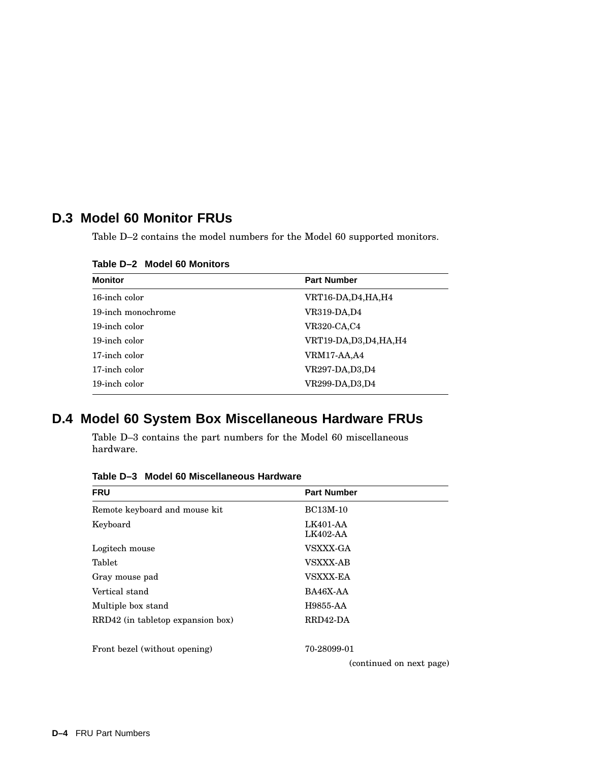## D.3 Model 60 Monitor FRUs

Table D–2 contains the model numbers for the Model 60 supported monitors.

**Table D–2 Model 60 Monitors**

| Monitor | Part Number |
|---|---|
| 16-inch color | VRT16-DA,D4,HA,H4 |
| 19-inch monochrome | VR319-DA,D4 |
| 19-inch color | VR320-CA,C4 |
| 19-inch color | VRT19-DA,D3,D4,HA,H4 |
| 17-inch color | VRM17-AA,A4 |
| 17-inch color | VR297-DA,D3,D4 |
| 19-inch color | VR299-DA,D3,D4 |

## D.4 Model 60 System Box Miscellaneous Hardware FRUs

Table D–3 contains the part numbers for the Model 60 miscellaneous hardware.

**Table D–3 Model 60 Miscellaneous Hardware**

| FRU | Part Number |
|---|---|
| Remote keyboard and mouse kit | BC13M-10 |
| Keyboard | LK401-AA<br>LK402-AA |
| Logitech mouse | VSXXX-GA |
| Tablet | VSXXX-AB |
| Gray mouse pad | VSXXX-EA |
| Vertical stand | BA46X-AA |
| Multiple box stand | H9855-AA |
| RRD42 (in tabletop expansion box) | RRD42-DA |
| Front bezel (without opening) | 70-28099-01 |

(continued on next page)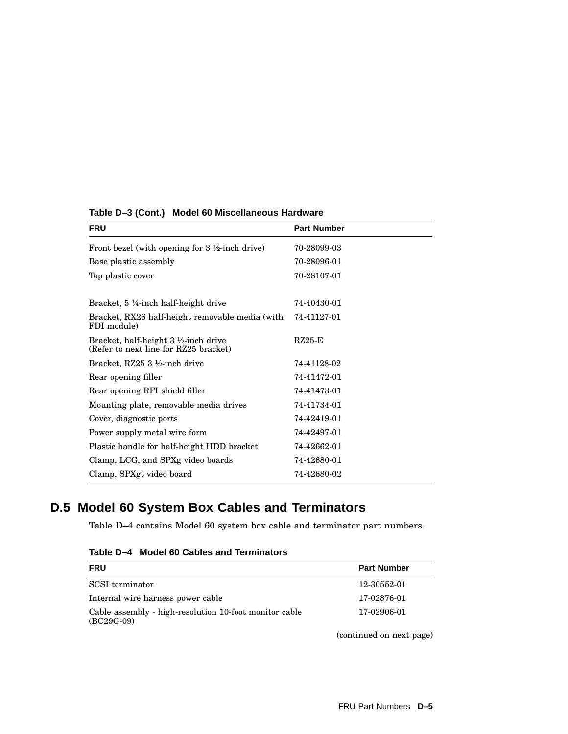**Table D–3 (Cont.) Model 60 Miscellaneous Hardware**

| FRU | Part Number |
|---|---|
| Front bezel (with opening for 3 ½-inch drive) | 70-28099-03 |
| Base plastic assembly | 70-28096-01 |
| Top plastic cover | 70-28107-01 |
| | |
| Bracket, 5 ¼-inch half-height drive | 74-40430-01 |
| Bracket, RX26 half-height removable media (with FDI module) | 74-41127-01 |
| Bracket, half-height 3 ½-inch drive (Refer to next line for RZ25 bracket) | RZ25-E |
| Bracket, RZ25 3 ½-inch drive | 74-41128-02 |
| Rear opening filler | 74-41472-01 |
| Rear opening RFI shield filler | 74-41473-01 |
| Mounting plate, removable media drives | 74-41734-01 |
| Cover, diagnostic ports | 74-42419-01 |
| Power supply metal wire form | 74-42497-01 |
| Plastic handle for half-height HDD bracket | 74-42662-01 |
| Clamp, LCG, and SPXg video boards | 74-42680-01 |
| Clamp, SPXgt video board | 74-42680-02 |

## D.5 Model 60 System Box Cables and Terminators

Table D–4 contains Model 60 system box cable and terminator part numbers.

**Table D–4 Model 60 Cables and Terminators**

| FRU | Part Number |
|---|---|
| SCSI terminator | 12-30552-01 |
| Internal wire harness power cable | 17-02876-01 |
| Cable assembly - high-resolution 10-foot monitor cable (BC29G-09) | 17-02906-01 |

(continued on next page)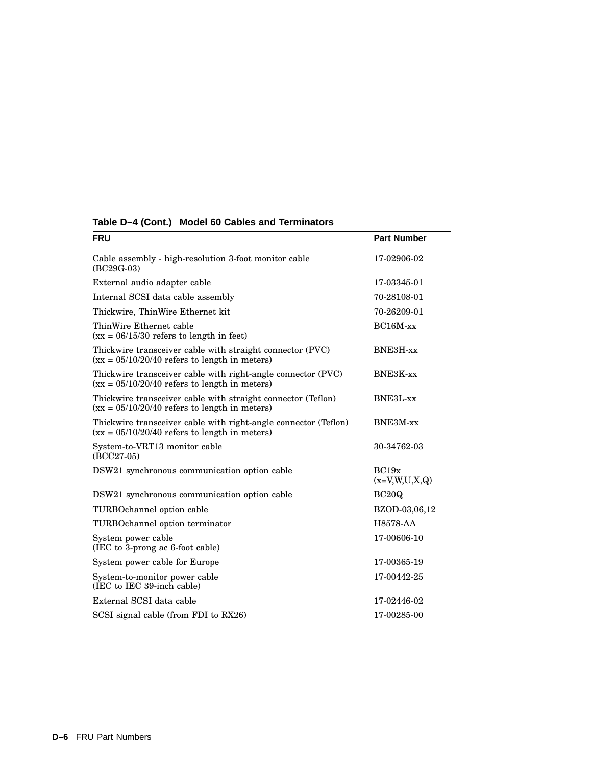**Table D–4 (Cont.) Model 60 Cables and Terminators**

| FRU | Part Number |
|---|---|
| Cable assembly - high-resolution 3-foot monitor cable (BC29G-03) | 17-02906-02 |
| External audio adapter cable | 17-03345-01 |
| Internal SCSI data cable assembly | 70-28108-01 |
| Thickwire, ThinWire Ethernet kit | 70-26209-01 |
| ThinWire Ethernet cable (xx = 06/15/30 refers to length in feet) | BC16M-xx |
| Thickwire transceiver cable with straight connector (PVC) (xx = 05/10/20/40 refers to length in meters) | BNE3H-xx |
| Thickwire transceiver cable with right-angle connector (PVC) (xx = 05/10/20/40 refers to length in meters) | BNE3K-xx |
| Thickwire transceiver cable with straight connector (Teflon) (xx = 05/10/20/40 refers to length in meters) | BNE3L-xx |
| Thickwire transceiver cable with right-angle connector (Teflon) (xx = 05/10/20/40 refers to length in meters) | BNE3M-xx |
| System-to-VRT13 monitor cable (BCC27-05) | 30-34762-03 |
| DSW21 synchronous communication option cable | BC19x (x=V,W,U,X,Q) |
| DSW21 synchronous communication option cable | BC20Q |
| TURBOchannel option cable | BZOD-03,06,12 |
| TURBOchannel option terminator | H8578-AA |
| System power cable (IEC to 3-prong ac 6-foot cable) | 17-00606-10 |
| System power cable for Europe | 17-00365-19 |
| System-to-monitor power cable (IEC to IEC 39-inch cable) | 17-00442-25 |
| External SCSI data cable | 17-02446-02 |
| SCSI signal cable (from FDI to RX26) | 17-00285-00 |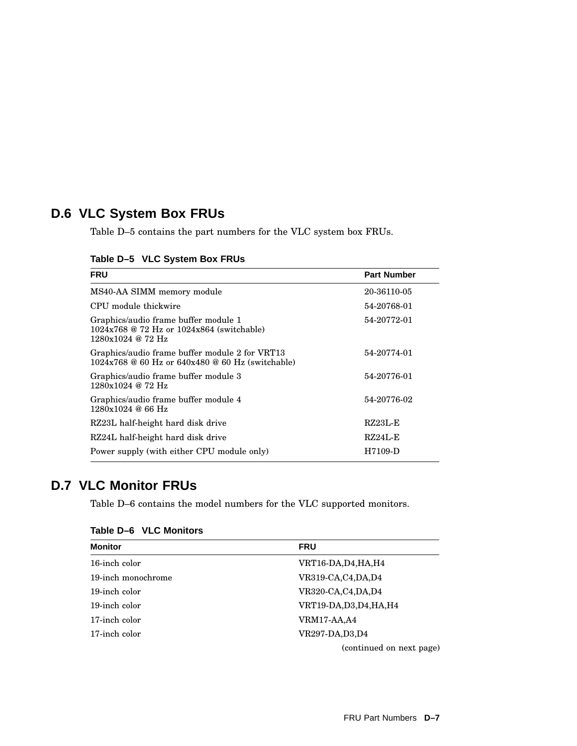## D.6 VLC System Box FRUs

Table D–5 contains the part numbers for the VLC system box FRUs.

**Table D–5 VLC System Box FRUs**

| FRU | Part Number |
|---|---|
| MS40-AA SIMM memory module | 20-36110-05 |
| CPU module thickwire | 54-20768-01 |
| Graphics/audio frame buffer module 1<br>1024x768 @ 72 Hz or 1024x864 (switchable)<br>1280x1024 @ 72 Hz | 54-20772-01 |
| Graphics/audio frame buffer module 2 for VRT13<br>1024x768 @ 60 Hz or 640x480 @ 60 Hz (switchable) | 54-20774-01 |
| Graphics/audio frame buffer module 3<br>1280x1024 @ 72 Hz | 54-20776-01 |
| Graphics/audio frame buffer module 4<br>1280x1024 @ 66 Hz | 54-20776-02 |
| RZ23L half-height hard disk drive | RZ23L-E |
| RZ24L half-height hard disk drive | RZ24L-E |
| Power supply (with either CPU module only) | H7109-D |

## D.7 VLC Monitor FRUs

Table D–6 contains the model numbers for the VLC supported monitors.

**Table D–6 VLC Monitors**

| Monitor | FRU |
|---|---|
| 16-inch color | VRT16-DA,D4,HA,H4 |
| 19-inch monochrome | VR319-CA,C4,DA,D4 |
| 19-inch color | VR320-CA,C4,DA,D4 |
| 19-inch color | VRT19-DA,D3,D4,HA,H4 |
| 17-inch color | VRM17-AA,A4 |
| 17-inch color | VR297-DA,D3,D4 |

(continued on next page)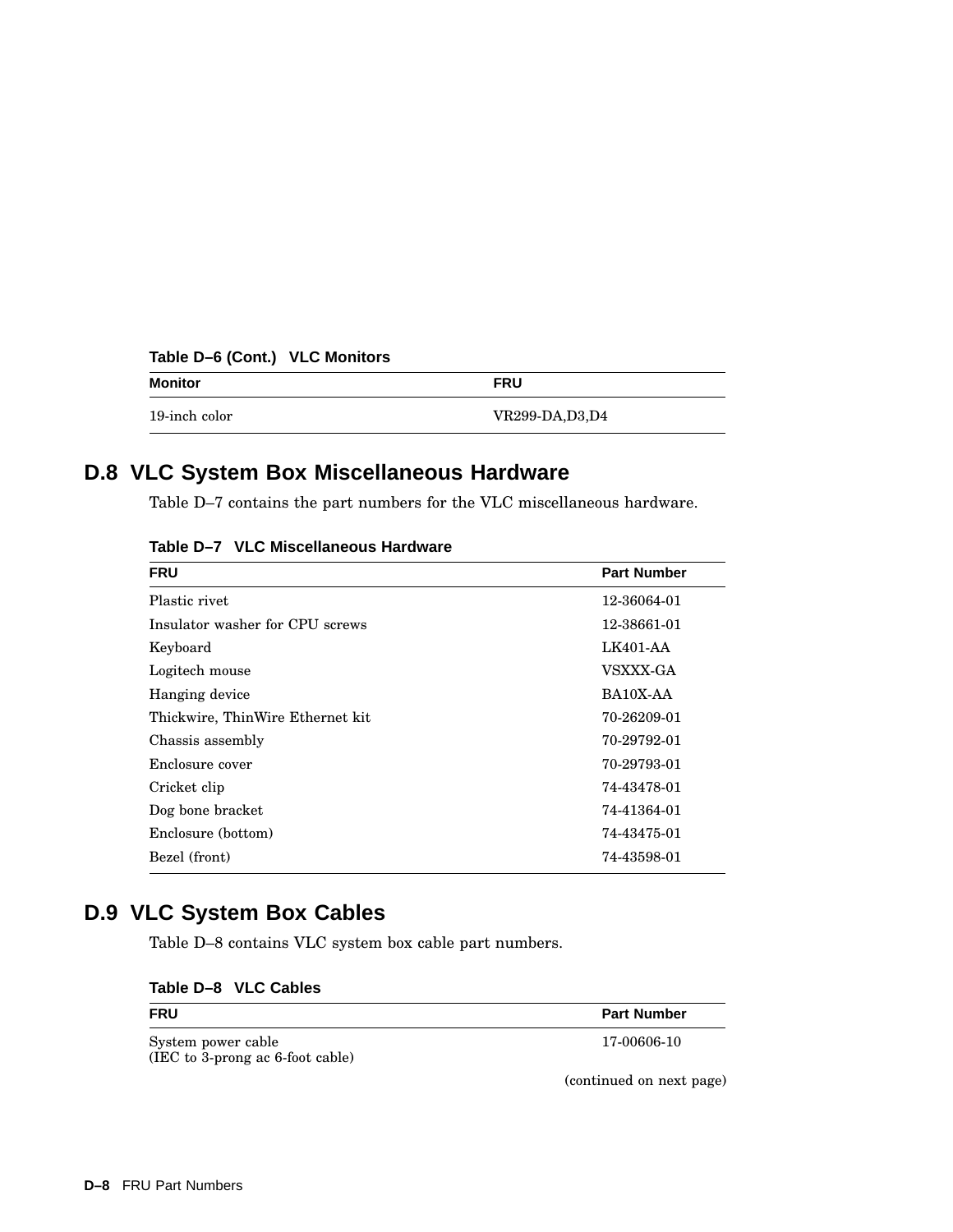**Table D–6 (Cont.) VLC Monitors**

| Monitor | FRU |
|---|---|
| 19-inch color | VR299-DA,D3,D4 |

## D.8 VLC System Box Miscellaneous Hardware

Table D–7 contains the part numbers for the VLC miscellaneous hardware.

**Table D–7 VLC Miscellaneous Hardware**

| FRU | Part Number |
|---|---|
| Plastic rivet | 12-36064-01 |
| Insulator washer for CPU screws | 12-38661-01 |
| Keyboard | LK401-AA |
| Logitech mouse | VSXXX-GA |
| Hanging device | BA10X-AA |
| Thickwire, ThinWire Ethernet kit | 70-26209-01 |
| Chassis assembly | 70-29792-01 |
| Enclosure cover | 70-29793-01 |
| Cricket clip | 74-43478-01 |
| Dog bone bracket | 74-41364-01 |
| Enclosure (bottom) | 74-43475-01 |
| Bezel (front) | 74-43598-01 |

## D.9 VLC System Box Cables

Table D–8 contains VLC system box cable part numbers.

**Table D–8 VLC Cables**

| FRU | Part Number |
|---|---|
| System power cable (IEC to 3-prong ac 6-foot cable) | 17-00606-10 |

(continued on next page)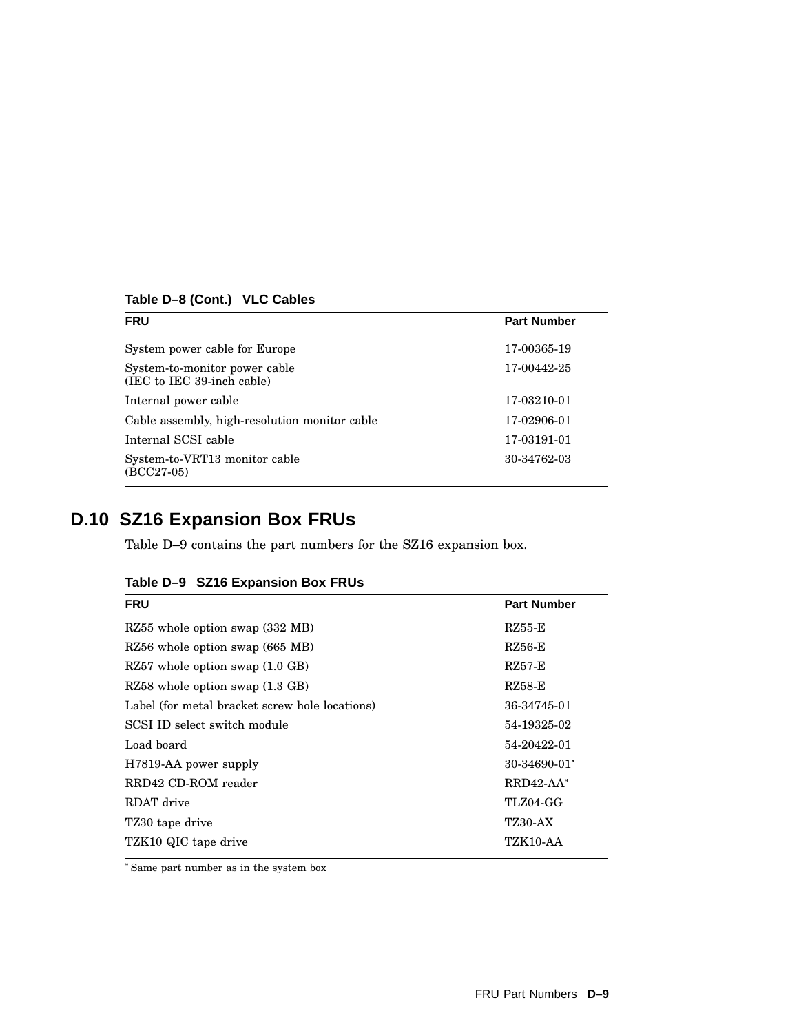**Table D–8 (Cont.) VLC Cables**

| FRU | Part Number |
|---|---|
| System power cable for Europe | 17-00365-19 |
| System-to-monitor power cable (IEC to IEC 39-inch cable) | 17-00442-25 |
| Internal power cable | 17-03210-01 |
| Cable assembly, high-resolution monitor cable | 17-02906-01 |
| Internal SCSI cable | 17-03191-01 |
| System-to-VRT13 monitor cable (BCC27-05) | 30-34762-03 |

## D.10 SZ16 Expansion Box FRUs

Table D–9 contains the part numbers for the SZ16 expansion box.

**Table D–9 SZ16 Expansion Box FRUs**

| FRU | Part Number |
|---|---|
| RZ55 whole option swap (332 MB) | RZ55-E |
| RZ56 whole option swap (665 MB) | RZ56-E |
| RZ57 whole option swap (1.0 GB) | RZ57-E |
| RZ58 whole option swap (1.3 GB) | RZ58-E |
| Label (for metal bracket screw hole locations) | 36-34745-01 |
| SCSI ID select switch module | 54-19325-02 |
| Load board | 54-20422-01 |
| H7819-AA power supply | 30-34690-01* |
| RRD42 CD-ROM reader | RRD42-AA* |
| RDAT drive | TLZ04-GG |
| TZ30 tape drive | TZ30-AX |
| TZK10 QIC tape drive | TZK10-AA |

*Same part number as in the system box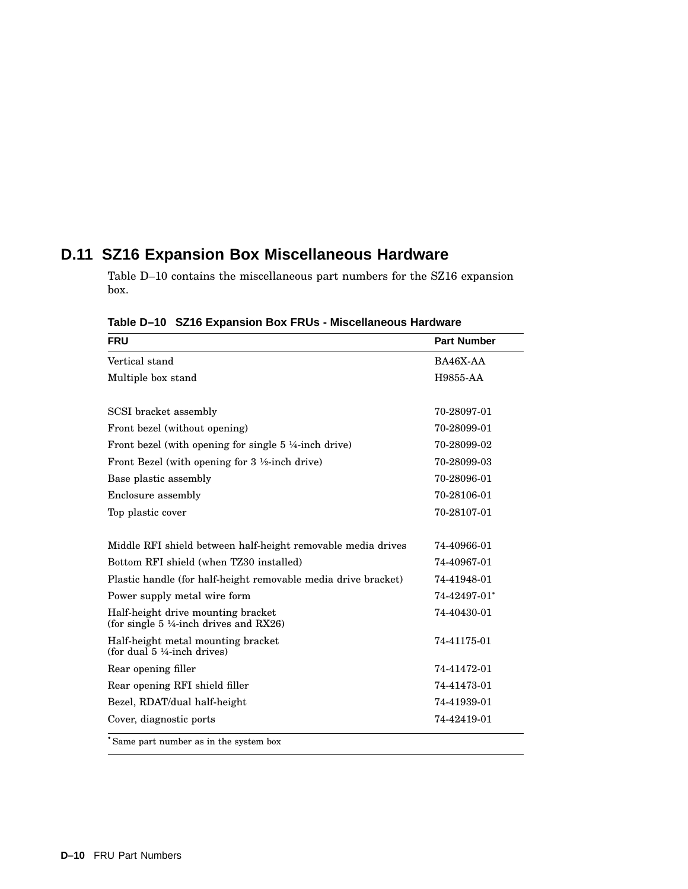## D.11 SZ16 Expansion Box Miscellaneous Hardware

Table D–10 contains the miscellaneous part numbers for the SZ16 expansion box.

**Table D–10 SZ16 Expansion Box FRUs - Miscellaneous Hardware**

| FRU | Part Number |
|---|---|
| Vertical stand | BA46X-AA |
| Multiple box stand | H9855-AA |
| | |
| SCSI bracket assembly | 70-28097-01 |
| Front bezel (without opening) | 70-28099-01 |
| Front bezel (with opening for single 5 ¼-inch drive) | 70-28099-02 |
| Front Bezel (with opening for 3 ½-inch drive) | 70-28099-03 |
| Base plastic assembly | 70-28096-01 |
| Enclosure assembly | 70-28106-01 |
| Top plastic cover | 70-28107-01 |
| | |
| Middle RFI shield between half-height removable media drives | 74-40966-01 |
| Bottom RFI shield (when TZ30 installed) | 74-40967-01 |
| Plastic handle (for half-height removable media drive bracket) | 74-41948-01 |
| Power supply metal wire form | 74-42497-01* |
| Half-height drive mounting bracket (for single 5 ¼-inch drives and RX26) | 74-40430-01 |
| Half-height metal mounting bracket (for dual 5 ¼-inch drives) | 74-41175-01 |
| Rear opening filler | 74-41472-01 |
| Rear opening RFI shield filler | 74-41473-01 |
| Bezel, RDAT/dual half-height | 74-41939-01 |
| Cover, diagnostic ports | 74-42419-01 |

*Same part number as in the system box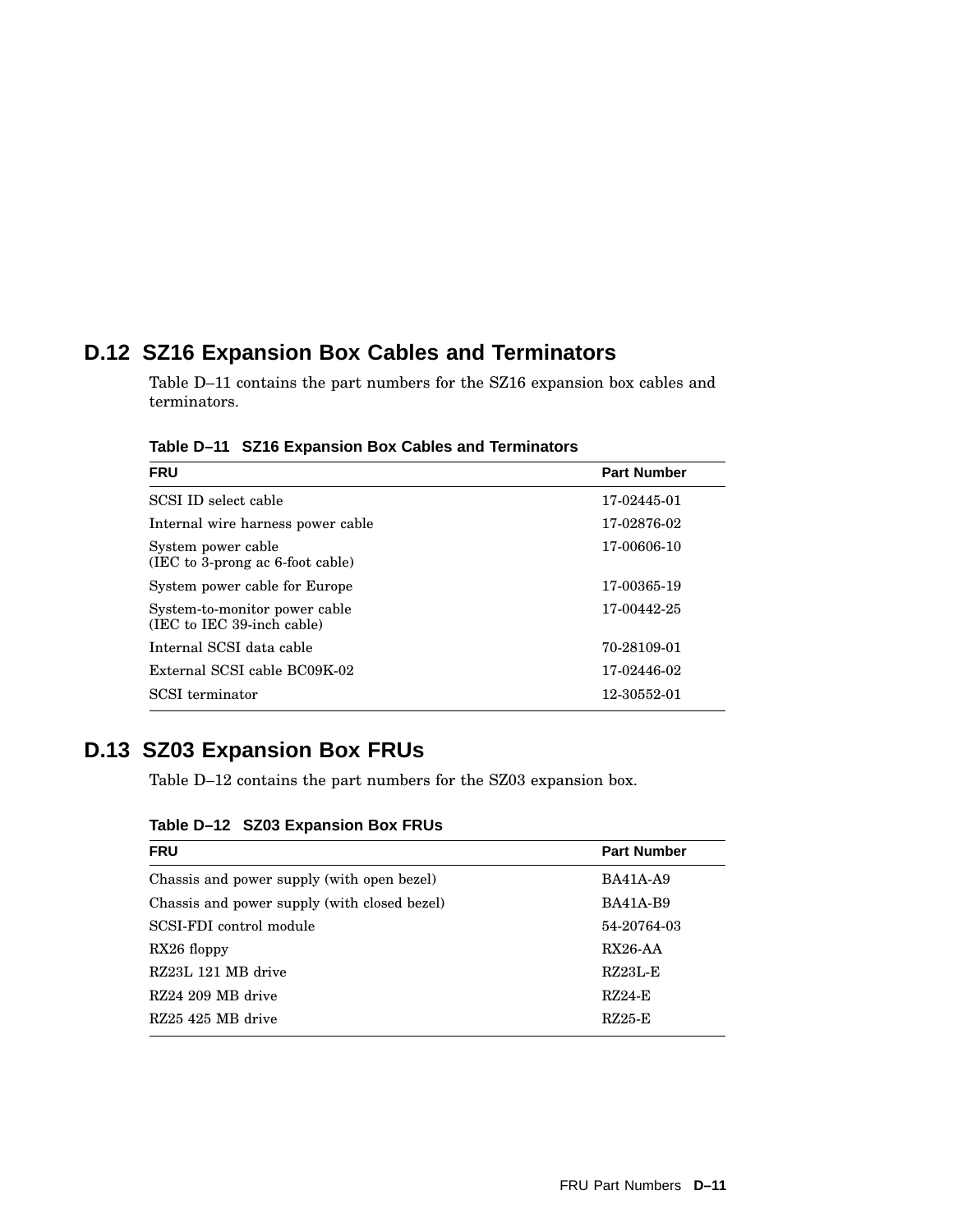## D.12 SZ16 Expansion Box Cables and Terminators

Table D–11 contains the part numbers for the SZ16 expansion box cables and terminators.

**Table D–11 SZ16 Expansion Box Cables and Terminators**

| FRU | Part Number |
|---|---|
| SCSI ID select cable | 17-02445-01 |
| Internal wire harness power cable | 17-02876-02 |
| System power cable (IEC to 3-prong ac 6-foot cable) | 17-00606-10 |
| System power cable for Europe | 17-00365-19 |
| System-to-monitor power cable (IEC to IEC 39-inch cable) | 17-00442-25 |
| Internal SCSI data cable | 70-28109-01 |
| External SCSI cable BC09K-02 | 17-02446-02 |
| SCSI terminator | 12-30552-01 |

## D.13 SZ03 Expansion Box FRUs

Table D–12 contains the part numbers for the SZ03 expansion box.

**Table D–12 SZ03 Expansion Box FRUs**

| FRU | Part Number |
|---|---|
| Chassis and power supply (with open bezel) | BA41A-A9 |
| Chassis and power supply (with closed bezel) | BA41A-B9 |
| SCSI-FDI control module | 54-20764-03 |
| RX26 floppy | RX26-AA |
| RZ23L 121 MB drive | RZ23L-E |
| RZ24 209 MB drive | RZ24-E |
| RZ25 425 MB drive | RZ25-E |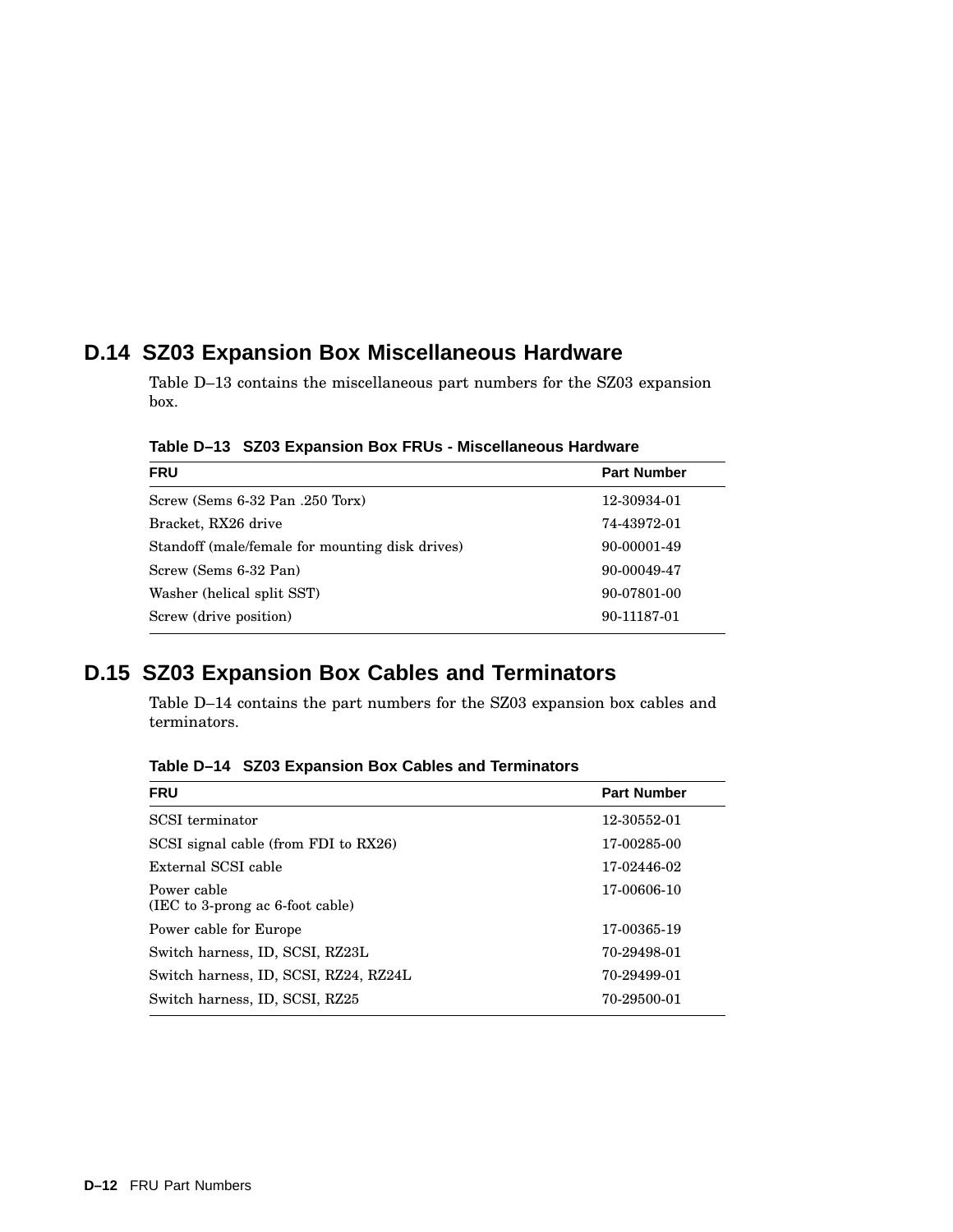## D.14 SZ03 Expansion Box Miscellaneous Hardware

Table D–13 contains the miscellaneous part numbers for the SZ03 expansion box.

**Table D–13 SZ03 Expansion Box FRUs - Miscellaneous Hardware**

| FRU | Part Number |
|---|---|
| Screw (Sems 6-32 Pan .250 Torx) | 12-30934-01 |
| Bracket, RX26 drive | 74-43972-01 |
| Standoff (male/female for mounting disk drives) | 90-00001-49 |
| Screw (Sems 6-32 Pan) | 90-00049-47 |
| Washer (helical split SST) | 90-07801-00 |
| Screw (drive position) | 90-11187-01 |

## D.15 SZ03 Expansion Box Cables and Terminators

Table D–14 contains the part numbers for the SZ03 expansion box cables and terminators.

**Table D–14 SZ03 Expansion Box Cables and Terminators**

| FRU | Part Number |
|---|---|
| SCSI terminator | 12-30552-01 |
| SCSI signal cable (from FDI to RX26) | 17-00285-00 |
| External SCSI cable | 17-02446-02 |
| Power cable (IEC to 3-prong ac 6-foot cable) | 17-00606-10 |
| Power cable for Europe | 17-00365-19 |
| Switch harness, ID, SCSI, RZ23L | 70-29498-01 |
| Switch harness, ID, SCSI, RZ24, RZ24L | 70-29499-01 |
| Switch harness, ID, SCSI, RZ25 | 70-29500-01 |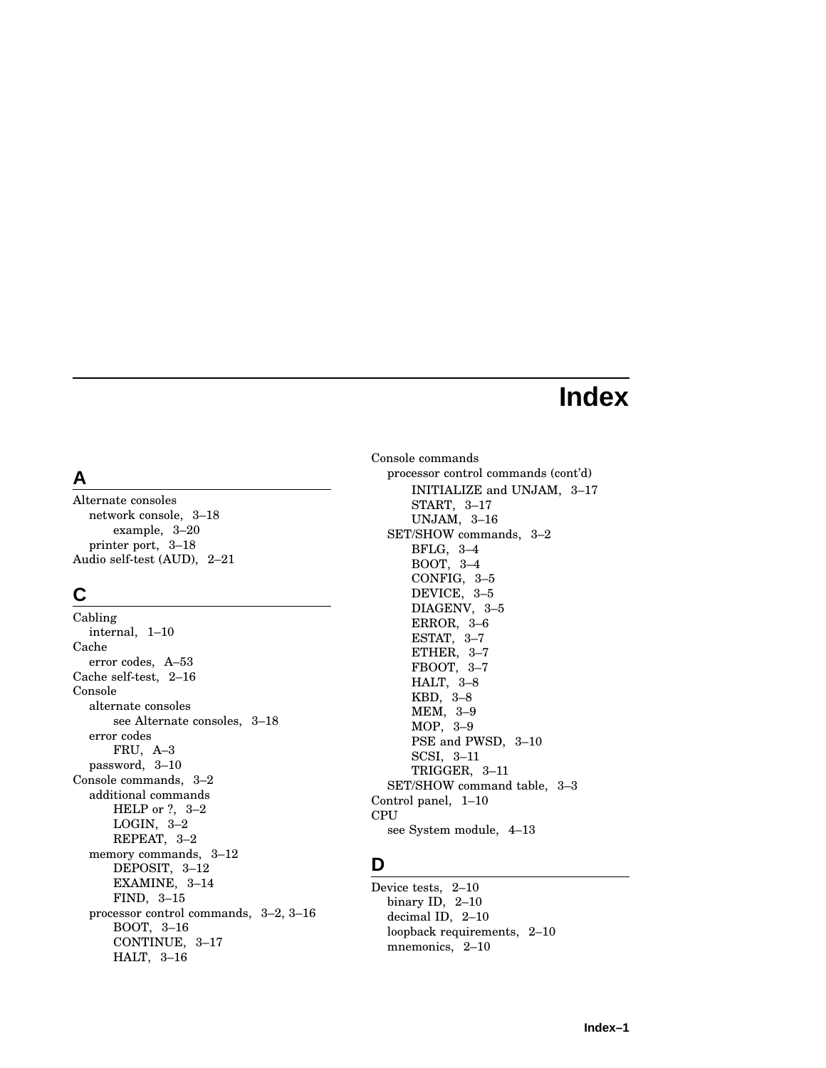# Index

## A

Alternate consoles
- network console, 3–18
  - example, 3–20
- printer port, 3–18

Audio self-test (AUD), 2–21

## C

Cabling
- internal, 1–10

Cache
- error codes, A–53

Cache self-test, 2–16

Console
- alternate consoles
  - see Alternate consoles, 3–18
- error codes
  - FRU, A–3
- password, 3–10

Console commands, 3–2
- additional commands
  - HELP or ?, 3–2
  - LOGIN, 3–2
  - REPEAT, 3–2
- memory commands, 3–12
  - DEPOSIT, 3–12
  - EXAMINE, 3–14
  - FIND, 3–15
- processor control commands, 3–2, 3–16
  - BOOT, 3–16
  - CONTINUE, 3–17
  - HALT, 3–16

Console commands
- processor control commands (cont'd)
  - INITIALIZE and UNJAM, 3–17
  - START, 3–17
  - UNJAM, 3–16
- SET/SHOW commands, 3–2
  - BFLG, 3–4
  - BOOT, 3–4
  - CONFIG, 3–5
  - DEVICE, 3–5
  - DIAGENV, 3–5
  - ERROR, 3–6
  - ESTAT, 3–7
  - ETHER, 3–7
  - FBOOT, 3–7
  - HALT, 3–8
  - KBD, 3–8
  - MEM, 3–9
  - MOP, 3–9
  - PSE and PWSD, 3–10
  - SCSI, 3–11
  - TRIGGER, 3–11
- SET/SHOW command table, 3–3

Control panel, 1–10

CPU
- see System module, 4–13

## D

Device tests, 2–10
- binary ID, 2–10
- decimal ID, 2–10
- loopback requirements, 2–10
- mnemonics, 2–10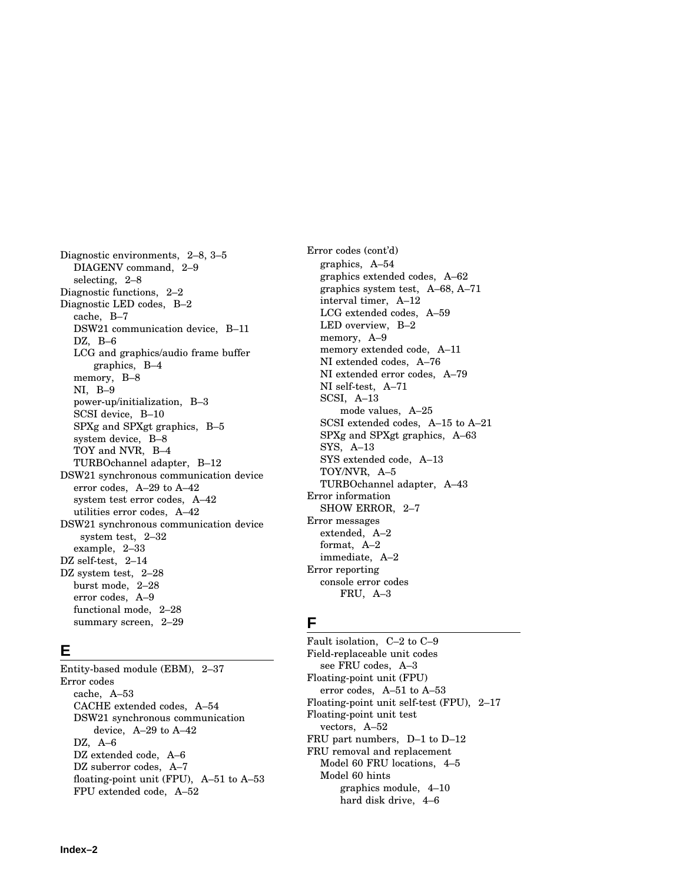Diagnostic environments, 2–8, 3–5
  DIAGENV command, 2–9
  selecting, 2–8
Diagnostic functions, 2–2
Diagnostic LED codes, B–2
  cache, B–7
  DSW21 communication device, B–11
  DZ, B–6
  LCG and graphics/audio frame buffer graphics, B–4
  memory, B–8
  NI, B–9
  power-up/initialization, B–3
  SCSI device, B–10
  SPXg and SPXgt graphics, B–5
  system device, B–8
  TOY and NVR, B–4
  TURBOchannel adapter, B–12
DSW21 synchronous communication device
  error codes, A–29 to A–42
  system test error codes, A–42
  utilities error codes, A–42
DSW21 synchronous communication device system test, 2–32
  example, 2–33
DZ self-test, 2–14
DZ system test, 2–28
  burst mode, 2–28
  error codes, A–9
  functional mode, 2–28
  summary screen, 2–29

## E

Entity-based module (EBM), 2–37
Error codes
  cache, A–53
  CACHE extended codes, A–54
  DSW21 synchronous communication device, A–29 to A–42
  DZ, A–6
  DZ extended code, A–6
  DZ suberror codes, A–7
  floating-point unit (FPU), A–51 to A–53
  FPU extended code, A–52

Error codes (cont'd)
  graphics, A–54
  graphics extended codes, A–62
  graphics system test, A–68, A–71
  interval timer, A–12
  LCG extended codes, A–59
  LED overview, B–2
  memory, A–9
  memory extended code, A–11
  NI extended codes, A–76
  NI extended error codes, A–79
  NI self-test, A–71
  SCSI, A–13
    mode values, A–25
  SCSI extended codes, A–15 to A–21
  SPXg and SPXgt graphics, A–63
  SYS, A–13
  SYS extended code, A–13
  TOY/NVR, A–5
  TURBOchannel adapter, A–43
Error information
  SHOW ERROR, 2–7
Error messages
  extended, A–2
  format, A–2
  immediate, A–2
Error reporting
  console error codes
    FRU, A–3

## F

Fault isolation, C–2 to C–9
Field-replaceable unit codes
  see FRU codes, A–3
Floating-point unit (FPU)
  error codes, A–51 to A–53
Floating-point unit self-test (FPU), 2–17
Floating-point unit test
  vectors, A–52
FRU part numbers, D–1 to D–12
FRU removal and replacement
  Model 60 FRU locations, 4–5
  Model 60 hints
    graphics module, 4–10
    hard disk drive, 4–6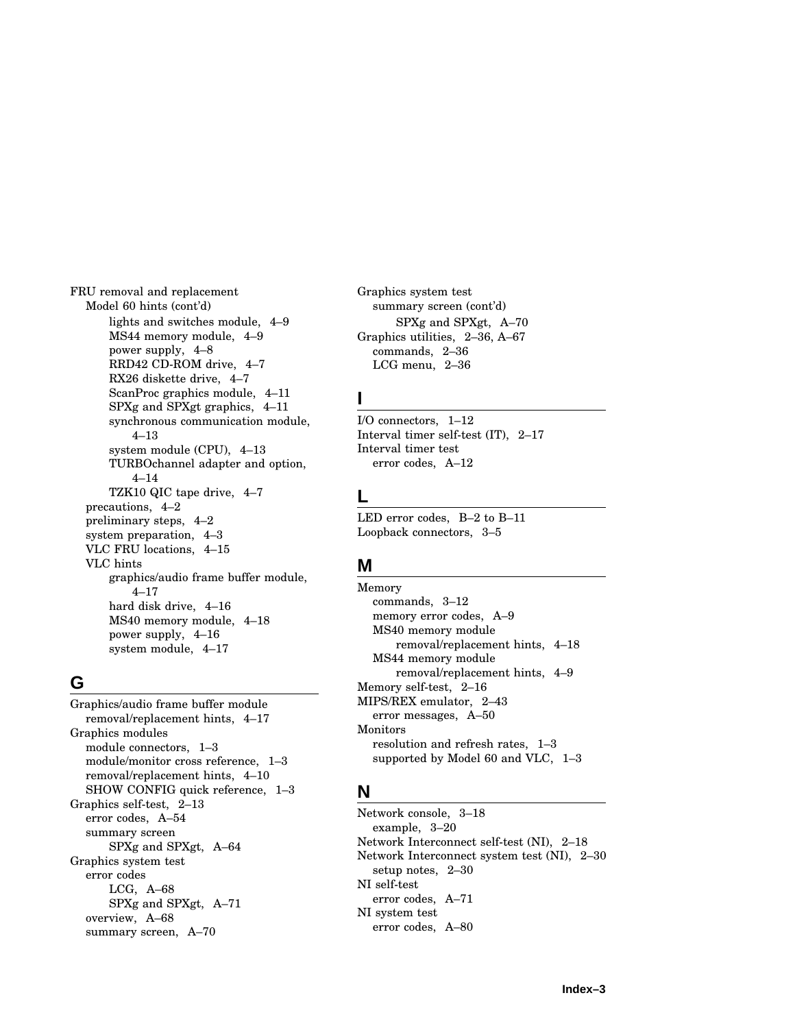FRU removal and replacement
  Model 60 hints (cont'd)
    lights and switches module, 4–9
    MS44 memory module, 4–9
    power supply, 4–8
    RRD42 CD-ROM drive, 4–7
    RX26 diskette drive, 4–7
    ScanProc graphics module, 4–11
    SPXg and SPXgt graphics, 4–11
    synchronous communication module, 4–13
    system module (CPU), 4–13
    TURBOchannel adapter and option, 4–14
    TZK10 QIC tape drive, 4–7
  precautions, 4–2
  preliminary steps, 4–2
  system preparation, 4–3
  VLC FRU locations, 4–15
  VLC hints
    graphics/audio frame buffer module, 4–17
    hard disk drive, 4–16
    MS40 memory module, 4–18
    power supply, 4–16
    system module, 4–17

## G

Graphics/audio frame buffer module
  removal/replacement hints, 4–17
Graphics modules
  module connectors, 1–3
  module/monitor cross reference, 1–3
  removal/replacement hints, 4–10
  SHOW CONFIG quick reference, 1–3
Graphics self-test, 2–13
  error codes, A–54
  summary screen
    SPXg and SPXgt, A–64
Graphics system test
  error codes
    LCG, A–68
    SPXg and SPXgt, A–71
  overview, A–68
  summary screen, A–70
Graphics system test
  summary screen (cont'd)
    SPXg and SPXgt, A–70
Graphics utilities, 2–36, A–67
  commands, 2–36
  LCG menu, 2–36

## I

I/O connectors, 1–12
Interval timer self-test (IT), 2–17
Interval timer test
  error codes, A–12

## L

LED error codes, B–2 to B–11
Loopback connectors, 3–5

## M

Memory
  commands, 3–12
  memory error codes, A–9
  MS40 memory module
    removal/replacement hints, 4–18
  MS44 memory module
    removal/replacement hints, 4–9
Memory self-test, 2–16
MIPS/REX emulator, 2–43
  error messages, A–50
Monitors
  resolution and refresh rates, 1–3
  supported by Model 60 and VLC, 1–3

## N

Network console, 3–18
  example, 3–20
Network Interconnect self-test (NI), 2–18
Network Interconnect system test (NI), 2–30
  setup notes, 2–30
NI self-test
  error codes, A–71
NI system test
  error codes, A–80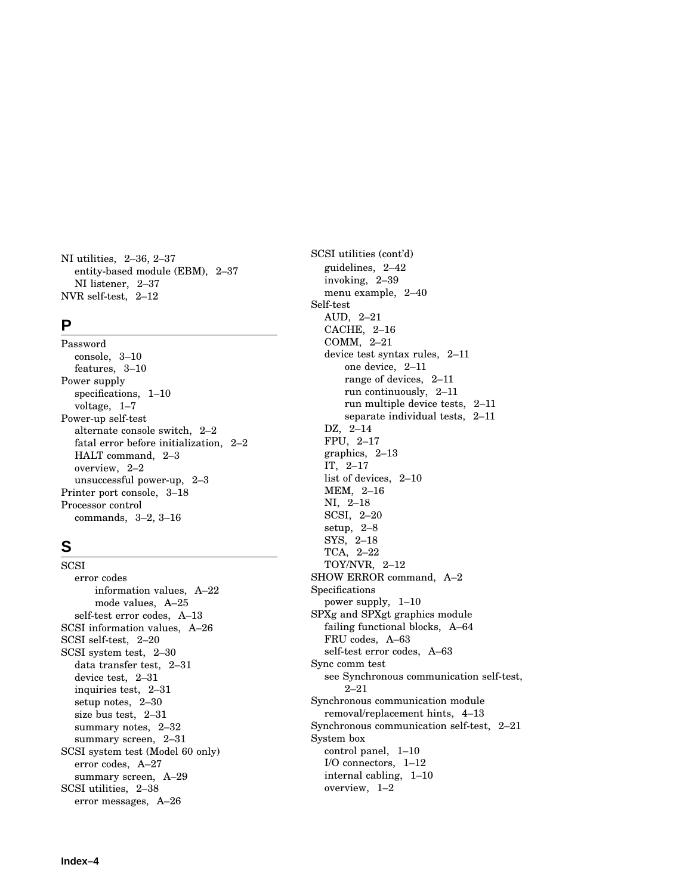NI utilities, 2–36, 2–37
  entity-based module (EBM), 2–37
  NI listener, 2–37
NVR self-test, 2–12

## P

Password
  console, 3–10
  features, 3–10
Power supply
  specifications, 1–10
  voltage, 1–7
Power-up self-test
  alternate console switch, 2–2
  fatal error before initialization, 2–2
  HALT command, 2–3
  overview, 2–2
  unsuccessful power-up, 2–3
Printer port console, 3–18
Processor control
  commands, 3–2, 3–16

## S

SCSI
  error codes
    information values, A–22
    mode values, A–25
  self-test error codes, A–13
SCSI information values, A–26
SCSI self-test, 2–20
SCSI system test, 2–30
  data transfer test, 2–31
  device test, 2–31
  inquiries test, 2–31
  setup notes, 2–30
  size bus test, 2–31
  summary notes, 2–32
  summary screen, 2–31
SCSI system test (Model 60 only)
  error codes, A–27
  summary screen, A–29
SCSI utilities, 2–38
  error messages, A–26

SCSI utilities (cont'd)
  guidelines, 2–42
  invoking, 2–39
  menu example, 2–40
Self-test
  AUD, 2–21
  CACHE, 2–16
  COMM, 2–21
  device test syntax rules, 2–11
    one device, 2–11
    range of devices, 2–11
    run continuously, 2–11
    run multiple device tests, 2–11
    separate individual tests, 2–11
  DZ, 2–14
  FPU, 2–17
  graphics, 2–13
  IT, 2–17
  list of devices, 2–10
  MEM, 2–16
  NI, 2–18
  SCSI, 2–20
  setup, 2–8
  SYS, 2–18
  TCA, 2–22
  TOY/NVR, 2–12
SHOW ERROR command, A–2
Specifications
  power supply, 1–10
SPXg and SPXgt graphics module
  failing functional blocks, A–64
  FRU codes, A–63
  self-test error codes, A–63
Sync comm test
  see Synchronous communication self-test, 2–21
Synchronous communication module
  removal/replacement hints, 4–13
Synchronous communication self-test, 2–21
System box
  control panel, 1–10
  I/O connectors, 1–12
  internal cabling, 1–10
  overview, 1–2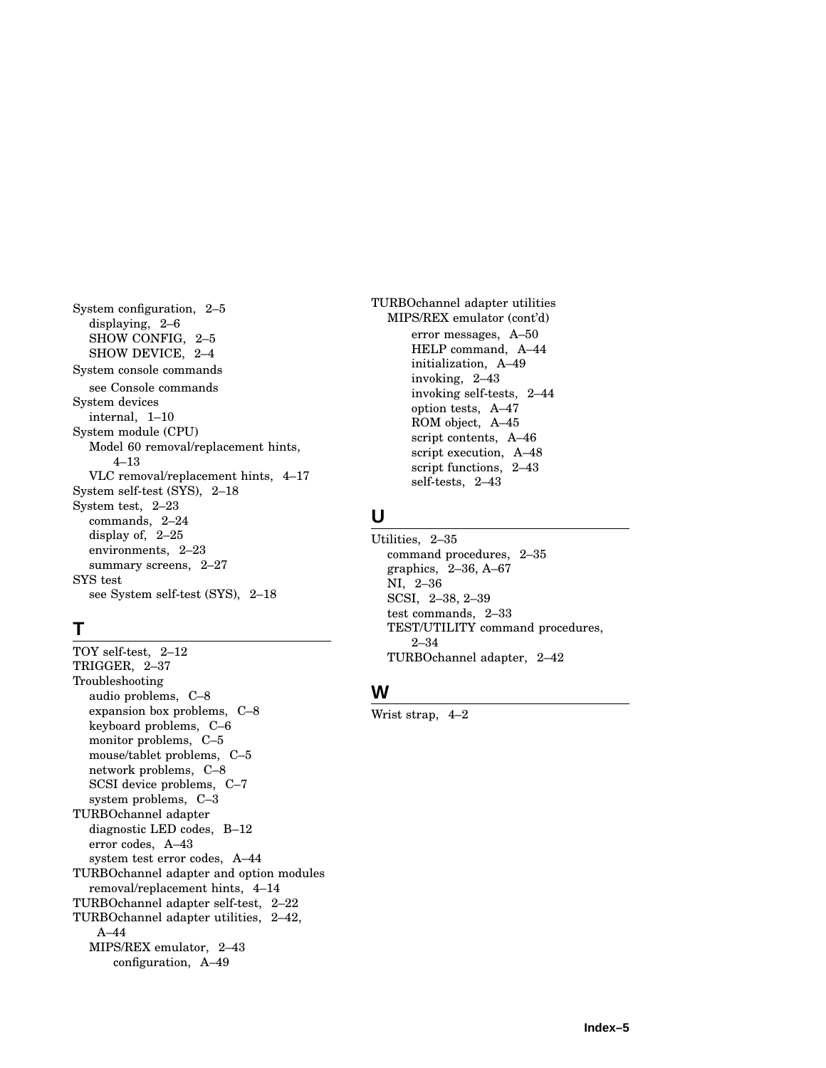System configuration, 2–5
  displaying, 2–6
  SHOW CONFIG, 2–5
  SHOW DEVICE, 2–4
System console commands
  see Console commands
System devices
  internal, 1–10
System module (CPU)
  Model 60 removal/replacement hints, 4–13
  VLC removal/replacement hints, 4–17
System self-test (SYS), 2–18
System test, 2–23
  commands, 2–24
  display of, 2–25
  environments, 2–23
  summary screens, 2–27
SYS test
  see System self-test (SYS), 2–18

## T

TOY self-test, 2–12
TRIGGER, 2–37
Troubleshooting
  audio problems, C–8
  expansion box problems, C–8
  keyboard problems, C–6
  monitor problems, C–5
  mouse/tablet problems, C–5
  network problems, C–8
  SCSI device problems, C–7
  system problems, C–3
TURBOchannel adapter
  diagnostic LED codes, B–12
  error codes, A–43
  system test error codes, A–44
TURBOchannel adapter and option modules
  removal/replacement hints, 4–14
TURBOchannel adapter self-test, 2–22
TURBOchannel adapter utilities, 2–42, A–44
  MIPS/REX emulator, 2–43
    configuration, A–49

TURBOchannel adapter utilities
  MIPS/REX emulator (cont'd)
    error messages, A–50
    HELP command, A–44
    initialization, A–49
    invoking, 2–43
    invoking self-tests, 2–44
    option tests, A–47
    ROM object, A–45
    script contents, A–46
    script execution, A–48
    script functions, 2–43
    self-tests, 2–43

## U

Utilities, 2–35
  command procedures, 2–35
  graphics, 2–36, A–67
  NI, 2–36
  SCSI, 2–38, 2–39
  test commands, 2–33
  TEST/UTILITY command procedures, 2–34
  TURBOchannel adapter, 2–42

## W

Wrist strap, 4–2